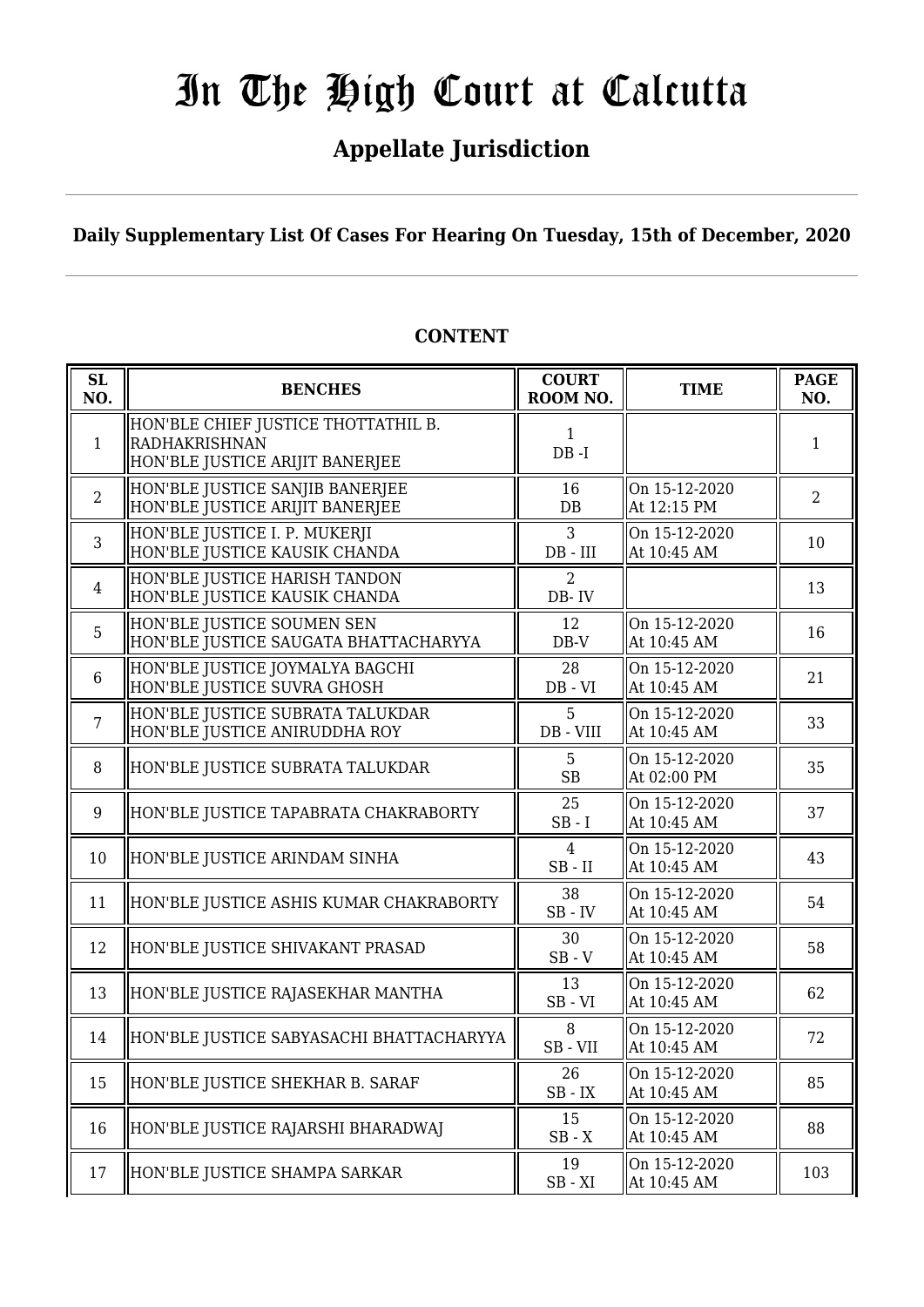# In The High Court at Calcutta

## Appellate Jurisdiction

**Daily Supplementary List Of Cases For Hearing On Tuesday, 15th of December, 2020**

**CONTENT**

| SL NO. | BENCHES | COURT ROOM NO. | TIME | PAGE NO. |
|---|---|---|---|---|
| 1 | HON'BLE CHIEF JUSTICE THOTTATHIL B. RADHAKRISHNAN<br>HON'BLE JUSTICE ARIJIT BANERJEE | 1<br>DB -I | | 1 |
| 2 | HON'BLE JUSTICE SANJIB BANERJEE<br>HON'BLE JUSTICE ARIJIT BANERJEE | 16<br>DB | On 15-12-2020<br>At 12:15 PM | 2 |
| 3 | HON'BLE JUSTICE I. P. MUKERJI<br>HON'BLE JUSTICE KAUSIK CHANDA | 3<br>DB - III | On 15-12-2020<br>At 10:45 AM | 10 |
| 4 | HON'BLE JUSTICE HARISH TANDON<br>HON'BLE JUSTICE KAUSIK CHANDA | 2<br>DB- IV | | 13 |
| 5 | HON'BLE JUSTICE SOUMEN SEN<br>HON'BLE JUSTICE SAUGATA BHATTACHARYYA | 12<br>DB-V | On 15-12-2020<br>At 10:45 AM | 16 |
| 6 | HON'BLE JUSTICE JOYMALYA BAGCHI<br>HON'BLE JUSTICE SUVRA GHOSH | 28<br>DB - VI | On 15-12-2020<br>At 10:45 AM | 21 |
| 7 | HON'BLE JUSTICE SUBRATA TALUKDAR<br>HON'BLE JUSTICE ANIRUDDHA ROY | 5<br>DB - VIII | On 15-12-2020<br>At 10:45 AM | 33 |
| 8 | HON'BLE JUSTICE SUBRATA TALUKDAR | 5<br>SB | On 15-12-2020<br>At 02:00 PM | 35 |
| 9 | HON'BLE JUSTICE TAPABRATA CHAKRABORTY | 25<br>SB - I | On 15-12-2020<br>At 10:45 AM | 37 |
| 10 | HON'BLE JUSTICE ARINDAM SINHA | 4<br>SB - II | On 15-12-2020<br>At 10:45 AM | 43 |
| 11 | HON'BLE JUSTICE ASHIS KUMAR CHAKRABORTY | 38<br>SB - IV | On 15-12-2020<br>At 10:45 AM | 54 |
| 12 | HON'BLE JUSTICE SHIVAKANT PRASAD | 30<br>SB - V | On 15-12-2020<br>At 10:45 AM | 58 |
| 13 | HON'BLE JUSTICE RAJASEKHAR MANTHA | 13<br>SB - VI | On 15-12-2020<br>At 10:45 AM | 62 |
| 14 | HON'BLE JUSTICE SABYASACHI BHATTACHARYYA | 8<br>SB - VII | On 15-12-2020<br>At 10:45 AM | 72 |
| 15 | HON'BLE JUSTICE SHEKHAR B. SARAF | 26<br>SB - IX | On 15-12-2020<br>At 10:45 AM | 85 |
| 16 | HON'BLE JUSTICE RAJARSHI BHARADWAJ | 15<br>SB - X | On 15-12-2020<br>At 10:45 AM | 88 |
| 17 | HON'BLE JUSTICE SHAMPA SARKAR | 19<br>SB - XI | On 15-12-2020<br>At 10:45 AM | 103 |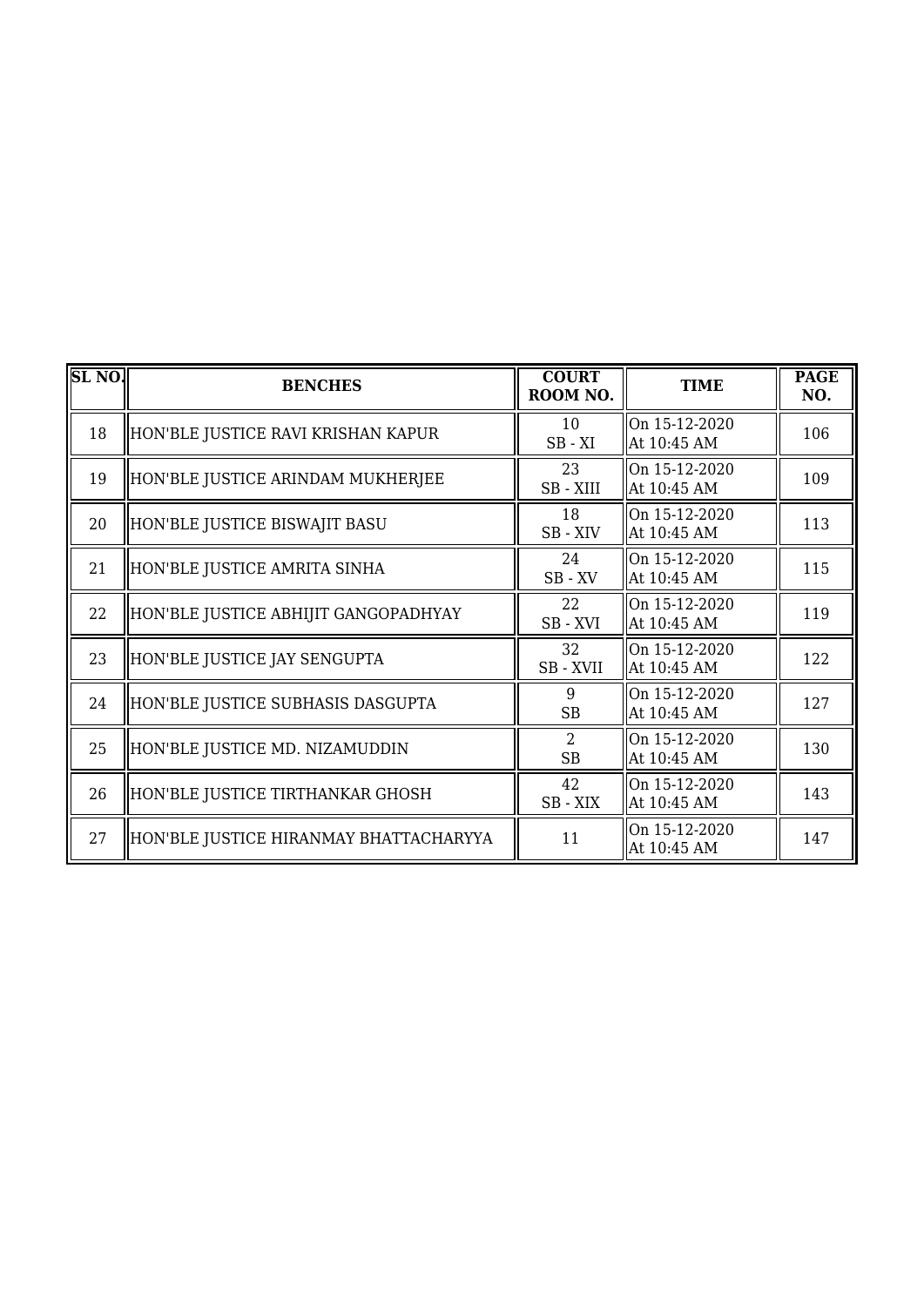| SL NO. | BENCHES | COURT ROOM NO. | TIME | PAGE NO. |
|---|---|---|---|---|
| 18 | HON'BLE JUSTICE RAVI KRISHAN KAPUR | 10<br>SB - XI | On 15-12-2020<br>At 10:45 AM | 106 |
| 19 | HON'BLE JUSTICE ARINDAM MUKHERJEE | 23<br>SB - XIII | On 15-12-2020<br>At 10:45 AM | 109 |
| 20 | HON'BLE JUSTICE BISWAJIT BASU | 18<br>SB - XIV | On 15-12-2020<br>At 10:45 AM | 113 |
| 21 | HON'BLE JUSTICE AMRITA SINHA | 24<br>SB - XV | On 15-12-2020<br>At 10:45 AM | 115 |
| 22 | HON'BLE JUSTICE ABHIJIT GANGOPADHYAY | 22<br>SB - XVI | On 15-12-2020<br>At 10:45 AM | 119 |
| 23 | HON'BLE JUSTICE JAY SENGUPTA | 32<br>SB - XVII | On 15-12-2020<br>At 10:45 AM | 122 |
| 24 | HON'BLE JUSTICE SUBHASIS DASGUPTA | 9<br>SB | On 15-12-2020<br>At 10:45 AM | 127 |
| 25 | HON'BLE JUSTICE MD. NIZAMUDDIN | 2<br>SB | On 15-12-2020<br>At 10:45 AM | 130 |
| 26 | HON'BLE JUSTICE TIRTHANKAR GHOSH | 42<br>SB - XIX | On 15-12-2020<br>At 10:45 AM | 143 |
| 27 | HON'BLE JUSTICE HIRANMAY BHATTACHARYYA | 11 | On 15-12-2020<br>At 10:45 AM | 147 |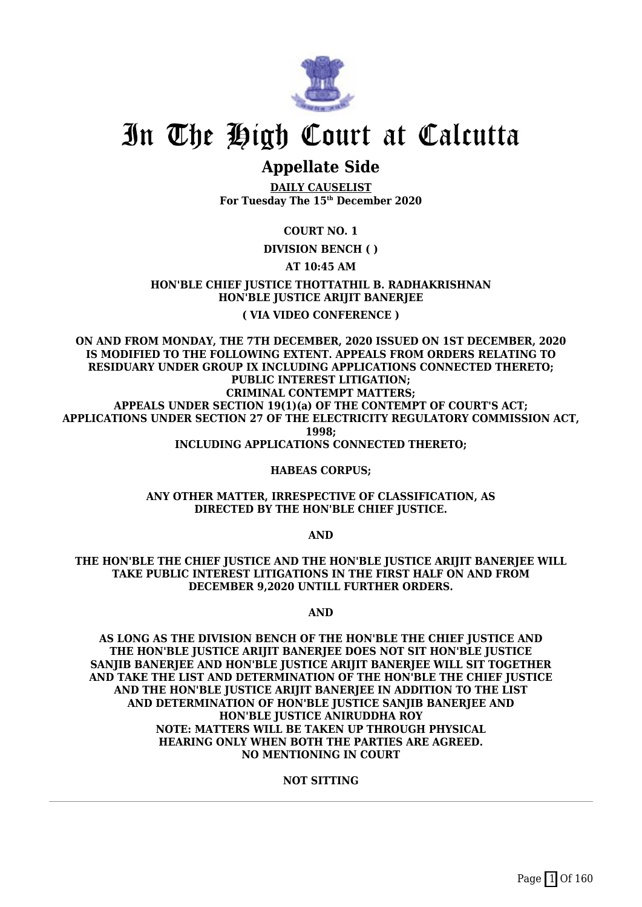# In The High Court at Calcutta

## Appellate Side

**DAILY CAUSELIST**
**For Tuesday The 15th December 2020**

**COURT NO. 1**

**DIVISION BENCH ( )**

**AT 10:45 AM**

**HON'BLE CHIEF JUSTICE THOTTATHIL B. RADHAKRISHNAN**
**HON'BLE JUSTICE ARIJIT BANERJEE**

**( VIA VIDEO CONFERENCE )**

**ON AND FROM MONDAY, THE 7TH DECEMBER, 2020 ISSUED ON 1ST DECEMBER, 2020 IS MODIFIED TO THE FOLLOWING EXTENT. APPEALS FROM ORDERS RELATING TO RESIDUARY UNDER GROUP IX INCLUDING APPLICATIONS CONNECTED THERETO; PUBLIC INTEREST LITIGATION; CRIMINAL CONTEMPT MATTERS; APPEALS UNDER SECTION 19(1)(a) OF THE CONTEMPT OF COURT'S ACT; APPLICATIONS UNDER SECTION 27 OF THE ELECTRICITY REGULATORY COMMISSION ACT, 1998; INCLUDING APPLICATIONS CONNECTED THERETO;**

**HABEAS CORPUS;**

**ANY OTHER MATTER, IRRESPECTIVE OF CLASSIFICATION, AS DIRECTED BY THE HON'BLE CHIEF JUSTICE.**

**AND**

**THE HON'BLE THE CHIEF JUSTICE AND THE HON'BLE JUSTICE ARIJIT BANERJEE WILL TAKE PUBLIC INTEREST LITIGATIONS IN THE FIRST HALF ON AND FROM DECEMBER 9,2020 UNTILL FURTHER ORDERS.**

**AND**

**AS LONG AS THE DIVISION BENCH OF THE HON'BLE THE CHIEF JUSTICE AND THE HON'BLE JUSTICE ARIJIT BANERJEE DOES NOT SIT HON'BLE JUSTICE SANJIB BANERJEE AND HON'BLE JUSTICE ARIJIT BANERJEE WILL SIT TOGETHER AND TAKE THE LIST AND DETERMINATION OF THE HON'BLE THE CHIEF JUSTICE AND THE HON'BLE JUSTICE ARIJIT BANERJEE IN ADDITION TO THE LIST AND DETERMINATION OF HON'BLE JUSTICE SANJIB BANERJEE AND HON'BLE JUSTICE ANIRUDDHA ROY**
**NOTE: MATTERS WILL BE TAKEN UP THROUGH PHYSICAL HEARING ONLY WHEN BOTH THE PARTIES ARE AGREED.**
**NO MENTIONING IN COURT**

**NOT SITTING**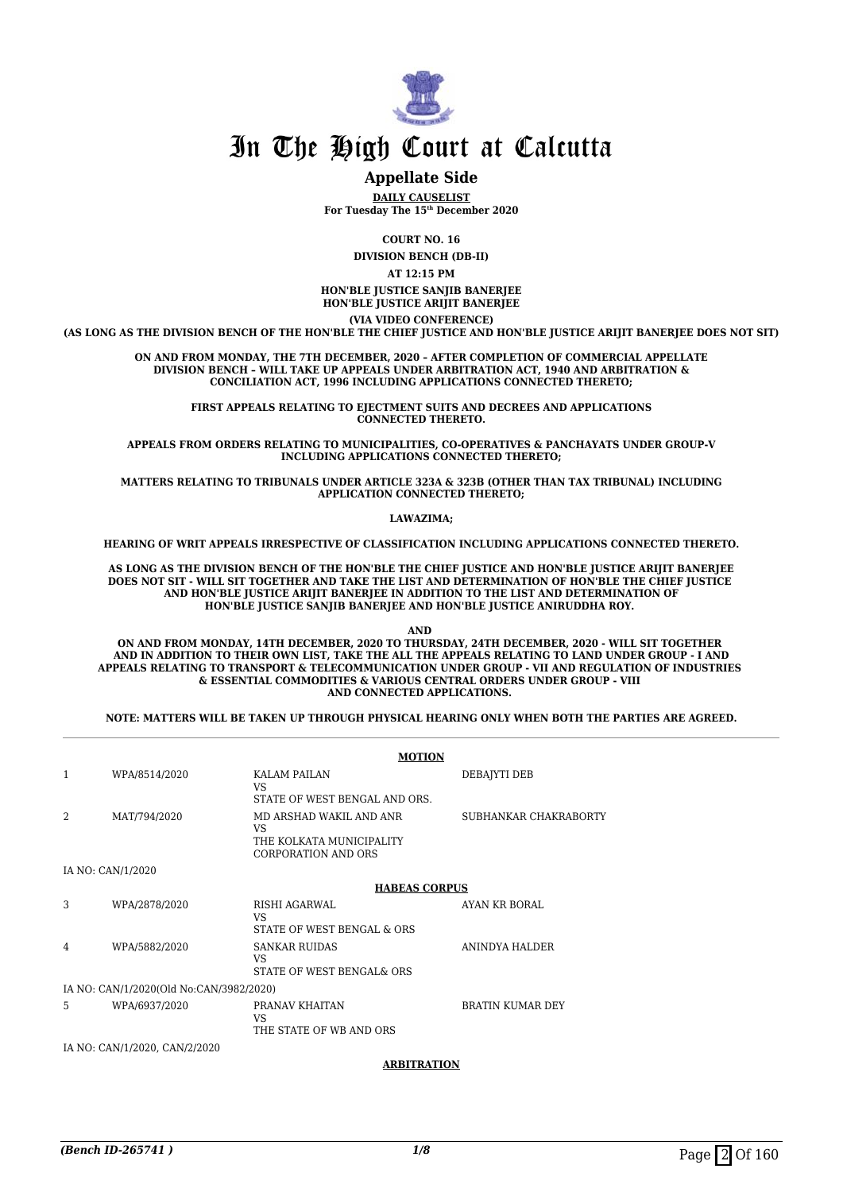# In The High Court at Calcutta

## Appellate Side

**DAILY CAUSELIST**
**For Tuesday The 15th December 2020**

**COURT NO. 16**

**DIVISION BENCH (DB-II)**

**AT 12:15 PM**

**HON'BLE JUSTICE SANJIB BANERJEE**
**HON'BLE JUSTICE ARIJIT BANERJEE**

**(VIA VIDEO CONFERENCE)**

**(AS LONG AS THE DIVISION BENCH OF THE HON'BLE THE CHIEF JUSTICE AND HON'BLE JUSTICE ARIJIT BANERJEE DOES NOT SIT)**

**ON AND FROM MONDAY, THE 7TH DECEMBER, 2020 – AFTER COMPLETION OF COMMERCIAL APPELLATE DIVISION BENCH – WILL TAKE UP APPEALS UNDER ARBITRATION ACT, 1940 AND ARBITRATION & CONCILIATION ACT, 1996 INCLUDING APPLICATIONS CONNECTED THERETO;**

**FIRST APPEALS RELATING TO EJECTMENT SUITS AND DECREES AND APPLICATIONS CONNECTED THERETO.**

**APPEALS FROM ORDERS RELATING TO MUNICIPALITIES, CO-OPERATIVES & PANCHAYATS UNDER GROUP-V INCLUDING APPLICATIONS CONNECTED THERETO;**

**MATTERS RELATING TO TRIBUNALS UNDER ARTICLE 323A & 323B (OTHER THAN TAX TRIBUNAL) INCLUDING APPLICATION CONNECTED THERETO;**

**LAWAZIMA;**

**HEARING OF WRIT APPEALS IRRESPECTIVE OF CLASSIFICATION INCLUDING APPLICATIONS CONNECTED THERETO.**

**AS LONG AS THE DIVISION BENCH OF THE HON'BLE THE CHIEF JUSTICE AND HON'BLE JUSTICE ARIJIT BANERJEE DOES NOT SIT - WILL SIT TOGETHER AND TAKE THE LIST AND DETERMINATION OF HON'BLE THE CHIEF JUSTICE AND HON'BLE JUSTICE ARIJIT BANERJEE IN ADDITION TO THE LIST AND DETERMINATION OF HON'BLE JUSTICE SANJIB BANERJEE AND HON'BLE JUSTICE ANIRUDDHA ROY.**

**AND**

**ON AND FROM MONDAY, 14TH DECEMBER, 2020 TO THURSDAY, 24TH DECEMBER, 2020 - WILL SIT TOGETHER AND IN ADDITION TO THEIR OWN LIST, TAKE THE ALL THE APPEALS RELATING TO LAND UNDER GROUP - I AND APPEALS RELATING TO TRANSPORT & TELECOMMUNICATION UNDER GROUP - VII AND REGULATION OF INDUSTRIES & ESSENTIAL COMMODITIES & VARIOUS CENTRAL ORDERS UNDER GROUP - VIII AND CONNECTED APPLICATIONS.**

**NOTE: MATTERS WILL BE TAKEN UP THROUGH PHYSICAL HEARING ONLY WHEN BOTH THE PARTIES ARE AGREED.**

**MOTION**

| | | | |
|---|---|---|---|
| 1 | WPA/8514/2020 | KALAM PAILAN<br>VS<br>STATE OF WEST BENGAL AND ORS. | DEBAJYTI DEB |
| 2 | MAT/794/2020 | MD ARSHAD WAKIL AND ANR<br>VS<br>THE KOLKATA MUNICIPALITY CORPORATION AND ORS | SUBHANKAR CHAKRABORTY |

IA NO: CAN/1/2020

**HABEAS CORPUS**

| | | | |
|---|---|---|---|
| 3 | WPA/2878/2020 | RISHI AGARWAL<br>VS<br>STATE OF WEST BENGAL & ORS | AYAN KR BORAL |
| 4 | WPA/5882/2020 | SANKAR RUIDAS<br>VS<br>STATE OF WEST BENGAL& ORS | ANINDYA HALDER |

IA NO: CAN/1/2020(Old No:CAN/3982/2020)

| | | | |
|---|---|---|---|
| 5 | WPA/6937/2020 | PRANAV KHAITAN<br>VS<br>THE STATE OF WB AND ORS | BRATIN KUMAR DEY |

IA NO: CAN/1/2020, CAN/2/2020

**ARBITRATION**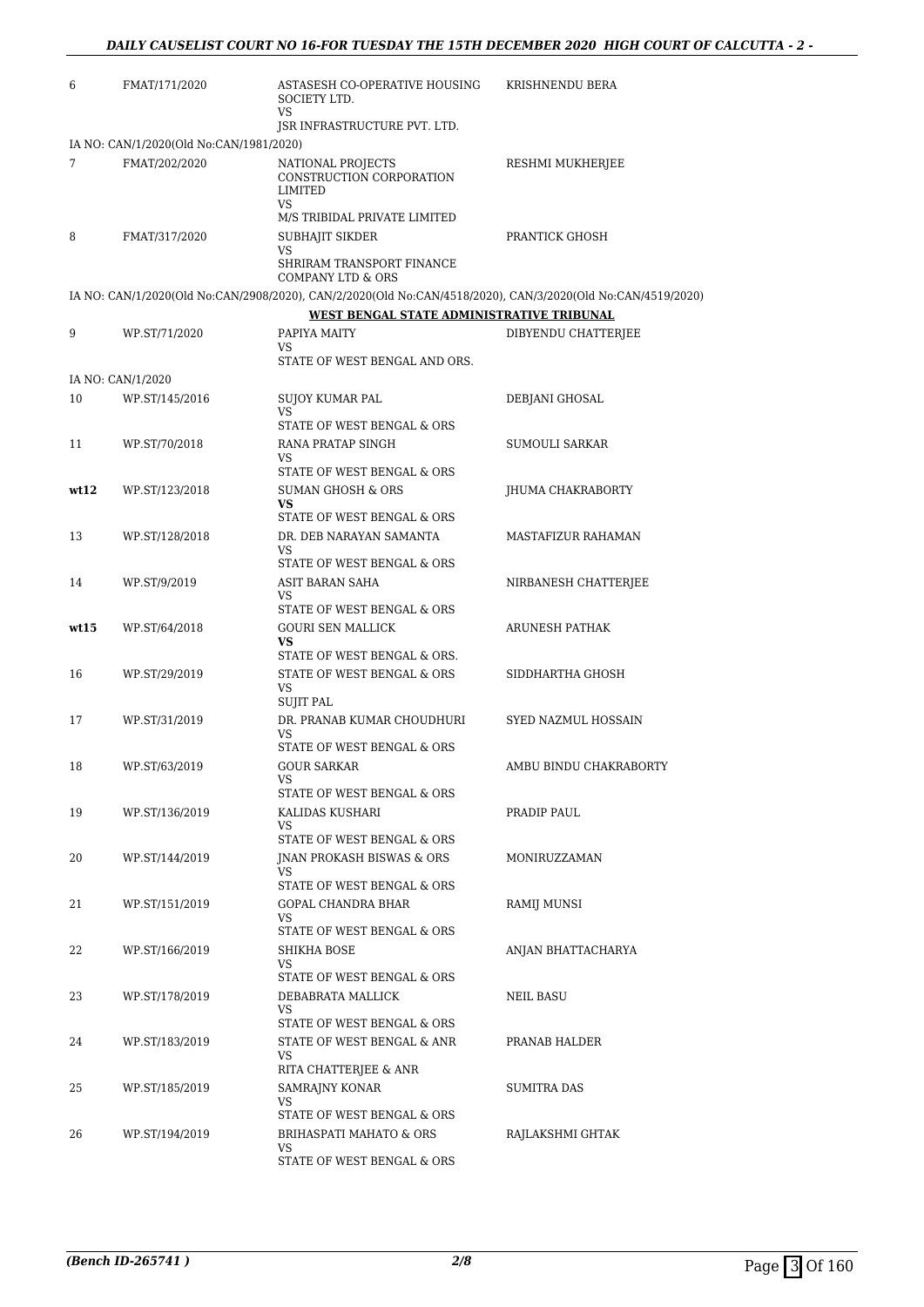| | | | |
|---|---|---|---|
| 6 | FMAT/171/2020 | ASTASESH CO-OPERATIVE HOUSING SOCIETY LTD.<br>VS<br>JSR INFRASTRUCTURE PVT. LTD. | KRISHNENDU BERA |
| IA NO: CAN/1/2020(Old No:CAN/1981/2020) | | | |
| 7 | FMAT/202/2020 | NATIONAL PROJECTS CONSTRUCTION CORPORATION LIMITED<br>VS<br>M/S TRIBIDAL PRIVATE LIMITED | RESHMI MUKHERJEE |
| 8 | FMAT/317/2020 | SUBHAJIT SIKDER<br>VS<br>SHRIRAM TRANSPORT FINANCE COMPANY LTD & ORS | PRANTICK GHOSH |
| IA NO: CAN/1/2020(Old No:CAN/2908/2020), CAN/2/2020(Old No:CAN/4518/2020), CAN/3/2020(Old No:CAN/4519/2020) | | | |

**WEST BENGAL STATE ADMINISTRATIVE TRIBUNAL**

| | | | |
|---|---|---|---|
| 9 | WP.ST/71/2020 | PAPIYA MAITY<br>VS<br>STATE OF WEST BENGAL AND ORS. | DIBYENDU CHATTERJEE |
| IA NO: CAN/1/2020 | | | |
| 10 | WP.ST/145/2016 | SUJOY KUMAR PAL<br>VS<br>STATE OF WEST BENGAL & ORS | DEBJANI GHOSAL |
| 11 | WP.ST/70/2018 | RANA PRATAP SINGH<br>VS<br>STATE OF WEST BENGAL & ORS | SUMOULI SARKAR |
| **wt12** | WP.ST/123/2018 | SUMAN GHOSH & ORS<br>**VS**<br>STATE OF WEST BENGAL & ORS | JHUMA CHAKRABORTY |
| 13 | WP.ST/128/2018 | DR. DEB NARAYAN SAMANTA<br>VS<br>STATE OF WEST BENGAL & ORS | MASTAFIZUR RAHAMAN |
| 14 | WP.ST/9/2019 | ASIT BARAN SAHA<br>VS<br>STATE OF WEST BENGAL & ORS | NIRBANESH CHATTERJEE |
| **wt15** | WP.ST/64/2018 | GOURI SEN MALLICK<br>**VS**<br>STATE OF WEST BENGAL & ORS. | ARUNESH PATHAK |
| 16 | WP.ST/29/2019 | STATE OF WEST BENGAL & ORS<br>VS<br>SUJIT PAL | SIDDHARTHA GHOSH |
| 17 | WP.ST/31/2019 | DR. PRANAB KUMAR CHOUDHURI<br>VS<br>STATE OF WEST BENGAL & ORS | SYED NAZMUL HOSSAIN |
| 18 | WP.ST/63/2019 | GOUR SARKAR<br>VS<br>STATE OF WEST BENGAL & ORS | AMBU BINDU CHAKRABORTY |
| 19 | WP.ST/136/2019 | KALIDAS KUSHARI<br>VS<br>STATE OF WEST BENGAL & ORS | PRADIP PAUL |
| 20 | WP.ST/144/2019 | JNAN PROKASH BISWAS & ORS<br>VS<br>STATE OF WEST BENGAL & ORS | MONIRUZZAMAN |
| 21 | WP.ST/151/2019 | GOPAL CHANDRA BHAR<br>VS<br>STATE OF WEST BENGAL & ORS | RAMIJ MUNSI |
| 22 | WP.ST/166/2019 | SHIKHA BOSE<br>VS<br>STATE OF WEST BENGAL & ORS | ANJAN BHATTACHARYA |
| 23 | WP.ST/178/2019 | DEBABRATA MALLICK<br>VS<br>STATE OF WEST BENGAL & ORS | NEIL BASU |
| 24 | WP.ST/183/2019 | STATE OF WEST BENGAL & ANR<br>VS<br>RITA CHATTERJEE & ANR | PRANAB HALDER |
| 25 | WP.ST/185/2019 | SAMRAJNY KONAR<br>VS<br>STATE OF WEST BENGAL & ORS | SUMITRA DAS |
| 26 | WP.ST/194/2019 | BRIHASPATI MAHATO & ORS<br>VS<br>STATE OF WEST BENGAL & ORS | RAJLAKSHMI GHTAK |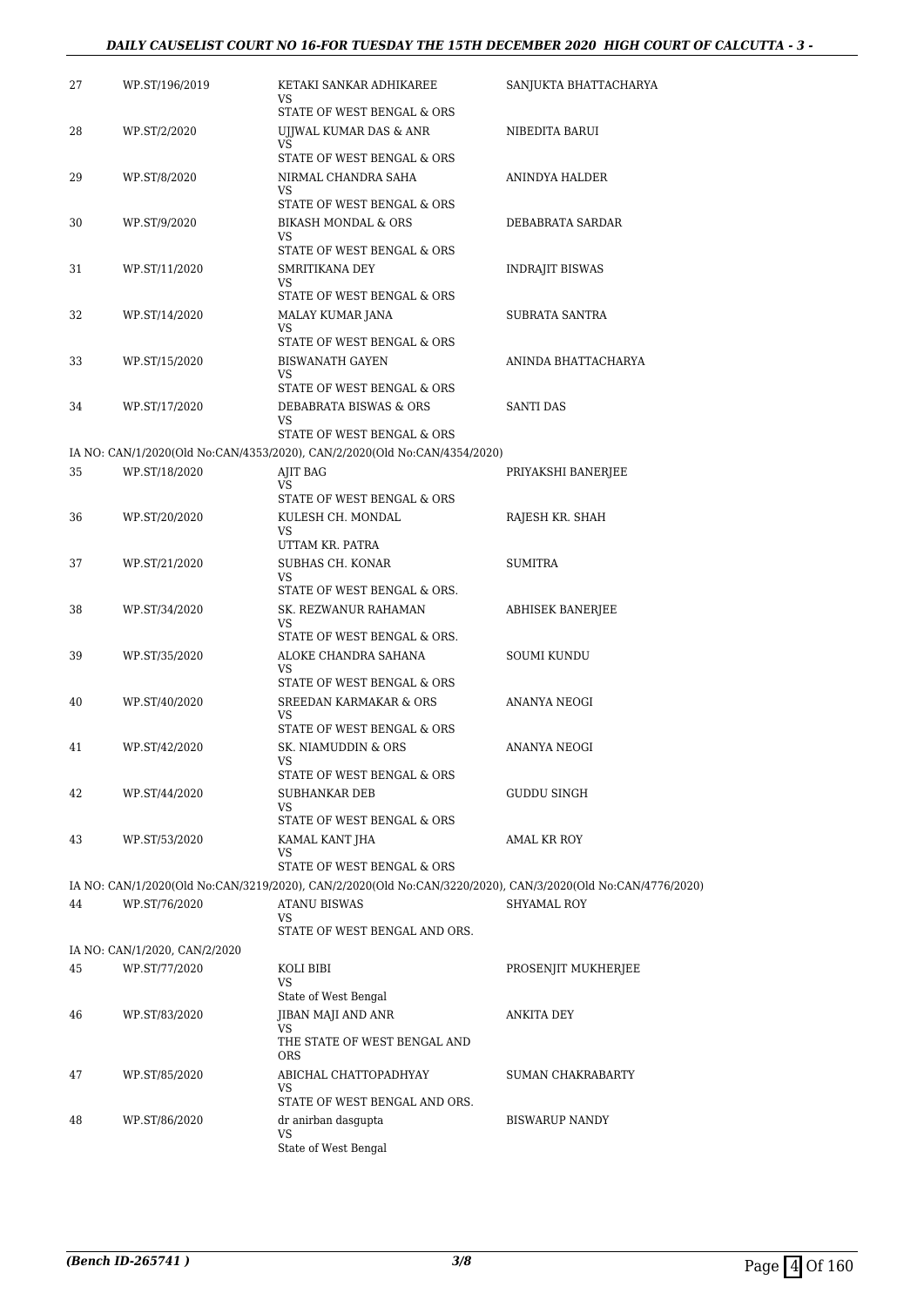| | | | |
|---|---|---|---|
| 27 | WP.ST/196/2019 | KETAKI SANKAR ADHIKAREE<br>VS<br>STATE OF WEST BENGAL & ORS | SANJUKTA BHATTACHARYA |
| 28 | WP.ST/2/2020 | UJJWAL KUMAR DAS & ANR<br>VS<br>STATE OF WEST BENGAL & ORS | NIBEDITA BARUI |
| 29 | WP.ST/8/2020 | NIRMAL CHANDRA SAHA<br>VS<br>STATE OF WEST BENGAL & ORS | ANINDYA HALDER |
| 30 | WP.ST/9/2020 | BIKASH MONDAL & ORS<br>VS<br>STATE OF WEST BENGAL & ORS | DEBABRATA SARDAR |
| 31 | WP.ST/11/2020 | SMRITIKANA DEY<br>VS<br>STATE OF WEST BENGAL & ORS | INDRAJIT BISWAS |
| 32 | WP.ST/14/2020 | MALAY KUMAR JANA<br>VS<br>STATE OF WEST BENGAL & ORS | SUBRATA SANTRA |
| 33 | WP.ST/15/2020 | BISWANATH GAYEN<br>VS<br>STATE OF WEST BENGAL & ORS | ANINDA BHATTACHARYA |
| 34 | WP.ST/17/2020 | DEBABRATA BISWAS & ORS<br>VS<br>STATE OF WEST BENGAL & ORS | SANTI DAS |
| | IA NO: CAN/1/2020(Old No:CAN/4353/2020), CAN/2/2020(Old No:CAN/4354/2020) | | |
| 35 | WP.ST/18/2020 | AJIT BAG<br>VS<br>STATE OF WEST BENGAL & ORS | PRIYAKSHI BANERJEE |
| 36 | WP.ST/20/2020 | KULESH CH. MONDAL<br>VS<br>UTTAM KR. PATRA | RAJESH KR. SHAH |
| 37 | WP.ST/21/2020 | SUBHAS CH. KONAR<br>VS<br>STATE OF WEST BENGAL & ORS. | SUMITRA |
| 38 | WP.ST/34/2020 | SK. REZWANUR RAHAMAN<br>VS<br>STATE OF WEST BENGAL & ORS. | ABHISEK BANERJEE |
| 39 | WP.ST/35/2020 | ALOKE CHANDRA SAHANA<br>VS<br>STATE OF WEST BENGAL & ORS | SOUMI KUNDU |
| 40 | WP.ST/40/2020 | SREEDAN KARMAKAR & ORS<br>VS<br>STATE OF WEST BENGAL & ORS | ANANYA NEOGI |
| 41 | WP.ST/42/2020 | SK. NIAMUDDIN & ORS<br>VS<br>STATE OF WEST BENGAL & ORS | ANANYA NEOGI |
| 42 | WP.ST/44/2020 | SUBHANKAR DEB<br>VS<br>STATE OF WEST BENGAL & ORS | GUDDU SINGH |
| 43 | WP.ST/53/2020 | KAMAL KANT JHA<br>VS<br>STATE OF WEST BENGAL & ORS | AMAL KR ROY |
| | IA NO: CAN/1/2020(Old No:CAN/3219/2020), CAN/2/2020(Old No:CAN/3220/2020), CAN/3/2020(Old No:CAN/4776/2020) | | |
| 44 | WP.ST/76/2020 | ATANU BISWAS<br>VS<br>STATE OF WEST BENGAL AND ORS. | SHYAMAL ROY |
| | IA NO: CAN/1/2020, CAN/2/2020 | | |
| 45 | WP.ST/77/2020 | KOLI BIBI<br>VS<br>State of West Bengal | PROSENJIT MUKHERJEE |
| 46 | WP.ST/83/2020 | JIBAN MAJI AND ANR<br>VS<br>THE STATE OF WEST BENGAL AND ORS | ANKITA DEY |
| 47 | WP.ST/85/2020 | ABICHAL CHATTOPADHYAY<br>VS<br>STATE OF WEST BENGAL AND ORS. | SUMAN CHAKRABARTY |
| 48 | WP.ST/86/2020 | dr anirban dasgupta<br>VS<br>State of West Bengal | BISWARUP NANDY |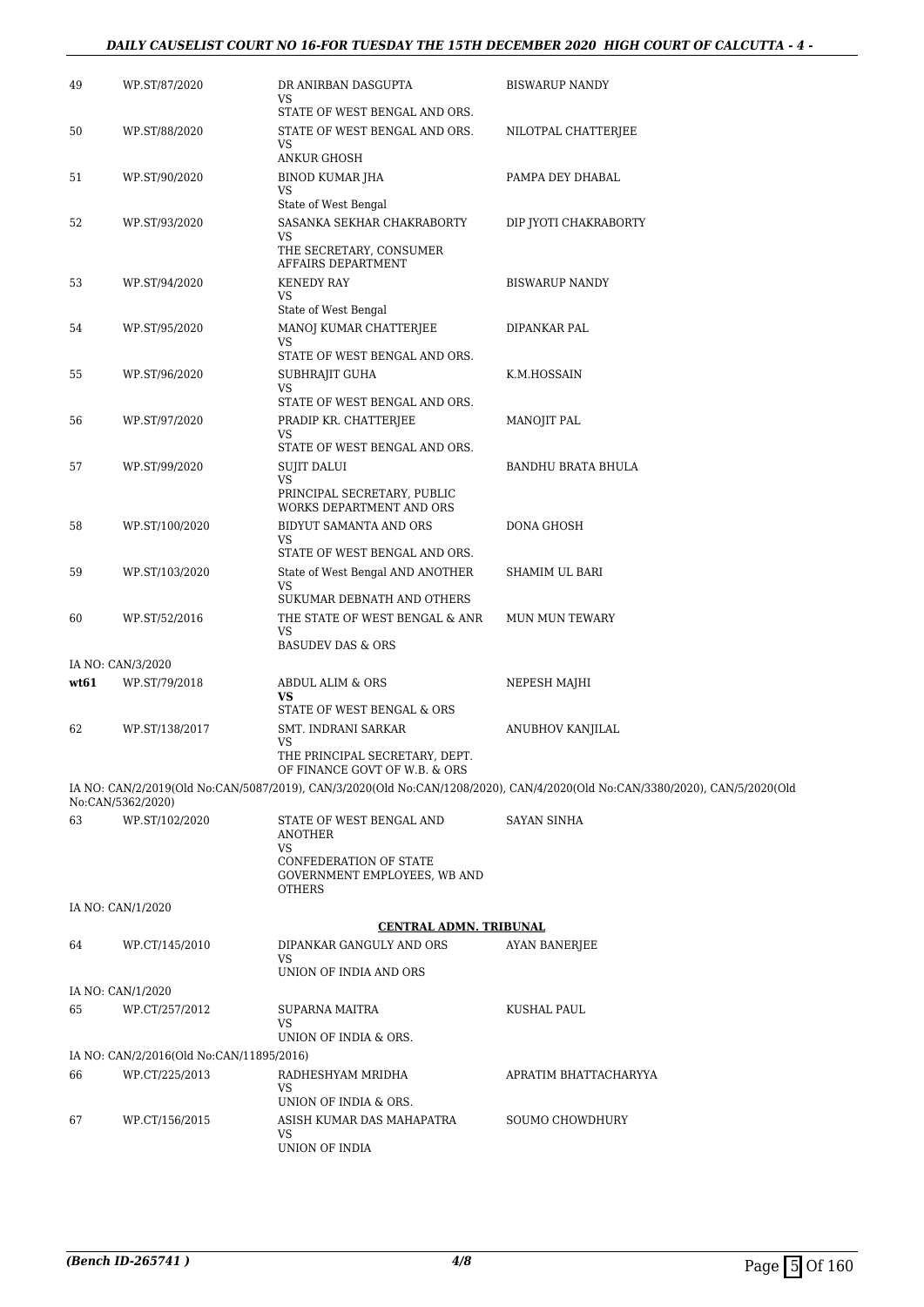| | | | |
|---|---|---|---|
| 49 | WP.ST/87/2020 | DR ANIRBAN DASGUPTA<br>VS<br>STATE OF WEST BENGAL AND ORS. | BISWARUP NANDY |
| 50 | WP.ST/88/2020 | STATE OF WEST BENGAL AND ORS.<br>VS<br>ANKUR GHOSH | NILOTPAL CHATTERJEE |
| 51 | WP.ST/90/2020 | BINOD KUMAR JHA<br>VS<br>State of West Bengal | PAMPA DEY DHABAL |
| 52 | WP.ST/93/2020 | SASANKA SEKHAR CHAKRABORTY<br>VS<br>THE SECRETARY, CONSUMER AFFAIRS DEPARTMENT | DIP JYOTI CHAKRABORTY |
| 53 | WP.ST/94/2020 | KENEDY RAY<br>VS<br>State of West Bengal | BISWARUP NANDY |
| 54 | WP.ST/95/2020 | MANOJ KUMAR CHATTERJEE<br>VS<br>STATE OF WEST BENGAL AND ORS. | DIPANKAR PAL |
| 55 | WP.ST/96/2020 | SUBHRAJIT GUHA<br>VS<br>STATE OF WEST BENGAL AND ORS. | K.M.HOSSAIN |
| 56 | WP.ST/97/2020 | PRADIP KR. CHATTERJEE<br>VS<br>STATE OF WEST BENGAL AND ORS. | MANOJIT PAL |
| 57 | WP.ST/99/2020 | SUJIT DALUI<br>VS<br>PRINCIPAL SECRETARY, PUBLIC WORKS DEPARTMENT AND ORS | BANDHU BRATA BHULA |
| 58 | WP.ST/100/2020 | BIDYUT SAMANTA AND ORS<br>VS<br>STATE OF WEST BENGAL AND ORS. | DONA GHOSH |
| 59 | WP.ST/103/2020 | State of West Bengal AND ANOTHER<br>VS<br>SUKUMAR DEBNATH AND OTHERS | SHAMIM UL BARI |
| 60 | WP.ST/52/2016 | THE STATE OF WEST BENGAL & ANR<br>VS<br>BASUDEV DAS & ORS | MUN MUN TEWARY |

IA NO: CAN/3/2020

| | | | |
|---|---|---|---|
| **wt61** | WP.ST/79/2018 | ABDUL ALIM & ORS<br>**VS**<br>STATE OF WEST BENGAL & ORS | NEPESH MAJHI |
| 62 | WP.ST/138/2017 | SMT. INDRANI SARKAR<br>VS<br>THE PRINCIPAL SECRETARY, DEPT. OF FINANCE GOVT OF W.B. & ORS | ANUBHOV KANJILAL |

IA NO: CAN/2/2019(Old No:CAN/5087/2019), CAN/3/2020(Old No:CAN/1208/2020), CAN/4/2020(Old No:CAN/3380/2020), CAN/5/2020(Old No:CAN/5362/2020)

| | | | |
|---|---|---|---|
| 63 | WP.ST/102/2020 | STATE OF WEST BENGAL AND ANOTHER<br>VS<br>CONFEDERATION OF STATE GOVERNMENT EMPLOYEES, WB AND OTHERS | SAYAN SINHA |

IA NO: CAN/1/2020

**CENTRAL ADMN. TRIBUNAL**

| | | | |
|---|---|---|---|
| 64 | WP.CT/145/2010 | DIPANKAR GANGULY AND ORS<br>VS<br>UNION OF INDIA AND ORS | AYAN BANERJEE |

IA NO: CAN/1/2020

| | | | |
|---|---|---|---|
| 65 | WP.CT/257/2012 | SUPARNA MAITRA<br>VS<br>UNION OF INDIA & ORS. | KUSHAL PAUL |

IA NO: CAN/2/2016(Old No:CAN/11895/2016)

| | | | |
|---|---|---|---|
| 66 | WP.CT/225/2013 | RADHESHYAM MRIDHA<br>VS<br>UNION OF INDIA & ORS. | APRATIM BHATTACHARYYA |
| 67 | WP.CT/156/2015 | ASISH KUMAR DAS MAHAPATRA<br>VS<br>UNION OF INDIA | SOUMO CHOWDHURY |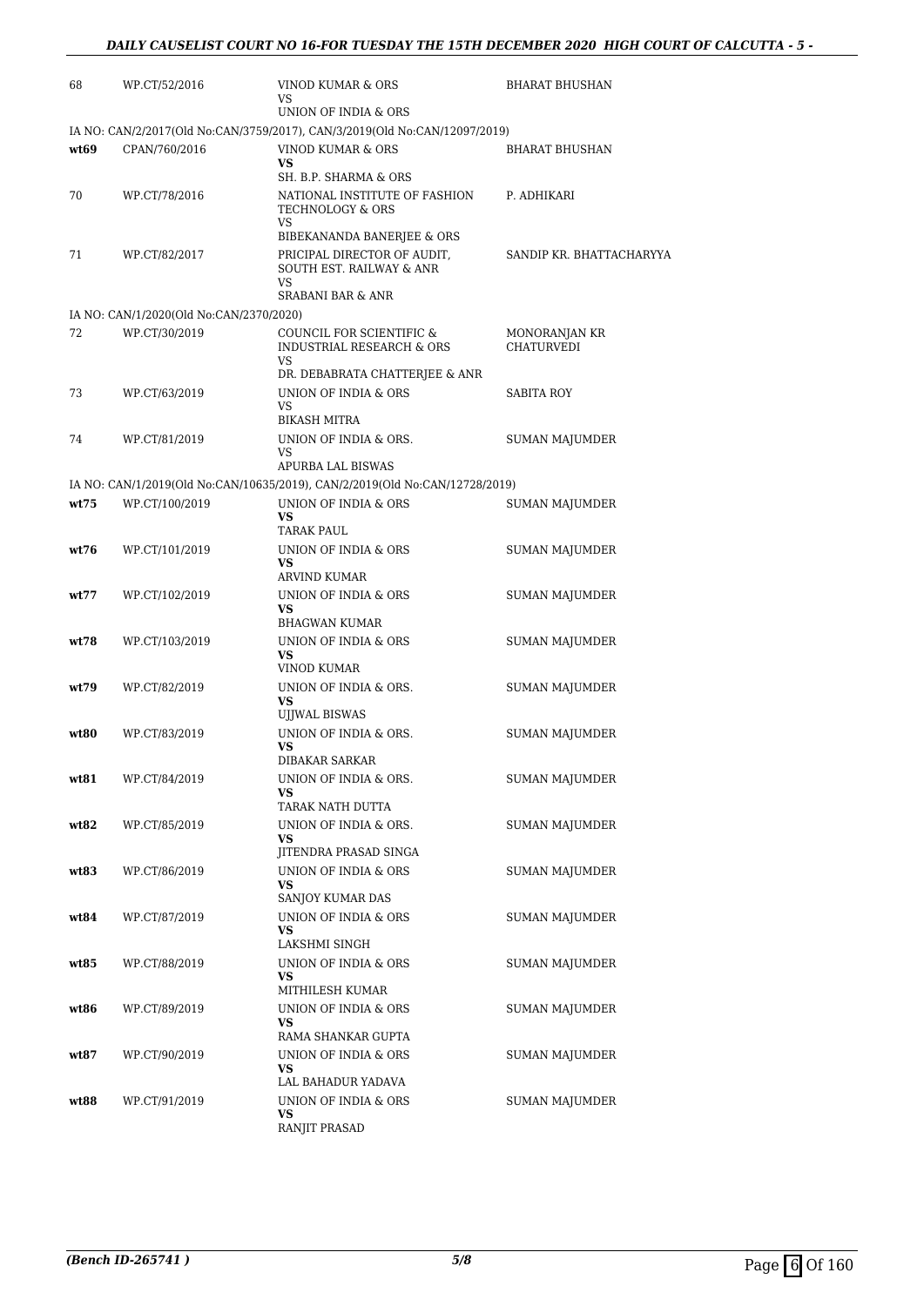| | | | |
|---|---|---|---|
| 68 | WP.CT/52/2016 | VINOD KUMAR & ORS<br>VS<br>UNION OF INDIA & ORS | BHARAT BHUSHAN |
| IA NO: CAN/2/2017(Old No:CAN/3759/2017), CAN/3/2019(Old No:CAN/12097/2019) | | | |
| **wt69** | CPAN/760/2016 | VINOD KUMAR & ORS<br>**VS**<br>SH. B.P. SHARMA & ORS | BHARAT BHUSHAN |
| 70 | WP.CT/78/2016 | NATIONAL INSTITUTE OF FASHION TECHNOLOGY & ORS<br>VS<br>BIBEKANANDA BANERJEE & ORS | P. ADHIKARI |
| 71 | WP.CT/82/2017 | PRICIPAL DIRECTOR OF AUDIT, SOUTH EST. RAILWAY & ANR<br>VS<br>SRABANI BAR & ANR | SANDIP KR. BHATTACHARYYA |
| IA NO: CAN/1/2020(Old No:CAN/2370/2020) | | | |
| 72 | WP.CT/30/2019 | COUNCIL FOR SCIENTIFIC & INDUSTRIAL RESEARCH & ORS<br>VS<br>DR. DEBABRATA CHATTERJEE & ANR | MONORANJAN KR CHATURVEDI |
| 73 | WP.CT/63/2019 | UNION OF INDIA & ORS<br>VS<br>BIKASH MITRA | SABITA ROY |
| 74 | WP.CT/81/2019 | UNION OF INDIA & ORS.<br>VS<br>APURBA LAL BISWAS | SUMAN MAJUMDER |
| IA NO: CAN/1/2019(Old No:CAN/10635/2019), CAN/2/2019(Old No:CAN/12728/2019) | | | |
| **wt75** | WP.CT/100/2019 | UNION OF INDIA & ORS<br>**VS**<br>TARAK PAUL | SUMAN MAJUMDER |
| **wt76** | WP.CT/101/2019 | UNION OF INDIA & ORS<br>**VS**<br>ARVIND KUMAR | SUMAN MAJUMDER |
| **wt77** | WP.CT/102/2019 | UNION OF INDIA & ORS<br>**VS**<br>BHAGWAN KUMAR | SUMAN MAJUMDER |
| **wt78** | WP.CT/103/2019 | UNION OF INDIA & ORS<br>**VS**<br>VINOD KUMAR | SUMAN MAJUMDER |
| **wt79** | WP.CT/82/2019 | UNION OF INDIA & ORS.<br>**VS**<br>UJJWAL BISWAS | SUMAN MAJUMDER |
| **wt80** | WP.CT/83/2019 | UNION OF INDIA & ORS.<br>**VS**<br>DIBAKAR SARKAR | SUMAN MAJUMDER |
| **wt81** | WP.CT/84/2019 | UNION OF INDIA & ORS.<br>**VS**<br>TARAK NATH DUTTA | SUMAN MAJUMDER |
| **wt82** | WP.CT/85/2019 | UNION OF INDIA & ORS.<br>**VS**<br>JITENDRA PRASAD SINGA | SUMAN MAJUMDER |
| **wt83** | WP.CT/86/2019 | UNION OF INDIA & ORS<br>**VS**<br>SANJOY KUMAR DAS | SUMAN MAJUMDER |
| **wt84** | WP.CT/87/2019 | UNION OF INDIA & ORS<br>**VS**<br>LAKSHMI SINGH | SUMAN MAJUMDER |
| **wt85** | WP.CT/88/2019 | UNION OF INDIA & ORS<br>**VS**<br>MITHILESH KUMAR | SUMAN MAJUMDER |
| **wt86** | WP.CT/89/2019 | UNION OF INDIA & ORS<br>**VS**<br>RAMA SHANKAR GUPTA | SUMAN MAJUMDER |
| **wt87** | WP.CT/90/2019 | UNION OF INDIA & ORS<br>**VS**<br>LAL BAHADUR YADAVA | SUMAN MAJUMDER |
| **wt88** | WP.CT/91/2019 | UNION OF INDIA & ORS<br>**VS**<br>RANJIT PRASAD | SUMAN MAJUMDER |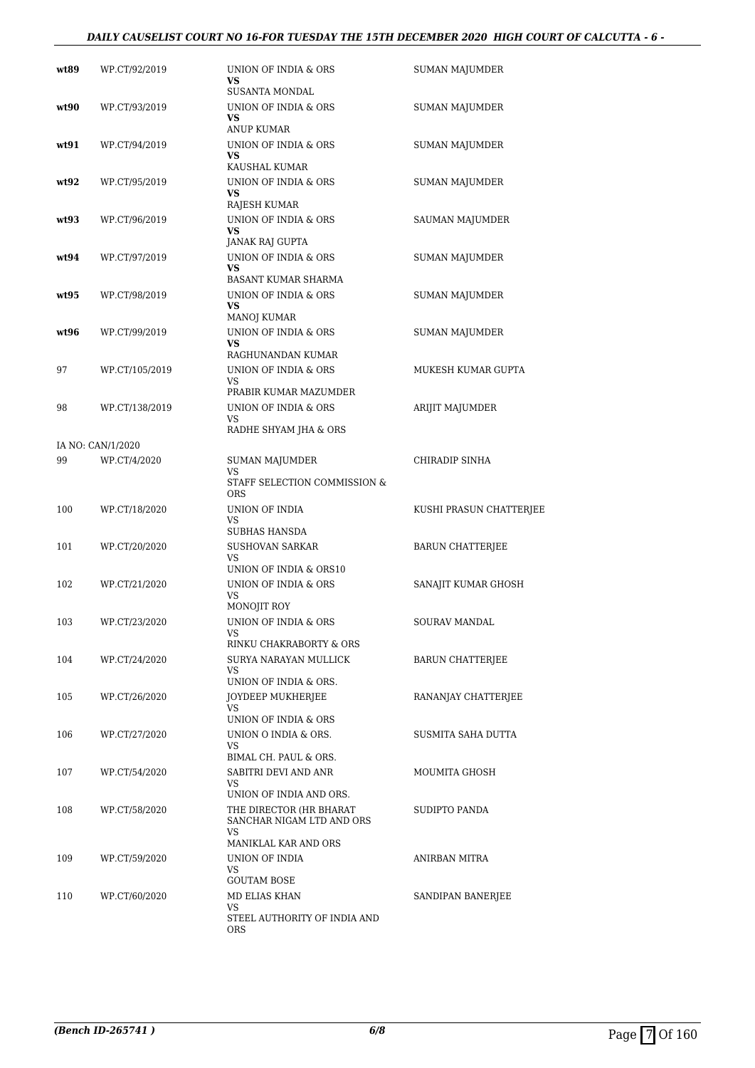| | | | |
|---|---|---|---|
| **wt89** | WP.CT/92/2019 | UNION OF INDIA & ORS<br>**VS**<br>SUSANTA MONDAL | SUMAN MAJUMDER |
| **wt90** | WP.CT/93/2019 | UNION OF INDIA & ORS<br>**VS**<br>ANUP KUMAR | SUMAN MAJUMDER |
| **wt91** | WP.CT/94/2019 | UNION OF INDIA & ORS<br>**VS**<br>KAUSHAL KUMAR | SUMAN MAJUMDER |
| **wt92** | WP.CT/95/2019 | UNION OF INDIA & ORS<br>**VS**<br>RAJESH KUMAR | SUMAN MAJUMDER |
| **wt93** | WP.CT/96/2019 | UNION OF INDIA & ORS<br>**VS**<br>JANAK RAJ GUPTA | SAUMAN MAJUMDER |
| **wt94** | WP.CT/97/2019 | UNION OF INDIA & ORS<br>**VS**<br>BASANT KUMAR SHARMA | SUMAN MAJUMDER |
| **wt95** | WP.CT/98/2019 | UNION OF INDIA & ORS<br>**VS**<br>MANOJ KUMAR | SUMAN MAJUMDER |
| **wt96** | WP.CT/99/2019 | UNION OF INDIA & ORS<br>**VS**<br>RAGHUNANDAN KUMAR | SUMAN MAJUMDER |
| 97 | WP.CT/105/2019 | UNION OF INDIA & ORS<br>VS<br>PRABIR KUMAR MAZUMDER | MUKESH KUMAR GUPTA |
| 98 | WP.CT/138/2019 | UNION OF INDIA & ORS<br>VS<br>RADHE SHYAM JHA & ORS | ARIJIT MAJUMDER |
| IA NO: CAN/1/2020 | | | |
| 99 | WP.CT/4/2020 | SUMAN MAJUMDER<br>VS<br>STAFF SELECTION COMMISSION & ORS | CHIRADIP SINHA |
| 100 | WP.CT/18/2020 | UNION OF INDIA<br>VS<br>SUBHAS HANSDA | KUSHI PRASUN CHATTERJEE |
| 101 | WP.CT/20/2020 | SUSHOVAN SARKAR<br>VS<br>UNION OF INDIA & ORS10 | BARUN CHATTERJEE |
| 102 | WP.CT/21/2020 | UNION OF INDIA & ORS<br>VS<br>MONOJIT ROY | SANAJIT KUMAR GHOSH |
| 103 | WP.CT/23/2020 | UNION OF INDIA & ORS<br>VS<br>RINKU CHAKRABORTY & ORS | SOURAV MANDAL |
| 104 | WP.CT/24/2020 | SURYA NARAYAN MULLICK<br>VS<br>UNION OF INDIA & ORS. | BARUN CHATTERJEE |
| 105 | WP.CT/26/2020 | JOYDEEP MUKHERJEE<br>VS<br>UNION OF INDIA & ORS | RANANJAY CHATTERJEE |
| 106 | WP.CT/27/2020 | UNION O INDIA & ORS.<br>VS<br>BIMAL CH. PAUL & ORS. | SUSMITA SAHA DUTTA |
| 107 | WP.CT/54/2020 | SABITRI DEVI AND ANR<br>VS<br>UNION OF INDIA AND ORS. | MOUMITA GHOSH |
| 108 | WP.CT/58/2020 | THE DIRECTOR (HR BHARAT SANCHAR NIGAM LTD AND ORS<br>VS<br>MANIKLAL KAR AND ORS | SUDIPTO PANDA |
| 109 | WP.CT/59/2020 | UNION OF INDIA<br>VS<br>GOUTAM BOSE | ANIRBAN MITRA |
| 110 | WP.CT/60/2020 | MD ELIAS KHAN<br>VS<br>STEEL AUTHORITY OF INDIA AND ORS | SANDIPAN BANERJEE |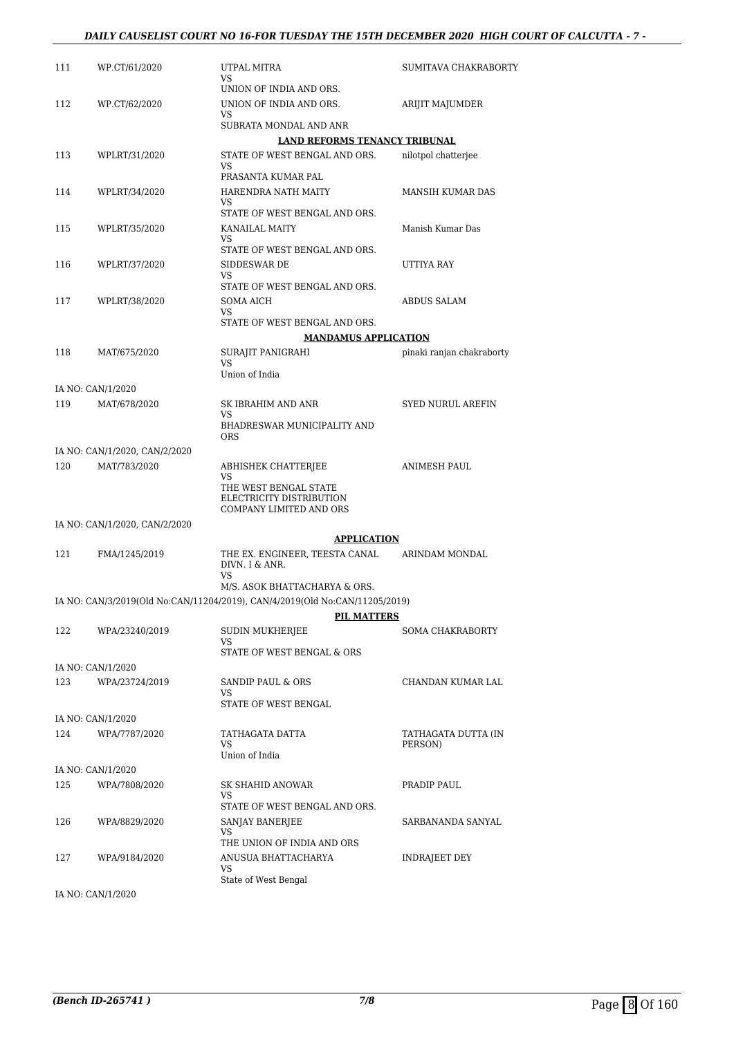| | | | |
|---|---|---|---|
| 111 | WP.CT/61/2020 | UTPAL MITRA<br>VS<br>UNION OF INDIA AND ORS. | SUMITAVA CHAKRABORTY |
| 112 | WP.CT/62/2020 | UNION OF INDIA AND ORS.<br>VS<br>SUBRATA MONDAL AND ANR | ARIJIT MAJUMDER |

**LAND REFORMS TENANCY TRIBUNAL**

| | | | |
|---|---|---|---|
| 113 | WPLRT/31/2020 | STATE OF WEST BENGAL AND ORS.<br>VS<br>PRASANTA KUMAR PAL | nilotpol chatterjee |
| 114 | WPLRT/34/2020 | HARENDRA NATH MAITY<br>VS<br>STATE OF WEST BENGAL AND ORS. | MANSIH KUMAR DAS |
| 115 | WPLRT/35/2020 | KANAILAL MAITY<br>VS<br>STATE OF WEST BENGAL AND ORS. | Manish Kumar Das |
| 116 | WPLRT/37/2020 | SIDDESWAR DE<br>VS<br>STATE OF WEST BENGAL AND ORS. | UTTIYA RAY |
| 117 | WPLRT/38/2020 | SOMA AICH<br>VS<br>STATE OF WEST BENGAL AND ORS. | ABDUS SALAM |

**MANDAMUS APPLICATION**

| | | | |
|---|---|---|---|
| 118 | MAT/675/2020 | SURAJIT PANIGRAHI<br>VS<br>Union of India | pinaki ranjan chakraborty |
| | IA NO: CAN/1/2020 | | |
| 119 | MAT/678/2020 | SK IBRAHIM AND ANR<br>VS<br>BHADRESWAR MUNICIPALITY AND ORS | SYED NURUL AREFIN |
| | IA NO: CAN/1/2020, CAN/2/2020 | | |
| 120 | MAT/783/2020 | ABHISHEK CHATTERJEE<br>VS<br>THE WEST BENGAL STATE ELECTRICITY DISTRIBUTION COMPANY LIMITED AND ORS | ANIMESH PAUL |
| | IA NO: CAN/1/2020, CAN/2/2020 | | |

**APPLICATION**

| | | | |
|---|---|---|---|
| 121 | FMA/1245/2019 | THE EX. ENGINEER, TEESTA CANAL DIVN. I & ANR.<br>VS<br>M/S. ASOK BHATTACHARYA & ORS. | ARINDAM MONDAL |

IA NO: CAN/3/2019(Old No:CAN/11204/2019), CAN/4/2019(Old No:CAN/11205/2019)

**PIL MATTERS**

| | | | |
|---|---|---|---|
| 122 | WPA/23240/2019 | SUDIN MUKHERJEE<br>VS<br>STATE OF WEST BENGAL & ORS | SOMA CHAKRABORTY |
| | IA NO: CAN/1/2020 | | |
| 123 | WPA/23724/2019 | SANDIP PAUL & ORS<br>VS<br>STATE OF WEST BENGAL | CHANDAN KUMAR LAL |
| | IA NO: CAN/1/2020 | | |
| 124 | WPA/7787/2020 | TATHAGATA DATTA<br>VS<br>Union of India | TATHAGATA DUTTA (IN PERSON) |
| | IA NO: CAN/1/2020 | | |
| 125 | WPA/7808/2020 | SK SHAHID ANOWAR<br>VS<br>STATE OF WEST BENGAL AND ORS. | PRADIP PAUL |
| 126 | WPA/8829/2020 | SANJAY BANERJEE<br>VS<br>THE UNION OF INDIA AND ORS | SARBANANDA SANYAL |
| 127 | WPA/9184/2020 | ANUSUA BHATTACHARYA<br>VS<br>State of West Bengal | INDRAJEET DEY |
| | IA NO: CAN/1/2020 | | |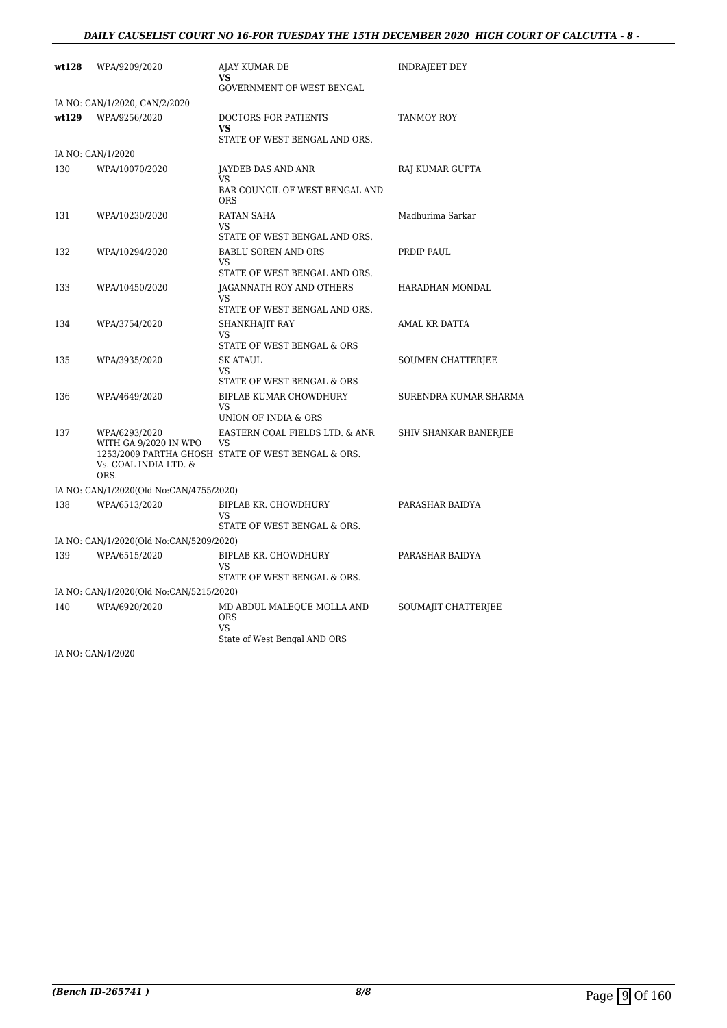| | | | |
|---|---|---|---|
| **wt128** | WPA/9209/2020 | AJAY KUMAR DE<br>**VS**<br>GOVERNMENT OF WEST BENGAL | INDRAJEET DEY |
| IA NO: CAN/1/2020, CAN/2/2020 | | | |
| **wt129** | WPA/9256/2020 | DOCTORS FOR PATIENTS<br>**VS**<br>STATE OF WEST BENGAL AND ORS. | TANMOY ROY |
| IA NO: CAN/1/2020 | | | |
| 130 | WPA/10070/2020 | JAYDEB DAS AND ANR<br>VS<br>BAR COUNCIL OF WEST BENGAL AND ORS | RAJ KUMAR GUPTA |
| 131 | WPA/10230/2020 | RATAN SAHA<br>VS<br>STATE OF WEST BENGAL AND ORS. | Madhurima Sarkar |
| 132 | WPA/10294/2020 | BABLU SOREN AND ORS<br>VS<br>STATE OF WEST BENGAL AND ORS. | PRDIP PAUL |
| 133 | WPA/10450/2020 | JAGANNATH ROY AND OTHERS<br>VS<br>STATE OF WEST BENGAL AND ORS. | HARADHAN MONDAL |
| 134 | WPA/3754/2020 | SHANKHAJIT RAY<br>VS<br>STATE OF WEST BENGAL & ORS | AMAL KR DATTA |
| 135 | WPA/3935/2020 | SK ATAUL<br>VS<br>STATE OF WEST BENGAL & ORS | SOUMEN CHATTERJEE |
| 136 | WPA/4649/2020 | BIPLAB KUMAR CHOWDHURY<br>VS<br>UNION OF INDIA & ORS | SURENDRA KUMAR SHARMA |
| 137 | WPA/6293/2020<br>WITH GA 9/2020 IN WPO 1253/2009 PARTHA GHOSH Vs. COAL INDIA LTD. & ORS. | EASTERN COAL FIELDS LTD. & ANR<br>VS<br>STATE OF WEST BENGAL & ORS. | SHIV SHANKAR BANERJEE |
| IA NO: CAN/1/2020(Old No:CAN/4755/2020) | | | |
| 138 | WPA/6513/2020 | BIPLAB KR. CHOWDHURY<br>VS<br>STATE OF WEST BENGAL & ORS. | PARASHAR BAIDYA |
| IA NO: CAN/1/2020(Old No:CAN/5209/2020) | | | |
| 139 | WPA/6515/2020 | BIPLAB KR. CHOWDHURY<br>VS<br>STATE OF WEST BENGAL & ORS. | PARASHAR BAIDYA |
| IA NO: CAN/1/2020(Old No:CAN/5215/2020) | | | |
| 140 | WPA/6920/2020 | MD ABDUL MALEQUE MOLLA AND ORS<br>VS<br>State of West Bengal AND ORS | SOUMAJIT CHATTERJEE |
| IA NO: CAN/1/2020 | | | |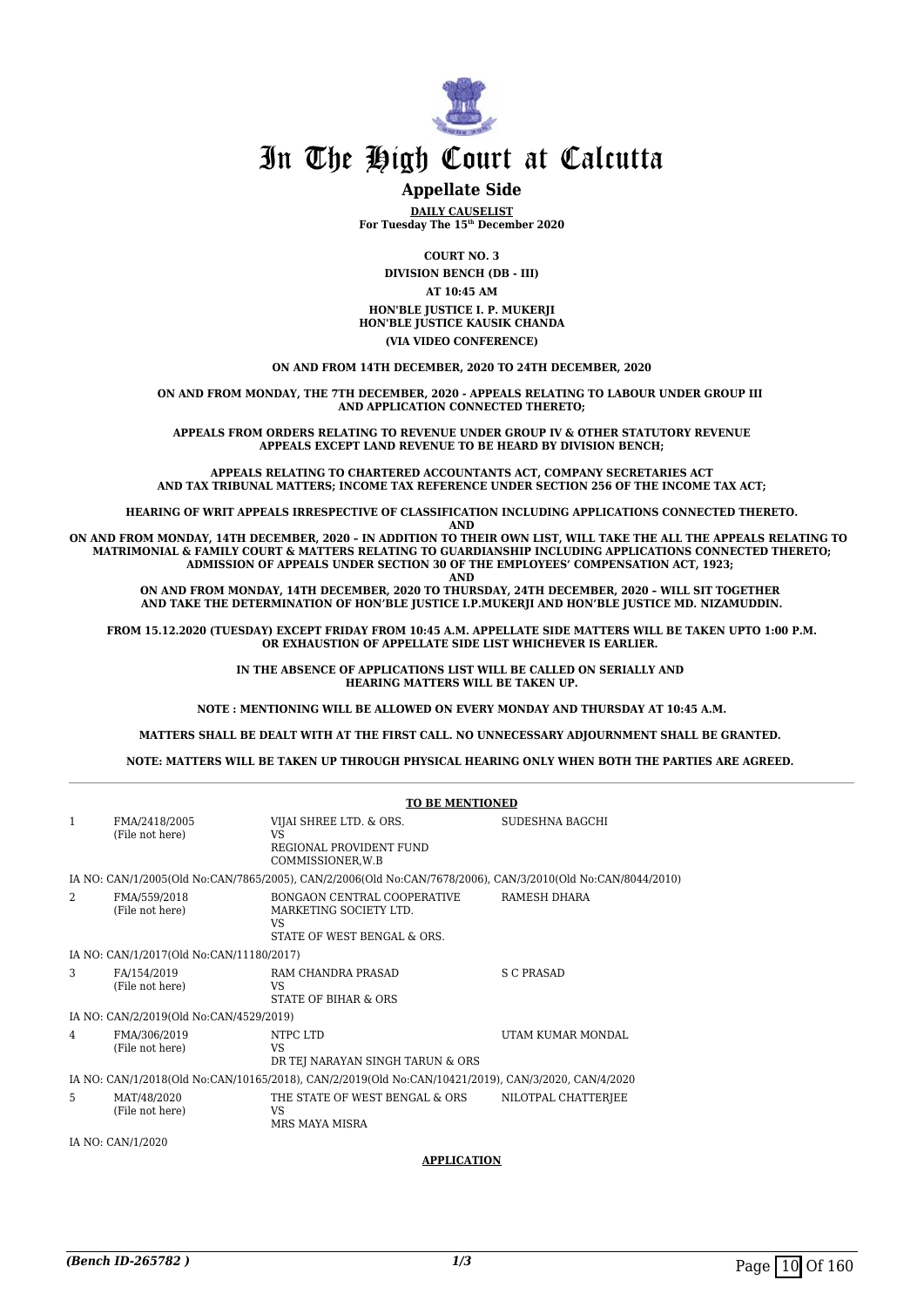# In The High Court at Calcutta

## Appellate Side

**DAILY CAUSELIST**
**For Tuesday The 15th December 2020**

**COURT NO. 3**

**DIVISION BENCH (DB - III)**

**AT 10:45 AM**

**HON'BLE JUSTICE I. P. MUKERJI**
**HON'BLE JUSTICE KAUSIK CHANDA**

**(VIA VIDEO CONFERENCE)**

**ON AND FROM 14TH DECEMBER, 2020 TO 24TH DECEMBER, 2020**

**ON AND FROM MONDAY, THE 7TH DECEMBER, 2020 - APPEALS RELATING TO LABOUR UNDER GROUP III AND APPLICATION CONNECTED THERETO;**

**APPEALS FROM ORDERS RELATING TO REVENUE UNDER GROUP IV & OTHER STATUTORY REVENUE APPEALS EXCEPT LAND REVENUE TO BE HEARD BY DIVISION BENCH;**

**APPEALS RELATING TO CHARTERED ACCOUNTANTS ACT, COMPANY SECRETARIES ACT AND TAX TRIBUNAL MATTERS; INCOME TAX REFERENCE UNDER SECTION 256 OF THE INCOME TAX ACT;**

**HEARING OF WRIT APPEALS IRRESPECTIVE OF CLASSIFICATION INCLUDING APPLICATIONS CONNECTED THERETO.**

**AND**

**ON AND FROM MONDAY, 14TH DECEMBER, 2020 – IN ADDITION TO THEIR OWN LIST, WILL TAKE THE ALL THE APPEALS RELATING TO MATRIMONIAL & FAMILY COURT & MATTERS RELATING TO GUARDIANSHIP INCLUDING APPLICATIONS CONNECTED THERETO; ADMISSION OF APPEALS UNDER SECTION 30 OF THE EMPLOYEES' COMPENSATION ACT, 1923;**

**AND**

**ON AND FROM MONDAY, 14TH DECEMBER, 2020 TO THURSDAY, 24TH DECEMBER, 2020 – WILL SIT TOGETHER AND TAKE THE DETERMINATION OF HON'BLE JUSTICE I.P.MUKERJI AND HON'BLE JUSTICE MD. NIZAMUDDIN.**

**FROM 15.12.2020 (TUESDAY) EXCEPT FRIDAY FROM 10:45 A.M. APPELLATE SIDE MATTERS WILL BE TAKEN UPTO 1:00 P.M. OR EXHAUSTION OF APPELLATE SIDE LIST WHICHEVER IS EARLIER.**

**IN THE ABSENCE OF APPLICATIONS LIST WILL BE CALLED ON SERIALLY AND HEARING MATTERS WILL BE TAKEN UP.**

**NOTE : MENTIONING WILL BE ALLOWED ON EVERY MONDAY AND THURSDAY AT 10:45 A.M.**

**MATTERS SHALL BE DEALT WITH AT THE FIRST CALL. NO UNNECESSARY ADJOURNMENT SHALL BE GRANTED.**

**NOTE: MATTERS WILL BE TAKEN UP THROUGH PHYSICAL HEARING ONLY WHEN BOTH THE PARTIES ARE AGREED.**

---

**TO BE MENTIONED**

| | | | |
|---|---|---|---|
| 1 | FMA/2418/2005 (File not here) | VIJAI SHREE LTD. & ORS. VS REGIONAL PROVIDENT FUND COMMISSIONER,W.B | SUDESHNA BAGCHI |
| | IA NO: CAN/1/2005(Old No:CAN/7865/2005), CAN/2/2006(Old No:CAN/7678/2006), CAN/3/2010(Old No:CAN/8044/2010) | | |
| 2 | FMA/559/2018 (File not here) | BONGAON CENTRAL COOPERATIVE MARKETING SOCIETY LTD. VS STATE OF WEST BENGAL & ORS. | RAMESH DHARA |
| | IA NO: CAN/1/2017(Old No:CAN/11180/2017) | | |
| 3 | FA/154/2019 (File not here) | RAM CHANDRA PRASAD VS STATE OF BIHAR & ORS | S C PRASAD |
| | IA NO: CAN/2/2019(Old No:CAN/4529/2019) | | |
| 4 | FMA/306/2019 (File not here) | NTPC LTD VS DR TEJ NARAYAN SINGH TARUN & ORS | UTAM KUMAR MONDAL |
| | IA NO: CAN/1/2018(Old No:CAN/10165/2018), CAN/2/2019(Old No:CAN/10421/2019), CAN/3/2020, CAN/4/2020 | | |
| 5 | MAT/48/2020 (File not here) | THE STATE OF WEST BENGAL & ORS VS MRS MAYA MISRA | NILOTPAL CHATTERJEE |
| | IA NO: CAN/1/2020 | | |

**APPLICATION**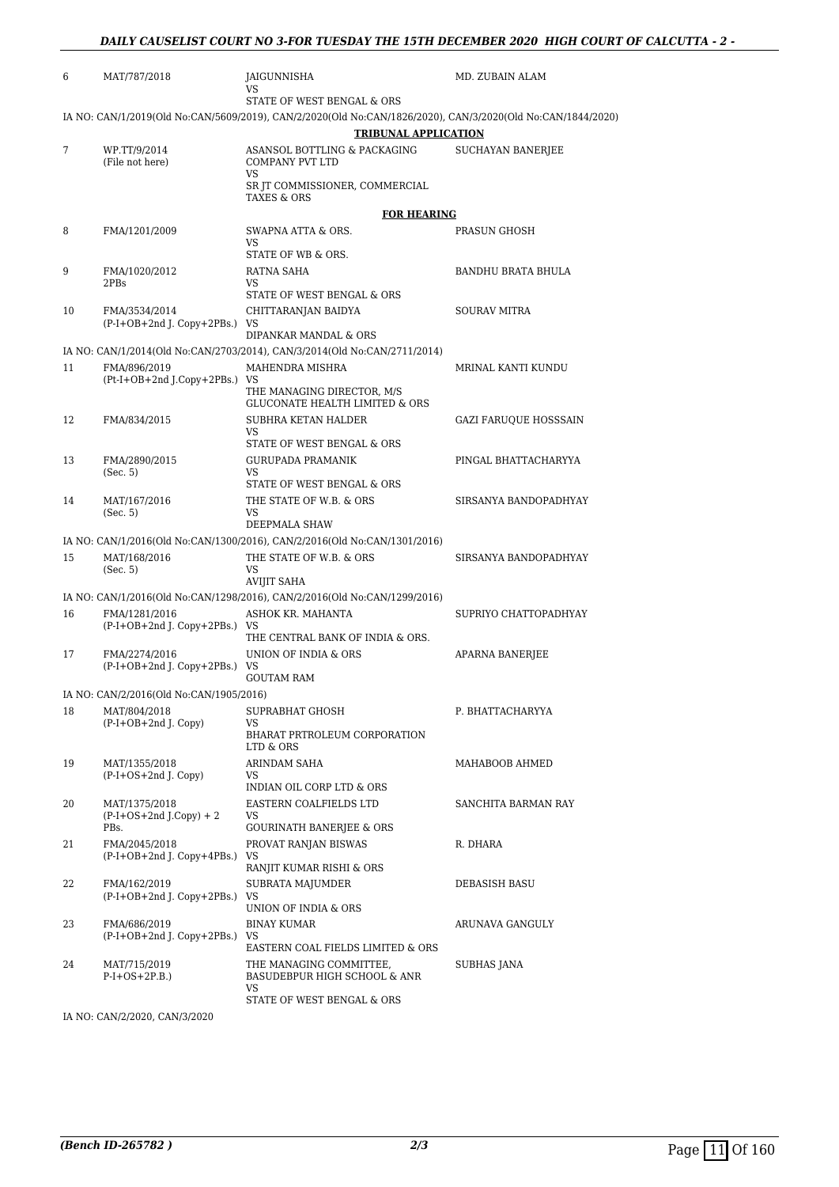| | | | |
|---|---|---|---|
| 6 | MAT/787/2018 | JAIGUNNISHA<br>VS<br>STATE OF WEST BENGAL & ORS | MD. ZUBAIN ALAM |

IA NO: CAN/1/2019(Old No:CAN/5609/2019), CAN/2/2020(Old No:CAN/1826/2020), CAN/3/2020(Old No:CAN/1844/2020)

**TRIBUNAL APPLICATION**

| | | | |
|---|---|---|---|
| 7 | WP.TT/9/2014<br>(File not here) | ASANSOL BOTTLING & PACKAGING COMPANY PVT LTD<br>VS<br>SR JT COMMISSIONER, COMMERCIAL TAXES & ORS | SUCHAYAN BANERJEE |

**FOR HEARING**

| | | | |
|---|---|---|---|
| 8 | FMA/1201/2009 | SWAPNA ATTA & ORS.<br>VS<br>STATE OF WB & ORS. | PRASUN GHOSH |
| 9 | FMA/1020/2012<br>2PBs | RATNA SAHA<br>VS<br>STATE OF WEST BENGAL & ORS | BANDHU BRATA BHULA |
| 10 | FMA/3534/2014<br>(P-I+OB+2nd J. Copy+2PBs.) | CHITTARANJAN BAIDYA<br>VS<br>DIPANKAR MANDAL & ORS | SOURAV MITRA |

IA NO: CAN/1/2014(Old No:CAN/2703/2014), CAN/3/2014(Old No:CAN/2711/2014)

| | | | |
|---|---|---|---|
| 11 | FMA/896/2019<br>(Pt-I+OB+2nd J.Copy+2PBs.) | MAHENDRA MISHRA<br>VS<br>THE MANAGING DIRECTOR, M/S GLUCONATE HEALTH LIMITED & ORS | MRINAL KANTI KUNDU |
| 12 | FMA/834/2015 | SUBHRA KETAN HALDER<br>VS<br>STATE OF WEST BENGAL & ORS | GAZI FARUQUE HOSSSAIN |
| 13 | FMA/2890/2015<br>(Sec. 5) | GURUPADA PRAMANIK<br>VS<br>STATE OF WEST BENGAL & ORS | PINGAL BHATTACHARYYA |
| 14 | MAT/167/2016<br>(Sec. 5) | THE STATE OF W.B. & ORS<br>VS<br>DEEPMALA SHAW | SIRSANYA BANDOPADHYAY |

IA NO: CAN/1/2016(Old No:CAN/1300/2016), CAN/2/2016(Old No:CAN/1301/2016)

| | | | |
|---|---|---|---|
| 15 | MAT/168/2016<br>(Sec. 5) | THE STATE OF W.B. & ORS<br>VS<br>AVIJIT SAHA | SIRSANYA BANDOPADHYAY |

IA NO: CAN/1/2016(Old No:CAN/1298/2016), CAN/2/2016(Old No:CAN/1299/2016)

| | | | |
|---|---|---|---|
| 16 | FMA/1281/2016<br>(P-I+OB+2nd J. Copy+2PBs.) | ASHOK KR. MAHANTA<br>VS<br>THE CENTRAL BANK OF INDIA & ORS. | SUPRIYO CHATTOPADHYAY |
| 17 | FMA/2274/2016<br>(P-I+OB+2nd J. Copy+2PBs.) | UNION OF INDIA & ORS<br>VS<br>GOUTAM RAM | APARNA BANERJEE |

IA NO: CAN/2/2016(Old No:CAN/1905/2016)

| | | | |
|---|---|---|---|
| 18 | MAT/804/2018<br>(P-I+OB+2nd J. Copy) | SUPRABHAT GHOSH<br>VS<br>BHARAT PRTROLEUM CORPORATION LTD & ORS | P. BHATTACHARYYA |
| 19 | MAT/1355/2018<br>(P-I+OS+2nd J. Copy) | ARINDAM SAHA<br>VS<br>INDIAN OIL CORP LTD & ORS | MAHABOOB AHMED |
| 20 | MAT/1375/2018<br>(P-I+OS+2nd J.Copy) + 2 PBs. | EASTERN COALFIELDS LTD<br>VS<br>GOURINATH BANERJEE & ORS | SANCHITA BARMAN RAY |
| 21 | FMA/2045/2018<br>(P-I+OB+2nd J. Copy+4PBs.) | PROVAT RANJAN BISWAS<br>VS<br>RANJIT KUMAR RISHI & ORS | R. DHARA |
| 22 | FMA/162/2019<br>(P-I+OB+2nd J. Copy+2PBs.) | SUBRATA MAJUMDER<br>VS<br>UNION OF INDIA & ORS | DEBASISH BASU |
| 23 | FMA/686/2019<br>(P-I+OB+2nd J. Copy+2PBs.) | BINAY KUMAR<br>VS<br>EASTERN COAL FIELDS LIMITED & ORS | ARUNAVA GANGULY |
| 24 | MAT/715/2019<br>P-I+OS+2P.B.) | THE MANAGING COMMITTEE, BASUDEBPUR HIGH SCHOOL & ANR<br>VS<br>STATE OF WEST BENGAL & ORS | SUBHAS JANA |

IA NO: CAN/2/2020, CAN/3/2020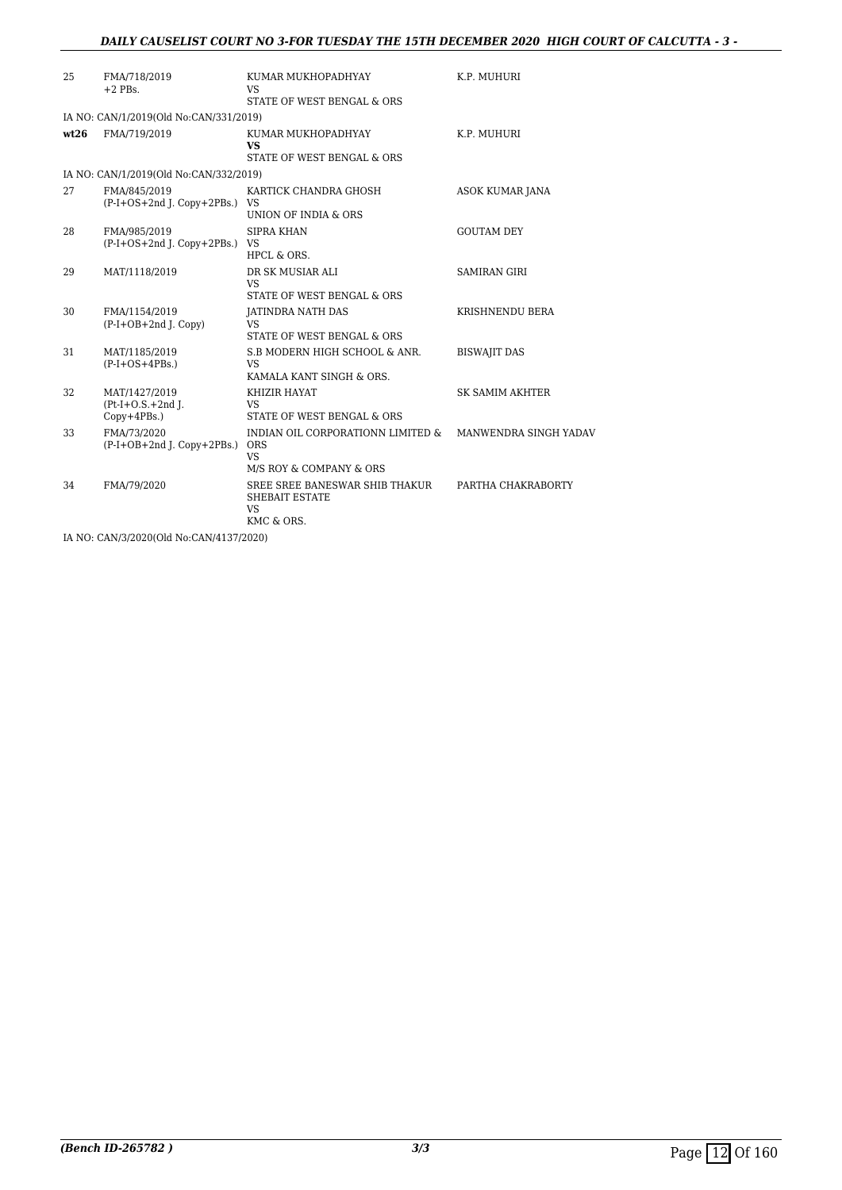| | | | |
|---|---|---|---|
| 25 | FMA/718/2019<br>+2 PBs. | KUMAR MUKHOPADHYAY<br>VS<br>STATE OF WEST BENGAL & ORS | K.P. MUHURI |
| IA NO: CAN/1/2019(Old No:CAN/331/2019) | | | |
| **wt26** | FMA/719/2019 | KUMAR MUKHOPADHYAY<br>**VS**<br>STATE OF WEST BENGAL & ORS | K.P. MUHURI |
| IA NO: CAN/1/2019(Old No:CAN/332/2019) | | | |
| 27 | FMA/845/2019<br>(P-I+OS+2nd J. Copy+2PBs.) | KARTICK CHANDRA GHOSH<br>VS<br>UNION OF INDIA & ORS | ASOK KUMAR JANA |
| 28 | FMA/985/2019<br>(P-I+OS+2nd J. Copy+2PBs.) | SIPRA KHAN<br>VS<br>HPCL & ORS. | GOUTAM DEY |
| 29 | MAT/1118/2019 | DR SK MUSIAR ALI<br>VS<br>STATE OF WEST BENGAL & ORS | SAMIRAN GIRI |
| 30 | FMA/1154/2019<br>(P-I+OB+2nd J. Copy) | JATINDRA NATH DAS<br>VS<br>STATE OF WEST BENGAL & ORS | KRISHNENDU BERA |
| 31 | MAT/1185/2019<br>(P-I+OS+4PBs.) | S.B MODERN HIGH SCHOOL & ANR.<br>VS<br>KAMALA KANT SINGH & ORS. | BISWAJIT DAS |
| 32 | MAT/1427/2019<br>(Pt-I+O.S.+2nd J. Copy+4PBs.) | KHIZIR HAYAT<br>VS<br>STATE OF WEST BENGAL & ORS | SK SAMIM AKHTER |
| 33 | FMA/73/2020<br>(P-I+OB+2nd J. Copy+2PBs.) | INDIAN OIL CORPORATIONN LIMITED & ORS<br>VS<br>M/S ROY & COMPANY & ORS | MANWENDRA SINGH YADAV |
| 34 | FMA/79/2020 | SREE SREE BANESWAR SHIB THAKUR SHEBAIT ESTATE<br>VS<br>KMC & ORS. | PARTHA CHAKRABORTY |
| IA NO: CAN/3/2020(Old No:CAN/4137/2020) | | | |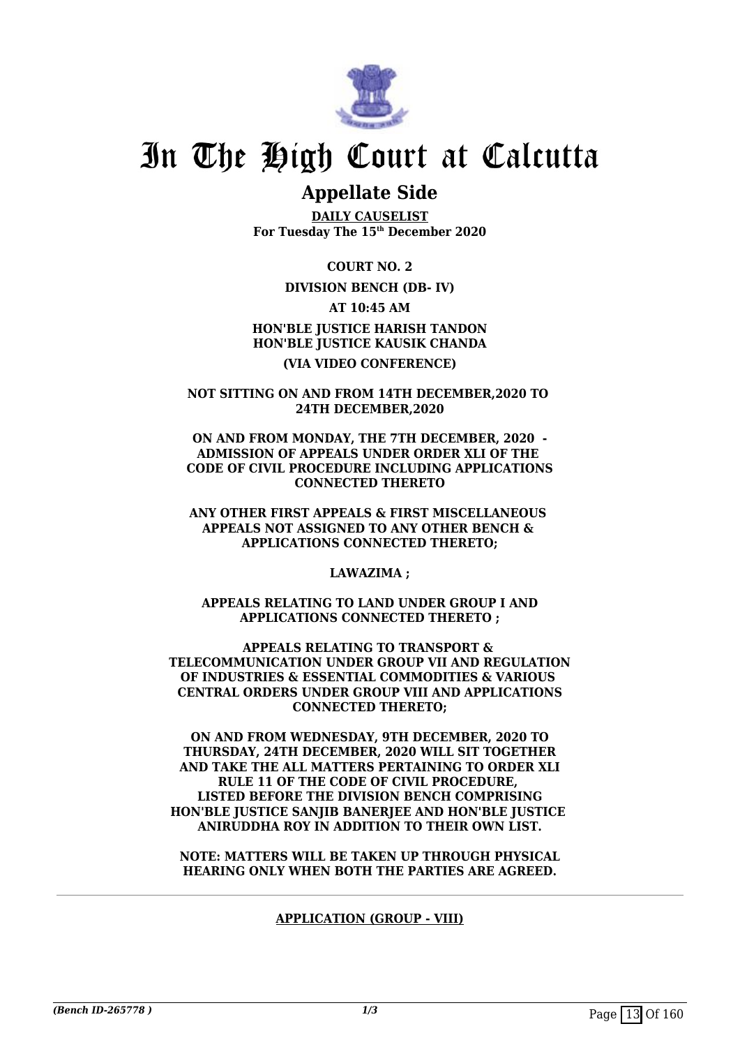# In The High Court at Calcutta

## Appellate Side

**DAILY CAUSELIST**
**For Tuesday The 15th December 2020**

**COURT NO. 2**

**DIVISION BENCH (DB- IV)**

**AT 10:45 AM**

**HON'BLE JUSTICE HARISH TANDON**
**HON'BLE JUSTICE KAUSIK CHANDA**

**(VIA VIDEO CONFERENCE)**

**NOT SITTING ON AND FROM 14TH DECEMBER,2020 TO 24TH DECEMBER,2020**

**ON AND FROM MONDAY, THE 7TH DECEMBER, 2020 - ADMISSION OF APPEALS UNDER ORDER XLI OF THE CODE OF CIVIL PROCEDURE INCLUDING APPLICATIONS CONNECTED THERETO**

**ANY OTHER FIRST APPEALS & FIRST MISCELLANEOUS APPEALS NOT ASSIGNED TO ANY OTHER BENCH & APPLICATIONS CONNECTED THERETO;**

**LAWAZIMA ;**

**APPEALS RELATING TO LAND UNDER GROUP I AND APPLICATIONS CONNECTED THERETO ;**

**APPEALS RELATING TO TRANSPORT & TELECOMMUNICATION UNDER GROUP VII AND REGULATION OF INDUSTRIES & ESSENTIAL COMMODITIES & VARIOUS CENTRAL ORDERS UNDER GROUP VIII AND APPLICATIONS CONNECTED THERETO;**

**ON AND FROM WEDNESDAY, 9TH DECEMBER, 2020 TO THURSDAY, 24TH DECEMBER, 2020 WILL SIT TOGETHER AND TAKE THE ALL MATTERS PERTAINING TO ORDER XLI RULE 11 OF THE CODE OF CIVIL PROCEDURE, LISTED BEFORE THE DIVISION BENCH COMPRISING HON'BLE JUSTICE SANJIB BANERJEE AND HON'BLE JUSTICE ANIRUDDHA ROY IN ADDITION TO THEIR OWN LIST.**

**NOTE: MATTERS WILL BE TAKEN UP THROUGH PHYSICAL HEARING ONLY WHEN BOTH THE PARTIES ARE AGREED.**

---

**APPLICATION (GROUP - VIII)**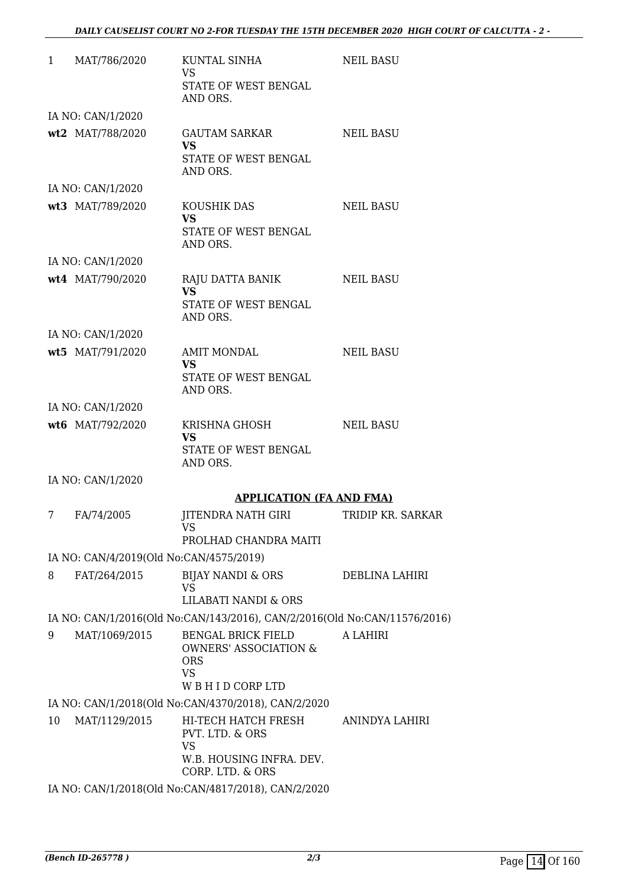| | | | |
|---|---|---|---|
| 1 | MAT/786/2020 | KUNTAL SINHA<br>VS<br>STATE OF WEST BENGAL AND ORS. | NEIL BASU |
| | IA NO: CAN/1/2020 | | |
| **wt2** | MAT/788/2020 | GAUTAM SARKAR<br>**VS**<br>STATE OF WEST BENGAL AND ORS. | NEIL BASU |
| | IA NO: CAN/1/2020 | | |
| **wt3** | MAT/789/2020 | KOUSHIK DAS<br>**VS**<br>STATE OF WEST BENGAL AND ORS. | NEIL BASU |
| | IA NO: CAN/1/2020 | | |
| **wt4** | MAT/790/2020 | RAJU DATTA BANIK<br>**VS**<br>STATE OF WEST BENGAL AND ORS. | NEIL BASU |
| | IA NO: CAN/1/2020 | | |
| **wt5** | MAT/791/2020 | AMIT MONDAL<br>**VS**<br>STATE OF WEST BENGAL AND ORS. | NEIL BASU |
| | IA NO: CAN/1/2020 | | |
| **wt6** | MAT/792/2020 | KRISHNA GHOSH<br>**VS**<br>STATE OF WEST BENGAL AND ORS. | NEIL BASU |
| | IA NO: CAN/1/2020 | | |

**APPLICATION (FA AND FMA)**

| | | | |
|---|---|---|---|
| 7 | FA/74/2005 | JITENDRA NATH GIRI<br>VS<br>PROLHAD CHANDRA MAITI | TRIDIP KR. SARKAR |
| | IA NO: CAN/4/2019(Old No:CAN/4575/2019) | | |
| 8 | FAT/264/2015 | BIJAY NANDI & ORS<br>VS<br>LILABATI NANDI & ORS | DEBLINA LAHIRI |
| | IA NO: CAN/1/2016(Old No:CAN/143/2016), CAN/2/2016(Old No:CAN/11576/2016) | | |
| 9 | MAT/1069/2015 | BENGAL BRICK FIELD OWNERS' ASSOCIATION & ORS<br>VS<br>W B H I D CORP LTD | A LAHIRI |
| | IA NO: CAN/1/2018(Old No:CAN/4370/2018), CAN/2/2020 | | |
| 10 | MAT/1129/2015 | HI-TECH HATCH FRESH PVT. LTD. & ORS<br>VS<br>W.B. HOUSING INFRA. DEV. CORP. LTD. & ORS | ANINDYA LAHIRI |
| | IA NO: CAN/1/2018(Old No:CAN/4817/2018), CAN/2/2020 | | |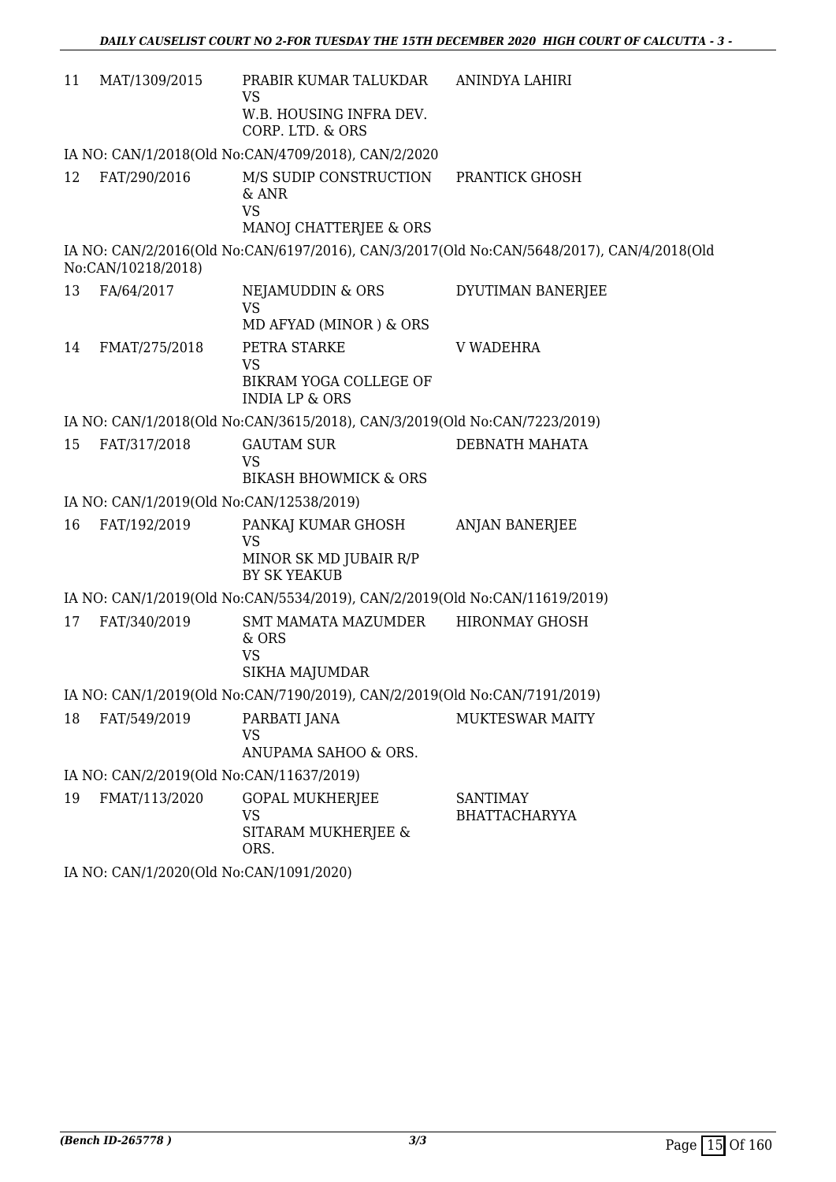| | | | |
|---|---|---|---|
| 11 | MAT/1309/2015 | PRABIR KUMAR TALUKDAR<br>VS<br>W.B. HOUSING INFRA DEV. CORP. LTD. & ORS | ANINDYA LAHIRI |

IA NO: CAN/1/2018(Old No:CAN/4709/2018), CAN/2/2020

| | | | |
|---|---|---|---|
| 12 | FAT/290/2016 | M/S SUDIP CONSTRUCTION & ANR<br>VS<br>MANOJ CHATTERJEE & ORS | PRANTICK GHOSH |

IA NO: CAN/2/2016(Old No:CAN/6197/2016), CAN/3/2017(Old No:CAN/5648/2017), CAN/4/2018(Old No:CAN/10218/2018)

| | | | |
|---|---|---|---|
| 13 | FA/64/2017 | NEJAMUDDIN & ORS<br>VS<br>MD AFYAD (MINOR ) & ORS | DYUTIMAN BANERJEE |
| 14 | FMAT/275/2018 | PETRA STARKE<br>VS<br>BIKRAM YOGA COLLEGE OF INDIA LP & ORS | V WADEHRA |

IA NO: CAN/1/2018(Old No:CAN/3615/2018), CAN/3/2019(Old No:CAN/7223/2019)

| | | | |
|---|---|---|---|
| 15 | FAT/317/2018 | GAUTAM SUR<br>VS<br>BIKASH BHOWMICK & ORS | DEBNATH MAHATA |

IA NO: CAN/1/2019(Old No:CAN/12538/2019)

| | | | |
|---|---|---|---|
| 16 | FAT/192/2019 | PANKAJ KUMAR GHOSH<br>VS<br>MINOR SK MD JUBAIR R/P BY SK YEAKUB | ANJAN BANERJEE |

IA NO: CAN/1/2019(Old No:CAN/5534/2019), CAN/2/2019(Old No:CAN/11619/2019)

| | | | |
|---|---|---|---|
| 17 | FAT/340/2019 | SMT MAMATA MAZUMDER & ORS<br>VS<br>SIKHA MAJUMDAR | HIRONMAY GHOSH |

IA NO: CAN/1/2019(Old No:CAN/7190/2019), CAN/2/2019(Old No:CAN/7191/2019)

| | | | |
|---|---|---|---|
| 18 | FAT/549/2019 | PARBATI JANA<br>VS<br>ANUPAMA SAHOO & ORS. | MUKTESWAR MAITY |

IA NO: CAN/2/2019(Old No:CAN/11637/2019)

| | | | |
|---|---|---|---|
| 19 | FMAT/113/2020 | GOPAL MUKHERJEE<br>VS<br>SITARAM MUKHERJEE & ORS. | SANTIMAY BHATTACHARYYA |

IA NO: CAN/1/2020(Old No:CAN/1091/2020)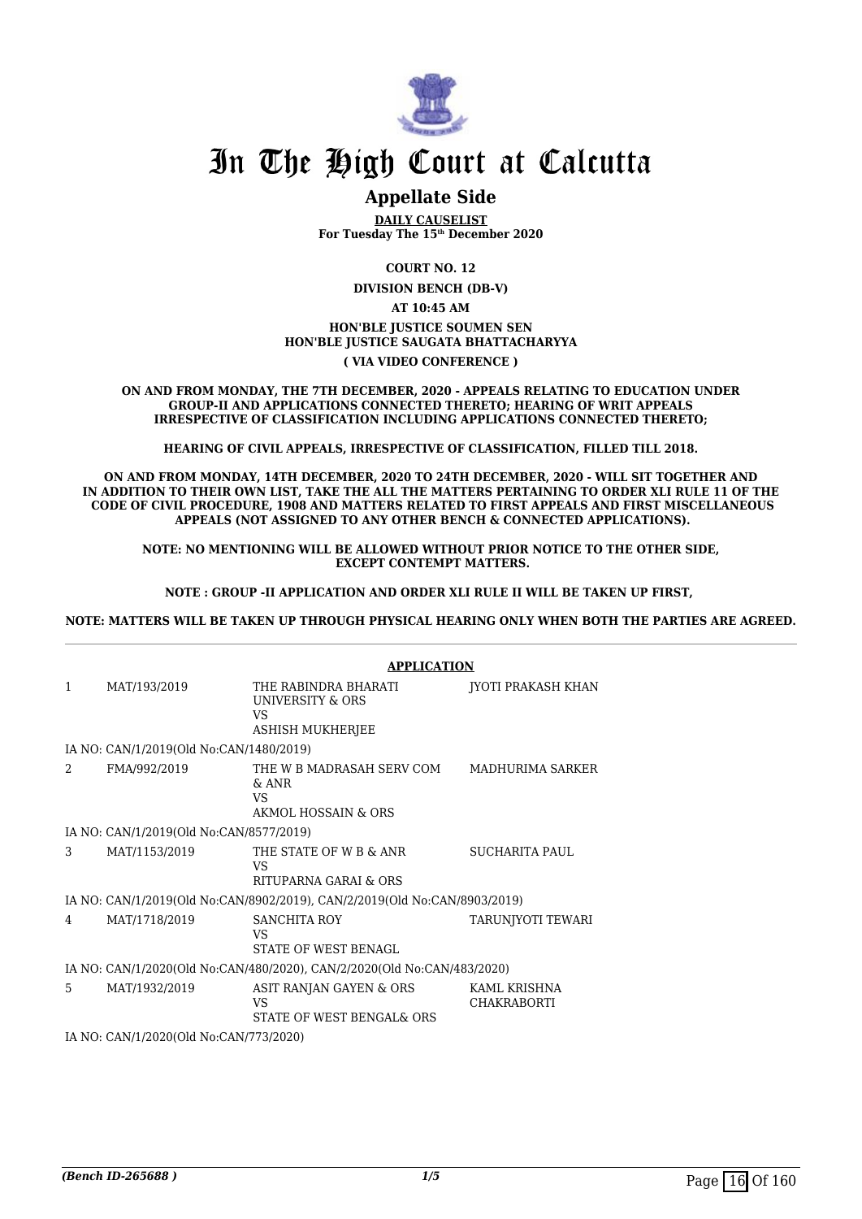# In The High Court at Calcutta

## Appellate Side

**DAILY CAUSELIST**
**For Tuesday The 15th December 2020**

**COURT NO. 12**

**DIVISION BENCH (DB-V)**

**AT 10:45 AM**

**HON'BLE JUSTICE SOUMEN SEN**
**HON'BLE JUSTICE SAUGATA BHATTACHARYYA**

**( VIA VIDEO CONFERENCE )**

**ON AND FROM MONDAY, THE 7TH DECEMBER, 2020 - APPEALS RELATING TO EDUCATION UNDER GROUP-II AND APPLICATIONS CONNECTED THERETO; HEARING OF WRIT APPEALS IRRESPECTIVE OF CLASSIFICATION INCLUDING APPLICATIONS CONNECTED THERETO;**

**HEARING OF CIVIL APPEALS, IRRESPECTIVE OF CLASSIFICATION, FILLED TILL 2018.**

**ON AND FROM MONDAY, 14TH DECEMBER, 2020 TO 24TH DECEMBER, 2020 - WILL SIT TOGETHER AND IN ADDITION TO THEIR OWN LIST, TAKE THE ALL THE MATTERS PERTAINING TO ORDER XLI RULE 11 OF THE CODE OF CIVIL PROCEDURE, 1908 AND MATTERS RELATED TO FIRST APPEALS AND FIRST MISCELLANEOUS APPEALS (NOT ASSIGNED TO ANY OTHER BENCH & CONNECTED APPLICATIONS).**

**NOTE: NO MENTIONING WILL BE ALLOWED WITHOUT PRIOR NOTICE TO THE OTHER SIDE, EXCEPT CONTEMPT MATTERS.**

**NOTE : GROUP -II APPLICATION AND ORDER XLI RULE II WILL BE TAKEN UP FIRST,**

**NOTE: MATTERS WILL BE TAKEN UP THROUGH PHYSICAL HEARING ONLY WHEN BOTH THE PARTIES ARE AGREED.**

**APPLICATION**

| | | | |
|---|---|---|---|
| 1 | MAT/193/2019 | THE RABINDRA BHARATI UNIVERSITY & ORS<br>VS<br>ASHISH MUKHERJEE | JYOTI PRAKASH KHAN |
| | IA NO: CAN/1/2019(Old No:CAN/1480/2019) | | |
| 2 | FMA/992/2019 | THE W B MADRASAH SERV COM & ANR<br>VS<br>AKMOL HOSSAIN & ORS | MADHURIMA SARKER |
| | IA NO: CAN/1/2019(Old No:CAN/8577/2019) | | |
| 3 | MAT/1153/2019 | THE STATE OF W B & ANR<br>VS<br>RITUPARNA GARAI & ORS | SUCHARITA PAUL |
| | IA NO: CAN/1/2019(Old No:CAN/8902/2019), CAN/2/2019(Old No:CAN/8903/2019) | | |
| 4 | MAT/1718/2019 | SANCHITA ROY<br>VS<br>STATE OF WEST BENAGL | TARUNJYOTI TEWARI |
| | IA NO: CAN/1/2020(Old No:CAN/480/2020), CAN/2/2020(Old No:CAN/483/2020) | | |
| 5 | MAT/1932/2019 | ASIT RANJAN GAYEN & ORS<br>VS<br>STATE OF WEST BENGAL& ORS | KAML KRISHNA CHAKRABORTI |
| | IA NO: CAN/1/2020(Old No:CAN/773/2020) | | |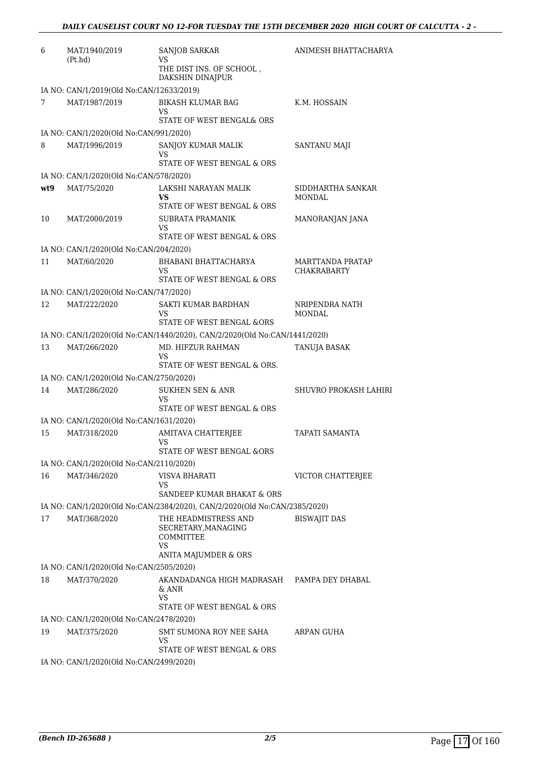| | | | |
|---|---|---|---|
| 6 | MAT/1940/2019 (Pt.hd) | SANJOB SARKAR<br>VS<br>THE DIST INS. OF SCHOOL , DAKSHIN DINAJPUR | ANIMESH BHATTACHARYA |
| IA NO: CAN/1/2019(Old No:CAN/12633/2019) | | | |
| 7 | MAT/1987/2019 | BIKASH KLUMAR BAG<br>VS<br>STATE OF WEST BENGAL& ORS | K.M. HOSSAIN |
| IA NO: CAN/1/2020(Old No:CAN/991/2020) | | | |
| 8 | MAT/1996/2019 | SANJOY KUMAR MALIK<br>VS<br>STATE OF WEST BENGAL & ORS | SANTANU MAJI |
| IA NO: CAN/1/2020(Old No:CAN/578/2020) | | | |
| **wt9** | MAT/75/2020 | LAKSHI NARAYAN MALIK<br>**VS**<br>STATE OF WEST BENGAL & ORS | SIDDHARTHA SANKAR MONDAL |
| 10 | MAT/2000/2019 | SUBRATA PRAMANIK<br>VS<br>STATE OF WEST BENGAL & ORS | MANORANJAN JANA |
| IA NO: CAN/1/2020(Old No:CAN/204/2020) | | | |
| 11 | MAT/60/2020 | BHABANI BHATTACHARYA<br>VS<br>STATE OF WEST BENGAL & ORS | MARTTANDA PRATAP CHAKRABARTY |
| IA NO: CAN/1/2020(Old No:CAN/747/2020) | | | |
| 12 | MAT/222/2020 | SAKTI KUMAR BARDHAN<br>VS<br>STATE OF WEST BENGAL &ORS | NRIPENDRA NATH MONDAL |
| IA NO: CAN/1/2020(Old No:CAN/1440/2020), CAN/2/2020(Old No:CAN/1441/2020) | | | |
| 13 | MAT/266/2020 | MD. HIFZUR RAHMAN<br>VS<br>STATE OF WEST BENGAL & ORS. | TANUJA BASAK |
| IA NO: CAN/1/2020(Old No:CAN/2750/2020) | | | |
| 14 | MAT/286/2020 | SUKHEN SEN & ANR<br>VS<br>STATE OF WEST BENGAL & ORS | SHUVRO PROKASH LAHIRI |
| IA NO: CAN/1/2020(Old No:CAN/1631/2020) | | | |
| 15 | MAT/318/2020 | AMITAVA CHATTERJEE<br>VS<br>STATE OF WEST BENGAL &ORS | TAPATI SAMANTA |
| IA NO: CAN/1/2020(Old No:CAN/2110/2020) | | | |
| 16 | MAT/346/2020 | VISVA BHARATI<br>VS<br>SANDEEP KUMAR BHAKAT & ORS | VICTOR CHATTERJEE |
| IA NO: CAN/1/2020(Old No:CAN/2384/2020), CAN/2/2020(Old No:CAN/2385/2020) | | | |
| 17 | MAT/368/2020 | THE HEADMISTRESS AND SECRETARY,MANAGING COMMITTEE<br>VS<br>ANITA MAJUMDER & ORS | BISWAJIT DAS |
| IA NO: CAN/1/2020(Old No:CAN/2505/2020) | | | |
| 18 | MAT/370/2020 | AKANDADANGA HIGH MADRASAH & ANR<br>VS<br>STATE OF WEST BENGAL & ORS | PAMPA DEY DHABAL |
| IA NO: CAN/1/2020(Old No:CAN/2478/2020) | | | |
| 19 | MAT/375/2020 | SMT SUMONA ROY NEE SAHA<br>VS<br>STATE OF WEST BENGAL & ORS | ARPAN GUHA |
| IA NO: CAN/1/2020(Old No:CAN/2499/2020) | | | |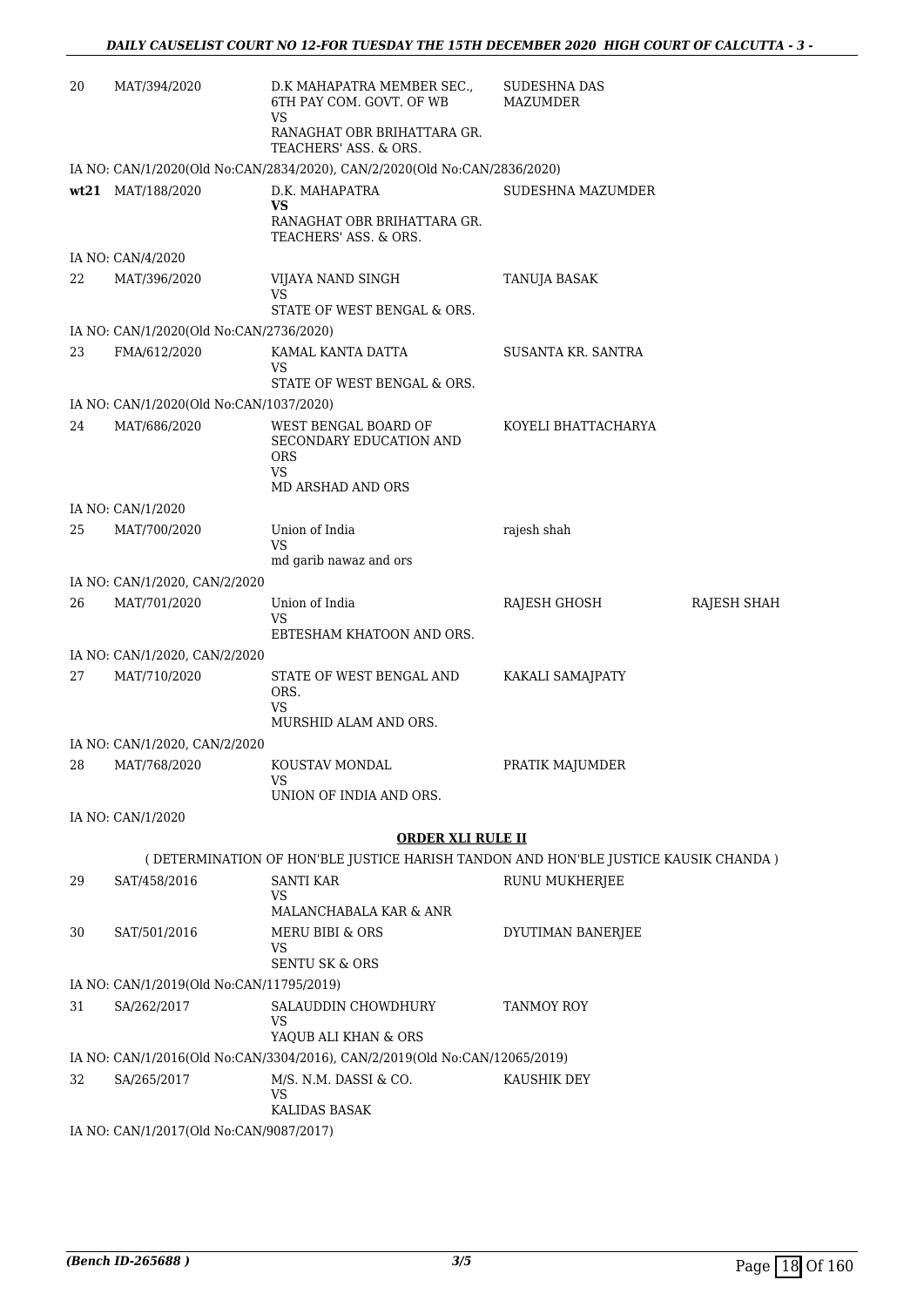| | | | | |
|---|---|---|---|---|
| 20 | MAT/394/2020 | D.K MAHAPATRA MEMBER SEC., 6TH PAY COM. GOVT. OF WB VS RANAGHAT OBR BRIHATTARA GR. TEACHERS' ASS. & ORS. | SUDESHNA DAS MAZUMDER | |
| | IA NO: CAN/1/2020(Old No:CAN/2834/2020), CAN/2/2020(Old No:CAN/2836/2020) | | | |
| **wt21** | MAT/188/2020 | D.K. MAHAPATRA **VS** RANAGHAT OBR BRIHATTARA GR. TEACHERS' ASS. & ORS. | SUDESHNA MAZUMDER | |
| | IA NO: CAN/4/2020 | | | |
| 22 | MAT/396/2020 | VIJAYA NAND SINGH VS STATE OF WEST BENGAL & ORS. | TANUJA BASAK | |
| | IA NO: CAN/1/2020(Old No:CAN/2736/2020) | | | |
| 23 | FMA/612/2020 | KAMAL KANTA DATTA VS STATE OF WEST BENGAL & ORS. | SUSANTA KR. SANTRA | |
| | IA NO: CAN/1/2020(Old No:CAN/1037/2020) | | | |
| 24 | MAT/686/2020 | WEST BENGAL BOARD OF SECONDARY EDUCATION AND ORS VS MD ARSHAD AND ORS | KOYELI BHATTACHARYA | |
| | IA NO: CAN/1/2020 | | | |
| 25 | MAT/700/2020 | Union of India VS md garib nawaz and ors | rajesh shah | |
| | IA NO: CAN/1/2020, CAN/2/2020 | | | |
| 26 | MAT/701/2020 | Union of India VS EBTESHAM KHATOON AND ORS. | RAJESH GHOSH | RAJESH SHAH |
| | IA NO: CAN/1/2020, CAN/2/2020 | | | |
| 27 | MAT/710/2020 | STATE OF WEST BENGAL AND ORS. VS MURSHID ALAM AND ORS. | KAKALI SAMAJPATY | |
| | IA NO: CAN/1/2020, CAN/2/2020 | | | |
| 28 | MAT/768/2020 | KOUSTAV MONDAL VS UNION OF INDIA AND ORS. | PRATIK MAJUMDER | |
| | IA NO: CAN/1/2020 | | | |

**ORDER XLI RULE II**

( DETERMINATION OF HON'BLE JUSTICE HARISH TANDON AND HON'BLE JUSTICE KAUSIK CHANDA )

| | | | |
|---|---|---|---|
| 29 | SAT/458/2016 | SANTI KAR VS MALANCHABALA KAR & ANR | RUNU MUKHERJEE |
| 30 | SAT/501/2016 | MERU BIBI & ORS VS SENTU SK & ORS | DYUTIMAN BANERJEE |
| | IA NO: CAN/1/2019(Old No:CAN/11795/2019) | | |
| 31 | SA/262/2017 | SALAUDDIN CHOWDHURY VS YAQUB ALI KHAN & ORS | TANMOY ROY |
| | IA NO: CAN/1/2016(Old No:CAN/3304/2016), CAN/2/2019(Old No:CAN/12065/2019) | | |
| 32 | SA/265/2017 | M/S. N.M. DASSI & CO. VS KALIDAS BASAK | KAUSHIK DEY |
| | IA NO: CAN/1/2017(Old No:CAN/9087/2017) | | |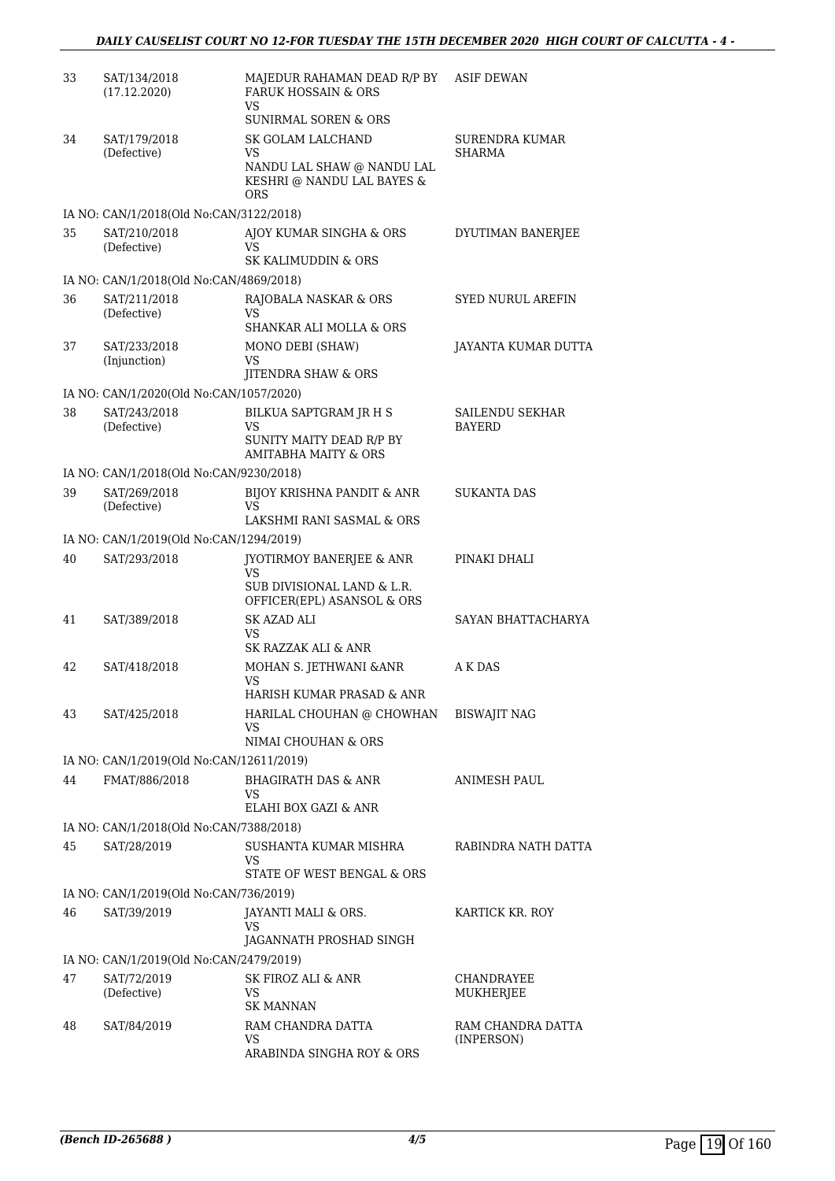| | | | |
|---|---|---|---|
| 33 | SAT/134/2018 (17.12.2020) | MAJEDUR RAHAMAN DEAD R/P BY FARUK HOSSAIN & ORS<br>VS<br>SUNIRMAL SOREN & ORS | ASIF DEWAN |
| 34 | SAT/179/2018 (Defective) | SK GOLAM LALCHAND<br>VS<br>NANDU LAL SHAW @ NANDU LAL KESHRI @ NANDU LAL BAYES & ORS | SURENDRA KUMAR SHARMA |
| | IA NO: CAN/1/2018(Old No:CAN/3122/2018) | | |
| 35 | SAT/210/2018 (Defective) | AJOY KUMAR SINGHA & ORS<br>VS<br>SK KALIMUDDIN & ORS | DYUTIMAN BANERJEE |
| | IA NO: CAN/1/2018(Old No:CAN/4869/2018) | | |
| 36 | SAT/211/2018 (Defective) | RAJOBALA NASKAR & ORS<br>VS<br>SHANKAR ALI MOLLA & ORS | SYED NURUL AREFIN |
| 37 | SAT/233/2018 (Injunction) | MONO DEBI (SHAW)<br>VS<br>JITENDRA SHAW & ORS | JAYANTA KUMAR DUTTA |
| | IA NO: CAN/1/2020(Old No:CAN/1057/2020) | | |
| 38 | SAT/243/2018 (Defective) | BILKUA SAPTGRAM JR H S<br>VS<br>SUNITY MAITY DEAD R/P BY AMITABHA MAITY & ORS | SAILENDU SEKHAR BAYERD |
| | IA NO: CAN/1/2018(Old No:CAN/9230/2018) | | |
| 39 | SAT/269/2018 (Defective) | BIJOY KRISHNA PANDIT & ANR<br>VS<br>LAKSHMI RANI SASMAL & ORS | SUKANTA DAS |
| | IA NO: CAN/1/2019(Old No:CAN/1294/2019) | | |
| 40 | SAT/293/2018 | JYOTIRMOY BANERJEE & ANR<br>VS<br>SUB DIVISIONAL LAND & L.R. OFFICER(EPL) ASANSOL & ORS | PINAKI DHALI |
| 41 | SAT/389/2018 | SK AZAD ALI<br>VS<br>SK RAZZAK ALI & ANR | SAYAN BHATTACHARYA |
| 42 | SAT/418/2018 | MOHAN S. JETHWANI &ANR<br>VS<br>HARISH KUMAR PRASAD & ANR | A K DAS |
| 43 | SAT/425/2018 | HARILAL CHOUHAN @ CHOWHAN<br>VS<br>NIMAI CHOUHAN & ORS | BISWAJIT NAG |
| | IA NO: CAN/1/2019(Old No:CAN/12611/2019) | | |
| 44 | FMAT/886/2018 | BHAGIRATH DAS & ANR<br>VS<br>ELAHI BOX GAZI & ANR | ANIMESH PAUL |
| | IA NO: CAN/1/2018(Old No:CAN/7388/2018) | | |
| 45 | SAT/28/2019 | SUSHANTA KUMAR MISHRA<br>VS<br>STATE OF WEST BENGAL & ORS | RABINDRA NATH DATTA |
| | IA NO: CAN/1/2019(Old No:CAN/736/2019) | | |
| 46 | SAT/39/2019 | JAYANTI MALI & ORS.<br>VS<br>JAGANNATH PROSHAD SINGH | KARTICK KR. ROY |
| | IA NO: CAN/1/2019(Old No:CAN/2479/2019) | | |
| 47 | SAT/72/2019 (Defective) | SK FIROZ ALI & ANR<br>VS<br>SK MANNAN | CHANDRAYEE MUKHERJEE |
| 48 | SAT/84/2019 | RAM CHANDRA DATTA<br>VS<br>ARABINDA SINGHA ROY & ORS | RAM CHANDRA DATTA (INPERSON) |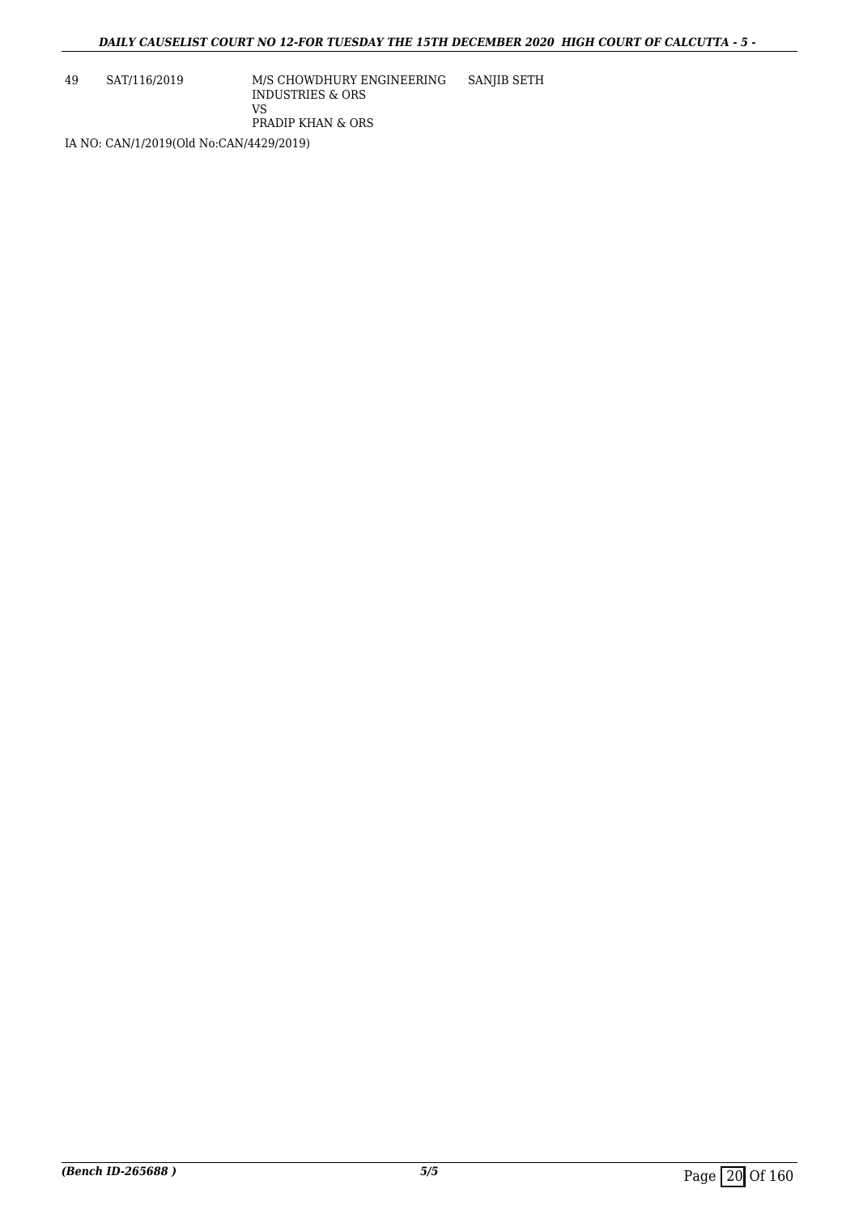| | | | |
|---|---|---|---|
| 49 | SAT/116/2019 | M/S CHOWDHURY ENGINEERING INDUSTRIES & ORS<br>VS<br>PRADIP KHAN & ORS | SANJIB SETH |

IA NO: CAN/1/2019(Old No:CAN/4429/2019)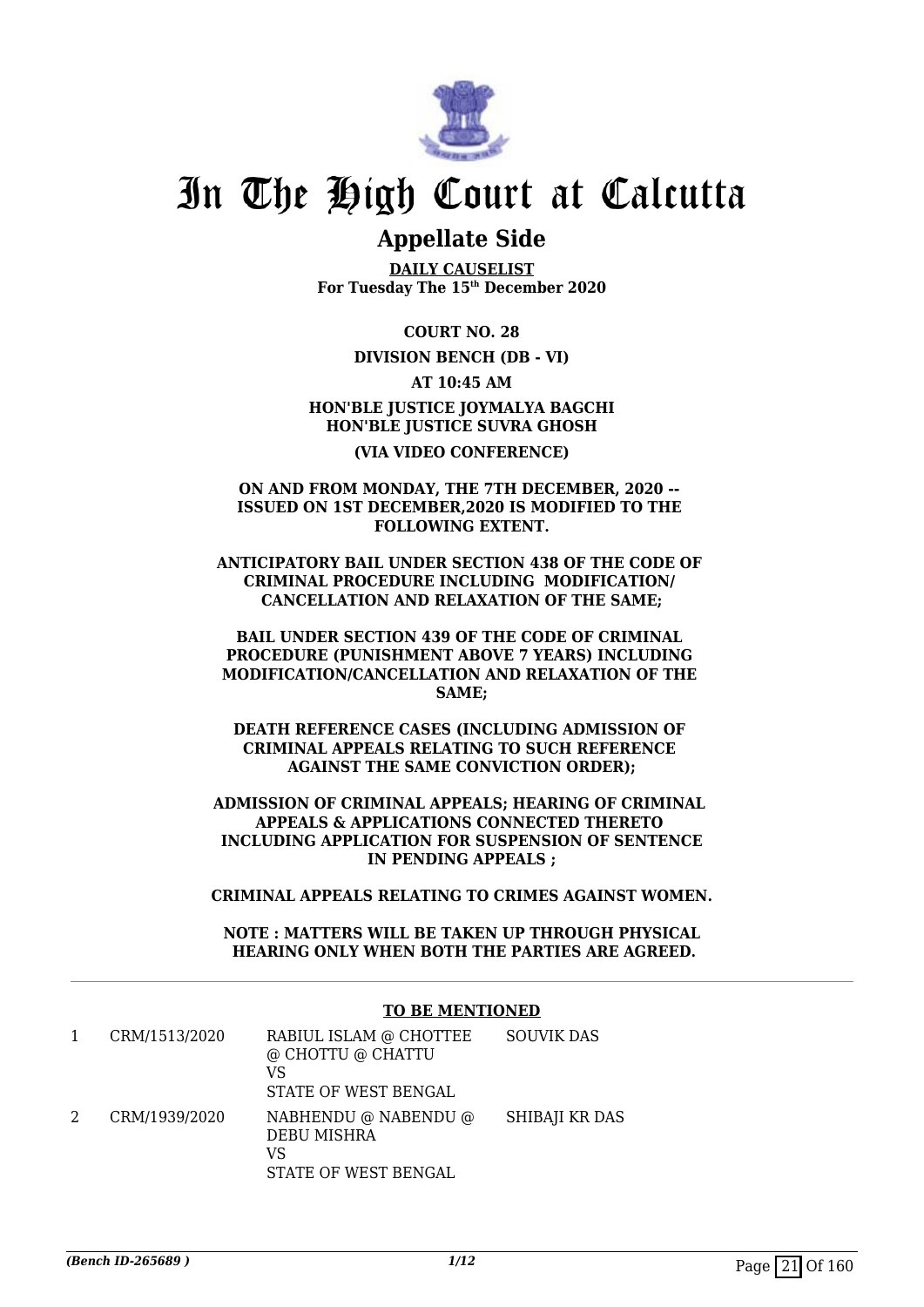# In The High Court at Calcutta

## Appellate Side

**DAILY CAUSELIST**
**For Tuesday The 15th December 2020**

**COURT NO. 28**

**DIVISION BENCH (DB - VI)**

**AT 10:45 AM**

**HON'BLE JUSTICE JOYMALYA BAGCHI**
**HON'BLE JUSTICE SUVRA GHOSH**

**(VIA VIDEO CONFERENCE)**

**ON AND FROM MONDAY, THE 7TH DECEMBER, 2020 -- ISSUED ON 1ST DECEMBER,2020 IS MODIFIED TO THE FOLLOWING EXTENT.**

**ANTICIPATORY BAIL UNDER SECTION 438 OF THE CODE OF CRIMINAL PROCEDURE INCLUDING MODIFICATION/ CANCELLATION AND RELAXATION OF THE SAME;**

**BAIL UNDER SECTION 439 OF THE CODE OF CRIMINAL PROCEDURE (PUNISHMENT ABOVE 7 YEARS) INCLUDING MODIFICATION/CANCELLATION AND RELAXATION OF THE SAME;**

**DEATH REFERENCE CASES (INCLUDING ADMISSION OF CRIMINAL APPEALS RELATING TO SUCH REFERENCE AGAINST THE SAME CONVICTION ORDER);**

**ADMISSION OF CRIMINAL APPEALS; HEARING OF CRIMINAL APPEALS & APPLICATIONS CONNECTED THERETO INCLUDING APPLICATION FOR SUSPENSION OF SENTENCE IN PENDING APPEALS ;**

**CRIMINAL APPEALS RELATING TO CRIMES AGAINST WOMEN.**

**NOTE : MATTERS WILL BE TAKEN UP THROUGH PHYSICAL HEARING ONLY WHEN BOTH THE PARTIES ARE AGREED.**

**TO BE MENTIONED**

| | | | |
|---|---|---|---|
| 1 | CRM/1513/2020 | RABIUL ISLAM @ CHOTTEE @ CHOTTU @ CHATTU<br>VS<br>STATE OF WEST BENGAL | SOUVIK DAS |
| 2 | CRM/1939/2020 | NABHENDU @ NABENDU @ DEBU MISHRA<br>VS<br>STATE OF WEST BENGAL | SHIBAJI KR DAS |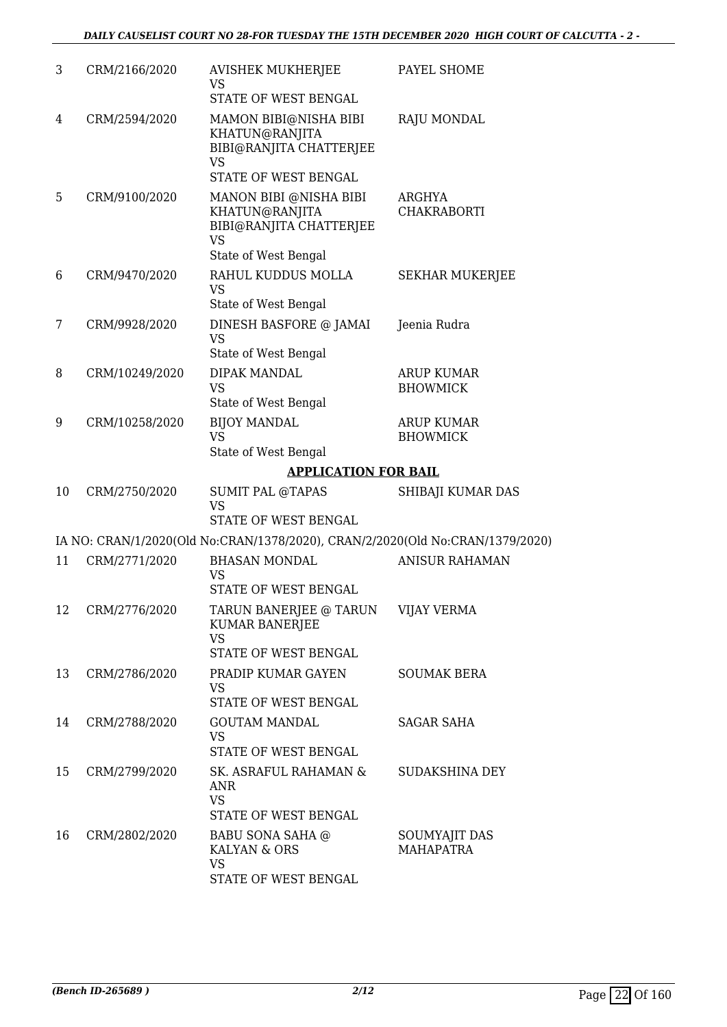| | | | |
|---|---|---|---|
| 3 | CRM/2166/2020 | AVISHEK MUKHERJEE<br>VS<br>STATE OF WEST BENGAL | PAYEL SHOME |
| 4 | CRM/2594/2020 | MAMON BIBI@NISHA BIBI KHATUN@RANJITA BIBI@RANJITA CHATTERJEE<br>VS<br>STATE OF WEST BENGAL | RAJU MONDAL |
| 5 | CRM/9100/2020 | MANON BIBI @NISHA BIBI KHATUN@RANJITA BIBI@RANJITA CHATTERJEE<br>VS<br>State of West Bengal | ARGHYA CHAKRABORTI |
| 6 | CRM/9470/2020 | RAHUL KUDDUS MOLLA<br>VS<br>State of West Bengal | SEKHAR MUKERJEE |
| 7 | CRM/9928/2020 | DINESH BASFORE @ JAMAI<br>VS<br>State of West Bengal | Jeenia Rudra |
| 8 | CRM/10249/2020 | DIPAK MANDAL<br>VS<br>State of West Bengal | ARUP KUMAR BHOWMICK |
| 9 | CRM/10258/2020 | BIJOY MANDAL<br>VS<br>State of West Bengal | ARUP KUMAR BHOWMICK |

**APPLICATION FOR BAIL**

| | | | |
|---|---|---|---|
| 10 | CRM/2750/2020 | SUMIT PAL @TAPAS<br>VS<br>STATE OF WEST BENGAL | SHIBAJI KUMAR DAS |

IA NO: CRAN/1/2020(Old No:CRAN/1378/2020), CRAN/2/2020(Old No:CRAN/1379/2020)

| | | | |
|---|---|---|---|
| 11 | CRM/2771/2020 | BHASAN MONDAL<br>VS<br>STATE OF WEST BENGAL | ANISUR RAHAMAN |
| 12 | CRM/2776/2020 | TARUN BANERJEE @ TARUN KUMAR BANERJEE<br>VS<br>STATE OF WEST BENGAL | VIJAY VERMA |
| 13 | CRM/2786/2020 | PRADIP KUMAR GAYEN<br>VS<br>STATE OF WEST BENGAL | SOUMAK BERA |
| 14 | CRM/2788/2020 | GOUTAM MANDAL<br>VS<br>STATE OF WEST BENGAL | SAGAR SAHA |
| 15 | CRM/2799/2020 | SK. ASRAFUL RAHAMAN & ANR<br>VS<br>STATE OF WEST BENGAL | SUDAKSHINA DEY |
| 16 | CRM/2802/2020 | BABU SONA SAHA @ KALYAN & ORS<br>VS<br>STATE OF WEST BENGAL | SOUMYAJIT DAS MAHAPATRA |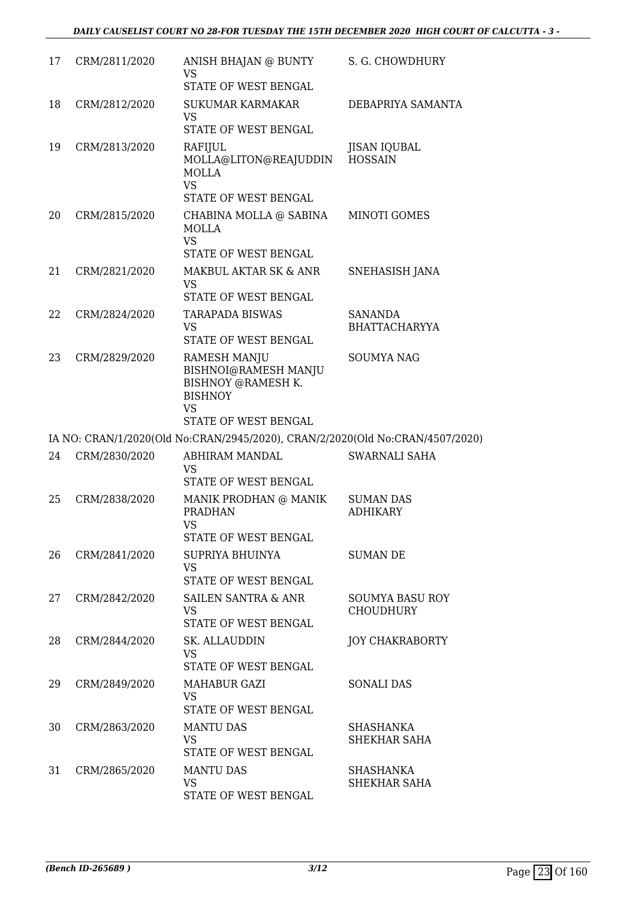| | | | |
|---|---|---|---|
| 17 | CRM/2811/2020 | ANISH BHAJAN @ BUNTY<br>VS<br>STATE OF WEST BENGAL | S. G. CHOWDHURY |
| 18 | CRM/2812/2020 | SUKUMAR KARMAKAR<br>VS<br>STATE OF WEST BENGAL | DEBAPRIYA SAMANTA |
| 19 | CRM/2813/2020 | RAFIJUL MOLLA@LITON@REAJUDDIN MOLLA<br>VS<br>STATE OF WEST BENGAL | JISAN IQUBAL HOSSAIN |
| 20 | CRM/2815/2020 | CHABINA MOLLA @ SABINA MOLLA<br>VS<br>STATE OF WEST BENGAL | MINOTI GOMES |
| 21 | CRM/2821/2020 | MAKBUL AKTAR SK & ANR<br>VS<br>STATE OF WEST BENGAL | SNEHASISH JANA |
| 22 | CRM/2824/2020 | TARAPADA BISWAS<br>VS<br>STATE OF WEST BENGAL | SANANDA BHATTACHARYYA |
| 23 | CRM/2829/2020 | RAMESH MANJU BISHNOI@RAMESH MANJU BISHNOY @RAMESH K. BISHNOY<br>VS<br>STATE OF WEST BENGAL | SOUMYA NAG |

IA NO: CRAN/1/2020(Old No:CRAN/2945/2020), CRAN/2/2020(Old No:CRAN/4507/2020)

| | | | |
|---|---|---|---|
| 24 | CRM/2830/2020 | ABHIRAM MANDAL<br>VS<br>STATE OF WEST BENGAL | SWARNALI SAHA |
| 25 | CRM/2838/2020 | MANIK PRODHAN @ MANIK PRADHAN<br>VS<br>STATE OF WEST BENGAL | SUMAN DAS ADHIKARY |
| 26 | CRM/2841/2020 | SUPRIYA BHUINYA<br>VS<br>STATE OF WEST BENGAL | SUMAN DE |
| 27 | CRM/2842/2020 | SAILEN SANTRA & ANR<br>VS<br>STATE OF WEST BENGAL | SOUMYA BASU ROY CHOUDHURY |
| 28 | CRM/2844/2020 | SK. ALLAUDDIN<br>VS<br>STATE OF WEST BENGAL | JOY CHAKRABORTY |
| 29 | CRM/2849/2020 | MAHABUR GAZI<br>VS<br>STATE OF WEST BENGAL | SONALI DAS |
| 30 | CRM/2863/2020 | MANTU DAS<br>VS<br>STATE OF WEST BENGAL | SHASHANKA SHEKHAR SAHA |
| 31 | CRM/2865/2020 | MANTU DAS<br>VS<br>STATE OF WEST BENGAL | SHASHANKA SHEKHAR SAHA |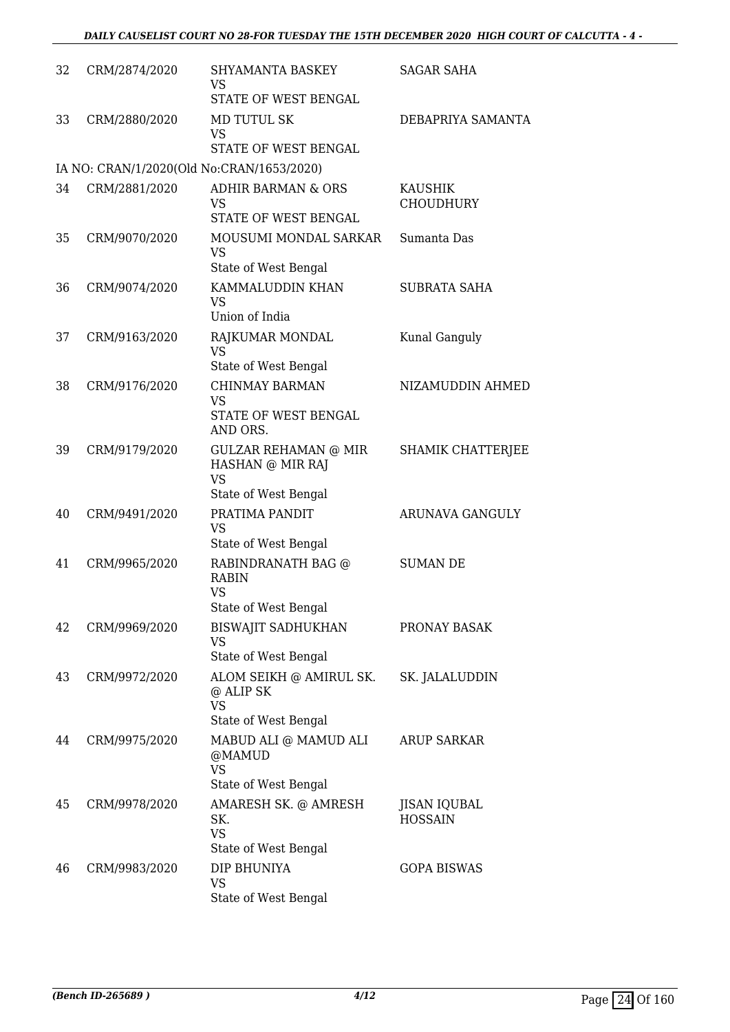| | | | |
|---|---|---|---|
| 32 | CRM/2874/2020 | SHYAMANTA BASKEY<br>VS<br>STATE OF WEST BENGAL | SAGAR SAHA |
| 33 | CRM/2880/2020 | MD TUTUL SK<br>VS<br>STATE OF WEST BENGAL | DEBAPRIYA SAMANTA |
| | IA NO: CRAN/1/2020(Old No:CRAN/1653/2020) | | |
| 34 | CRM/2881/2020 | ADHIR BARMAN & ORS<br>VS<br>STATE OF WEST BENGAL | KAUSHIK CHOUDHURY |
| 35 | CRM/9070/2020 | MOUSUMI MONDAL SARKAR<br>VS<br>State of West Bengal | Sumanta Das |
| 36 | CRM/9074/2020 | KAMMALUDDIN KHAN<br>VS<br>Union of India | SUBRATA SAHA |
| 37 | CRM/9163/2020 | RAJKUMAR MONDAL<br>VS<br>State of West Bengal | Kunal Ganguly |
| 38 | CRM/9176/2020 | CHINMAY BARMAN<br>VS<br>STATE OF WEST BENGAL AND ORS. | NIZAMUDDIN AHMED |
| 39 | CRM/9179/2020 | GULZAR REHAMAN @ MIR HASHAN @ MIR RAJ<br>VS<br>State of West Bengal | SHAMIK CHATTERJEE |
| 40 | CRM/9491/2020 | PRATIMA PANDIT<br>VS<br>State of West Bengal | ARUNAVA GANGULY |
| 41 | CRM/9965/2020 | RABINDRANATH BAG @ RABIN<br>VS<br>State of West Bengal | SUMAN DE |
| 42 | CRM/9969/2020 | BISWAJIT SADHUKHAN<br>VS<br>State of West Bengal | PRONAY BASAK |
| 43 | CRM/9972/2020 | ALOM SEIKH @ AMIRUL SK. @ ALIP SK<br>VS<br>State of West Bengal | SK. JALALUDDIN |
| 44 | CRM/9975/2020 | MABUD ALI @ MAMUD ALI @MAMUD<br>VS<br>State of West Bengal | ARUP SARKAR |
| 45 | CRM/9978/2020 | AMARESH SK. @ AMRESH SK.<br>VS<br>State of West Bengal | JISAN IQUBAL HOSSAIN |
| 46 | CRM/9983/2020 | DIP BHUNIYA<br>VS<br>State of West Bengal | GOPA BISWAS |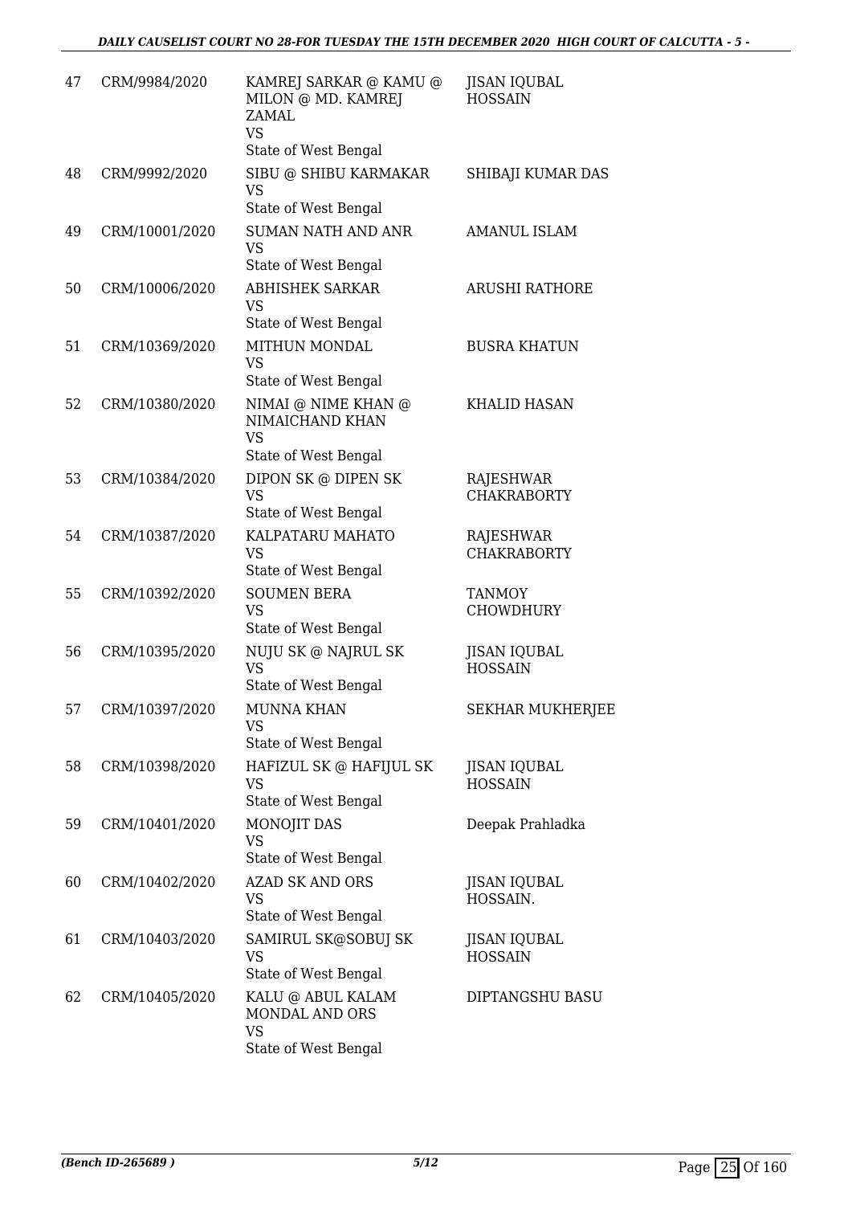| 47 | CRM/9984/2020 | KAMREJ SARKAR @ KAMU @ MILON @ MD. KAMREJ ZAMAL<br>VS<br>State of West Bengal | JISAN IQUBAL HOSSAIN |
|---|---|---|---|
| 48 | CRM/9992/2020 | SIBU @ SHIBU KARMAKAR<br>VS<br>State of West Bengal | SHIBAJI KUMAR DAS |
| 49 | CRM/10001/2020 | SUMAN NATH AND ANR<br>VS<br>State of West Bengal | AMANUL ISLAM |
| 50 | CRM/10006/2020 | ABHISHEK SARKAR<br>VS<br>State of West Bengal | ARUSHI RATHORE |
| 51 | CRM/10369/2020 | MITHUN MONDAL<br>VS<br>State of West Bengal | BUSRA KHATUN |
| 52 | CRM/10380/2020 | NIMAI @ NIME KHAN @ NIMAICHAND KHAN<br>VS<br>State of West Bengal | KHALID HASAN |
| 53 | CRM/10384/2020 | DIPON SK @ DIPEN SK<br>VS<br>State of West Bengal | RAJESHWAR CHAKRABORTY |
| 54 | CRM/10387/2020 | KALPATARU MAHATO<br>VS<br>State of West Bengal | RAJESHWAR CHAKRABORTY |
| 55 | CRM/10392/2020 | SOUMEN BERA<br>VS<br>State of West Bengal | TANMOY CHOWDHURY |
| 56 | CRM/10395/2020 | NUJU SK @ NAJRUL SK<br>VS<br>State of West Bengal | JISAN IQUBAL HOSSAIN |
| 57 | CRM/10397/2020 | MUNNA KHAN<br>VS<br>State of West Bengal | SEKHAR MUKHERJEE |
| 58 | CRM/10398/2020 | HAFIZUL SK @ HAFIJUL SK<br>VS<br>State of West Bengal | JISAN IQUBAL HOSSAIN |
| 59 | CRM/10401/2020 | MONOJIT DAS<br>VS<br>State of West Bengal | Deepak Prahladka |
| 60 | CRM/10402/2020 | AZAD SK AND ORS<br>VS<br>State of West Bengal | JISAN IQUBAL HOSSAIN. |
| 61 | CRM/10403/2020 | SAMIRUL SK@SOBUJ SK<br>VS<br>State of West Bengal | JISAN IQUBAL HOSSAIN |
| 62 | CRM/10405/2020 | KALU @ ABUL KALAM MONDAL AND ORS<br>VS<br>State of West Bengal | DIPTANGSHU BASU |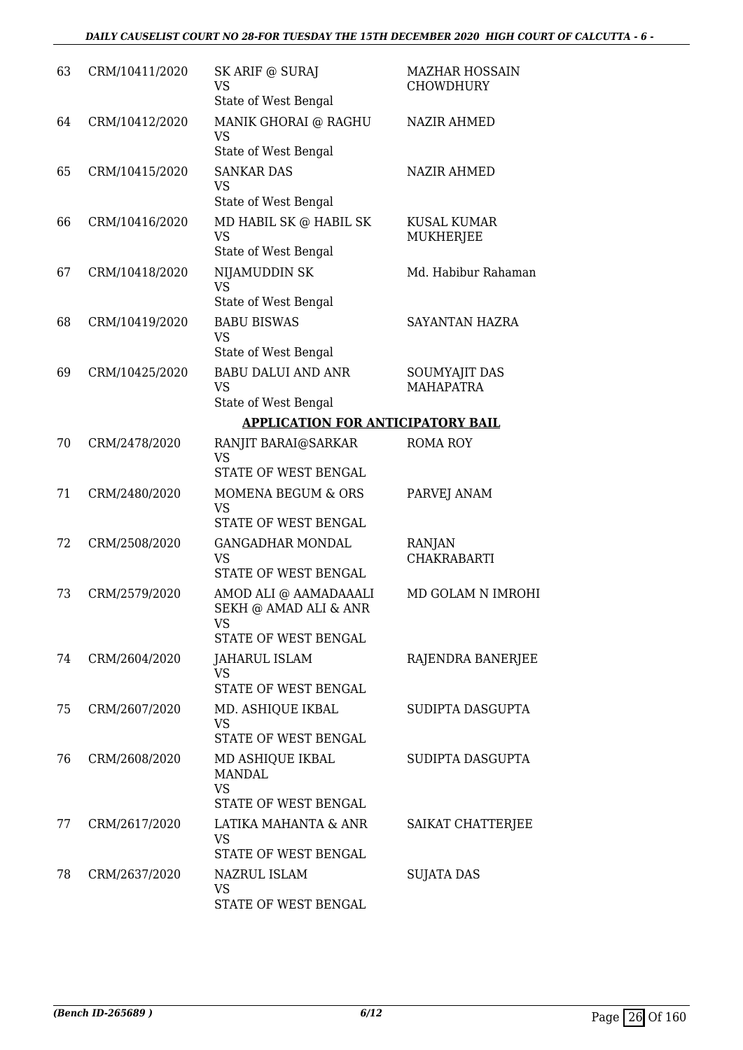| | | | |
|---|---|---|---|
| 63 | CRM/10411/2020 | SK ARIF @ SURAJ<br>VS<br>State of West Bengal | MAZHAR HOSSAIN CHOWDHURY |
| 64 | CRM/10412/2020 | MANIK GHORAI @ RAGHU<br>VS<br>State of West Bengal | NAZIR AHMED |
| 65 | CRM/10415/2020 | SANKAR DAS<br>VS<br>State of West Bengal | NAZIR AHMED |
| 66 | CRM/10416/2020 | MD HABIL SK @ HABIL SK<br>VS<br>State of West Bengal | KUSAL KUMAR MUKHERJEE |
| 67 | CRM/10418/2020 | NIJAMUDDIN SK<br>VS<br>State of West Bengal | Md. Habibur Rahaman |
| 68 | CRM/10419/2020 | BABU BISWAS<br>VS<br>State of West Bengal | SAYANTAN HAZRA |
| 69 | CRM/10425/2020 | BABU DALUI AND ANR<br>VS<br>State of West Bengal | SOUMYAJIT DAS MAHAPATRA |

**APPLICATION FOR ANTICIPATORY BAIL**

| | | | |
|---|---|---|---|
| 70 | CRM/2478/2020 | RANJIT BARAI@SARKAR<br>VS<br>STATE OF WEST BENGAL | ROMA ROY |
| 71 | CRM/2480/2020 | MOMENA BEGUM & ORS<br>VS<br>STATE OF WEST BENGAL | PARVEJ ANAM |
| 72 | CRM/2508/2020 | GANGADHAR MONDAL<br>VS<br>STATE OF WEST BENGAL | RANJAN CHAKRABARTI |
| 73 | CRM/2579/2020 | AMOD ALI @ AAMADAAALI SEKH @ AMAD ALI & ANR<br>VS<br>STATE OF WEST BENGAL | MD GOLAM N IMROHI |
| 74 | CRM/2604/2020 | JAHARUL ISLAM<br>VS<br>STATE OF WEST BENGAL | RAJENDRA BANERJEE |
| 75 | CRM/2607/2020 | MD. ASHIQUE IKBAL<br>VS<br>STATE OF WEST BENGAL | SUDIPTA DASGUPTA |
| 76 | CRM/2608/2020 | MD ASHIQUE IKBAL MANDAL<br>VS<br>STATE OF WEST BENGAL | SUDIPTA DASGUPTA |
| 77 | CRM/2617/2020 | LATIKA MAHANTA & ANR<br>VS<br>STATE OF WEST BENGAL | SAIKAT CHATTERJEE |
| 78 | CRM/2637/2020 | NAZRUL ISLAM<br>VS<br>STATE OF WEST BENGAL | SUJATA DAS |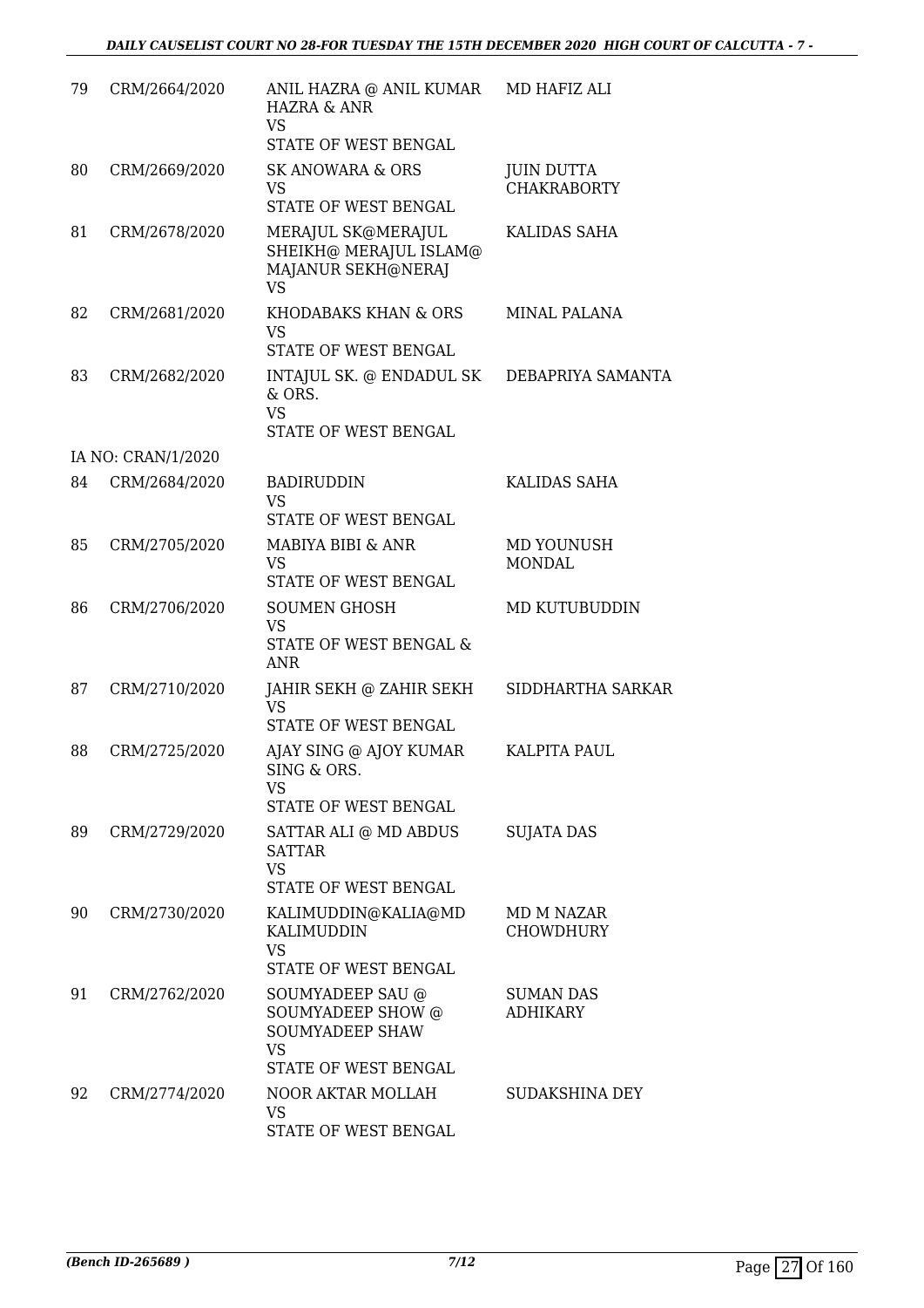| 79 | CRM/2664/2020 | ANIL HAZRA @ ANIL KUMAR HAZRA & ANR VS STATE OF WEST BENGAL | MD HAFIZ ALI |
|---|---|---|---|
| 80 | CRM/2669/2020 | SK ANOWARA & ORS VS STATE OF WEST BENGAL | JUIN DUTTA CHAKRABORTY |
| 81 | CRM/2678/2020 | MERAJUL SK@MERAJUL SHEIKH@ MERAJUL ISLAM@ MAJANUR SEKH@NERAJ VS | KALIDAS SAHA |
| 82 | CRM/2681/2020 | KHODABAKS KHAN & ORS VS STATE OF WEST BENGAL | MINAL PALANA |
| 83 | CRM/2682/2020 | INTAJUL SK. @ ENDADUL SK & ORS. VS STATE OF WEST BENGAL | DEBAPRIYA SAMANTA |
| | IA NO: CRAN/1/2020 | | |
| 84 | CRM/2684/2020 | BADIRUDDIN VS STATE OF WEST BENGAL | KALIDAS SAHA |
| 85 | CRM/2705/2020 | MABIYA BIBI & ANR VS STATE OF WEST BENGAL | MD YOUNUSH MONDAL |
| 86 | CRM/2706/2020 | SOUMEN GHOSH VS STATE OF WEST BENGAL & ANR | MD KUTUBUDDIN |
| 87 | CRM/2710/2020 | JAHIR SEKH @ ZAHIR SEKH VS STATE OF WEST BENGAL | SIDDHARTHA SARKAR |
| 88 | CRM/2725/2020 | AJAY SING @ AJOY KUMAR SING & ORS. VS STATE OF WEST BENGAL | KALPITA PAUL |
| 89 | CRM/2729/2020 | SATTAR ALI @ MD ABDUS SATTAR VS STATE OF WEST BENGAL | SUJATA DAS |
| 90 | CRM/2730/2020 | KALIMUDDIN@KALIA@MD KALIMUDDIN VS STATE OF WEST BENGAL | MD M NAZAR CHOWDHURY |
| 91 | CRM/2762/2020 | SOUMYADEEP SAU @ SOUMYADEEP SHOW @ SOUMYADEEP SHAW VS STATE OF WEST BENGAL | SUMAN DAS ADHIKARY |
| 92 | CRM/2774/2020 | NOOR AKTAR MOLLAH VS STATE OF WEST BENGAL | SUDAKSHINA DEY |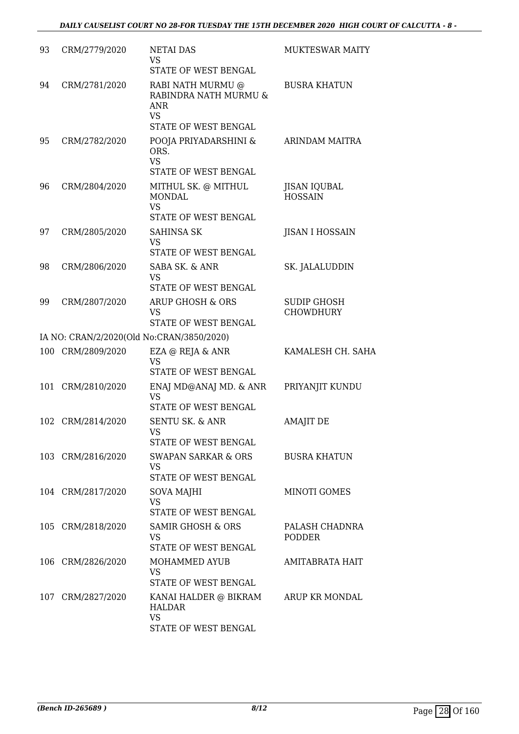| | | | |
|---|---|---|---|
| 93 | CRM/2779/2020 | NETAI DAS<br>VS<br>STATE OF WEST BENGAL | MUKTESWAR MAITY |
| 94 | CRM/2781/2020 | RABI NATH MURMU @ RABINDRA NATH MURMU & ANR<br>VS<br>STATE OF WEST BENGAL | BUSRA KHATUN |
| 95 | CRM/2782/2020 | POOJA PRIYADARSHINI & ORS.<br>VS<br>STATE OF WEST BENGAL | ARINDAM MAITRA |
| 96 | CRM/2804/2020 | MITHUL SK. @ MITHUL MONDAL<br>VS<br>STATE OF WEST BENGAL | JISAN IQUBAL HOSSAIN |
| 97 | CRM/2805/2020 | SAHINSA SK<br>VS<br>STATE OF WEST BENGAL | JISAN I HOSSAIN |
| 98 | CRM/2806/2020 | SABA SK. & ANR<br>VS<br>STATE OF WEST BENGAL | SK. JALALUDDIN |
| 99 | CRM/2807/2020 | ARUP GHOSH & ORS<br>VS<br>STATE OF WEST BENGAL | SUDIP GHOSH CHOWDHURY |
| | IA NO: CRAN/2/2020(Old No:CRAN/3850/2020) | | |
| 100 | CRM/2809/2020 | EZA @ REJA & ANR<br>VS<br>STATE OF WEST BENGAL | KAMALESH CH. SAHA |
| 101 | CRM/2810/2020 | ENAJ MD@ANAJ MD. & ANR<br>VS<br>STATE OF WEST BENGAL | PRIYANJIT KUNDU |
| 102 | CRM/2814/2020 | SENTU SK. & ANR<br>VS<br>STATE OF WEST BENGAL | AMAJIT DE |
| 103 | CRM/2816/2020 | SWAPAN SARKAR & ORS<br>VS<br>STATE OF WEST BENGAL | BUSRA KHATUN |
| 104 | CRM/2817/2020 | SOVA MAJHI<br>VS<br>STATE OF WEST BENGAL | MINOTI GOMES |
| 105 | CRM/2818/2020 | SAMIR GHOSH & ORS<br>VS<br>STATE OF WEST BENGAL | PALASH CHADNRA PODDER |
| 106 | CRM/2826/2020 | MOHAMMED AYUB<br>VS<br>STATE OF WEST BENGAL | AMITABRATA HAIT |
| 107 | CRM/2827/2020 | KANAI HALDER @ BIKRAM HALDAR<br>VS<br>STATE OF WEST BENGAL | ARUP KR MONDAL |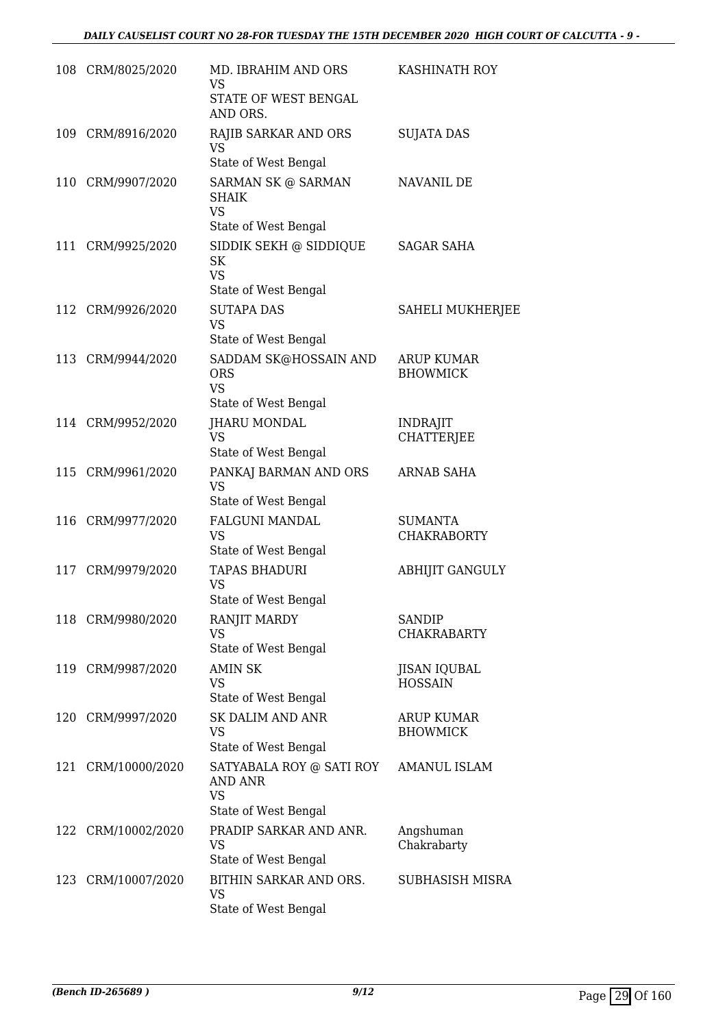| | | | |
|---|---|---|---|
| 108 | CRM/8025/2020 | MD. IBRAHIM AND ORS<br>VS<br>STATE OF WEST BENGAL AND ORS. | KASHINATH ROY |
| 109 | CRM/8916/2020 | RAJIB SARKAR AND ORS<br>VS<br>State of West Bengal | SUJATA DAS |
| 110 | CRM/9907/2020 | SARMAN SK @ SARMAN SHAIK<br>VS<br>State of West Bengal | NAVANIL DE |
| 111 | CRM/9925/2020 | SIDDIK SEKH @ SIDDIQUE SK<br>VS<br>State of West Bengal | SAGAR SAHA |
| 112 | CRM/9926/2020 | SUTAPA DAS<br>VS<br>State of West Bengal | SAHELI MUKHERJEE |
| 113 | CRM/9944/2020 | SADDAM SK@HOSSAIN AND ORS<br>VS<br>State of West Bengal | ARUP KUMAR BHOWMICK |
| 114 | CRM/9952/2020 | JHARU MONDAL<br>VS<br>State of West Bengal | INDRAJIT CHATTERJEE |
| 115 | CRM/9961/2020 | PANKAJ BARMAN AND ORS<br>VS<br>State of West Bengal | ARNAB SAHA |
| 116 | CRM/9977/2020 | FALGUNI MANDAL<br>VS<br>State of West Bengal | SUMANTA CHAKRABORTY |
| 117 | CRM/9979/2020 | TAPAS BHADURI<br>VS<br>State of West Bengal | ABHIJIT GANGULY |
| 118 | CRM/9980/2020 | RANJIT MARDY<br>VS<br>State of West Bengal | SANDIP CHAKRABARTY |
| 119 | CRM/9987/2020 | AMIN SK<br>VS<br>State of West Bengal | JISAN IQUBAL HOSSAIN |
| 120 | CRM/9997/2020 | SK DALIM AND ANR<br>VS<br>State of West Bengal | ARUP KUMAR BHOWMICK |
| 121 | CRM/10000/2020 | SATYABALA ROY @ SATI ROY AND ANR<br>VS<br>State of West Bengal | AMANUL ISLAM |
| 122 | CRM/10002/2020 | PRADIP SARKAR AND ANR.<br>VS<br>State of West Bengal | Angshuman Chakrabarty |
| 123 | CRM/10007/2020 | BITHIN SARKAR AND ORS.<br>VS<br>State of West Bengal | SUBHASISH MISRA |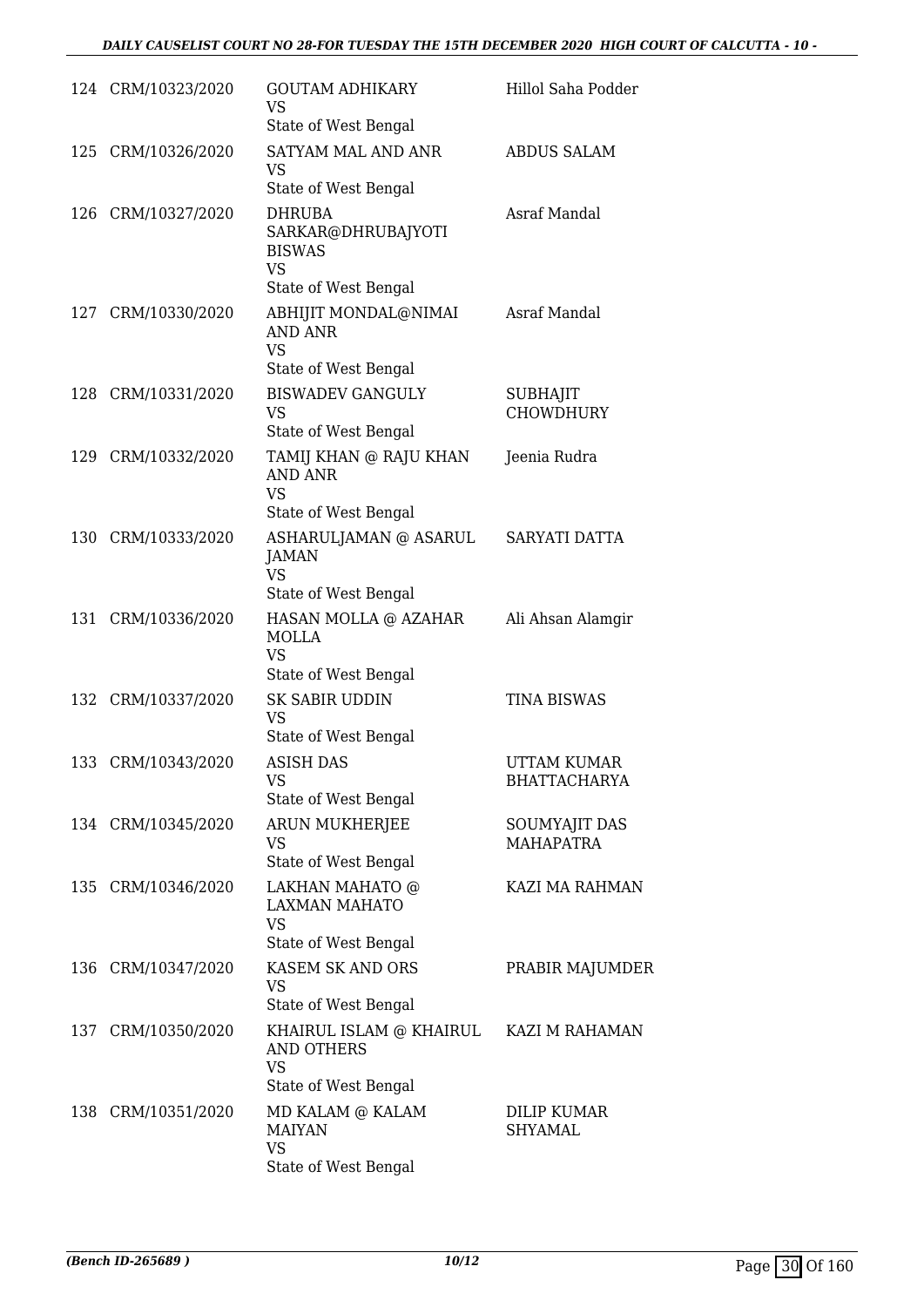| | | | |
|---|---|---|---|
| 124 | CRM/10323/2020 | GOUTAM ADHIKARY<br>VS<br>State of West Bengal | Hillol Saha Podder |
| 125 | CRM/10326/2020 | SATYAM MAL AND ANR<br>VS<br>State of West Bengal | ABDUS SALAM |
| 126 | CRM/10327/2020 | DHRUBA SARKAR@DHRUBAJYOTI BISWAS<br>VS<br>State of West Bengal | Asraf Mandal |
| 127 | CRM/10330/2020 | ABHIJIT MONDAL@NIMAI AND ANR<br>VS<br>State of West Bengal | Asraf Mandal |
| 128 | CRM/10331/2020 | BISWADEV GANGULY<br>VS<br>State of West Bengal | SUBHAJIT CHOWDHURY |
| 129 | CRM/10332/2020 | TAMIJ KHAN @ RAJU KHAN AND ANR<br>VS<br>State of West Bengal | Jeenia Rudra |
| 130 | CRM/10333/2020 | ASHARULJAMAN @ ASARUL JAMAN<br>VS<br>State of West Bengal | SARYATI DATTA |
| 131 | CRM/10336/2020 | HASAN MOLLA @ AZAHAR MOLLA<br>VS<br>State of West Bengal | Ali Ahsan Alamgir |
| 132 | CRM/10337/2020 | SK SABIR UDDIN<br>VS<br>State of West Bengal | TINA BISWAS |
| 133 | CRM/10343/2020 | ASISH DAS<br>VS<br>State of West Bengal | UTTAM KUMAR BHATTACHARYA |
| 134 | CRM/10345/2020 | ARUN MUKHERJEE<br>VS<br>State of West Bengal | SOUMYAJIT DAS MAHAPATRA |
| 135 | CRM/10346/2020 | LAKHAN MAHATO @ LAXMAN MAHATO<br>VS<br>State of West Bengal | KAZI MA RAHMAN |
| 136 | CRM/10347/2020 | KASEM SK AND ORS<br>VS<br>State of West Bengal | PRABIR MAJUMDER |
| 137 | CRM/10350/2020 | KHAIRUL ISLAM @ KHAIRUL AND OTHERS<br>VS<br>State of West Bengal | KAZI M RAHAMAN |
| 138 | CRM/10351/2020 | MD KALAM @ KALAM MAIYAN<br>VS<br>State of West Bengal | DILIP KUMAR SHYAMAL |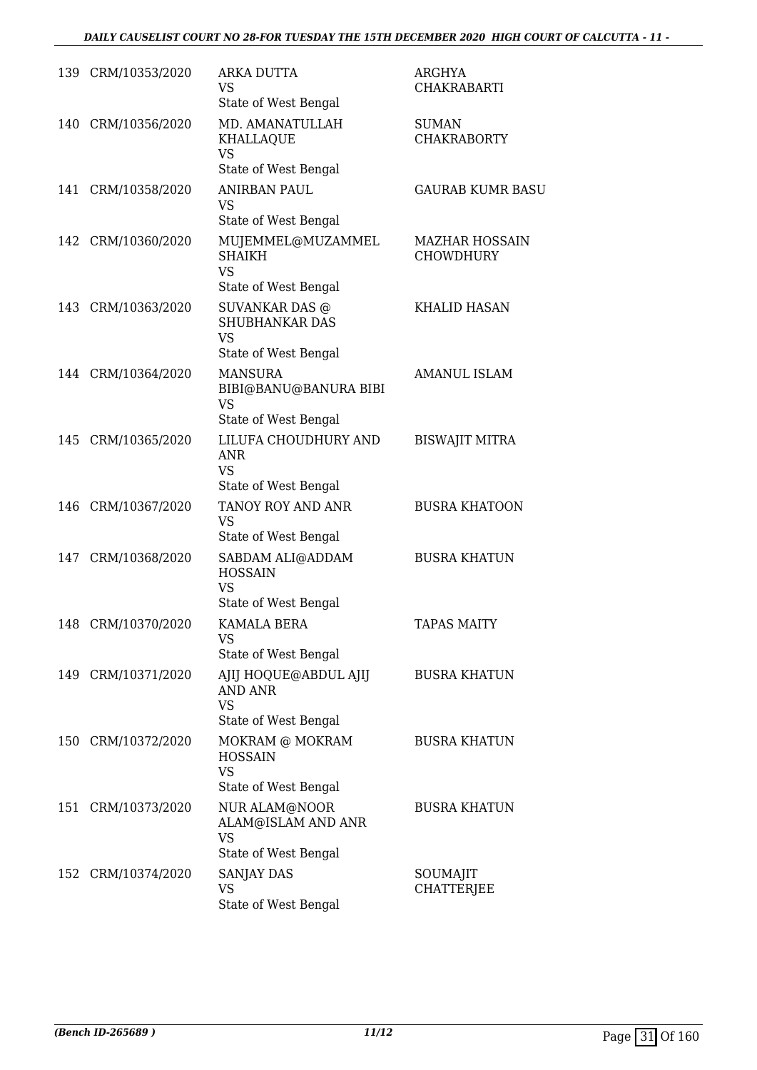| | | | |
|---|---|---|---|
| 139 | CRM/10353/2020 | ARKA DUTTA<br>VS<br>State of West Bengal | ARGHYA CHAKRABARTI |
| 140 | CRM/10356/2020 | MD. AMANATULLAH KHALLAQUE<br>VS<br>State of West Bengal | SUMAN CHAKRABORTY |
| 141 | CRM/10358/2020 | ANIRBAN PAUL<br>VS<br>State of West Bengal | GAURAB KUMR BASU |
| 142 | CRM/10360/2020 | MUJEMMEL@MUZAMMEL SHAIKH<br>VS<br>State of West Bengal | MAZHAR HOSSAIN CHOWDHURY |
| 143 | CRM/10363/2020 | SUVANKAR DAS @ SHUBHANKAR DAS<br>VS<br>State of West Bengal | KHALID HASAN |
| 144 | CRM/10364/2020 | MANSURA BIBI@BANU@BANURA BIBI<br>VS<br>State of West Bengal | AMANUL ISLAM |
| 145 | CRM/10365/2020 | LILUFA CHOUDHURY AND ANR<br>VS<br>State of West Bengal | BISWAJIT MITRA |
| 146 | CRM/10367/2020 | TANOY ROY AND ANR<br>VS<br>State of West Bengal | BUSRA KHATOON |
| 147 | CRM/10368/2020 | SABDAM ALI@ADDAM HOSSAIN<br>VS<br>State of West Bengal | BUSRA KHATUN |
| 148 | CRM/10370/2020 | KAMALA BERA<br>VS<br>State of West Bengal | TAPAS MAITY |
| 149 | CRM/10371/2020 | AJIJ HOQUE@ABDUL AJIJ AND ANR<br>VS<br>State of West Bengal | BUSRA KHATUN |
| 150 | CRM/10372/2020 | MOKRAM @ MOKRAM HOSSAIN<br>VS<br>State of West Bengal | BUSRA KHATUN |
| 151 | CRM/10373/2020 | NUR ALAM@NOOR ALAM@ISLAM AND ANR<br>VS<br>State of West Bengal | BUSRA KHATUN |
| 152 | CRM/10374/2020 | SANJAY DAS<br>VS<br>State of West Bengal | SOUMAJIT CHATTERJEE |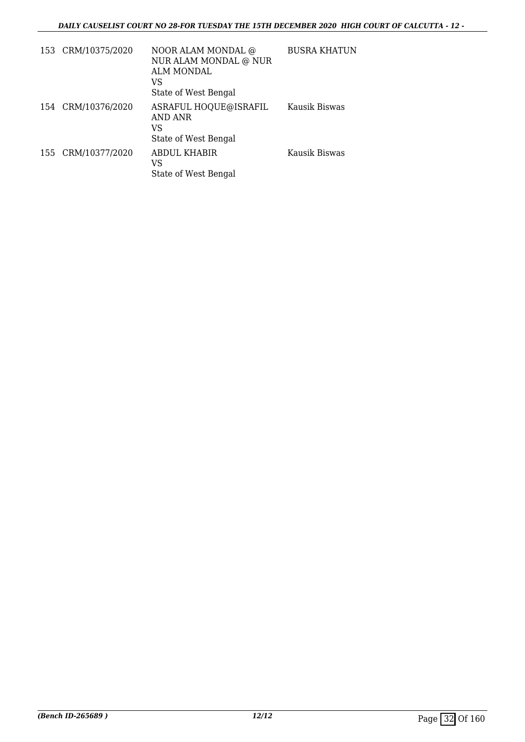| | | | |
|---|---|---|---|
| 153 | CRM/10375/2020 | NOOR ALAM MONDAL @ NUR ALAM MONDAL @ NUR ALM MONDAL<br>VS<br>State of West Bengal | BUSRA KHATUN |
| 154 | CRM/10376/2020 | ASRAFUL HOQUE@ISRAFIL AND ANR<br>VS<br>State of West Bengal | Kausik Biswas |
| 155 | CRM/10377/2020 | ABDUL KHABIR<br>VS<br>State of West Bengal | Kausik Biswas |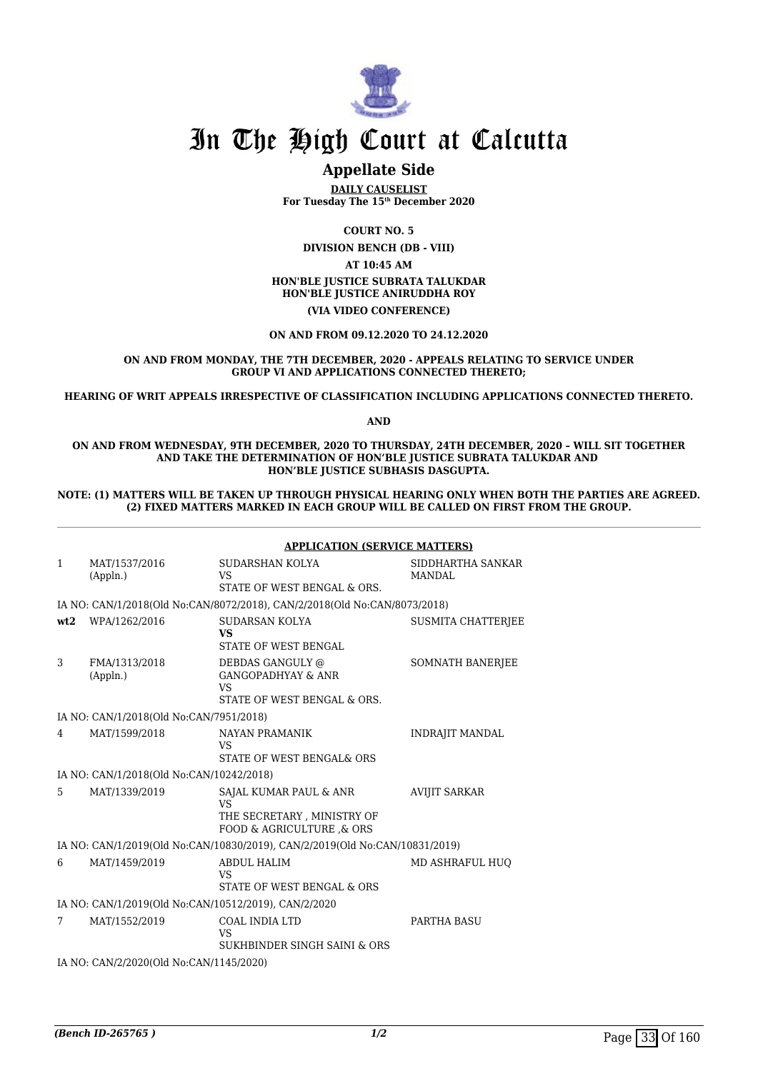# In The High Court at Calcutta

## Appellate Side

**DAILY CAUSELIST**
**For Tuesday The 15th December 2020**

**COURT NO. 5**

**DIVISION BENCH (DB - VIII)**

**AT 10:45 AM**

**HON'BLE JUSTICE SUBRATA TALUKDAR**
**HON'BLE JUSTICE ANIRUDDHA ROY**

**(VIA VIDEO CONFERENCE)**

**ON AND FROM 09.12.2020 TO 24.12.2020**

**ON AND FROM MONDAY, THE 7TH DECEMBER, 2020 - APPEALS RELATING TO SERVICE UNDER GROUP VI AND APPLICATIONS CONNECTED THERETO;**

**HEARING OF WRIT APPEALS IRRESPECTIVE OF CLASSIFICATION INCLUDING APPLICATIONS CONNECTED THERETO.**

**AND**

**ON AND FROM WEDNESDAY, 9TH DECEMBER, 2020 TO THURSDAY, 24TH DECEMBER, 2020 – WILL SIT TOGETHER AND TAKE THE DETERMINATION OF HON'BLE JUSTICE SUBRATA TALUKDAR AND HON'BLE JUSTICE SUBHASIS DASGUPTA.**

**NOTE: (1) MATTERS WILL BE TAKEN UP THROUGH PHYSICAL HEARING ONLY WHEN BOTH THE PARTIES ARE AGREED. (2) FIXED MATTERS MARKED IN EACH GROUP WILL BE CALLED ON FIRST FROM THE GROUP.**

**APPLICATION (SERVICE MATTERS)**

| | | | |
|---|---|---|---|
| 1 | MAT/1537/2016 (Appln.) | SUDARSHAN KOLYA VS STATE OF WEST BENGAL & ORS. | SIDDHARTHA SANKAR MANDAL |
| | IA NO: CAN/1/2018(Old No:CAN/8072/2018), CAN/2/2018(Old No:CAN/8073/2018) | | |
| wt2 | WPA/1262/2016 | SUDARSAN KOLYA **VS** STATE OF WEST BENGAL | SUSMITA CHATTERJEE |
| 3 | FMA/1313/2018 (Appln.) | DEBDAS GANGULY @ GANGOPADHYAY & ANR VS STATE OF WEST BENGAL & ORS. | SOMNATH BANERJEE |
| | IA NO: CAN/1/2018(Old No:CAN/7951/2018) | | |
| 4 | MAT/1599/2018 | NAYAN PRAMANIK VS STATE OF WEST BENGAL& ORS | INDRAJIT MANDAL |
| | IA NO: CAN/1/2018(Old No:CAN/10242/2018) | | |
| 5 | MAT/1339/2019 | SAJAL KUMAR PAUL & ANR VS THE SECRETARY , MINISTRY OF FOOD & AGRICULTURE ,& ORS | AVIJIT SARKAR |
| | IA NO: CAN/1/2019(Old No:CAN/10830/2019), CAN/2/2019(Old No:CAN/10831/2019) | | |
| 6 | MAT/1459/2019 | ABDUL HALIM VS STATE OF WEST BENGAL & ORS | MD ASHRAFUL HUQ |
| | IA NO: CAN/1/2019(Old No:CAN/10512/2019), CAN/2/2020 | | |
| 7 | MAT/1552/2019 | COAL INDIA LTD VS SUKHBINDER SINGH SAINI & ORS | PARTHA BASU |
| | IA NO: CAN/2/2020(Old No:CAN/1145/2020) | | |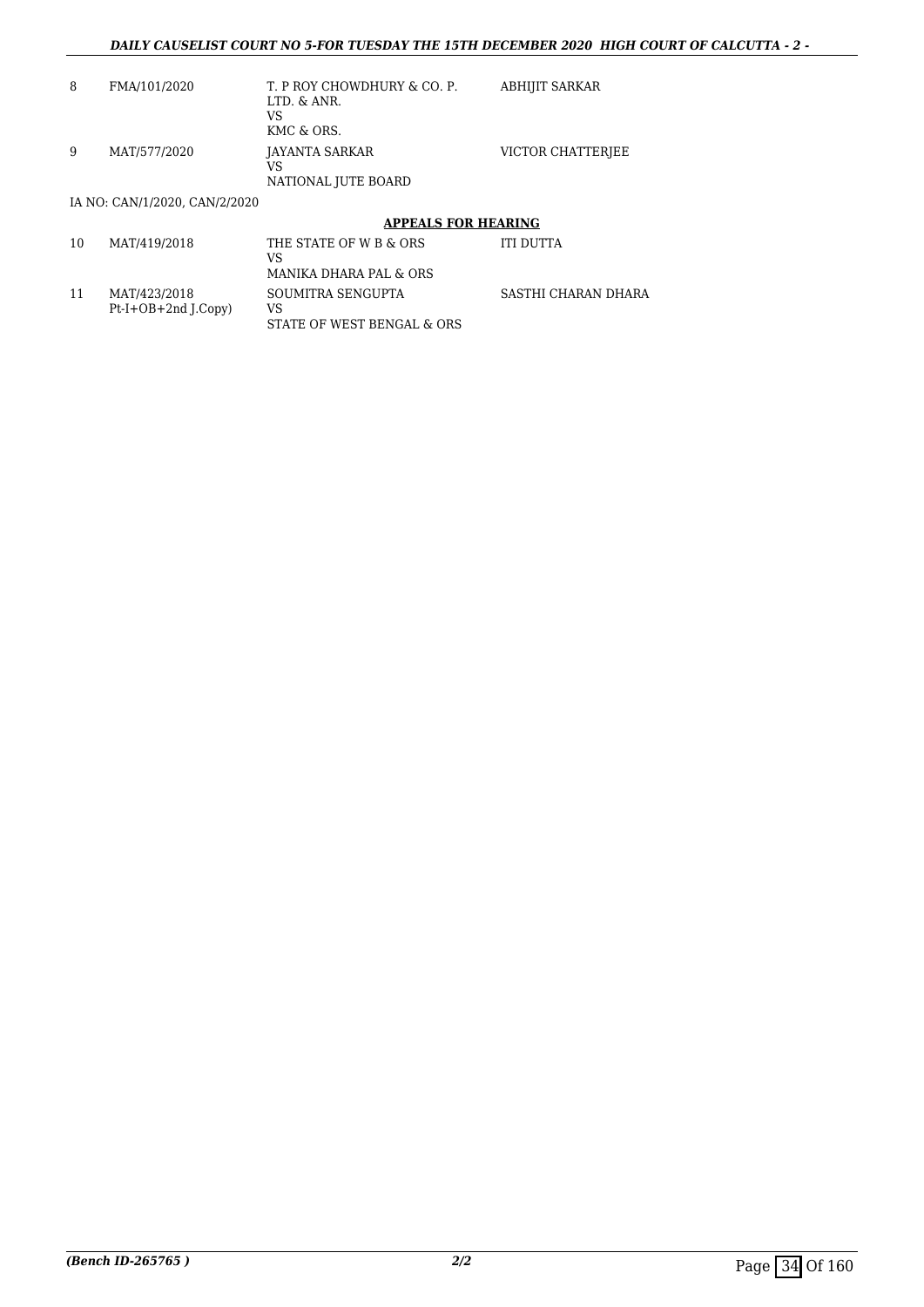| | | | |
|---|---|---|---|
| 8 | FMA/101/2020 | T. P ROY CHOWDHURY & CO. P. LTD. & ANR.<br>VS<br>KMC & ORS. | ABHIJIT SARKAR |
| 9 | MAT/577/2020 | JAYANTA SARKAR<br>VS<br>NATIONAL JUTE BOARD | VICTOR CHATTERJEE |

IA NO: CAN/1/2020, CAN/2/2020

**APPEALS FOR HEARING**

| | | | |
|---|---|---|---|
| 10 | MAT/419/2018 | THE STATE OF W B & ORS<br>VS<br>MANIKA DHARA PAL & ORS | ITI DUTTA |
| 11 | MAT/423/2018<br>Pt-I+OB+2nd J.Copy) | SOUMITRA SENGUPTA<br>VS<br>STATE OF WEST BENGAL & ORS | SASTHI CHARAN DHARA |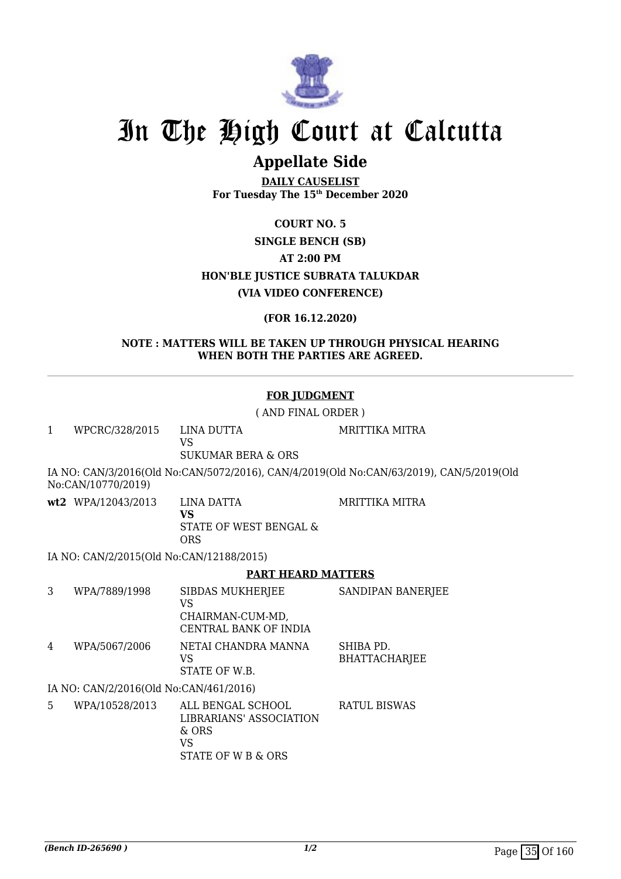# In The High Court at Calcutta

## Appellate Side

**DAILY CAUSELIST**
**For Tuesday The 15th December 2020**

**COURT NO. 5**

**SINGLE BENCH (SB)**

**AT 2:00 PM**

**HON'BLE JUSTICE SUBRATA TALUKDAR**

**(VIA VIDEO CONFERENCE)**

**(FOR 16.12.2020)**

**NOTE : MATTERS WILL BE TAKEN UP THROUGH PHYSICAL HEARING WHEN BOTH THE PARTIES ARE AGREED.**

---

**FOR JUDGMENT**

( AND FINAL ORDER )

| | | | |
|---|---|---|---|
| 1 | WPCRC/328/2015 | LINA DUTTA<br>VS<br>SUKUMAR BERA & ORS | MRITTIKA MITRA |

IA NO: CAN/3/2016(Old No:CAN/5072/2016), CAN/4/2019(Old No:CAN/63/2019), CAN/5/2019(Old No:CAN/10770/2019)

| | | | |
|---|---|---|---|
| **wt2** | WPA/12043/2013 | LINA DATTA<br>**VS**<br>STATE OF WEST BENGAL & ORS | MRITTIKA MITRA |

IA NO: CAN/2/2015(Old No:CAN/12188/2015)

**PART HEARD MATTERS**

| | | | |
|---|---|---|---|
| 3 | WPA/7889/1998 | SIBDAS MUKHERJEE<br>VS<br>CHAIRMAN-CUM-MD, CENTRAL BANK OF INDIA | SANDIPAN BANERJEE |
| 4 | WPA/5067/2006 | NETAI CHANDRA MANNA<br>VS<br>STATE OF W.B. | SHIBA PD. BHATTACHARJEE |

IA NO: CAN/2/2016(Old No:CAN/461/2016)

| | | | |
|---|---|---|---|
| 5 | WPA/10528/2013 | ALL BENGAL SCHOOL LIBRARIANS' ASSOCIATION & ORS<br>VS<br>STATE OF W B & ORS | RATUL BISWAS |

*(Bench ID-265690 )* *1/2*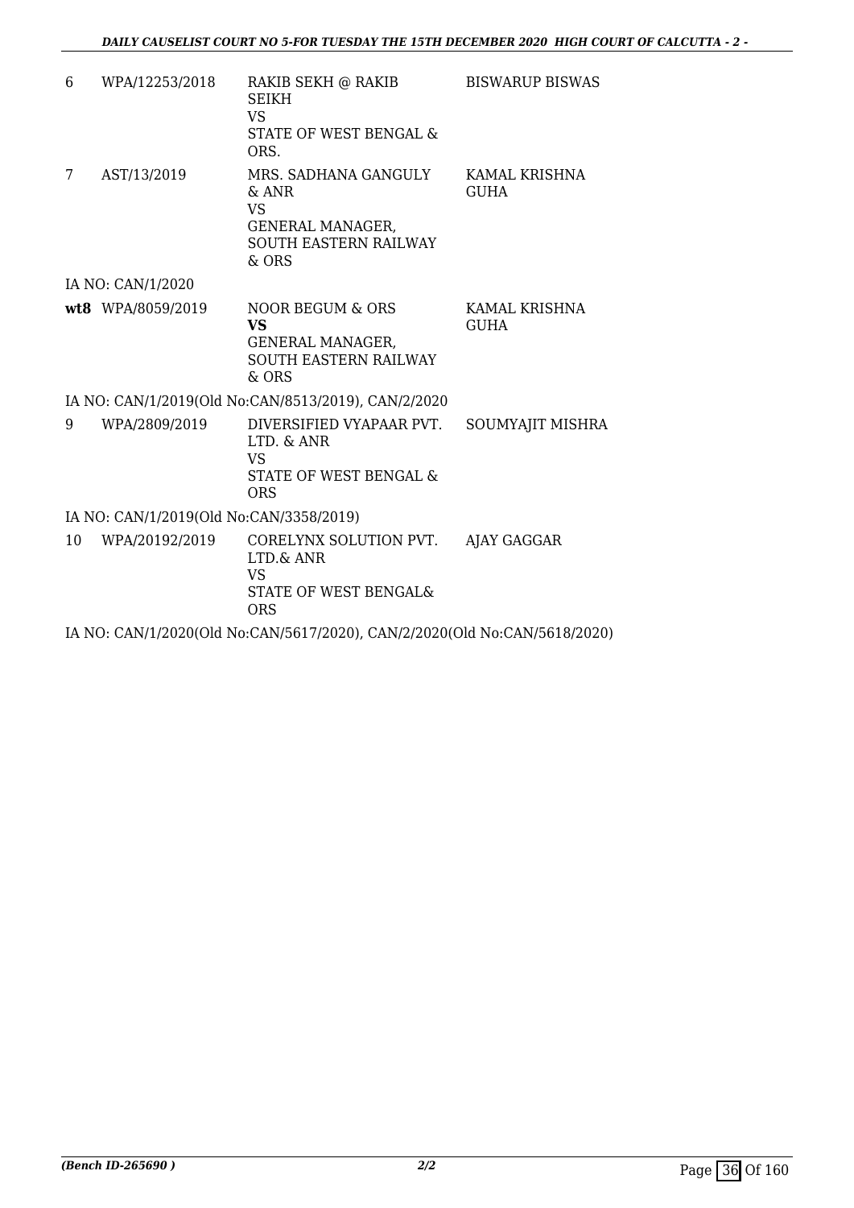| | | | |
|---|---|---|---|
| 6 | WPA/12253/2018 | RAKIB SEKH @ RAKIB SEIKH<br>VS<br>STATE OF WEST BENGAL & ORS. | BISWARUP BISWAS |
| 7 | AST/13/2019 | MRS. SADHANA GANGULY & ANR<br>VS<br>GENERAL MANAGER, SOUTH EASTERN RAILWAY & ORS | KAMAL KRISHNA GUHA |

IA NO: CAN/1/2020

| | | | |
|---|---|---|---|
| **wt8** | WPA/8059/2019 | NOOR BEGUM & ORS<br>**VS**<br>GENERAL MANAGER, SOUTH EASTERN RAILWAY & ORS | KAMAL KRISHNA GUHA |

IA NO: CAN/1/2019(Old No:CAN/8513/2019), CAN/2/2020

| | | | |
|---|---|---|---|
| 9 | WPA/2809/2019 | DIVERSIFIED VYAPAAR PVT. LTD. & ANR<br>VS<br>STATE OF WEST BENGAL & ORS | SOUMYAJIT MISHRA |

IA NO: CAN/1/2019(Old No:CAN/3358/2019)

| | | | |
|---|---|---|---|
| 10 | WPA/20192/2019 | CORELYNX SOLUTION PVT. LTD.& ANR<br>VS<br>STATE OF WEST BENGAL& ORS | AJAY GAGGAR |

IA NO: CAN/1/2020(Old No:CAN/5617/2020), CAN/2/2020(Old No:CAN/5618/2020)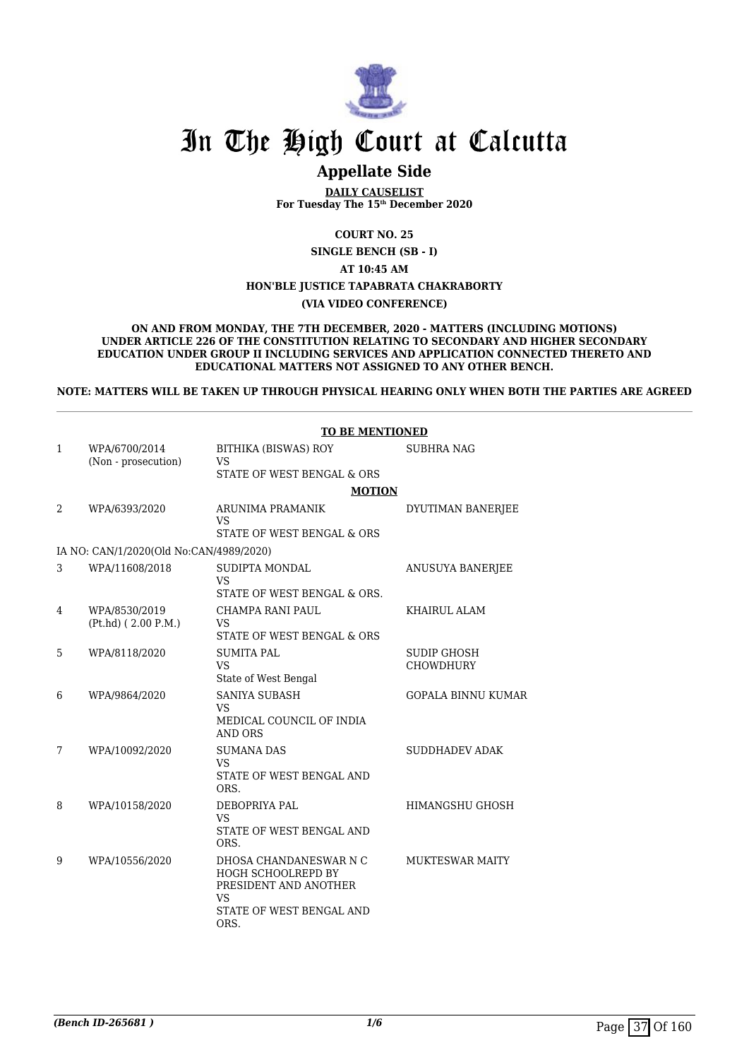# In The High Court at Calcutta

## Appellate Side

**DAILY CAUSELIST**
**For Tuesday The 15th December 2020**

**COURT NO. 25**

**SINGLE BENCH (SB - I)**

**AT 10:45 AM**

**HON'BLE JUSTICE TAPABRATA CHAKRABORTY**

**(VIA VIDEO CONFERENCE)**

**ON AND FROM MONDAY, THE 7TH DECEMBER, 2020 - MATTERS (INCLUDING MOTIONS) UNDER ARTICLE 226 OF THE CONSTITUTION RELATING TO SECONDARY AND HIGHER SECONDARY EDUCATION UNDER GROUP II INCLUDING SERVICES AND APPLICATION CONNECTED THERETO AND EDUCATIONAL MATTERS NOT ASSIGNED TO ANY OTHER BENCH.**

**NOTE: MATTERS WILL BE TAKEN UP THROUGH PHYSICAL HEARING ONLY WHEN BOTH THE PARTIES ARE AGREED**

**TO BE MENTIONED**

| | | | |
|---|---|---|---|
| 1 | WPA/6700/2014 (Non - prosecution) | BITHIKA (BISWAS) ROY VS STATE OF WEST BENGAL & ORS | SUBHRA NAG |

**MOTION**

| | | | |
|---|---|---|---|
| 2 | WPA/6393/2020 | ARUNIMA PRAMANIK VS STATE OF WEST BENGAL & ORS | DYUTIMAN BANERJEE |
| | IA NO: CAN/1/2020(Old No:CAN/4989/2020) | | |
| 3 | WPA/11608/2018 | SUDIPTA MONDAL VS STATE OF WEST BENGAL & ORS. | ANUSUYA BANERJEE |
| 4 | WPA/8530/2019 (Pt.hd) ( 2.00 P.M.) | CHAMPA RANI PAUL VS STATE OF WEST BENGAL & ORS | KHAIRUL ALAM |
| 5 | WPA/8118/2020 | SUMITA PAL VS State of West Bengal | SUDIP GHOSH CHOWDHURY |
| 6 | WPA/9864/2020 | SANIYA SUBASH VS MEDICAL COUNCIL OF INDIA AND ORS | GOPALA BINNU KUMAR |
| 7 | WPA/10092/2020 | SUMANA DAS VS STATE OF WEST BENGAL AND ORS. | SUDDHADEV ADAK |
| 8 | WPA/10158/2020 | DEBOPRIYA PAL VS STATE OF WEST BENGAL AND ORS. | HIMANGSHU GHOSH |
| 9 | WPA/10556/2020 | DHOSA CHANDANESWAR N C HOGH SCHOOLREPD BY PRESIDENT AND ANOTHER VS STATE OF WEST BENGAL AND ORS. | MUKTESWAR MAITY |

*(Bench ID-265681 )*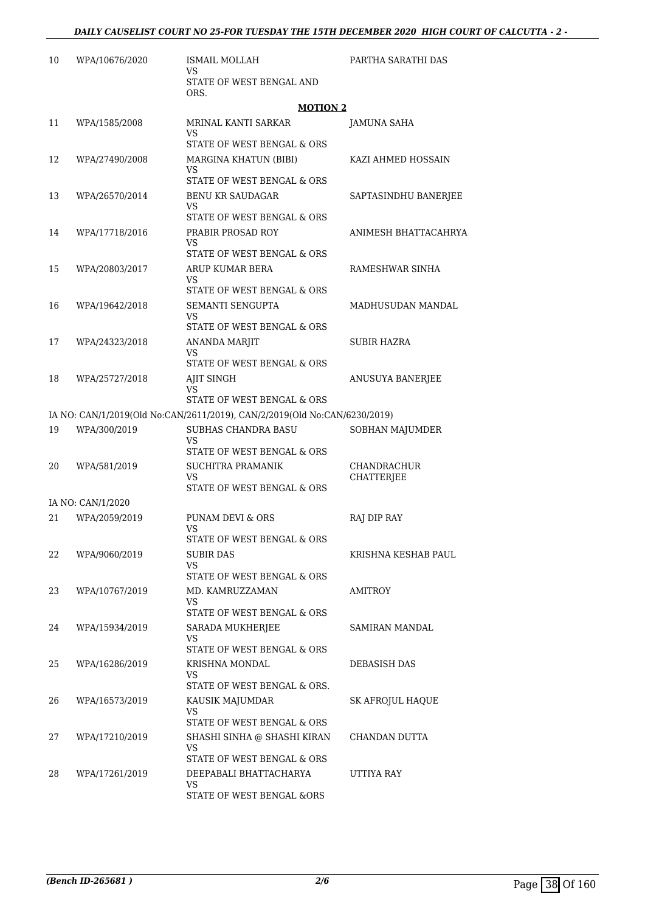| | | | |
|---|---|---|---|
| 10 | WPA/10676/2020 | ISMAIL MOLLAH<br>VS<br>STATE OF WEST BENGAL AND ORS. | PARTHA SARATHI DAS |

**MOTION 2**

| | | | |
|---|---|---|---|
| 11 | WPA/1585/2008 | MRINAL KANTI SARKAR<br>VS<br>STATE OF WEST BENGAL & ORS | JAMUNA SAHA |
| 12 | WPA/27490/2008 | MARGINA KHATUN (BIBI)<br>VS<br>STATE OF WEST BENGAL & ORS | KAZI AHMED HOSSAIN |
| 13 | WPA/26570/2014 | BENU KR SAUDAGAR<br>VS<br>STATE OF WEST BENGAL & ORS | SAPTASINDHU BANERJEE |
| 14 | WPA/17718/2016 | PRABIR PROSAD ROY<br>VS<br>STATE OF WEST BENGAL & ORS | ANIMESH BHATTACAHRYA |
| 15 | WPA/20803/2017 | ARUP KUMAR BERA<br>VS<br>STATE OF WEST BENGAL & ORS | RAMESHWAR SINHA |
| 16 | WPA/19642/2018 | SEMANTI SENGUPTA<br>VS<br>STATE OF WEST BENGAL & ORS | MADHUSUDAN MANDAL |
| 17 | WPA/24323/2018 | ANANDA MARJIT<br>VS<br>STATE OF WEST BENGAL & ORS | SUBIR HAZRA |
| 18 | WPA/25727/2018 | AJIT SINGH<br>VS<br>STATE OF WEST BENGAL & ORS | ANUSUYA BANERJEE |

IA NO: CAN/1/2019(Old No:CAN/2611/2019), CAN/2/2019(Old No:CAN/6230/2019)

| | | | |
|---|---|---|---|
| 19 | WPA/300/2019 | SUBHAS CHANDRA BASU<br>VS<br>STATE OF WEST BENGAL & ORS | SOBHAN MAJUMDER |
| 20 | WPA/581/2019 | SUCHITRA PRAMANIK<br>VS<br>STATE OF WEST BENGAL & ORS | CHANDRACHUR CHATTERJEE |

IA NO: CAN/1/2020

| | | | |
|---|---|---|---|
| 21 | WPA/2059/2019 | PUNAM DEVI & ORS<br>VS<br>STATE OF WEST BENGAL & ORS | RAJ DIP RAY |
| 22 | WPA/9060/2019 | SUBIR DAS<br>VS<br>STATE OF WEST BENGAL & ORS | KRISHNA KESHAB PAUL |
| 23 | WPA/10767/2019 | MD. KAMRUZZAMAN<br>VS<br>STATE OF WEST BENGAL & ORS | AMITROY |
| 24 | WPA/15934/2019 | SARADA MUKHERJEE<br>VS<br>STATE OF WEST BENGAL & ORS | SAMIRAN MANDAL |
| 25 | WPA/16286/2019 | KRISHNA MONDAL<br>VS<br>STATE OF WEST BENGAL & ORS. | DEBASISH DAS |
| 26 | WPA/16573/2019 | KAUSIK MAJUMDAR<br>VS<br>STATE OF WEST BENGAL & ORS | SK AFROJUL HAQUE |
| 27 | WPA/17210/2019 | SHASHI SINHA @ SHASHI KIRAN<br>VS<br>STATE OF WEST BENGAL & ORS | CHANDAN DUTTA |
| 28 | WPA/17261/2019 | DEEPABALI BHATTACHARYA<br>VS<br>STATE OF WEST BENGAL &ORS | UTTIYA RAY |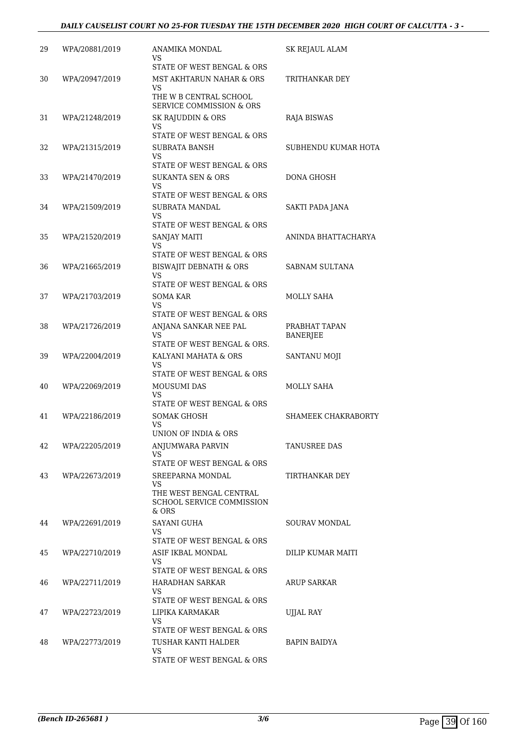| 29 | WPA/20881/2019 | ANAMIKA MONDAL<br>VS<br>STATE OF WEST BENGAL & ORS | SK REJAUL ALAM |
|---|---|---|---|
| 30 | WPA/20947/2019 | MST AKHTARUN NAHAR & ORS<br>VS<br>THE W B CENTRAL SCHOOL SERVICE COMMISSION & ORS | TRITHANKAR DEY |
| 31 | WPA/21248/2019 | SK RAJUDDIN & ORS<br>VS<br>STATE OF WEST BENGAL & ORS | RAJA BISWAS |
| 32 | WPA/21315/2019 | SUBRATA BANSH<br>VS<br>STATE OF WEST BENGAL & ORS | SUBHENDU KUMAR HOTA |
| 33 | WPA/21470/2019 | SUKANTA SEN & ORS<br>VS<br>STATE OF WEST BENGAL & ORS | DONA GHOSH |
| 34 | WPA/21509/2019 | SUBRATA MANDAL<br>VS<br>STATE OF WEST BENGAL & ORS | SAKTI PADA JANA |
| 35 | WPA/21520/2019 | SANJAY MAITI<br>VS<br>STATE OF WEST BENGAL & ORS | ANINDA BHATTACHARYA |
| 36 | WPA/21665/2019 | BISWAJIT DEBNATH & ORS<br>VS<br>STATE OF WEST BENGAL & ORS | SABNAM SULTANA |
| 37 | WPA/21703/2019 | SOMA KAR<br>VS<br>STATE OF WEST BENGAL & ORS | MOLLY SAHA |
| 38 | WPA/21726/2019 | ANJANA SANKAR NEE PAL<br>VS<br>STATE OF WEST BENGAL & ORS. | PRABHAT TAPAN BANERJEE |
| 39 | WPA/22004/2019 | KALYANI MAHATA & ORS<br>VS<br>STATE OF WEST BENGAL & ORS | SANTANU MOJI |
| 40 | WPA/22069/2019 | MOUSUMI DAS<br>VS<br>STATE OF WEST BENGAL & ORS | MOLLY SAHA |
| 41 | WPA/22186/2019 | SOMAK GHOSH<br>VS<br>UNION OF INDIA & ORS | SHAMEEK CHAKRABORTY |
| 42 | WPA/22205/2019 | ANJUMWARA PARVIN<br>VS<br>STATE OF WEST BENGAL & ORS | TANUSREE DAS |
| 43 | WPA/22673/2019 | SREEPARNA MONDAL<br>VS<br>THE WEST BENGAL CENTRAL SCHOOL SERVICE COMMISSION & ORS | TIRTHANKAR DEY |
| 44 | WPA/22691/2019 | SAYANI GUHA<br>VS<br>STATE OF WEST BENGAL & ORS | SOURAV MONDAL |
| 45 | WPA/22710/2019 | ASIF IKBAL MONDAL<br>VS<br>STATE OF WEST BENGAL & ORS | DILIP KUMAR MAITI |
| 46 | WPA/22711/2019 | HARADHAN SARKAR<br>VS<br>STATE OF WEST BENGAL & ORS | ARUP SARKAR |
| 47 | WPA/22723/2019 | LIPIKA KARMAKAR<br>VS<br>STATE OF WEST BENGAL & ORS | UJJAL RAY |
| 48 | WPA/22773/2019 | TUSHAR KANTI HALDER<br>VS<br>STATE OF WEST BENGAL & ORS | BAPIN BAIDYA |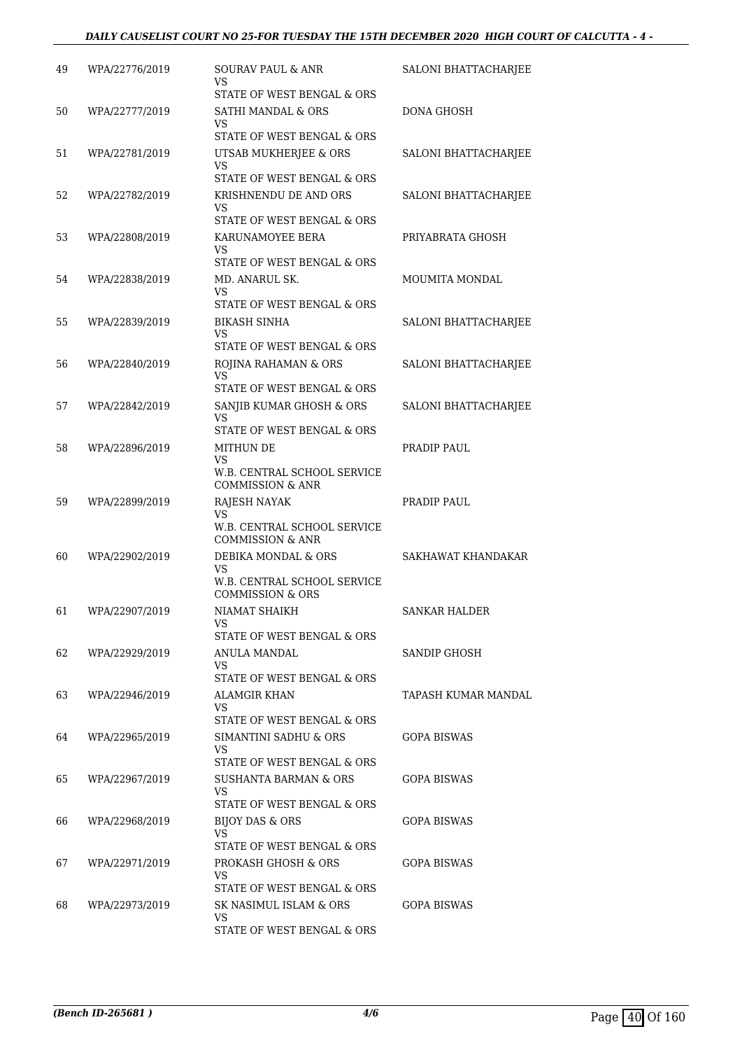| | | | |
|---|---|---|---|
| 49 | WPA/22776/2019 | SOURAV PAUL & ANR<br>VS<br>STATE OF WEST BENGAL & ORS | SALONI BHATTACHARJEE |
| 50 | WPA/22777/2019 | SATHI MANDAL & ORS<br>VS<br>STATE OF WEST BENGAL & ORS | DONA GHOSH |
| 51 | WPA/22781/2019 | UTSAB MUKHERJEE & ORS<br>VS<br>STATE OF WEST BENGAL & ORS | SALONI BHATTACHARJEE |
| 52 | WPA/22782/2019 | KRISHNENDU DE AND ORS<br>VS<br>STATE OF WEST BENGAL & ORS | SALONI BHATTACHARJEE |
| 53 | WPA/22808/2019 | KARUNAMOYEE BERA<br>VS<br>STATE OF WEST BENGAL & ORS | PRIYABRATA GHOSH |
| 54 | WPA/22838/2019 | MD. ANARUL SK.<br>VS<br>STATE OF WEST BENGAL & ORS | MOUMITA MONDAL |
| 55 | WPA/22839/2019 | BIKASH SINHA<br>VS<br>STATE OF WEST BENGAL & ORS | SALONI BHATTACHARJEE |
| 56 | WPA/22840/2019 | ROJINA RAHAMAN & ORS<br>VS<br>STATE OF WEST BENGAL & ORS | SALONI BHATTACHARJEE |
| 57 | WPA/22842/2019 | SANJIB KUMAR GHOSH & ORS<br>VS<br>STATE OF WEST BENGAL & ORS | SALONI BHATTACHARJEE |
| 58 | WPA/22896/2019 | MITHUN DE<br>VS<br>W.B. CENTRAL SCHOOL SERVICE COMMISSION & ANR | PRADIP PAUL |
| 59 | WPA/22899/2019 | RAJESH NAYAK<br>VS<br>W.B. CENTRAL SCHOOL SERVICE COMMISSION & ANR | PRADIP PAUL |
| 60 | WPA/22902/2019 | DEBIKA MONDAL & ORS<br>VS<br>W.B. CENTRAL SCHOOL SERVICE COMMISSION & ORS | SAKHAWAT KHANDAKAR |
| 61 | WPA/22907/2019 | NIAMAT SHAIKH<br>VS<br>STATE OF WEST BENGAL & ORS | SANKAR HALDER |
| 62 | WPA/22929/2019 | ANULA MANDAL<br>VS<br>STATE OF WEST BENGAL & ORS | SANDIP GHOSH |
| 63 | WPA/22946/2019 | ALAMGIR KHAN<br>VS<br>STATE OF WEST BENGAL & ORS | TAPASH KUMAR MANDAL |
| 64 | WPA/22965/2019 | SIMANTINI SADHU & ORS<br>VS<br>STATE OF WEST BENGAL & ORS | GOPA BISWAS |
| 65 | WPA/22967/2019 | SUSHANTA BARMAN & ORS<br>VS<br>STATE OF WEST BENGAL & ORS | GOPA BISWAS |
| 66 | WPA/22968/2019 | BIJOY DAS & ORS<br>VS<br>STATE OF WEST BENGAL & ORS | GOPA BISWAS |
| 67 | WPA/22971/2019 | PROKASH GHOSH & ORS<br>VS<br>STATE OF WEST BENGAL & ORS | GOPA BISWAS |
| 68 | WPA/22973/2019 | SK NASIMUL ISLAM & ORS<br>VS<br>STATE OF WEST BENGAL & ORS | GOPA BISWAS |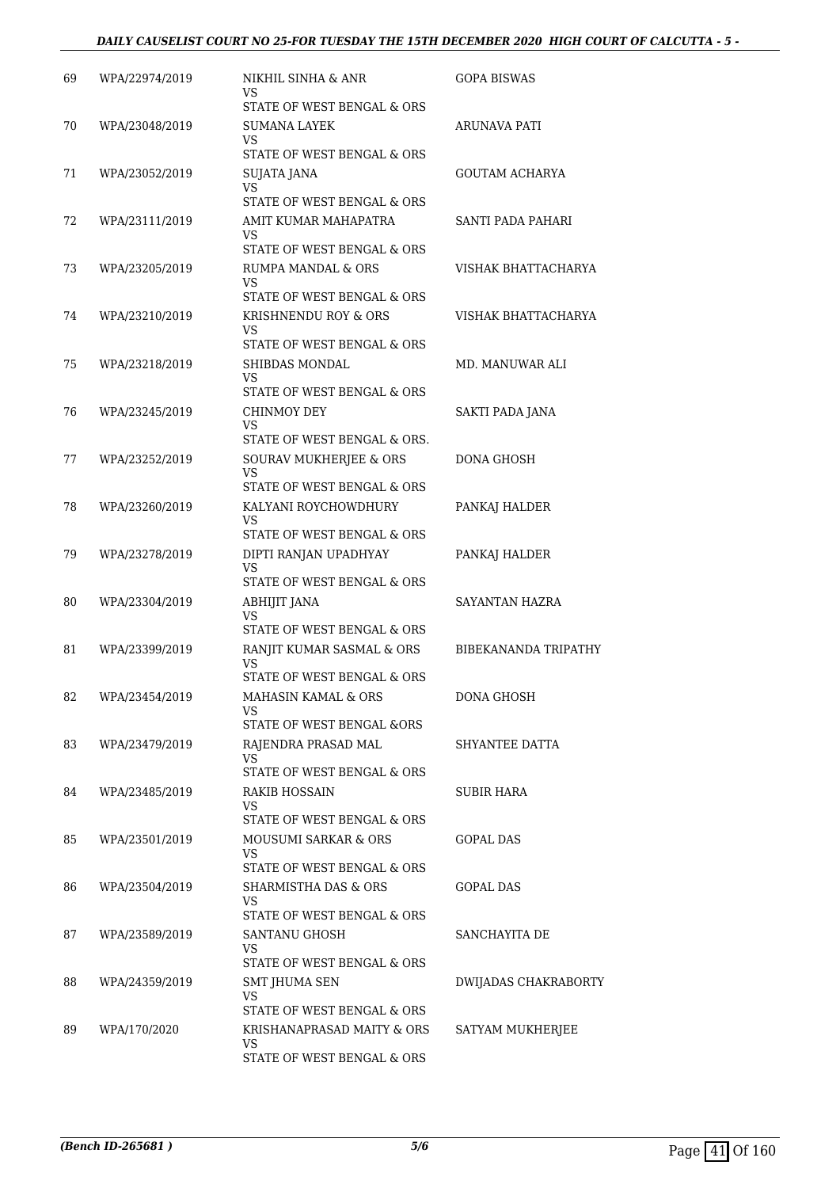| | | | |
|---|---|---|---|
| 69 | WPA/22974/2019 | NIKHIL SINHA & ANR<br>VS<br>STATE OF WEST BENGAL & ORS | GOPA BISWAS |
| 70 | WPA/23048/2019 | SUMANA LAYEK<br>VS<br>STATE OF WEST BENGAL & ORS | ARUNAVA PATI |
| 71 | WPA/23052/2019 | SUJATA JANA<br>VS<br>STATE OF WEST BENGAL & ORS | GOUTAM ACHARYA |
| 72 | WPA/23111/2019 | AMIT KUMAR MAHAPATRA<br>VS<br>STATE OF WEST BENGAL & ORS | SANTI PADA PAHARI |
| 73 | WPA/23205/2019 | RUMPA MANDAL & ORS<br>VS<br>STATE OF WEST BENGAL & ORS | VISHAK BHATTACHARYA |
| 74 | WPA/23210/2019 | KRISHNENDU ROY & ORS<br>VS<br>STATE OF WEST BENGAL & ORS | VISHAK BHATTACHARYA |
| 75 | WPA/23218/2019 | SHIBDAS MONDAL<br>VS<br>STATE OF WEST BENGAL & ORS | MD. MANUWAR ALI |
| 76 | WPA/23245/2019 | CHINMOY DEY<br>VS<br>STATE OF WEST BENGAL & ORS. | SAKTI PADA JANA |
| 77 | WPA/23252/2019 | SOURAV MUKHERJEE & ORS<br>VS<br>STATE OF WEST BENGAL & ORS | DONA GHOSH |
| 78 | WPA/23260/2019 | KALYANI ROYCHOWDHURY<br>VS<br>STATE OF WEST BENGAL & ORS | PANKAJ HALDER |
| 79 | WPA/23278/2019 | DIPTI RANJAN UPADHYAY<br>VS<br>STATE OF WEST BENGAL & ORS | PANKAJ HALDER |
| 80 | WPA/23304/2019 | ABHIJIT JANA<br>VS<br>STATE OF WEST BENGAL & ORS | SAYANTAN HAZRA |
| 81 | WPA/23399/2019 | RANJIT KUMAR SASMAL & ORS<br>VS<br>STATE OF WEST BENGAL & ORS | BIBEKANANDA TRIPATHY |
| 82 | WPA/23454/2019 | MAHASIN KAMAL & ORS<br>VS<br>STATE OF WEST BENGAL &ORS | DONA GHOSH |
| 83 | WPA/23479/2019 | RAJENDRA PRASAD MAL<br>VS<br>STATE OF WEST BENGAL & ORS | SHYANTEE DATTA |
| 84 | WPA/23485/2019 | RAKIB HOSSAIN<br>VS<br>STATE OF WEST BENGAL & ORS | SUBIR HARA |
| 85 | WPA/23501/2019 | MOUSUMI SARKAR & ORS<br>VS<br>STATE OF WEST BENGAL & ORS | GOPAL DAS |
| 86 | WPA/23504/2019 | SHARMISTHA DAS & ORS<br>VS<br>STATE OF WEST BENGAL & ORS | GOPAL DAS |
| 87 | WPA/23589/2019 | SANTANU GHOSH<br>VS<br>STATE OF WEST BENGAL & ORS | SANCHAYITA DE |
| 88 | WPA/24359/2019 | SMT JHUMA SEN<br>VS<br>STATE OF WEST BENGAL & ORS | DWIJADAS CHAKRABORTY |
| 89 | WPA/170/2020 | KRISHANAPRASAD MAITY & ORS<br>VS<br>STATE OF WEST BENGAL & ORS | SATYAM MUKHERJEE |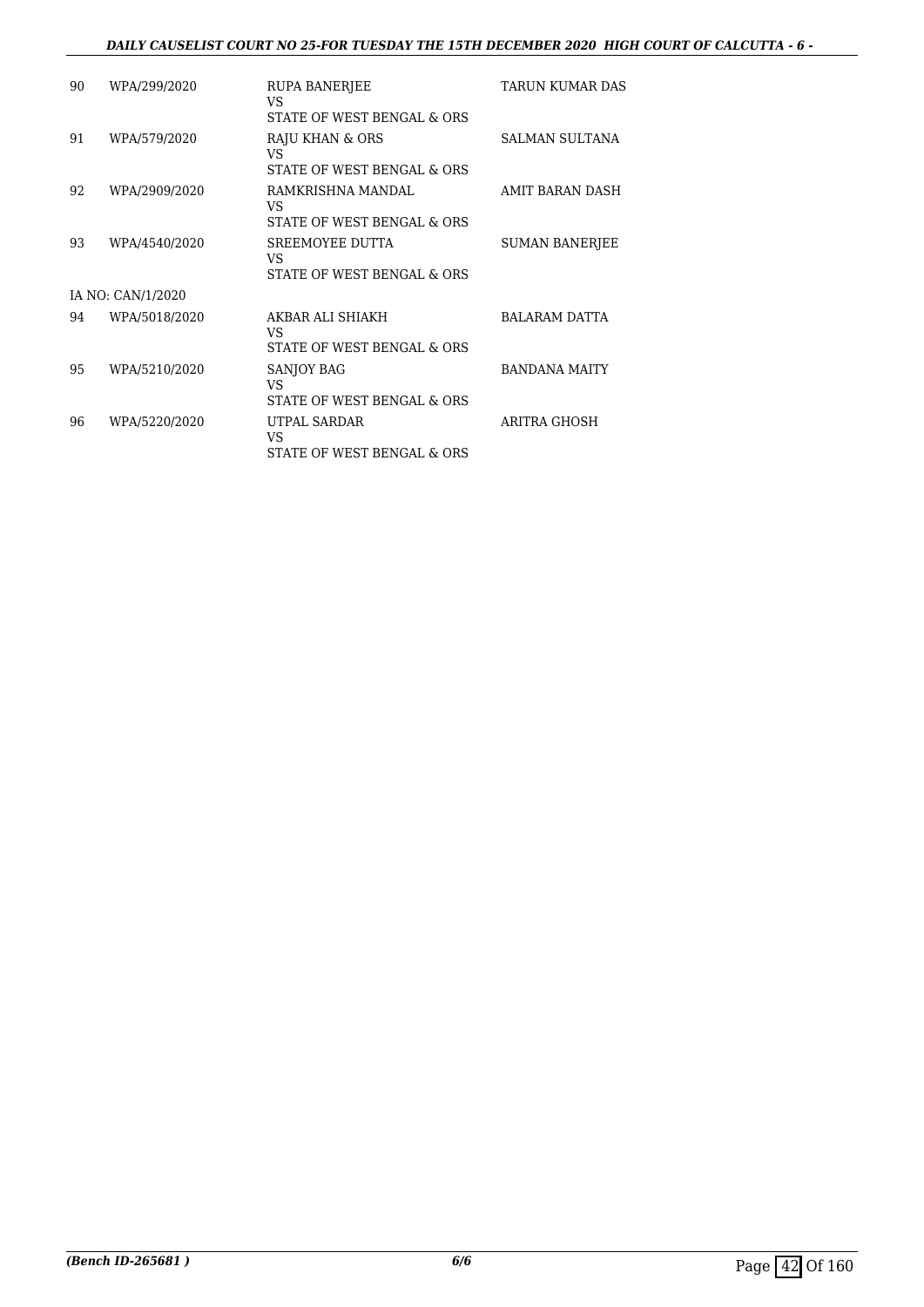| | | | |
|---|---|---|---|
| 90 | WPA/299/2020 | RUPA BANERJEE<br>VS<br>STATE OF WEST BENGAL & ORS | TARUN KUMAR DAS |
| 91 | WPA/579/2020 | RAJU KHAN & ORS<br>VS<br>STATE OF WEST BENGAL & ORS | SALMAN SULTANA |
| 92 | WPA/2909/2020 | RAMKRISHNA MANDAL<br>VS<br>STATE OF WEST BENGAL & ORS | AMIT BARAN DASH |
| 93 | WPA/4540/2020 | SREEMOYEE DUTTA<br>VS<br>STATE OF WEST BENGAL & ORS | SUMAN BANERJEE |
| | IA NO: CAN/1/2020 | | |
| 94 | WPA/5018/2020 | AKBAR ALI SHIAKH<br>VS<br>STATE OF WEST BENGAL & ORS | BALARAM DATTA |
| 95 | WPA/5210/2020 | SANJOY BAG<br>VS<br>STATE OF WEST BENGAL & ORS | BANDANA MAITY |
| 96 | WPA/5220/2020 | UTPAL SARDAR<br>VS<br>STATE OF WEST BENGAL & ORS | ARITRA GHOSH |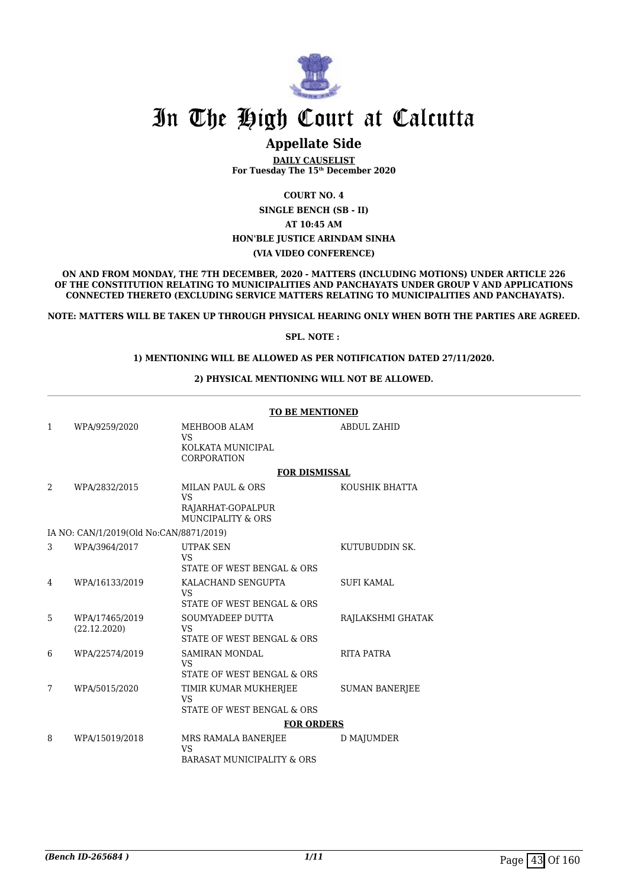# In The High Court at Calcutta

## Appellate Side

**DAILY CAUSELIST**
**For Tuesday The 15th December 2020**

**COURT NO. 4**

**SINGLE BENCH (SB - II)**

**AT 10:45 AM**

**HON'BLE JUSTICE ARINDAM SINHA**

**(VIA VIDEO CONFERENCE)**

**ON AND FROM MONDAY, THE 7TH DECEMBER, 2020 - MATTERS (INCLUDING MOTIONS) UNDER ARTICLE 226 OF THE CONSTITUTION RELATING TO MUNICIPALITIES AND PANCHAYATS UNDER GROUP V AND APPLICATIONS CONNECTED THERETO (EXCLUDING SERVICE MATTERS RELATING TO MUNICIPALITIES AND PANCHAYATS).**

**NOTE: MATTERS WILL BE TAKEN UP THROUGH PHYSICAL HEARING ONLY WHEN BOTH THE PARTIES ARE AGREED.**

**SPL. NOTE :**

**1) MENTIONING WILL BE ALLOWED AS PER NOTIFICATION DATED 27/11/2020.**

**2) PHYSICAL MENTIONING WILL NOT BE ALLOWED.**

**TO BE MENTIONED**

| | | | |
|---|---|---|---|
| 1 | WPA/9259/2020 | MEHBOOB ALAM VS KOLKATA MUNICIPAL CORPORATION | ABDUL ZAHID |

**FOR DISMISSAL**

| | | | |
|---|---|---|---|
| 2 | WPA/2832/2015 | MILAN PAUL & ORS VS RAJARHAT-GOPALPUR MUNCIPALITY & ORS | KOUSHIK BHATTA |
| | IA NO: CAN/1/2019(Old No:CAN/8871/2019) | | |
| 3 | WPA/3964/2017 | UTPAK SEN VS STATE OF WEST BENGAL & ORS | KUTUBUDDIN SK. |
| 4 | WPA/16133/2019 | KALACHAND SENGUPTA VS STATE OF WEST BENGAL & ORS | SUFI KAMAL |
| 5 | WPA/17465/2019 (22.12.2020) | SOUMYADEEP DUTTA VS STATE OF WEST BENGAL & ORS | RAJLAKSHMI GHATAK |
| 6 | WPA/22574/2019 | SAMIRAN MONDAL VS STATE OF WEST BENGAL & ORS | RITA PATRA |
| 7 | WPA/5015/2020 | TIMIR KUMAR MUKHERJEE VS STATE OF WEST BENGAL & ORS | SUMAN BANERJEE |

**FOR ORDERS**

| | | | |
|---|---|---|---|
| 8 | WPA/15019/2018 | MRS RAMALA BANERJEE VS BARASAT MUNICIPALITY & ORS | D MAJUMDER |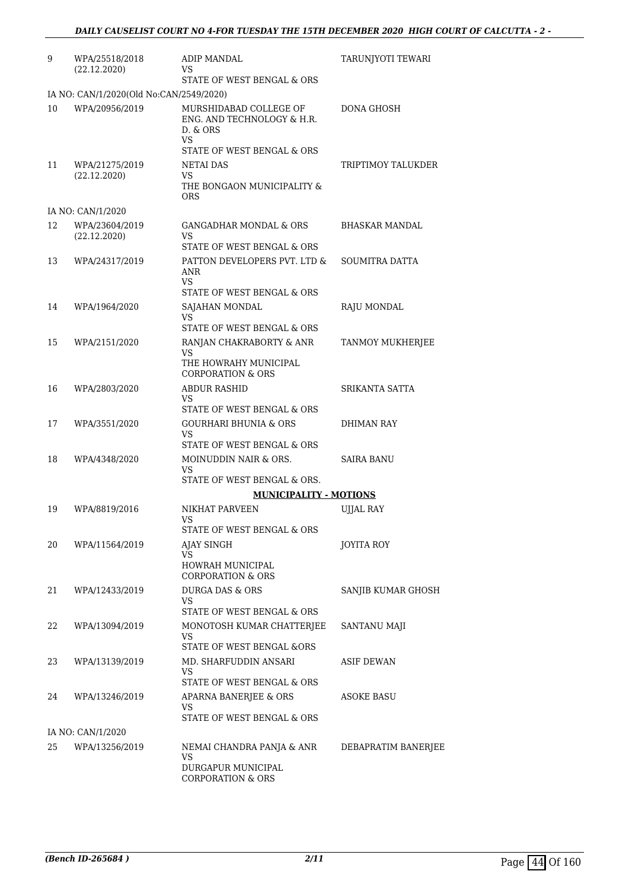| | | | |
|---|---|---|---|
| 9 | WPA/25518/2018 (22.12.2020) | ADIP MANDAL VS STATE OF WEST BENGAL & ORS | TARUNJYOTI TEWARI |
| | IA NO: CAN/1/2020(Old No:CAN/2549/2020) | | |
| 10 | WPA/20956/2019 | MURSHIDABAD COLLEGE OF ENG. AND TECHNOLOGY & H.R. D. & ORS VS STATE OF WEST BENGAL & ORS | DONA GHOSH |
| 11 | WPA/21275/2019 (22.12.2020) | NETAI DAS VS THE BONGAON MUNICIPALITY & ORS | TRIPTIMOY TALUKDER |
| | IA NO: CAN/1/2020 | | |
| 12 | WPA/23604/2019 (22.12.2020) | GANGADHAR MONDAL & ORS VS STATE OF WEST BENGAL & ORS | BHASKAR MANDAL |
| 13 | WPA/24317/2019 | PATTON DEVELOPERS PVT. LTD & ANR VS STATE OF WEST BENGAL & ORS | SOUMITRA DATTA |
| 14 | WPA/1964/2020 | SAJAHAN MONDAL VS STATE OF WEST BENGAL & ORS | RAJU MONDAL |
| 15 | WPA/2151/2020 | RANJAN CHAKRABORTY & ANR VS THE HOWRAHY MUNICIPAL CORPORATION & ORS | TANMOY MUKHERJEE |
| 16 | WPA/2803/2020 | ABDUR RASHID VS STATE OF WEST BENGAL & ORS | SRIKANTA SATTA |
| 17 | WPA/3551/2020 | GOURHARI BHUNIA & ORS VS STATE OF WEST BENGAL & ORS | DHIMAN RAY |
| 18 | WPA/4348/2020 | MOINUDDIN NAIR & ORS. VS STATE OF WEST BENGAL & ORS. | SAIRA BANU |
| | | **MUNICIPALITY - MOTIONS** | |
| 19 | WPA/8819/2016 | NIKHAT PARVEEN VS STATE OF WEST BENGAL & ORS | UJJAL RAY |
| 20 | WPA/11564/2019 | AJAY SINGH VS HOWRAH MUNICIPAL CORPORATION & ORS | JOYITA ROY |
| 21 | WPA/12433/2019 | DURGA DAS & ORS VS STATE OF WEST BENGAL & ORS | SANJIB KUMAR GHOSH |
| 22 | WPA/13094/2019 | MONOTOSH KUMAR CHATTERJEE VS STATE OF WEST BENGAL &ORS | SANTANU MAJI |
| 23 | WPA/13139/2019 | MD. SHARFUDDIN ANSARI VS STATE OF WEST BENGAL & ORS | ASIF DEWAN |
| 24 | WPA/13246/2019 | APARNA BANERJEE & ORS VS STATE OF WEST BENGAL & ORS | ASOKE BASU |
| | IA NO: CAN/1/2020 | | |
| 25 | WPA/13256/2019 | NEMAI CHANDRA PANJA & ANR VS DURGAPUR MUNICIPAL CORPORATION & ORS | DEBAPRATIM BANERJEE |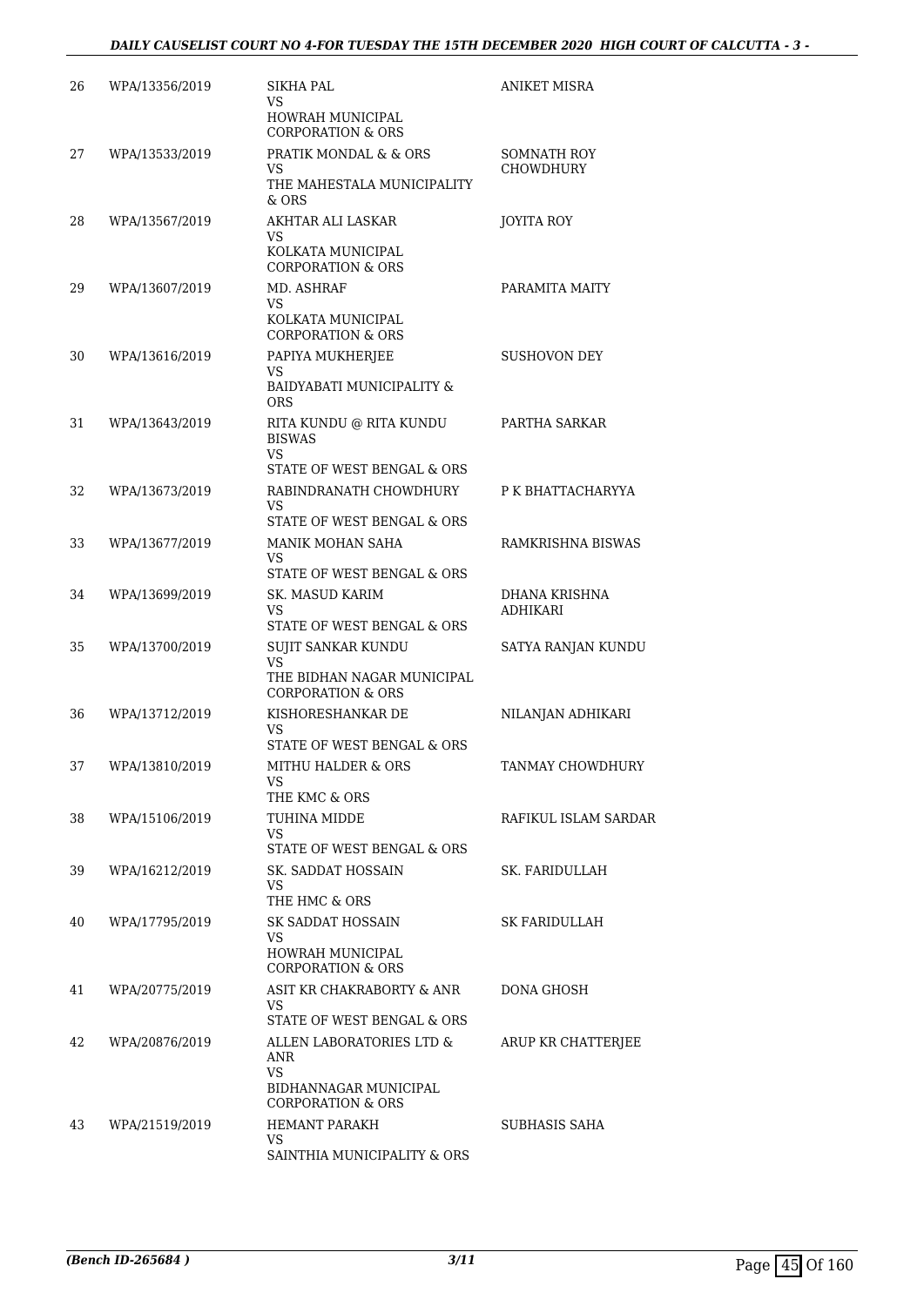| | | | |
|---|---|---|---|
| 26 | WPA/13356/2019 | SIKHA PAL<br>VS<br>HOWRAH MUNICIPAL CORPORATION & ORS | ANIKET MISRA |
| 27 | WPA/13533/2019 | PRATIK MONDAL & & ORS<br>VS<br>THE MAHESTALA MUNICIPALITY & ORS | SOMNATH ROY CHOWDHURY |
| 28 | WPA/13567/2019 | AKHTAR ALI LASKAR<br>VS<br>KOLKATA MUNICIPAL CORPORATION & ORS | JOYITA ROY |
| 29 | WPA/13607/2019 | MD. ASHRAF<br>VS<br>KOLKATA MUNICIPAL CORPORATION & ORS | PARAMITA MAITY |
| 30 | WPA/13616/2019 | PAPIYA MUKHERJEE<br>VS<br>BAIDYABATI MUNICIPALITY & ORS | SUSHOVON DEY |
| 31 | WPA/13643/2019 | RITA KUNDU @ RITA KUNDU BISWAS<br>VS<br>STATE OF WEST BENGAL & ORS | PARTHA SARKAR |
| 32 | WPA/13673/2019 | RABINDRANATH CHOWDHURY<br>VS<br>STATE OF WEST BENGAL & ORS | P K BHATTACHARYYA |
| 33 | WPA/13677/2019 | MANIK MOHAN SAHA<br>VS<br>STATE OF WEST BENGAL & ORS | RAMKRISHNA BISWAS |
| 34 | WPA/13699/2019 | SK. MASUD KARIM<br>VS<br>STATE OF WEST BENGAL & ORS | DHANA KRISHNA ADHIKARI |
| 35 | WPA/13700/2019 | SUJIT SANKAR KUNDU<br>VS<br>THE BIDHAN NAGAR MUNICIPAL CORPORATION & ORS | SATYA RANJAN KUNDU |
| 36 | WPA/13712/2019 | KISHORESHANKAR DE<br>VS<br>STATE OF WEST BENGAL & ORS | NILANJAN ADHIKARI |
| 37 | WPA/13810/2019 | MITHU HALDER & ORS<br>VS<br>THE KMC & ORS | TANMAY CHOWDHURY |
| 38 | WPA/15106/2019 | TUHINA MIDDE<br>VS<br>STATE OF WEST BENGAL & ORS | RAFIKUL ISLAM SARDAR |
| 39 | WPA/16212/2019 | SK. SADDAT HOSSAIN<br>VS<br>THE HMC & ORS | SK. FARIDULLAH |
| 40 | WPA/17795/2019 | SK SADDAT HOSSAIN<br>VS<br>HOWRAH MUNICIPAL CORPORATION & ORS | SK FARIDULLAH |
| 41 | WPA/20775/2019 | ASIT KR CHAKRABORTY & ANR<br>VS<br>STATE OF WEST BENGAL & ORS | DONA GHOSH |
| 42 | WPA/20876/2019 | ALLEN LABORATORIES LTD & ANR<br>VS<br>BIDHANNAGAR MUNICIPAL CORPORATION & ORS | ARUP KR CHATTERJEE |
| 43 | WPA/21519/2019 | HEMANT PARAKH<br>VS<br>SAINTHIA MUNICIPALITY & ORS | SUBHASIS SAHA |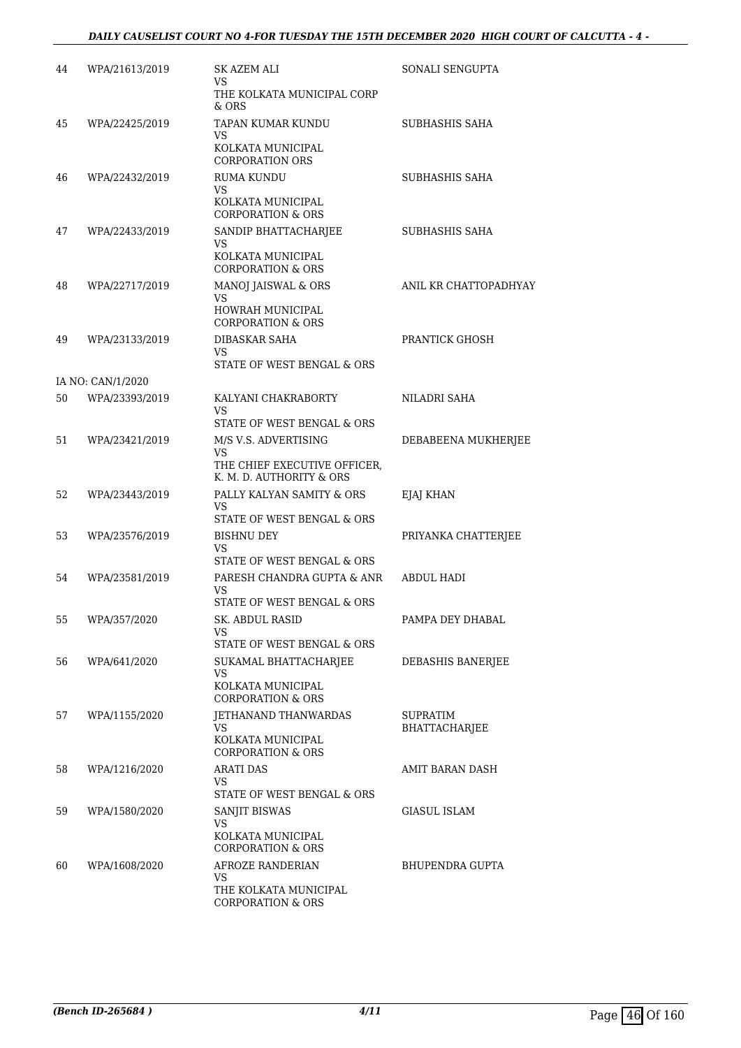| | | | |
|---|---|---|---|
| 44 | WPA/21613/2019 | SK AZEM ALI<br>VS<br>THE KOLKATA MUNICIPAL CORP & ORS | SONALI SENGUPTA |
| 45 | WPA/22425/2019 | TAPAN KUMAR KUNDU<br>VS<br>KOLKATA MUNICIPAL CORPORATION ORS | SUBHASHIS SAHA |
| 46 | WPA/22432/2019 | RUMA KUNDU<br>VS<br>KOLKATA MUNICIPAL CORPORATION & ORS | SUBHASHIS SAHA |
| 47 | WPA/22433/2019 | SANDIP BHATTACHARJEE<br>VS<br>KOLKATA MUNICIPAL CORPORATION & ORS | SUBHASHIS SAHA |
| 48 | WPA/22717/2019 | MANOJ JAISWAL & ORS<br>VS<br>HOWRAH MUNICIPAL CORPORATION & ORS | ANIL KR CHATTOPADHYAY |
| 49 | WPA/23133/2019 | DIBASKAR SAHA<br>VS<br>STATE OF WEST BENGAL & ORS | PRANTICK GHOSH |
| | IA NO: CAN/1/2020 | | |
| 50 | WPA/23393/2019 | KALYANI CHAKRABORTY<br>VS<br>STATE OF WEST BENGAL & ORS | NILADRI SAHA |
| 51 | WPA/23421/2019 | M/S V.S. ADVERTISING<br>VS<br>THE CHIEF EXECUTIVE OFFICER, K. M. D. AUTHORITY & ORS | DEBABEENA MUKHERJEE |
| 52 | WPA/23443/2019 | PALLY KALYAN SAMITY & ORS<br>VS<br>STATE OF WEST BENGAL & ORS | EJAJ KHAN |
| 53 | WPA/23576/2019 | BISHNU DEY<br>VS<br>STATE OF WEST BENGAL & ORS | PRIYANKA CHATTERJEE |
| 54 | WPA/23581/2019 | PARESH CHANDRA GUPTA & ANR<br>VS<br>STATE OF WEST BENGAL & ORS | ABDUL HADI |
| 55 | WPA/357/2020 | SK. ABDUL RASID<br>VS<br>STATE OF WEST BENGAL & ORS | PAMPA DEY DHABAL |
| 56 | WPA/641/2020 | SUKAMAL BHATTACHARJEE<br>VS<br>KOLKATA MUNICIPAL CORPORATION & ORS | DEBASHIS BANERJEE |
| 57 | WPA/1155/2020 | JETHANAND THANWARDAS<br>VS<br>KOLKATA MUNICIPAL CORPORATION & ORS | SUPRATIM BHATTACHARJEE |
| 58 | WPA/1216/2020 | ARATI DAS<br>VS<br>STATE OF WEST BENGAL & ORS | AMIT BARAN DASH |
| 59 | WPA/1580/2020 | SANJIT BISWAS<br>VS<br>KOLKATA MUNICIPAL CORPORATION & ORS | GIASUL ISLAM |
| 60 | WPA/1608/2020 | AFROZE RANDERIAN<br>VS<br>THE KOLKATA MUNICIPAL CORPORATION & ORS | BHUPENDRA GUPTA |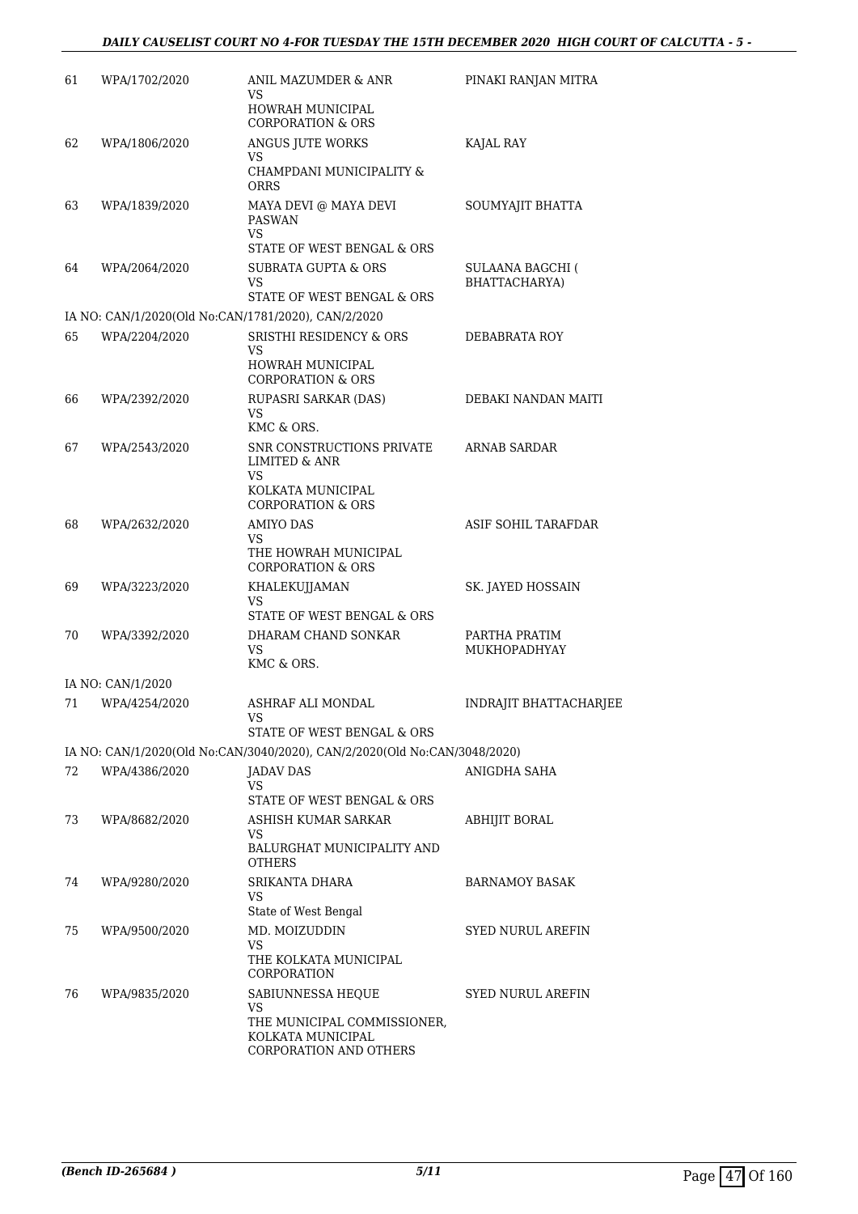| | | | |
|---|---|---|---|
| 61 | WPA/1702/2020 | ANIL MAZUMDER & ANR<br>VS<br>HOWRAH MUNICIPAL CORPORATION & ORS | PINAKI RANJAN MITRA |
| 62 | WPA/1806/2020 | ANGUS JUTE WORKS<br>VS<br>CHAMPDANI MUNICIPALITY & ORRS | KAJAL RAY |
| 63 | WPA/1839/2020 | MAYA DEVI @ MAYA DEVI PASWAN<br>VS<br>STATE OF WEST BENGAL & ORS | SOUMYAJIT BHATTA |
| 64 | WPA/2064/2020 | SUBRATA GUPTA & ORS<br>VS<br>STATE OF WEST BENGAL & ORS | SULAANA BAGCHI ( BHATTACHARYA) |
| | IA NO: CAN/1/2020(Old No:CAN/1781/2020), CAN/2/2020 | | |
| 65 | WPA/2204/2020 | SRISTHI RESIDENCY & ORS<br>VS<br>HOWRAH MUNICIPAL CORPORATION & ORS | DEBABRATA ROY |
| 66 | WPA/2392/2020 | RUPASRI SARKAR (DAS)<br>VS<br>KMC & ORS. | DEBAKI NANDAN MAITI |
| 67 | WPA/2543/2020 | SNR CONSTRUCTIONS PRIVATE LIMITED & ANR<br>VS<br>KOLKATA MUNICIPAL CORPORATION & ORS | ARNAB SARDAR |
| 68 | WPA/2632/2020 | AMIYO DAS<br>VS<br>THE HOWRAH MUNICIPAL CORPORATION & ORS | ASIF SOHIL TARAFDAR |
| 69 | WPA/3223/2020 | KHALEKUJJAMAN<br>VS<br>STATE OF WEST BENGAL & ORS | SK. JAYED HOSSAIN |
| 70 | WPA/3392/2020 | DHARAM CHAND SONKAR<br>VS<br>KMC & ORS. | PARTHA PRATIM MUKHOPADHYAY |
| | IA NO: CAN/1/2020 | | |
| 71 | WPA/4254/2020 | ASHRAF ALI MONDAL<br>VS<br>STATE OF WEST BENGAL & ORS | INDRAJIT BHATTACHARJEE |
| | IA NO: CAN/1/2020(Old No:CAN/3040/2020), CAN/2/2020(Old No:CAN/3048/2020) | | |
| 72 | WPA/4386/2020 | JADAV DAS<br>VS<br>STATE OF WEST BENGAL & ORS | ANIGDHA SAHA |
| 73 | WPA/8682/2020 | ASHISH KUMAR SARKAR<br>VS<br>BALURGHAT MUNICIPALITY AND OTHERS | ABHIJIT BORAL |
| 74 | WPA/9280/2020 | SRIKANTA DHARA<br>VS<br>State of West Bengal | BARNAMOY BASAK |
| 75 | WPA/9500/2020 | MD. MOIZUDDIN<br>VS<br>THE KOLKATA MUNICIPAL CORPORATION | SYED NURUL AREFIN |
| 76 | WPA/9835/2020 | SABIUNNESSA HEQUE<br>VS<br>THE MUNICIPAL COMMISSIONER, KOLKATA MUNICIPAL CORPORATION AND OTHERS | SYED NURUL AREFIN |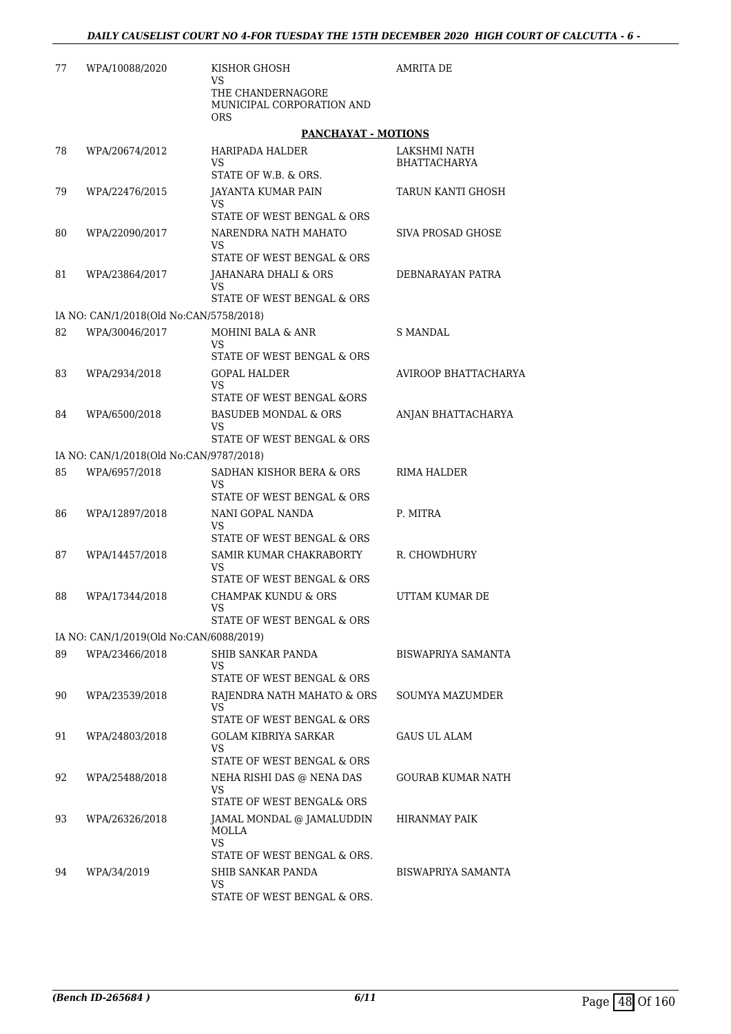| 77 | WPA/10088/2020 | KISHOR GHOSH<br>VS<br>THE CHANDERNAGORE MUNICIPAL CORPORATION AND ORS | AMRITA DE |
|---|---|---|---|

**PANCHAYAT - MOTIONS**

| | | | |
|---|---|---|---|
| 78 | WPA/20674/2012 | HARIPADA HALDER<br>VS<br>STATE OF W.B. & ORS. | LAKSHMI NATH BHATTACHARYA |
| 79 | WPA/22476/2015 | JAYANTA KUMAR PAIN<br>VS<br>STATE OF WEST BENGAL & ORS | TARUN KANTI GHOSH |
| 80 | WPA/22090/2017 | NARENDRA NATH MAHATO<br>VS<br>STATE OF WEST BENGAL & ORS | SIVA PROSAD GHOSE |
| 81 | WPA/23864/2017 | JAHANARA DHALI & ORS<br>VS<br>STATE OF WEST BENGAL & ORS | DEBNARAYAN PATRA |
| | IA NO: CAN/1/2018(Old No:CAN/5758/2018) | | |
| 82 | WPA/30046/2017 | MOHINI BALA & ANR<br>VS<br>STATE OF WEST BENGAL & ORS | S MANDAL |
| 83 | WPA/2934/2018 | GOPAL HALDER<br>VS<br>STATE OF WEST BENGAL &ORS | AVIROOP BHATTACHARYA |
| 84 | WPA/6500/2018 | BASUDEB MONDAL & ORS<br>VS<br>STATE OF WEST BENGAL & ORS | ANJAN BHATTACHARYA |
| | IA NO: CAN/1/2018(Old No:CAN/9787/2018) | | |
| 85 | WPA/6957/2018 | SADHAN KISHOR BERA & ORS<br>VS<br>STATE OF WEST BENGAL & ORS | RIMA HALDER |
| 86 | WPA/12897/2018 | NANI GOPAL NANDA<br>VS<br>STATE OF WEST BENGAL & ORS | P. MITRA |
| 87 | WPA/14457/2018 | SAMIR KUMAR CHAKRABORTY<br>VS<br>STATE OF WEST BENGAL & ORS | R. CHOWDHURY |
| 88 | WPA/17344/2018 | CHAMPAK KUNDU & ORS<br>VS<br>STATE OF WEST BENGAL & ORS | UTTAM KUMAR DE |
| | IA NO: CAN/1/2019(Old No:CAN/6088/2019) | | |
| 89 | WPA/23466/2018 | SHIB SANKAR PANDA<br>VS<br>STATE OF WEST BENGAL & ORS | BISWAPRIYA SAMANTA |
| 90 | WPA/23539/2018 | RAJENDRA NATH MAHATO & ORS<br>VS<br>STATE OF WEST BENGAL & ORS | SOUMYA MAZUMDER |
| 91 | WPA/24803/2018 | GOLAM KIBRIYA SARKAR<br>VS<br>STATE OF WEST BENGAL & ORS | GAUS UL ALAM |
| 92 | WPA/25488/2018 | NEHA RISHI DAS @ NENA DAS<br>VS<br>STATE OF WEST BENGAL& ORS | GOURAB KUMAR NATH |
| 93 | WPA/26326/2018 | JAMAL MONDAL @ JAMALUDDIN MOLLA<br>VS<br>STATE OF WEST BENGAL & ORS. | HIRANMAY PAIK |
| 94 | WPA/34/2019 | SHIB SANKAR PANDA<br>VS<br>STATE OF WEST BENGAL & ORS. | BISWAPRIYA SAMANTA |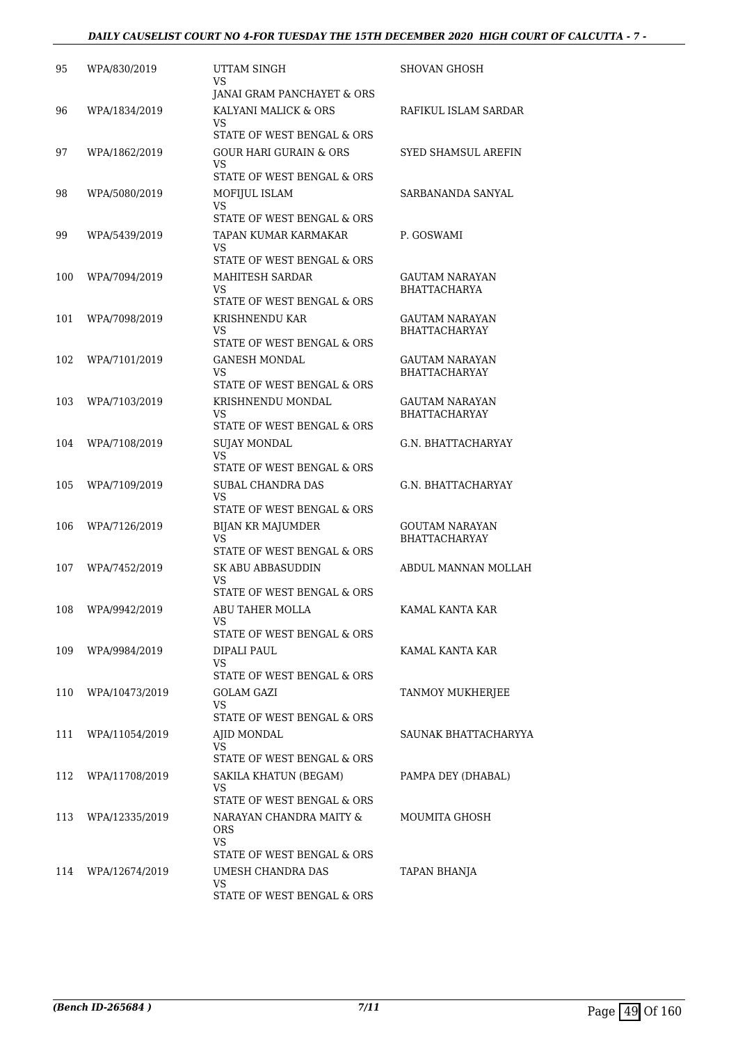| 95 | WPA/830/2019 | UTTAM SINGH<br>VS<br>JANAI GRAM PANCHAYET & ORS | SHOVAN GHOSH |
|---|---|---|---|
| 96 | WPA/1834/2019 | KALYANI MALICK & ORS<br>VS<br>STATE OF WEST BENGAL & ORS | RAFIKUL ISLAM SARDAR |
| 97 | WPA/1862/2019 | GOUR HARI GURAIN & ORS<br>VS<br>STATE OF WEST BENGAL & ORS | SYED SHAMSUL AREFIN |
| 98 | WPA/5080/2019 | MOFIJUL ISLAM<br>VS<br>STATE OF WEST BENGAL & ORS | SARBANANDA SANYAL |
| 99 | WPA/5439/2019 | TAPAN KUMAR KARMAKAR<br>VS<br>STATE OF WEST BENGAL & ORS | P. GOSWAMI |
| 100 | WPA/7094/2019 | MAHITESH SARDAR<br>VS<br>STATE OF WEST BENGAL & ORS | GAUTAM NARAYAN BHATTACHARYA |
| 101 | WPA/7098/2019 | KRISHNENDU KAR<br>VS<br>STATE OF WEST BENGAL & ORS | GAUTAM NARAYAN BHATTACHARYAY |
| 102 | WPA/7101/2019 | GANESH MONDAL<br>VS<br>STATE OF WEST BENGAL & ORS | GAUTAM NARAYAN BHATTACHARYAY |
| 103 | WPA/7103/2019 | KRISHNENDU MONDAL<br>VS<br>STATE OF WEST BENGAL & ORS | GAUTAM NARAYAN BHATTACHARYAY |
| 104 | WPA/7108/2019 | SUJAY MONDAL<br>VS<br>STATE OF WEST BENGAL & ORS | G.N. BHATTACHARYAY |
| 105 | WPA/7109/2019 | SUBAL CHANDRA DAS<br>VS<br>STATE OF WEST BENGAL & ORS | G.N. BHATTACHARYAY |
| 106 | WPA/7126/2019 | BIJAN KR MAJUMDER<br>VS<br>STATE OF WEST BENGAL & ORS | GOUTAM NARAYAN BHATTACHARYAY |
| 107 | WPA/7452/2019 | SK ABU ABBASUDDIN<br>VS<br>STATE OF WEST BENGAL & ORS | ABDUL MANNAN MOLLAH |
| 108 | WPA/9942/2019 | ABU TAHER MOLLA<br>VS<br>STATE OF WEST BENGAL & ORS | KAMAL KANTA KAR |
| 109 | WPA/9984/2019 | DIPALI PAUL<br>VS<br>STATE OF WEST BENGAL & ORS | KAMAL KANTA KAR |
| 110 | WPA/10473/2019 | GOLAM GAZI<br>VS<br>STATE OF WEST BENGAL & ORS | TANMOY MUKHERJEE |
| 111 | WPA/11054/2019 | AJID MONDAL<br>VS<br>STATE OF WEST BENGAL & ORS | SAUNAK BHATTACHARYYA |
| 112 | WPA/11708/2019 | SAKILA KHATUN (BEGAM)<br>VS<br>STATE OF WEST BENGAL & ORS | PAMPA DEY (DHABAL) |
| 113 | WPA/12335/2019 | NARAYAN CHANDRA MAITY & ORS<br>VS<br>STATE OF WEST BENGAL & ORS | MOUMITA GHOSH |
| 114 | WPA/12674/2019 | UMESH CHANDRA DAS<br>VS<br>STATE OF WEST BENGAL & ORS | TAPAN BHANJA |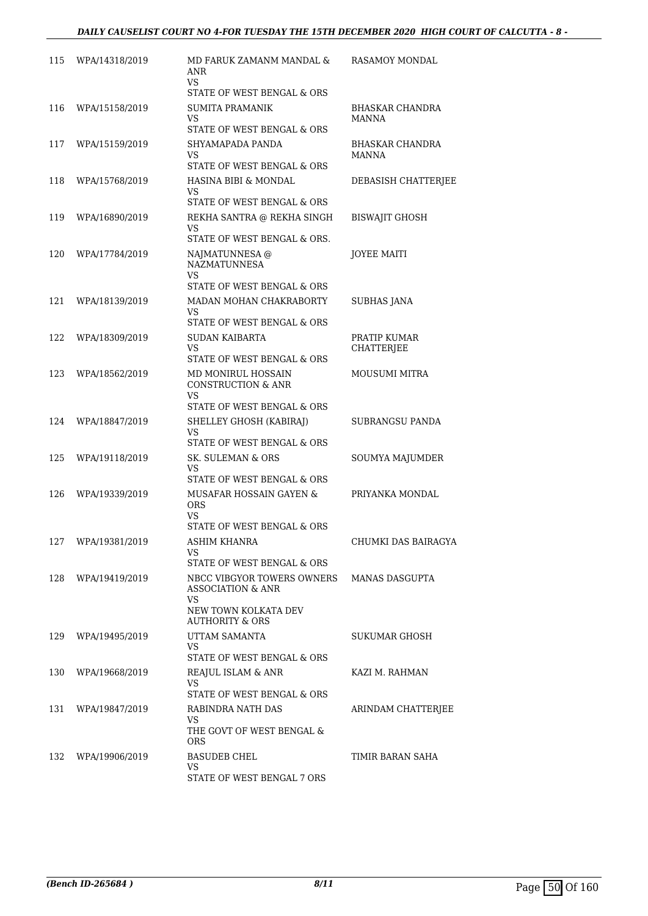| | | | |
|---|---|---|---|
| 115 | WPA/14318/2019 | MD FARUK ZAMANM MANDAL & ANR<br>VS<br>STATE OF WEST BENGAL & ORS | RASAMOY MONDAL |
| 116 | WPA/15158/2019 | SUMITA PRAMANIK<br>VS<br>STATE OF WEST BENGAL & ORS | BHASKAR CHANDRA MANNA |
| 117 | WPA/15159/2019 | SHYAMAPADA PANDA<br>VS<br>STATE OF WEST BENGAL & ORS | BHASKAR CHANDRA MANNA |
| 118 | WPA/15768/2019 | HASINA BIBI & MONDAL<br>VS<br>STATE OF WEST BENGAL & ORS | DEBASISH CHATTERJEE |
| 119 | WPA/16890/2019 | REKHA SANTRA @ REKHA SINGH<br>VS<br>STATE OF WEST BENGAL & ORS. | BISWAJIT GHOSH |
| 120 | WPA/17784/2019 | NAJMATUNNESA @ NAZMATUNNESA<br>VS<br>STATE OF WEST BENGAL & ORS | JOYEE MAITI |
| 121 | WPA/18139/2019 | MADAN MOHAN CHAKRABORTY<br>VS<br>STATE OF WEST BENGAL & ORS | SUBHAS JANA |
| 122 | WPA/18309/2019 | SUDAN KAIBARTA<br>VS<br>STATE OF WEST BENGAL & ORS | PRATIP KUMAR CHATTERJEE |
| 123 | WPA/18562/2019 | MD MONIRUL HOSSAIN CONSTRUCTION & ANR<br>VS<br>STATE OF WEST BENGAL & ORS | MOUSUMI MITRA |
| 124 | WPA/18847/2019 | SHELLEY GHOSH (KABIRAJ)<br>VS<br>STATE OF WEST BENGAL & ORS | SUBRANGSU PANDA |
| 125 | WPA/19118/2019 | SK. SULEMAN & ORS<br>VS<br>STATE OF WEST BENGAL & ORS | SOUMYA MAJUMDER |
| 126 | WPA/19339/2019 | MUSAFAR HOSSAIN GAYEN & ORS<br>VS<br>STATE OF WEST BENGAL & ORS | PRIYANKA MONDAL |
| 127 | WPA/19381/2019 | ASHIM KHANRA<br>VS<br>STATE OF WEST BENGAL & ORS | CHUMKI DAS BAIRAGYA |
| 128 | WPA/19419/2019 | NBCC VIBGYOR TOWERS OWNERS ASSOCIATION & ANR<br>VS<br>NEW TOWN KOLKATA DEV AUTHORITY & ORS | MANAS DASGUPTA |
| 129 | WPA/19495/2019 | UTTAM SAMANTA<br>VS<br>STATE OF WEST BENGAL & ORS | SUKUMAR GHOSH |
| 130 | WPA/19668/2019 | REAJUL ISLAM & ANR<br>VS<br>STATE OF WEST BENGAL & ORS | KAZI M. RAHMAN |
| 131 | WPA/19847/2019 | RABINDRA NATH DAS<br>VS<br>THE GOVT OF WEST BENGAL & ORS | ARINDAM CHATTERJEE |
| 132 | WPA/19906/2019 | BASUDEB CHEL<br>VS<br>STATE OF WEST BENGAL 7 ORS | TIMIR BARAN SAHA |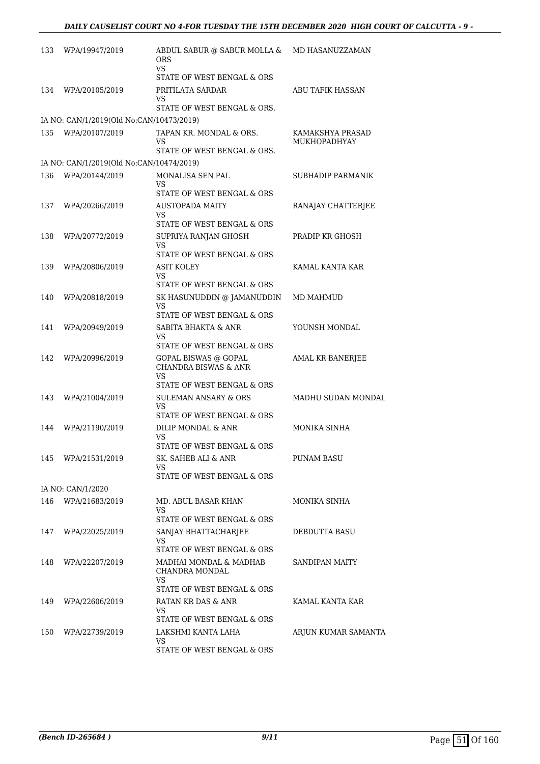| | | | |
|---|---|---|---|
| 133 | WPA/19947/2019 | ABDUL SABUR @ SABUR MOLLA & ORS<br>VS<br>STATE OF WEST BENGAL & ORS | MD HASANUZZAMAN |
| 134 | WPA/20105/2019 | PRITILATA SARDAR<br>VS<br>STATE OF WEST BENGAL & ORS. | ABU TAFIK HASSAN |
| | IA NO: CAN/1/2019(Old No:CAN/10473/2019) | | |
| 135 | WPA/20107/2019 | TAPAN KR. MONDAL & ORS.<br>VS<br>STATE OF WEST BENGAL & ORS. | KAMAKSHYA PRASAD MUKHOPADHYAY |
| | IA NO: CAN/1/2019(Old No:CAN/10474/2019) | | |
| 136 | WPA/20144/2019 | MONALISA SEN PAL<br>VS<br>STATE OF WEST BENGAL & ORS | SUBHADIP PARMANIK |
| 137 | WPA/20266/2019 | AUSTOPADA MAITY<br>VS<br>STATE OF WEST BENGAL & ORS | RANAJAY CHATTERJEE |
| 138 | WPA/20772/2019 | SUPRIYA RANJAN GHOSH<br>VS<br>STATE OF WEST BENGAL & ORS | PRADIP KR GHOSH |
| 139 | WPA/20806/2019 | ASIT KOLEY<br>VS<br>STATE OF WEST BENGAL & ORS | KAMAL KANTA KAR |
| 140 | WPA/20818/2019 | SK HASUNUDDIN @ JAMANUDDIN<br>VS<br>STATE OF WEST BENGAL & ORS | MD MAHMUD |
| 141 | WPA/20949/2019 | SABITA BHAKTA & ANR<br>VS<br>STATE OF WEST BENGAL & ORS | YOUNSH MONDAL |
| 142 | WPA/20996/2019 | GOPAL BISWAS @ GOPAL CHANDRA BISWAS & ANR<br>VS<br>STATE OF WEST BENGAL & ORS | AMAL KR BANERJEE |
| 143 | WPA/21004/2019 | SULEMAN ANSARY & ORS<br>VS<br>STATE OF WEST BENGAL & ORS | MADHU SUDAN MONDAL |
| 144 | WPA/21190/2019 | DILIP MONDAL & ANR<br>VS<br>STATE OF WEST BENGAL & ORS | MONIKA SINHA |
| 145 | WPA/21531/2019 | SK. SAHEB ALI & ANR<br>VS<br>STATE OF WEST BENGAL & ORS | PUNAM BASU |
| | IA NO: CAN/1/2020 | | |
| 146 | WPA/21683/2019 | MD. ABUL BASAR KHAN<br>VS<br>STATE OF WEST BENGAL & ORS | MONIKA SINHA |
| 147 | WPA/22025/2019 | SANJAY BHATTACHARJEE<br>VS<br>STATE OF WEST BENGAL & ORS | DEBDUTTA BASU |
| 148 | WPA/22207/2019 | MADHAI MONDAL & MADHAB CHANDRA MONDAL<br>VS<br>STATE OF WEST BENGAL & ORS | SANDIPAN MAITY |
| 149 | WPA/22606/2019 | RATAN KR DAS & ANR<br>VS<br>STATE OF WEST BENGAL & ORS | KAMAL KANTA KAR |
| 150 | WPA/22739/2019 | LAKSHMI KANTA LAHA<br>VS<br>STATE OF WEST BENGAL & ORS | ARJUN KUMAR SAMANTA |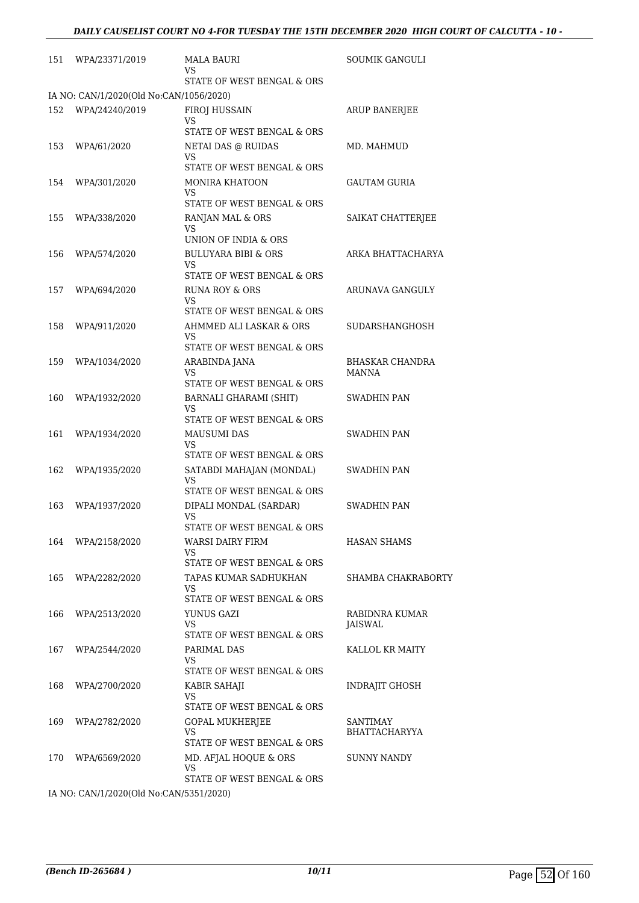| | | | |
|---|---|---|---|
| 151 | WPA/23371/2019 | MALA BAURI<br>VS<br>STATE OF WEST BENGAL & ORS | SOUMIK GANGULI |
| IA NO: CAN/1/2020(Old No:CAN/1056/2020) | | | |
| 152 | WPA/24240/2019 | FIROJ HUSSAIN<br>VS<br>STATE OF WEST BENGAL & ORS | ARUP BANERJEE |
| 153 | WPA/61/2020 | NETAI DAS @ RUIDAS<br>VS<br>STATE OF WEST BENGAL & ORS | MD. MAHMUD |
| 154 | WPA/301/2020 | MONIRA KHATOON<br>VS<br>STATE OF WEST BENGAL & ORS | GAUTAM GURIA |
| 155 | WPA/338/2020 | RANJAN MAL & ORS<br>VS<br>UNION OF INDIA & ORS | SAIKAT CHATTERJEE |
| 156 | WPA/574/2020 | BULUYARA BIBI & ORS<br>VS<br>STATE OF WEST BENGAL & ORS | ARKA BHATTACHARYA |
| 157 | WPA/694/2020 | RUNA ROY & ORS<br>VS<br>STATE OF WEST BENGAL & ORS | ARUNAVA GANGULY |
| 158 | WPA/911/2020 | AHMMED ALI LASKAR & ORS<br>VS<br>STATE OF WEST BENGAL & ORS | SUDARSHANGHOSH |
| 159 | WPA/1034/2020 | ARABINDA JANA<br>VS<br>STATE OF WEST BENGAL & ORS | BHASKAR CHANDRA MANNA |
| 160 | WPA/1932/2020 | BARNALI GHARAMI (SHIT)<br>VS<br>STATE OF WEST BENGAL & ORS | SWADHIN PAN |
| 161 | WPA/1934/2020 | MAUSUMI DAS<br>VS<br>STATE OF WEST BENGAL & ORS | SWADHIN PAN |
| 162 | WPA/1935/2020 | SATABDI MAHAJAN (MONDAL)<br>VS<br>STATE OF WEST BENGAL & ORS | SWADHIN PAN |
| 163 | WPA/1937/2020 | DIPALI MONDAL (SARDAR)<br>VS<br>STATE OF WEST BENGAL & ORS | SWADHIN PAN |
| 164 | WPA/2158/2020 | WARSI DAIRY FIRM<br>VS<br>STATE OF WEST BENGAL & ORS | HASAN SHAMS |
| 165 | WPA/2282/2020 | TAPAS KUMAR SADHUKHAN<br>VS<br>STATE OF WEST BENGAL & ORS | SHAMBA CHAKRABORTY |
| 166 | WPA/2513/2020 | YUNUS GAZI<br>VS<br>STATE OF WEST BENGAL & ORS | RABIDNRA KUMAR JAISWAL |
| 167 | WPA/2544/2020 | PARIMAL DAS<br>VS<br>STATE OF WEST BENGAL & ORS | KALLOL KR MAITY |
| 168 | WPA/2700/2020 | KABIR SAHAJI<br>VS<br>STATE OF WEST BENGAL & ORS | INDRAJIT GHOSH |
| 169 | WPA/2782/2020 | GOPAL MUKHERJEE<br>VS<br>STATE OF WEST BENGAL & ORS | SANTIMAY BHATTACHARYYA |
| 170 | WPA/6569/2020 | MD. AFJAL HOQUE & ORS<br>VS<br>STATE OF WEST BENGAL & ORS | SUNNY NANDY |
| IA NO: CAN/1/2020(Old No:CAN/5351/2020) | | | |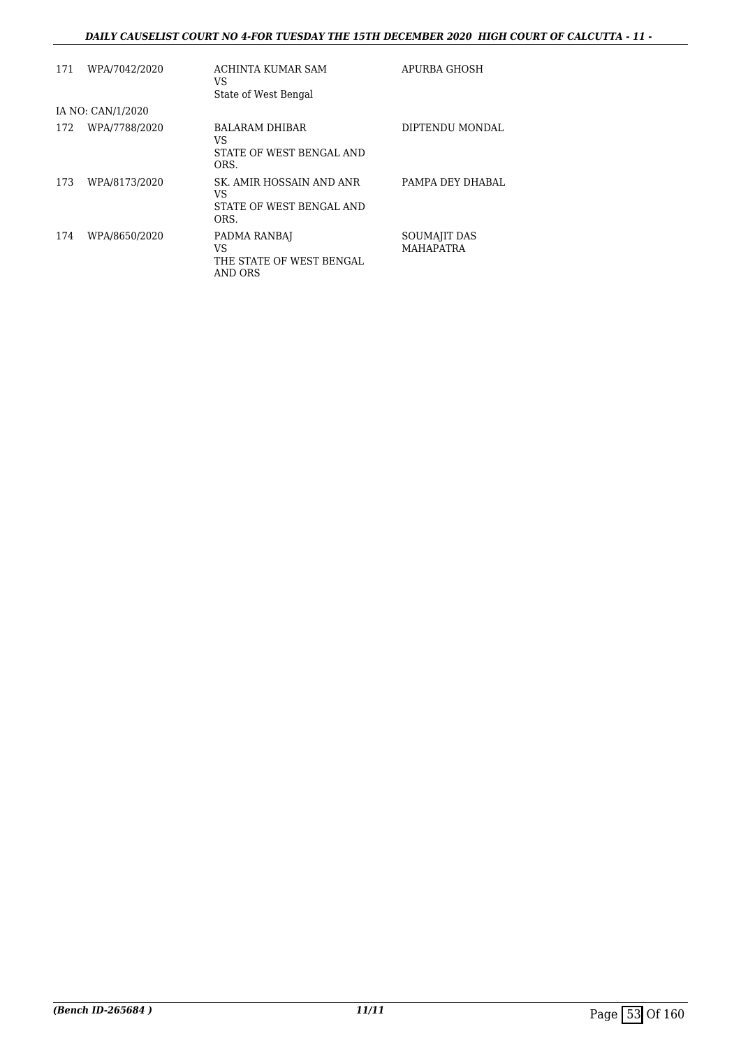| | | | |
|---|---|---|---|
| 171 | WPA/7042/2020 | ACHINTA KUMAR SAM<br>VS<br>State of West Bengal | APURBA GHOSH |
| IA NO: CAN/1/2020 | | | |
| 172 | WPA/7788/2020 | BALARAM DHIBAR<br>VS<br>STATE OF WEST BENGAL AND ORS. | DIPTENDU MONDAL |
| 173 | WPA/8173/2020 | SK. AMIR HOSSAIN AND ANR<br>VS<br>STATE OF WEST BENGAL AND ORS. | PAMPA DEY DHABAL |
| 174 | WPA/8650/2020 | PADMA RANBAJ<br>VS<br>THE STATE OF WEST BENGAL AND ORS | SOUMAJIT DAS MAHAPATRA |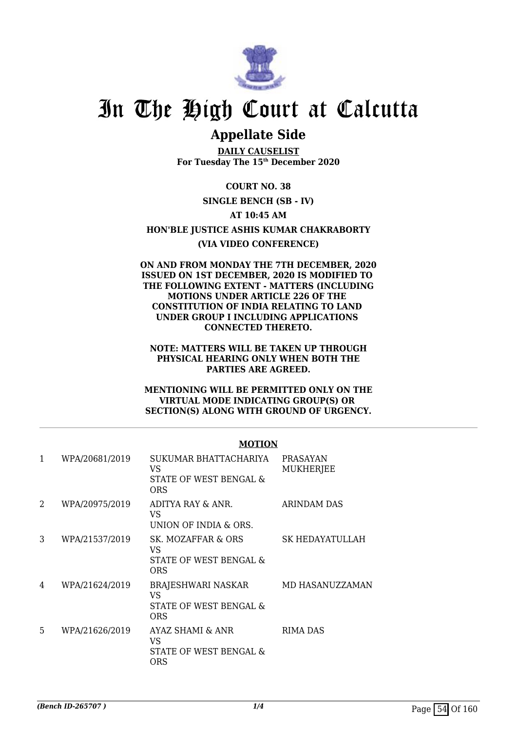# In The High Court at Calcutta

## Appellate Side

**DAILY CAUSELIST**
**For Tuesday The 15th December 2020**

**COURT NO. 38**

**SINGLE BENCH (SB - IV)**

**AT 10:45 AM**

**HON'BLE JUSTICE ASHIS KUMAR CHAKRABORTY**

**(VIA VIDEO CONFERENCE)**

**ON AND FROM MONDAY THE 7TH DECEMBER, 2020 ISSUED ON 1ST DECEMBER, 2020 IS MODIFIED TO THE FOLLOWING EXTENT - MATTERS (INCLUDING MOTIONS UNDER ARTICLE 226 OF THE CONSTITUTION OF INDIA RELATING TO LAND UNDER GROUP I INCLUDING APPLICATIONS CONNECTED THERETO.**

**NOTE: MATTERS WILL BE TAKEN UP THROUGH PHYSICAL HEARING ONLY WHEN BOTH THE PARTIES ARE AGREED.**

**MENTIONING WILL BE PERMITTED ONLY ON THE VIRTUAL MODE INDICATING GROUP(S) OR SECTION(S) ALONG WITH GROUND OF URGENCY.**

**MOTION**

| | | | |
|---|---|---|---|
| 1 | WPA/20681/2019 | SUKUMAR BHATTACHARIYA VS STATE OF WEST BENGAL & ORS | PRASAYAN MUKHERJEE |
| 2 | WPA/20975/2019 | ADITYA RAY & ANR. VS UNION OF INDIA & ORS. | ARINDAM DAS |
| 3 | WPA/21537/2019 | SK. MOZAFFAR & ORS VS STATE OF WEST BENGAL & ORS | SK HEDAYATULLAH |
| 4 | WPA/21624/2019 | BRAJESHWARI NASKAR VS STATE OF WEST BENGAL & ORS | MD HASANUZZAMAN |
| 5 | WPA/21626/2019 | AYAZ SHAMI & ANR VS STATE OF WEST BENGAL & ORS | RIMA DAS |

*(Bench ID-265707 )*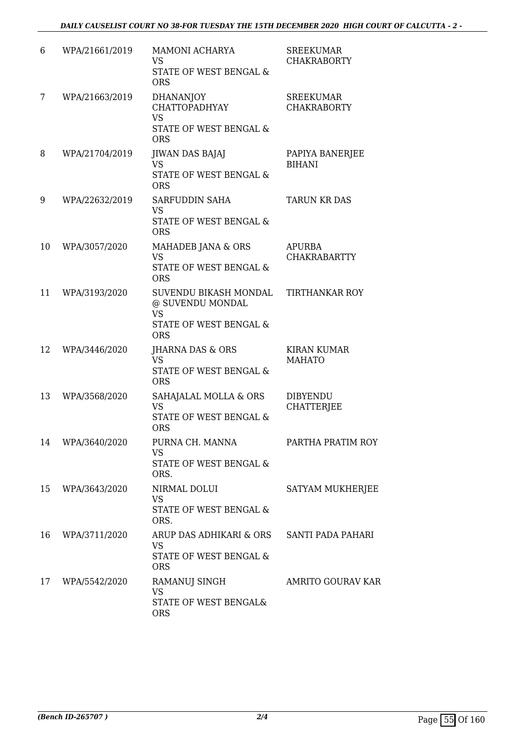| | | | |
|---|---|---|---|
| 6 | WPA/21661/2019 | MAMONI ACHARYA<br>VS<br>STATE OF WEST BENGAL & ORS | SREEKUMAR CHAKRABORTY |
| 7 | WPA/21663/2019 | DHANANJOY CHATTOPADHYAY<br>VS<br>STATE OF WEST BENGAL & ORS | SREEKUMAR CHAKRABORTY |
| 8 | WPA/21704/2019 | JIWAN DAS BAJAJ<br>VS<br>STATE OF WEST BENGAL & ORS | PAPIYA BANERJEE BIHANI |
| 9 | WPA/22632/2019 | SARFUDDIN SAHA<br>VS<br>STATE OF WEST BENGAL & ORS | TARUN KR DAS |
| 10 | WPA/3057/2020 | MAHADEB JANA & ORS<br>VS<br>STATE OF WEST BENGAL & ORS | APURBA CHAKRABARTTY |
| 11 | WPA/3193/2020 | SUVENDU BIKASH MONDAL @ SUVENDU MONDAL<br>VS<br>STATE OF WEST BENGAL & ORS | TIRTHANKAR ROY |
| 12 | WPA/3446/2020 | JHARNA DAS & ORS<br>VS<br>STATE OF WEST BENGAL & ORS | KIRAN KUMAR MAHATO |
| 13 | WPA/3568/2020 | SAHAJALAL MOLLA & ORS<br>VS<br>STATE OF WEST BENGAL & ORS | DIBYENDU CHATTERJEE |
| 14 | WPA/3640/2020 | PURNA CH. MANNA<br>VS<br>STATE OF WEST BENGAL & ORS. | PARTHA PRATIM ROY |
| 15 | WPA/3643/2020 | NIRMAL DOLUI<br>VS<br>STATE OF WEST BENGAL & ORS. | SATYAM MUKHERJEE |
| 16 | WPA/3711/2020 | ARUP DAS ADHIKARI & ORS<br>VS<br>STATE OF WEST BENGAL & ORS | SANTI PADA PAHARI |
| 17 | WPA/5542/2020 | RAMANUJ SINGH<br>VS<br>STATE OF WEST BENGAL& ORS | AMRITO GOURAV KAR |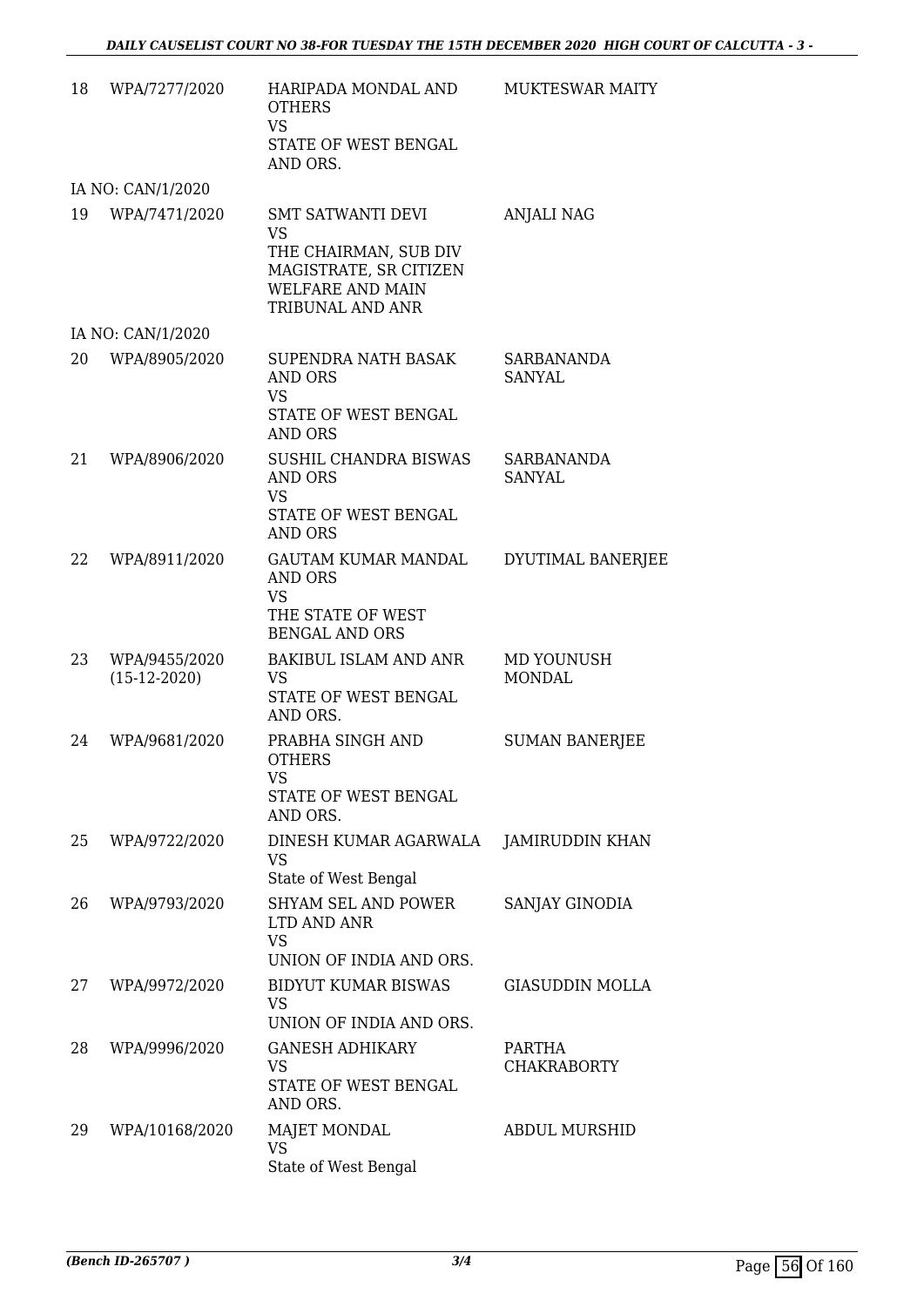| | | | |
|---|---|---|---|
| 18 | WPA/7277/2020 | HARIPADA MONDAL AND OTHERS<br>VS<br>STATE OF WEST BENGAL AND ORS. | MUKTESWAR MAITY |
| | IA NO: CAN/1/2020 | | |
| 19 | WPA/7471/2020 | SMT SATWANTI DEVI<br>VS<br>THE CHAIRMAN, SUB DIV MAGISTRATE, SR CITIZEN WELFARE AND MAIN TRIBUNAL AND ANR | ANJALI NAG |
| | IA NO: CAN/1/2020 | | |
| 20 | WPA/8905/2020 | SUPENDRA NATH BASAK AND ORS<br>VS<br>STATE OF WEST BENGAL AND ORS | SARBANANDA SANYAL |
| 21 | WPA/8906/2020 | SUSHIL CHANDRA BISWAS AND ORS<br>VS<br>STATE OF WEST BENGAL AND ORS | SARBANANDA SANYAL |
| 22 | WPA/8911/2020 | GAUTAM KUMAR MANDAL AND ORS<br>VS<br>THE STATE OF WEST BENGAL AND ORS | DYUTIMAL BANERJEE |
| 23 | WPA/9455/2020<br>(15-12-2020) | BAKIBUL ISLAM AND ANR<br>VS<br>STATE OF WEST BENGAL AND ORS. | MD YOUNUSH MONDAL |
| 24 | WPA/9681/2020 | PRABHA SINGH AND OTHERS<br>VS<br>STATE OF WEST BENGAL AND ORS. | SUMAN BANERJEE |
| 25 | WPA/9722/2020 | DINESH KUMAR AGARWALA<br>VS<br>State of West Bengal | JAMIRUDDIN KHAN |
| 26 | WPA/9793/2020 | SHYAM SEL AND POWER LTD AND ANR<br>VS<br>UNION OF INDIA AND ORS. | SANJAY GINODIA |
| 27 | WPA/9972/2020 | BIDYUT KUMAR BISWAS<br>VS<br>UNION OF INDIA AND ORS. | GIASUDDIN MOLLA |
| 28 | WPA/9996/2020 | GANESH ADHIKARY<br>VS<br>STATE OF WEST BENGAL AND ORS. | PARTHA CHAKRABORTY |
| 29 | WPA/10168/2020 | MAJET MONDAL<br>VS<br>State of West Bengal | ABDUL MURSHID |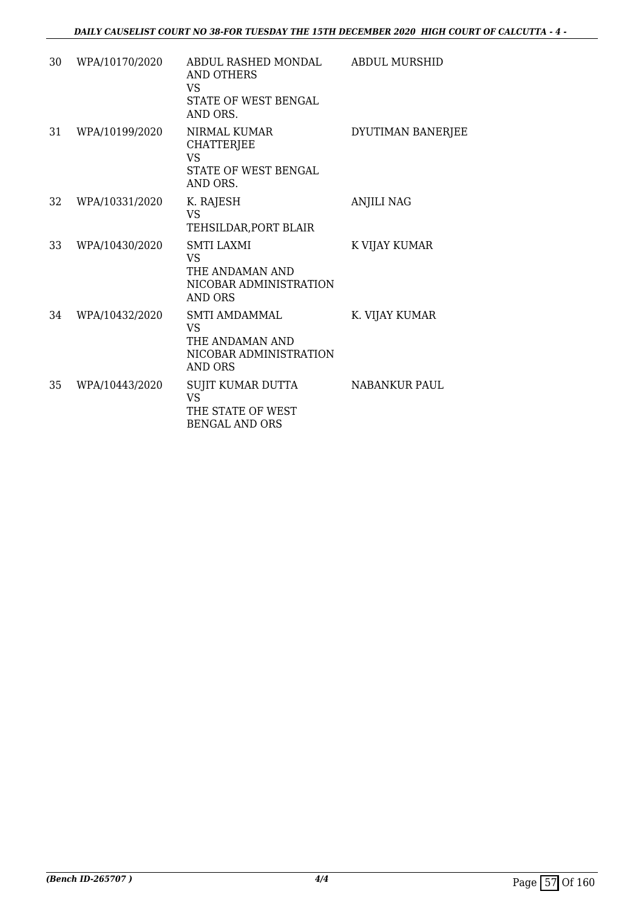| | | | |
|---|---|---|---|
| 30 | WPA/10170/2020 | ABDUL RASHED MONDAL AND OTHERS<br>VS<br>STATE OF WEST BENGAL AND ORS. | ABDUL MURSHID |
| 31 | WPA/10199/2020 | NIRMAL KUMAR CHATTERJEE<br>VS<br>STATE OF WEST BENGAL AND ORS. | DYUTIMAN BANERJEE |
| 32 | WPA/10331/2020 | K. RAJESH<br>VS<br>TEHSILDAR,PORT BLAIR | ANJILI NAG |
| 33 | WPA/10430/2020 | SMTI LAXMI<br>VS<br>THE ANDAMAN AND NICOBAR ADMINISTRATION AND ORS | K VIJAY KUMAR |
| 34 | WPA/10432/2020 | SMTI AMDAMMAL<br>VS<br>THE ANDAMAN AND NICOBAR ADMINISTRATION AND ORS | K. VIJAY KUMAR |
| 35 | WPA/10443/2020 | SUJIT KUMAR DUTTA<br>VS<br>THE STATE OF WEST BENGAL AND ORS | NABANKUR PAUL |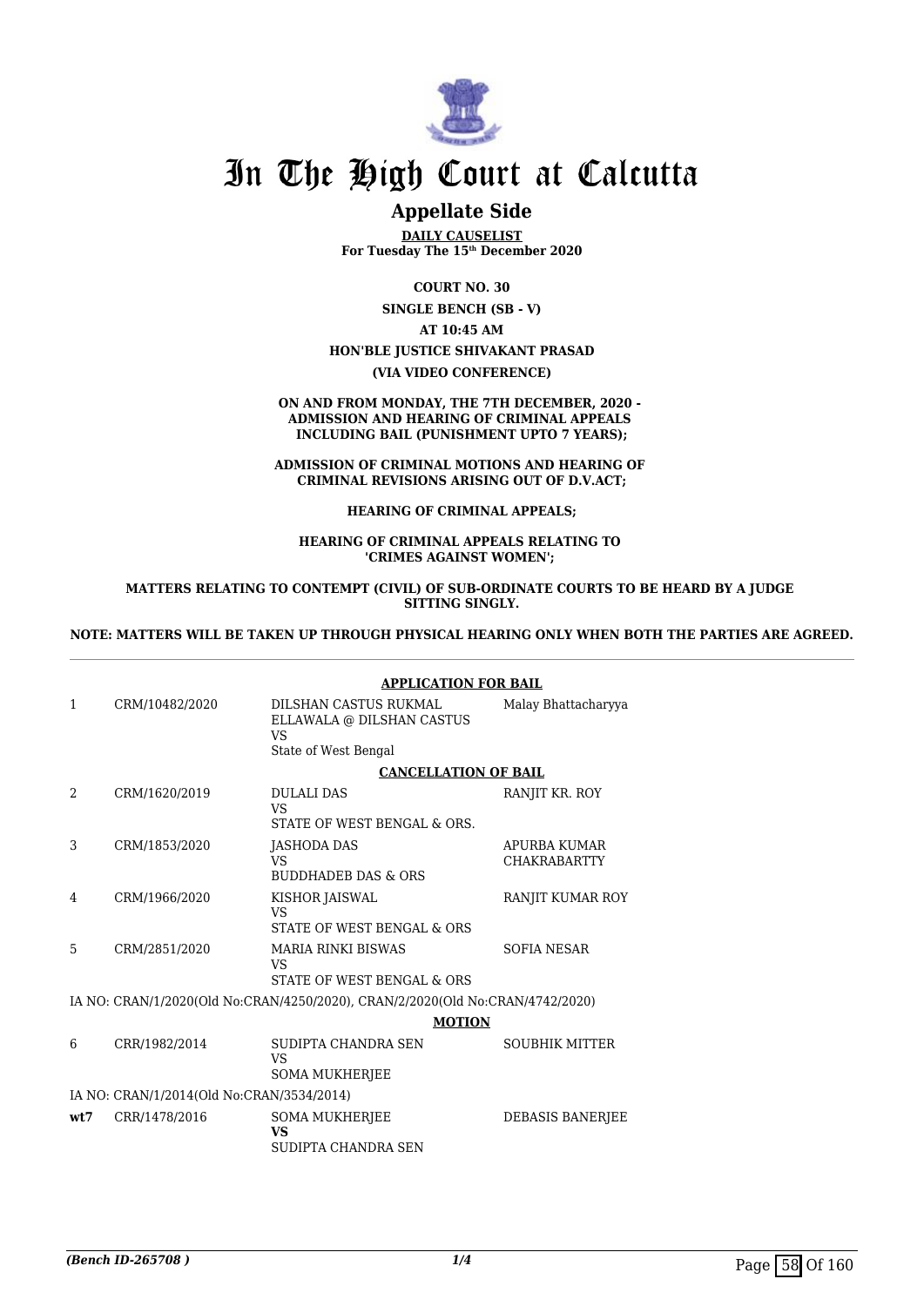# In The High Court at Calcutta

## Appellate Side

**DAILY CAUSELIST**
**For Tuesday The 15th December 2020**

**COURT NO. 30**

**SINGLE BENCH (SB - V)**

**AT 10:45 AM**

**HON'BLE JUSTICE SHIVAKANT PRASAD**

**(VIA VIDEO CONFERENCE)**

**ON AND FROM MONDAY, THE 7TH DECEMBER, 2020 - ADMISSION AND HEARING OF CRIMINAL APPEALS INCLUDING BAIL (PUNISHMENT UPTO 7 YEARS);**

**ADMISSION OF CRIMINAL MOTIONS AND HEARING OF CRIMINAL REVISIONS ARISING OUT OF D.V.ACT;**

**HEARING OF CRIMINAL APPEALS;**

**HEARING OF CRIMINAL APPEALS RELATING TO 'CRIMES AGAINST WOMEN';**

**MATTERS RELATING TO CONTEMPT (CIVIL) OF SUB-ORDINATE COURTS TO BE HEARD BY A JUDGE SITTING SINGLY.**

**NOTE: MATTERS WILL BE TAKEN UP THROUGH PHYSICAL HEARING ONLY WHEN BOTH THE PARTIES ARE AGREED.**

**APPLICATION FOR BAIL**

| | | | |
|---|---|---|---|
| 1 | CRM/10482/2020 | DILSHAN CASTUS RUKMAL ELLAWALA @ DILSHAN CASTUS<br>VS<br>State of West Bengal | Malay Bhattacharyya |

**CANCELLATION OF BAIL**

| | | | |
|---|---|---|---|
| 2 | CRM/1620/2019 | DULALI DAS<br>VS<br>STATE OF WEST BENGAL & ORS. | RANJIT KR. ROY |
| 3 | CRM/1853/2020 | JASHODA DAS<br>VS<br>BUDDHADEB DAS & ORS | APURBA KUMAR CHAKRABARTTY |
| 4 | CRM/1966/2020 | KISHOR JAISWAL<br>VS<br>STATE OF WEST BENGAL & ORS | RANJIT KUMAR ROY |
| 5 | CRM/2851/2020 | MARIA RINKI BISWAS<br>VS<br>STATE OF WEST BENGAL & ORS | SOFIA NESAR |

IA NO: CRAN/1/2020(Old No:CRAN/4250/2020), CRAN/2/2020(Old No:CRAN/4742/2020)

**MOTION**

| | | | |
|---|---|---|---|
| 6 | CRR/1982/2014 | SUDIPTA CHANDRA SEN<br>VS<br>SOMA MUKHERJEE | SOUBHIK MITTER |

IA NO: CRAN/1/2014(Old No:CRAN/3534/2014)

| | | | |
|---|---|---|---|
| **wt7** | CRR/1478/2016 | SOMA MUKHERJEE<br>**VS**<br>SUDIPTA CHANDRA SEN | DEBASIS BANERJEE |

*(Bench ID-265708 )*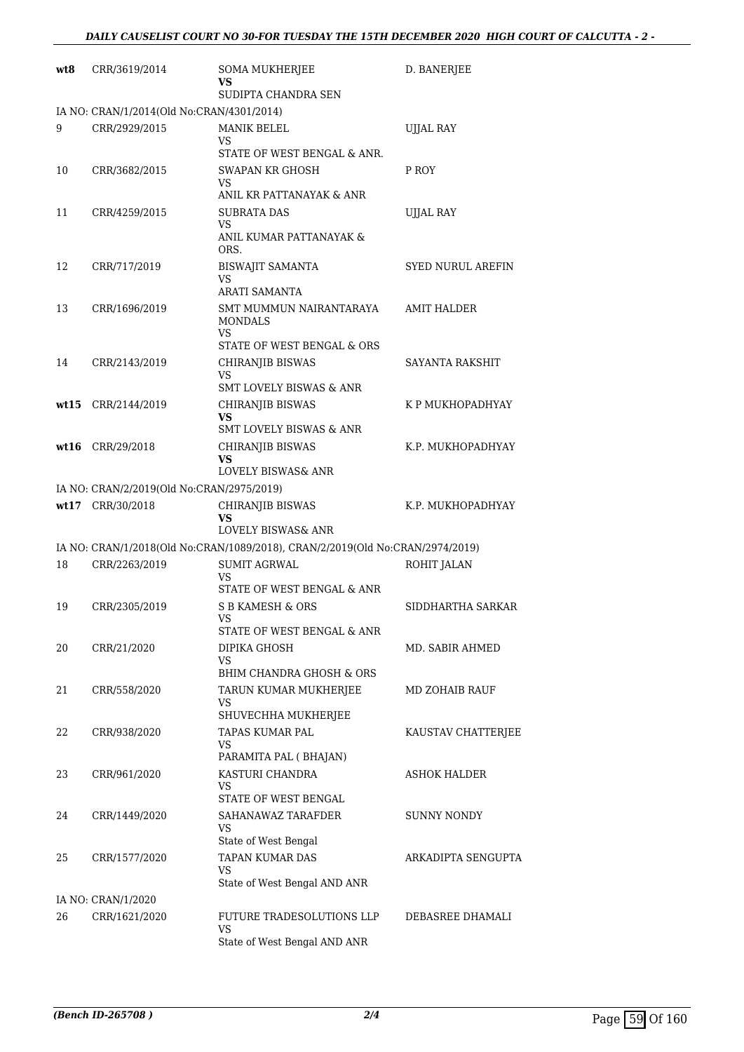| | | | |
|---|---|---|---|
| wt8 | CRR/3619/2014 | SOMA MUKHERJEE<br>**VS**<br>SUDIPTA CHANDRA SEN | D. BANERJEE |
| IA NO: CRAN/1/2014(Old No:CRAN/4301/2014) | | | |
| 9 | CRR/2929/2015 | MANIK BELEL<br>VS<br>STATE OF WEST BENGAL & ANR. | UJJAL RAY |
| 10 | CRR/3682/2015 | SWAPAN KR GHOSH<br>VS<br>ANIL KR PATTANAYAK & ANR | P ROY |
| 11 | CRR/4259/2015 | SUBRATA DAS<br>VS<br>ANIL KUMAR PATTANAYAK & ORS. | UJJAL RAY |
| 12 | CRR/717/2019 | BISWAJIT SAMANTA<br>VS<br>ARATI SAMANTA | SYED NURUL AREFIN |
| 13 | CRR/1696/2019 | SMT MUMMUN NAIRANTARAYA MONDALS<br>VS<br>STATE OF WEST BENGAL & ORS | AMIT HALDER |
| 14 | CRR/2143/2019 | CHIRANJIB BISWAS<br>VS<br>SMT LOVELY BISWAS & ANR | SAYANTA RAKSHIT |
| wt15 | CRR/2144/2019 | CHIRANJIB BISWAS<br>**VS**<br>SMT LOVELY BISWAS & ANR | K P MUKHOPADHYAY |
| wt16 | CRR/29/2018 | CHIRANJIB BISWAS<br>**VS**<br>LOVELY BISWAS& ANR | K.P. MUKHOPADHYAY |
| IA NO: CRAN/2/2019(Old No:CRAN/2975/2019) | | | |
| wt17 | CRR/30/2018 | CHIRANJIB BISWAS<br>**VS**<br>LOVELY BISWAS& ANR | K.P. MUKHOPADHYAY |
| IA NO: CRAN/1/2018(Old No:CRAN/1089/2018), CRAN/2/2019(Old No:CRAN/2974/2019) | | | |
| 18 | CRR/2263/2019 | SUMIT AGRWAL<br>VS<br>STATE OF WEST BENGAL & ANR | ROHIT JALAN |
| 19 | CRR/2305/2019 | S B KAMESH & ORS<br>VS<br>STATE OF WEST BENGAL & ANR | SIDDHARTHA SARKAR |
| 20 | CRR/21/2020 | DIPIKA GHOSH<br>VS<br>BHIM CHANDRA GHOSH & ORS | MD. SABIR AHMED |
| 21 | CRR/558/2020 | TARUN KUMAR MUKHERJEE<br>VS<br>SHUVECHHA MUKHERJEE | MD ZOHAIB RAUF |
| 22 | CRR/938/2020 | TAPAS KUMAR PAL<br>VS<br>PARAMITA PAL ( BHAJAN) | KAUSTAV CHATTERJEE |
| 23 | CRR/961/2020 | KASTURI CHANDRA<br>VS<br>STATE OF WEST BENGAL | ASHOK HALDER |
| 24 | CRR/1449/2020 | SAHANAWAZ TARAFDER<br>VS<br>State of West Bengal | SUNNY NONDY |
| 25 | CRR/1577/2020 | TAPAN KUMAR DAS<br>VS<br>State of West Bengal AND ANR | ARKADIPTA SENGUPTA |
| IA NO: CRAN/1/2020 | | | |
| 26 | CRR/1621/2020 | FUTURE TRADESOLUTIONS LLP<br>VS<br>State of West Bengal AND ANR | DEBASREE DHAMALI |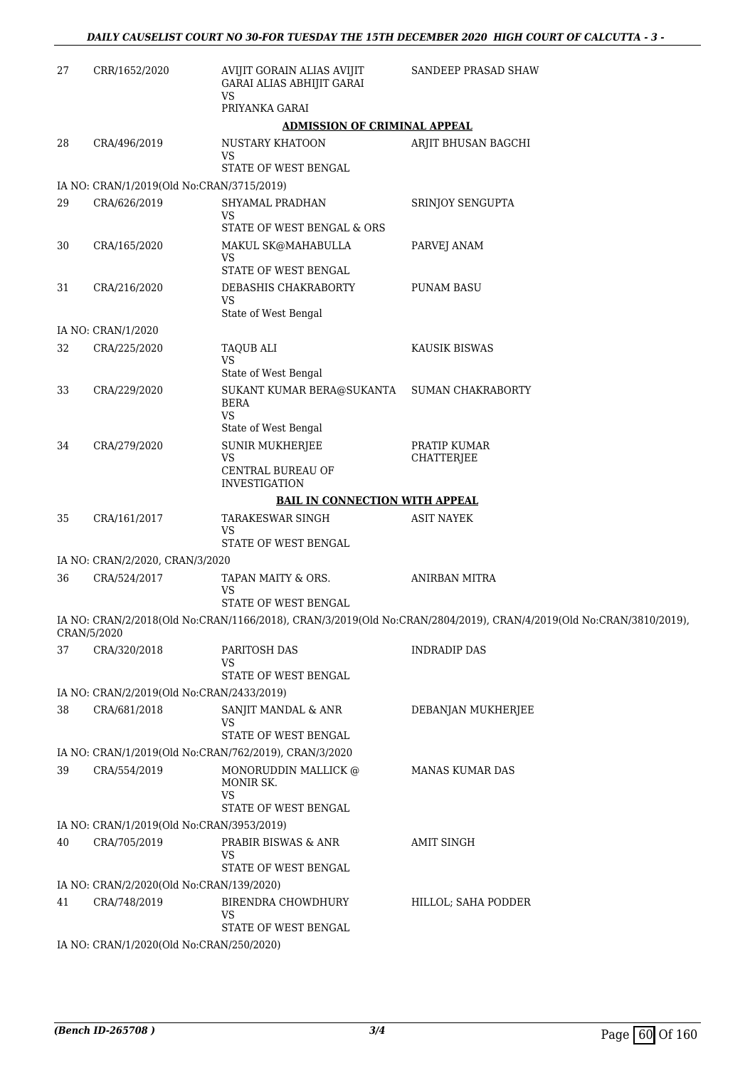| | | | |
|---|---|---|---|
| 27 | CRR/1652/2020 | AVIJIT GORAIN ALIAS AVIJIT GARAI ALIAS ABHIJIT GARAI<br>VS<br>PRIYANKA GARAI | SANDEEP PRASAD SHAW |

**ADMISSION OF CRIMINAL APPEAL**

| | | | |
|---|---|---|---|
| 28 | CRA/496/2019 | NUSTARY KHATOON<br>VS<br>STATE OF WEST BENGAL | ARJIT BHUSAN BAGCHI |
| | IA NO: CRAN/1/2019(Old No:CRAN/3715/2019) | | |
| 29 | CRA/626/2019 | SHYAMAL PRADHAN<br>VS<br>STATE OF WEST BENGAL & ORS | SRINJOY SENGUPTA |
| 30 | CRA/165/2020 | MAKUL SK@MAHABULLA<br>VS<br>STATE OF WEST BENGAL | PARVEJ ANAM |
| 31 | CRA/216/2020 | DEBASHIS CHAKRABORTY<br>VS<br>State of West Bengal | PUNAM BASU |
| | IA NO: CRAN/1/2020 | | |
| 32 | CRA/225/2020 | TAQUB ALI<br>VS<br>State of West Bengal | KAUSIK BISWAS |
| 33 | CRA/229/2020 | SUKANT KUMAR BERA@SUKANTA BERA<br>VS<br>State of West Bengal | SUMAN CHAKRABORTY |
| 34 | CRA/279/2020 | SUNIR MUKHERJEE<br>VS<br>CENTRAL BUREAU OF INVESTIGATION | PRATIP KUMAR CHATTERJEE |

**BAIL IN CONNECTION WITH APPEAL**

| | | | |
|---|---|---|---|
| 35 | CRA/161/2017 | TARAKESWAR SINGH<br>VS<br>STATE OF WEST BENGAL | ASIT NAYEK |
| | IA NO: CRAN/2/2020, CRAN/3/2020 | | |
| 36 | CRA/524/2017 | TAPAN MAITY & ORS.<br>VS<br>STATE OF WEST BENGAL | ANIRBAN MITRA |
| | IA NO: CRAN/2/2018(Old No:CRAN/1166/2018), CRAN/3/2019(Old No:CRAN/2804/2019), CRAN/4/2019(Old No:CRAN/3810/2019), CRAN/5/2020 | | |
| 37 | CRA/320/2018 | PARITOSH DAS<br>VS<br>STATE OF WEST BENGAL | INDRADIP DAS |
| | IA NO: CRAN/2/2019(Old No:CRAN/2433/2019) | | |
| 38 | CRA/681/2018 | SANJIT MANDAL & ANR<br>VS<br>STATE OF WEST BENGAL | DEBANJAN MUKHERJEE |
| | IA NO: CRAN/1/2019(Old No:CRAN/762/2019), CRAN/3/2020 | | |
| 39 | CRA/554/2019 | MONORUDDIN MALLICK @ MONIR SK.<br>VS<br>STATE OF WEST BENGAL | MANAS KUMAR DAS |
| | IA NO: CRAN/1/2019(Old No:CRAN/3953/2019) | | |
| 40 | CRA/705/2019 | PRABIR BISWAS & ANR<br>VS<br>STATE OF WEST BENGAL | AMIT SINGH |
| | IA NO: CRAN/2/2020(Old No:CRAN/139/2020) | | |
| 41 | CRA/748/2019 | BIRENDRA CHOWDHURY<br>VS<br>STATE OF WEST BENGAL | HILLOL; SAHA PODDER |
| | IA NO: CRAN/1/2020(Old No:CRAN/250/2020) | | |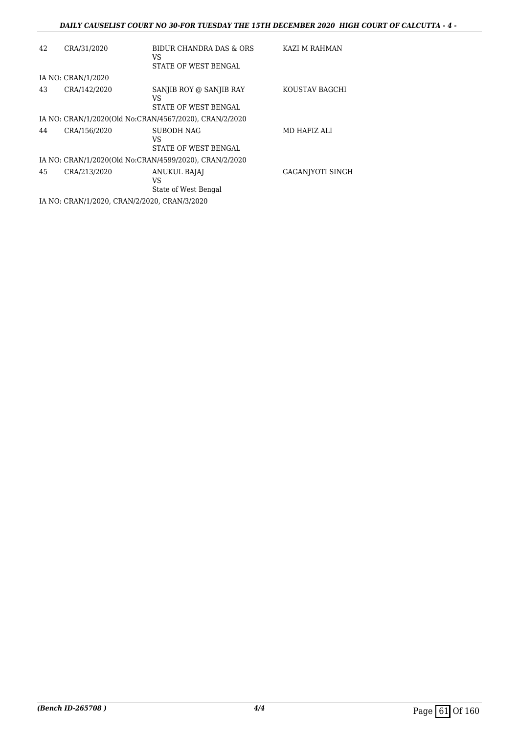| | | | |
|---|---|---|---|
| 42 | CRA/31/2020 | BIDUR CHANDRA DAS & ORS<br>VS<br>STATE OF WEST BENGAL | KAZI M RAHMAN |

IA NO: CRAN/1/2020

| | | | |
|---|---|---|---|
| 43 | CRA/142/2020 | SANJIB ROY @ SANJIB RAY<br>VS<br>STATE OF WEST BENGAL | KOUSTAV BAGCHI |

IA NO: CRAN/1/2020(Old No:CRAN/4567/2020), CRAN/2/2020

| | | | |
|---|---|---|---|
| 44 | CRA/156/2020 | SUBODH NAG<br>VS<br>STATE OF WEST BENGAL | MD HAFIZ ALI |

IA NO: CRAN/1/2020(Old No:CRAN/4599/2020), CRAN/2/2020

| | | | |
|---|---|---|---|
| 45 | CRA/213/2020 | ANUKUL BAJAJ<br>VS<br>State of West Bengal | GAGANJYOTI SINGH |

IA NO: CRAN/1/2020, CRAN/2/2020, CRAN/3/2020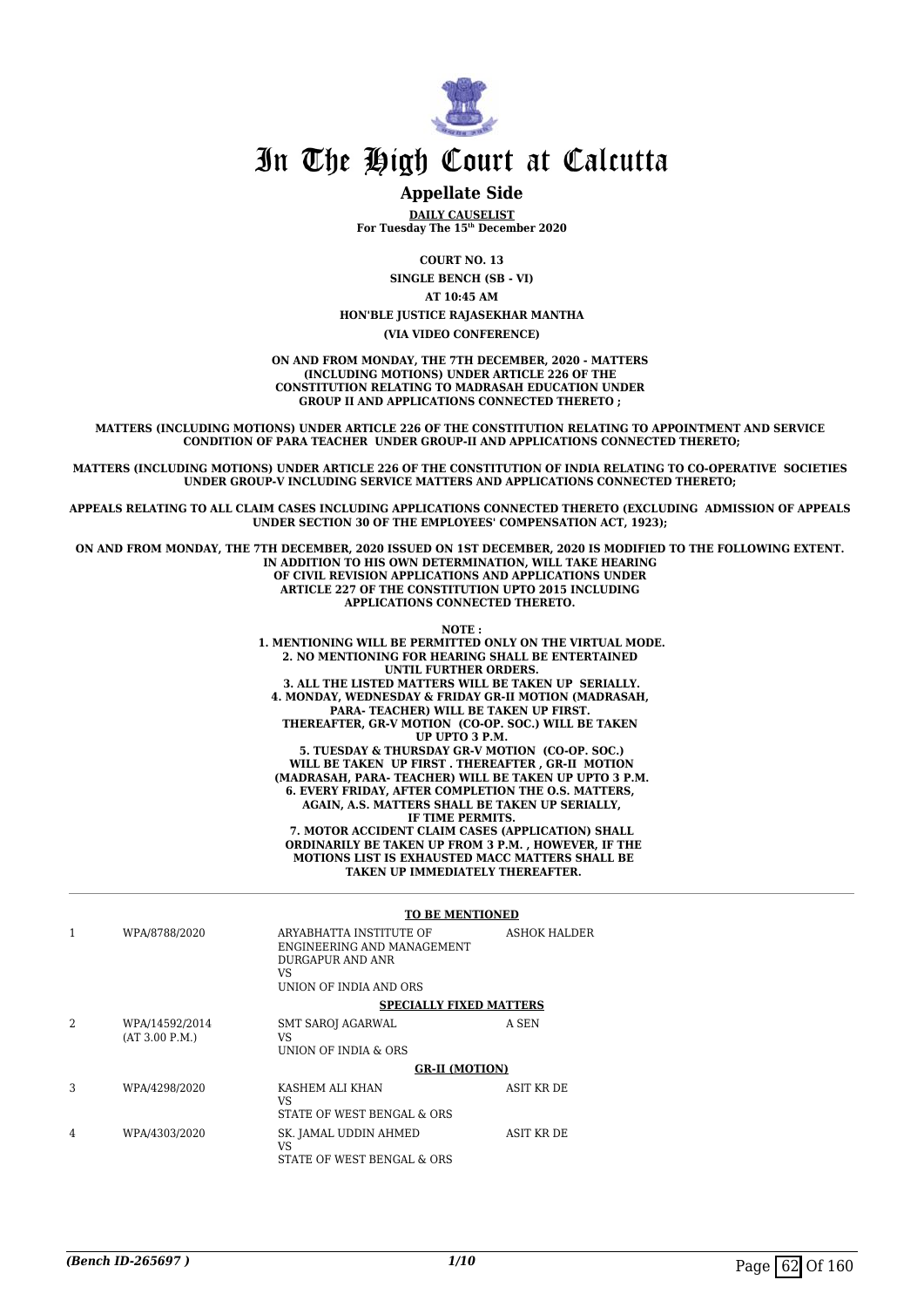# In The High Court at Calcutta

## Appellate Side

**DAILY CAUSELIST**
**For Tuesday The 15th December 2020**

**COURT NO. 13**

**SINGLE BENCH (SB - VI)**

**AT 10:45 AM**

**HON'BLE JUSTICE RAJASEKHAR MANTHA**

**(VIA VIDEO CONFERENCE)**

**ON AND FROM MONDAY, THE 7TH DECEMBER, 2020 - MATTERS (INCLUDING MOTIONS) UNDER ARTICLE 226 OF THE CONSTITUTION RELATING TO MADRASAH EDUCATION UNDER GROUP II AND APPLICATIONS CONNECTED THERETO ;**

**MATTERS (INCLUDING MOTIONS) UNDER ARTICLE 226 OF THE CONSTITUTION RELATING TO APPOINTMENT AND SERVICE CONDITION OF PARA TEACHER UNDER GROUP-II AND APPLICATIONS CONNECTED THERETO;**

**MATTERS (INCLUDING MOTIONS) UNDER ARTICLE 226 OF THE CONSTITUTION OF INDIA RELATING TO CO-OPERATIVE SOCIETIES UNDER GROUP-V INCLUDING SERVICE MATTERS AND APPLICATIONS CONNECTED THERETO;**

**APPEALS RELATING TO ALL CLAIM CASES INCLUDING APPLICATIONS CONNECTED THERETO (EXCLUDING ADMISSION OF APPEALS UNDER SECTION 30 OF THE EMPLOYEES' COMPENSATION ACT, 1923);**

**ON AND FROM MONDAY, THE 7TH DECEMBER, 2020 ISSUED ON 1ST DECEMBER, 2020 IS MODIFIED TO THE FOLLOWING EXTENT. IN ADDITION TO HIS OWN DETERMINATION, WILL TAKE HEARING OF CIVIL REVISION APPLICATIONS AND APPLICATIONS UNDER ARTICLE 227 OF THE CONSTITUTION UPTO 2015 INCLUDING APPLICATIONS CONNECTED THERETO.**

**NOTE :**
**1. MENTIONING WILL BE PERMITTED ONLY ON THE VIRTUAL MODE.**
**2. NO MENTIONING FOR HEARING SHALL BE ENTERTAINED UNTIL FURTHER ORDERS.**
**3. ALL THE LISTED MATTERS WILL BE TAKEN UP SERIALLY.**
**4. MONDAY, WEDNESDAY & FRIDAY GR-II MOTION (MADRASAH, PARA- TEACHER) WILL BE TAKEN UP FIRST. THEREAFTER, GR-V MOTION (CO-OP. SOC.) WILL BE TAKEN UP UPTO 3 P.M.**
**5. TUESDAY & THURSDAY GR-V MOTION (CO-OP. SOC.) WILL BE TAKEN UP FIRST . THEREAFTER , GR-II MOTION (MADRASAH, PARA- TEACHER) WILL BE TAKEN UP UPTO 3 P.M.**
**6. EVERY FRIDAY, AFTER COMPLETION THE O.S. MATTERS, AGAIN, A.S. MATTERS SHALL BE TAKEN UP SERIALLY, IF TIME PERMITS.**
**7. MOTOR ACCIDENT CLAIM CASES (APPLICATION) SHALL ORDINARILY BE TAKEN UP FROM 3 P.M. , HOWEVER, IF THE MOTIONS LIST IS EXHAUSTED MACC MATTERS SHALL BE TAKEN UP IMMEDIATELY THEREAFTER.**

**TO BE MENTIONED**

| | | | |
|---|---|---|---|
| 1 | WPA/8788/2020 | ARYABHATTA INSTITUTE OF ENGINEERING AND MANAGEMENT DURGAPUR AND ANR<br>VS<br>UNION OF INDIA AND ORS | ASHOK HALDER |

**SPECIALLY FIXED MATTERS**

| | | | |
|---|---|---|---|
| 2 | WPA/14592/2014<br>(AT 3.00 P.M.) | SMT SAROJ AGARWAL<br>VS<br>UNION OF INDIA & ORS | A SEN |

**GR-II (MOTION)**

| | | | |
|---|---|---|---|
| 3 | WPA/4298/2020 | KASHEM ALI KHAN<br>VS<br>STATE OF WEST BENGAL & ORS | ASIT KR DE |
| 4 | WPA/4303/2020 | SK. JAMAL UDDIN AHMED<br>VS<br>STATE OF WEST BENGAL & ORS | ASIT KR DE |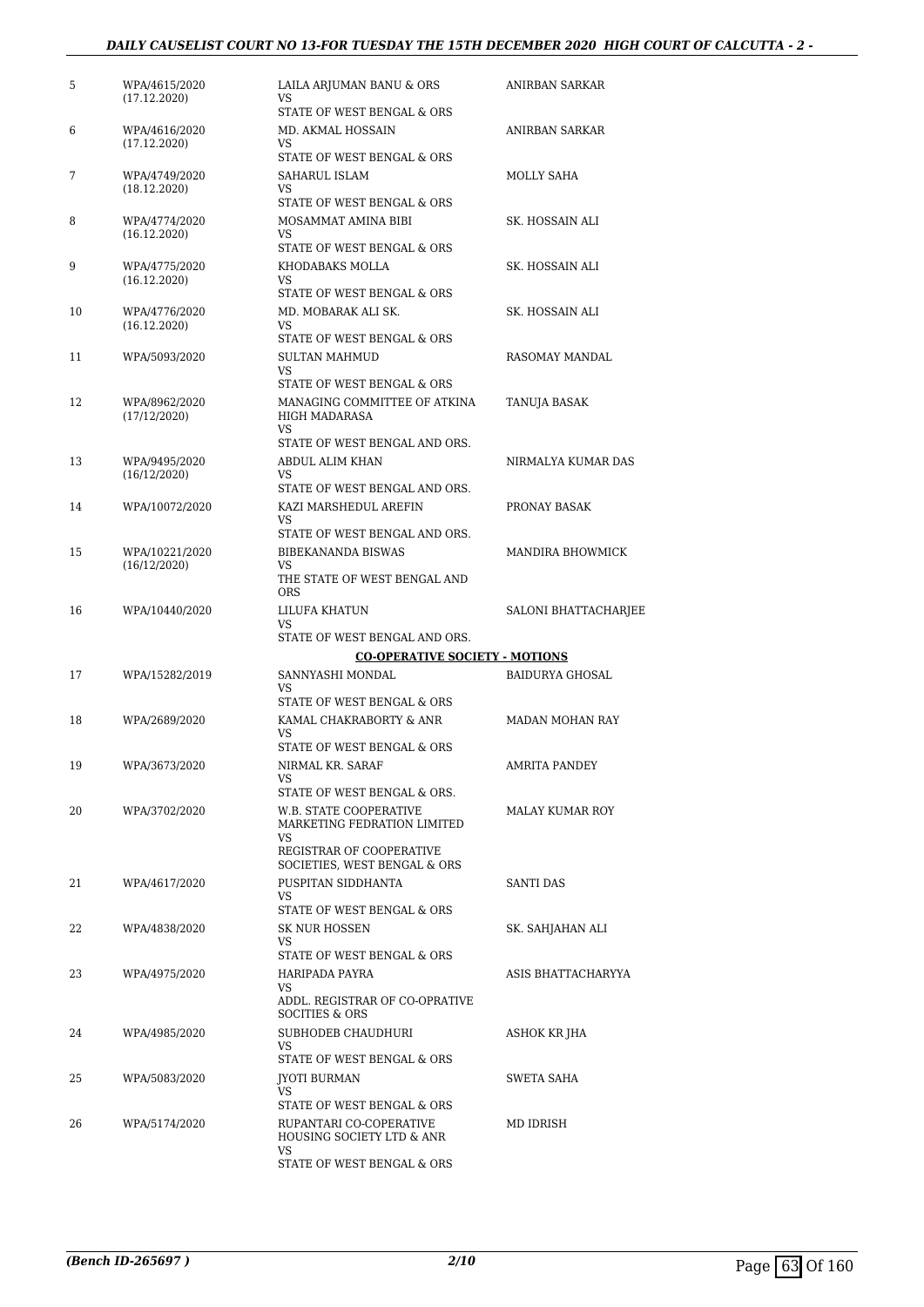| | | | |
|---|---|---|---|
| 5 | WPA/4615/2020<br>(17.12.2020) | LAILA ARJUMAN BANU & ORS<br>VS<br>STATE OF WEST BENGAL & ORS | ANIRBAN SARKAR |
| 6 | WPA/4616/2020<br>(17.12.2020) | MD. AKMAL HOSSAIN<br>VS<br>STATE OF WEST BENGAL & ORS | ANIRBAN SARKAR |
| 7 | WPA/4749/2020<br>(18.12.2020) | SAHARUL ISLAM<br>VS<br>STATE OF WEST BENGAL & ORS | MOLLY SAHA |
| 8 | WPA/4774/2020<br>(16.12.2020) | MOSAMMAT AMINA BIBI<br>VS<br>STATE OF WEST BENGAL & ORS | SK. HOSSAIN ALI |
| 9 | WPA/4775/2020<br>(16.12.2020) | KHODABAKS MOLLA<br>VS<br>STATE OF WEST BENGAL & ORS | SK. HOSSAIN ALI |
| 10 | WPA/4776/2020<br>(16.12.2020) | MD. MOBARAK ALI SK.<br>VS<br>STATE OF WEST BENGAL & ORS | SK. HOSSAIN ALI |
| 11 | WPA/5093/2020 | SULTAN MAHMUD<br>VS<br>STATE OF WEST BENGAL & ORS | RASOMAY MANDAL |
| 12 | WPA/8962/2020<br>(17/12/2020) | MANAGING COMMITTEE OF ATKINA HIGH MADARASA<br>VS<br>STATE OF WEST BENGAL AND ORS. | TANUJA BASAK |
| 13 | WPA/9495/2020<br>(16/12/2020) | ABDUL ALIM KHAN<br>VS<br>STATE OF WEST BENGAL AND ORS. | NIRMALYA KUMAR DAS |
| 14 | WPA/10072/2020 | KAZI MARSHEDUL AREFIN<br>VS<br>STATE OF WEST BENGAL AND ORS. | PRONAY BASAK |
| 15 | WPA/10221/2020<br>(16/12/2020) | BIBEKANANDA BISWAS<br>VS<br>THE STATE OF WEST BENGAL AND ORS | MANDIRA BHOWMICK |
| 16 | WPA/10440/2020 | LILUFA KHATUN<br>VS<br>STATE OF WEST BENGAL AND ORS. | SALONI BHATTACHARJEE |

**CO-OPERATIVE SOCIETY - MOTIONS**

| | | | |
|---|---|---|---|
| 17 | WPA/15282/2019 | SANNYASHI MONDAL<br>VS<br>STATE OF WEST BENGAL & ORS | BAIDURYA GHOSAL |
| 18 | WPA/2689/2020 | KAMAL CHAKRABORTY & ANR<br>VS<br>STATE OF WEST BENGAL & ORS | MADAN MOHAN RAY |
| 19 | WPA/3673/2020 | NIRMAL KR. SARAF<br>VS<br>STATE OF WEST BENGAL & ORS. | AMRITA PANDEY |
| 20 | WPA/3702/2020 | W.B. STATE COOPERATIVE MARKETING FEDRATION LIMITED<br>VS<br>REGISTRAR OF COOPERATIVE SOCIETIES, WEST BENGAL & ORS | MALAY KUMAR ROY |
| 21 | WPA/4617/2020 | PUSPITAN SIDDHANTA<br>VS<br>STATE OF WEST BENGAL & ORS | SANTI DAS |
| 22 | WPA/4838/2020 | SK NUR HOSSEN<br>VS<br>STATE OF WEST BENGAL & ORS | SK. SAHJAHAN ALI |
| 23 | WPA/4975/2020 | HARIPADA PAYRA<br>VS<br>ADDL. REGISTRAR OF CO-OPRATIVE SOCITIES & ORS | ASIS BHATTACHARYYA |
| 24 | WPA/4985/2020 | SUBHODEB CHAUDHURI<br>VS<br>STATE OF WEST BENGAL & ORS | ASHOK KR JHA |
| 25 | WPA/5083/2020 | JYOTI BURMAN<br>VS<br>STATE OF WEST BENGAL & ORS | SWETA SAHA |
| 26 | WPA/5174/2020 | RUPANTARI CO-COPERATIVE HOUSING SOCIETY LTD & ANR<br>VS<br>STATE OF WEST BENGAL & ORS | MD IDRISH |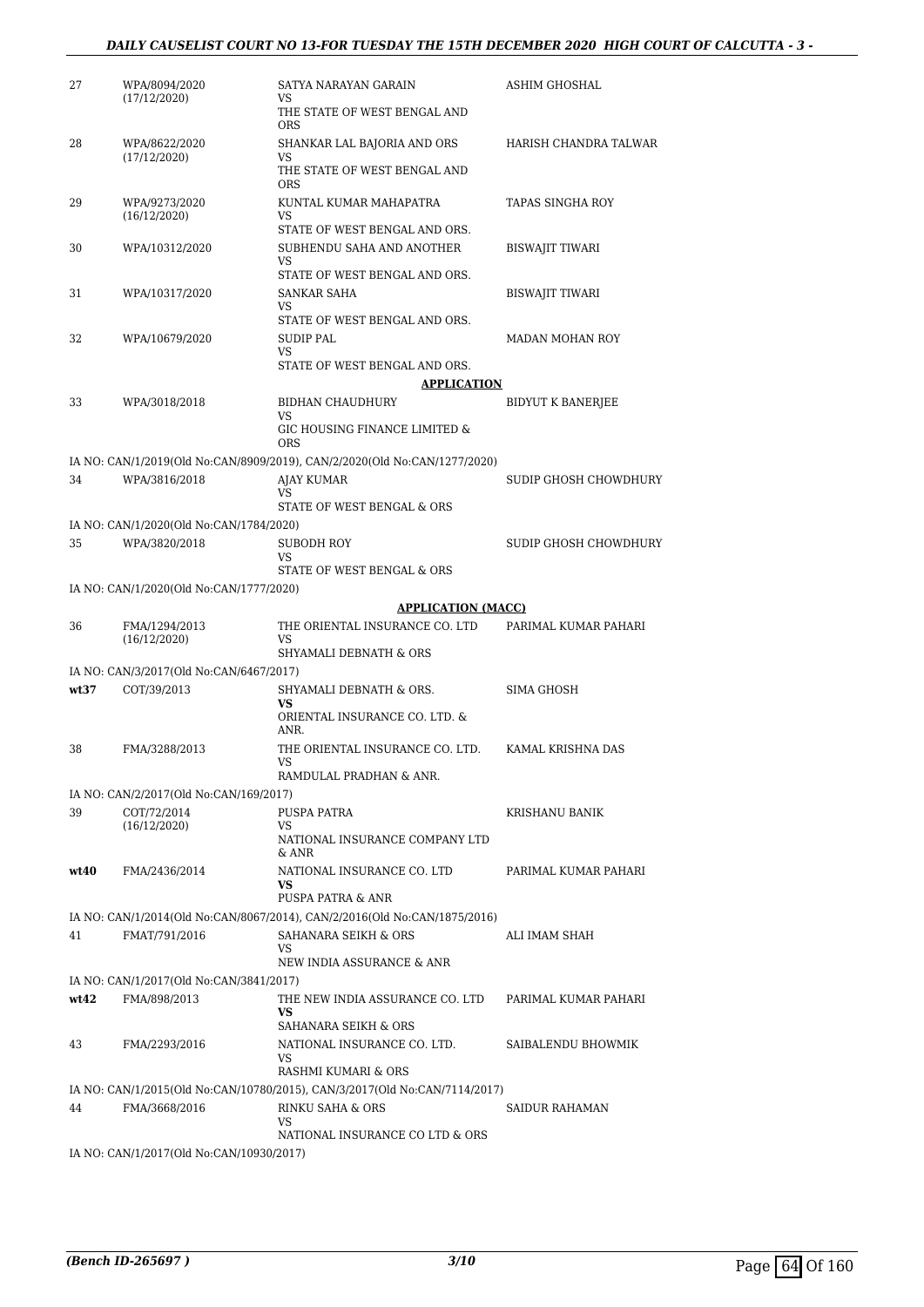| | | | |
|---|---|---|---|
| 27 | WPA/8094/2020 (17/12/2020) | SATYA NARAYAN GARAIN VS THE STATE OF WEST BENGAL AND ORS | ASHIM GHOSHAL |
| 28 | WPA/8622/2020 (17/12/2020) | SHANKAR LAL BAJORIA AND ORS VS THE STATE OF WEST BENGAL AND ORS | HARISH CHANDRA TALWAR |
| 29 | WPA/9273/2020 (16/12/2020) | KUNTAL KUMAR MAHAPATRA VS STATE OF WEST BENGAL AND ORS. | TAPAS SINGHA ROY |
| 30 | WPA/10312/2020 | SUBHENDU SAHA AND ANOTHER VS STATE OF WEST BENGAL AND ORS. | BISWAJIT TIWARI |
| 31 | WPA/10317/2020 | SANKAR SAHA VS STATE OF WEST BENGAL AND ORS. | BISWAJIT TIWARI |
| 32 | WPA/10679/2020 | SUDIP PAL VS STATE OF WEST BENGAL AND ORS. | MADAN MOHAN ROY |

**APPLICATION**

| | | | |
|---|---|---|---|
| 33 | WPA/3018/2018 | BIDHAN CHAUDHURY VS GIC HOUSING FINANCE LIMITED & ORS | BIDYUT K BANERJEE |
| | IA NO: CAN/1/2019(Old No:CAN/8909/2019), CAN/2/2020(Old No:CAN/1277/2020) | | |
| 34 | WPA/3816/2018 | AJAY KUMAR VS STATE OF WEST BENGAL & ORS | SUDIP GHOSH CHOWDHURY |
| | IA NO: CAN/1/2020(Old No:CAN/1784/2020) | | |
| 35 | WPA/3820/2018 | SUBODH ROY VS STATE OF WEST BENGAL & ORS | SUDIP GHOSH CHOWDHURY |
| | IA NO: CAN/1/2020(Old No:CAN/1777/2020) | | |

**APPLICATION (MACC)**

| | | | |
|---|---|---|---|
| 36 | FMA/1294/2013 (16/12/2020) | THE ORIENTAL INSURANCE CO. LTD VS SHYAMALI DEBNATH & ORS | PARIMAL KUMAR PAHARI |
| | IA NO: CAN/3/2017(Old No:CAN/6467/2017) | | |
| **wt37** | COT/39/2013 | SHYAMALI DEBNATH & ORS. **VS** ORIENTAL INSURANCE CO. LTD. & ANR. | SIMA GHOSH |
| 38 | FMA/3288/2013 | THE ORIENTAL INSURANCE CO. LTD. VS RAMDULAL PRADHAN & ANR. | KAMAL KRISHNA DAS |
| | IA NO: CAN/2/2017(Old No:CAN/169/2017) | | |
| 39 | COT/72/2014 (16/12/2020) | PUSPA PATRA VS NATIONAL INSURANCE COMPANY LTD & ANR | KRISHANU BANIK |
| **wt40** | FMA/2436/2014 | NATIONAL INSURANCE CO. LTD **VS** PUSPA PATRA & ANR | PARIMAL KUMAR PAHARI |
| | IA NO: CAN/1/2014(Old No:CAN/8067/2014), CAN/2/2016(Old No:CAN/1875/2016) | | |
| 41 | FMAT/791/2016 | SAHANARA SEIKH & ORS VS NEW INDIA ASSURANCE & ANR | ALI IMAM SHAH |
| | IA NO: CAN/1/2017(Old No:CAN/3841/2017) | | |
| **wt42** | FMA/898/2013 | THE NEW INDIA ASSURANCE CO. LTD **VS** SAHANARA SEIKH & ORS | PARIMAL KUMAR PAHARI |
| 43 | FMA/2293/2016 | NATIONAL INSURANCE CO. LTD. VS RASHMI KUMARI & ORS | SAIBALENDU BHOWMIK |
| | IA NO: CAN/1/2015(Old No:CAN/10780/2015), CAN/3/2017(Old No:CAN/7114/2017) | | |
| 44 | FMA/3668/2016 | RINKU SAHA & ORS VS NATIONAL INSURANCE CO LTD & ORS | SAIDUR RAHAMAN |
| | IA NO: CAN/1/2017(Old No:CAN/10930/2017) | | |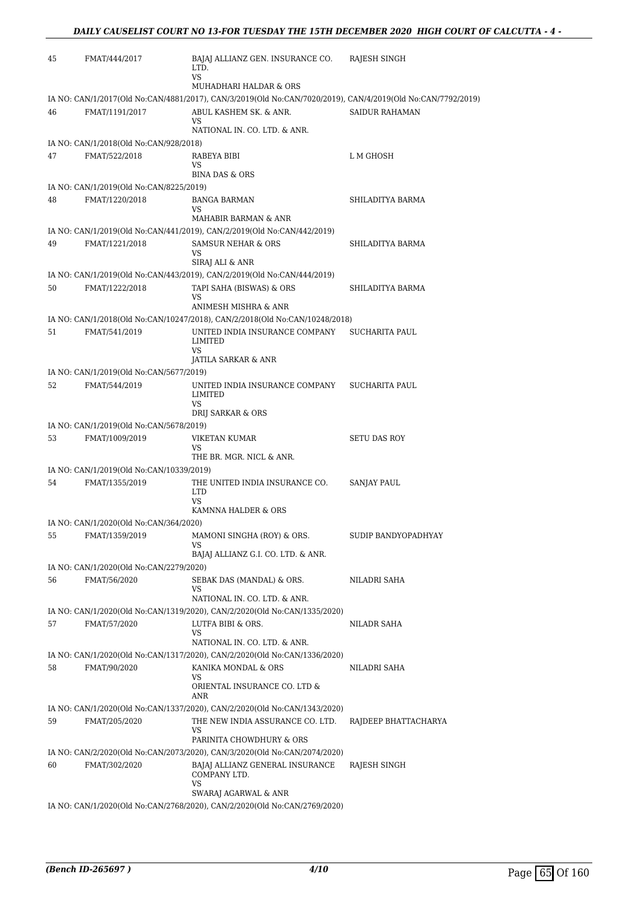| | | | |
|---|---|---|---|
| 45 | FMAT/444/2017 | BAJAJ ALLIANZ GEN. INSURANCE CO. LTD.<br>VS<br>MUHADHARI HALDAR & ORS | RAJESH SINGH |

IA NO: CAN/1/2017(Old No:CAN/4881/2017), CAN/3/2019(Old No:CAN/7020/2019), CAN/4/2019(Old No:CAN/7792/2019)

| | | | |
|---|---|---|---|
| 46 | FMAT/1191/2017 | ABUL KASHEM SK. & ANR.<br>VS<br>NATIONAL IN. CO. LTD. & ANR. | SAIDUR RAHAMAN |

IA NO: CAN/1/2018(Old No:CAN/928/2018)

| | | | |
|---|---|---|---|
| 47 | FMAT/522/2018 | RABEYA BIBI<br>VS<br>BINA DAS & ORS | L M GHOSH |

IA NO: CAN/1/2019(Old No:CAN/8225/2019)

| | | | |
|---|---|---|---|
| 48 | FMAT/1220/2018 | BANGA BARMAN<br>VS<br>MAHABIR BARMAN & ANR | SHILADITYA BARMA |

IA NO: CAN/1/2019(Old No:CAN/441/2019), CAN/2/2019(Old No:CAN/442/2019)

| | | | |
|---|---|---|---|
| 49 | FMAT/1221/2018 | SAMSUR NEHAR & ORS<br>VS<br>SIRAJ ALI & ANR | SHILADITYA BARMA |

IA NO: CAN/1/2019(Old No:CAN/443/2019), CAN/2/2019(Old No:CAN/444/2019)

| | | | |
|---|---|---|---|
| 50 | FMAT/1222/2018 | TAPI SAHA (BISWAS) & ORS<br>VS<br>ANIMESH MISHRA & ANR | SHILADITYA BARMA |

IA NO: CAN/1/2018(Old No:CAN/10247/2018), CAN/2/2018(Old No:CAN/10248/2018)

| | | | |
|---|---|---|---|
| 51 | FMAT/541/2019 | UNITED INDIA INSURANCE COMPANY LIMITED<br>VS<br>JATILA SARKAR & ANR | SUCHARITA PAUL |

IA NO: CAN/1/2019(Old No:CAN/5677/2019)

| | | | |
|---|---|---|---|
| 52 | FMAT/544/2019 | UNITED INDIA INSURANCE COMPANY LIMITED<br>VS<br>DRIJ SARKAR & ORS | SUCHARITA PAUL |

IA NO: CAN/1/2019(Old No:CAN/5678/2019)

| | | | |
|---|---|---|---|
| 53 | FMAT/1009/2019 | VIKETAN KUMAR<br>VS<br>THE BR. MGR. NICL & ANR. | SETU DAS ROY |

IA NO: CAN/1/2019(Old No:CAN/10339/2019)

| | | | |
|---|---|---|---|
| 54 | FMAT/1355/2019 | THE UNITED INDIA INSURANCE CO. LTD<br>VS<br>KAMNNA HALDER & ORS | SANJAY PAUL |

IA NO: CAN/1/2020(Old No:CAN/364/2020)

| | | | |
|---|---|---|---|
| 55 | FMAT/1359/2019 | MAMONI SINGHA (ROY) & ORS.<br>VS<br>BAJAJ ALLIANZ G.I. CO. LTD. & ANR. | SUDIP BANDYOPADHYAY |

IA NO: CAN/1/2020(Old No:CAN/2279/2020)

| | | | |
|---|---|---|---|
| 56 | FMAT/56/2020 | SEBAK DAS (MANDAL) & ORS.<br>VS<br>NATIONAL IN. CO. LTD. & ANR. | NILADRI SAHA |

IA NO: CAN/1/2020(Old No:CAN/1319/2020), CAN/2/2020(Old No:CAN/1335/2020)

| | | | |
|---|---|---|---|
| 57 | FMAT/57/2020 | LUTFA BIBI & ORS.<br>VS<br>NATIONAL IN. CO. LTD. & ANR. | NILADR SAHA |

IA NO: CAN/1/2020(Old No:CAN/1317/2020), CAN/2/2020(Old No:CAN/1336/2020)

| | | | |
|---|---|---|---|
| 58 | FMAT/90/2020 | KANIKA MONDAL & ORS<br>VS<br>ORIENTAL INSURANCE CO. LTD & ANR | NILADRI SAHA |

IA NO: CAN/1/2020(Old No:CAN/1337/2020), CAN/2/2020(Old No:CAN/1343/2020)

| | | | |
|---|---|---|---|
| 59 | FMAT/205/2020 | THE NEW INDIA ASSURANCE CO. LTD.<br>VS<br>PARINITA CHOWDHURY & ORS | RAJDEEP BHATTACHARYA |

IA NO: CAN/2/2020(Old No:CAN/2073/2020), CAN/3/2020(Old No:CAN/2074/2020)

| | | | |
|---|---|---|---|
| 60 | FMAT/302/2020 | BAJAJ ALLIANZ GENERAL INSURANCE COMPANY LTD.<br>VS<br>SWARAJ AGARWAL & ANR | RAJESH SINGH |

IA NO: CAN/1/2020(Old No:CAN/2768/2020), CAN/2/2020(Old No:CAN/2769/2020)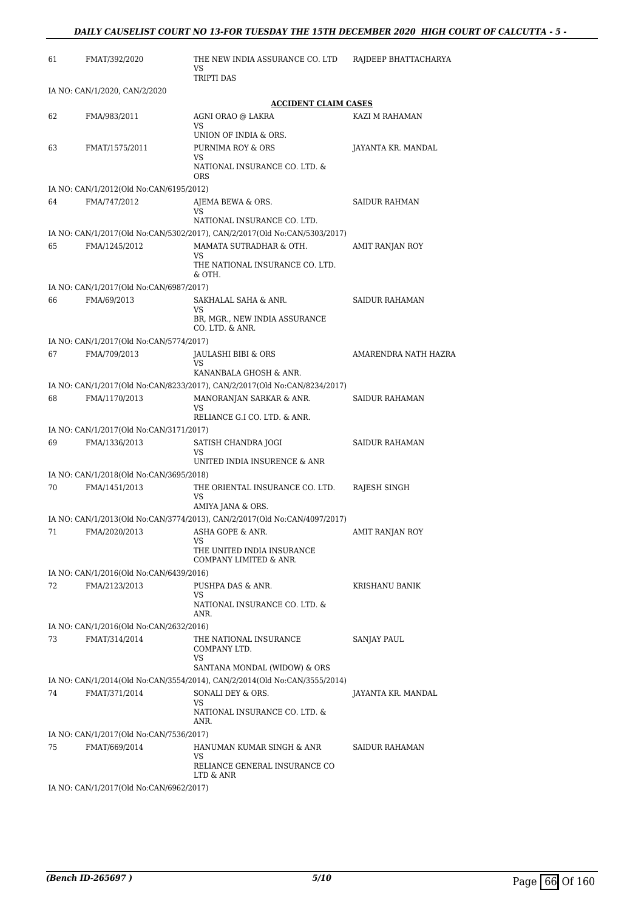| 61 | FMAT/392/2020 | THE NEW INDIA ASSURANCE CO. LTD<br>VS<br>TRIPTI DAS | RAJDEEP BHATTACHARYA |
|---|---|---|---|

IA NO: CAN/1/2020, CAN/2/2020

**ACCIDENT CLAIM CASES**

| | | | |
|---|---|---|---|
| 62 | FMA/983/2011 | AGNI ORAO @ LAKRA<br>VS<br>UNION OF INDIA & ORS. | KAZI M RAHAMAN |
| 63 | FMAT/1575/2011 | PURNIMA ROY & ORS<br>VS<br>NATIONAL INSURANCE CO. LTD. & ORS | JAYANTA KR. MANDAL |

IA NO: CAN/1/2012(Old No:CAN/6195/2012)

| | | | |
|---|---|---|---|
| 64 | FMA/747/2012 | AJEMA BEWA & ORS.<br>VS<br>NATIONAL INSURANCE CO. LTD. | SAIDUR RAHMAN |

IA NO: CAN/1/2017(Old No:CAN/5302/2017), CAN/2/2017(Old No:CAN/5303/2017)

| | | | |
|---|---|---|---|
| 65 | FMA/1245/2012 | MAMATA SUTRADHAR & OTH.<br>VS<br>THE NATIONAL INSURANCE CO. LTD. & OTH. | AMIT RANJAN ROY |

IA NO: CAN/1/2017(Old No:CAN/6987/2017)

| | | | |
|---|---|---|---|
| 66 | FMA/69/2013 | SAKHALAL SAHA & ANR.<br>VS<br>BR, MGR., NEW INDIA ASSURANCE CO. LTD. & ANR. | SAIDUR RAHAMAN |

IA NO: CAN/1/2017(Old No:CAN/5774/2017)

| | | | |
|---|---|---|---|
| 67 | FMA/709/2013 | JAULASHI BIBI & ORS<br>VS<br>KANANBALA GHOSH & ANR. | AMARENDRA NATH HAZRA |

IA NO: CAN/1/2017(Old No:CAN/8233/2017), CAN/2/2017(Old No:CAN/8234/2017)

| | | | |
|---|---|---|---|
| 68 | FMA/1170/2013 | MANORANJAN SARKAR & ANR.<br>VS<br>RELIANCE G.I CO. LTD. & ANR. | SAIDUR RAHAMAN |

IA NO: CAN/1/2017(Old No:CAN/3171/2017)

| | | | |
|---|---|---|---|
| 69 | FMA/1336/2013 | SATISH CHANDRA JOGI<br>VS<br>UNITED INDIA INSURENCE & ANR | SAIDUR RAHAMAN |

IA NO: CAN/1/2018(Old No:CAN/3695/2018)

| | | | |
|---|---|---|---|
| 70 | FMA/1451/2013 | THE ORIENTAL INSURANCE CO. LTD.<br>VS<br>AMIYA JANA & ORS. | RAJESH SINGH |

IA NO: CAN/1/2013(Old No:CAN/3774/2013), CAN/2/2017(Old No:CAN/4097/2017)

| | | | |
|---|---|---|---|
| 71 | FMA/2020/2013 | ASHA GOPE & ANR.<br>VS<br>THE UNITED INDIA INSURANCE COMPANY LIMITED & ANR. | AMIT RANJAN ROY |

IA NO: CAN/1/2016(Old No:CAN/6439/2016)

| | | | |
|---|---|---|---|
| 72 | FMA/2123/2013 | PUSHPA DAS & ANR.<br>VS<br>NATIONAL INSURANCE CO. LTD. & ANR. | KRISHANU BANIK |

IA NO: CAN/1/2016(Old No:CAN/2632/2016)

| | | | |
|---|---|---|---|
| 73 | FMAT/314/2014 | THE NATIONAL INSURANCE COMPANY LTD.<br>VS<br>SANTANA MONDAL (WIDOW) & ORS | SANJAY PAUL |

IA NO: CAN/1/2014(Old No:CAN/3554/2014), CAN/2/2014(Old No:CAN/3555/2014)

| | | | |
|---|---|---|---|
| 74 | FMAT/371/2014 | SONALI DEY & ORS.<br>VS<br>NATIONAL INSURANCE CO. LTD. & ANR. | JAYANTA KR. MANDAL |

IA NO: CAN/1/2017(Old No:CAN/7536/2017)

| | | | |
|---|---|---|---|
| 75 | FMAT/669/2014 | HANUMAN KUMAR SINGH & ANR<br>VS<br>RELIANCE GENERAL INSURANCE CO LTD & ANR | SAIDUR RAHAMAN |

IA NO: CAN/1/2017(Old No:CAN/6962/2017)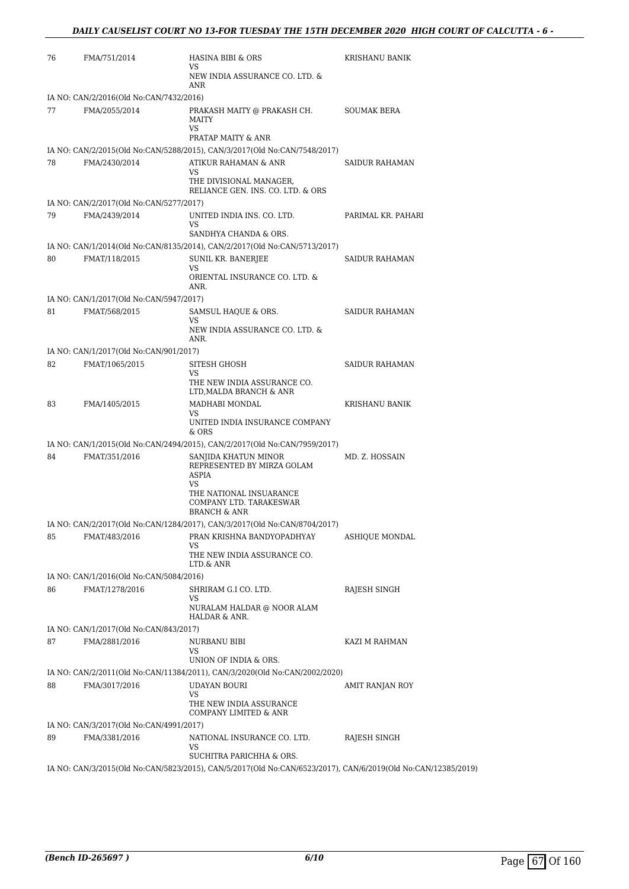| | | | |
|---|---|---|---|
| 76 | FMA/751/2014 | HASINA BIBI & ORS<br>VS<br>NEW INDIA ASSURANCE CO. LTD. & ANR | KRISHANU BANIK |

IA NO: CAN/2/2016(Old No:CAN/7432/2016)

| | | | |
|---|---|---|---|
| 77 | FMA/2055/2014 | PRAKASH MAITY @ PRAKASH CH. MAITY<br>VS<br>PRATAP MAITY & ANR | SOUMAK BERA |

IA NO: CAN/2/2015(Old No:CAN/5288/2015), CAN/3/2017(Old No:CAN/7548/2017)

| | | | |
|---|---|---|---|
| 78 | FMA/2430/2014 | ATIKUR RAHAMAN & ANR<br>VS<br>THE DIVISIONAL MANAGER, RELIANCE GEN. INS. CO. LTD. & ORS | SAIDUR RAHAMAN |

IA NO: CAN/2/2017(Old No:CAN/5277/2017)

| | | | |
|---|---|---|---|
| 79 | FMA/2439/2014 | UNITED INDIA INS. CO. LTD.<br>VS<br>SANDHYA CHANDA & ORS. | PARIMAL KR. PAHARI |

IA NO: CAN/1/2014(Old No:CAN/8135/2014), CAN/2/2017(Old No:CAN/5713/2017)

| | | | |
|---|---|---|---|
| 80 | FMAT/118/2015 | SUNIL KR. BANERJEE<br>VS<br>ORIENTAL INSURANCE CO. LTD. & ANR. | SAIDUR RAHAMAN |

IA NO: CAN/1/2017(Old No:CAN/5947/2017)

| | | | |
|---|---|---|---|
| 81 | FMAT/568/2015 | SAMSUL HAQUE & ORS.<br>VS<br>NEW INDIA ASSURANCE CO. LTD. & ANR. | SAIDUR RAHAMAN |

IA NO: CAN/1/2017(Old No:CAN/901/2017)

| | | | |
|---|---|---|---|
| 82 | FMAT/1065/2015 | SITESH GHOSH<br>VS<br>THE NEW INDIA ASSURANCE CO. LTD,MALDA BRANCH & ANR | SAIDUR RAHAMAN |
| 83 | FMA/1405/2015 | MADHABI MONDAL<br>VS<br>UNITED INDIA INSURANCE COMPANY & ORS | KRISHANU BANIK |

IA NO: CAN/1/2015(Old No:CAN/2494/2015), CAN/2/2017(Old No:CAN/7959/2017)

| | | | |
|---|---|---|---|
| 84 | FMAT/351/2016 | SANJIDA KHATUN MINOR REPRESENTED BY MIRZA GOLAM ASPIA<br>VS<br>THE NATIONAL INSUARANCE COMPANY LTD. TARAKESWAR BRANCH & ANR | MD. Z. HOSSAIN |

IA NO: CAN/2/2017(Old No:CAN/1284/2017), CAN/3/2017(Old No:CAN/8704/2017)

| | | | |
|---|---|---|---|
| 85 | FMAT/483/2016 | PRAN KRISHNA BANDYOPADHYAY<br>VS<br>THE NEW INDIA ASSURANCE CO. LTD.& ANR | ASHIQUE MONDAL |

IA NO: CAN/1/2016(Old No:CAN/5084/2016)

| | | | |
|---|---|---|---|
| 86 | FMAT/1278/2016 | SHRIRAM G.I CO. LTD.<br>VS<br>NURALAM HALDAR @ NOOR ALAM HALDAR & ANR. | RAJESH SINGH |

IA NO: CAN/1/2017(Old No:CAN/843/2017)

| | | | |
|---|---|---|---|
| 87 | FMA/2881/2016 | NURBANU BIBI<br>VS<br>UNION OF INDIA & ORS. | KAZI M RAHMAN |

IA NO: CAN/2/2011(Old No:CAN/11384/2011), CAN/3/2020(Old No:CAN/2002/2020)

| | | | |
|---|---|---|---|
| 88 | FMA/3017/2016 | UDAYAN BOURI<br>VS<br>THE NEW INDIA ASSURANCE COMPANY LIMITED & ANR | AMIT RANJAN ROY |

IA NO: CAN/3/2017(Old No:CAN/4991/2017)

| | | | |
|---|---|---|---|
| 89 | FMA/3381/2016 | NATIONAL INSURANCE CO. LTD.<br>VS<br>SUCHITRA PARICHHA & ORS. | RAJESH SINGH |

IA NO: CAN/3/2015(Old No:CAN/5823/2015), CAN/5/2017(Old No:CAN/6523/2017), CAN/6/2019(Old No:CAN/12385/2019)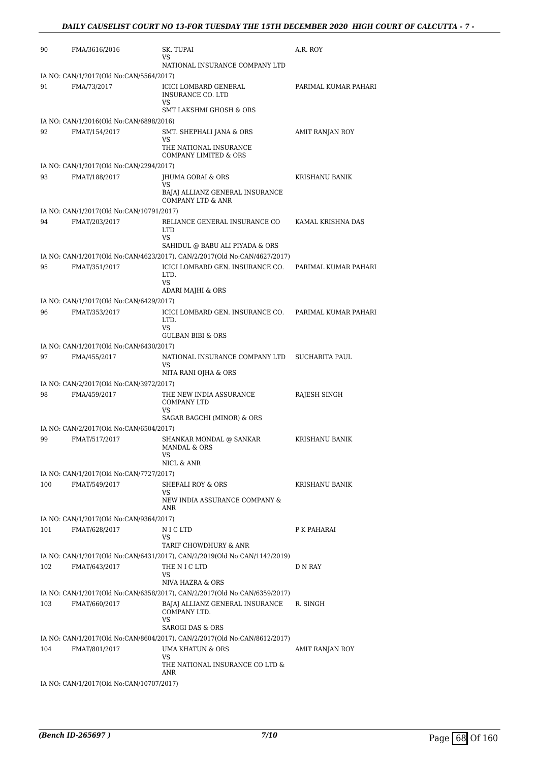| | | | |
|---|---|---|---|
| 90 | FMA/3616/2016 | SK. TUPAI<br>VS<br>NATIONAL INSURANCE COMPANY LTD | A,R. ROY |
| IA NO: CAN/1/2017(Old No:CAN/5564/2017) | | | |
| 91 | FMA/73/2017 | ICICI LOMBARD GENERAL INSURANCE CO. LTD<br>VS<br>SMT LAKSHMI GHOSH & ORS | PARIMAL KUMAR PAHARI |
| IA NO: CAN/1/2016(Old No:CAN/6898/2016) | | | |
| 92 | FMAT/154/2017 | SMT. SHEPHALI JANA & ORS<br>VS<br>THE NATIONAL INSURANCE COMPANY LIMITED & ORS | AMIT RANJAN ROY |
| IA NO: CAN/1/2017(Old No:CAN/2294/2017) | | | |
| 93 | FMAT/188/2017 | JHUMA GORAI & ORS<br>VS<br>BAJAJ ALLIANZ GENERAL INSURANCE COMPANY LTD & ANR | KRISHANU BANIK |
| IA NO: CAN/1/2017(Old No:CAN/10791/2017) | | | |
| 94 | FMAT/203/2017 | RELIANCE GENERAL INSURANCE CO LTD<br>VS<br>SAHIDUL @ BABU ALI PIYADA & ORS | KAMAL KRISHNA DAS |
| IA NO: CAN/1/2017(Old No:CAN/4623/2017), CAN/2/2017(Old No:CAN/4627/2017) | | | |
| 95 | FMAT/351/2017 | ICICI LOMBARD GEN. INSURANCE CO. LTD.<br>VS<br>ADARI MAJHI & ORS | PARIMAL KUMAR PAHARI |
| IA NO: CAN/1/2017(Old No:CAN/6429/2017) | | | |
| 96 | FMAT/353/2017 | ICICI LOMBARD GEN. INSURANCE CO. LTD.<br>VS<br>GULBAN BIBI & ORS | PARIMAL KUMAR PAHARI |
| IA NO: CAN/1/2017(Old No:CAN/6430/2017) | | | |
| 97 | FMA/455/2017 | NATIONAL INSURANCE COMPANY LTD<br>VS<br>NITA RANI OJHA & ORS | SUCHARITA PAUL |
| IA NO: CAN/2/2017(Old No:CAN/3972/2017) | | | |
| 98 | FMA/459/2017 | THE NEW INDIA ASSURANCE COMPANY LTD<br>VS<br>SAGAR BAGCHI (MINOR) & ORS | RAJESH SINGH |
| IA NO: CAN/2/2017(Old No:CAN/6504/2017) | | | |
| 99 | FMAT/517/2017 | SHANKAR MONDAL @ SANKAR MANDAL & ORS<br>VS<br>NICL & ANR | KRISHANU BANIK |
| IA NO: CAN/1/2017(Old No:CAN/7727/2017) | | | |
| 100 | FMAT/549/2017 | SHEFALI ROY & ORS<br>VS<br>NEW INDIA ASSURANCE COMPANY & ANR | KRISHANU BANIK |
| IA NO: CAN/1/2017(Old No:CAN/9364/2017) | | | |
| 101 | FMAT/628/2017 | N I C LTD<br>VS<br>TARIF CHOWDHURY & ANR | P K PAHARAI |
| IA NO: CAN/1/2017(Old No:CAN/6431/2017), CAN/2/2019(Old No:CAN/1142/2019) | | | |
| 102 | FMAT/643/2017 | THE N I C LTD<br>VS<br>NIVA HAZRA & ORS | D N RAY |
| IA NO: CAN/1/2017(Old No:CAN/6358/2017), CAN/2/2017(Old No:CAN/6359/2017) | | | |
| 103 | FMAT/660/2017 | BAJAJ ALLIANZ GENERAL INSURANCE COMPANY LTD.<br>VS<br>SAROGI DAS & ORS | R. SINGH |
| IA NO: CAN/1/2017(Old No:CAN/8604/2017), CAN/2/2017(Old No:CAN/8612/2017) | | | |
| 104 | FMAT/801/2017 | UMA KHATUN & ORS<br>VS<br>THE NATIONAL INSURANCE CO LTD & ANR | AMIT RANJAN ROY |
| IA NO: CAN/1/2017(Old No:CAN/10707/2017) | | | |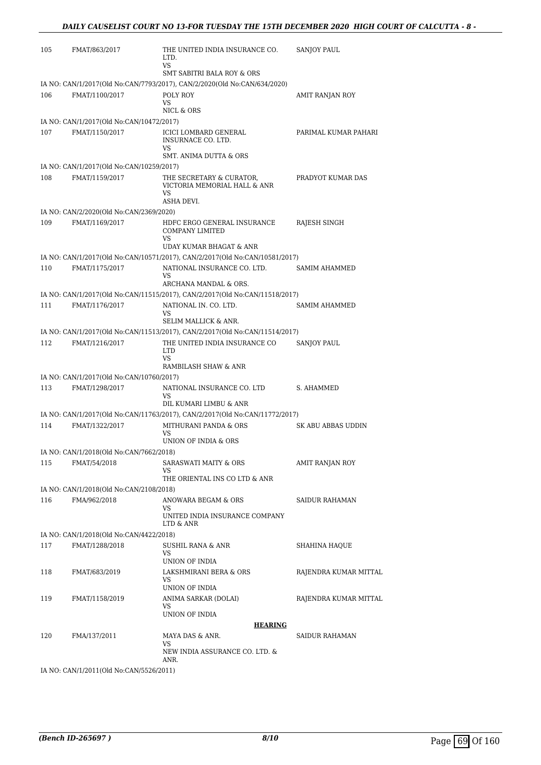| 105 | FMAT/863/2017 | THE UNITED INDIA INSURANCE CO. LTD.<br>VS<br>SMT SABITRI BALA ROY & ORS | SANJOY PAUL |
|---|---|---|---|

IA NO: CAN/1/2017(Old No:CAN/7793/2017), CAN/2/2020(Old No:CAN/634/2020)

| 106 | FMAT/1100/2017 | POLY ROY<br>VS<br>NICL & ORS | AMIT RANJAN ROY |
|---|---|---|---|

IA NO: CAN/1/2017(Old No:CAN/10472/2017)

| 107 | FMAT/1150/2017 | ICICI LOMBARD GENERAL INSURNACE CO. LTD.<br>VS<br>SMT. ANIMA DUTTA & ORS | PARIMAL KUMAR PAHARI |
|---|---|---|---|

IA NO: CAN/1/2017(Old No:CAN/10259/2017)

| 108 | FMAT/1159/2017 | THE SECRETARY & CURATOR, VICTORIA MEMORIAL HALL & ANR<br>VS<br>ASHA DEVI. | PRADYOT KUMAR DAS |
|---|---|---|---|

IA NO: CAN/2/2020(Old No:CAN/2369/2020)

| 109 | FMAT/1169/2017 | HDFC ERGO GENERAL INSURANCE COMPANY LIMITED<br>VS<br>UDAY KUMAR BHAGAT & ANR | RAJESH SINGH |
|---|---|---|---|

IA NO: CAN/1/2017(Old No:CAN/10571/2017), CAN/2/2017(Old No:CAN/10581/2017)

| 110 | FMAT/1175/2017 | NATIONAL INSURANCE CO. LTD.<br>VS<br>ARCHANA MANDAL & ORS. | SAMIM AHAMMED |
|---|---|---|---|

IA NO: CAN/1/2017(Old No:CAN/11515/2017), CAN/2/2017(Old No:CAN/11518/2017)

| 111 | FMAT/1176/2017 | NATIONAL IN. CO. LTD.<br>VS<br>SELIM MALLICK & ANR. | SAMIM AHAMMED |
|---|---|---|---|

IA NO: CAN/1/2017(Old No:CAN/11513/2017), CAN/2/2017(Old No:CAN/11514/2017)

| 112 | FMAT/1216/2017 | THE UNITED INDIA INSURANCE CO LTD<br>VS<br>RAMBILASH SHAW & ANR | SANJOY PAUL |
|---|---|---|---|

IA NO: CAN/1/2017(Old No:CAN/10760/2017)

| 113 | FMAT/1298/2017 | NATIONAL INSURANCE CO. LTD<br>VS<br>DIL KUMARI LIMBU & ANR | S. AHAMMED |
|---|---|---|---|

IA NO: CAN/1/2017(Old No:CAN/11763/2017), CAN/2/2017(Old No:CAN/11772/2017)

| 114 | FMAT/1322/2017 | MITHURANI PANDA & ORS<br>VS<br>UNION OF INDIA & ORS | SK ABU ABBAS UDDIN |
|---|---|---|---|

IA NO: CAN/1/2018(Old No:CAN/7662/2018)

| 115 | FMAT/54/2018 | SARASWATI MAITY & ORS<br>VS<br>THE ORIENTAL INS CO LTD & ANR | AMIT RANJAN ROY |
|---|---|---|---|

IA NO: CAN/1/2018(Old No:CAN/2108/2018)

| 116 | FMA/962/2018 | ANOWARA BEGAM & ORS<br>VS<br>UNITED INDIA INSURANCE COMPANY LTD & ANR | SAIDUR RAHAMAN |
|---|---|---|---|

IA NO: CAN/1/2018(Old No:CAN/4422/2018)

| 117 | FMAT/1288/2018 | SUSHIL RANA & ANR<br>VS<br>UNION OF INDIA | SHAHINA HAQUE |
|---|---|---|---|
| 118 | FMAT/683/2019 | LAKSHMIRANI BERA & ORS<br>VS<br>UNION OF INDIA | RAJENDRA KUMAR MITTAL |
| 119 | FMAT/1158/2019 | ANIMA SARKAR (DOLAI)<br>VS<br>UNION OF INDIA | RAJENDRA KUMAR MITTAL |

**HEARING**

| 120 | FMA/137/2011 | MAYA DAS & ANR.<br>VS<br>NEW INDIA ASSURANCE CO. LTD. & ANR. | SAIDUR RAHAMAN |
|---|---|---|---|

IA NO: CAN/1/2011(Old No:CAN/5526/2011)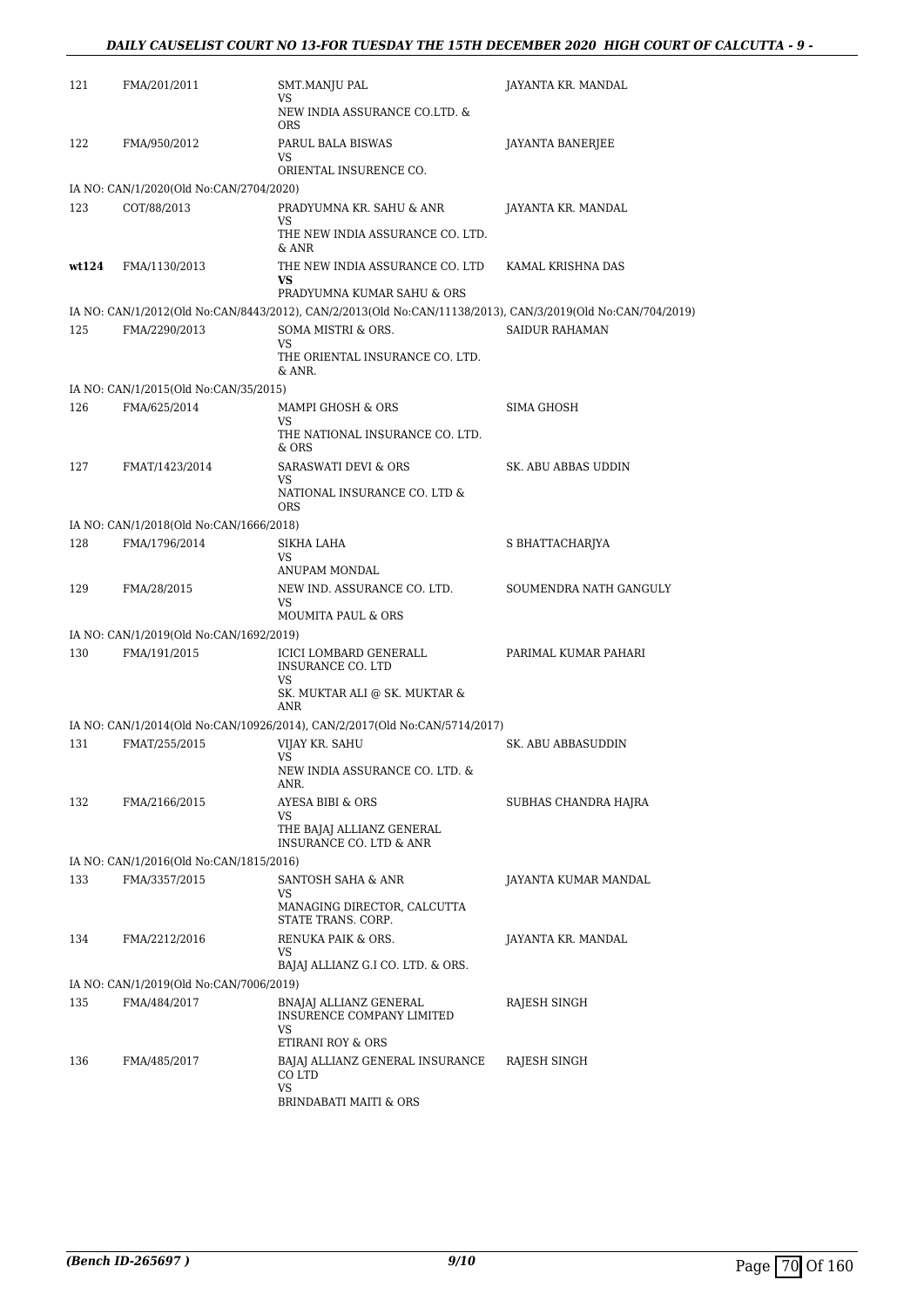| | | | |
|---|---|---|---|
| 121 | FMA/201/2011 | SMT.MANJU PAL<br>VS<br>NEW INDIA ASSURANCE CO.LTD. & ORS | JAYANTA KR. MANDAL |
| 122 | FMA/950/2012 | PARUL BALA BISWAS<br>VS<br>ORIENTAL INSURENCE CO. | JAYANTA BANERJEE |
| | IA NO: CAN/1/2020(Old No:CAN/2704/2020) | | |
| 123 | COT/88/2013 | PRADYUMNA KR. SAHU & ANR<br>VS<br>THE NEW INDIA ASSURANCE CO. LTD. & ANR | JAYANTA KR. MANDAL |
| **wt124** | FMA/1130/2013 | THE NEW INDIA ASSURANCE CO. LTD<br>**VS**<br>PRADYUMNA KUMAR SAHU & ORS | KAMAL KRISHNA DAS |
| | IA NO: CAN/1/2012(Old No:CAN/8443/2012), CAN/2/2013(Old No:CAN/11138/2013), CAN/3/2019(Old No:CAN/704/2019) | | |
| 125 | FMA/2290/2013 | SOMA MISTRI & ORS.<br>VS<br>THE ORIENTAL INSURANCE CO. LTD. & ANR. | SAIDUR RAHAMAN |
| | IA NO: CAN/1/2015(Old No:CAN/35/2015) | | |
| 126 | FMA/625/2014 | MAMPI GHOSH & ORS<br>VS<br>THE NATIONAL INSURANCE CO. LTD. & ORS | SIMA GHOSH |
| 127 | FMAT/1423/2014 | SARASWATI DEVI & ORS<br>VS<br>NATIONAL INSURANCE CO. LTD & ORS | SK. ABU ABBAS UDDIN |
| | IA NO: CAN/1/2018(Old No:CAN/1666/2018) | | |
| 128 | FMA/1796/2014 | SIKHA LAHA<br>VS<br>ANUPAM MONDAL | S BHATTACHARJYA |
| 129 | FMA/28/2015 | NEW IND. ASSURANCE CO. LTD.<br>VS<br>MOUMITA PAUL & ORS | SOUMENDRA NATH GANGULY |
| | IA NO: CAN/1/2019(Old No:CAN/1692/2019) | | |
| 130 | FMA/191/2015 | ICICI LOMBARD GENERALL INSURANCE CO. LTD<br>VS<br>SK. MUKTAR ALI @ SK. MUKTAR & ANR | PARIMAL KUMAR PAHARI |
| | IA NO: CAN/1/2014(Old No:CAN/10926/2014), CAN/2/2017(Old No:CAN/5714/2017) | | |
| 131 | FMAT/255/2015 | VIJAY KR. SAHU<br>VS<br>NEW INDIA ASSURANCE CO. LTD. & ANR. | SK. ABU ABBASUDDIN |
| 132 | FMA/2166/2015 | AYESA BIBI & ORS<br>VS<br>THE BAJAJ ALLIANZ GENERAL INSURANCE CO. LTD & ANR | SUBHAS CHANDRA HAJRA |
| | IA NO: CAN/1/2016(Old No:CAN/1815/2016) | | |
| 133 | FMA/3357/2015 | SANTOSH SAHA & ANR<br>VS<br>MANAGING DIRECTOR, CALCUTTA STATE TRANS. CORP. | JAYANTA KUMAR MANDAL |
| 134 | FMA/2212/2016 | RENUKA PAIK & ORS.<br>VS<br>BAJAJ ALLIANZ G.I CO. LTD. & ORS. | JAYANTA KR. MANDAL |
| | IA NO: CAN/1/2019(Old No:CAN/7006/2019) | | |
| 135 | FMA/484/2017 | BNAJAJ ALLIANZ GENERAL INSURENCE COMPANY LIMITED<br>VS<br>ETIRANI ROY & ORS | RAJESH SINGH |
| 136 | FMA/485/2017 | BAJAJ ALLIANZ GENERAL INSURANCE CO LTD<br>VS<br>BRINDABATI MAITI & ORS | RAJESH SINGH |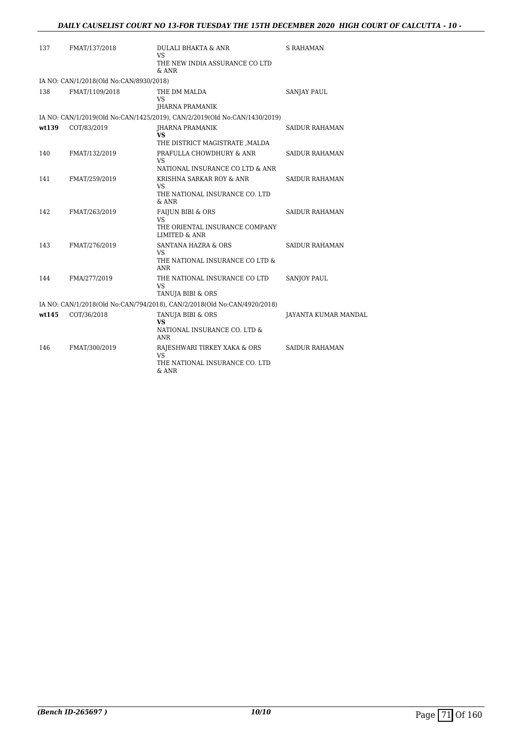| | | | |
|---|---|---|---|
| 137 | FMAT/137/2018 | DULALI BHAKTA & ANR<br>VS<br>THE NEW INDIA ASSURANCE CO LTD & ANR | S RAHAMAN |
| IA NO: CAN/1/2018(Old No:CAN/8930/2018) | | | |
| 138 | FMAT/1109/2018 | THE DM MALDA<br>VS<br>JHARNA PRAMANIK | SANJAY PAUL |
| IA NO: CAN/1/2019(Old No:CAN/1425/2019), CAN/2/2019(Old No:CAN/1430/2019) | | | |
| **wt139** | COT/83/2019 | JHARNA PRAMANIK<br>**VS**<br>THE DISTRICT MAGISTRATE ,MALDA | SAIDUR RAHAMAN |
| 140 | FMAT/132/2019 | PRAFULLA CHOWDHURY & ANR<br>VS<br>NATIONAL INSURANCE CO LTD & ANR | SAIDUR RAHAMAN |
| 141 | FMAT/259/2019 | KRISHNA SARKAR ROY & ANR<br>VS<br>THE NATIONAL INSURANCE CO. LTD & ANR | SAIDUR RAHAMAN |
| 142 | FMAT/263/2019 | FAIJUN BIBI & ORS<br>VS<br>THE ORIENTAL INSURANCE COMPANY LIMITED & ANR | SAIDUR RAHAMAN |
| 143 | FMAT/276/2019 | SANTANA HAZRA & ORS<br>VS<br>THE NATIONAL INSURANCE CO LTD & ANR | SAIDUR RAHAMAN |
| 144 | FMA/277/2019 | THE NATIONAL INSURANCE CO LTD<br>VS<br>TANUJA BIBI & ORS | SANJOY PAUL |
| IA NO: CAN/1/2018(Old No:CAN/794/2018), CAN/2/2018(Old No:CAN/4920/2018) | | | |
| **wt145** | COT/36/2018 | TANUJA BIBI & ORS<br>**VS**<br>NATIONAL INSURANCE CO. LTD & ANR | JAYANTA KUMAR MANDAL |
| 146 | FMAT/300/2019 | RAJESHWARI TIRKEY XAKA & ORS<br>VS<br>THE NATIONAL INSURANCE CO. LTD & ANR | SAIDUR RAHAMAN |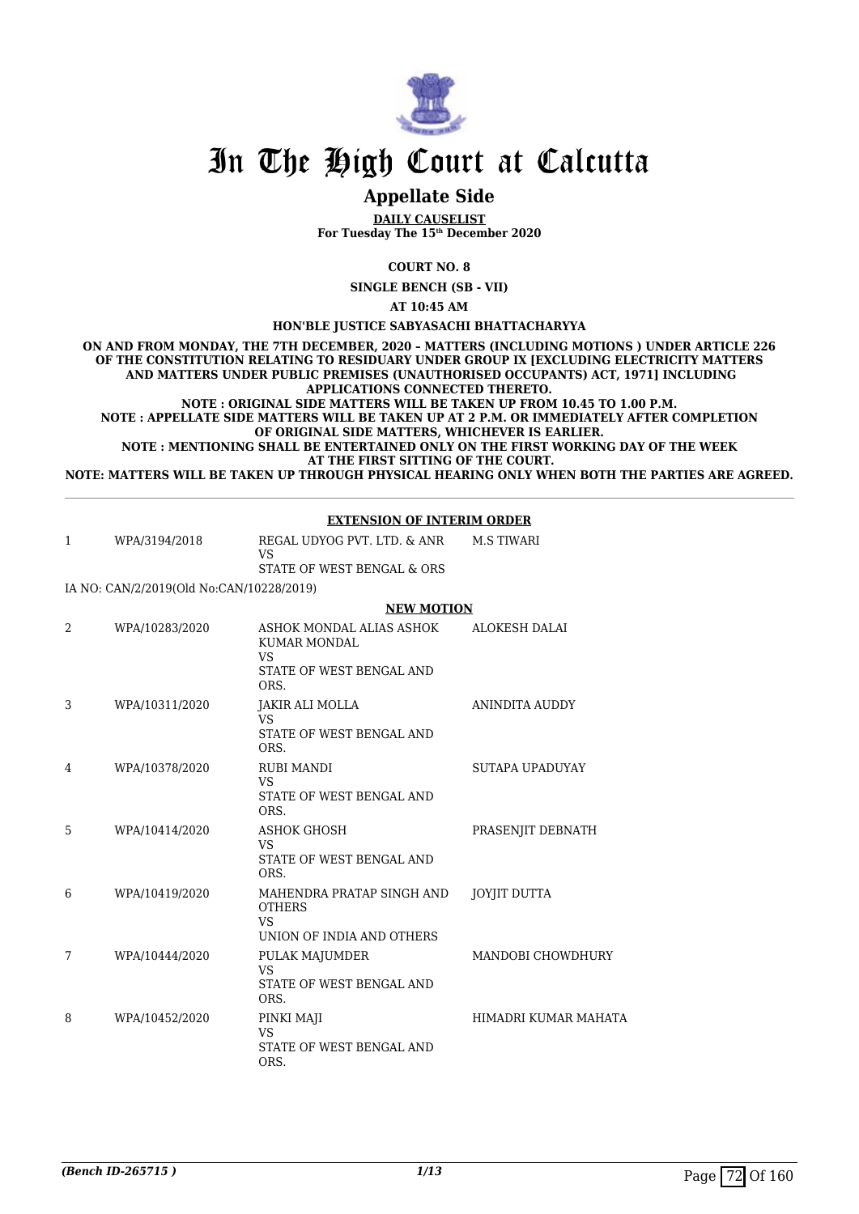# In The High Court at Calcutta

## Appellate Side

**DAILY CAUSELIST**
**For Tuesday The 15th December 2020**

**COURT NO. 8**

**SINGLE BENCH (SB - VII)**

**AT 10:45 AM**

**HON'BLE JUSTICE SABYASACHI BHATTACHARYYA**

**ON AND FROM MONDAY, THE 7TH DECEMBER, 2020 – MATTERS (INCLUDING MOTIONS ) UNDER ARTICLE 226 OF THE CONSTITUTION RELATING TO RESIDUARY UNDER GROUP IX [EXCLUDING ELECTRICITY MATTERS AND MATTERS UNDER PUBLIC PREMISES (UNAUTHORISED OCCUPANTS) ACT, 1971] INCLUDING APPLICATIONS CONNECTED THERETO.**
**NOTE : ORIGINAL SIDE MATTERS WILL BE TAKEN UP FROM 10.45 TO 1.00 P.M.**
**NOTE : APPELLATE SIDE MATTERS WILL BE TAKEN UP AT 2 P.M. OR IMMEDIATELY AFTER COMPLETION OF ORIGINAL SIDE MATTERS, WHICHEVER IS EARLIER.**
**NOTE : MENTIONING SHALL BE ENTERTAINED ONLY ON THE FIRST WORKING DAY OF THE WEEK AT THE FIRST SITTING OF THE COURT.**
**NOTE: MATTERS WILL BE TAKEN UP THROUGH PHYSICAL HEARING ONLY WHEN BOTH THE PARTIES ARE AGREED.**

**EXTENSION OF INTERIM ORDER**

| | | | |
|---|---|---|---|
| 1 | WPA/3194/2018 | REGAL UDYOG PVT. LTD. & ANR VS STATE OF WEST BENGAL & ORS | M.S TIWARI |

IA NO: CAN/2/2019(Old No:CAN/10228/2019)

**NEW MOTION**

| | | | |
|---|---|---|---|
| 2 | WPA/10283/2020 | ASHOK MONDAL ALIAS ASHOK KUMAR MONDAL VS STATE OF WEST BENGAL AND ORS. | ALOKESH DALAI |
| 3 | WPA/10311/2020 | JAKIR ALI MOLLA VS STATE OF WEST BENGAL AND ORS. | ANINDITA AUDDY |
| 4 | WPA/10378/2020 | RUBI MANDI VS STATE OF WEST BENGAL AND ORS. | SUTAPA UPADUYAY |
| 5 | WPA/10414/2020 | ASHOK GHOSH VS STATE OF WEST BENGAL AND ORS. | PRASENJIT DEBNATH |
| 6 | WPA/10419/2020 | MAHENDRA PRATAP SINGH AND OTHERS VS UNION OF INDIA AND OTHERS | JOYJIT DUTTA |
| 7 | WPA/10444/2020 | PULAK MAJUMDER VS STATE OF WEST BENGAL AND ORS. | MANDOBI CHOWDHURY |
| 8 | WPA/10452/2020 | PINKI MAJI VS STATE OF WEST BENGAL AND ORS. | HIMADRI KUMAR MAHATA |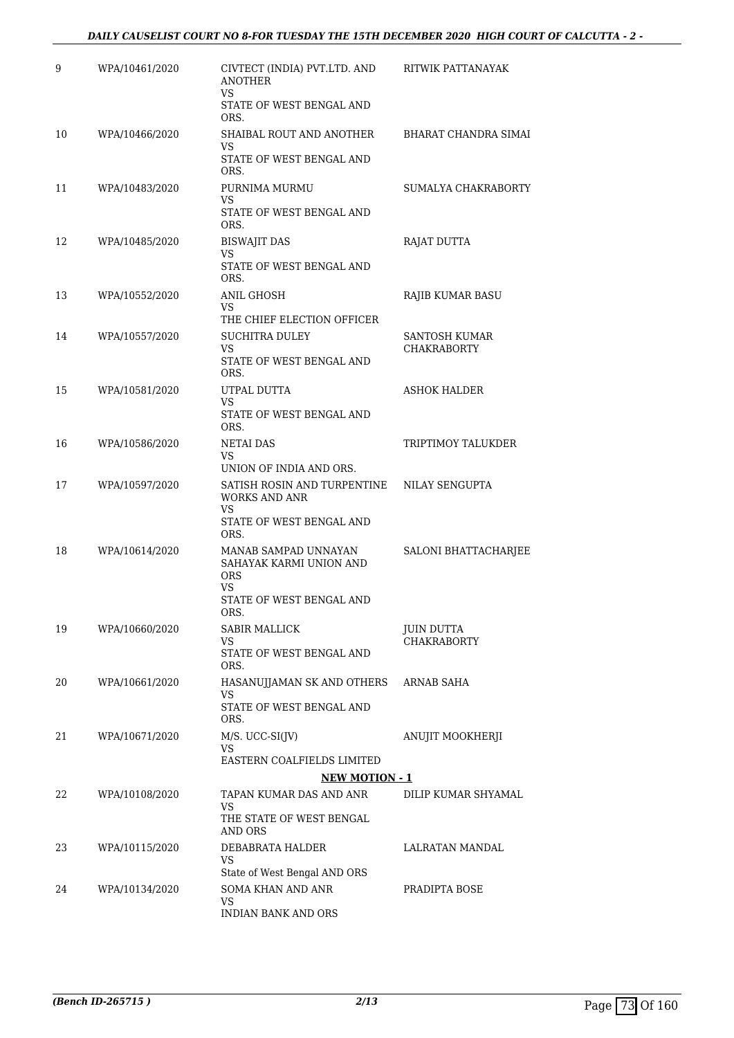| 9 | WPA/10461/2020 | CIVTECT (INDIA) PVT.LTD. AND ANOTHER<br>VS<br>STATE OF WEST BENGAL AND ORS. | RITWIK PATTANAYAK |
|---|---|---|---|
| 10 | WPA/10466/2020 | SHAIBAL ROUT AND ANOTHER<br>VS<br>STATE OF WEST BENGAL AND ORS. | BHARAT CHANDRA SIMAI |
| 11 | WPA/10483/2020 | PURNIMA MURMU<br>VS<br>STATE OF WEST BENGAL AND ORS. | SUMALYA CHAKRABORTY |
| 12 | WPA/10485/2020 | BISWAJIT DAS<br>VS<br>STATE OF WEST BENGAL AND ORS. | RAJAT DUTTA |
| 13 | WPA/10552/2020 | ANIL GHOSH<br>VS<br>THE CHIEF ELECTION OFFICER | RAJIB KUMAR BASU |
| 14 | WPA/10557/2020 | SUCHITRA DULEY<br>VS<br>STATE OF WEST BENGAL AND ORS. | SANTOSH KUMAR CHAKRABORTY |
| 15 | WPA/10581/2020 | UTPAL DUTTA<br>VS<br>STATE OF WEST BENGAL AND ORS. | ASHOK HALDER |
| 16 | WPA/10586/2020 | NETAI DAS<br>VS<br>UNION OF INDIA AND ORS. | TRIPTIMOY TALUKDER |
| 17 | WPA/10597/2020 | SATISH ROSIN AND TURPENTINE WORKS AND ANR<br>VS<br>STATE OF WEST BENGAL AND ORS. | NILAY SENGUPTA |
| 18 | WPA/10614/2020 | MANAB SAMPAD UNNAYAN SAHAYAK KARMI UNION AND ORS<br>VS<br>STATE OF WEST BENGAL AND ORS. | SALONI BHATTACHARJEE |
| 19 | WPA/10660/2020 | SABIR MALLICK<br>VS<br>STATE OF WEST BENGAL AND ORS. | JUIN DUTTA CHAKRABORTY |
| 20 | WPA/10661/2020 | HASANUJJAMAN SK AND OTHERS<br>VS<br>STATE OF WEST BENGAL AND ORS. | ARNAB SAHA |
| 21 | WPA/10671/2020 | M/S. UCC-SI(JV)<br>VS<br>EASTERN COALFIELDS LIMITED | ANUJIT MOOKHERJI |

**NEW MOTION - 1**

| 22 | WPA/10108/2020 | TAPAN KUMAR DAS AND ANR<br>VS<br>THE STATE OF WEST BENGAL AND ORS | DILIP KUMAR SHYAMAL |
|---|---|---|---|
| 23 | WPA/10115/2020 | DEBABRATA HALDER<br>VS<br>State of West Bengal AND ORS | LALRATAN MANDAL |
| 24 | WPA/10134/2020 | SOMA KHAN AND ANR<br>VS<br>INDIAN BANK AND ORS | PRADIPTA BOSE |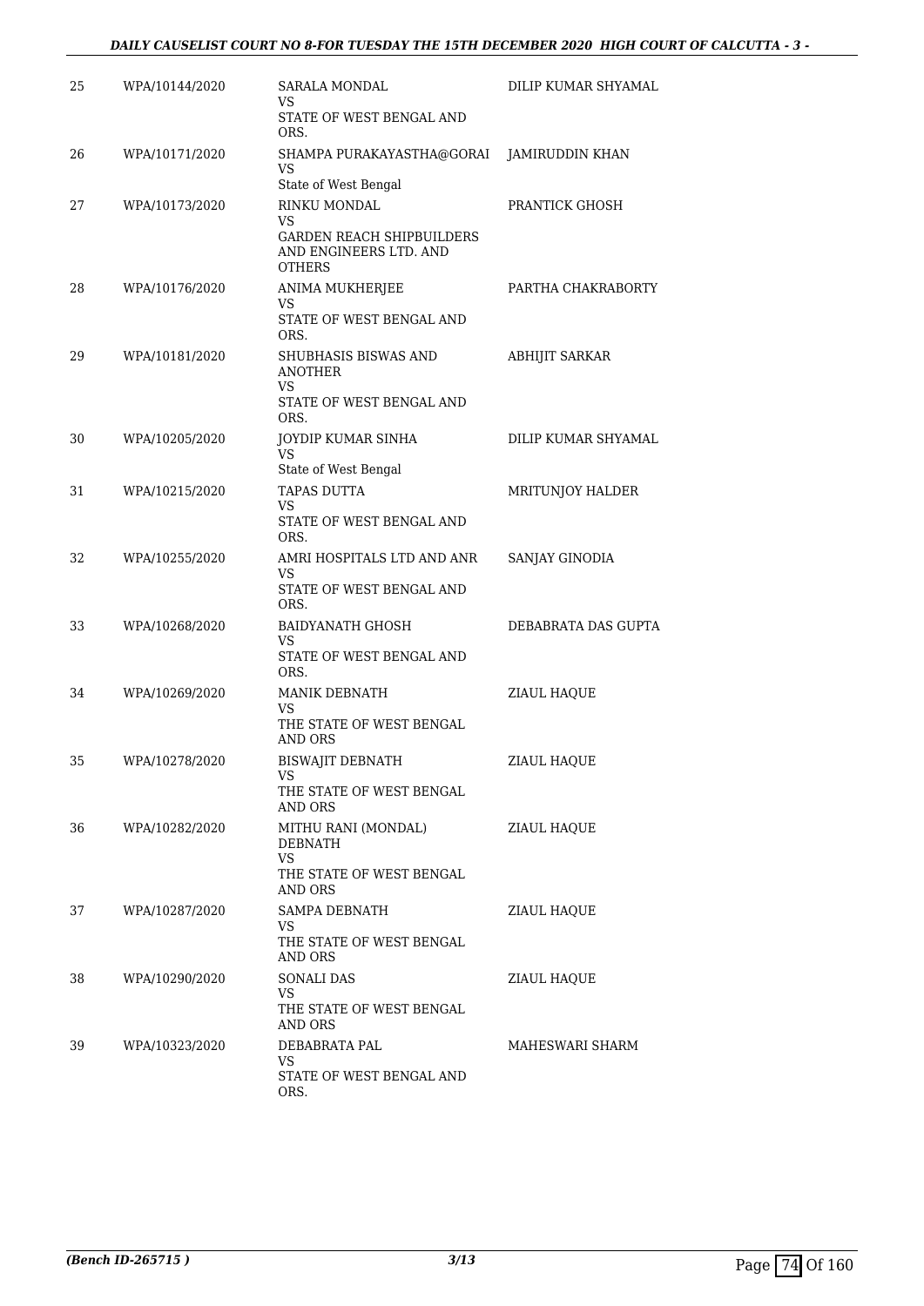| | | | |
|---|---|---|---|
| 25 | WPA/10144/2020 | SARALA MONDAL<br>VS<br>STATE OF WEST BENGAL AND ORS. | DILIP KUMAR SHYAMAL |
| 26 | WPA/10171/2020 | SHAMPA PURAKAYASTHA@GORAI<br>VS<br>State of West Bengal | JAMIRUDDIN KHAN |
| 27 | WPA/10173/2020 | RINKU MONDAL<br>VS<br>GARDEN REACH SHIPBUILDERS AND ENGINEERS LTD. AND OTHERS | PRANTICK GHOSH |
| 28 | WPA/10176/2020 | ANIMA MUKHERJEE<br>VS<br>STATE OF WEST BENGAL AND ORS. | PARTHA CHAKRABORTY |
| 29 | WPA/10181/2020 | SHUBHASIS BISWAS AND ANOTHER<br>VS<br>STATE OF WEST BENGAL AND ORS. | ABHIJIT SARKAR |
| 30 | WPA/10205/2020 | JOYDIP KUMAR SINHA<br>VS<br>State of West Bengal | DILIP KUMAR SHYAMAL |
| 31 | WPA/10215/2020 | TAPAS DUTTA<br>VS<br>STATE OF WEST BENGAL AND ORS. | MRITUNJOY HALDER |
| 32 | WPA/10255/2020 | AMRI HOSPITALS LTD AND ANR<br>VS<br>STATE OF WEST BENGAL AND ORS. | SANJAY GINODIA |
| 33 | WPA/10268/2020 | BAIDYANATH GHOSH<br>VS<br>STATE OF WEST BENGAL AND ORS. | DEBABRATA DAS GUPTA |
| 34 | WPA/10269/2020 | MANIK DEBNATH<br>VS<br>THE STATE OF WEST BENGAL AND ORS | ZIAUL HAQUE |
| 35 | WPA/10278/2020 | BISWAJIT DEBNATH<br>VS<br>THE STATE OF WEST BENGAL AND ORS | ZIAUL HAQUE |
| 36 | WPA/10282/2020 | MITHU RANI (MONDAL) DEBNATH<br>VS<br>THE STATE OF WEST BENGAL AND ORS | ZIAUL HAQUE |
| 37 | WPA/10287/2020 | SAMPA DEBNATH<br>VS<br>THE STATE OF WEST BENGAL AND ORS | ZIAUL HAQUE |
| 38 | WPA/10290/2020 | SONALI DAS<br>VS<br>THE STATE OF WEST BENGAL AND ORS | ZIAUL HAQUE |
| 39 | WPA/10323/2020 | DEBABRATA PAL<br>VS<br>STATE OF WEST BENGAL AND ORS. | MAHESWARI SHARM |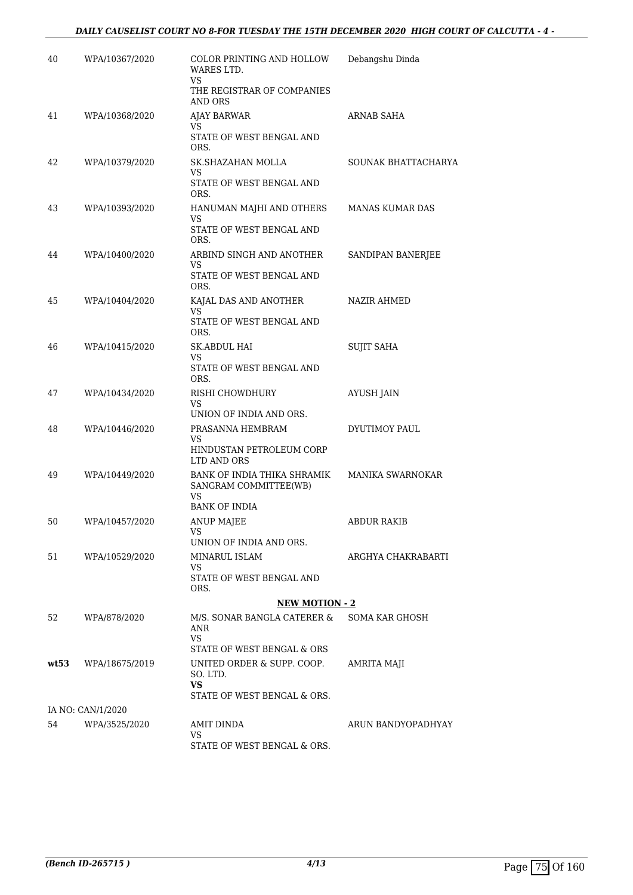| | | | |
|---|---|---|---|
| 40 | WPA/10367/2020 | COLOR PRINTING AND HOLLOW WARES LTD.<br>VS<br>THE REGISTRAR OF COMPANIES AND ORS | Debangshu Dinda |
| 41 | WPA/10368/2020 | AJAY BARWAR<br>VS<br>STATE OF WEST BENGAL AND ORS. | ARNAB SAHA |
| 42 | WPA/10379/2020 | SK.SHAZAHAN MOLLA<br>VS<br>STATE OF WEST BENGAL AND ORS. | SOUNAK BHATTACHARYA |
| 43 | WPA/10393/2020 | HANUMAN MAJHI AND OTHERS<br>VS<br>STATE OF WEST BENGAL AND ORS. | MANAS KUMAR DAS |
| 44 | WPA/10400/2020 | ARBIND SINGH AND ANOTHER<br>VS<br>STATE OF WEST BENGAL AND ORS. | SANDIPAN BANERJEE |
| 45 | WPA/10404/2020 | KAJAL DAS AND ANOTHER<br>VS<br>STATE OF WEST BENGAL AND ORS. | NAZIR AHMED |
| 46 | WPA/10415/2020 | SK.ABDUL HAI<br>VS<br>STATE OF WEST BENGAL AND ORS. | SUJIT SAHA |
| 47 | WPA/10434/2020 | RISHI CHOWDHURY<br>VS<br>UNION OF INDIA AND ORS. | AYUSH JAIN |
| 48 | WPA/10446/2020 | PRASANNA HEMBRAM<br>VS<br>HINDUSTAN PETROLEUM CORP LTD AND ORS | DYUTIMOY PAUL |
| 49 | WPA/10449/2020 | BANK OF INDIA THIKA SHRAMIK SANGRAM COMMITTEE(WB)<br>VS<br>BANK OF INDIA | MANIKA SWARNOKAR |
| 50 | WPA/10457/2020 | ANUP MAJEE<br>VS<br>UNION OF INDIA AND ORS. | ABDUR RAKIB |
| 51 | WPA/10529/2020 | MINARUL ISLAM<br>VS<br>STATE OF WEST BENGAL AND ORS. | ARGHYA CHAKRABARTI |

**NEW MOTION - 2**

| | | | |
|---|---|---|---|
| 52 | WPA/878/2020 | M/S. SONAR BANGLA CATERER & ANR<br>VS<br>STATE OF WEST BENGAL & ORS | SOMA KAR GHOSH |
| **wt53** | WPA/18675/2019 | UNITED ORDER & SUPP. COOP. SO. LTD.<br>**VS**<br>STATE OF WEST BENGAL & ORS. | AMRITA MAJI |
| IA NO: CAN/1/2020 | | | |
| 54 | WPA/3525/2020 | AMIT DINDA<br>VS<br>STATE OF WEST BENGAL & ORS. | ARUN BANDYOPADHYAY |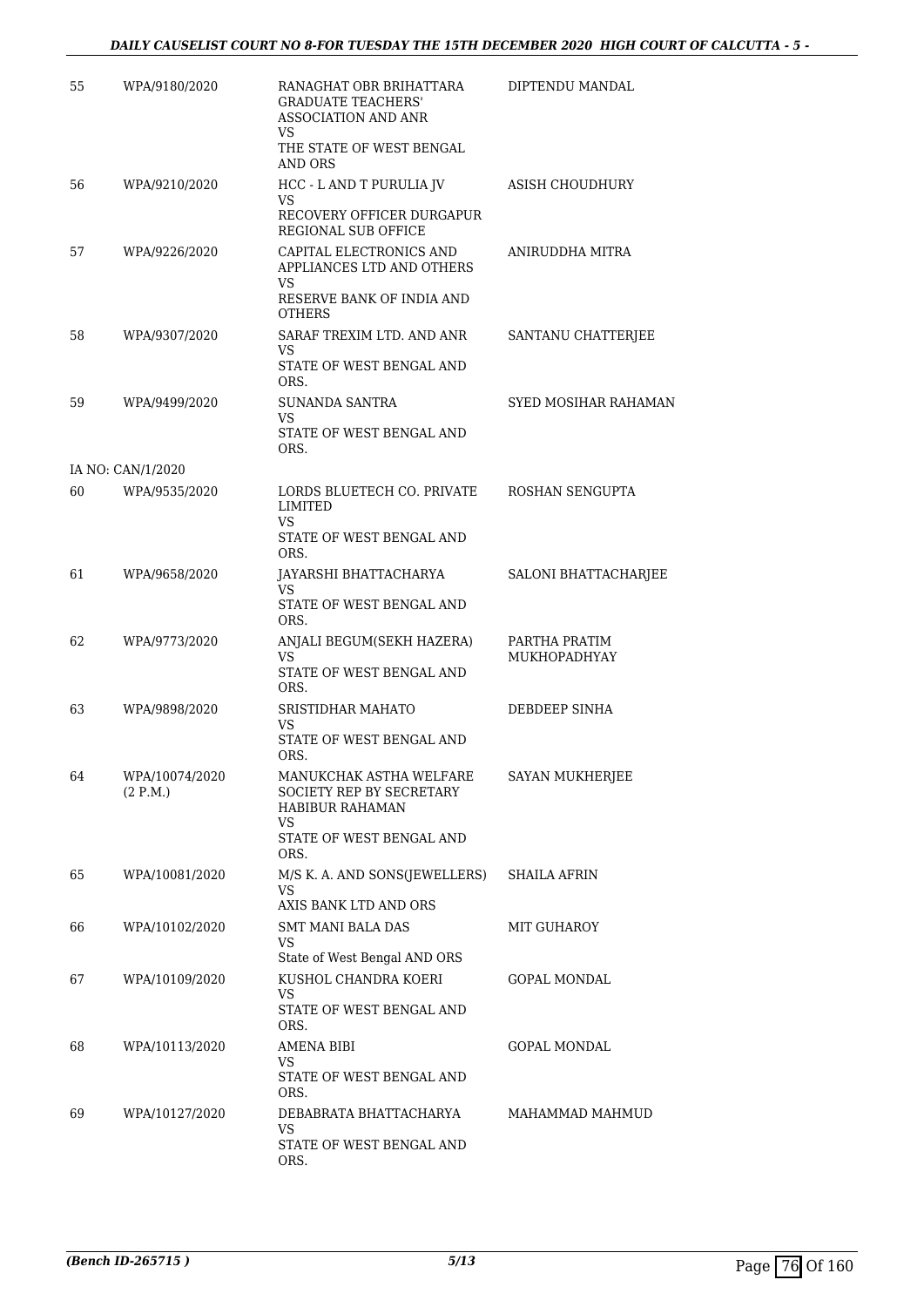| | | | |
|---|---|---|---|
| 55 | WPA/9180/2020 | RANAGHAT OBR BRIHATTARA GRADUATE TEACHERS' ASSOCIATION AND ANR<br>VS<br>THE STATE OF WEST BENGAL AND ORS | DIPTENDU MANDAL |
| 56 | WPA/9210/2020 | HCC - L AND T PURULIA JV<br>VS<br>RECOVERY OFFICER DURGAPUR REGIONAL SUB OFFICE | ASISH CHOUDHURY |
| 57 | WPA/9226/2020 | CAPITAL ELECTRONICS AND APPLIANCES LTD AND OTHERS<br>VS<br>RESERVE BANK OF INDIA AND OTHERS | ANIRUDDHA MITRA |
| 58 | WPA/9307/2020 | SARAF TREXIM LTD. AND ANR<br>VS<br>STATE OF WEST BENGAL AND ORS. | SANTANU CHATTERJEE |
| 59 | WPA/9499/2020 | SUNANDA SANTRA<br>VS<br>STATE OF WEST BENGAL AND ORS. | SYED MOSIHAR RAHAMAN |
| IA NO: CAN/1/2020 | | | |
| 60 | WPA/9535/2020 | LORDS BLUETECH CO. PRIVATE LIMITED<br>VS<br>STATE OF WEST BENGAL AND ORS. | ROSHAN SENGUPTA |
| 61 | WPA/9658/2020 | JAYARSHI BHATTACHARYA<br>VS<br>STATE OF WEST BENGAL AND ORS. | SALONI BHATTACHARJEE |
| 62 | WPA/9773/2020 | ANJALI BEGUM(SEKH HAZERA)<br>VS<br>STATE OF WEST BENGAL AND ORS. | PARTHA PRATIM MUKHOPADHYAY |
| 63 | WPA/9898/2020 | SRISTIDHAR MAHATO<br>VS<br>STATE OF WEST BENGAL AND ORS. | DEBDEEP SINHA |
| 64 | WPA/10074/2020<br>(2 P.M.) | MANUKCHAK ASTHA WELFARE SOCIETY REP BY SECRETARY HABIBUR RAHAMAN<br>VS<br>STATE OF WEST BENGAL AND ORS. | SAYAN MUKHERJEE |
| 65 | WPA/10081/2020 | M/S K. A. AND SONS(JEWELLERS)<br>VS<br>AXIS BANK LTD AND ORS | SHAILA AFRIN |
| 66 | WPA/10102/2020 | SMT MANI BALA DAS<br>VS<br>State of West Bengal AND ORS | MIT GUHAROY |
| 67 | WPA/10109/2020 | KUSHOL CHANDRA KOERI<br>VS<br>STATE OF WEST BENGAL AND ORS. | GOPAL MONDAL |
| 68 | WPA/10113/2020 | AMENA BIBI<br>VS<br>STATE OF WEST BENGAL AND ORS. | GOPAL MONDAL |
| 69 | WPA/10127/2020 | DEBABRATA BHATTACHARYA<br>VS<br>STATE OF WEST BENGAL AND ORS. | MAHAMMAD MAHMUD |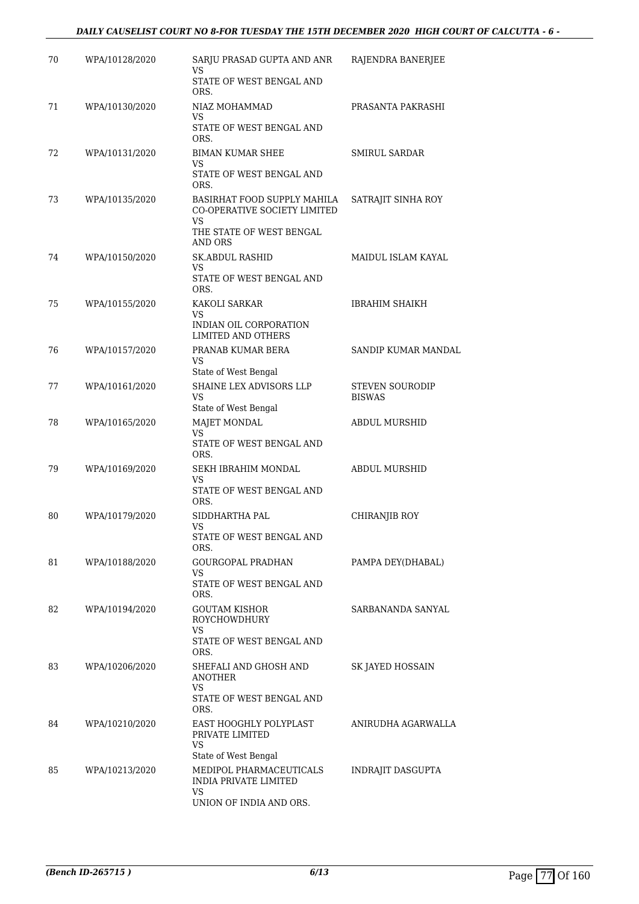| 70 | WPA/10128/2020 | SARJU PRASAD GUPTA AND ANR<br>VS<br>STATE OF WEST BENGAL AND ORS. | RAJENDRA BANERJEE |
|---|---|---|---|
| 71 | WPA/10130/2020 | NIAZ MOHAMMAD<br>VS<br>STATE OF WEST BENGAL AND ORS. | PRASANTA PAKRASHI |
| 72 | WPA/10131/2020 | BIMAN KUMAR SHEE<br>VS<br>STATE OF WEST BENGAL AND ORS. | SMIRUL SARDAR |
| 73 | WPA/10135/2020 | BASIRHAT FOOD SUPPLY MAHILA CO-OPERATIVE SOCIETY LIMITED<br>VS<br>THE STATE OF WEST BENGAL AND ORS | SATRAJIT SINHA ROY |
| 74 | WPA/10150/2020 | SK.ABDUL RASHID<br>VS<br>STATE OF WEST BENGAL AND ORS. | MAIDUL ISLAM KAYAL |
| 75 | WPA/10155/2020 | KAKOLI SARKAR<br>VS<br>INDIAN OIL CORPORATION LIMITED AND OTHERS | IBRAHIM SHAIKH |
| 76 | WPA/10157/2020 | PRANAB KUMAR BERA<br>VS<br>State of West Bengal | SANDIP KUMAR MANDAL |
| 77 | WPA/10161/2020 | SHAINE LEX ADVISORS LLP<br>VS<br>State of West Bengal | STEVEN SOURODIP BISWAS |
| 78 | WPA/10165/2020 | MAJET MONDAL<br>VS<br>STATE OF WEST BENGAL AND ORS. | ABDUL MURSHID |
| 79 | WPA/10169/2020 | SEKH IBRAHIM MONDAL<br>VS<br>STATE OF WEST BENGAL AND ORS. | ABDUL MURSHID |
| 80 | WPA/10179/2020 | SIDDHARTHA PAL<br>VS<br>STATE OF WEST BENGAL AND ORS. | CHIRANJIB ROY |
| 81 | WPA/10188/2020 | GOURGOPAL PRADHAN<br>VS<br>STATE OF WEST BENGAL AND ORS. | PAMPA DEY(DHABAL) |
| 82 | WPA/10194/2020 | GOUTAM KISHOR ROYCHOWDHURY<br>VS<br>STATE OF WEST BENGAL AND ORS. | SARBANANDA SANYAL |
| 83 | WPA/10206/2020 | SHEFALI AND GHOSH AND ANOTHER<br>VS<br>STATE OF WEST BENGAL AND ORS. | SK JAYED HOSSAIN |
| 84 | WPA/10210/2020 | EAST HOOGHLY POLYPLAST PRIVATE LIMITED<br>VS<br>State of West Bengal | ANIRUDHA AGARWALLA |
| 85 | WPA/10213/2020 | MEDIPOL PHARMACEUTICALS INDIA PRIVATE LIMITED<br>VS<br>UNION OF INDIA AND ORS. | INDRAJIT DASGUPTA |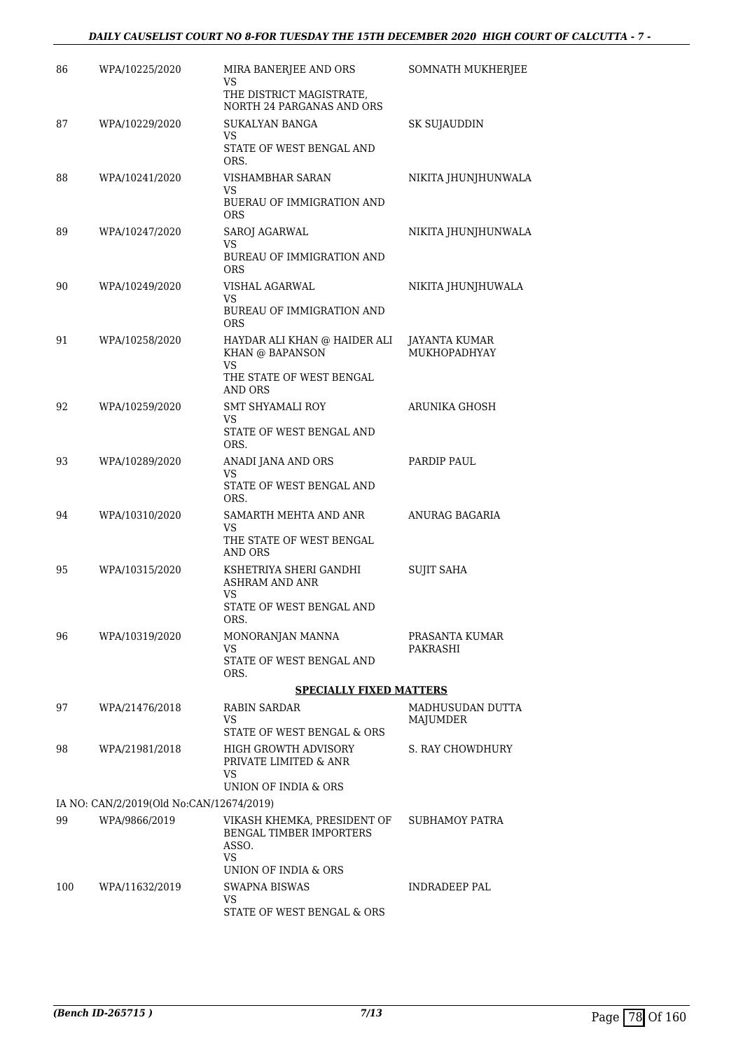| | | | |
|---|---|---|---|
| 86 | WPA/10225/2020 | MIRA BANERJEE AND ORS<br>VS<br>THE DISTRICT MAGISTRATE, NORTH 24 PARGANAS AND ORS | SOMNATH MUKHERJEE |
| 87 | WPA/10229/2020 | SUKALYAN BANGA<br>VS<br>STATE OF WEST BENGAL AND ORS. | SK SUJAUDDIN |
| 88 | WPA/10241/2020 | VISHAMBHAR SARAN<br>VS<br>BUERAU OF IMMIGRATION AND ORS | NIKITA JHUNJHUNWALA |
| 89 | WPA/10247/2020 | SAROJ AGARWAL<br>VS<br>BUREAU OF IMMIGRATION AND ORS | NIKITA JHUNJHUNWALA |
| 90 | WPA/10249/2020 | VISHAL AGARWAL<br>VS<br>BUREAU OF IMMIGRATION AND ORS | NIKITA JHUNJHUWALA |
| 91 | WPA/10258/2020 | HAYDAR ALI KHAN @ HAIDER ALI KHAN @ BAPANSON<br>VS<br>THE STATE OF WEST BENGAL AND ORS | JAYANTA KUMAR MUKHOPADHYAY |
| 92 | WPA/10259/2020 | SMT SHYAMALI ROY<br>VS<br>STATE OF WEST BENGAL AND ORS. | ARUNIKA GHOSH |
| 93 | WPA/10289/2020 | ANADI JANA AND ORS<br>VS<br>STATE OF WEST BENGAL AND ORS. | PARDIP PAUL |
| 94 | WPA/10310/2020 | SAMARTH MEHTA AND ANR<br>VS<br>THE STATE OF WEST BENGAL AND ORS | ANURAG BAGARIA |
| 95 | WPA/10315/2020 | KSHETRIYA SHERI GANDHI ASHRAM AND ANR<br>VS<br>STATE OF WEST BENGAL AND ORS. | SUJIT SAHA |
| 96 | WPA/10319/2020 | MONORANJAN MANNA<br>VS<br>STATE OF WEST BENGAL AND ORS. | PRASANTA KUMAR PAKRASHI |

**SPECIALLY FIXED MATTERS**

| | | | |
|---|---|---|---|
| 97 | WPA/21476/2018 | RABIN SARDAR<br>VS<br>STATE OF WEST BENGAL & ORS | MADHUSUDAN DUTTA MAJUMDER |
| 98 | WPA/21981/2018 | HIGH GROWTH ADVISORY PRIVATE LIMITED & ANR<br>VS<br>UNION OF INDIA & ORS | S. RAY CHOWDHURY |
| | IA NO: CAN/2/2019(Old No:CAN/12674/2019) | | |
| 99 | WPA/9866/2019 | VIKASH KHEMKA, PRESIDENT OF BENGAL TIMBER IMPORTERS ASSO.<br>VS<br>UNION OF INDIA & ORS | SUBHAMOY PATRA |
| 100 | WPA/11632/2019 | SWAPNA BISWAS<br>VS<br>STATE OF WEST BENGAL & ORS | INDRADEEP PAL |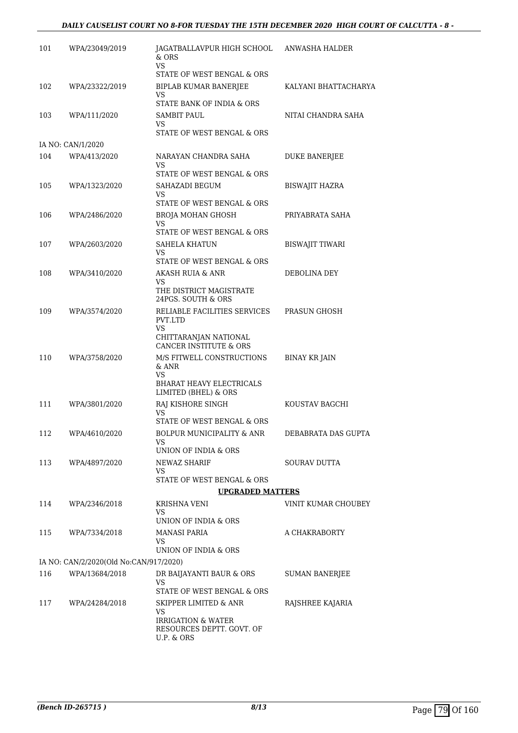| | | | |
|---|---|---|---|
| 101 | WPA/23049/2019 | JAGATBALLAVPUR HIGH SCHOOL & ORS<br>VS<br>STATE OF WEST BENGAL & ORS | ANWASHA HALDER |
| 102 | WPA/23322/2019 | BIPLAB KUMAR BANERJEE<br>VS<br>STATE BANK OF INDIA & ORS | KALYANI BHATTACHARYA |
| 103 | WPA/111/2020 | SAMBIT PAUL<br>VS<br>STATE OF WEST BENGAL & ORS | NITAI CHANDRA SAHA |
| IA NO: CAN/1/2020 | | | |
| 104 | WPA/413/2020 | NARAYAN CHANDRA SAHA<br>VS<br>STATE OF WEST BENGAL & ORS | DUKE BANERJEE |
| 105 | WPA/1323/2020 | SAHAZADI BEGUM<br>VS<br>STATE OF WEST BENGAL & ORS | BISWAJIT HAZRA |
| 106 | WPA/2486/2020 | BROJA MOHAN GHOSH<br>VS<br>STATE OF WEST BENGAL & ORS | PRIYABRATA SAHA |
| 107 | WPA/2603/2020 | SAHELA KHATUN<br>VS<br>STATE OF WEST BENGAL & ORS | BISWAJIT TIWARI |
| 108 | WPA/3410/2020 | AKASH RUIA & ANR<br>VS<br>THE DISTRICT MAGISTRATE 24PGS. SOUTH & ORS | DEBOLINA DEY |
| 109 | WPA/3574/2020 | RELIABLE FACILITIES SERVICES PVT.LTD<br>VS<br>CHITTARANJAN NATIONAL CANCER INSTITUTE & ORS | PRASUN GHOSH |
| 110 | WPA/3758/2020 | M/S FITWELL CONSTRUCTIONS & ANR<br>VS<br>BHARAT HEAVY ELECTRICALS LIMITED (BHEL) & ORS | BINAY KR JAIN |
| 111 | WPA/3801/2020 | RAJ KISHORE SINGH<br>VS<br>STATE OF WEST BENGAL & ORS | KOUSTAV BAGCHI |
| 112 | WPA/4610/2020 | BOLPUR MUNICIPALITY & ANR<br>VS<br>UNION OF INDIA & ORS | DEBABRATA DAS GUPTA |
| 113 | WPA/4897/2020 | NEWAZ SHARIF<br>VS<br>STATE OF WEST BENGAL & ORS | SOURAV DUTTA |
| | | **UPGRADED MATTERS** | |
| 114 | WPA/2346/2018 | KRISHNA VENI<br>VS<br>UNION OF INDIA & ORS | VINIT KUMAR CHOUBEY |
| 115 | WPA/7334/2018 | MANASI PARIA<br>VS<br>UNION OF INDIA & ORS | A CHAKRABORTY |
| IA NO: CAN/2/2020(Old No:CAN/917/2020) | | | |
| 116 | WPA/13684/2018 | DR BAIJAYANTI BAUR & ORS<br>VS<br>STATE OF WEST BENGAL & ORS | SUMAN BANERJEE |
| 117 | WPA/24284/2018 | SKIPPER LIMITED & ANR<br>VS<br>IRRIGATION & WATER RESOURCES DEPTT. GOVT. OF U.P. & ORS | RAJSHREE KAJARIA |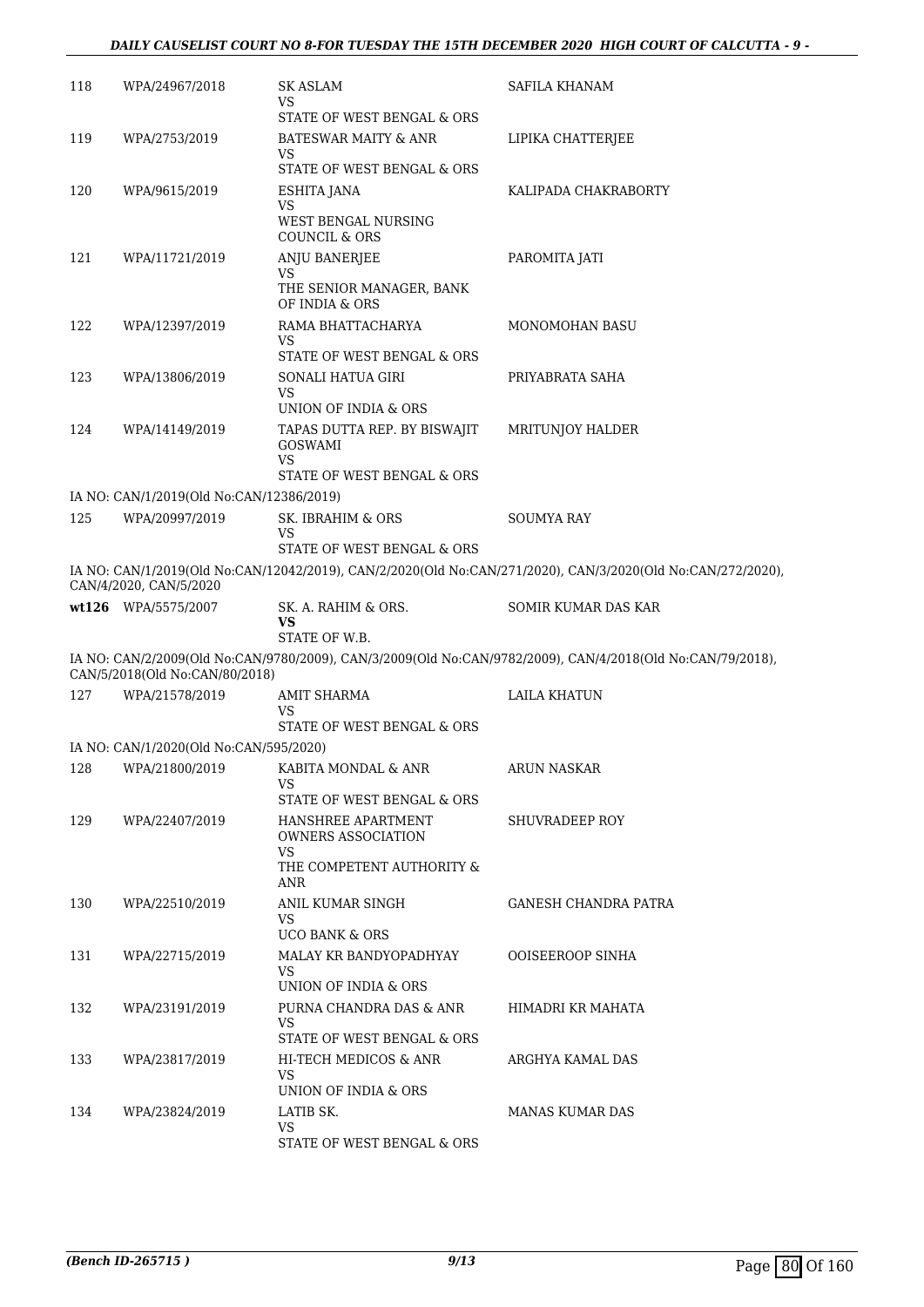| | | | |
|---|---|---|---|
| 118 | WPA/24967/2018 | SK ASLAM<br>VS<br>STATE OF WEST BENGAL & ORS | SAFILA KHANAM |
| 119 | WPA/2753/2019 | BATESWAR MAITY & ANR<br>VS<br>STATE OF WEST BENGAL & ORS | LIPIKA CHATTERJEE |
| 120 | WPA/9615/2019 | ESHITA JANA<br>VS<br>WEST BENGAL NURSING COUNCIL & ORS | KALIPADA CHAKRABORTY |
| 121 | WPA/11721/2019 | ANJU BANERJEE<br>VS<br>THE SENIOR MANAGER, BANK OF INDIA & ORS | PAROMITA JATI |
| 122 | WPA/12397/2019 | RAMA BHATTACHARYA<br>VS<br>STATE OF WEST BENGAL & ORS | MONOMOHAN BASU |
| 123 | WPA/13806/2019 | SONALI HATUA GIRI<br>VS<br>UNION OF INDIA & ORS | PRIYABRATA SAHA |
| 124 | WPA/14149/2019 | TAPAS DUTTA REP. BY BISWAJIT GOSWAMI<br>VS<br>STATE OF WEST BENGAL & ORS | MRITUNJOY HALDER |
| | IA NO: CAN/1/2019(Old No:CAN/12386/2019) | | |
| 125 | WPA/20997/2019 | SK. IBRAHIM & ORS<br>VS<br>STATE OF WEST BENGAL & ORS | SOUMYA RAY |
| | IA NO: CAN/1/2019(Old No:CAN/12042/2019), CAN/2/2020(Old No:CAN/271/2020), CAN/3/2020(Old No:CAN/272/2020), CAN/4/2020, CAN/5/2020 | | |
| wt126 | WPA/5575/2007 | SK. A. RAHIM & ORS.<br>**VS**<br>STATE OF W.B. | SOMIR KUMAR DAS KAR |
| | IA NO: CAN/2/2009(Old No:CAN/9780/2009), CAN/3/2009(Old No:CAN/9782/2009), CAN/4/2018(Old No:CAN/79/2018), CAN/5/2018(Old No:CAN/80/2018) | | |
| 127 | WPA/21578/2019 | AMIT SHARMA<br>VS<br>STATE OF WEST BENGAL & ORS | LAILA KHATUN |
| | IA NO: CAN/1/2020(Old No:CAN/595/2020) | | |
| 128 | WPA/21800/2019 | KABITA MONDAL & ANR<br>VS<br>STATE OF WEST BENGAL & ORS | ARUN NASKAR |
| 129 | WPA/22407/2019 | HANSHREE APARTMENT OWNERS ASSOCIATION<br>VS<br>THE COMPETENT AUTHORITY & ANR | SHUVRADEEP ROY |
| 130 | WPA/22510/2019 | ANIL KUMAR SINGH<br>VS<br>UCO BANK & ORS | GANESH CHANDRA PATRA |
| 131 | WPA/22715/2019 | MALAY KR BANDYOPADHYAY<br>VS<br>UNION OF INDIA & ORS | OOISEEROOP SINHA |
| 132 | WPA/23191/2019 | PURNA CHANDRA DAS & ANR<br>VS<br>STATE OF WEST BENGAL & ORS | HIMADRI KR MAHATA |
| 133 | WPA/23817/2019 | HI-TECH MEDICOS & ANR<br>VS<br>UNION OF INDIA & ORS | ARGHYA KAMAL DAS |
| 134 | WPA/23824/2019 | LATIB SK.<br>VS<br>STATE OF WEST BENGAL & ORS | MANAS KUMAR DAS |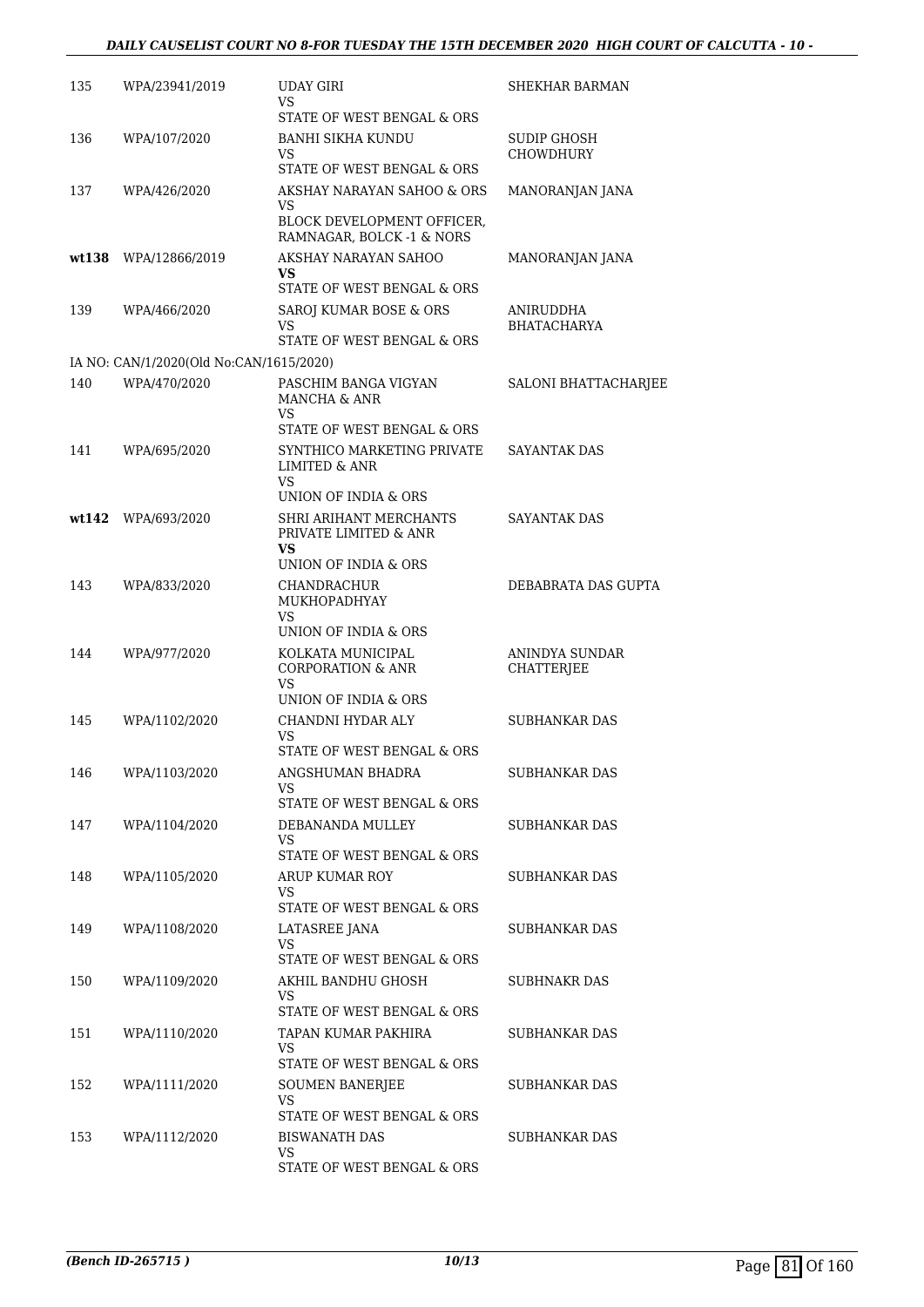| | | | |
|---|---|---|---|
| 135 | WPA/23941/2019 | UDAY GIRI<br>VS<br>STATE OF WEST BENGAL & ORS | SHEKHAR BARMAN |
| 136 | WPA/107/2020 | BANHI SIKHA KUNDU<br>VS<br>STATE OF WEST BENGAL & ORS | SUDIP GHOSH CHOWDHURY |
| 137 | WPA/426/2020 | AKSHAY NARAYAN SAHOO & ORS<br>VS<br>BLOCK DEVELOPMENT OFFICER, RAMNAGAR, BOLCK -1 & NORS | MANORANJAN JANA |
| **wt138** | WPA/12866/2019 | AKSHAY NARAYAN SAHOO<br>**VS**<br>STATE OF WEST BENGAL & ORS | MANORANJAN JANA |
| 139 | WPA/466/2020 | SAROJ KUMAR BOSE & ORS<br>VS<br>STATE OF WEST BENGAL & ORS | ANIRUDDHA BHATACHARYA |
| IA NO: CAN/1/2020(Old No:CAN/1615/2020) | | | |
| 140 | WPA/470/2020 | PASCHIM BANGA VIGYAN MANCHA & ANR<br>VS<br>STATE OF WEST BENGAL & ORS | SALONI BHATTACHARJEE |
| 141 | WPA/695/2020 | SYNTHICO MARKETING PRIVATE LIMITED & ANR<br>VS<br>UNION OF INDIA & ORS | SAYANTAK DAS |
| **wt142** | WPA/693/2020 | SHRI ARIHANT MERCHANTS PRIVATE LIMITED & ANR<br>**VS**<br>UNION OF INDIA & ORS | SAYANTAK DAS |
| 143 | WPA/833/2020 | CHANDRACHUR MUKHOPADHYAY<br>VS<br>UNION OF INDIA & ORS | DEBABRATA DAS GUPTA |
| 144 | WPA/977/2020 | KOLKATA MUNICIPAL CORPORATION & ANR<br>VS<br>UNION OF INDIA & ORS | ANINDYA SUNDAR CHATTERJEE |
| 145 | WPA/1102/2020 | CHANDNI HYDAR ALY<br>VS<br>STATE OF WEST BENGAL & ORS | SUBHANKAR DAS |
| 146 | WPA/1103/2020 | ANGSHUMAN BHADRA<br>VS<br>STATE OF WEST BENGAL & ORS | SUBHANKAR DAS |
| 147 | WPA/1104/2020 | DEBANANDA MULLEY<br>VS<br>STATE OF WEST BENGAL & ORS | SUBHANKAR DAS |
| 148 | WPA/1105/2020 | ARUP KUMAR ROY<br>VS<br>STATE OF WEST BENGAL & ORS | SUBHANKAR DAS |
| 149 | WPA/1108/2020 | LATASREE JANA<br>VS<br>STATE OF WEST BENGAL & ORS | SUBHANKAR DAS |
| 150 | WPA/1109/2020 | AKHIL BANDHU GHOSH<br>VS<br>STATE OF WEST BENGAL & ORS | SUBHNAKR DAS |
| 151 | WPA/1110/2020 | TAPAN KUMAR PAKHIRA<br>VS<br>STATE OF WEST BENGAL & ORS | SUBHANKAR DAS |
| 152 | WPA/1111/2020 | SOUMEN BANERJEE<br>VS<br>STATE OF WEST BENGAL & ORS | SUBHANKAR DAS |
| 153 | WPA/1112/2020 | BISWANATH DAS<br>VS<br>STATE OF WEST BENGAL & ORS | SUBHANKAR DAS |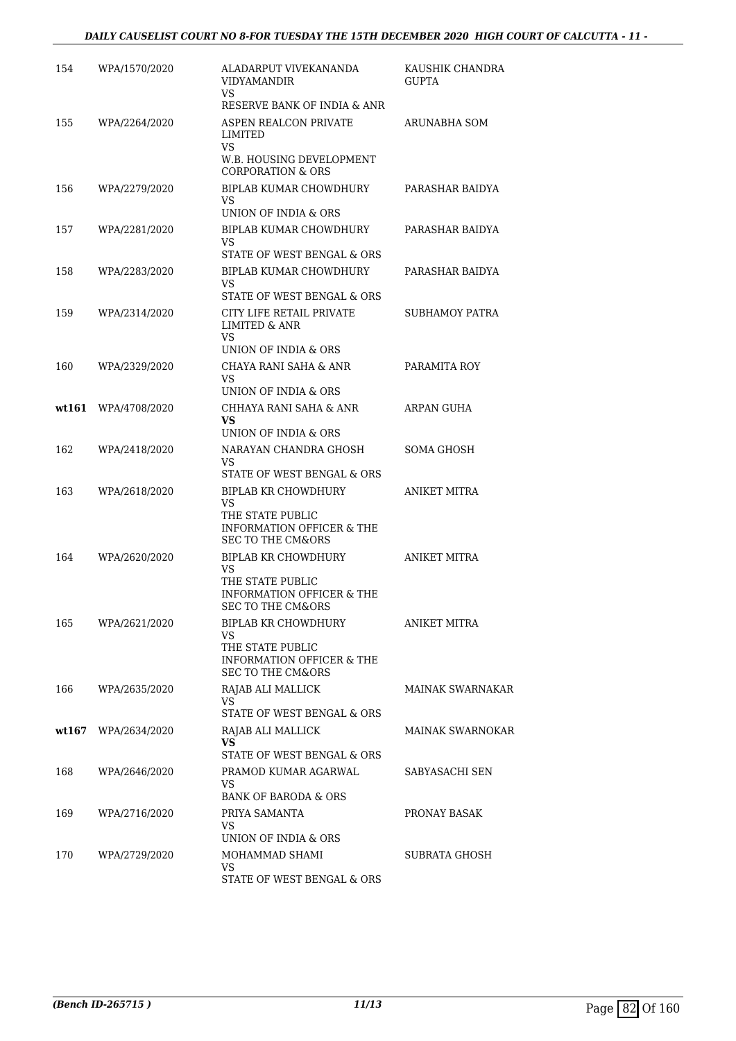| | | | |
|---|---|---|---|
| 154 | WPA/1570/2020 | ALADARPUT VIVEKANANDA VIDYAMANDIR<br>VS<br>RESERVE BANK OF INDIA & ANR | KAUSHIK CHANDRA GUPTA |
| 155 | WPA/2264/2020 | ASPEN REALCON PRIVATE LIMITED<br>VS<br>W.B. HOUSING DEVELOPMENT CORPORATION & ORS | ARUNABHA SOM |
| 156 | WPA/2279/2020 | BIPLAB KUMAR CHOWDHURY<br>VS<br>UNION OF INDIA & ORS | PARASHAR BAIDYA |
| 157 | WPA/2281/2020 | BIPLAB KUMAR CHOWDHURY<br>VS<br>STATE OF WEST BENGAL & ORS | PARASHAR BAIDYA |
| 158 | WPA/2283/2020 | BIPLAB KUMAR CHOWDHURY<br>VS<br>STATE OF WEST BENGAL & ORS | PARASHAR BAIDYA |
| 159 | WPA/2314/2020 | CITY LIFE RETAIL PRIVATE LIMITED & ANR<br>VS<br>UNION OF INDIA & ORS | SUBHAMOY PATRA |
| 160 | WPA/2329/2020 | CHAYA RANI SAHA & ANR<br>VS<br>UNION OF INDIA & ORS | PARAMITA ROY |
| **wt161** | WPA/4708/2020 | CHHAYA RANI SAHA & ANR<br>**VS**<br>UNION OF INDIA & ORS | ARPAN GUHA |
| 162 | WPA/2418/2020 | NARAYAN CHANDRA GHOSH<br>VS<br>STATE OF WEST BENGAL & ORS | SOMA GHOSH |
| 163 | WPA/2618/2020 | BIPLAB KR CHOWDHURY<br>VS<br>THE STATE PUBLIC INFORMATION OFFICER & THE SEC TO THE CM&ORS | ANIKET MITRA |
| 164 | WPA/2620/2020 | BIPLAB KR CHOWDHURY<br>VS<br>THE STATE PUBLIC INFORMATION OFFICER & THE SEC TO THE CM&ORS | ANIKET MITRA |
| 165 | WPA/2621/2020 | BIPLAB KR CHOWDHURY<br>VS<br>THE STATE PUBLIC INFORMATION OFFICER & THE SEC TO THE CM&ORS | ANIKET MITRA |
| 166 | WPA/2635/2020 | RAJAB ALI MALLICK<br>VS<br>STATE OF WEST BENGAL & ORS | MAINAK SWARNAKAR |
| **wt167** | WPA/2634/2020 | RAJAB ALI MALLICK<br>**VS**<br>STATE OF WEST BENGAL & ORS | MAINAK SWARNOKAR |
| 168 | WPA/2646/2020 | PRAMOD KUMAR AGARWAL<br>VS<br>BANK OF BARODA & ORS | SABYASACHI SEN |
| 169 | WPA/2716/2020 | PRIYA SAMANTA<br>VS<br>UNION OF INDIA & ORS | PRONAY BASAK |
| 170 | WPA/2729/2020 | MOHAMMAD SHAMI<br>VS<br>STATE OF WEST BENGAL & ORS | SUBRATA GHOSH |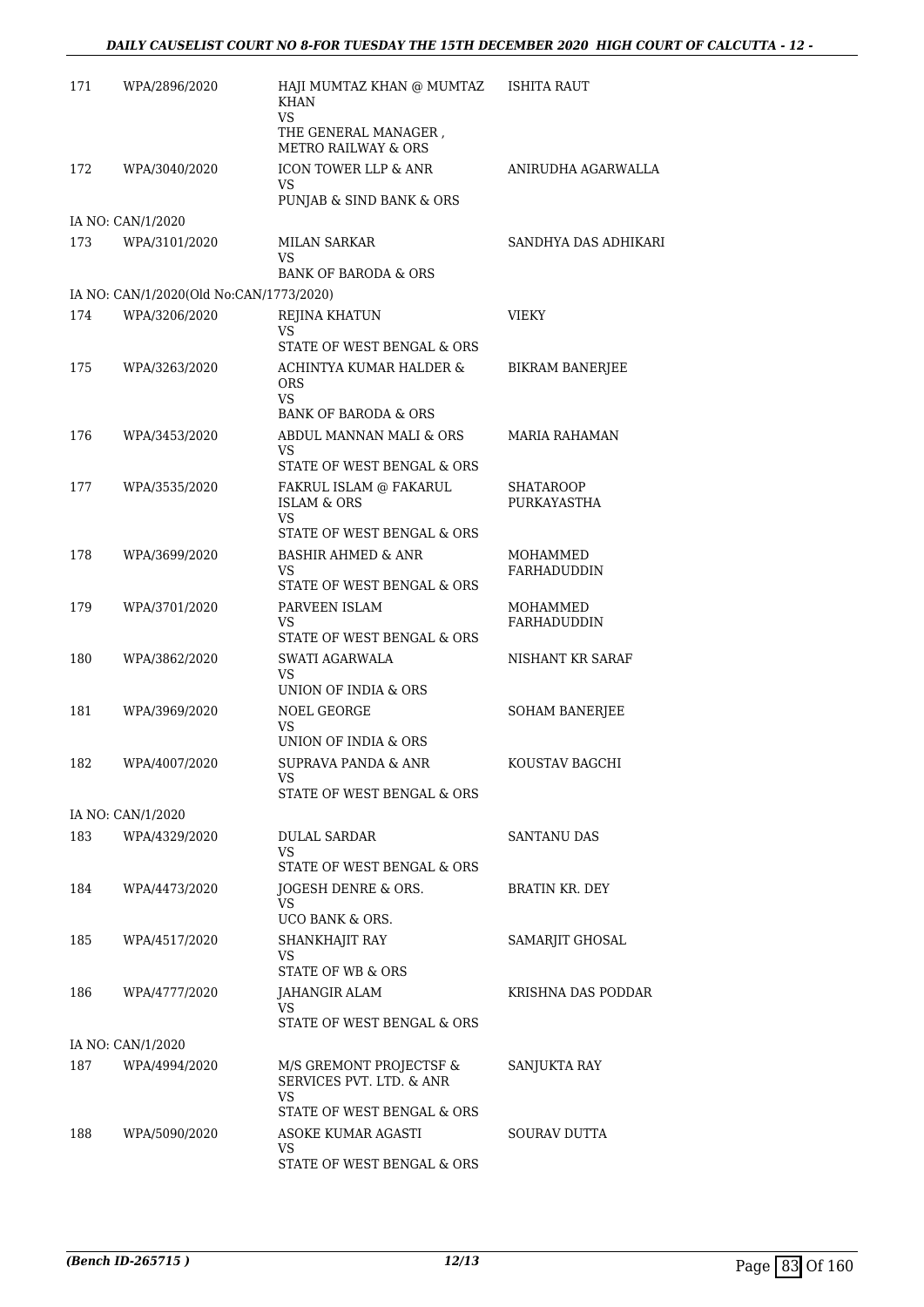| | | | |
|---|---|---|---|
| 171 | WPA/2896/2020 | HAJI MUMTAZ KHAN @ MUMTAZ KHAN<br>VS<br>THE GENERAL MANAGER , METRO RAILWAY & ORS | ISHITA RAUT |
| 172 | WPA/3040/2020 | ICON TOWER LLP & ANR<br>VS<br>PUNJAB & SIND BANK & ORS | ANIRUDHA AGARWALLA |
| IA NO: CAN/1/2020 | | | |
| 173 | WPA/3101/2020 | MILAN SARKAR<br>VS<br>BANK OF BARODA & ORS | SANDHYA DAS ADHIKARI |
| IA NO: CAN/1/2020(Old No:CAN/1773/2020) | | | |
| 174 | WPA/3206/2020 | REJINA KHATUN<br>VS<br>STATE OF WEST BENGAL & ORS | VIEKY |
| 175 | WPA/3263/2020 | ACHINTYA KUMAR HALDER & ORS<br>VS<br>BANK OF BARODA & ORS | BIKRAM BANERJEE |
| 176 | WPA/3453/2020 | ABDUL MANNAN MALI & ORS<br>VS<br>STATE OF WEST BENGAL & ORS | MARIA RAHAMAN |
| 177 | WPA/3535/2020 | FAKRUL ISLAM @ FAKARUL ISLAM & ORS<br>VS<br>STATE OF WEST BENGAL & ORS | SHATAROOP PURKAYASTHA |
| 178 | WPA/3699/2020 | BASHIR AHMED & ANR<br>VS<br>STATE OF WEST BENGAL & ORS | MOHAMMED FARHADUDDIN |
| 179 | WPA/3701/2020 | PARVEEN ISLAM<br>VS<br>STATE OF WEST BENGAL & ORS | MOHAMMED FARHADUDDIN |
| 180 | WPA/3862/2020 | SWATI AGARWALA<br>VS<br>UNION OF INDIA & ORS | NISHANT KR SARAF |
| 181 | WPA/3969/2020 | NOEL GEORGE<br>VS<br>UNION OF INDIA & ORS | SOHAM BANERJEE |
| 182 | WPA/4007/2020 | SUPRAVA PANDA & ANR<br>VS<br>STATE OF WEST BENGAL & ORS | KOUSTAV BAGCHI |
| IA NO: CAN/1/2020 | | | |
| 183 | WPA/4329/2020 | DULAL SARDAR<br>VS<br>STATE OF WEST BENGAL & ORS | SANTANU DAS |
| 184 | WPA/4473/2020 | JOGESH DENRE & ORS.<br>VS<br>UCO BANK & ORS. | BRATIN KR. DEY |
| 185 | WPA/4517/2020 | SHANKHAJIT RAY<br>VS<br>STATE OF WB & ORS | SAMARJIT GHOSAL |
| 186 | WPA/4777/2020 | JAHANGIR ALAM<br>VS<br>STATE OF WEST BENGAL & ORS | KRISHNA DAS PODDAR |
| IA NO: CAN/1/2020 | | | |
| 187 | WPA/4994/2020 | M/S GREMONT PROJECTSF & SERVICES PVT. LTD. & ANR<br>VS<br>STATE OF WEST BENGAL & ORS | SANJUKTA RAY |
| 188 | WPA/5090/2020 | ASOKE KUMAR AGASTI<br>VS<br>STATE OF WEST BENGAL & ORS | SOURAV DUTTA |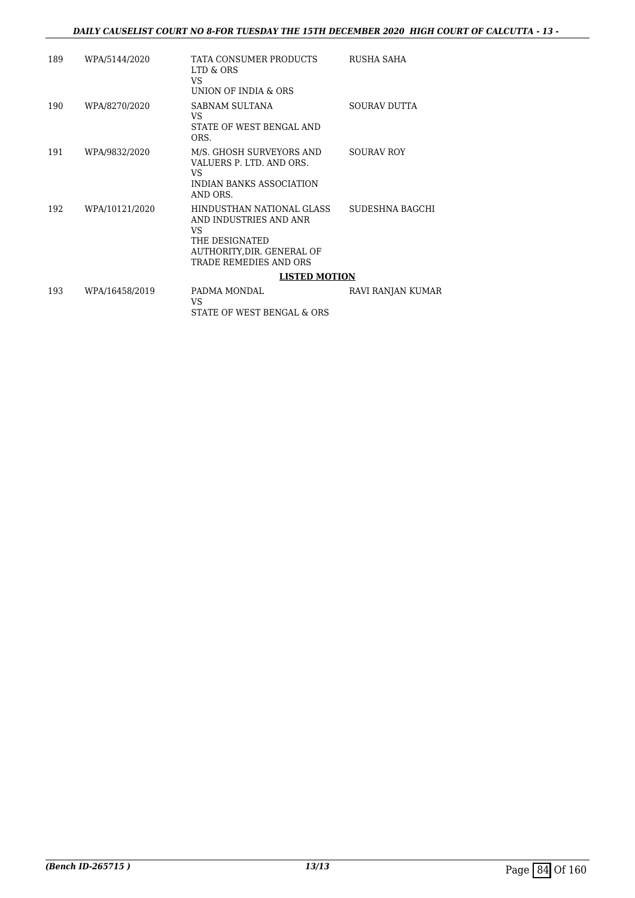| 189 | WPA/5144/2020 | TATA CONSUMER PRODUCTS LTD & ORS<br>VS<br>UNION OF INDIA & ORS | RUSHA SAHA |
|---|---|---|---|
| 190 | WPA/8270/2020 | SABNAM SULTANA<br>VS<br>STATE OF WEST BENGAL AND ORS. | SOURAV DUTTA |
| 191 | WPA/9832/2020 | M/S. GHOSH SURVEYORS AND VALUERS P. LTD. AND ORS.<br>VS<br>INDIAN BANKS ASSOCIATION AND ORS. | SOURAV ROY |
| 192 | WPA/10121/2020 | HINDUSTHAN NATIONAL GLASS AND INDUSTRIES AND ANR<br>VS<br>THE DESIGNATED AUTHORITY,DIR. GENERAL OF TRADE REMEDIES AND ORS | SUDESHNA BAGCHI |

**LISTED MOTION**

| 193 | WPA/16458/2019 | PADMA MONDAL<br>VS<br>STATE OF WEST BENGAL & ORS | RAVI RANJAN KUMAR |
|---|---|---|---|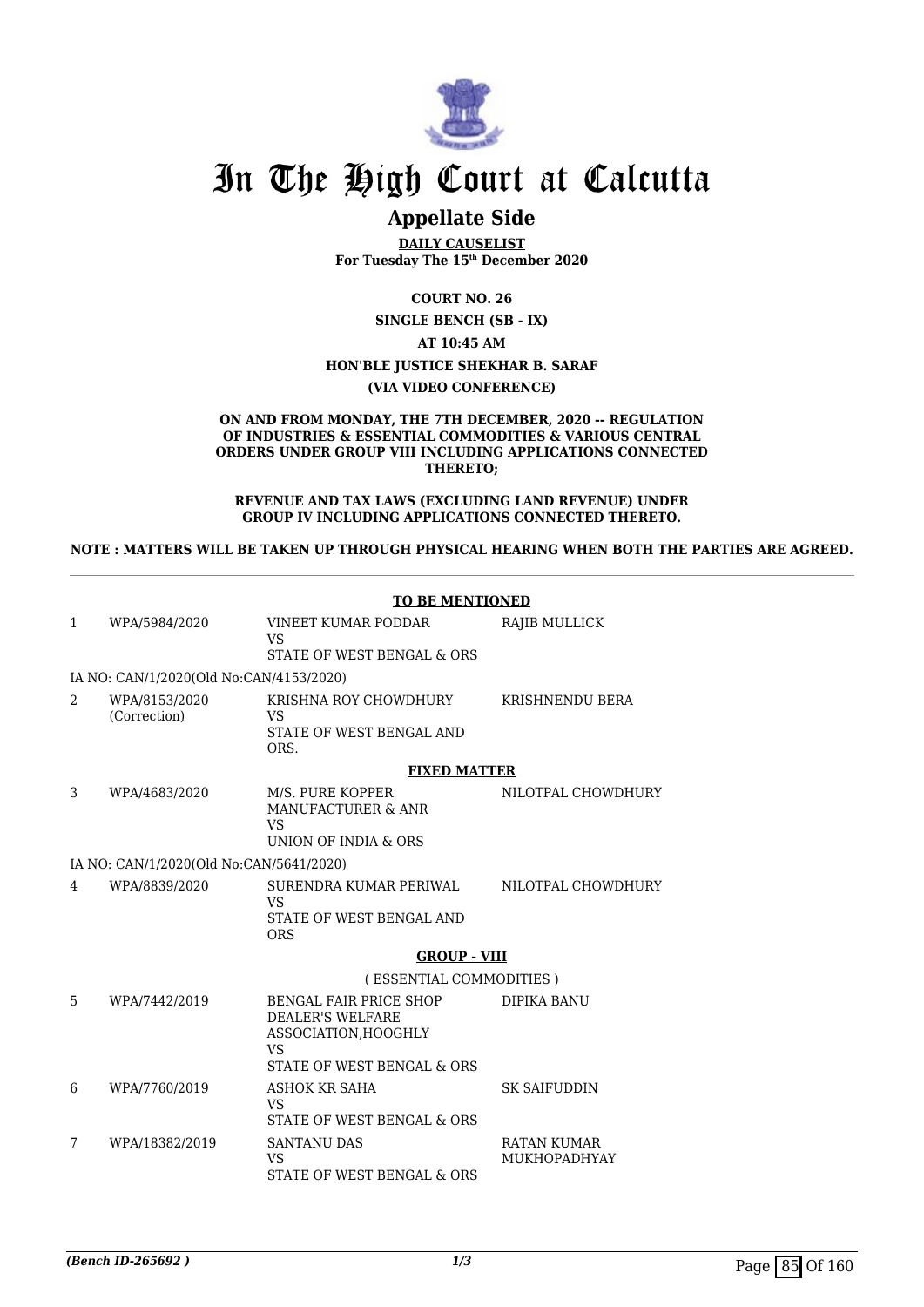# In The High Court at Calcutta

## Appellate Side

**DAILY CAUSELIST**
**For Tuesday The 15th December 2020**

**COURT NO. 26**
**SINGLE BENCH (SB - IX)**
**AT 10:45 AM**
**HON'BLE JUSTICE SHEKHAR B. SARAF**
**(VIA VIDEO CONFERENCE)**

**ON AND FROM MONDAY, THE 7TH DECEMBER, 2020 -- REGULATION OF INDUSTRIES & ESSENTIAL COMMODITIES & VARIOUS CENTRAL ORDERS UNDER GROUP VIII INCLUDING APPLICATIONS CONNECTED THERETO;**

**REVENUE AND TAX LAWS (EXCLUDING LAND REVENUE) UNDER GROUP IV INCLUDING APPLICATIONS CONNECTED THERETO.**

**NOTE : MATTERS WILL BE TAKEN UP THROUGH PHYSICAL HEARING WHEN BOTH THE PARTIES ARE AGREED.**

**TO BE MENTIONED**

| | | | |
|---|---|---|---|
| 1 | WPA/5984/2020 | VINEET KUMAR PODDAR<br>VS<br>STATE OF WEST BENGAL & ORS | RAJIB MULLICK |
| | IA NO: CAN/1/2020(Old No:CAN/4153/2020) | | |
| 2 | WPA/8153/2020<br>(Correction) | KRISHNA ROY CHOWDHURY<br>VS<br>STATE OF WEST BENGAL AND ORS. | KRISHNENDU BERA |

**FIXED MATTER**

| | | | |
|---|---|---|---|
| 3 | WPA/4683/2020 | M/S. PURE KOPPER MANUFACTURER & ANR<br>VS<br>UNION OF INDIA & ORS | NILOTPAL CHOWDHURY |
| | IA NO: CAN/1/2020(Old No:CAN/5641/2020) | | |
| 4 | WPA/8839/2020 | SURENDRA KUMAR PERIWAL<br>VS<br>STATE OF WEST BENGAL AND ORS | NILOTPAL CHOWDHURY |

**GROUP - VIII**

( ESSENTIAL COMMODITIES )

| | | | |
|---|---|---|---|
| 5 | WPA/7442/2019 | BENGAL FAIR PRICE SHOP DEALER'S WELFARE ASSOCIATION,HOOGHLY<br>VS<br>STATE OF WEST BENGAL & ORS | DIPIKA BANU |
| 6 | WPA/7760/2019 | ASHOK KR SAHA<br>VS<br>STATE OF WEST BENGAL & ORS | SK SAIFUDDIN |
| 7 | WPA/18382/2019 | SANTANU DAS<br>VS<br>STATE OF WEST BENGAL & ORS | RATAN KUMAR MUKHOPADHYAY |

*(Bench ID-265692 )*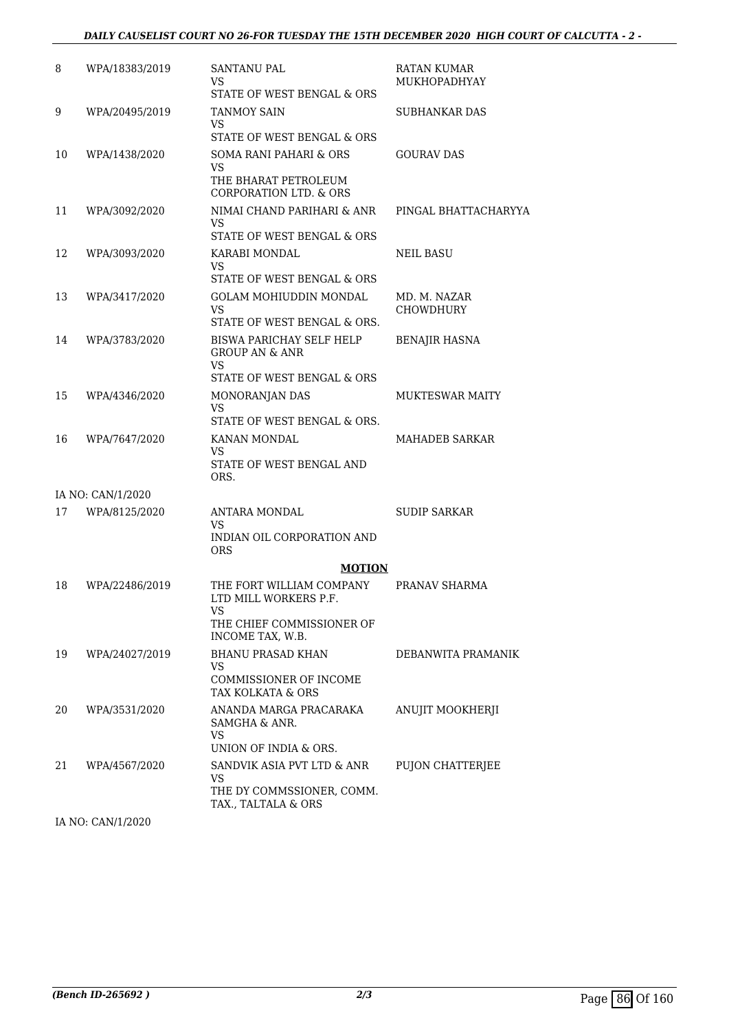| | | | |
|---|---|---|---|
| 8 | WPA/18383/2019 | SANTANU PAL<br>VS<br>STATE OF WEST BENGAL & ORS | RATAN KUMAR MUKHOPADHYAY |
| 9 | WPA/20495/2019 | TANMOY SAIN<br>VS<br>STATE OF WEST BENGAL & ORS | SUBHANKAR DAS |
| 10 | WPA/1438/2020 | SOMA RANI PAHARI & ORS<br>VS<br>THE BHARAT PETROLEUM CORPORATION LTD. & ORS | GOURAV DAS |
| 11 | WPA/3092/2020 | NIMAI CHAND PARIHARI & ANR<br>VS<br>STATE OF WEST BENGAL & ORS | PINGAL BHATTACHARYYA |
| 12 | WPA/3093/2020 | KARABI MONDAL<br>VS<br>STATE OF WEST BENGAL & ORS | NEIL BASU |
| 13 | WPA/3417/2020 | GOLAM MOHIUDDIN MONDAL<br>VS<br>STATE OF WEST BENGAL & ORS. | MD. M. NAZAR CHOWDHURY |
| 14 | WPA/3783/2020 | BISWA PARICHAY SELF HELP GROUP AN & ANR<br>VS<br>STATE OF WEST BENGAL & ORS | BENAJIR HASNA |
| 15 | WPA/4346/2020 | MONORANJAN DAS<br>VS<br>STATE OF WEST BENGAL & ORS. | MUKTESWAR MAITY |
| 16 | WPA/7647/2020 | KANAN MONDAL<br>VS<br>STATE OF WEST BENGAL AND ORS. | MAHADEB SARKAR |
| | IA NO: CAN/1/2020 | | |
| 17 | WPA/8125/2020 | ANTARA MONDAL<br>VS<br>INDIAN OIL CORPORATION AND ORS | SUDIP SARKAR |
| | | **MOTION** | |
| 18 | WPA/22486/2019 | THE FORT WILLIAM COMPANY LTD MILL WORKERS P.F.<br>VS<br>THE CHIEF COMMISSIONER OF INCOME TAX, W.B. | PRANAV SHARMA |
| 19 | WPA/24027/2019 | BHANU PRASAD KHAN<br>VS<br>COMMISSIONER OF INCOME TAX KOLKATA & ORS | DEBANWITA PRAMANIK |
| 20 | WPA/3531/2020 | ANANDA MARGA PRACARAKA SAMGHA & ANR.<br>VS<br>UNION OF INDIA & ORS. | ANUJIT MOOKHERJI |
| 21 | WPA/4567/2020 | SANDVIK ASIA PVT LTD & ANR<br>VS<br>THE DY COMMSSIONER, COMM. TAX., TALTALA & ORS | PUJON CHATTERJEE |
| | IA NO: CAN/1/2020 | | |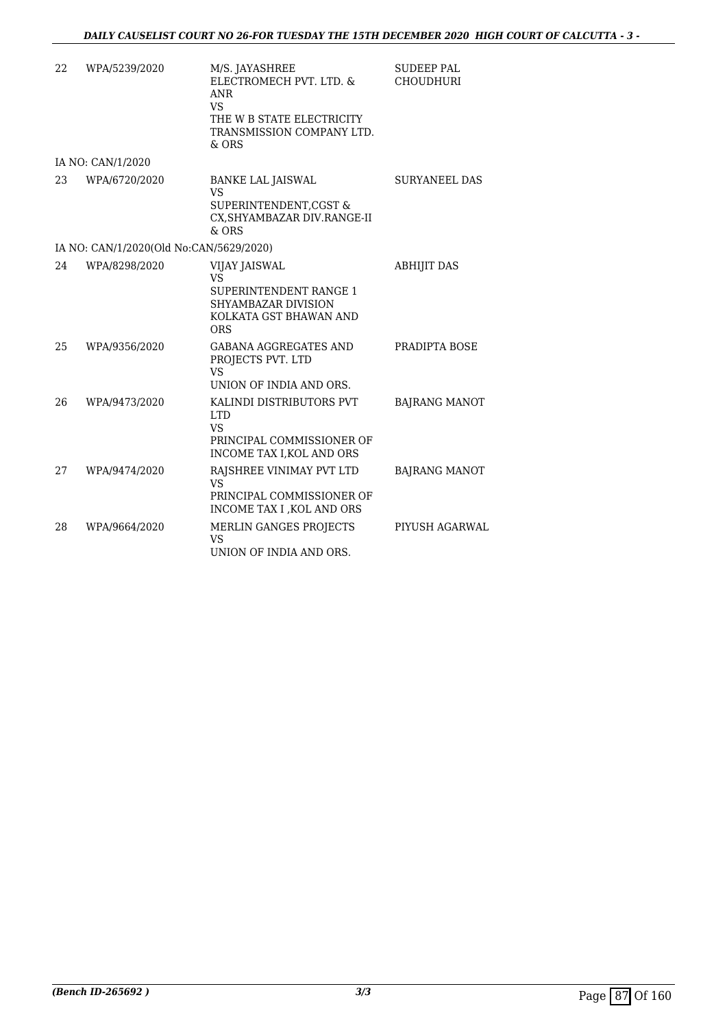| | | | |
|---|---|---|---|
| 22 | WPA/5239/2020 | M/S. JAYASHREE ELECTROMECH PVT. LTD. & ANR<br>VS<br>THE W B STATE ELECTRICITY TRANSMISSION COMPANY LTD. & ORS | SUDEEP PAL CHOUDHURI |
| | IA NO: CAN/1/2020 | | |
| 23 | WPA/6720/2020 | BANKE LAL JAISWAL<br>VS<br>SUPERINTENDENT,CGST & CX,SHYAMBAZAR DIV.RANGE-II & ORS | SURYANEEL DAS |
| | IA NO: CAN/1/2020(Old No:CAN/5629/2020) | | |
| 24 | WPA/8298/2020 | VIJAY JAISWAL<br>VS<br>SUPERINTENDENT RANGE 1 SHYAMBAZAR DIVISION KOLKATA GST BHAWAN AND ORS | ABHIJIT DAS |
| 25 | WPA/9356/2020 | GABANA AGGREGATES AND PROJECTS PVT. LTD<br>VS<br>UNION OF INDIA AND ORS. | PRADIPTA BOSE |
| 26 | WPA/9473/2020 | KALINDI DISTRIBUTORS PVT LTD<br>VS<br>PRINCIPAL COMMISSIONER OF INCOME TAX I,KOL AND ORS | BAJRANG MANOT |
| 27 | WPA/9474/2020 | RAJSHREE VINIMAY PVT LTD<br>VS<br>PRINCIPAL COMMISSIONER OF INCOME TAX I ,KOL AND ORS | BAJRANG MANOT |
| 28 | WPA/9664/2020 | MERLIN GANGES PROJECTS<br>VS<br>UNION OF INDIA AND ORS. | PIYUSH AGARWAL |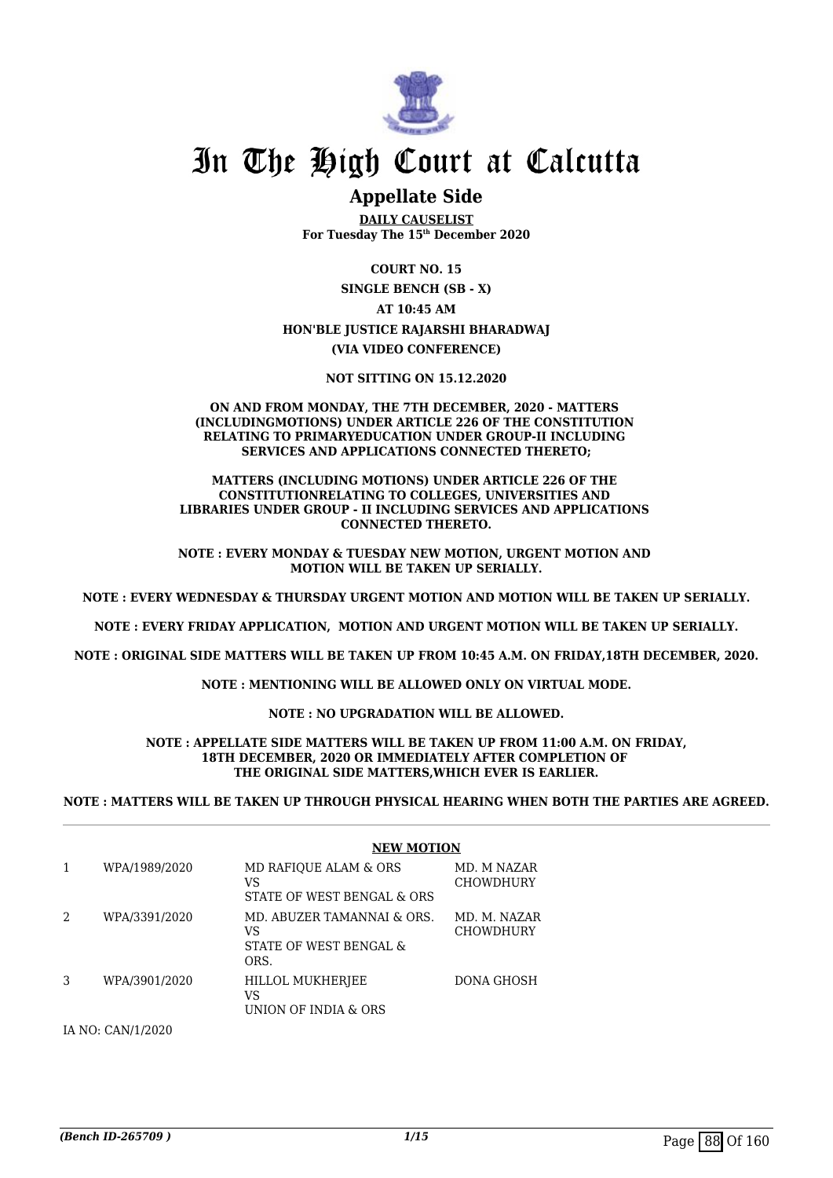# In The High Court at Calcutta

## Appellate Side

**DAILY CAUSELIST**
**For Tuesday The 15th December 2020**

**COURT NO. 15**

**SINGLE BENCH (SB - X)**

**AT 10:45 AM**

**HON'BLE JUSTICE RAJARSHI BHARADWAJ**

**(VIA VIDEO CONFERENCE)**

**NOT SITTING ON 15.12.2020**

**ON AND FROM MONDAY, THE 7TH DECEMBER, 2020 - MATTERS (INCLUDINGMOTIONS) UNDER ARTICLE 226 OF THE CONSTITUTION RELATING TO PRIMARYEDUCATION UNDER GROUP-II INCLUDING SERVICES AND APPLICATIONS CONNECTED THERETO;**

**MATTERS (INCLUDING MOTIONS) UNDER ARTICLE 226 OF THE CONSTITUTIONRELATING TO COLLEGES, UNIVERSITIES AND LIBRARIES UNDER GROUP - II INCLUDING SERVICES AND APPLICATIONS CONNECTED THERETO.**

**NOTE : EVERY MONDAY & TUESDAY NEW MOTION, URGENT MOTION AND MOTION WILL BE TAKEN UP SERIALLY.**

**NOTE : EVERY WEDNESDAY & THURSDAY URGENT MOTION AND MOTION WILL BE TAKEN UP SERIALLY.**

**NOTE : EVERY FRIDAY APPLICATION, MOTION AND URGENT MOTION WILL BE TAKEN UP SERIALLY.**

**NOTE : ORIGINAL SIDE MATTERS WILL BE TAKEN UP FROM 10:45 A.M. ON FRIDAY,18TH DECEMBER, 2020.**

**NOTE : MENTIONING WILL BE ALLOWED ONLY ON VIRTUAL MODE.**

**NOTE : NO UPGRADATION WILL BE ALLOWED.**

**NOTE : APPELLATE SIDE MATTERS WILL BE TAKEN UP FROM 11:00 A.M. ON FRIDAY, 18TH DECEMBER, 2020 OR IMMEDIATELY AFTER COMPLETION OF THE ORIGINAL SIDE MATTERS,WHICH EVER IS EARLIER.**

**NOTE : MATTERS WILL BE TAKEN UP THROUGH PHYSICAL HEARING WHEN BOTH THE PARTIES ARE AGREED.**

**NEW MOTION**

| | | | |
|---|---|---|---|
| 1 | WPA/1989/2020 | MD RAFIQUE ALAM & ORS<br>VS<br>STATE OF WEST BENGAL & ORS | MD. M NAZAR CHOWDHURY |
| 2 | WPA/3391/2020 | MD. ABUZER TAMANNAI & ORS.<br>VS<br>STATE OF WEST BENGAL & ORS. | MD. M. NAZAR CHOWDHURY |
| 3 | WPA/3901/2020 | HILLOL MUKHERJEE<br>VS<br>UNION OF INDIA & ORS | DONA GHOSH |

IA NO: CAN/1/2020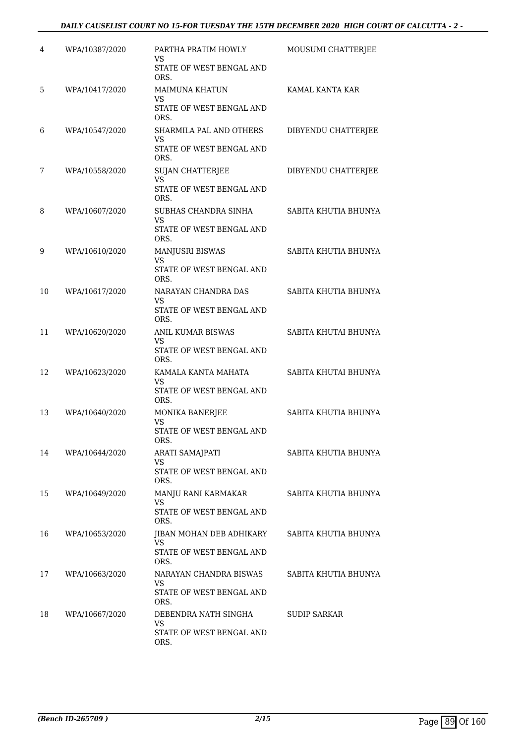| | | | |
|---|---|---|---|
| 4 | WPA/10387/2020 | PARTHA PRATIM HOWLY<br>VS<br>STATE OF WEST BENGAL AND ORS. | MOUSUMI CHATTERJEE |
| 5 | WPA/10417/2020 | MAIMUNA KHATUN<br>VS<br>STATE OF WEST BENGAL AND ORS. | KAMAL KANTA KAR |
| 6 | WPA/10547/2020 | SHARMILA PAL AND OTHERS<br>VS<br>STATE OF WEST BENGAL AND ORS. | DIBYENDU CHATTERJEE |
| 7 | WPA/10558/2020 | SUJAN CHATTERJEE<br>VS<br>STATE OF WEST BENGAL AND ORS. | DIBYENDU CHATTERJEE |
| 8 | WPA/10607/2020 | SUBHAS CHANDRA SINHA<br>VS<br>STATE OF WEST BENGAL AND ORS. | SABITA KHUTIA BHUNYA |
| 9 | WPA/10610/2020 | MANJUSRI BISWAS<br>VS<br>STATE OF WEST BENGAL AND ORS. | SABITA KHUTIA BHUNYA |
| 10 | WPA/10617/2020 | NARAYAN CHANDRA DAS<br>VS<br>STATE OF WEST BENGAL AND ORS. | SABITA KHUTIA BHUNYA |
| 11 | WPA/10620/2020 | ANIL KUMAR BISWAS<br>VS<br>STATE OF WEST BENGAL AND ORS. | SABITA KHUTAI BHUNYA |
| 12 | WPA/10623/2020 | KAMALA KANTA MAHATA<br>VS<br>STATE OF WEST BENGAL AND ORS. | SABITA KHUTAI BHUNYA |
| 13 | WPA/10640/2020 | MONIKA BANERJEE<br>VS<br>STATE OF WEST BENGAL AND ORS. | SABITA KHUTIA BHUNYA |
| 14 | WPA/10644/2020 | ARATI SAMAJPATI<br>VS<br>STATE OF WEST BENGAL AND ORS. | SABITA KHUTIA BHUNYA |
| 15 | WPA/10649/2020 | MANJU RANI KARMAKAR<br>VS<br>STATE OF WEST BENGAL AND ORS. | SABITA KHUTIA BHUNYA |
| 16 | WPA/10653/2020 | JIBAN MOHAN DEB ADHIKARY<br>VS<br>STATE OF WEST BENGAL AND ORS. | SABITA KHUTIA BHUNYA |
| 17 | WPA/10663/2020 | NARAYAN CHANDRA BISWAS<br>VS<br>STATE OF WEST BENGAL AND ORS. | SABITA KHUTIA BHUNYA |
| 18 | WPA/10667/2020 | DEBENDRA NATH SINGHA<br>VS<br>STATE OF WEST BENGAL AND ORS. | SUDIP SARKAR |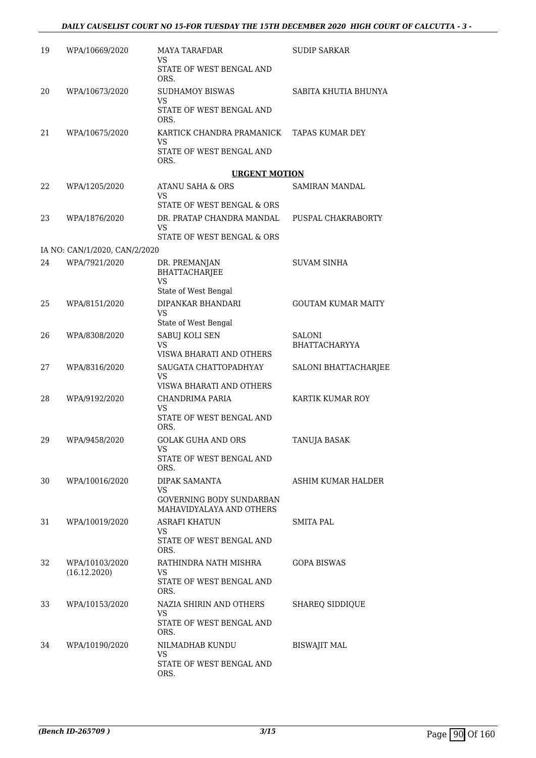| | | | |
|---|---|---|---|
| 19 | WPA/10669/2020 | MAYA TARAFDAR<br>VS<br>STATE OF WEST BENGAL AND ORS. | SUDIP SARKAR |
| 20 | WPA/10673/2020 | SUDHAMOY BISWAS<br>VS<br>STATE OF WEST BENGAL AND ORS. | SABITA KHUTIA BHUNYA |
| 21 | WPA/10675/2020 | KARTICK CHANDRA PRAMANICK<br>VS<br>STATE OF WEST BENGAL AND ORS. | TAPAS KUMAR DEY |

**URGENT MOTION**

| | | | |
|---|---|---|---|
| 22 | WPA/1205/2020 | ATANU SAHA & ORS<br>VS<br>STATE OF WEST BENGAL & ORS | SAMIRAN MANDAL |
| 23 | WPA/1876/2020 | DR. PRATAP CHANDRA MANDAL<br>VS<br>STATE OF WEST BENGAL & ORS | PUSPAL CHAKRABORTY |
| | IA NO: CAN/1/2020, CAN/2/2020 | | |
| 24 | WPA/7921/2020 | DR. PREMANJAN BHATTACHARJEE<br>VS<br>State of West Bengal | SUVAM SINHA |
| 25 | WPA/8151/2020 | DIPANKAR BHANDARI<br>VS<br>State of West Bengal | GOUTAM KUMAR MAITY |
| 26 | WPA/8308/2020 | SABUJ KOLI SEN<br>VS<br>VISWA BHARATI AND OTHERS | SALONI BHATTACHARYYA |
| 27 | WPA/8316/2020 | SAUGATA CHATTOPADHYAY<br>VS<br>VISWA BHARATI AND OTHERS | SALONI BHATTACHARJEE |
| 28 | WPA/9192/2020 | CHANDRIMA PARIA<br>VS<br>STATE OF WEST BENGAL AND ORS. | KARTIK KUMAR ROY |
| 29 | WPA/9458/2020 | GOLAK GUHA AND ORS<br>VS<br>STATE OF WEST BENGAL AND ORS. | TANUJA BASAK |
| 30 | WPA/10016/2020 | DIPAK SAMANTA<br>VS<br>GOVERNING BODY SUNDARBAN MAHAVIDYALAYA AND OTHERS | ASHIM KUMAR HALDER |
| 31 | WPA/10019/2020 | ASRAFI KHATUN<br>VS<br>STATE OF WEST BENGAL AND ORS. | SMITA PAL |
| 32 | WPA/10103/2020<br>(16.12.2020) | RATHINDRA NATH MISHRA<br>VS<br>STATE OF WEST BENGAL AND ORS. | GOPA BISWAS |
| 33 | WPA/10153/2020 | NAZIA SHIRIN AND OTHERS<br>VS<br>STATE OF WEST BENGAL AND ORS. | SHAREQ SIDDIQUE |
| 34 | WPA/10190/2020 | NILMADHAB KUNDU<br>VS<br>STATE OF WEST BENGAL AND ORS. | BISWAJIT MAL |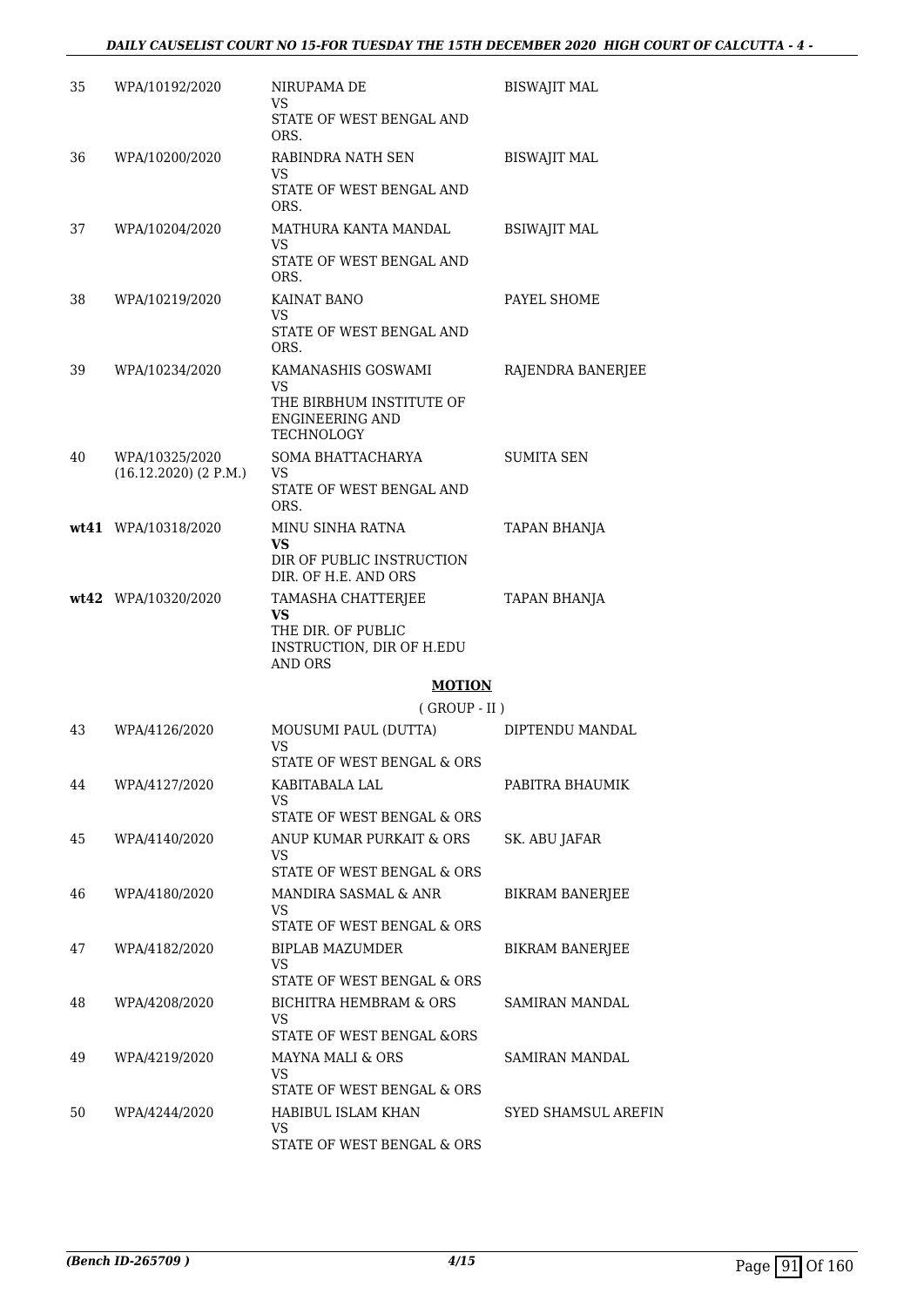| | | | |
|---|---|---|---|
| 35 | WPA/10192/2020 | NIRUPAMA DE<br>VS<br>STATE OF WEST BENGAL AND ORS. | BISWAJIT MAL |
| 36 | WPA/10200/2020 | RABINDRA NATH SEN<br>VS<br>STATE OF WEST BENGAL AND ORS. | BISWAJIT MAL |
| 37 | WPA/10204/2020 | MATHURA KANTA MANDAL<br>VS<br>STATE OF WEST BENGAL AND ORS. | BSIWAJIT MAL |
| 38 | WPA/10219/2020 | KAINAT BANO<br>VS<br>STATE OF WEST BENGAL AND ORS. | PAYEL SHOME |
| 39 | WPA/10234/2020 | KAMANASHIS GOSWAMI<br>VS<br>THE BIRBHUM INSTITUTE OF ENGINEERING AND TECHNOLOGY | RAJENDRA BANERJEE |
| 40 | WPA/10325/2020<br>(16.12.2020) (2 P.M.) | SOMA BHATTACHARYA<br>VS<br>STATE OF WEST BENGAL AND ORS. | SUMITA SEN |
| **wt41** | WPA/10318/2020 | MINU SINHA RATNA<br>**VS**<br>DIR OF PUBLIC INSTRUCTION DIR. OF H.E. AND ORS | TAPAN BHANJA |
| **wt42** | WPA/10320/2020 | TAMASHA CHATTERJEE<br>**VS**<br>THE DIR. OF PUBLIC INSTRUCTION, DIR OF H.EDU AND ORS | TAPAN BHANJA |

## MOTION

( GROUP - II )

| | | | |
|---|---|---|---|
| 43 | WPA/4126/2020 | MOUSUMI PAUL (DUTTA)<br>VS<br>STATE OF WEST BENGAL & ORS | DIPTENDU MANDAL |
| 44 | WPA/4127/2020 | KABITABALA LAL<br>VS<br>STATE OF WEST BENGAL & ORS | PABITRA BHAUMIK |
| 45 | WPA/4140/2020 | ANUP KUMAR PURKAIT & ORS<br>VS<br>STATE OF WEST BENGAL & ORS | SK. ABU JAFAR |
| 46 | WPA/4180/2020 | MANDIRA SASMAL & ANR<br>VS<br>STATE OF WEST BENGAL & ORS | BIKRAM BANERJEE |
| 47 | WPA/4182/2020 | BIPLAB MAZUMDER<br>VS<br>STATE OF WEST BENGAL & ORS | BIKRAM BANERJEE |
| 48 | WPA/4208/2020 | BICHITRA HEMBRAM & ORS<br>VS<br>STATE OF WEST BENGAL &ORS | SAMIRAN MANDAL |
| 49 | WPA/4219/2020 | MAYNA MALI & ORS<br>VS<br>STATE OF WEST BENGAL & ORS | SAMIRAN MANDAL |
| 50 | WPA/4244/2020 | HABIBUL ISLAM KHAN<br>VS<br>STATE OF WEST BENGAL & ORS | SYED SHAMSUL AREFIN |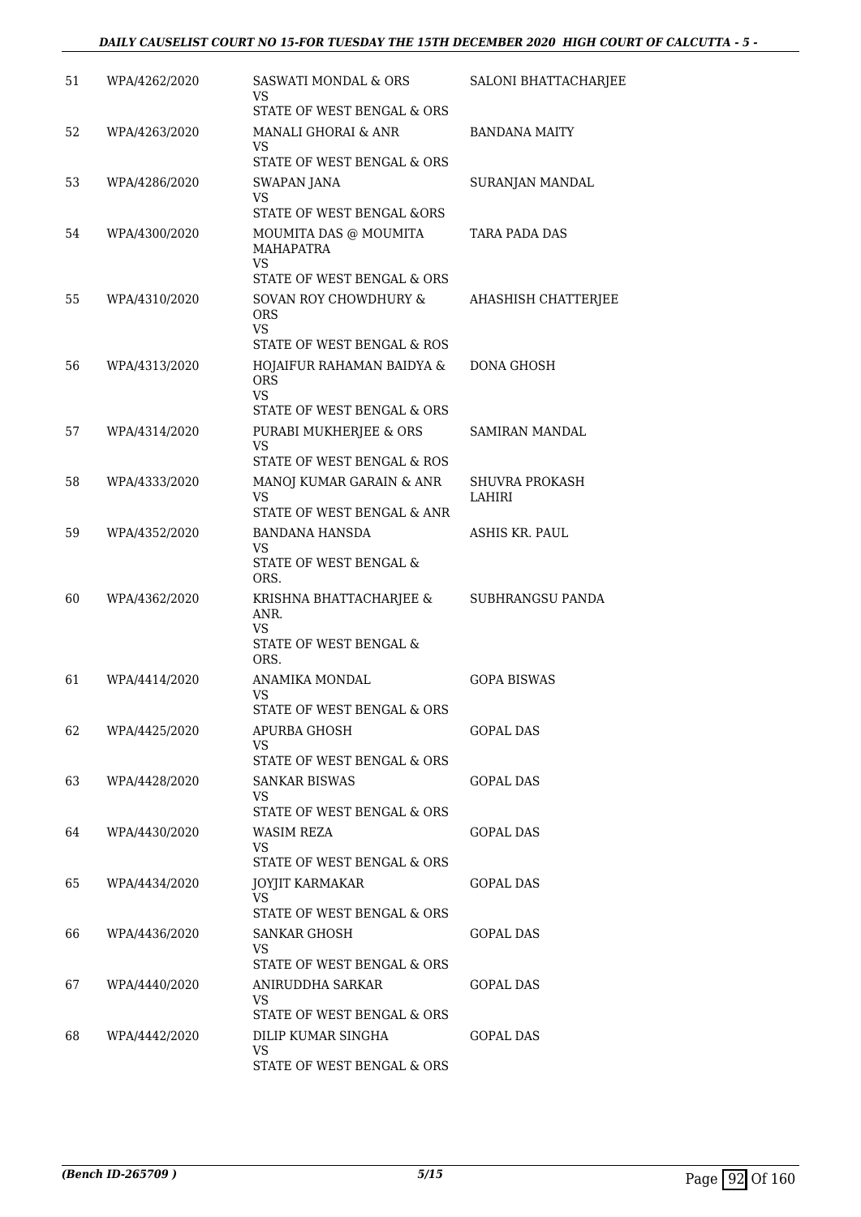| | | | |
|---|---|---|---|
| 51 | WPA/4262/2020 | SASWATI MONDAL & ORS<br>VS<br>STATE OF WEST BENGAL & ORS | SALONI BHATTACHARJEE |
| 52 | WPA/4263/2020 | MANALI GHORAI & ANR<br>VS<br>STATE OF WEST BENGAL & ORS | BANDANA MAITY |
| 53 | WPA/4286/2020 | SWAPAN JANA<br>VS<br>STATE OF WEST BENGAL &ORS | SURANJAN MANDAL |
| 54 | WPA/4300/2020 | MOUMITA DAS @ MOUMITA MAHAPATRA<br>VS<br>STATE OF WEST BENGAL & ORS | TARA PADA DAS |
| 55 | WPA/4310/2020 | SOVAN ROY CHOWDHURY & ORS<br>VS<br>STATE OF WEST BENGAL & ROS | AHASHISH CHATTERJEE |
| 56 | WPA/4313/2020 | HOJAIFUR RAHAMAN BAIDYA & ORS<br>VS<br>STATE OF WEST BENGAL & ORS | DONA GHOSH |
| 57 | WPA/4314/2020 | PURABI MUKHERJEE & ORS<br>VS<br>STATE OF WEST BENGAL & ROS | SAMIRAN MANDAL |
| 58 | WPA/4333/2020 | MANOJ KUMAR GARAIN & ANR<br>VS<br>STATE OF WEST BENGAL & ANR | SHUVRA PROKASH LAHIRI |
| 59 | WPA/4352/2020 | BANDANA HANSDA<br>VS<br>STATE OF WEST BENGAL & ORS. | ASHIS KR. PAUL |
| 60 | WPA/4362/2020 | KRISHNA BHATTACHARJEE & ANR.<br>VS<br>STATE OF WEST BENGAL & ORS. | SUBHRANGSU PANDA |
| 61 | WPA/4414/2020 | ANAMIKA MONDAL<br>VS<br>STATE OF WEST BENGAL & ORS | GOPA BISWAS |
| 62 | WPA/4425/2020 | APURBA GHOSH<br>VS<br>STATE OF WEST BENGAL & ORS | GOPAL DAS |
| 63 | WPA/4428/2020 | SANKAR BISWAS<br>VS<br>STATE OF WEST BENGAL & ORS | GOPAL DAS |
| 64 | WPA/4430/2020 | WASIM REZA<br>VS<br>STATE OF WEST BENGAL & ORS | GOPAL DAS |
| 65 | WPA/4434/2020 | JOYJIT KARMAKAR<br>VS<br>STATE OF WEST BENGAL & ORS | GOPAL DAS |
| 66 | WPA/4436/2020 | SANKAR GHOSH<br>VS<br>STATE OF WEST BENGAL & ORS | GOPAL DAS |
| 67 | WPA/4440/2020 | ANIRUDDHA SARKAR<br>VS<br>STATE OF WEST BENGAL & ORS | GOPAL DAS |
| 68 | WPA/4442/2020 | DILIP KUMAR SINGHA<br>VS<br>STATE OF WEST BENGAL & ORS | GOPAL DAS |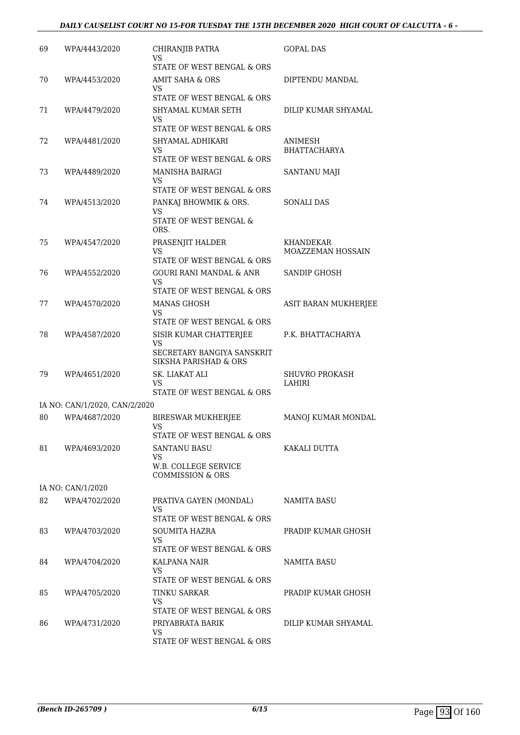| | | | |
|---|---|---|---|
| 69 | WPA/4443/2020 | CHIRANJIB PATRA<br>VS<br>STATE OF WEST BENGAL & ORS | GOPAL DAS |
| 70 | WPA/4453/2020 | AMIT SAHA & ORS<br>VS<br>STATE OF WEST BENGAL & ORS | DIPTENDU MANDAL |
| 71 | WPA/4479/2020 | SHYAMAL KUMAR SETH<br>VS<br>STATE OF WEST BENGAL & ORS | DILIP KUMAR SHYAMAL |
| 72 | WPA/4481/2020 | SHYAMAL ADHIKARI<br>VS<br>STATE OF WEST BENGAL & ORS | ANIMESH BHATTACHARYA |
| 73 | WPA/4489/2020 | MANISHA BAIRAGI<br>VS<br>STATE OF WEST BENGAL & ORS | SANTANU MAJI |
| 74 | WPA/4513/2020 | PANKAJ BHOWMIK & ORS.<br>VS<br>STATE OF WEST BENGAL & ORS. | SONALI DAS |
| 75 | WPA/4547/2020 | PRASENJIT HALDER<br>VS<br>STATE OF WEST BENGAL & ORS | KHANDEKAR MOAZZEMAN HOSSAIN |
| 76 | WPA/4552/2020 | GOURI RANI MANDAL & ANR<br>VS<br>STATE OF WEST BENGAL & ORS | SANDIP GHOSH |
| 77 | WPA/4570/2020 | MANAS GHOSH<br>VS<br>STATE OF WEST BENGAL & ORS | ASIT BARAN MUKHERJEE |
| 78 | WPA/4587/2020 | SISIR KUMAR CHATTERJEE<br>VS<br>SECRETARY BANGIYA SANSKRIT SIKSHA PARISHAD & ORS | P.K. BHATTACHARYA |
| 79 | WPA/4651/2020 | SK. LIAKAT ALI<br>VS<br>STATE OF WEST BENGAL & ORS | SHUVRO PROKASH LAHIRI |
| | IA NO: CAN/1/2020, CAN/2/2020 | | |
| 80 | WPA/4687/2020 | BIRESWAR MUKHERJEE<br>VS<br>STATE OF WEST BENGAL & ORS | MANOJ KUMAR MONDAL |
| 81 | WPA/4693/2020 | SANTANU BASU<br>VS<br>W.B. COLLEGE SERVICE COMMISSION & ORS | KAKALI DUTTA |
| | IA NO: CAN/1/2020 | | |
| 82 | WPA/4702/2020 | PRATIVA GAYEN (MONDAL)<br>VS<br>STATE OF WEST BENGAL & ORS | NAMITA BASU |
| 83 | WPA/4703/2020 | SOUMITA HAZRA<br>VS<br>STATE OF WEST BENGAL & ORS | PRADIP KUMAR GHOSH |
| 84 | WPA/4704/2020 | KALPANA NAIR<br>VS<br>STATE OF WEST BENGAL & ORS | NAMITA BASU |
| 85 | WPA/4705/2020 | TINKU SARKAR<br>VS<br>STATE OF WEST BENGAL & ORS | PRADIP KUMAR GHOSH |
| 86 | WPA/4731/2020 | PRIYABRATA BARIK<br>VS<br>STATE OF WEST BENGAL & ORS | DILIP KUMAR SHYAMAL |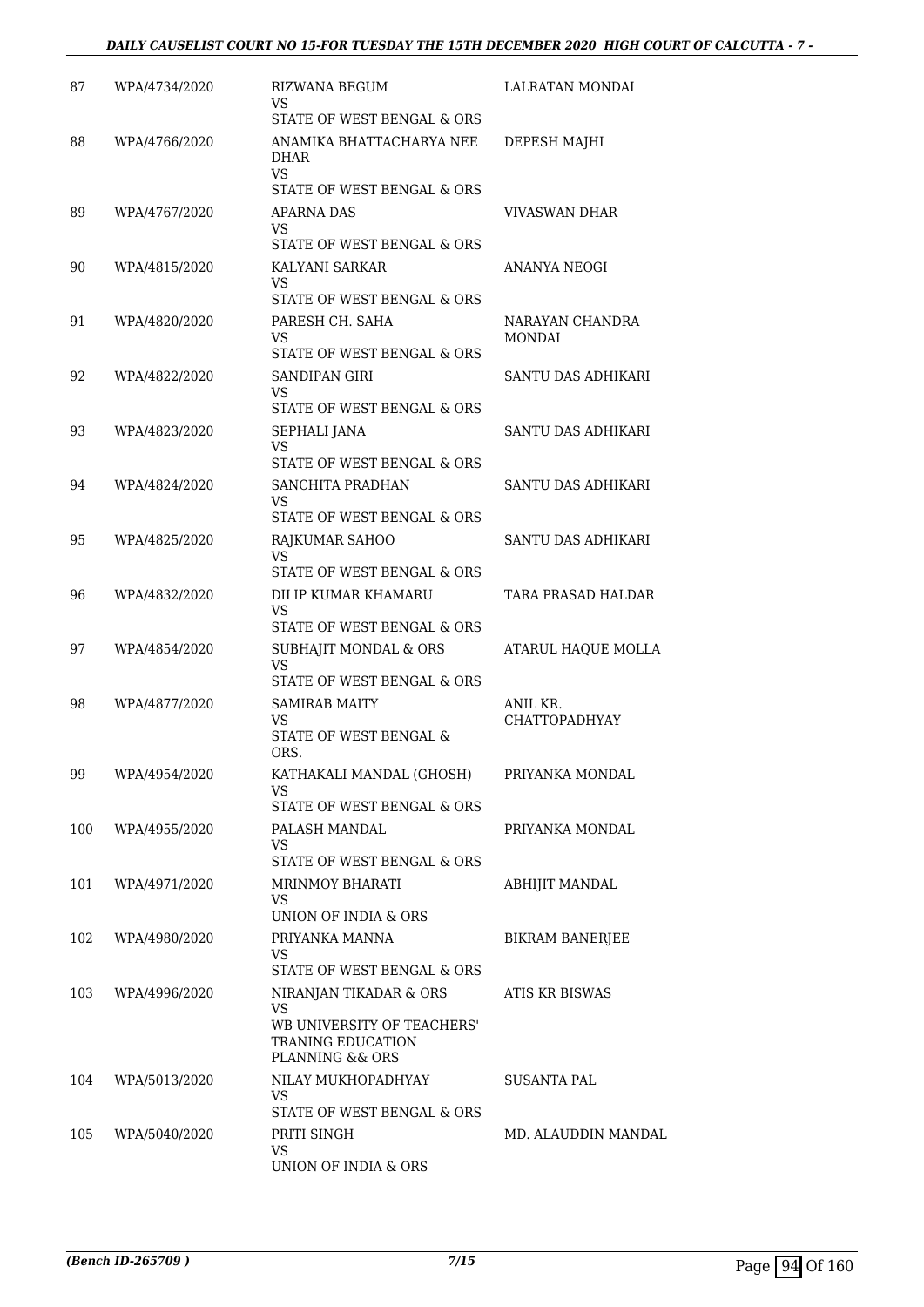| | | | |
|---|---|---|---|
| 87 | WPA/4734/2020 | RIZWANA BEGUM<br>VS<br>STATE OF WEST BENGAL & ORS | LALRATAN MONDAL |
| 88 | WPA/4766/2020 | ANAMIKA BHATTACHARYA NEE DHAR<br>VS<br>STATE OF WEST BENGAL & ORS | DEPESH MAJHI |
| 89 | WPA/4767/2020 | APARNA DAS<br>VS<br>STATE OF WEST BENGAL & ORS | VIVASWAN DHAR |
| 90 | WPA/4815/2020 | KALYANI SARKAR<br>VS<br>STATE OF WEST BENGAL & ORS | ANANYA NEOGI |
| 91 | WPA/4820/2020 | PARESH CH. SAHA<br>VS<br>STATE OF WEST BENGAL & ORS | NARAYAN CHANDRA MONDAL |
| 92 | WPA/4822/2020 | SANDIPAN GIRI<br>VS<br>STATE OF WEST BENGAL & ORS | SANTU DAS ADHIKARI |
| 93 | WPA/4823/2020 | SEPHALI JANA<br>VS<br>STATE OF WEST BENGAL & ORS | SANTU DAS ADHIKARI |
| 94 | WPA/4824/2020 | SANCHITA PRADHAN<br>VS<br>STATE OF WEST BENGAL & ORS | SANTU DAS ADHIKARI |
| 95 | WPA/4825/2020 | RAJKUMAR SAHOO<br>VS<br>STATE OF WEST BENGAL & ORS | SANTU DAS ADHIKARI |
| 96 | WPA/4832/2020 | DILIP KUMAR KHAMARU<br>VS<br>STATE OF WEST BENGAL & ORS | TARA PRASAD HALDAR |
| 97 | WPA/4854/2020 | SUBHAJIT MONDAL & ORS<br>VS<br>STATE OF WEST BENGAL & ORS | ATARUL HAQUE MOLLA |
| 98 | WPA/4877/2020 | SAMIRAB MAITY<br>VS<br>STATE OF WEST BENGAL & ORS. | ANIL KR. CHATTOPADHYAY |
| 99 | WPA/4954/2020 | KATHAKALI MANDAL (GHOSH)<br>VS<br>STATE OF WEST BENGAL & ORS | PRIYANKA MONDAL |
| 100 | WPA/4955/2020 | PALASH MANDAL<br>VS<br>STATE OF WEST BENGAL & ORS | PRIYANKA MONDAL |
| 101 | WPA/4971/2020 | MRINMOY BHARATI<br>VS<br>UNION OF INDIA & ORS | ABHIJIT MANDAL |
| 102 | WPA/4980/2020 | PRIYANKA MANNA<br>VS<br>STATE OF WEST BENGAL & ORS | BIKRAM BANERJEE |
| 103 | WPA/4996/2020 | NIRANJAN TIKADAR & ORS<br>VS<br>WB UNIVERSITY OF TEACHERS' TRANING EDUCATION PLANNING && ORS | ATIS KR BISWAS |
| 104 | WPA/5013/2020 | NILAY MUKHOPADHYAY<br>VS<br>STATE OF WEST BENGAL & ORS | SUSANTA PAL |
| 105 | WPA/5040/2020 | PRITI SINGH<br>VS<br>UNION OF INDIA & ORS | MD. ALAUDDIN MANDAL |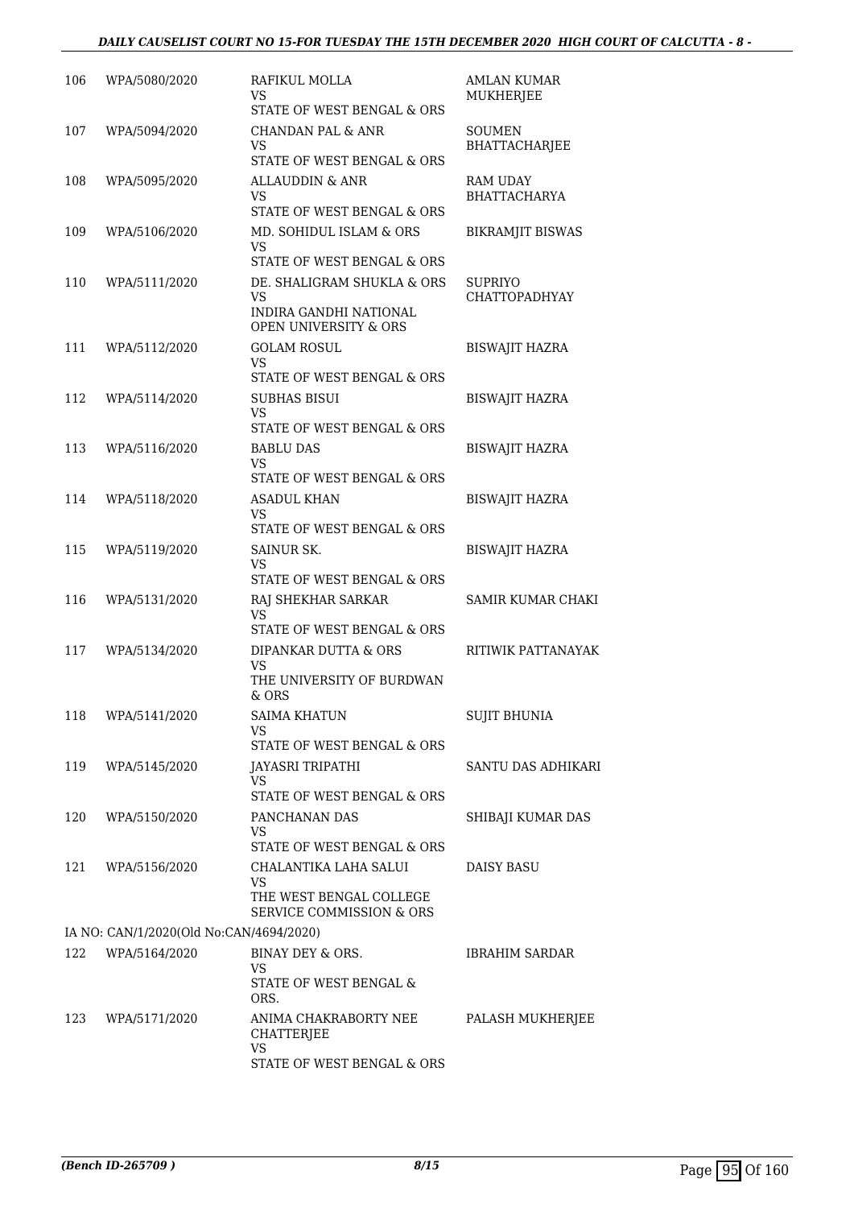| | | | |
|---|---|---|---|
| 106 | WPA/5080/2020 | RAFIKUL MOLLA<br>VS<br>STATE OF WEST BENGAL & ORS | AMLAN KUMAR MUKHERJEE |
| 107 | WPA/5094/2020 | CHANDAN PAL & ANR<br>VS<br>STATE OF WEST BENGAL & ORS | SOUMEN BHATTACHARJEE |
| 108 | WPA/5095/2020 | ALLAUDDIN & ANR<br>VS<br>STATE OF WEST BENGAL & ORS | RAM UDAY BHATTACHARYA |
| 109 | WPA/5106/2020 | MD. SOHIDUL ISLAM & ORS<br>VS<br>STATE OF WEST BENGAL & ORS | BIKRAMJIT BISWAS |
| 110 | WPA/5111/2020 | DE. SHALIGRAM SHUKLA & ORS<br>VS<br>INDIRA GANDHI NATIONAL OPEN UNIVERSITY & ORS | SUPRIYO CHATTOPADHYAY |
| 111 | WPA/5112/2020 | GOLAM ROSUL<br>VS<br>STATE OF WEST BENGAL & ORS | BISWAJIT HAZRA |
| 112 | WPA/5114/2020 | SUBHAS BISUI<br>VS<br>STATE OF WEST BENGAL & ORS | BISWAJIT HAZRA |
| 113 | WPA/5116/2020 | BABLU DAS<br>VS<br>STATE OF WEST BENGAL & ORS | BISWAJIT HAZRA |
| 114 | WPA/5118/2020 | ASADUL KHAN<br>VS<br>STATE OF WEST BENGAL & ORS | BISWAJIT HAZRA |
| 115 | WPA/5119/2020 | SAINUR SK.<br>VS<br>STATE OF WEST BENGAL & ORS | BISWAJIT HAZRA |
| 116 | WPA/5131/2020 | RAJ SHEKHAR SARKAR<br>VS<br>STATE OF WEST BENGAL & ORS | SAMIR KUMAR CHAKI |
| 117 | WPA/5134/2020 | DIPANKAR DUTTA & ORS<br>VS<br>THE UNIVERSITY OF BURDWAN & ORS | RITIWIK PATTANAYAK |
| 118 | WPA/5141/2020 | SAIMA KHATUN<br>VS<br>STATE OF WEST BENGAL & ORS | SUJIT BHUNIA |
| 119 | WPA/5145/2020 | JAYASRI TRIPATHI<br>VS<br>STATE OF WEST BENGAL & ORS | SANTU DAS ADHIKARI |
| 120 | WPA/5150/2020 | PANCHANAN DAS<br>VS<br>STATE OF WEST BENGAL & ORS | SHIBAJI KUMAR DAS |
| 121 | WPA/5156/2020 | CHALANTIKA LAHA SALUI<br>VS<br>THE WEST BENGAL COLLEGE SERVICE COMMISSION & ORS | DAISY BASU |
| | IA NO: CAN/1/2020(Old No:CAN/4694/2020) | | |
| 122 | WPA/5164/2020 | BINAY DEY & ORS.<br>VS<br>STATE OF WEST BENGAL & ORS. | IBRAHIM SARDAR |
| 123 | WPA/5171/2020 | ANIMA CHAKRABORTY NEE CHATTERJEE<br>VS<br>STATE OF WEST BENGAL & ORS | PALASH MUKHERJEE |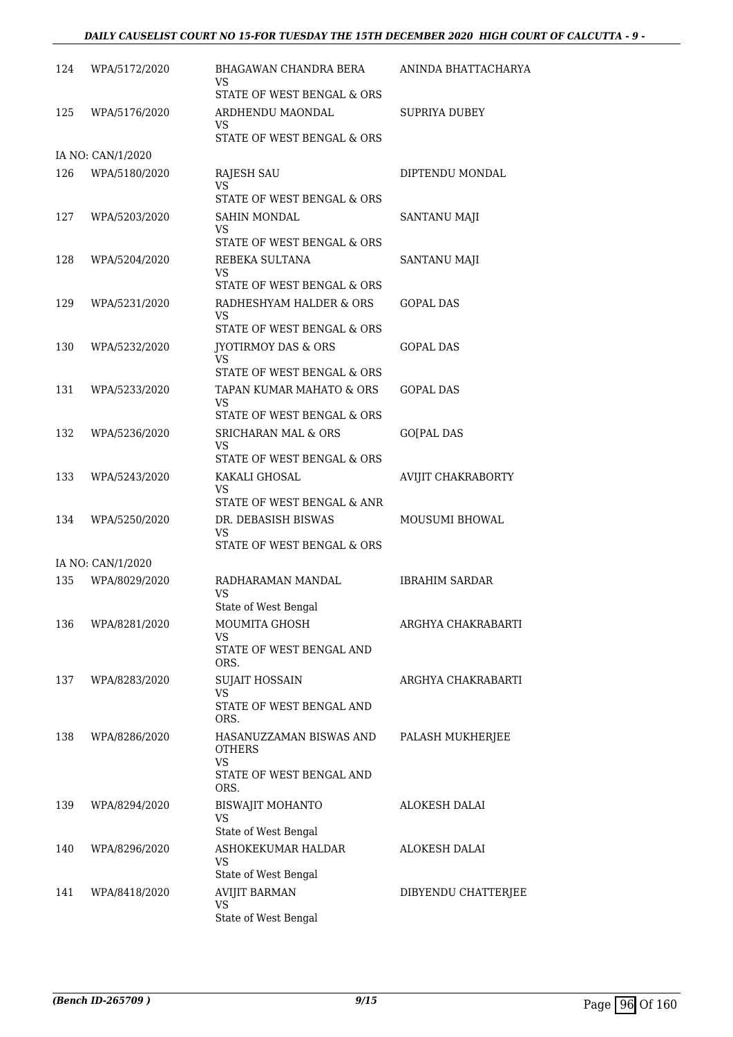| | | | |
|---|---|---|---|
| 124 | WPA/5172/2020 | BHAGAWAN CHANDRA BERA<br>VS<br>STATE OF WEST BENGAL & ORS | ANINDA BHATTACHARYA |
| 125 | WPA/5176/2020 | ARDHENDU MAONDAL<br>VS<br>STATE OF WEST BENGAL & ORS | SUPRIYA DUBEY |
| | IA NO: CAN/1/2020 | | |
| 126 | WPA/5180/2020 | RAJESH SAU<br>VS<br>STATE OF WEST BENGAL & ORS | DIPTENDU MONDAL |
| 127 | WPA/5203/2020 | SAHIN MONDAL<br>VS<br>STATE OF WEST BENGAL & ORS | SANTANU MAJI |
| 128 | WPA/5204/2020 | REBEKA SULTANA<br>VS<br>STATE OF WEST BENGAL & ORS | SANTANU MAJI |
| 129 | WPA/5231/2020 | RADHESHYAM HALDER & ORS<br>VS<br>STATE OF WEST BENGAL & ORS | GOPAL DAS |
| 130 | WPA/5232/2020 | JYOTIRMOY DAS & ORS<br>VS<br>STATE OF WEST BENGAL & ORS | GOPAL DAS |
| 131 | WPA/5233/2020 | TAPAN KUMAR MAHATO & ORS<br>VS<br>STATE OF WEST BENGAL & ORS | GOPAL DAS |
| 132 | WPA/5236/2020 | SRICHARAN MAL & ORS<br>VS<br>STATE OF WEST BENGAL & ORS | GO[PAL DAS |
| 133 | WPA/5243/2020 | KAKALI GHOSAL<br>VS<br>STATE OF WEST BENGAL & ANR | AVIJIT CHAKRABORTY |
| 134 | WPA/5250/2020 | DR. DEBASISH BISWAS<br>VS<br>STATE OF WEST BENGAL & ORS | MOUSUMI BHOWAL |
| | IA NO: CAN/1/2020 | | |
| 135 | WPA/8029/2020 | RADHARAMAN MANDAL<br>VS<br>State of West Bengal | IBRAHIM SARDAR |
| 136 | WPA/8281/2020 | MOUMITA GHOSH<br>VS<br>STATE OF WEST BENGAL AND ORS. | ARGHYA CHAKRABARTI |
| 137 | WPA/8283/2020 | SUJAIT HOSSAIN<br>VS<br>STATE OF WEST BENGAL AND ORS. | ARGHYA CHAKRABARTI |
| 138 | WPA/8286/2020 | HASANUZZAMAN BISWAS AND OTHERS<br>VS<br>STATE OF WEST BENGAL AND ORS. | PALASH MUKHERJEE |
| 139 | WPA/8294/2020 | BISWAJIT MOHANTO<br>VS<br>State of West Bengal | ALOKESH DALAI |
| 140 | WPA/8296/2020 | ASHOKEKUMAR HALDAR<br>VS<br>State of West Bengal | ALOKESH DALAI |
| 141 | WPA/8418/2020 | AVIJIT BARMAN<br>VS<br>State of West Bengal | DIBYENDU CHATTERJEE |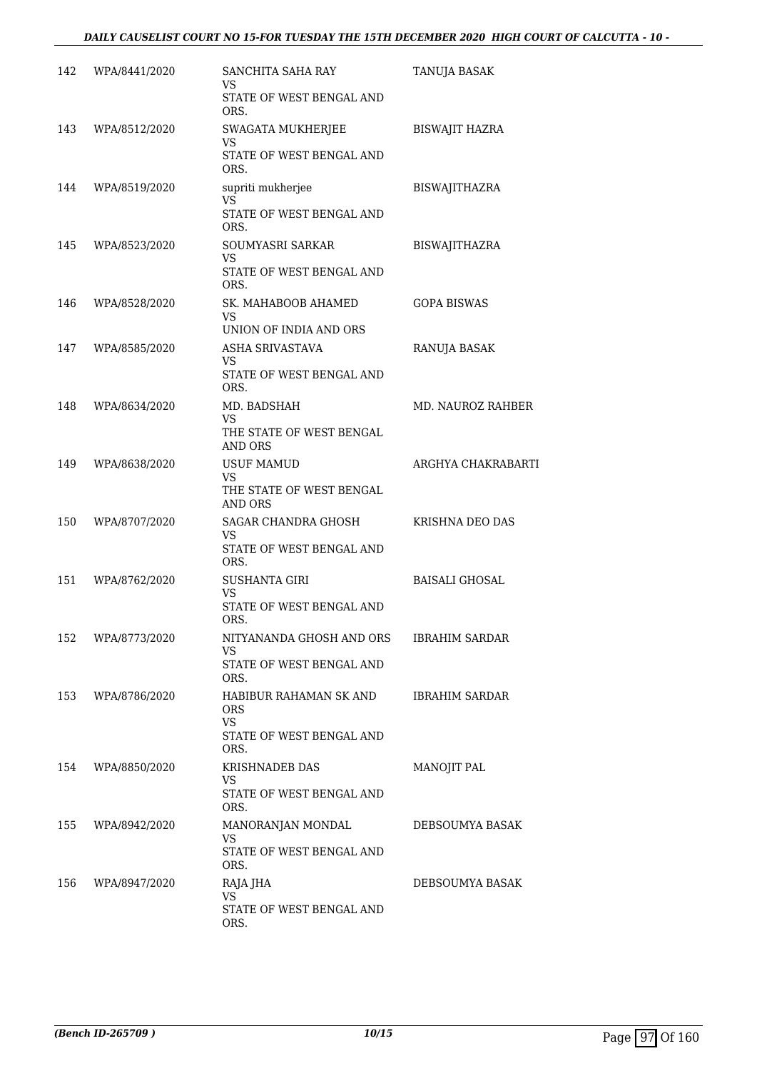| | | | |
|---|---|---|---|
| 142 | WPA/8441/2020 | SANCHITA SAHA RAY<br>VS<br>STATE OF WEST BENGAL AND ORS. | TANUJA BASAK |
| 143 | WPA/8512/2020 | SWAGATA MUKHERJEE<br>VS<br>STATE OF WEST BENGAL AND ORS. | BISWAJIT HAZRA |
| 144 | WPA/8519/2020 | supriti mukherjee<br>VS<br>STATE OF WEST BENGAL AND ORS. | BISWAJITHAZRA |
| 145 | WPA/8523/2020 | SOUMYASRI SARKAR<br>VS<br>STATE OF WEST BENGAL AND ORS. | BISWAJITHAZRA |
| 146 | WPA/8528/2020 | SK. MAHABOOB AHAMED<br>VS<br>UNION OF INDIA AND ORS | GOPA BISWAS |
| 147 | WPA/8585/2020 | ASHA SRIVASTAVA<br>VS<br>STATE OF WEST BENGAL AND ORS. | RANUJA BASAK |
| 148 | WPA/8634/2020 | MD. BADSHAH<br>VS<br>THE STATE OF WEST BENGAL AND ORS | MD. NAUROZ RAHBER |
| 149 | WPA/8638/2020 | USUF MAMUD<br>VS<br>THE STATE OF WEST BENGAL AND ORS | ARGHYA CHAKRABARTI |
| 150 | WPA/8707/2020 | SAGAR CHANDRA GHOSH<br>VS<br>STATE OF WEST BENGAL AND ORS. | KRISHNA DEO DAS |
| 151 | WPA/8762/2020 | SUSHANTA GIRI<br>VS<br>STATE OF WEST BENGAL AND ORS. | BAISALI GHOSAL |
| 152 | WPA/8773/2020 | NITYANANDA GHOSH AND ORS<br>VS<br>STATE OF WEST BENGAL AND ORS. | IBRAHIM SARDAR |
| 153 | WPA/8786/2020 | HABIBUR RAHAMAN SK AND ORS<br>VS<br>STATE OF WEST BENGAL AND ORS. | IBRAHIM SARDAR |
| 154 | WPA/8850/2020 | KRISHNADEB DAS<br>VS<br>STATE OF WEST BENGAL AND ORS. | MANOJIT PAL |
| 155 | WPA/8942/2020 | MANORANJAN MONDAL<br>VS<br>STATE OF WEST BENGAL AND ORS. | DEBSOUMYA BASAK |
| 156 | WPA/8947/2020 | RAJA JHA<br>VS<br>STATE OF WEST BENGAL AND ORS. | DEBSOUMYA BASAK |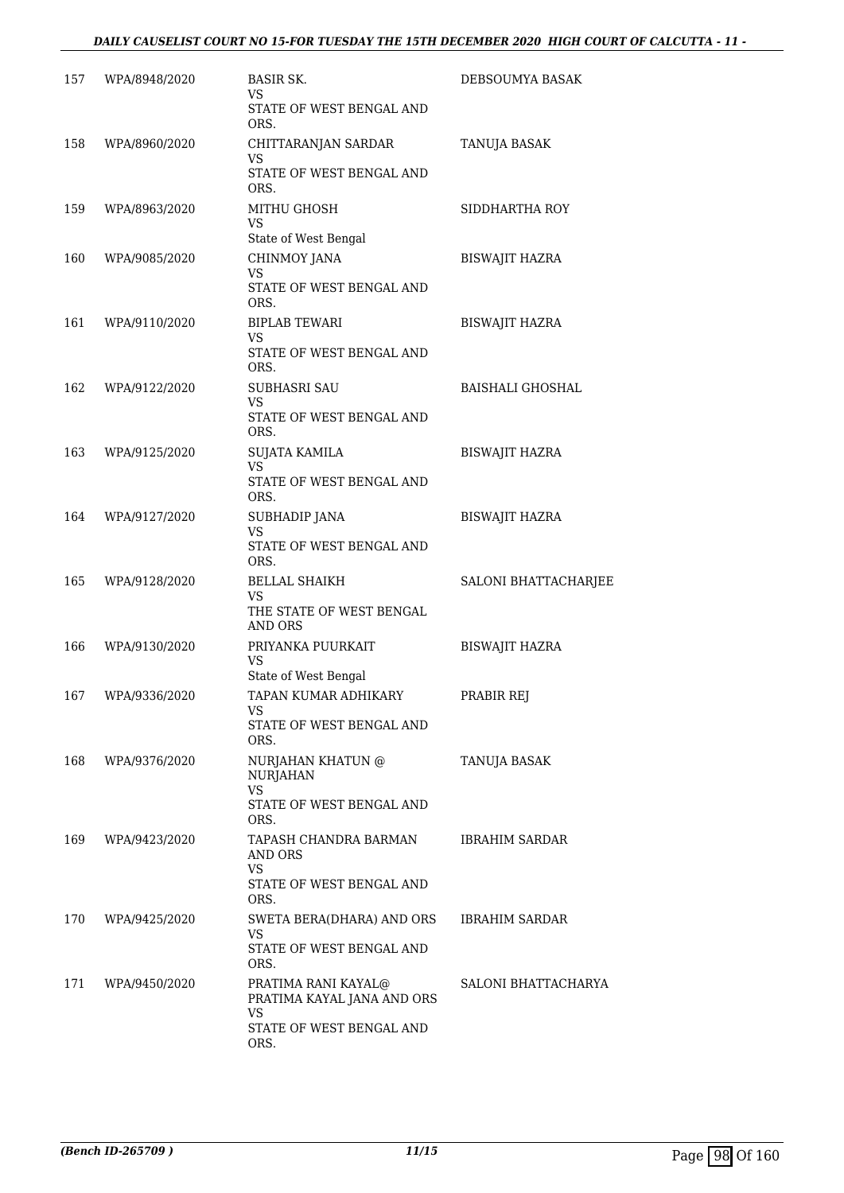| | | | |
|---|---|---|---|
| 157 | WPA/8948/2020 | BASIR SK.<br>VS<br>STATE OF WEST BENGAL AND ORS. | DEBSOUMYA BASAK |
| 158 | WPA/8960/2020 | CHITTARANJAN SARDAR<br>VS<br>STATE OF WEST BENGAL AND ORS. | TANUJA BASAK |
| 159 | WPA/8963/2020 | MITHU GHOSH<br>VS<br>State of West Bengal | SIDDHARTHA ROY |
| 160 | WPA/9085/2020 | CHINMOY JANA<br>VS<br>STATE OF WEST BENGAL AND ORS. | BISWAJIT HAZRA |
| 161 | WPA/9110/2020 | BIPLAB TEWARI<br>VS<br>STATE OF WEST BENGAL AND ORS. | BISWAJIT HAZRA |
| 162 | WPA/9122/2020 | SUBHASRI SAU<br>VS<br>STATE OF WEST BENGAL AND ORS. | BAISHALI GHOSHAL |
| 163 | WPA/9125/2020 | SUJATA KAMILA<br>VS<br>STATE OF WEST BENGAL AND ORS. | BISWAJIT HAZRA |
| 164 | WPA/9127/2020 | SUBHADIP JANA<br>VS<br>STATE OF WEST BENGAL AND ORS. | BISWAJIT HAZRA |
| 165 | WPA/9128/2020 | BELLAL SHAIKH<br>VS<br>THE STATE OF WEST BENGAL AND ORS | SALONI BHATTACHARJEE |
| 166 | WPA/9130/2020 | PRIYANKA PUURKAIT<br>VS<br>State of West Bengal | BISWAJIT HAZRA |
| 167 | WPA/9336/2020 | TAPAN KUMAR ADHIKARY<br>VS<br>STATE OF WEST BENGAL AND ORS. | PRABIR REJ |
| 168 | WPA/9376/2020 | NURJAHAN KHATUN @ NURJAHAN<br>VS<br>STATE OF WEST BENGAL AND ORS. | TANUJA BASAK |
| 169 | WPA/9423/2020 | TAPASH CHANDRA BARMAN AND ORS<br>VS<br>STATE OF WEST BENGAL AND ORS. | IBRAHIM SARDAR |
| 170 | WPA/9425/2020 | SWETA BERA(DHARA) AND ORS<br>VS<br>STATE OF WEST BENGAL AND ORS. | IBRAHIM SARDAR |
| 171 | WPA/9450/2020 | PRATIMA RANI KAYAL@ PRATIMA KAYAL JANA AND ORS<br>VS<br>STATE OF WEST BENGAL AND ORS. | SALONI BHATTACHARYA |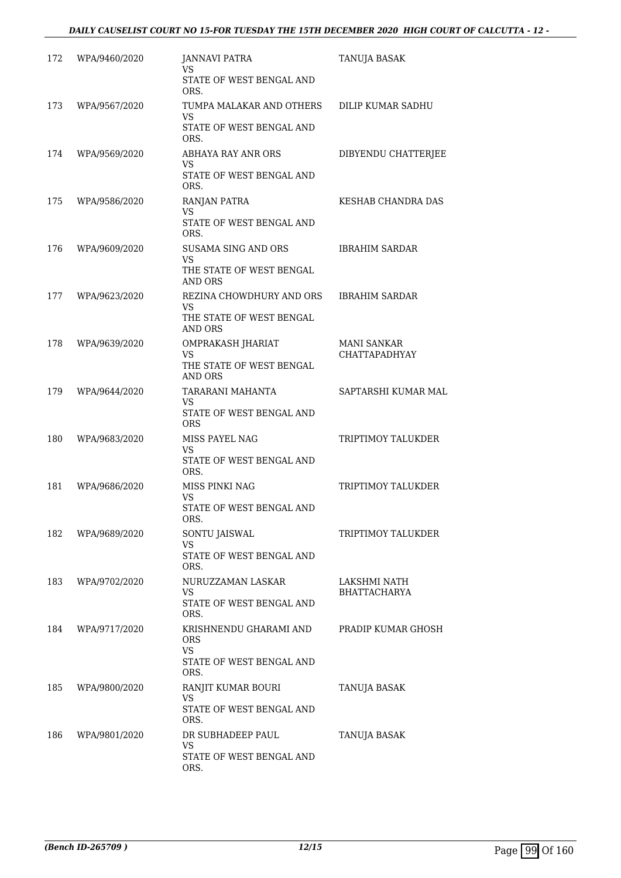| | | | |
|---|---|---|---|
| 172 | WPA/9460/2020 | JANNAVI PATRA<br>VS<br>STATE OF WEST BENGAL AND ORS. | TANUJA BASAK |
| 173 | WPA/9567/2020 | TUMPA MALAKAR AND OTHERS<br>VS<br>STATE OF WEST BENGAL AND ORS. | DILIP KUMAR SADHU |
| 174 | WPA/9569/2020 | ABHAYA RAY ANR ORS<br>VS<br>STATE OF WEST BENGAL AND ORS. | DIBYENDU CHATTERJEE |
| 175 | WPA/9586/2020 | RANJAN PATRA<br>VS<br>STATE OF WEST BENGAL AND ORS. | KESHAB CHANDRA DAS |
| 176 | WPA/9609/2020 | SUSAMA SING AND ORS<br>VS<br>THE STATE OF WEST BENGAL AND ORS | IBRAHIM SARDAR |
| 177 | WPA/9623/2020 | REZINA CHOWDHURY AND ORS<br>VS<br>THE STATE OF WEST BENGAL AND ORS | IBRAHIM SARDAR |
| 178 | WPA/9639/2020 | OMPRAKASH JHARIAT<br>VS<br>THE STATE OF WEST BENGAL AND ORS | MANI SANKAR CHATTAPADHYAY |
| 179 | WPA/9644/2020 | TARARANI MAHANTA<br>VS<br>STATE OF WEST BENGAL AND ORS | SAPTARSHI KUMAR MAL |
| 180 | WPA/9683/2020 | MISS PAYEL NAG<br>VS<br>STATE OF WEST BENGAL AND ORS. | TRIPTIMOY TALUKDER |
| 181 | WPA/9686/2020 | MISS PINKI NAG<br>VS<br>STATE OF WEST BENGAL AND ORS. | TRIPTIMOY TALUKDER |
| 182 | WPA/9689/2020 | SONTU JAISWAL<br>VS<br>STATE OF WEST BENGAL AND ORS. | TRIPTIMOY TALUKDER |
| 183 | WPA/9702/2020 | NURUZZAMAN LASKAR<br>VS<br>STATE OF WEST BENGAL AND ORS. | LAKSHMI NATH BHATTACHARYA |
| 184 | WPA/9717/2020 | KRISHNENDU GHARAMI AND ORS<br>VS<br>STATE OF WEST BENGAL AND ORS. | PRADIP KUMAR GHOSH |
| 185 | WPA/9800/2020 | RANJIT KUMAR BOURI<br>VS<br>STATE OF WEST BENGAL AND ORS. | TANUJA BASAK |
| 186 | WPA/9801/2020 | DR SUBHADEEP PAUL<br>VS<br>STATE OF WEST BENGAL AND ORS. | TANUJA BASAK |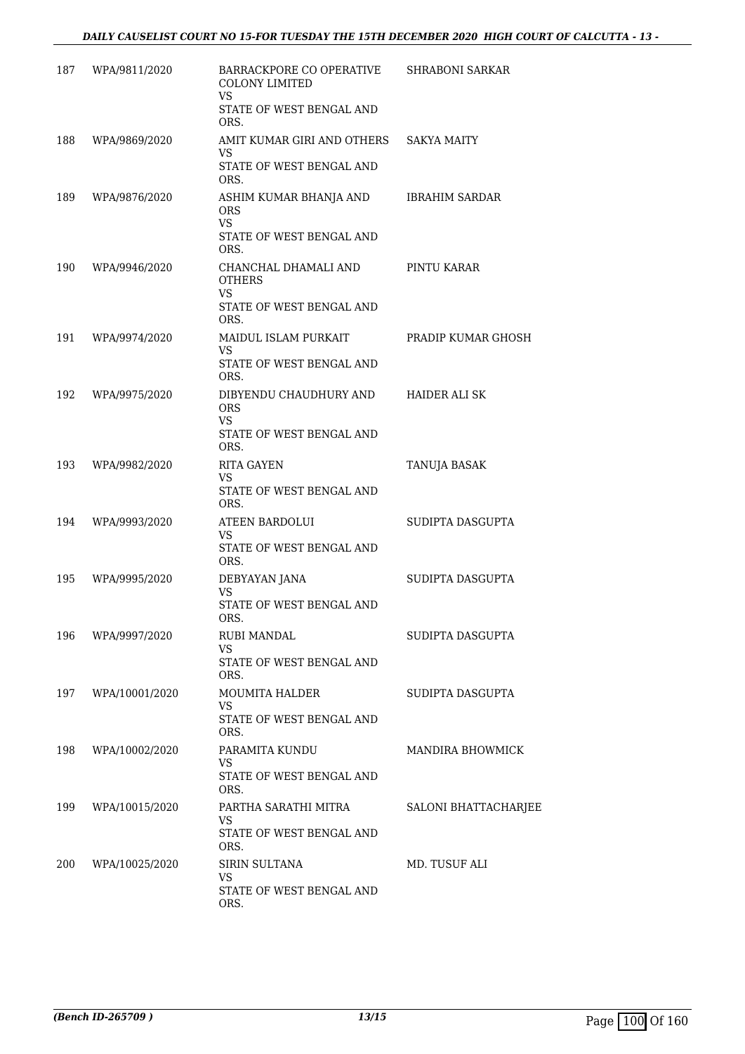| | | | |
|---|---|---|---|
| 187 | WPA/9811/2020 | BARRACKPORE CO OPERATIVE COLONY LIMITED<br>VS<br>STATE OF WEST BENGAL AND ORS. | SHRABONI SARKAR |
| 188 | WPA/9869/2020 | AMIT KUMAR GIRI AND OTHERS<br>VS<br>STATE OF WEST BENGAL AND ORS. | SAKYA MAITY |
| 189 | WPA/9876/2020 | ASHIM KUMAR BHANJA AND ORS<br>VS<br>STATE OF WEST BENGAL AND ORS. | IBRAHIM SARDAR |
| 190 | WPA/9946/2020 | CHANCHAL DHAMALI AND OTHERS<br>VS<br>STATE OF WEST BENGAL AND ORS. | PINTU KARAR |
| 191 | WPA/9974/2020 | MAIDUL ISLAM PURKAIT<br>VS<br>STATE OF WEST BENGAL AND ORS. | PRADIP KUMAR GHOSH |
| 192 | WPA/9975/2020 | DIBYENDU CHAUDHURY AND ORS<br>VS<br>STATE OF WEST BENGAL AND ORS. | HAIDER ALI SK |
| 193 | WPA/9982/2020 | RITA GAYEN<br>VS<br>STATE OF WEST BENGAL AND ORS. | TANUJA BASAK |
| 194 | WPA/9993/2020 | ATEEN BARDOLUI<br>VS<br>STATE OF WEST BENGAL AND ORS. | SUDIPTA DASGUPTA |
| 195 | WPA/9995/2020 | DEBYAYAN JANA<br>VS<br>STATE OF WEST BENGAL AND ORS. | SUDIPTA DASGUPTA |
| 196 | WPA/9997/2020 | RUBI MANDAL<br>VS<br>STATE OF WEST BENGAL AND ORS. | SUDIPTA DASGUPTA |
| 197 | WPA/10001/2020 | MOUMITA HALDER<br>VS<br>STATE OF WEST BENGAL AND ORS. | SUDIPTA DASGUPTA |
| 198 | WPA/10002/2020 | PARAMITA KUNDU<br>VS<br>STATE OF WEST BENGAL AND ORS. | MANDIRA BHOWMICK |
| 199 | WPA/10015/2020 | PARTHA SARATHI MITRA<br>VS<br>STATE OF WEST BENGAL AND ORS. | SALONI BHATTACHARJEE |
| 200 | WPA/10025/2020 | SIRIN SULTANA<br>VS<br>STATE OF WEST BENGAL AND ORS. | MD. TUSUF ALI |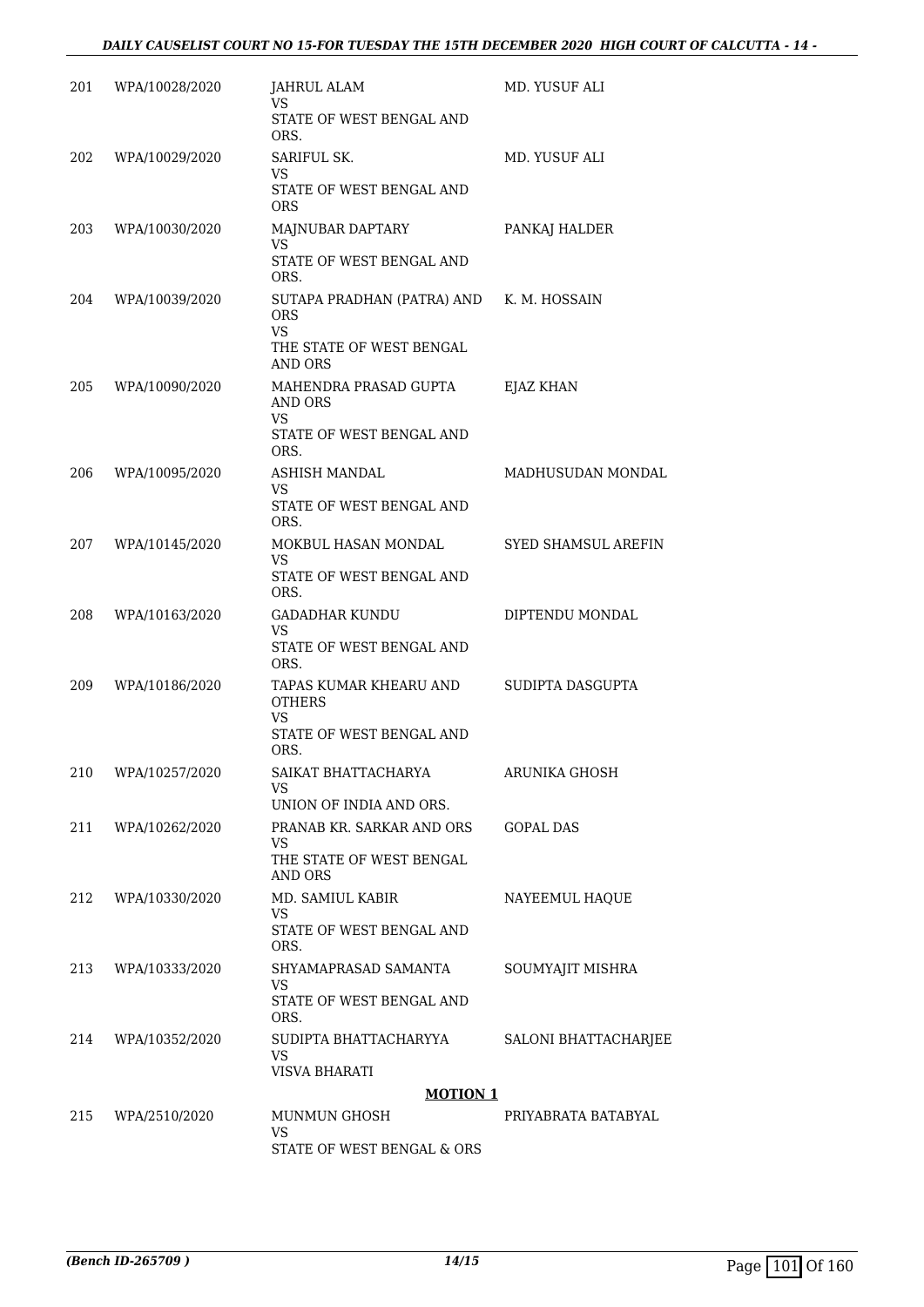| | | | |
|---|---|---|---|
| 201 | WPA/10028/2020 | JAHRUL ALAM<br>VS<br>STATE OF WEST BENGAL AND ORS. | MD. YUSUF ALI |
| 202 | WPA/10029/2020 | SARIFUL SK.<br>VS<br>STATE OF WEST BENGAL AND ORS | MD. YUSUF ALI |
| 203 | WPA/10030/2020 | MAJNUBAR DAPTARY<br>VS<br>STATE OF WEST BENGAL AND ORS. | PANKAJ HALDER |
| 204 | WPA/10039/2020 | SUTAPA PRADHAN (PATRA) AND ORS<br>VS<br>THE STATE OF WEST BENGAL AND ORS | K. M. HOSSAIN |
| 205 | WPA/10090/2020 | MAHENDRA PRASAD GUPTA AND ORS<br>VS<br>STATE OF WEST BENGAL AND ORS. | EJAZ KHAN |
| 206 | WPA/10095/2020 | ASHISH MANDAL<br>VS<br>STATE OF WEST BENGAL AND ORS. | MADHUSUDAN MONDAL |
| 207 | WPA/10145/2020 | MOKBUL HASAN MONDAL<br>VS<br>STATE OF WEST BENGAL AND ORS. | SYED SHAMSUL AREFIN |
| 208 | WPA/10163/2020 | GADADHAR KUNDU<br>VS<br>STATE OF WEST BENGAL AND ORS. | DIPTENDU MONDAL |
| 209 | WPA/10186/2020 | TAPAS KUMAR KHEARU AND OTHERS<br>VS<br>STATE OF WEST BENGAL AND ORS. | SUDIPTA DASGUPTA |
| 210 | WPA/10257/2020 | SAIKAT BHATTACHARYA<br>VS<br>UNION OF INDIA AND ORS. | ARUNIKA GHOSH |
| 211 | WPA/10262/2020 | PRANAB KR. SARKAR AND ORS<br>VS<br>THE STATE OF WEST BENGAL AND ORS | GOPAL DAS |
| 212 | WPA/10330/2020 | MD. SAMIUL KABIR<br>VS<br>STATE OF WEST BENGAL AND ORS. | NAYEEMUL HAQUE |
| 213 | WPA/10333/2020 | SHYAMAPRASAD SAMANTA<br>VS<br>STATE OF WEST BENGAL AND ORS. | SOUMYAJIT MISHRA |
| 214 | WPA/10352/2020 | SUDIPTA BHATTACHARYYA<br>VS<br>VISVA BHARATI | SALONI BHATTACHARJEE |

**MOTION 1**

| | | | |
|---|---|---|---|
| 215 | WPA/2510/2020 | MUNMUN GHOSH<br>VS<br>STATE OF WEST BENGAL & ORS | PRIYABRATA BATABYAL |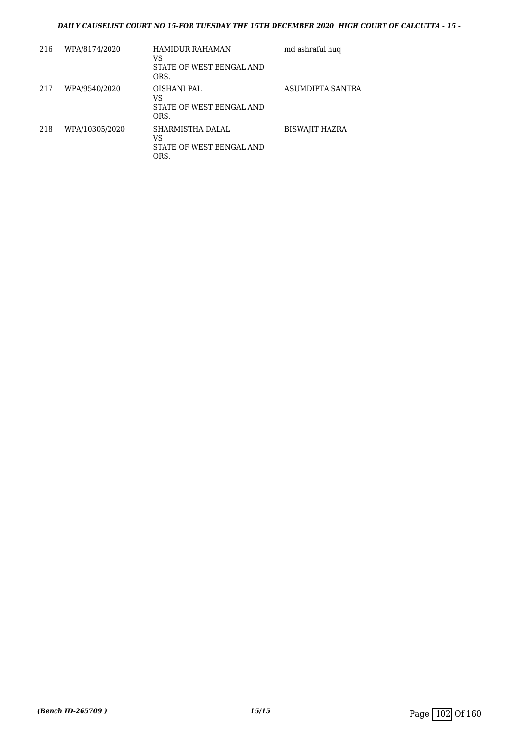| 216 | WPA/8174/2020 | HAMIDUR RAHAMAN<br>VS<br>STATE OF WEST BENGAL AND ORS. | md ashraful huq |
|---|---|---|---|
| 217 | WPA/9540/2020 | OISHANI PAL<br>VS<br>STATE OF WEST BENGAL AND ORS. | ASUMDIPTA SANTRA |
| 218 | WPA/10305/2020 | SHARMISTHA DALAL<br>VS<br>STATE OF WEST BENGAL AND ORS. | BISWAJIT HAZRA |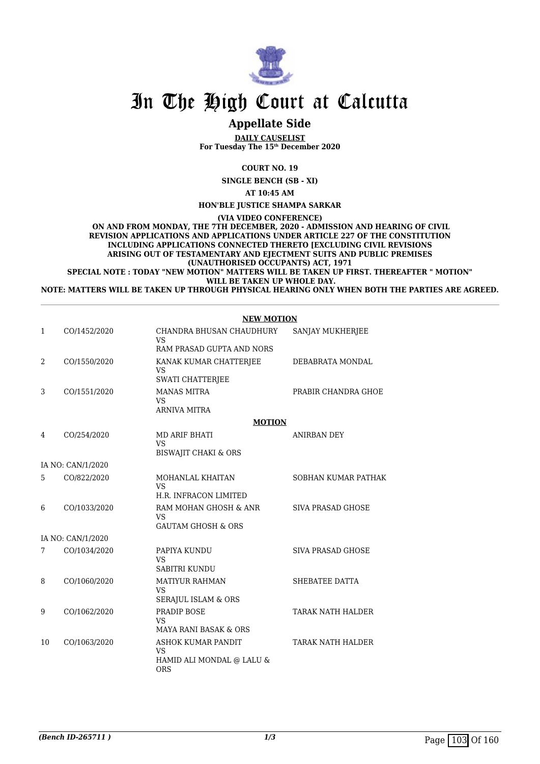# In The High Court at Calcutta

## Appellate Side

**DAILY CAUSELIST**
**For Tuesday The 15th December 2020**

**COURT NO. 19**

**SINGLE BENCH (SB - XI)**

**AT 10:45 AM**

**HON'BLE JUSTICE SHAMPA SARKAR**

**(VIA VIDEO CONFERENCE)**

**ON AND FROM MONDAY, THE 7TH DECEMBER, 2020 - ADMISSION AND HEARING OF CIVIL REVISION APPLICATIONS AND APPLICATIONS UNDER ARTICLE 227 OF THE CONSTITUTION INCLUDING APPLICATIONS CONNECTED THERETO [EXCLUDING CIVIL REVISIONS ARISING OUT OF TESTAMENTARY AND EJECTMENT SUITS AND PUBLIC PREMISES (UNAUTHORISED OCCUPANTS) ACT, 1971**

**SPECIAL NOTE : TODAY "NEW MOTION" MATTERS WILL BE TAKEN UP FIRST. THEREAFTER " MOTION" WILL BE TAKEN UP WHOLE DAY.**

**NOTE: MATTERS WILL BE TAKEN UP THROUGH PHYSICAL HEARING ONLY WHEN BOTH THE PARTIES ARE AGREED.**

**NEW MOTION**

| | | | |
|---|---|---|---|
| 1 | CO/1452/2020 | CHANDRA BHUSAN CHAUDHURY<br>VS<br>RAM PRASAD GUPTA AND NORS | SANJAY MUKHERJEE |
| 2 | CO/1550/2020 | KANAK KUMAR CHATTERJEE<br>VS<br>SWATI CHATTERJEE | DEBABRATA MONDAL |
| 3 | CO/1551/2020 | MANAS MITRA<br>VS<br>ARNIVA MITRA | PRABIR CHANDRA GHOE |

**MOTION**

| | | | |
|---|---|---|---|
| 4 | CO/254/2020 | MD ARIF BHATI<br>VS<br>BISWAJIT CHAKI & ORS | ANIRBAN DEY |
| | IA NO: CAN/1/2020 | | |
| 5 | CO/822/2020 | MOHANLAL KHAITAN<br>VS<br>H.R. INFRACON LIMITED | SOBHAN KUMAR PATHAK |
| 6 | CO/1033/2020 | RAM MOHAN GHOSH & ANR<br>VS<br>GAUTAM GHOSH & ORS | SIVA PRASAD GHOSE |
| | IA NO: CAN/1/2020 | | |
| 7 | CO/1034/2020 | PAPIYA KUNDU<br>VS<br>SABITRI KUNDU | SIVA PRASAD GHOSE |
| 8 | CO/1060/2020 | MATIYUR RAHMAN<br>VS<br>SERAJUL ISLAM & ORS | SHEBATEE DATTA |
| 9 | CO/1062/2020 | PRADIP BOSE<br>VS<br>MAYA RANI BASAK & ORS | TARAK NATH HALDER |
| 10 | CO/1063/2020 | ASHOK KUMAR PANDIT<br>VS<br>HAMID ALI MONDAL @ LALU & ORS | TARAK NATH HALDER |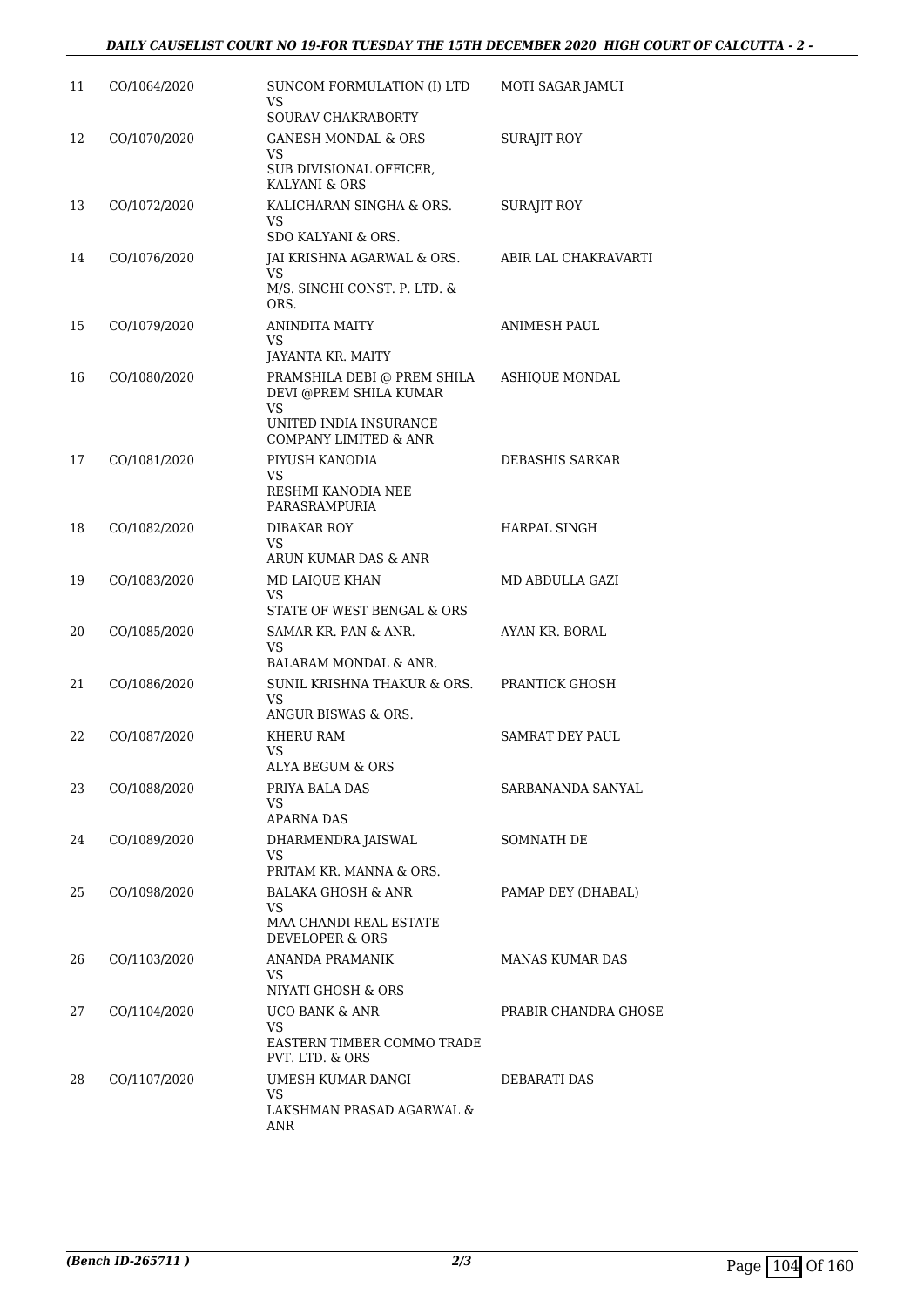| | | | |
|---|---|---|---|
| 11 | CO/1064/2020 | SUNCOM FORMULATION (I) LTD<br>VS<br>SOURAV CHAKRABORTY | MOTI SAGAR JAMUI |
| 12 | CO/1070/2020 | GANESH MONDAL & ORS<br>VS<br>SUB DIVISIONAL OFFICER, KALYANI & ORS | SURAJIT ROY |
| 13 | CO/1072/2020 | KALICHARAN SINGHA & ORS.<br>VS<br>SDO KALYANI & ORS. | SURAJIT ROY |
| 14 | CO/1076/2020 | JAI KRISHNA AGARWAL & ORS.<br>VS<br>M/S. SINCHI CONST. P. LTD. & ORS. | ABIR LAL CHAKRAVARTI |
| 15 | CO/1079/2020 | ANINDITA MAITY<br>VS<br>JAYANTA KR. MAITY | ANIMESH PAUL |
| 16 | CO/1080/2020 | PRAMSHILA DEBI @ PREM SHILA DEVI @PREM SHILA KUMAR<br>VS<br>UNITED INDIA INSURANCE COMPANY LIMITED & ANR | ASHIQUE MONDAL |
| 17 | CO/1081/2020 | PIYUSH KANODIA<br>VS<br>RESHMI KANODIA NEE PARASRAMPURIA | DEBASHIS SARKAR |
| 18 | CO/1082/2020 | DIBAKAR ROY<br>VS<br>ARUN KUMAR DAS & ANR | HARPAL SINGH |
| 19 | CO/1083/2020 | MD LAIQUE KHAN<br>VS<br>STATE OF WEST BENGAL & ORS | MD ABDULLA GAZI |
| 20 | CO/1085/2020 | SAMAR KR. PAN & ANR.<br>VS<br>BALARAM MONDAL & ANR. | AYAN KR. BORAL |
| 21 | CO/1086/2020 | SUNIL KRISHNA THAKUR & ORS.<br>VS<br>ANGUR BISWAS & ORS. | PRANTICK GHOSH |
| 22 | CO/1087/2020 | KHERU RAM<br>VS<br>ALYA BEGUM & ORS | SAMRAT DEY PAUL |
| 23 | CO/1088/2020 | PRIYA BALA DAS<br>VS<br>APARNA DAS | SARBANANDA SANYAL |
| 24 | CO/1089/2020 | DHARMENDRA JAISWAL<br>VS<br>PRITAM KR. MANNA & ORS. | SOMNATH DE |
| 25 | CO/1098/2020 | BALAKA GHOSH & ANR<br>VS<br>MAA CHANDI REAL ESTATE DEVELOPER & ORS | PAMAP DEY (DHABAL) |
| 26 | CO/1103/2020 | ANANDA PRAMANIK<br>VS<br>NIYATI GHOSH & ORS | MANAS KUMAR DAS |
| 27 | CO/1104/2020 | UCO BANK & ANR<br>VS<br>EASTERN TIMBER COMMO TRADE PVT. LTD. & ORS | PRABIR CHANDRA GHOSE |
| 28 | CO/1107/2020 | UMESH KUMAR DANGI<br>VS<br>LAKSHMAN PRASAD AGARWAL & ANR | DEBARATI DAS |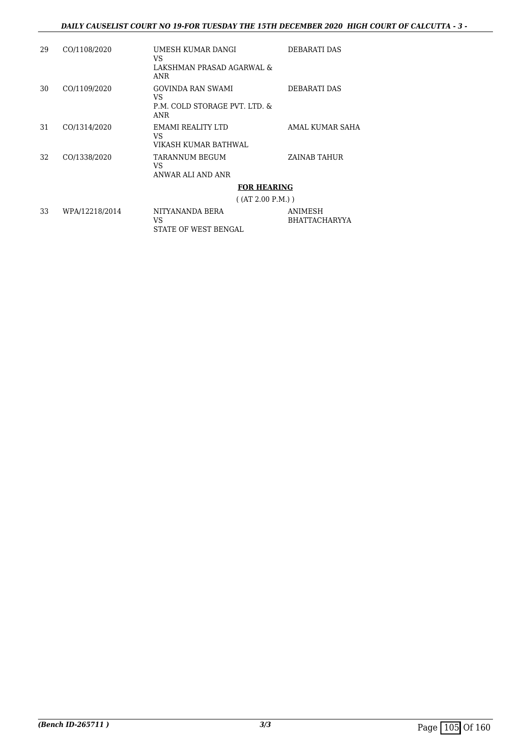| 29 | CO/1108/2020 | UMESH KUMAR DANGI<br>VS<br>LAKSHMAN PRASAD AGARWAL & ANR | DEBARATI DAS |
|---|---|---|---|
| 30 | CO/1109/2020 | GOVINDA RAN SWAMI<br>VS<br>P.M. COLD STORAGE PVT. LTD. & ANR | DEBARATI DAS |
| 31 | CO/1314/2020 | EMAMI REALITY LTD<br>VS<br>VIKASH KUMAR BATHWAL | AMAL KUMAR SAHA |
| 32 | CO/1338/2020 | TARANNUM BEGUM<br>VS<br>ANWAR ALI AND ANR | ZAINAB TAHUR |

**FOR HEARING**

( (AT 2.00 P.M.) )

| 33 | WPA/12218/2014 | NITYANANDA BERA<br>VS<br>STATE OF WEST BENGAL | ANIMESH BHATTACHARYYA |
|---|---|---|---|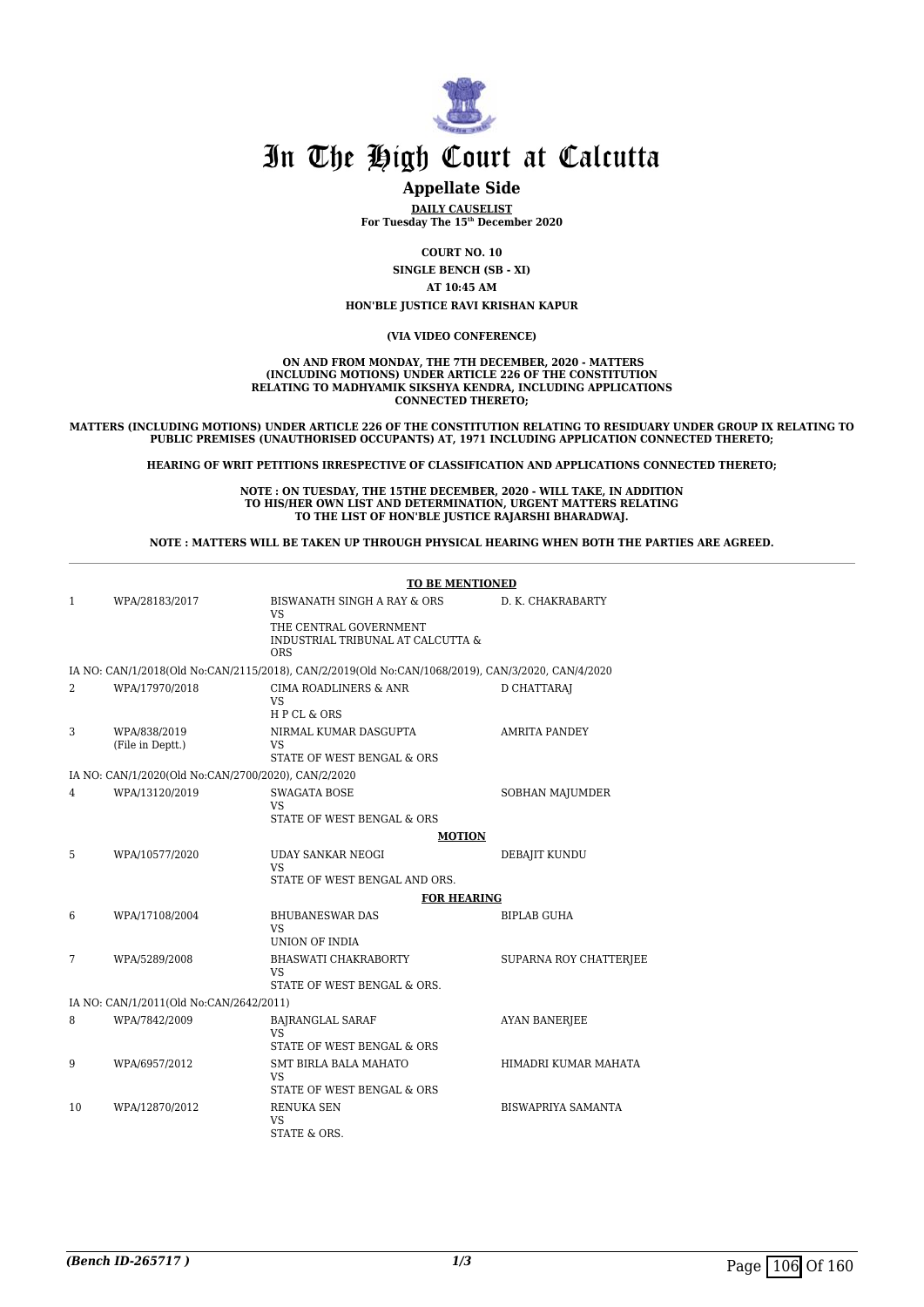# In The High Court at Calcutta

## Appellate Side

**DAILY CAUSELIST**
**For Tuesday The 15th December 2020**

**COURT NO. 10**

**SINGLE BENCH (SB - XI)**

**AT 10:45 AM**

**HON'BLE JUSTICE RAVI KRISHAN KAPUR**

**(VIA VIDEO CONFERENCE)**

**ON AND FROM MONDAY, THE 7TH DECEMBER, 2020 - MATTERS (INCLUDING MOTIONS) UNDER ARTICLE 226 OF THE CONSTITUTION RELATING TO MADHYAMIK SIKSHYA KENDRA, INCLUDING APPLICATIONS CONNECTED THERETO;**

**MATTERS (INCLUDING MOTIONS) UNDER ARTICLE 226 OF THE CONSTITUTION RELATING TO RESIDUARY UNDER GROUP IX RELATING TO PUBLIC PREMISES (UNAUTHORISED OCCUPANTS) AT, 1971 INCLUDING APPLICATION CONNECTED THERETO;**

**HEARING OF WRIT PETITIONS IRRESPECTIVE OF CLASSIFICATION AND APPLICATIONS CONNECTED THERETO;**

**NOTE : ON TUESDAY, THE 15THE DECEMBER, 2020 - WILL TAKE, IN ADDITION TO HIS/HER OWN LIST AND DETERMINATION, URGENT MATTERS RELATING TO THE LIST OF HON'BLE JUSTICE RAJARSHI BHARADWAJ.**

**NOTE : MATTERS WILL BE TAKEN UP THROUGH PHYSICAL HEARING WHEN BOTH THE PARTIES ARE AGREED.**

**TO BE MENTIONED**

| | | | |
|---|---|---|---|
| 1 | WPA/28183/2017 | BISWANATH SINGH A RAY & ORS VS THE CENTRAL GOVERNMENT INDUSTRIAL TRIBUNAL AT CALCUTTA & ORS | D. K. CHAKRABARTY |
| | IA NO: CAN/1/2018(Old No:CAN/2115/2018), CAN/2/2019(Old No:CAN/1068/2019), CAN/3/2020, CAN/4/2020 | | |
| 2 | WPA/17970/2018 | CIMA ROADLINERS & ANR VS H P CL & ORS | D CHATTARAJ |
| 3 | WPA/838/2019 (File in Deptt.) | NIRMAL KUMAR DASGUPTA VS STATE OF WEST BENGAL & ORS | AMRITA PANDEY |
| | IA NO: CAN/1/2020(Old No:CAN/2700/2020), CAN/2/2020 | | |
| 4 | WPA/13120/2019 | SWAGATA BOSE VS STATE OF WEST BENGAL & ORS | SOBHAN MAJUMDER |

**MOTION**

| | | | |
|---|---|---|---|
| 5 | WPA/10577/2020 | UDAY SANKAR NEOGI VS STATE OF WEST BENGAL AND ORS. | DEBAJIT KUNDU |

**FOR HEARING**

| | | | |
|---|---|---|---|
| 6 | WPA/17108/2004 | BHUBANESWAR DAS VS UNION OF INDIA | BIPLAB GUHA |
| 7 | WPA/5289/2008 | BHASWATI CHAKRABORTY VS STATE OF WEST BENGAL & ORS. | SUPARNA ROY CHATTERJEE |
| | IA NO: CAN/1/2011(Old No:CAN/2642/2011) | | |
| 8 | WPA/7842/2009 | BAJRANGLAL SARAF VS STATE OF WEST BENGAL & ORS | AYAN BANERJEE |
| 9 | WPA/6957/2012 | SMT BIRLA BALA MAHATO VS STATE OF WEST BENGAL & ORS | HIMADRI KUMAR MAHATA |
| 10 | WPA/12870/2012 | RENUKA SEN VS STATE & ORS. | BISWAPRIYA SAMANTA |

*(Bench ID-265717 )*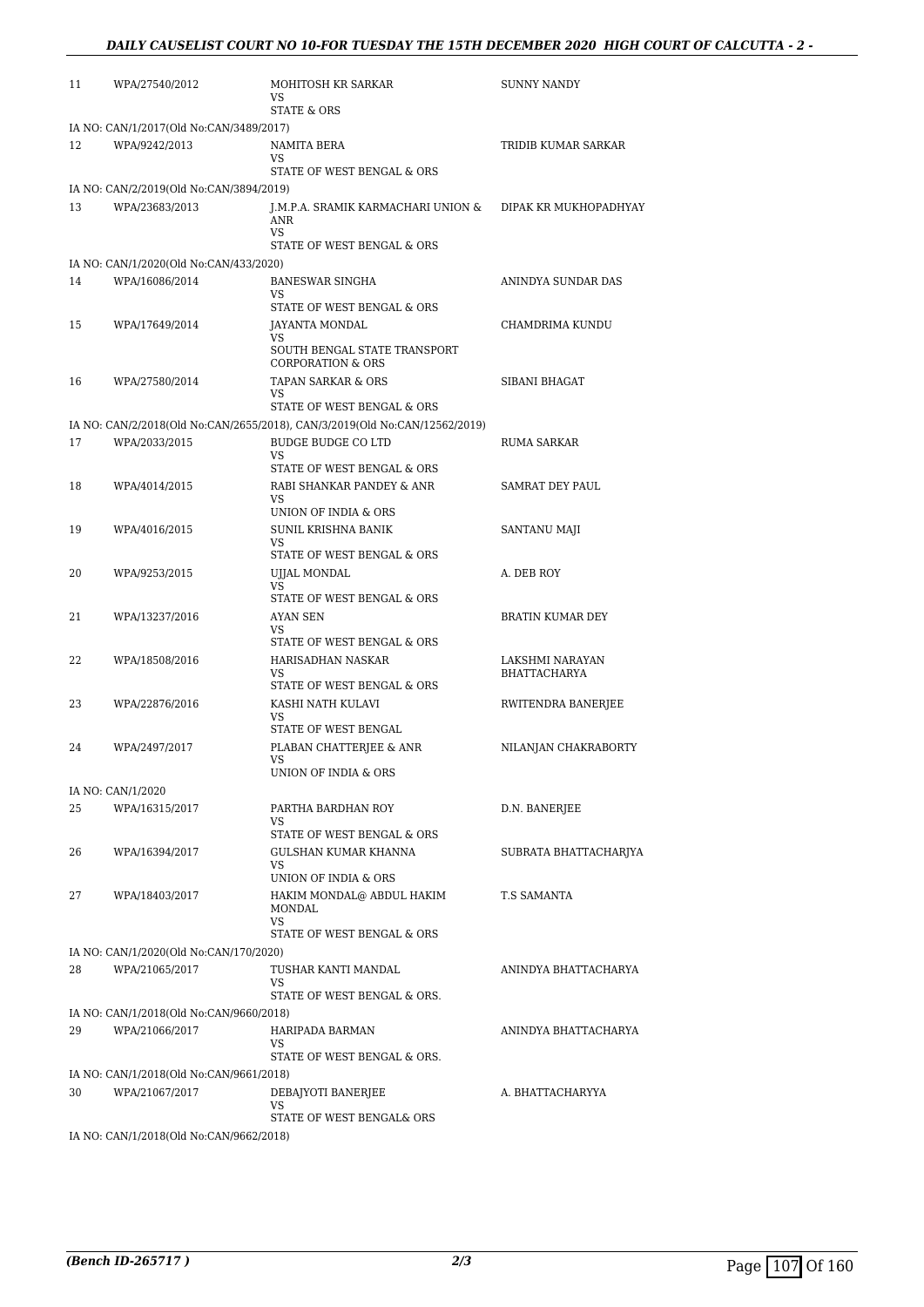| | | | |
|---|---|---|---|
| 11 | WPA/27540/2012 | MOHITOSH KR SARKAR<br>VS<br>STATE & ORS | SUNNY NANDY |
| IA NO: CAN/1/2017(Old No:CAN/3489/2017) | | | |
| 12 | WPA/9242/2013 | NAMITA BERA<br>VS<br>STATE OF WEST BENGAL & ORS | TRIDIB KUMAR SARKAR |
| IA NO: CAN/2/2019(Old No:CAN/3894/2019) | | | |
| 13 | WPA/23683/2013 | J.M.P.A. SRAMIK KARMACHARI UNION & ANR<br>VS<br>STATE OF WEST BENGAL & ORS | DIPAK KR MUKHOPADHYAY |
| IA NO: CAN/1/2020(Old No:CAN/433/2020) | | | |
| 14 | WPA/16086/2014 | BANESWAR SINGHA<br>VS<br>STATE OF WEST BENGAL & ORS | ANINDYA SUNDAR DAS |
| 15 | WPA/17649/2014 | JAYANTA MONDAL<br>VS<br>SOUTH BENGAL STATE TRANSPORT CORPORATION & ORS | CHAMDRIMA KUNDU |
| 16 | WPA/27580/2014 | TAPAN SARKAR & ORS<br>VS<br>STATE OF WEST BENGAL & ORS | SIBANI BHAGAT |
| IA NO: CAN/2/2018(Old No:CAN/2655/2018), CAN/3/2019(Old No:CAN/12562/2019) | | | |
| 17 | WPA/2033/2015 | BUDGE BUDGE CO LTD<br>VS<br>STATE OF WEST BENGAL & ORS | RUMA SARKAR |
| 18 | WPA/4014/2015 | RABI SHANKAR PANDEY & ANR<br>VS<br>UNION OF INDIA & ORS | SAMRAT DEY PAUL |
| 19 | WPA/4016/2015 | SUNIL KRISHNA BANIK<br>VS<br>STATE OF WEST BENGAL & ORS | SANTANU MAJI |
| 20 | WPA/9253/2015 | UJJAL MONDAL<br>VS<br>STATE OF WEST BENGAL & ORS | A. DEB ROY |
| 21 | WPA/13237/2016 | AYAN SEN<br>VS<br>STATE OF WEST BENGAL & ORS | BRATIN KUMAR DEY |
| 22 | WPA/18508/2016 | HARISADHAN NASKAR<br>VS<br>STATE OF WEST BENGAL & ORS | LAKSHMI NARAYAN BHATTACHARYA |
| 23 | WPA/22876/2016 | KASHI NATH KULAVI<br>VS<br>STATE OF WEST BENGAL | RWITENDRA BANERJEE |
| 24 | WPA/2497/2017 | PLABAN CHATTERJEE & ANR<br>VS<br>UNION OF INDIA & ORS | NILANJAN CHAKRABORTY |
| IA NO: CAN/1/2020 | | | |
| 25 | WPA/16315/2017 | PARTHA BARDHAN ROY<br>VS<br>STATE OF WEST BENGAL & ORS | D.N. BANERJEE |
| 26 | WPA/16394/2017 | GULSHAN KUMAR KHANNA<br>VS<br>UNION OF INDIA & ORS | SUBRATA BHATTACHARJYA |
| 27 | WPA/18403/2017 | HAKIM MONDAL@ ABDUL HAKIM MONDAL<br>VS<br>STATE OF WEST BENGAL & ORS | T.S SAMANTA |
| IA NO: CAN/1/2020(Old No:CAN/170/2020) | | | |
| 28 | WPA/21065/2017 | TUSHAR KANTI MANDAL<br>VS<br>STATE OF WEST BENGAL & ORS. | ANINDYA BHATTACHARYA |
| IA NO: CAN/1/2018(Old No:CAN/9660/2018) | | | |
| 29 | WPA/21066/2017 | HARIPADA BARMAN<br>VS<br>STATE OF WEST BENGAL & ORS. | ANINDYA BHATTACHARYA |
| IA NO: CAN/1/2018(Old No:CAN/9661/2018) | | | |
| 30 | WPA/21067/2017 | DEBAJYOTI BANERJEE<br>VS<br>STATE OF WEST BENGAL& ORS | A. BHATTACHARYYA |
| IA NO: CAN/1/2018(Old No:CAN/9662/2018) | | | |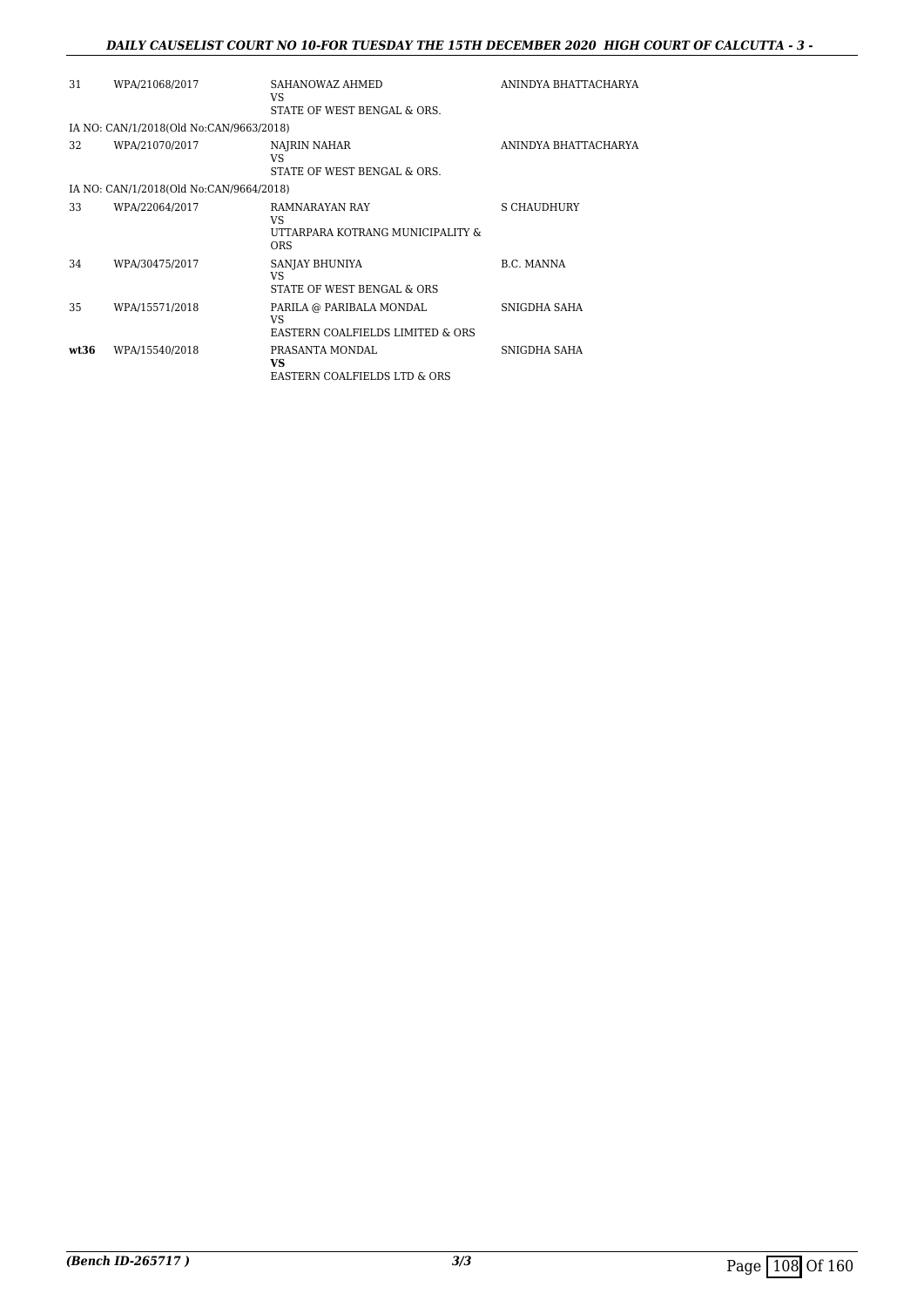| | | | |
|---|---|---|---|
| 31 | WPA/21068/2017 | SAHANOWAZ AHMED<br>VS<br>STATE OF WEST BENGAL & ORS. | ANINDYA BHATTACHARYA |
| IA NO: CAN/1/2018(Old No:CAN/9663/2018) | | | |
| 32 | WPA/21070/2017 | NAJRIN NAHAR<br>VS<br>STATE OF WEST BENGAL & ORS. | ANINDYA BHATTACHARYA |
| IA NO: CAN/1/2018(Old No:CAN/9664/2018) | | | |
| 33 | WPA/22064/2017 | RAMNARAYAN RAY<br>VS<br>UTTARPARA KOTRANG MUNICIPALITY & ORS | S CHAUDHURY |
| 34 | WPA/30475/2017 | SANJAY BHUNIYA<br>VS<br>STATE OF WEST BENGAL & ORS | B.C. MANNA |
| 35 | WPA/15571/2018 | PARILA @ PARIBALA MONDAL<br>VS<br>EASTERN COALFIELDS LIMITED & ORS | SNIGDHA SAHA |
| **wt36** | WPA/15540/2018 | PRASANTA MONDAL<br>**VS**<br>EASTERN COALFIELDS LTD & ORS | SNIGDHA SAHA |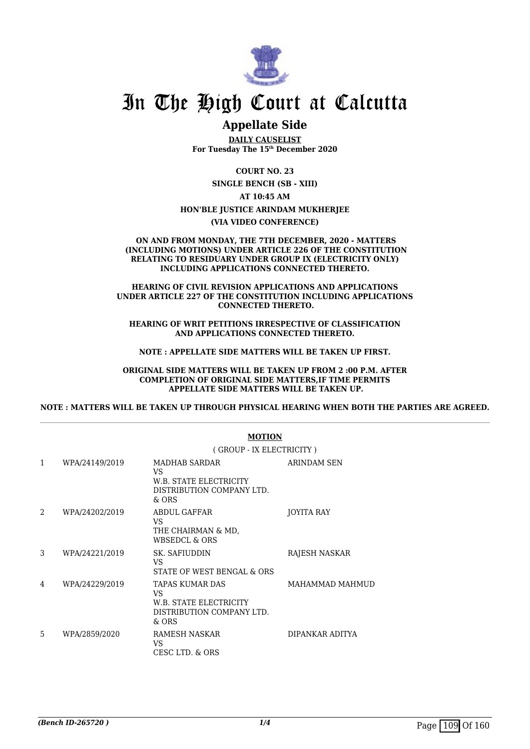# In The High Court at Calcutta

## Appellate Side

**DAILY CAUSELIST**
**For Tuesday The 15th December 2020**

**COURT NO. 23**

**SINGLE BENCH (SB - XIII)**

**AT 10:45 AM**

**HON'BLE JUSTICE ARINDAM MUKHERJEE**

**(VIA VIDEO CONFERENCE)**

**ON AND FROM MONDAY, THE 7TH DECEMBER, 2020 - MATTERS (INCLUDING MOTIONS) UNDER ARTICLE 226 OF THE CONSTITUTION RELATING TO RESIDUARY UNDER GROUP IX (ELECTRICITY ONLY) INCLUDING APPLICATIONS CONNECTED THERETO.**

**HEARING OF CIVIL REVISION APPLICATIONS AND APPLICATIONS UNDER ARTICLE 227 OF THE CONSTITUTION INCLUDING APPLICATIONS CONNECTED THERETO.**

**HEARING OF WRIT PETITIONS IRRESPECTIVE OF CLASSIFICATION AND APPLICATIONS CONNECTED THERETO.**

**NOTE : APPELLATE SIDE MATTERS WILL BE TAKEN UP FIRST.**

**ORIGINAL SIDE MATTERS WILL BE TAKEN UP FROM 2 :00 P.M. AFTER COMPLETION OF ORIGINAL SIDE MATTERS,IF TIME PERMITS APPELLATE SIDE MATTERS WILL BE TAKEN UP.**

**NOTE : MATTERS WILL BE TAKEN UP THROUGH PHYSICAL HEARING WHEN BOTH THE PARTIES ARE AGREED.**

**MOTION**

( GROUP - IX ELECTRICITY )

| | | | |
|---|---|---|---|
| 1 | WPA/24149/2019 | MADHAB SARDAR<br>VS<br>W.B. STATE ELECTRICITY DISTRIBUTION COMPANY LTD. & ORS | ARINDAM SEN |
| 2 | WPA/24202/2019 | ABDUL GAFFAR<br>VS<br>THE CHAIRMAN & MD, WBSEDCL & ORS | JOYITA RAY |
| 3 | WPA/24221/2019 | SK. SAFIUDDIN<br>VS<br>STATE OF WEST BENGAL & ORS | RAJESH NASKAR |
| 4 | WPA/24229/2019 | TAPAS KUMAR DAS<br>VS<br>W.B. STATE ELECTRICITY DISTRIBUTION COMPANY LTD. & ORS | MAHAMMAD MAHMUD |
| 5 | WPA/2859/2020 | RAMESH NASKAR<br>VS<br>CESC LTD. & ORS | DIPANKAR ADITYA |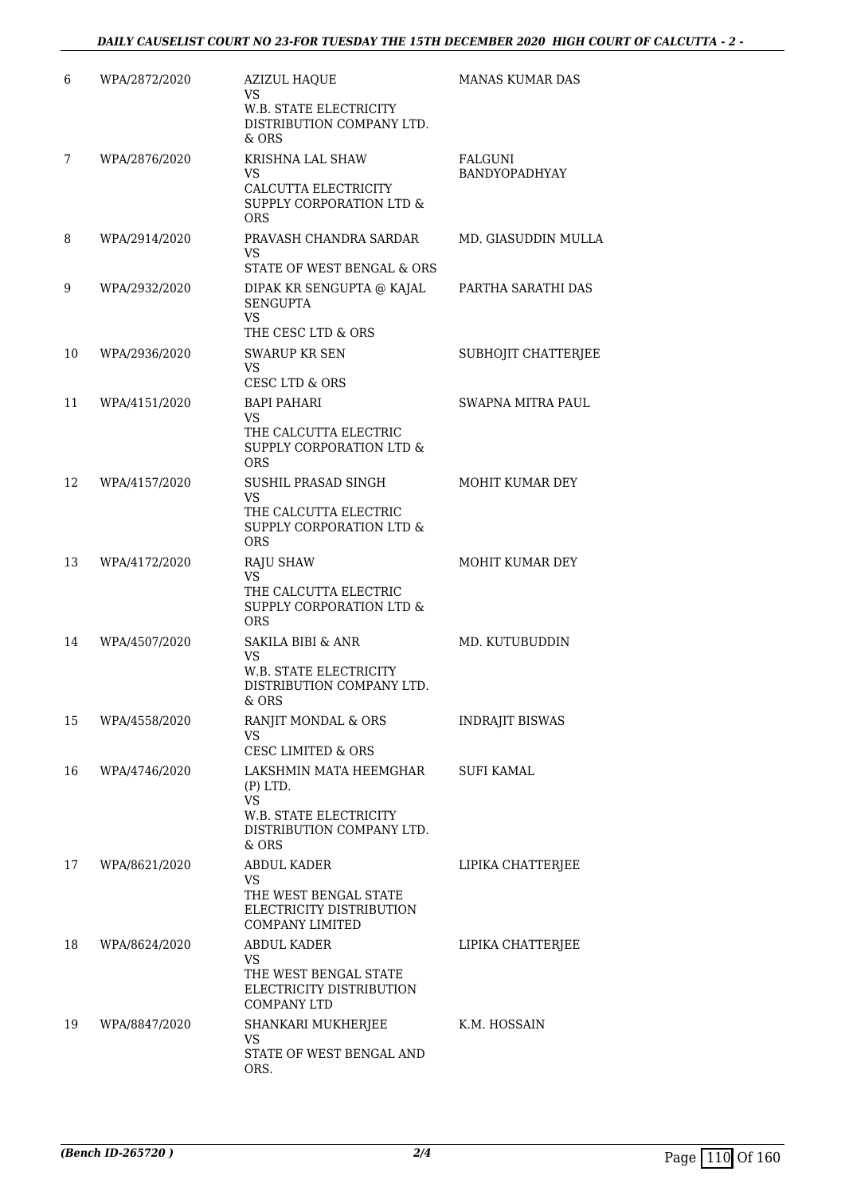| 6 | WPA/2872/2020 | AZIZUL HAQUE<br>VS<br>W.B. STATE ELECTRICITY DISTRIBUTION COMPANY LTD. & ORS | MANAS KUMAR DAS |
|---|---|---|---|
| 7 | WPA/2876/2020 | KRISHNA LAL SHAW<br>VS<br>CALCUTTA ELECTRICITY SUPPLY CORPORATION LTD & ORS | FALGUNI BANDYOPADHYAY |
| 8 | WPA/2914/2020 | PRAVASH CHANDRA SARDAR<br>VS<br>STATE OF WEST BENGAL & ORS | MD. GIASUDDIN MULLA |
| 9 | WPA/2932/2020 | DIPAK KR SENGUPTA @ KAJAL SENGUPTA<br>VS<br>THE CESC LTD & ORS | PARTHA SARATHI DAS |
| 10 | WPA/2936/2020 | SWARUP KR SEN<br>VS<br>CESC LTD & ORS | SUBHOJIT CHATTERJEE |
| 11 | WPA/4151/2020 | BAPI PAHARI<br>VS<br>THE CALCUTTA ELECTRIC SUPPLY CORPORATION LTD & ORS | SWAPNA MITRA PAUL |
| 12 | WPA/4157/2020 | SUSHIL PRASAD SINGH<br>VS<br>THE CALCUTTA ELECTRIC SUPPLY CORPORATION LTD & ORS | MOHIT KUMAR DEY |
| 13 | WPA/4172/2020 | RAJU SHAW<br>VS<br>THE CALCUTTA ELECTRIC SUPPLY CORPORATION LTD & ORS | MOHIT KUMAR DEY |
| 14 | WPA/4507/2020 | SAKILA BIBI & ANR<br>VS<br>W.B. STATE ELECTRICITY DISTRIBUTION COMPANY LTD. & ORS | MD. KUTUBUDDIN |
| 15 | WPA/4558/2020 | RANJIT MONDAL & ORS<br>VS<br>CESC LIMITED & ORS | INDRAJIT BISWAS |
| 16 | WPA/4746/2020 | LAKSHMIN MATA HEEMGHAR (P) LTD.<br>VS<br>W.B. STATE ELECTRICITY DISTRIBUTION COMPANY LTD. & ORS | SUFI KAMAL |
| 17 | WPA/8621/2020 | ABDUL KADER<br>VS<br>THE WEST BENGAL STATE ELECTRICITY DISTRIBUTION COMPANY LIMITED | LIPIKA CHATTERJEE |
| 18 | WPA/8624/2020 | ABDUL KADER<br>VS<br>THE WEST BENGAL STATE ELECTRICITY DISTRIBUTION COMPANY LTD | LIPIKA CHATTERJEE |
| 19 | WPA/8847/2020 | SHANKARI MUKHERJEE<br>VS<br>STATE OF WEST BENGAL AND ORS. | K.M. HOSSAIN |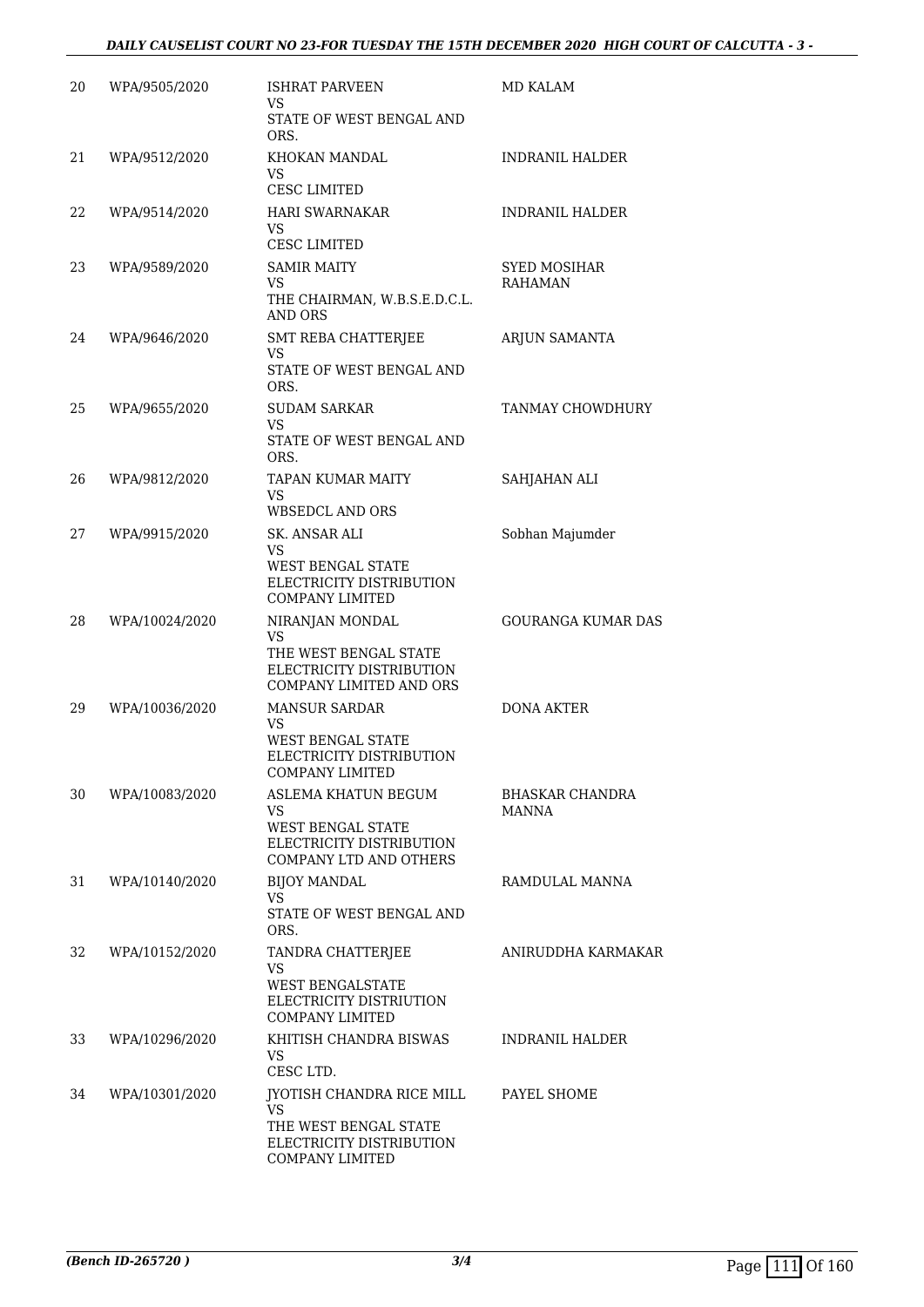| 20 | WPA/9505/2020 | ISHRAT PARVEEN<br>VS<br>STATE OF WEST BENGAL AND ORS. | MD KALAM |
|---|---|---|---|
| 21 | WPA/9512/2020 | KHOKAN MANDAL<br>VS<br>CESC LIMITED | INDRANIL HALDER |
| 22 | WPA/9514/2020 | HARI SWARNAKAR<br>VS<br>CESC LIMITED | INDRANIL HALDER |
| 23 | WPA/9589/2020 | SAMIR MAITY<br>VS<br>THE CHAIRMAN, W.B.S.E.D.C.L. AND ORS | SYED MOSIHAR RAHAMAN |
| 24 | WPA/9646/2020 | SMT REBA CHATTERJEE<br>VS<br>STATE OF WEST BENGAL AND ORS. | ARJUN SAMANTA |
| 25 | WPA/9655/2020 | SUDAM SARKAR<br>VS<br>STATE OF WEST BENGAL AND ORS. | TANMAY CHOWDHURY |
| 26 | WPA/9812/2020 | TAPAN KUMAR MAITY<br>VS<br>WBSEDCL AND ORS | SAHJAHAN ALI |
| 27 | WPA/9915/2020 | SK. ANSAR ALI<br>VS<br>WEST BENGAL STATE ELECTRICITY DISTRIBUTION COMPANY LIMITED | Sobhan Majumder |
| 28 | WPA/10024/2020 | NIRANJAN MONDAL<br>VS<br>THE WEST BENGAL STATE ELECTRICITY DISTRIBUTION COMPANY LIMITED AND ORS | GOURANGA KUMAR DAS |
| 29 | WPA/10036/2020 | MANSUR SARDAR<br>VS<br>WEST BENGAL STATE ELECTRICITY DISTRIBUTION COMPANY LIMITED | DONA AKTER |
| 30 | WPA/10083/2020 | ASLEMA KHATUN BEGUM<br>VS<br>WEST BENGAL STATE ELECTRICITY DISTRIBUTION COMPANY LTD AND OTHERS | BHASKAR CHANDRA MANNA |
| 31 | WPA/10140/2020 | BIJOY MANDAL<br>VS<br>STATE OF WEST BENGAL AND ORS. | RAMDULAL MANNA |
| 32 | WPA/10152/2020 | TANDRA CHATTERJEE<br>VS<br>WEST BENGALSTATE ELECTRICITY DISTRIUTION COMPANY LIMITED | ANIRUDDHA KARMAKAR |
| 33 | WPA/10296/2020 | KHITISH CHANDRA BISWAS<br>VS<br>CESC LTD. | INDRANIL HALDER |
| 34 | WPA/10301/2020 | JYOTISH CHANDRA RICE MILL<br>VS<br>THE WEST BENGAL STATE ELECTRICITY DISTRIBUTION COMPANY LIMITED | PAYEL SHOME |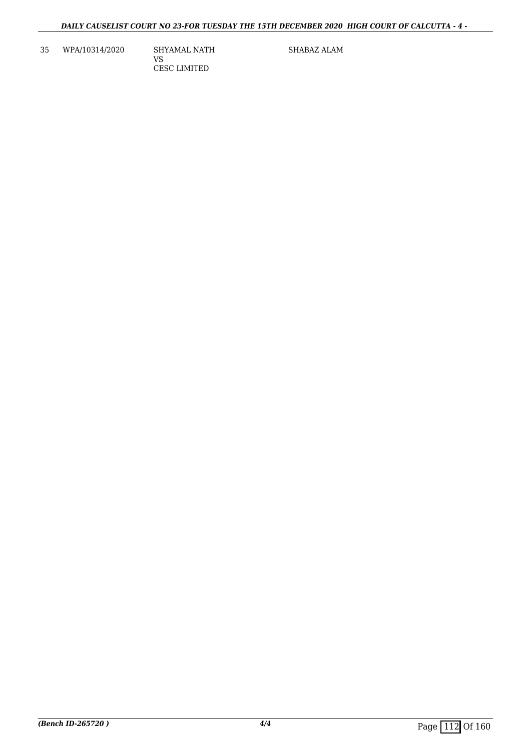| 35 | WPA/10314/2020 | SHYAMAL NATH<br>VS<br>CESC LIMITED | SHABAZ ALAM |
|---|---|---|---|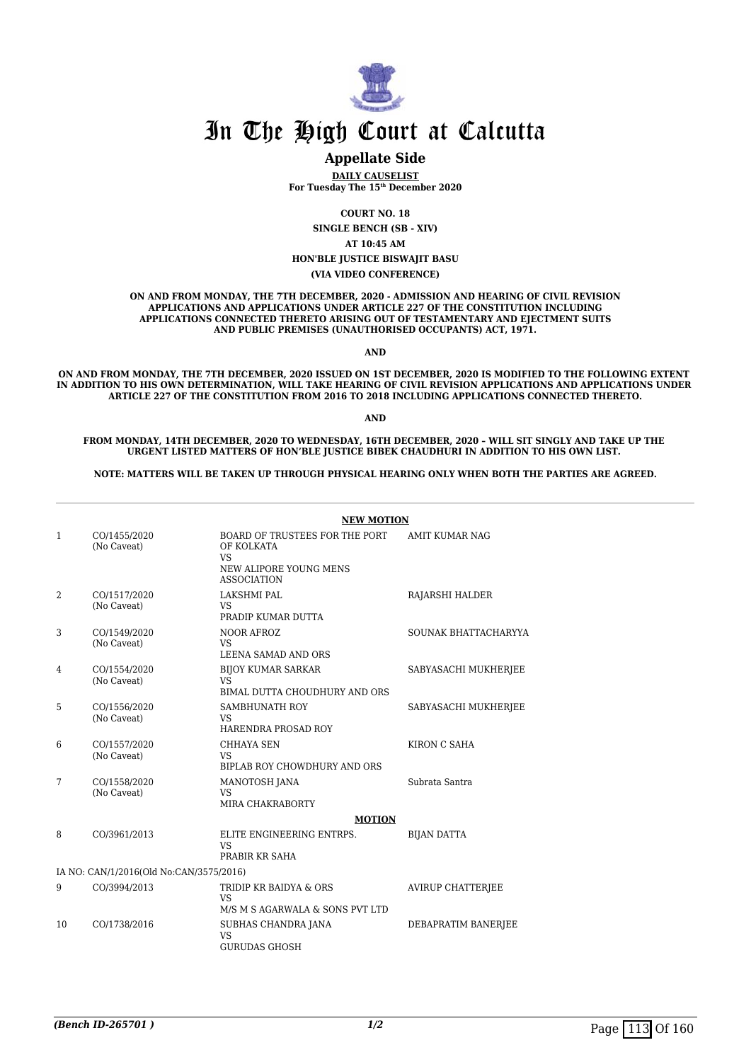# In The High Court at Calcutta

## Appellate Side

**DAILY CAUSELIST**
**For Tuesday The 15th December 2020**

**COURT NO. 18**
**SINGLE BENCH (SB - XIV)**
**AT 10:45 AM**
**HON'BLE JUSTICE BISWAJIT BASU**
**(VIA VIDEO CONFERENCE)**

**ON AND FROM MONDAY, THE 7TH DECEMBER, 2020 - ADMISSION AND HEARING OF CIVIL REVISION APPLICATIONS AND APPLICATIONS UNDER ARTICLE 227 OF THE CONSTITUTION INCLUDING APPLICATIONS CONNECTED THERETO ARISING OUT OF TESTAMENTARY AND EJECTMENT SUITS AND PUBLIC PREMISES (UNAUTHORISED OCCUPANTS) ACT, 1971.**

**AND**

**ON AND FROM MONDAY, THE 7TH DECEMBER, 2020 ISSUED ON 1ST DECEMBER, 2020 IS MODIFIED TO THE FOLLOWING EXTENT IN ADDITION TO HIS OWN DETERMINATION, WILL TAKE HEARING OF CIVIL REVISION APPLICATIONS AND APPLICATIONS UNDER ARTICLE 227 OF THE CONSTITUTION FROM 2016 TO 2018 INCLUDING APPLICATIONS CONNECTED THERETO.**

**AND**

**FROM MONDAY, 14TH DECEMBER, 2020 TO WEDNESDAY, 16TH DECEMBER, 2020 – WILL SIT SINGLY AND TAKE UP THE URGENT LISTED MATTERS OF HON'BLE JUSTICE BIBEK CHAUDHURI IN ADDITION TO HIS OWN LIST.**

**NOTE: MATTERS WILL BE TAKEN UP THROUGH PHYSICAL HEARING ONLY WHEN BOTH THE PARTIES ARE AGREED.**

**NEW MOTION**

| | | | |
|---|---|---|---|
| 1 | CO/1455/2020 (No Caveat) | BOARD OF TRUSTEES FOR THE PORT OF KOLKATA VS NEW ALIPORE YOUNG MENS ASSOCIATION | AMIT KUMAR NAG |
| 2 | CO/1517/2020 (No Caveat) | LAKSHMI PAL VS PRADIP KUMAR DUTTA | RAJARSHI HALDER |
| 3 | CO/1549/2020 (No Caveat) | NOOR AFROZ VS LEENA SAMAD AND ORS | SOUNAK BHATTACHARYYA |
| 4 | CO/1554/2020 (No Caveat) | BIJOY KUMAR SARKAR VS BIMAL DUTTA CHOUDHURY AND ORS | SABYASACHI MUKHERJEE |
| 5 | CO/1556/2020 (No Caveat) | SAMBHUNATH ROY VS HARENDRA PROSAD ROY | SABYASACHI MUKHERJEE |
| 6 | CO/1557/2020 (No Caveat) | CHHAYA SEN VS BIPLAB ROY CHOWDHURY AND ORS | KIRON C SAHA |
| 7 | CO/1558/2020 (No Caveat) | MANOTOSH JANA VS MIRA CHAKRABORTY | Subrata Santra |

**MOTION**

| | | | |
|---|---|---|---|
| 8 | CO/3961/2013 | ELITE ENGINEERING ENTRPS. VS PRABIR KR SAHA | BIJAN DATTA |
| | IA NO: CAN/1/2016(Old No:CAN/3575/2016) | | |
| 9 | CO/3994/2013 | TRIDIP KR BAIDYA & ORS VS M/S M S AGARWALA & SONS PVT LTD | AVIRUP CHATTERJEE |
| 10 | CO/1738/2016 | SUBHAS CHANDRA JANA VS GURUDAS GHOSH | DEBAPRATIM BANERJEE |

*(Bench ID-265701 )*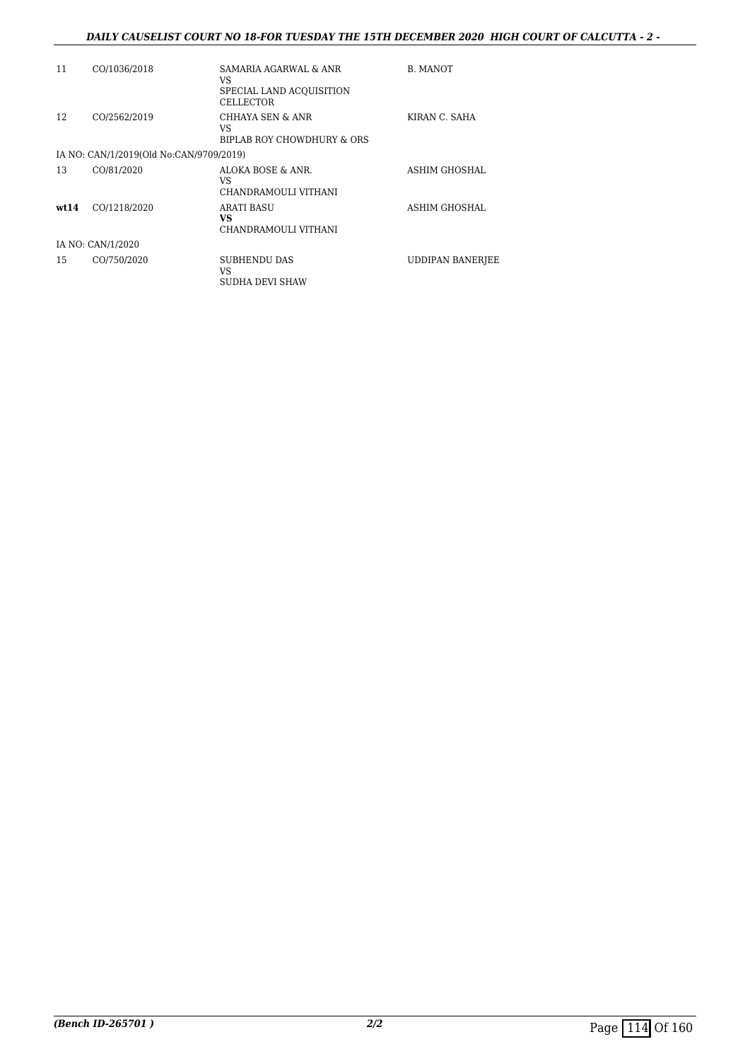| | | | |
|---|---|---|---|
| 11 | CO/1036/2018 | SAMARIA AGARWAL & ANR<br>VS<br>SPECIAL LAND ACQUISITION CELLECTOR | B. MANOT |
| 12 | CO/2562/2019 | CHHAYA SEN & ANR<br>VS<br>BIPLAB ROY CHOWDHURY & ORS | KIRAN C. SAHA |
| IA NO: CAN/1/2019(Old No:CAN/9709/2019) | | | |
| 13 | CO/81/2020 | ALOKA BOSE & ANR.<br>VS<br>CHANDRAMOULI VITHANI | ASHIM GHOSHAL |
| **wt14** | CO/1218/2020 | ARATI BASU<br>**VS**<br>CHANDRAMOULI VITHANI | ASHIM GHOSHAL |
| IA NO: CAN/1/2020 | | | |
| 15 | CO/750/2020 | SUBHENDU DAS<br>VS<br>SUDHA DEVI SHAW | UDDIPAN BANERJEE |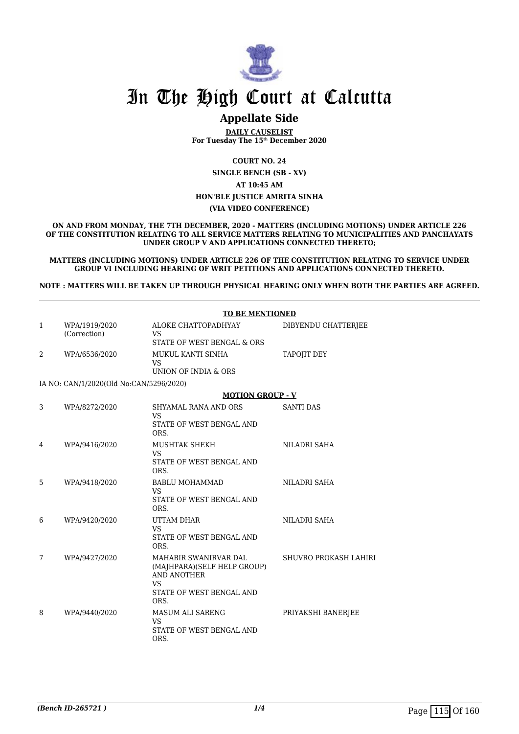# In The High Court at Calcutta

## Appellate Side

**DAILY CAUSELIST**
**For Tuesday The 15th December 2020**

**COURT NO. 24**

**SINGLE BENCH (SB - XV)**

**AT 10:45 AM**

**HON'BLE JUSTICE AMRITA SINHA**

**(VIA VIDEO CONFERENCE)**

**ON AND FROM MONDAY, THE 7TH DECEMBER, 2020 - MATTERS (INCLUDING MOTIONS) UNDER ARTICLE 226 OF THE CONSTITUTION RELATING TO ALL SERVICE MATTERS RELATING TO MUNICIPALITIES AND PANCHAYATS UNDER GROUP V AND APPLICATIONS CONNECTED THERETO;**

**MATTERS (INCLUDING MOTIONS) UNDER ARTICLE 226 OF THE CONSTITUTION RELATING TO SERVICE UNDER GROUP VI INCLUDING HEARING OF WRIT PETITIONS AND APPLICATIONS CONNECTED THERETO.**

**NOTE : MATTERS WILL BE TAKEN UP THROUGH PHYSICAL HEARING ONLY WHEN BOTH THE PARTIES ARE AGREED.**

**TO BE MENTIONED**

| | | | |
|---|---|---|---|
| 1 | WPA/1919/2020 (Correction) | ALOKE CHATTOPADHYAY VS STATE OF WEST BENGAL & ORS | DIBYENDU CHATTERJEE |
| 2 | WPA/6536/2020 | MUKUL KANTI SINHA VS UNION OF INDIA & ORS | TAPOJIT DEY |

IA NO: CAN/1/2020(Old No:CAN/5296/2020)

**MOTION GROUP - V**

| | | | |
|---|---|---|---|
| 3 | WPA/8272/2020 | SHYAMAL RANA AND ORS VS STATE OF WEST BENGAL AND ORS. | SANTI DAS |
| 4 | WPA/9416/2020 | MUSHTAK SHEKH VS STATE OF WEST BENGAL AND ORS. | NILADRI SAHA |
| 5 | WPA/9418/2020 | BABLU MOHAMMAD VS STATE OF WEST BENGAL AND ORS. | NILADRI SAHA |
| 6 | WPA/9420/2020 | UTTAM DHAR VS STATE OF WEST BENGAL AND ORS. | NILADRI SAHA |
| 7 | WPA/9427/2020 | MAHABIR SWANIRVAR DAL (MAJHPARA)(SELF HELP GROUP) AND ANOTHER VS STATE OF WEST BENGAL AND ORS. | SHUVRO PROKASH LAHIRI |
| 8 | WPA/9440/2020 | MASUM ALI SARENG VS STATE OF WEST BENGAL AND ORS. | PRIYAKSHI BANERJEE |

*(Bench ID-265721 )*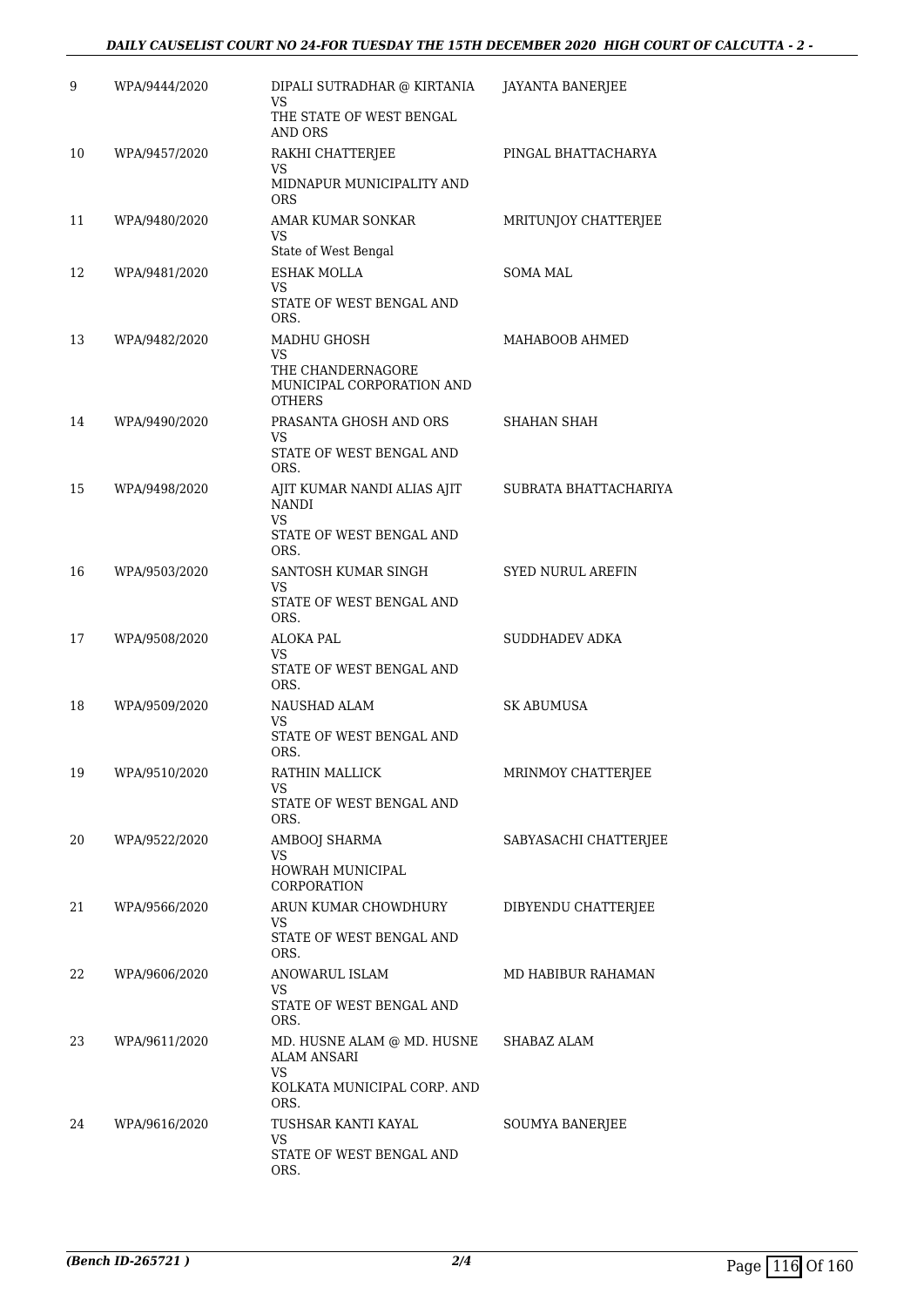| 9 | WPA/9444/2020 | DIPALI SUTRADHAR @ KIRTANIA<br>VS<br>THE STATE OF WEST BENGAL AND ORS | JAYANTA BANERJEE |
|---|---|---|---|
| 10 | WPA/9457/2020 | RAKHI CHATTERJEE<br>VS<br>MIDNAPUR MUNICIPALITY AND ORS | PINGAL BHATTACHARYA |
| 11 | WPA/9480/2020 | AMAR KUMAR SONKAR<br>VS<br>State of West Bengal | MRITUNJOY CHATTERJEE |
| 12 | WPA/9481/2020 | ESHAK MOLLA<br>VS<br>STATE OF WEST BENGAL AND ORS. | SOMA MAL |
| 13 | WPA/9482/2020 | MADHU GHOSH<br>VS<br>THE CHANDERNAGORE MUNICIPAL CORPORATION AND OTHERS | MAHABOOB AHMED |
| 14 | WPA/9490/2020 | PRASANTA GHOSH AND ORS<br>VS<br>STATE OF WEST BENGAL AND ORS. | SHAHAN SHAH |
| 15 | WPA/9498/2020 | AJIT KUMAR NANDI ALIAS AJIT NANDI<br>VS<br>STATE OF WEST BENGAL AND ORS. | SUBRATA BHATTACHARIYA |
| 16 | WPA/9503/2020 | SANTOSH KUMAR SINGH<br>VS<br>STATE OF WEST BENGAL AND ORS. | SYED NURUL AREFIN |
| 17 | WPA/9508/2020 | ALOKA PAL<br>VS<br>STATE OF WEST BENGAL AND ORS. | SUDDHADEV ADKA |
| 18 | WPA/9509/2020 | NAUSHAD ALAM<br>VS<br>STATE OF WEST BENGAL AND ORS. | SK ABUMUSA |
| 19 | WPA/9510/2020 | RATHIN MALLICK<br>VS<br>STATE OF WEST BENGAL AND ORS. | MRINMOY CHATTERJEE |
| 20 | WPA/9522/2020 | AMBOOJ SHARMA<br>VS<br>HOWRAH MUNICIPAL CORPORATION | SABYASACHI CHATTERJEE |
| 21 | WPA/9566/2020 | ARUN KUMAR CHOWDHURY<br>VS<br>STATE OF WEST BENGAL AND ORS. | DIBYENDU CHATTERJEE |
| 22 | WPA/9606/2020 | ANOWARUL ISLAM<br>VS<br>STATE OF WEST BENGAL AND ORS. | MD HABIBUR RAHAMAN |
| 23 | WPA/9611/2020 | MD. HUSNE ALAM @ MD. HUSNE ALAM ANSARI<br>VS<br>KOLKATA MUNICIPAL CORP. AND ORS. | SHABAZ ALAM |
| 24 | WPA/9616/2020 | TUSHSAR KANTI KAYAL<br>VS<br>STATE OF WEST BENGAL AND ORS. | SOUMYA BANERJEE |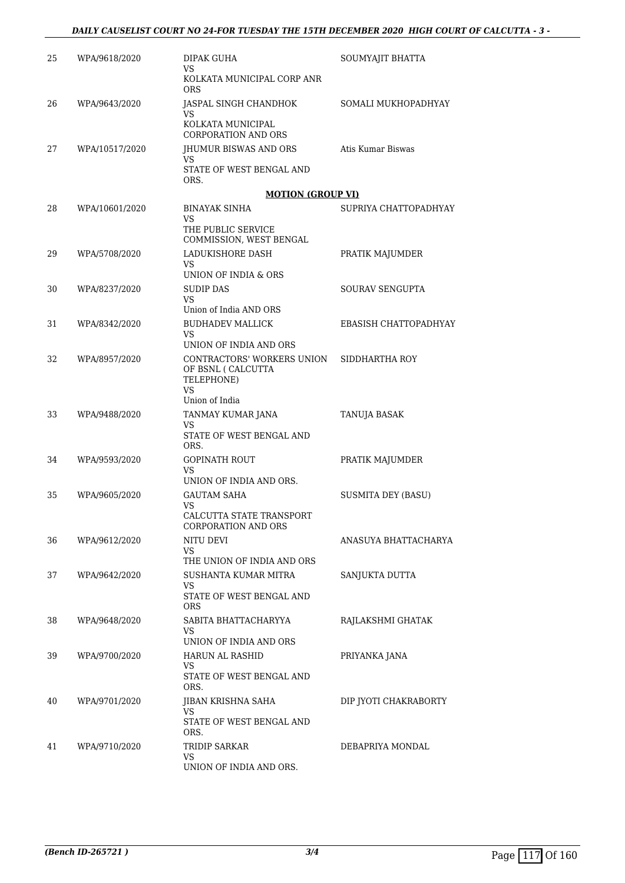| | | | |
|---|---|---|---|
| 25 | WPA/9618/2020 | DIPAK GUHA<br>VS<br>KOLKATA MUNICIPAL CORP ANR ORS | SOUMYAJIT BHATTA |
| 26 | WPA/9643/2020 | JASPAL SINGH CHANDHOK<br>VS<br>KOLKATA MUNICIPAL CORPORATION AND ORS | SOMALI MUKHOPADHYAY |
| 27 | WPA/10517/2020 | JHUMUR BISWAS AND ORS<br>VS<br>STATE OF WEST BENGAL AND ORS. | Atis Kumar Biswas |

**MOTION (GROUP VI)**

| | | | |
|---|---|---|---|
| 28 | WPA/10601/2020 | BINAYAK SINHA<br>VS<br>THE PUBLIC SERVICE COMMISSION, WEST BENGAL | SUPRIYA CHATTOPADHYAY |
| 29 | WPA/5708/2020 | LADUKISHORE DASH<br>VS<br>UNION OF INDIA & ORS | PRATIK MAJUMDER |
| 30 | WPA/8237/2020 | SUDIP DAS<br>VS<br>Union of India AND ORS | SOURAV SENGUPTA |
| 31 | WPA/8342/2020 | BUDHADEV MALLICK<br>VS<br>UNION OF INDIA AND ORS | EBASISH CHATTOPADHYAY |
| 32 | WPA/8957/2020 | CONTRACTORS' WORKERS UNION OF BSNL ( CALCUTTA TELEPHONE)<br>VS<br>Union of India | SIDDHARTHA ROY |
| 33 | WPA/9488/2020 | TANMAY KUMAR JANA<br>VS<br>STATE OF WEST BENGAL AND ORS. | TANUJA BASAK |
| 34 | WPA/9593/2020 | GOPINATH ROUT<br>VS<br>UNION OF INDIA AND ORS. | PRATIK MAJUMDER |
| 35 | WPA/9605/2020 | GAUTAM SAHA<br>VS<br>CALCUTTA STATE TRANSPORT CORPORATION AND ORS | SUSMITA DEY (BASU) |
| 36 | WPA/9612/2020 | NITU DEVI<br>VS<br>THE UNION OF INDIA AND ORS | ANASUYA BHATTACHARYA |
| 37 | WPA/9642/2020 | SUSHANTA KUMAR MITRA<br>VS<br>STATE OF WEST BENGAL AND ORS | SANJUKTA DUTTA |
| 38 | WPA/9648/2020 | SABITA BHATTACHARYYA<br>VS<br>UNION OF INDIA AND ORS | RAJLAKSHMI GHATAK |
| 39 | WPA/9700/2020 | HARUN AL RASHID<br>VS<br>STATE OF WEST BENGAL AND ORS. | PRIYANKA JANA |
| 40 | WPA/9701/2020 | JIBAN KRISHNA SAHA<br>VS<br>STATE OF WEST BENGAL AND ORS. | DIP JYOTI CHAKRABORTY |
| 41 | WPA/9710/2020 | TRIDIP SARKAR<br>VS<br>UNION OF INDIA AND ORS. | DEBAPRIYA MONDAL |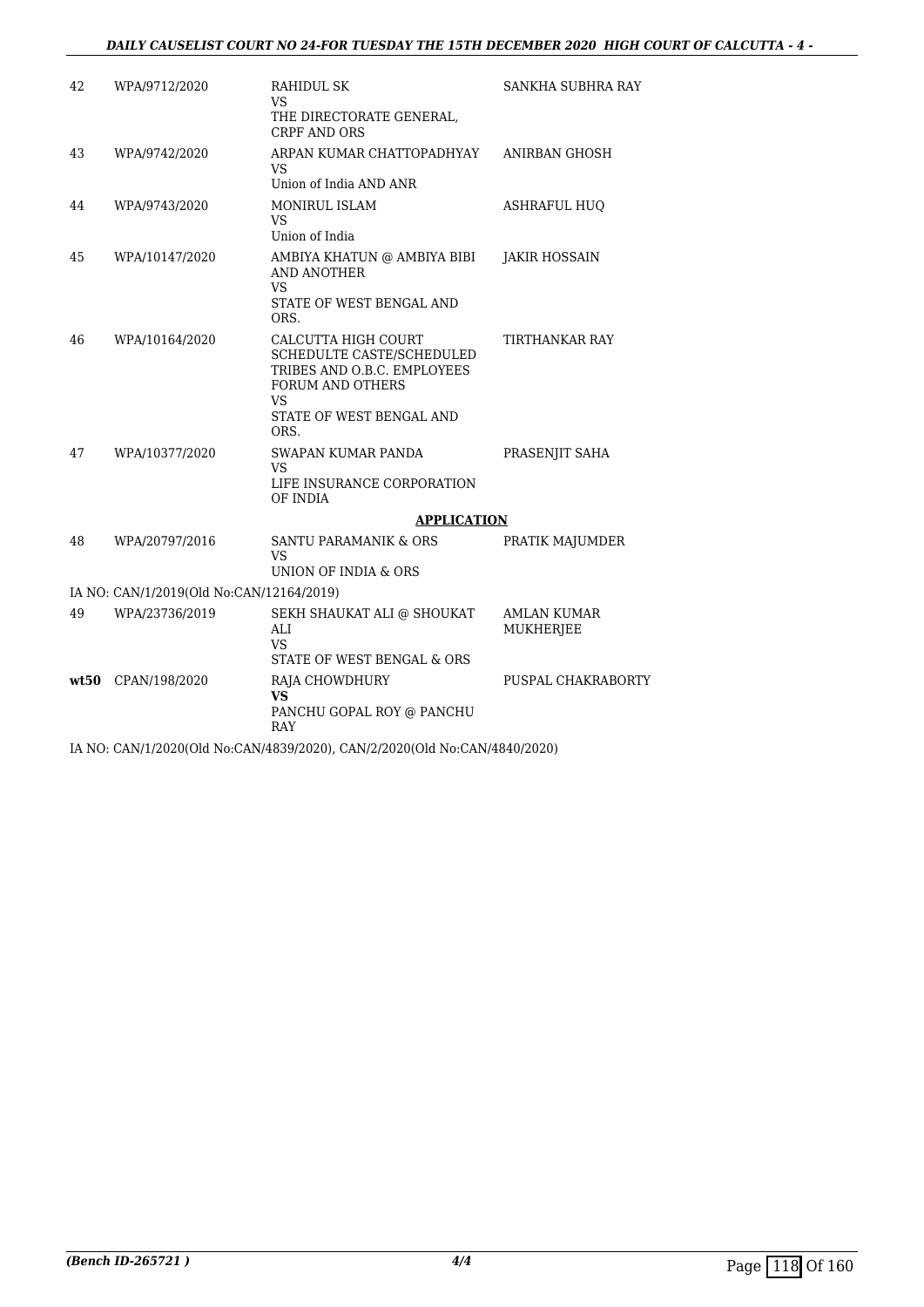| | | | |
|---|---|---|---|
| 42 | WPA/9712/2020 | RAHIDUL SK<br>VS<br>THE DIRECTORATE GENERAL, CRPF AND ORS | SANKHA SUBHRA RAY |
| 43 | WPA/9742/2020 | ARPAN KUMAR CHATTOPADHYAY<br>VS<br>Union of India AND ANR | ANIRBAN GHOSH |
| 44 | WPA/9743/2020 | MONIRUL ISLAM<br>VS<br>Union of India | ASHRAFUL HUQ |
| 45 | WPA/10147/2020 | AMBIYA KHATUN @ AMBIYA BIBI AND ANOTHER<br>VS<br>STATE OF WEST BENGAL AND ORS. | JAKIR HOSSAIN |
| 46 | WPA/10164/2020 | CALCUTTA HIGH COURT SCHEDULTE CASTE/SCHEDULED TRIBES AND O.B.C. EMPLOYEES FORUM AND OTHERS<br>VS<br>STATE OF WEST BENGAL AND ORS. | TIRTHANKAR RAY |
| 47 | WPA/10377/2020 | SWAPAN KUMAR PANDA<br>VS<br>LIFE INSURANCE CORPORATION OF INDIA | PRASENJIT SAHA |

**APPLICATION**

| | | | |
|---|---|---|---|
| 48 | WPA/20797/2016 | SANTU PARAMANIK & ORS<br>VS<br>UNION OF INDIA & ORS | PRATIK MAJUMDER |

IA NO: CAN/1/2019(Old No:CAN/12164/2019)

| | | | |
|---|---|---|---|
| 49 | WPA/23736/2019 | SEKH SHAUKAT ALI @ SHOUKAT ALI<br>VS<br>STATE OF WEST BENGAL & ORS | AMLAN KUMAR MUKHERJEE |
| **wt50** | CPAN/198/2020 | RAJA CHOWDHURY<br>**VS**<br>PANCHU GOPAL ROY @ PANCHU RAY | PUSPAL CHAKRABORTY |

IA NO: CAN/1/2020(Old No:CAN/4839/2020), CAN/2/2020(Old No:CAN/4840/2020)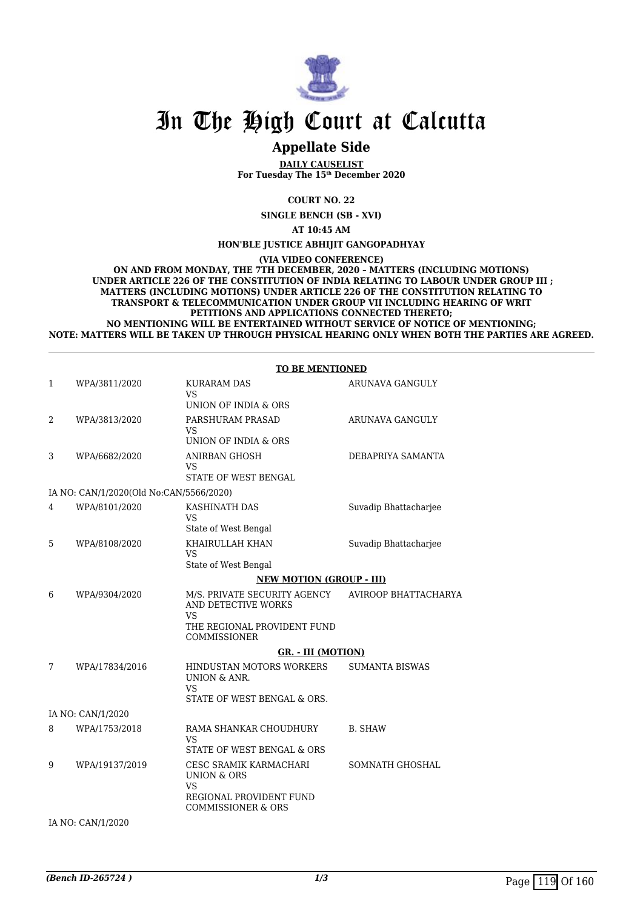# In The High Court at Calcutta

## Appellate Side

**DAILY CAUSELIST**
**For Tuesday The 15th December 2020**

**COURT NO. 22**

**SINGLE BENCH (SB - XVI)**

**AT 10:45 AM**

**HON'BLE JUSTICE ABHIJIT GANGOPADHYAY**

**(VIA VIDEO CONFERENCE)**

**ON AND FROM MONDAY, THE 7TH DECEMBER, 2020 – MATTERS (INCLUDING MOTIONS) UNDER ARTICLE 226 OF THE CONSTITUTION OF INDIA RELATING TO LABOUR UNDER GROUP III ; MATTERS (INCLUDING MOTIONS) UNDER ARTICLE 226 OF THE CONSTITUTION RELATING TO TRANSPORT & TELECOMMUNICATION UNDER GROUP VII INCLUDING HEARING OF WRIT PETITIONS AND APPLICATIONS CONNECTED THERETO;**
**NO MENTIONING WILL BE ENTERTAINED WITHOUT SERVICE OF NOTICE OF MENTIONING;**
**NOTE: MATTERS WILL BE TAKEN UP THROUGH PHYSICAL HEARING ONLY WHEN BOTH THE PARTIES ARE AGREED.**

**TO BE MENTIONED**

| | | | |
|---|---|---|---|
| 1 | WPA/3811/2020 | KURARAM DAS<br>VS<br>UNION OF INDIA & ORS | ARUNAVA GANGULY |
| 2 | WPA/3813/2020 | PARSHURAM PRASAD<br>VS<br>UNION OF INDIA & ORS | ARUNAVA GANGULY |
| 3 | WPA/6682/2020 | ANIRBAN GHOSH<br>VS<br>STATE OF WEST BENGAL | DEBAPRIYA SAMANTA |
| | IA NO: CAN/1/2020(Old No:CAN/5566/2020) | | |
| 4 | WPA/8101/2020 | KASHINATH DAS<br>VS<br>State of West Bengal | Suvadip Bhattacharjee |
| 5 | WPA/8108/2020 | KHAIRULLAH KHAN<br>VS<br>State of West Bengal | Suvadip Bhattacharjee |

**NEW MOTION (GROUP - III)**

| | | | |
|---|---|---|---|
| 6 | WPA/9304/2020 | M/S. PRIVATE SECURITY AGENCY AND DETECTIVE WORKS<br>VS<br>THE REGIONAL PROVIDENT FUND COMMISSIONER | AVIROOP BHATTACHARYA |

**GR. - III (MOTION)**

| | | | |
|---|---|---|---|
| 7 | WPA/17834/2016 | HINDUSTAN MOTORS WORKERS UNION & ANR.<br>VS<br>STATE OF WEST BENGAL & ORS. | SUMANTA BISWAS |
| | IA NO: CAN/1/2020 | | |
| 8 | WPA/1753/2018 | RAMA SHANKAR CHOUDHURY<br>VS<br>STATE OF WEST BENGAL & ORS | B. SHAW |
| 9 | WPA/19137/2019 | CESC SRAMIK KARMACHARI UNION & ORS<br>VS<br>REGIONAL PROVIDENT FUND COMMISSIONER & ORS | SOMNATH GHOSHAL |
| | IA NO: CAN/1/2020 | | |

*(Bench ID-265724 )*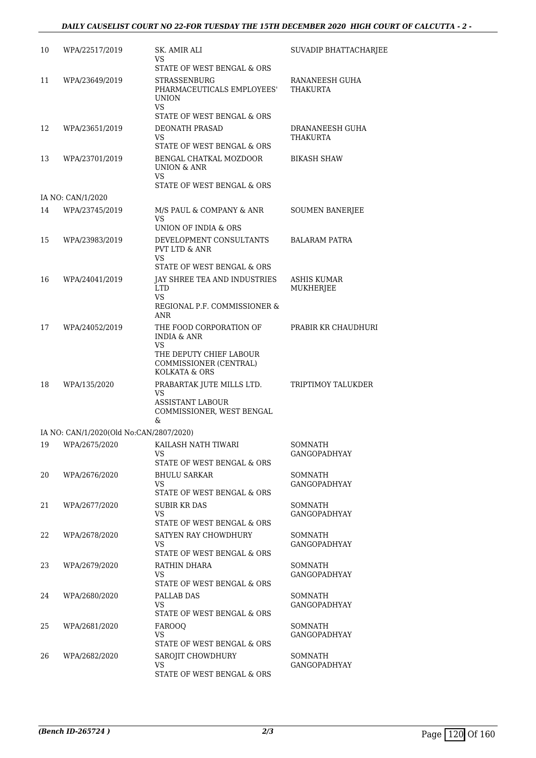| 10 | WPA/22517/2019 | SK. AMIR ALI<br>VS<br>STATE OF WEST BENGAL & ORS | SUVADIP BHATTACHARJEE |
|---|---|---|---|
| 11 | WPA/23649/2019 | STRASSENBURG PHARMACEUTICALS EMPLOYEES' UNION<br>VS<br>STATE OF WEST BENGAL & ORS | RANANEESH GUHA THAKURTA |
| 12 | WPA/23651/2019 | DEONATH PRASAD<br>VS<br>STATE OF WEST BENGAL & ORS | DRANANEESH GUHA THAKURTA |
| 13 | WPA/23701/2019 | BENGAL CHATKAL MOZDOOR UNION & ANR<br>VS<br>STATE OF WEST BENGAL & ORS | BIKASH SHAW |
| | IA NO: CAN/1/2020 | | |
| 14 | WPA/23745/2019 | M/S PAUL & COMPANY & ANR<br>VS<br>UNION OF INDIA & ORS | SOUMEN BANERJEE |
| 15 | WPA/23983/2019 | DEVELOPMENT CONSULTANTS PVT LTD & ANR<br>VS<br>STATE OF WEST BENGAL & ORS | BALARAM PATRA |
| 16 | WPA/24041/2019 | JAY SHREE TEA AND INDUSTRIES LTD<br>VS<br>REGIONAL P.F. COMMISSIONER & ANR | ASHIS KUMAR MUKHERJEE |
| 17 | WPA/24052/2019 | THE FOOD CORPORATION OF INDIA & ANR<br>VS<br>THE DEPUTY CHIEF LABOUR COMMISSIONER (CENTRAL) KOLKATA & ORS | PRABIR KR CHAUDHURI |
| 18 | WPA/135/2020 | PRABARTAK JUTE MILLS LTD.<br>VS<br>ASSISTANT LABOUR COMMISSIONER, WEST BENGAL & | TRIPTIMOY TALUKDER |
| | IA NO: CAN/1/2020(Old No:CAN/2807/2020) | | |
| 19 | WPA/2675/2020 | KAILASH NATH TIWARI<br>VS<br>STATE OF WEST BENGAL & ORS | SOMNATH GANGOPADHYAY |
| 20 | WPA/2676/2020 | BHULU SARKAR<br>VS<br>STATE OF WEST BENGAL & ORS | SOMNATH GANGOPADHYAY |
| 21 | WPA/2677/2020 | SUBIR KR DAS<br>VS<br>STATE OF WEST BENGAL & ORS | SOMNATH GANGOPADHYAY |
| 22 | WPA/2678/2020 | SATYEN RAY CHOWDHURY<br>VS<br>STATE OF WEST BENGAL & ORS | SOMNATH GANGOPADHYAY |
| 23 | WPA/2679/2020 | RATHIN DHARA<br>VS<br>STATE OF WEST BENGAL & ORS | SOMNATH GANGOPADHYAY |
| 24 | WPA/2680/2020 | PALLAB DAS<br>VS<br>STATE OF WEST BENGAL & ORS | SOMNATH GANGOPADHYAY |
| 25 | WPA/2681/2020 | FAROOQ<br>VS<br>STATE OF WEST BENGAL & ORS | SOMNATH GANGOPADHYAY |
| 26 | WPA/2682/2020 | SAROJIT CHOWDHURY<br>VS<br>STATE OF WEST BENGAL & ORS | SOMNATH GANGOPADHYAY |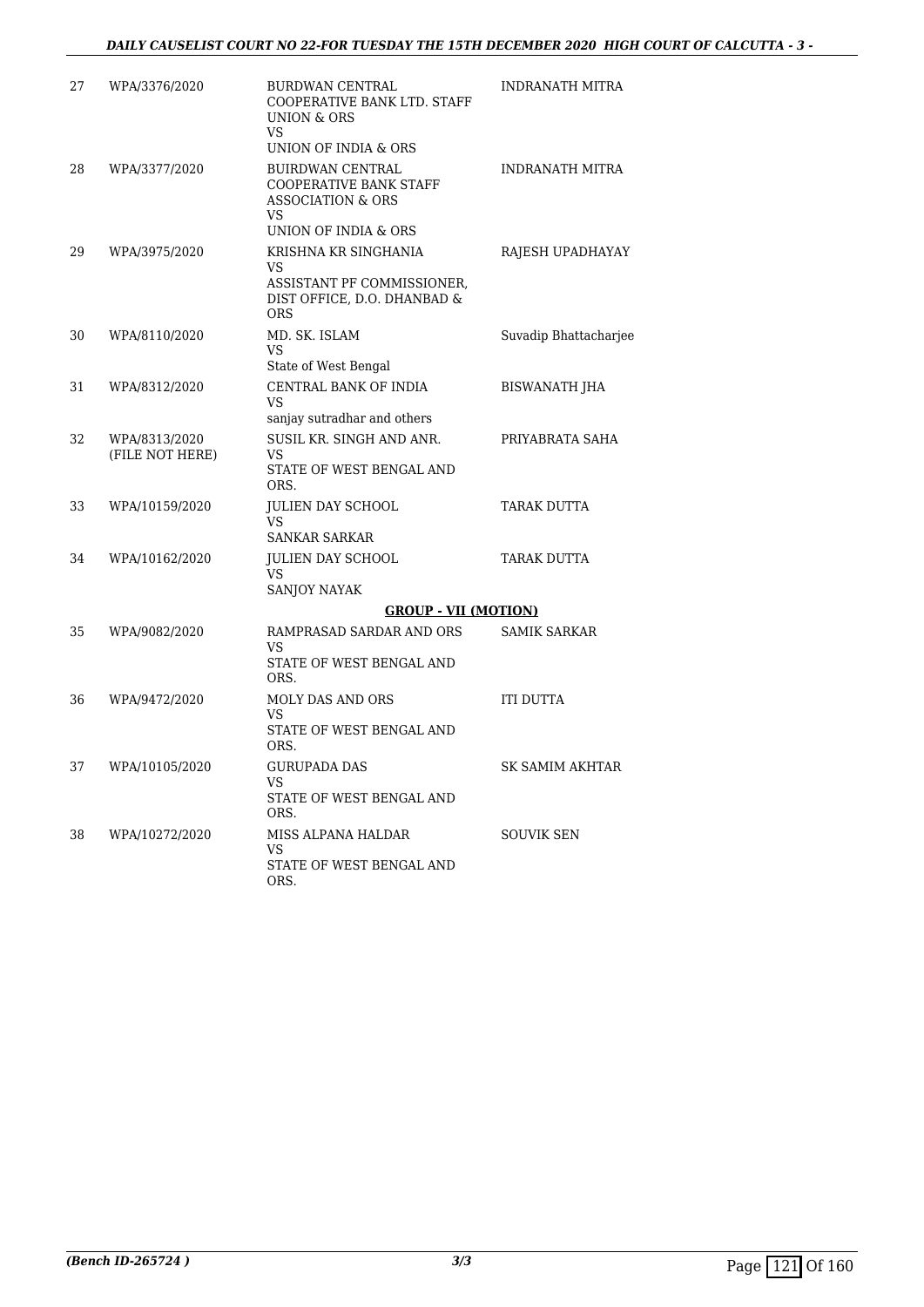| 27 | WPA/3376/2020 | BURDWAN CENTRAL COOPERATIVE BANK LTD. STAFF UNION & ORS<br>VS<br>UNION OF INDIA & ORS | INDRANATH MITRA |
|---|---|---|---|
| 28 | WPA/3377/2020 | BUIRDWAN CENTRAL COOPERATIVE BANK STAFF ASSOCIATION & ORS<br>VS<br>UNION OF INDIA & ORS | INDRANATH MITRA |
| 29 | WPA/3975/2020 | KRISHNA KR SINGHANIA<br>VS<br>ASSISTANT PF COMMISSIONER, DIST OFFICE, D.O. DHANBAD & ORS | RAJESH UPADHAYAY |
| 30 | WPA/8110/2020 | MD. SK. ISLAM<br>VS<br>State of West Bengal | Suvadip Bhattacharjee |
| 31 | WPA/8312/2020 | CENTRAL BANK OF INDIA<br>VS<br>sanjay sutradhar and others | BISWANATH JHA |
| 32 | WPA/8313/2020<br>(FILE NOT HERE) | SUSIL KR. SINGH AND ANR.<br>VS<br>STATE OF WEST BENGAL AND ORS. | PRIYABRATA SAHA |
| 33 | WPA/10159/2020 | JULIEN DAY SCHOOL<br>VS<br>SANKAR SARKAR | TARAK DUTTA |
| 34 | WPA/10162/2020 | JULIEN DAY SCHOOL<br>VS<br>SANJOY NAYAK | TARAK DUTTA |
| | | **GROUP - VII (MOTION)** | |
| 35 | WPA/9082/2020 | RAMPRASAD SARDAR AND ORS<br>VS<br>STATE OF WEST BENGAL AND ORS. | SAMIK SARKAR |
| 36 | WPA/9472/2020 | MOLY DAS AND ORS<br>VS<br>STATE OF WEST BENGAL AND ORS. | ITI DUTTA |
| 37 | WPA/10105/2020 | GURUPADA DAS<br>VS<br>STATE OF WEST BENGAL AND ORS. | SK SAMIM AKHTAR |
| 38 | WPA/10272/2020 | MISS ALPANA HALDAR<br>VS<br>STATE OF WEST BENGAL AND ORS. | SOUVIK SEN |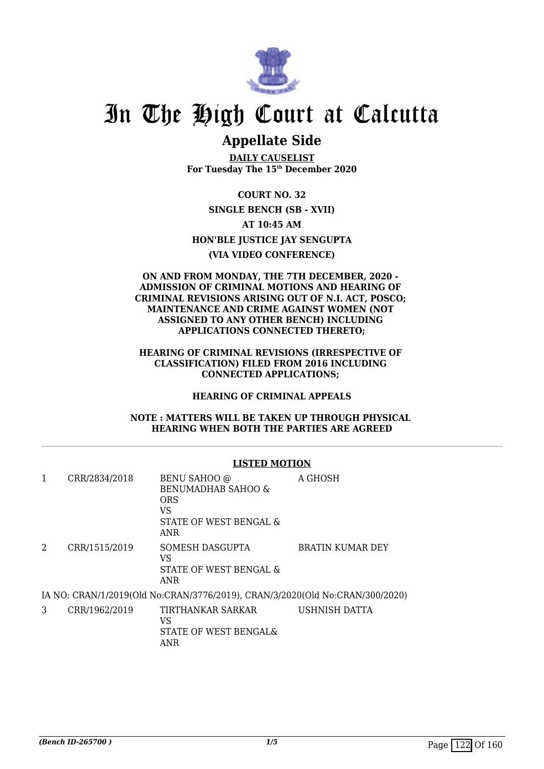# In The High Court at Calcutta

## Appellate Side

**DAILY CAUSELIST**
**For Tuesday The 15th December 2020**

**COURT NO. 32**

**SINGLE BENCH (SB - XVII)**

**AT 10:45 AM**

**HON'BLE JUSTICE JAY SENGUPTA**

**(VIA VIDEO CONFERENCE)**

**ON AND FROM MONDAY, THE 7TH DECEMBER, 2020 - ADMISSION OF CRIMINAL MOTIONS AND HEARING OF CRIMINAL REVISIONS ARISING OUT OF N.I. ACT, POSCO; MAINTENANCE AND CRIME AGAINST WOMEN (NOT ASSIGNED TO ANY OTHER BENCH) INCLUDING APPLICATIONS CONNECTED THERETO;**

**HEARING OF CRIMINAL REVISIONS (IRRESPECTIVE OF CLASSIFICATION) FILED FROM 2016 INCLUDING CONNECTED APPLICATIONS;**

**HEARING OF CRIMINAL APPEALS**

**NOTE : MATTERS WILL BE TAKEN UP THROUGH PHYSICAL HEARING WHEN BOTH THE PARTIES ARE AGREED**

---

**LISTED MOTION**

| | | | |
|---|---|---|---|
| 1 | CRR/2834/2018 | BENU SAHOO @ BENUMADHAB SAHOO & ORS<br>VS<br>STATE OF WEST BENGAL & ANR | A GHOSH |
| 2 | CRR/1515/2019 | SOMESH DASGUPTA<br>VS<br>STATE OF WEST BENGAL & ANR | BRATIN KUMAR DEY |

IA NO: CRAN/1/2019(Old No:CRAN/3776/2019), CRAN/3/2020(Old No:CRAN/300/2020)

| | | | |
|---|---|---|---|
| 3 | CRR/1962/2019 | TIRTHANKAR SARKAR<br>VS<br>STATE OF WEST BENGAL& ANR | USHNISH DATTA |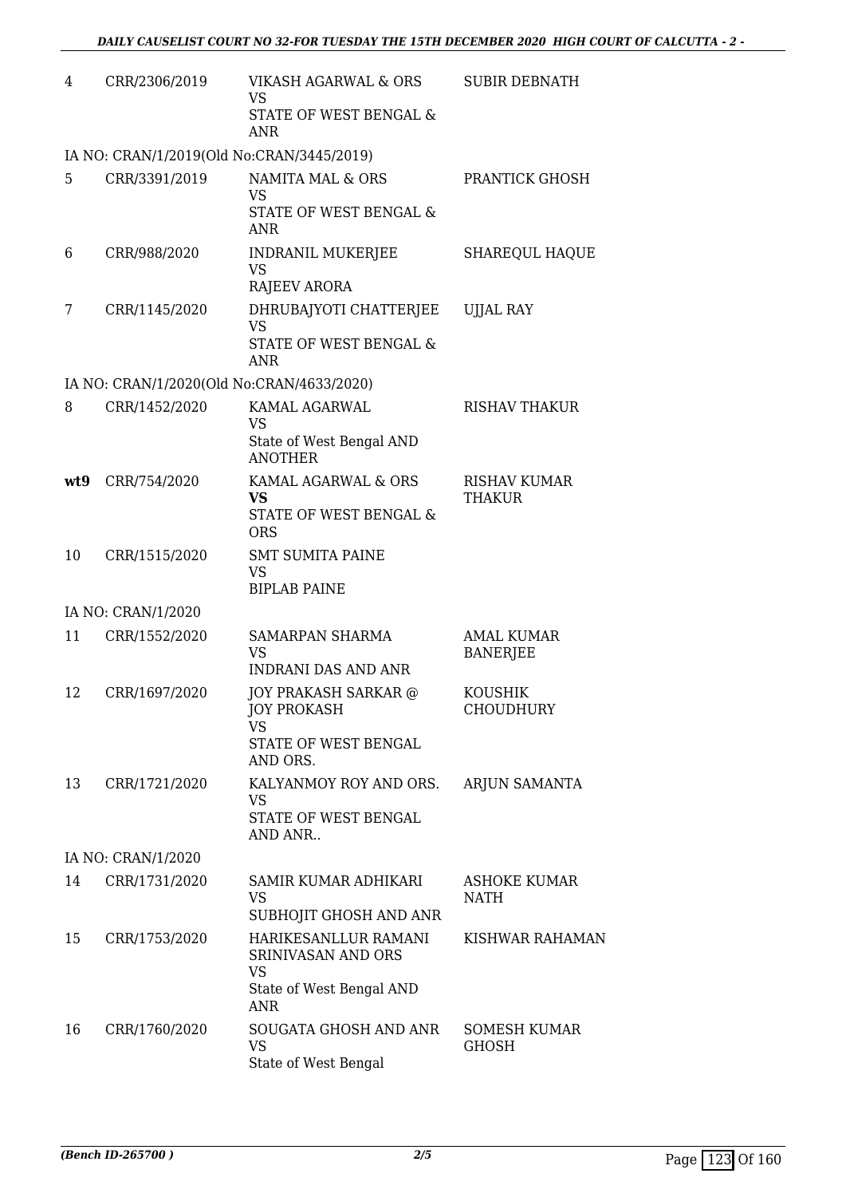| | | | |
|---|---|---|---|
| 4 | CRR/2306/2019 | VIKASH AGARWAL & ORS<br>VS<br>STATE OF WEST BENGAL & ANR | SUBIR DEBNATH |
| IA NO: CRAN/1/2019(Old No:CRAN/3445/2019) | | | |
| 5 | CRR/3391/2019 | NAMITA MAL & ORS<br>VS<br>STATE OF WEST BENGAL & ANR | PRANTICK GHOSH |
| 6 | CRR/988/2020 | INDRANIL MUKERJEE<br>VS<br>RAJEEV ARORA | SHAREQUL HAQUE |
| 7 | CRR/1145/2020 | DHRUBAJYOTI CHATTERJEE<br>VS<br>STATE OF WEST BENGAL & ANR | UJJAL RAY |
| IA NO: CRAN/1/2020(Old No:CRAN/4633/2020) | | | |
| 8 | CRR/1452/2020 | KAMAL AGARWAL<br>VS<br>State of West Bengal AND ANOTHER | RISHAV THAKUR |
| **wt9** | CRR/754/2020 | KAMAL AGARWAL & ORS<br>**VS**<br>STATE OF WEST BENGAL & ORS | RISHAV KUMAR THAKUR |
| 10 | CRR/1515/2020 | SMT SUMITA PAINE<br>VS<br>BIPLAB PAINE | |
| IA NO: CRAN/1/2020 | | | |
| 11 | CRR/1552/2020 | SAMARPAN SHARMA<br>VS<br>INDRANI DAS AND ANR | AMAL KUMAR BANERJEE |
| 12 | CRR/1697/2020 | JOY PRAKASH SARKAR @ JOY PROKASH<br>VS<br>STATE OF WEST BENGAL AND ORS. | KOUSHIK CHOUDHURY |
| 13 | CRR/1721/2020 | KALYANMOY ROY AND ORS.<br>VS<br>STATE OF WEST BENGAL AND ANR.. | ARJUN SAMANTA |
| IA NO: CRAN/1/2020 | | | |
| 14 | CRR/1731/2020 | SAMIR KUMAR ADHIKARI<br>VS<br>SUBHOJIT GHOSH AND ANR | ASHOKE KUMAR NATH |
| 15 | CRR/1753/2020 | HARIKESANLLUR RAMANI SRINIVASAN AND ORS<br>VS<br>State of West Bengal AND ANR | KISHWAR RAHAMAN |
| 16 | CRR/1760/2020 | SOUGATA GHOSH AND ANR<br>VS<br>State of West Bengal | SOMESH KUMAR GHOSH |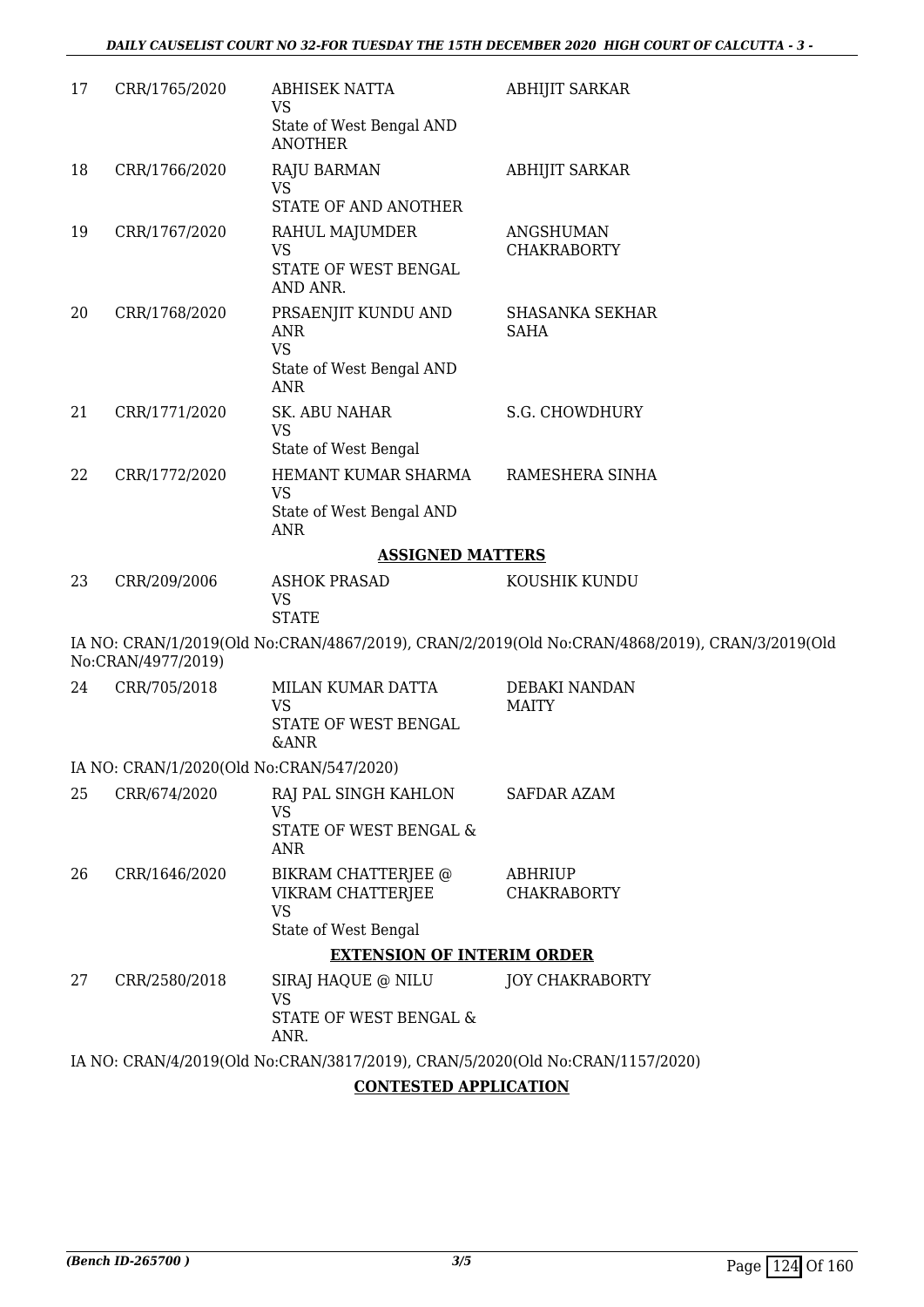| 17 | CRR/1765/2020 | ABHISEK NATTA<br>VS<br>State of West Bengal AND ANOTHER | ABHIJIT SARKAR |
|---|---|---|---|
| 18 | CRR/1766/2020 | RAJU BARMAN<br>VS<br>STATE OF AND ANOTHER | ABHIJIT SARKAR |
| 19 | CRR/1767/2020 | RAHUL MAJUMDER<br>VS<br>STATE OF WEST BENGAL AND ANR. | ANGSHUMAN CHAKRABORTY |
| 20 | CRR/1768/2020 | PRSAENJIT KUNDU AND ANR<br>VS<br>State of West Bengal AND ANR | SHASANKA SEKHAR SAHA |
| 21 | CRR/1771/2020 | SK. ABU NAHAR<br>VS<br>State of West Bengal | S.G. CHOWDHURY |
| 22 | CRR/1772/2020 | HEMANT KUMAR SHARMA<br>VS<br>State of West Bengal AND ANR | RAMESHERA SINHA |

**ASSIGNED MATTERS**

| 23 | CRR/209/2006 | ASHOK PRASAD<br>VS<br>STATE | KOUSHIK KUNDU |
|---|---|---|---|

IA NO: CRAN/1/2019(Old No:CRAN/4867/2019), CRAN/2/2019(Old No:CRAN/4868/2019), CRAN/3/2019(Old No:CRAN/4977/2019)

| 24 | CRR/705/2018 | MILAN KUMAR DATTA<br>VS<br>STATE OF WEST BENGAL &ANR | DEBAKI NANDAN MAITY |
|---|---|---|---|

IA NO: CRAN/1/2020(Old No:CRAN/547/2020)

| 25 | CRR/674/2020 | RAJ PAL SINGH KAHLON<br>VS<br>STATE OF WEST BENGAL & ANR | SAFDAR AZAM |
|---|---|---|---|
| 26 | CRR/1646/2020 | BIKRAM CHATTERJEE @ VIKRAM CHATTERJEE<br>VS<br>State of West Bengal | ABHRIUP CHAKRABORTY |

**EXTENSION OF INTERIM ORDER**

| 27 | CRR/2580/2018 | SIRAJ HAQUE @ NILU<br>VS<br>STATE OF WEST BENGAL & ANR. | JOY CHAKRABORTY |
|---|---|---|---|

IA NO: CRAN/4/2019(Old No:CRAN/3817/2019), CRAN/5/2020(Old No:CRAN/1157/2020)

**CONTESTED APPLICATION**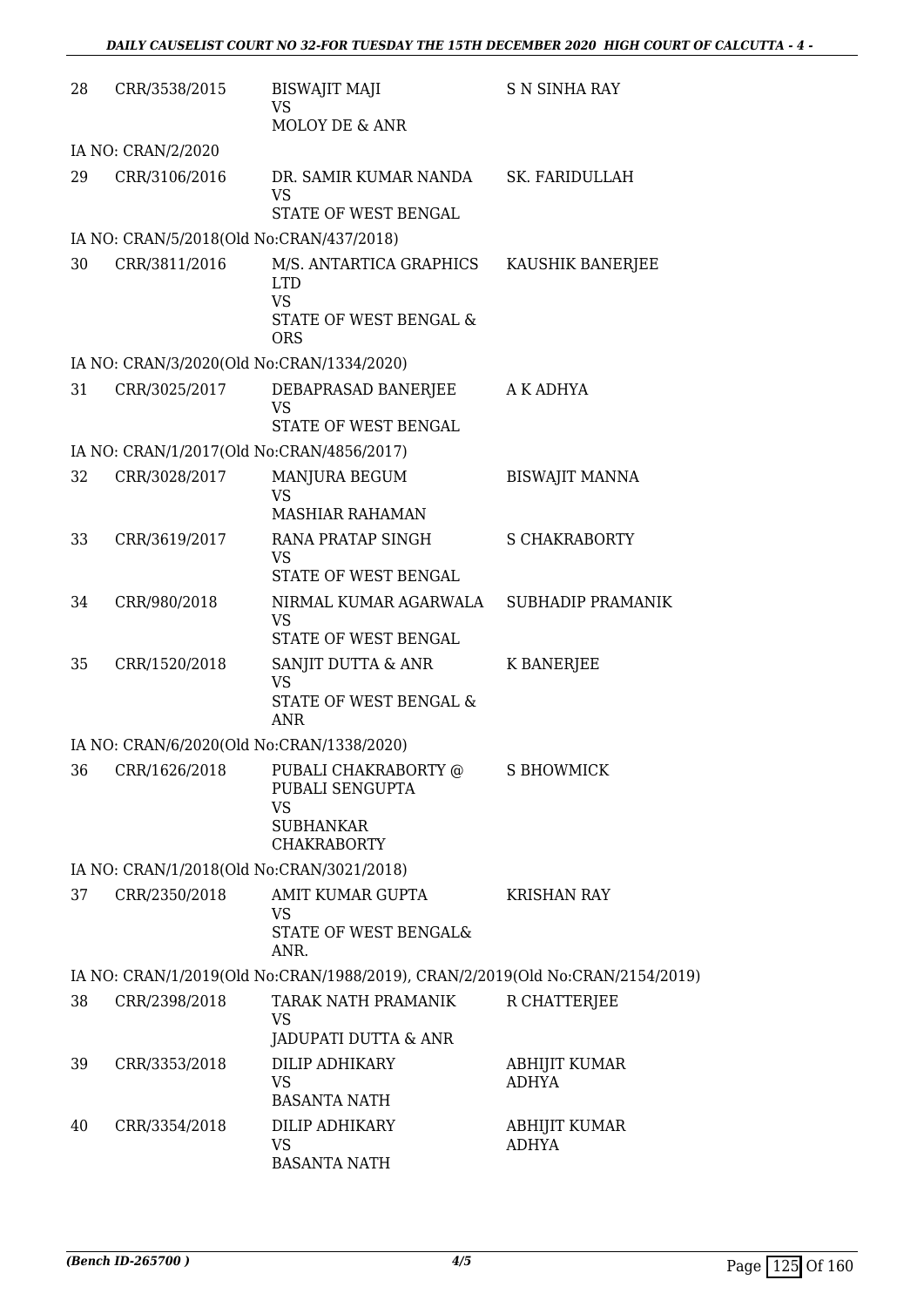| | | | |
|---|---|---|---|
| 28 | CRR/3538/2015 | BISWAJIT MAJI<br>VS<br>MOLOY DE & ANR | S N SINHA RAY |
| | IA NO: CRAN/2/2020 | | |
| 29 | CRR/3106/2016 | DR. SAMIR KUMAR NANDA<br>VS<br>STATE OF WEST BENGAL | SK. FARIDULLAH |
| | IA NO: CRAN/5/2018(Old No:CRAN/437/2018) | | |
| 30 | CRR/3811/2016 | M/S. ANTARTICA GRAPHICS LTD<br>VS<br>STATE OF WEST BENGAL & ORS | KAUSHIK BANERJEE |
| | IA NO: CRAN/3/2020(Old No:CRAN/1334/2020) | | |
| 31 | CRR/3025/2017 | DEBAPRASAD BANERJEE<br>VS<br>STATE OF WEST BENGAL | A K ADHYA |
| | IA NO: CRAN/1/2017(Old No:CRAN/4856/2017) | | |
| 32 | CRR/3028/2017 | MANJURA BEGUM<br>VS<br>MASHIAR RAHAMAN | BISWAJIT MANNA |
| 33 | CRR/3619/2017 | RANA PRATAP SINGH<br>VS<br>STATE OF WEST BENGAL | S CHAKRABORTY |
| 34 | CRR/980/2018 | NIRMAL KUMAR AGARWALA<br>VS<br>STATE OF WEST BENGAL | SUBHADIP PRAMANIK |
| 35 | CRR/1520/2018 | SANJIT DUTTA & ANR<br>VS<br>STATE OF WEST BENGAL & ANR | K BANERJEE |
| | IA NO: CRAN/6/2020(Old No:CRAN/1338/2020) | | |
| 36 | CRR/1626/2018 | PUBALI CHAKRABORTY @ PUBALI SENGUPTA<br>VS<br>SUBHANKAR CHAKRABORTY | S BHOWMICK |
| | IA NO: CRAN/1/2018(Old No:CRAN/3021/2018) | | |
| 37 | CRR/2350/2018 | AMIT KUMAR GUPTA<br>VS<br>STATE OF WEST BENGAL& ANR. | KRISHAN RAY |
| | IA NO: CRAN/1/2019(Old No:CRAN/1988/2019), CRAN/2/2019(Old No:CRAN/2154/2019) | | |
| 38 | CRR/2398/2018 | TARAK NATH PRAMANIK<br>VS<br>JADUPATI DUTTA & ANR | R CHATTERJEE |
| 39 | CRR/3353/2018 | DILIP ADHIKARY<br>VS<br>BASANTA NATH | ABHIJIT KUMAR ADHYA |
| 40 | CRR/3354/2018 | DILIP ADHIKARY<br>VS<br>BASANTA NATH | ABHIJIT KUMAR ADHYA |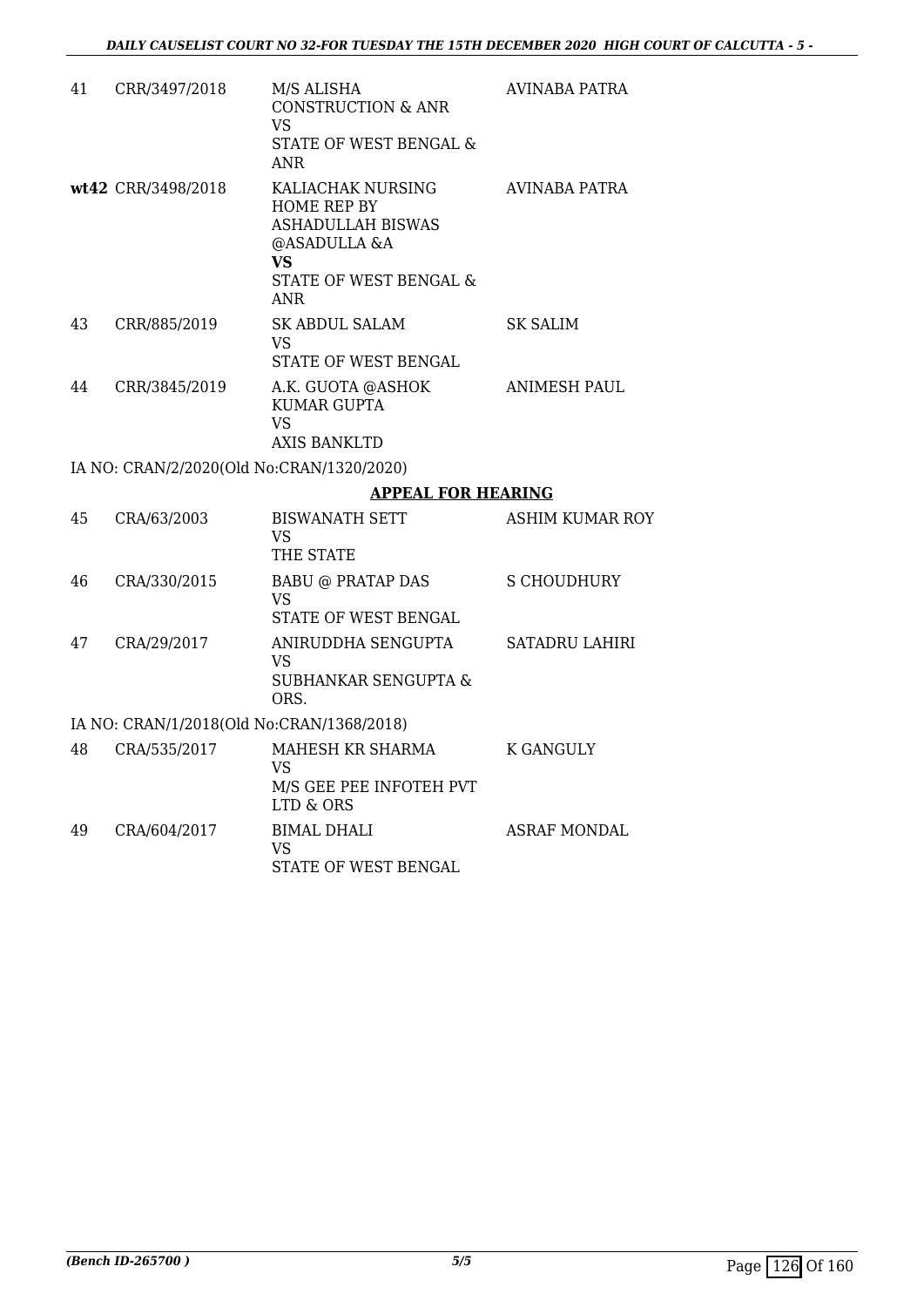| | | | |
|---|---|---|---|
| 41 | CRR/3497/2018 | M/S ALISHA CONSTRUCTION & ANR<br>VS<br>STATE OF WEST BENGAL & ANR | AVINABA PATRA |
| **wt42** | CRR/3498/2018 | KALIACHAK NURSING HOME REP BY ASHADULLAH BISWAS @ASADULLA &A<br>**VS**<br>STATE OF WEST BENGAL & ANR | AVINABA PATRA |
| 43 | CRR/885/2019 | SK ABDUL SALAM<br>VS<br>STATE OF WEST BENGAL | SK SALIM |
| 44 | CRR/3845/2019 | A.K. GUOTA @ASHOK KUMAR GUPTA<br>VS<br>AXIS BANKLTD | ANIMESH PAUL |

IA NO: CRAN/2/2020(Old No:CRAN/1320/2020)

**APPEAL FOR HEARING**

| | | | |
|---|---|---|---|
| 45 | CRA/63/2003 | BISWANATH SETT<br>VS<br>THE STATE | ASHIM KUMAR ROY |
| 46 | CRA/330/2015 | BABU @ PRATAP DAS<br>VS<br>STATE OF WEST BENGAL | S CHOUDHURY |
| 47 | CRA/29/2017 | ANIRUDDHA SENGUPTA<br>VS<br>SUBHANKAR SENGUPTA & ORS. | SATADRU LAHIRI |

IA NO: CRAN/1/2018(Old No:CRAN/1368/2018)

| | | | |
|---|---|---|---|
| 48 | CRA/535/2017 | MAHESH KR SHARMA<br>VS<br>M/S GEE PEE INFOTEH PVT LTD & ORS | K GANGULY |
| 49 | CRA/604/2017 | BIMAL DHALI<br>VS<br>STATE OF WEST BENGAL | ASRAF MONDAL |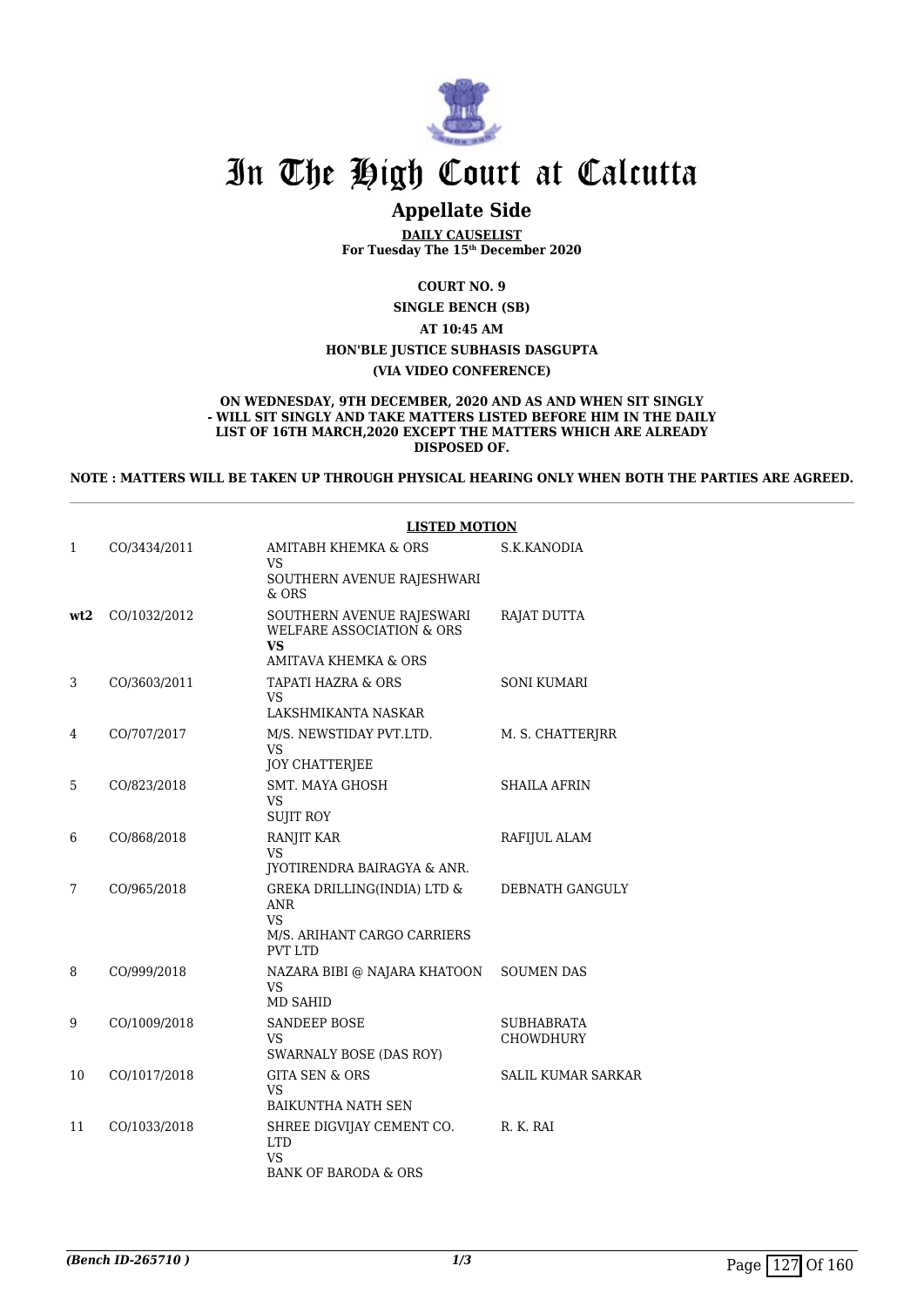# In The High Court at Calcutta

## Appellate Side

**DAILY CAUSELIST**
**For Tuesday The 15th December 2020**

**COURT NO. 9**

**SINGLE BENCH (SB)**

**AT 10:45 AM**

**HON'BLE JUSTICE SUBHASIS DASGUPTA**

**(VIA VIDEO CONFERENCE)**

**ON WEDNESDAY, 9TH DECEMBER, 2020 AND AS AND WHEN SIT SINGLY - WILL SIT SINGLY AND TAKE MATTERS LISTED BEFORE HIM IN THE DAILY LIST OF 16TH MARCH,2020 EXCEPT THE MATTERS WHICH ARE ALREADY DISPOSED OF.**

**NOTE : MATTERS WILL BE TAKEN UP THROUGH PHYSICAL HEARING ONLY WHEN BOTH THE PARTIES ARE AGREED.**

**LISTED MOTION**

| | | | |
|---|---|---|---|
| 1 | CO/3434/2011 | AMITABH KHEMKA & ORS<br>VS<br>SOUTHERN AVENUE RAJESHWARI & ORS | S.K.KANODIA |
| **wt2** | CO/1032/2012 | SOUTHERN AVENUE RAJESWARI WELFARE ASSOCIATION & ORS<br>**VS**<br>AMITAVA KHEMKA & ORS | RAJAT DUTTA |
| 3 | CO/3603/2011 | TAPATI HAZRA & ORS<br>VS<br>LAKSHMIKANTA NASKAR | SONI KUMARI |
| 4 | CO/707/2017 | M/S. NEWSTIDAY PVT.LTD.<br>VS<br>JOY CHATTERJEE | M. S. CHATTERJRR |
| 5 | CO/823/2018 | SMT. MAYA GHOSH<br>VS<br>SUJIT ROY | SHAILA AFRIN |
| 6 | CO/868/2018 | RANJIT KAR<br>VS<br>JYOTIRENDRA BAIRAGYA & ANR. | RAFIJUL ALAM |
| 7 | CO/965/2018 | GREKA DRILLING(INDIA) LTD & ANR<br>VS<br>M/S. ARIHANT CARGO CARRIERS PVT LTD | DEBNATH GANGULY |
| 8 | CO/999/2018 | NAZARA BIBI @ NAJARA KHATOON<br>VS<br>MD SAHID | SOUMEN DAS |
| 9 | CO/1009/2018 | SANDEEP BOSE<br>VS<br>SWARNALY BOSE (DAS ROY) | SUBHABRATA CHOWDHURY |
| 10 | CO/1017/2018 | GITA SEN & ORS<br>VS<br>BAIKUNTHA NATH SEN | SALIL KUMAR SARKAR |
| 11 | CO/1033/2018 | SHREE DIGVIJAY CEMENT CO. LTD<br>VS<br>BANK OF BARODA & ORS | R. K. RAI |

*(Bench ID-265710 )*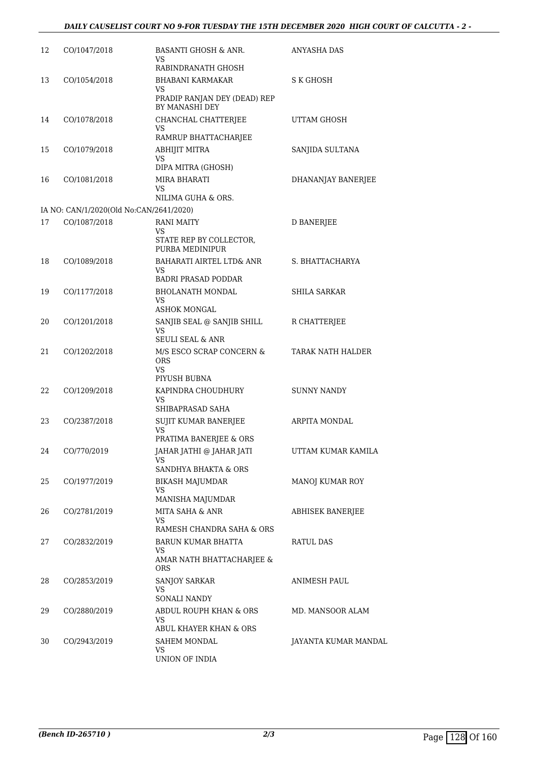| | | | |
|---|---|---|---|
| 12 | CO/1047/2018 | BASANTI GHOSH & ANR.<br>VS<br>RABINDRANATH GHOSH | ANYASHA DAS |
| 13 | CO/1054/2018 | BHABANI KARMAKAR<br>VS<br>PRADIP RANJAN DEY (DEAD) REP BY MANASHI DEY | S K GHOSH |
| 14 | CO/1078/2018 | CHANCHAL CHATTERJEE<br>VS<br>RAMRUP BHATTACHARJEE | UTTAM GHOSH |
| 15 | CO/1079/2018 | ABHIJIT MITRA<br>VS<br>DIPA MITRA (GHOSH) | SANJIDA SULTANA |
| 16 | CO/1081/2018 | MIRA BHARATI<br>VS<br>NILIMA GUHA & ORS. | DHANANJAY BANERJEE |
| | IA NO: CAN/1/2020(Old No:CAN/2641/2020) | | |
| 17 | CO/1087/2018 | RANI MAITY<br>VS<br>STATE REP BY COLLECTOR, PURBA MEDINIPUR | D BANERJEE |
| 18 | CO/1089/2018 | BAHARATI AIRTEL LTD& ANR<br>VS<br>BADRI PRASAD PODDAR | S. BHATTACHARYA |
| 19 | CO/1177/2018 | BHOLANATH MONDAL<br>VS<br>ASHOK MONGAL | SHILA SARKAR |
| 20 | CO/1201/2018 | SANJIB SEAL @ SANJIB SHILL<br>VS<br>SEULI SEAL & ANR | R CHATTERJEE |
| 21 | CO/1202/2018 | M/S ESCO SCRAP CONCERN & ORS<br>VS<br>PIYUSH BUBNA | TARAK NATH HALDER |
| 22 | CO/1209/2018 | KAPINDRA CHOUDHURY<br>VS<br>SHIBAPRASAD SAHA | SUNNY NANDY |
| 23 | CO/2387/2018 | SUJIT KUMAR BANERJEE<br>VS<br>PRATIMA BANERJEE & ORS | ARPITA MONDAL |
| 24 | CO/770/2019 | JAHAR JATHI @ JAHAR JATI<br>VS<br>SANDHYA BHAKTA & ORS | UTTAM KUMAR KAMILA |
| 25 | CO/1977/2019 | BIKASH MAJUMDAR<br>VS<br>MANISHA MAJUMDAR | MANOJ KUMAR ROY |
| 26 | CO/2781/2019 | MITA SAHA & ANR<br>VS<br>RAMESH CHANDRA SAHA & ORS | ABHISEK BANERJEE |
| 27 | CO/2832/2019 | BARUN KUMAR BHATTA<br>VS<br>AMAR NATH BHATTACHARJEE & ORS | RATUL DAS |
| 28 | CO/2853/2019 | SANJOY SARKAR<br>VS<br>SONALI NANDY | ANIMESH PAUL |
| 29 | CO/2880/2019 | ABDUL ROUPH KHAN & ORS<br>VS<br>ABUL KHAYER KHAN & ORS | MD. MANSOOR ALAM |
| 30 | CO/2943/2019 | SAHEM MONDAL<br>VS<br>UNION OF INDIA | JAYANTA KUMAR MANDAL |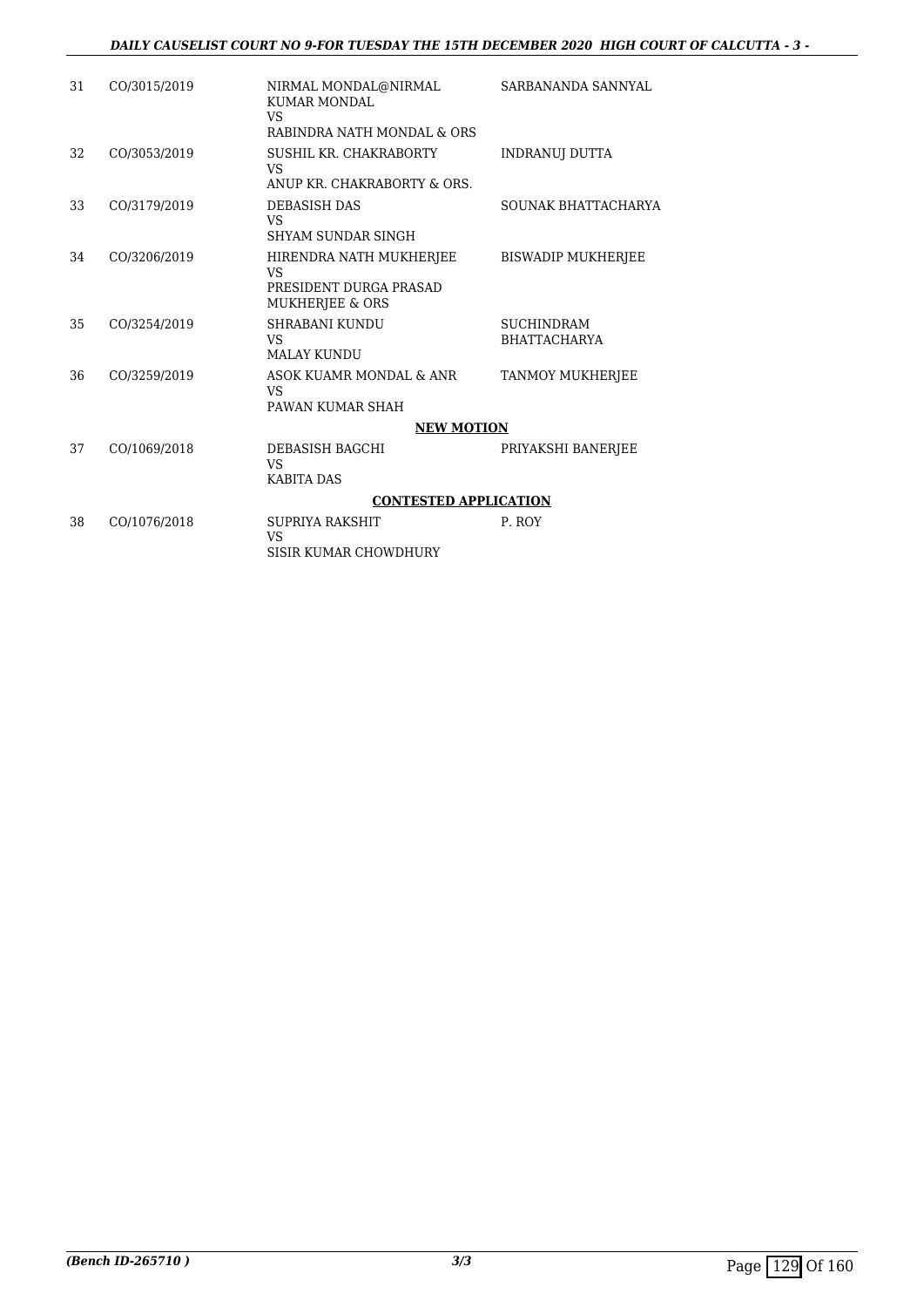| | | | |
|---|---|---|---|
| 31 | CO/3015/2019 | NIRMAL MONDAL@NIRMAL KUMAR MONDAL<br>VS<br>RABINDRA NATH MONDAL & ORS | SARBANANDA SANNYAL |
| 32 | CO/3053/2019 | SUSHIL KR. CHAKRABORTY<br>VS<br>ANUP KR. CHAKRABORTY & ORS. | INDRANUJ DUTTA |
| 33 | CO/3179/2019 | DEBASISH DAS<br>VS<br>SHYAM SUNDAR SINGH | SOUNAK BHATTACHARYA |
| 34 | CO/3206/2019 | HIRENDRA NATH MUKHERJEE<br>VS<br>PRESIDENT DURGA PRASAD MUKHERJEE & ORS | BISWADIP MUKHERJEE |
| 35 | CO/3254/2019 | SHRABANI KUNDU<br>VS<br>MALAY KUNDU | SUCHINDRAM BHATTACHARYA |
| 36 | CO/3259/2019 | ASOK KUAMR MONDAL & ANR<br>VS<br>PAWAN KUMAR SHAH | TANMOY MUKHERJEE |

**NEW MOTION**

| | | | |
|---|---|---|---|
| 37 | CO/1069/2018 | DEBASISH BAGCHI<br>VS<br>KABITA DAS | PRIYAKSHI BANERJEE |

**CONTESTED APPLICATION**

| | | | |
|---|---|---|---|
| 38 | CO/1076/2018 | SUPRIYA RAKSHIT<br>VS<br>SISIR KUMAR CHOWDHURY | P. ROY |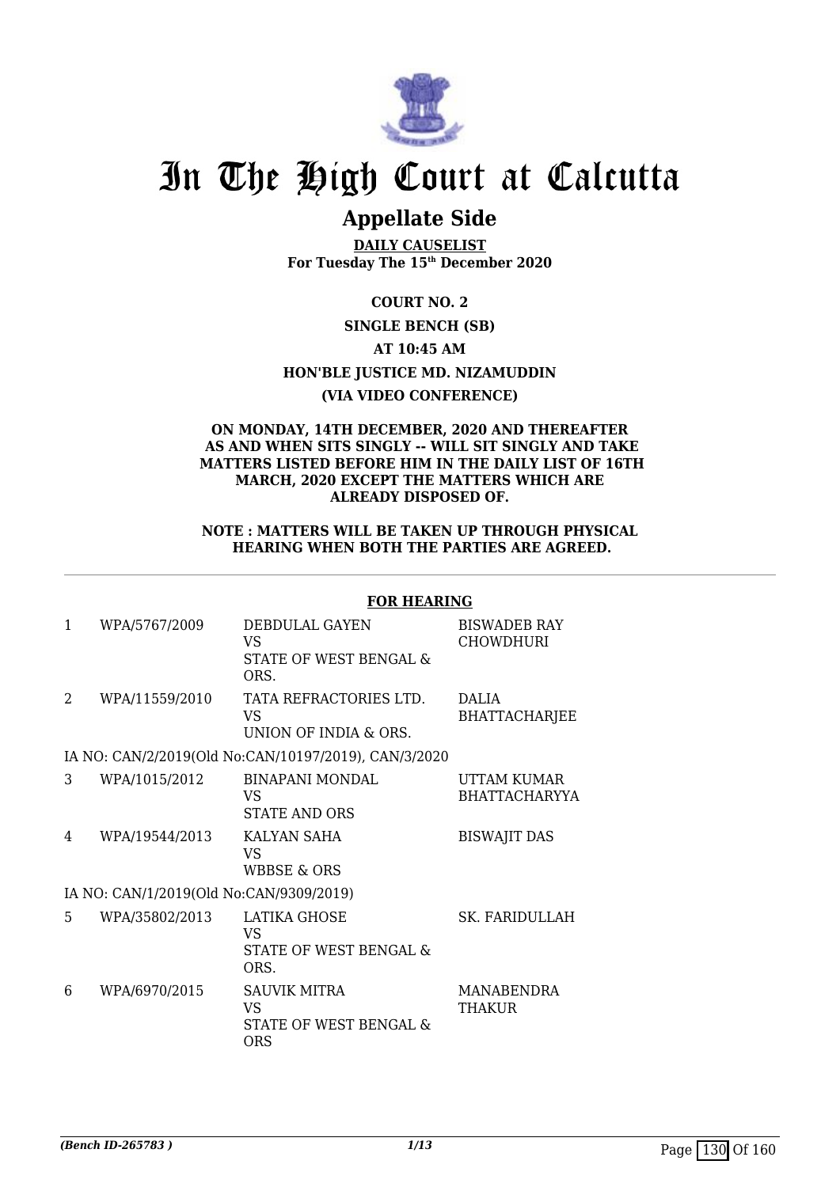# In The High Court at Calcutta

## Appellate Side

**DAILY CAUSELIST**
**For Tuesday The 15th December 2020**

**COURT NO. 2**

**SINGLE BENCH (SB)**

**AT 10:45 AM**

**HON'BLE JUSTICE MD. NIZAMUDDIN**

**(VIA VIDEO CONFERENCE)**

**ON MONDAY, 14TH DECEMBER, 2020 AND THEREAFTER AS AND WHEN SITS SINGLY -- WILL SIT SINGLY AND TAKE MATTERS LISTED BEFORE HIM IN THE DAILY LIST OF 16TH MARCH, 2020 EXCEPT THE MATTERS WHICH ARE ALREADY DISPOSED OF.**

**NOTE : MATTERS WILL BE TAKEN UP THROUGH PHYSICAL HEARING WHEN BOTH THE PARTIES ARE AGREED.**

**FOR HEARING**

| | | | |
|---|---|---|---|
| 1 | WPA/5767/2009 | DEBDULAL GAYEN<br>VS<br>STATE OF WEST BENGAL & ORS. | BISWADEB RAY CHOWDHURI |
| 2 | WPA/11559/2010 | TATA REFRACTORIES LTD.<br>VS<br>UNION OF INDIA & ORS. | DALIA BHATTACHARJEE |
| | IA NO: CAN/2/2019(Old No:CAN/10197/2019), CAN/3/2020 | | |
| 3 | WPA/1015/2012 | BINAPANI MONDAL<br>VS<br>STATE AND ORS | UTTAM KUMAR BHATTACHARYYA |
| 4 | WPA/19544/2013 | KALYAN SAHA<br>VS<br>WBBSE & ORS | BISWAJIT DAS |
| | IA NO: CAN/1/2019(Old No:CAN/9309/2019) | | |
| 5 | WPA/35802/2013 | LATIKA GHOSE<br>VS<br>STATE OF WEST BENGAL & ORS. | SK. FARIDULLAH |
| 6 | WPA/6970/2015 | SAUVIK MITRA<br>VS<br>STATE OF WEST BENGAL & ORS | MANABENDRA THAKUR |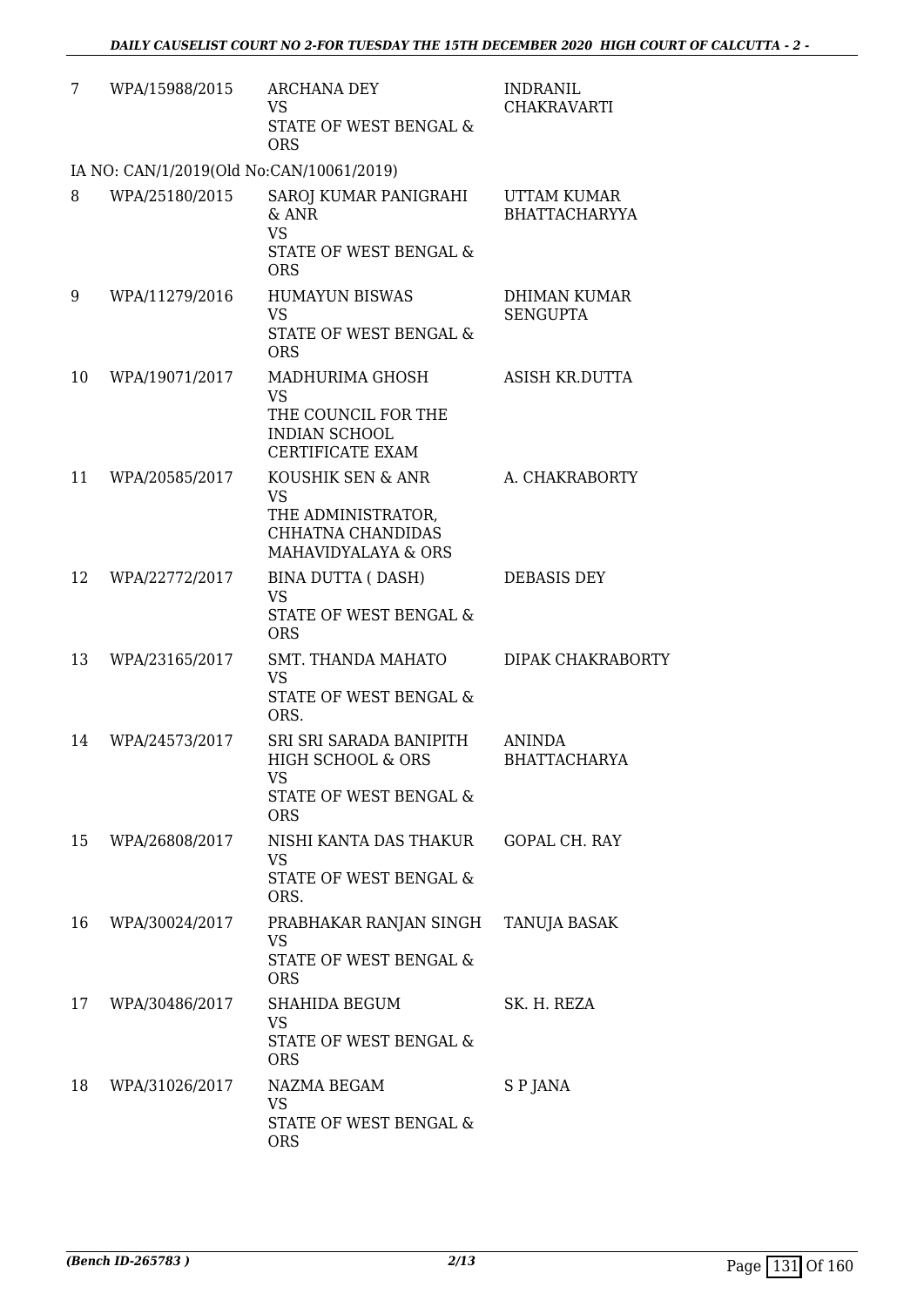| 7 | WPA/15988/2015 | ARCHANA DEY<br>VS<br>STATE OF WEST BENGAL & ORS | INDRANIL CHAKRAVARTI |
|---|---|---|---|
| | IA NO: CAN/1/2019(Old No:CAN/10061/2019) | | |
| 8 | WPA/25180/2015 | SAROJ KUMAR PANIGRAHI & ANR<br>VS<br>STATE OF WEST BENGAL & ORS | UTTAM KUMAR BHATTACHARYYA |
| 9 | WPA/11279/2016 | HUMAYUN BISWAS<br>VS<br>STATE OF WEST BENGAL & ORS | DHIMAN KUMAR SENGUPTA |
| 10 | WPA/19071/2017 | MADHURIMA GHOSH<br>VS<br>THE COUNCIL FOR THE INDIAN SCHOOL CERTIFICATE EXAM | ASISH KR.DUTTA |
| 11 | WPA/20585/2017 | KOUSHIK SEN & ANR<br>VS<br>THE ADMINISTRATOR, CHHATNA CHANDIDAS MAHAVIDYALAYA & ORS | A. CHAKRABORTY |
| 12 | WPA/22772/2017 | BINA DUTTA ( DASH)<br>VS<br>STATE OF WEST BENGAL & ORS | DEBASIS DEY |
| 13 | WPA/23165/2017 | SMT. THANDA MAHATO<br>VS<br>STATE OF WEST BENGAL & ORS. | DIPAK CHAKRABORTY |
| 14 | WPA/24573/2017 | SRI SRI SARADA BANIPITH HIGH SCHOOL & ORS<br>VS<br>STATE OF WEST BENGAL & ORS | ANINDA BHATTACHARYA |
| 15 | WPA/26808/2017 | NISHI KANTA DAS THAKUR<br>VS<br>STATE OF WEST BENGAL & ORS. | GOPAL CH. RAY |
| 16 | WPA/30024/2017 | PRABHAKAR RANJAN SINGH<br>VS<br>STATE OF WEST BENGAL & ORS | TANUJA BASAK |
| 17 | WPA/30486/2017 | SHAHIDA BEGUM<br>VS<br>STATE OF WEST BENGAL & ORS | SK. H. REZA |
| 18 | WPA/31026/2017 | NAZMA BEGAM<br>VS<br>STATE OF WEST BENGAL & ORS | S P JANA |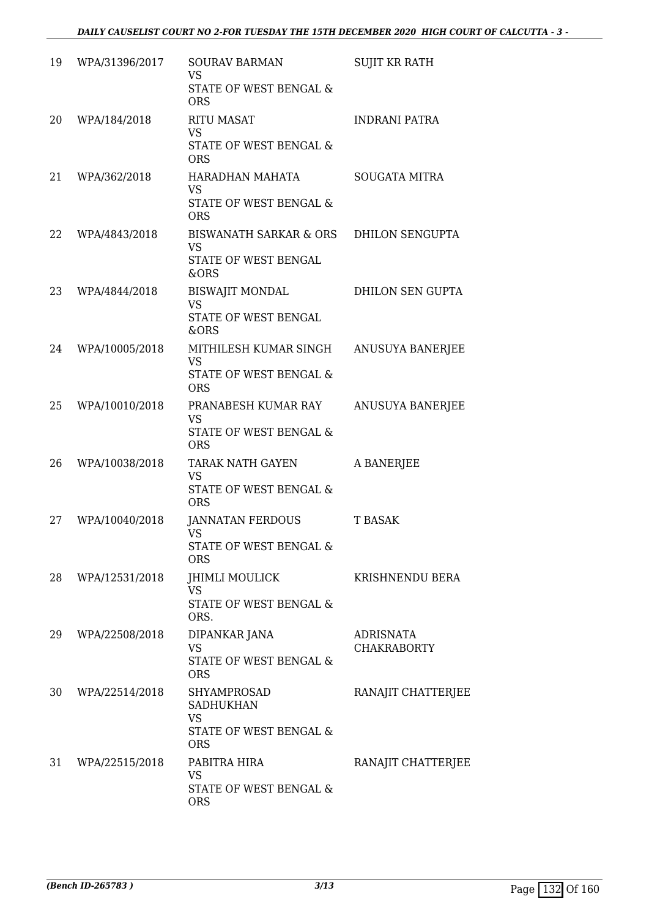| 19 | WPA/31396/2017 | SOURAV BARMAN<br>VS<br>STATE OF WEST BENGAL & ORS | SUJIT KR RATH |
|---|---|---|---|
| 20 | WPA/184/2018 | RITU MASAT<br>VS<br>STATE OF WEST BENGAL & ORS | INDRANI PATRA |
| 21 | WPA/362/2018 | HARADHAN MAHATA<br>VS<br>STATE OF WEST BENGAL & ORS | SOUGATA MITRA |
| 22 | WPA/4843/2018 | BISWANATH SARKAR & ORS<br>VS<br>STATE OF WEST BENGAL &ORS | DHILON SENGUPTA |
| 23 | WPA/4844/2018 | BISWAJIT MONDAL<br>VS<br>STATE OF WEST BENGAL &ORS | DHILON SEN GUPTA |
| 24 | WPA/10005/2018 | MITHILESH KUMAR SINGH<br>VS<br>STATE OF WEST BENGAL & ORS | ANUSUYA BANERJEE |
| 25 | WPA/10010/2018 | PRANABESH KUMAR RAY<br>VS<br>STATE OF WEST BENGAL & ORS | ANUSUYA BANERJEE |
| 26 | WPA/10038/2018 | TARAK NATH GAYEN<br>VS<br>STATE OF WEST BENGAL & ORS | A BANERJEE |
| 27 | WPA/10040/2018 | JANNATAN FERDOUS<br>VS<br>STATE OF WEST BENGAL & ORS | T BASAK |
| 28 | WPA/12531/2018 | JHIMLI MOULICK<br>VS<br>STATE OF WEST BENGAL & ORS. | KRISHNENDU BERA |
| 29 | WPA/22508/2018 | DIPANKAR JANA<br>VS<br>STATE OF WEST BENGAL & ORS | ADRISNATA CHAKRABORTY |
| 30 | WPA/22514/2018 | SHYAMPROSAD SADHUKHAN<br>VS<br>STATE OF WEST BENGAL & ORS | RANAJIT CHATTERJEE |
| 31 | WPA/22515/2018 | PABITRA HIRA<br>VS<br>STATE OF WEST BENGAL & ORS | RANAJIT CHATTERJEE |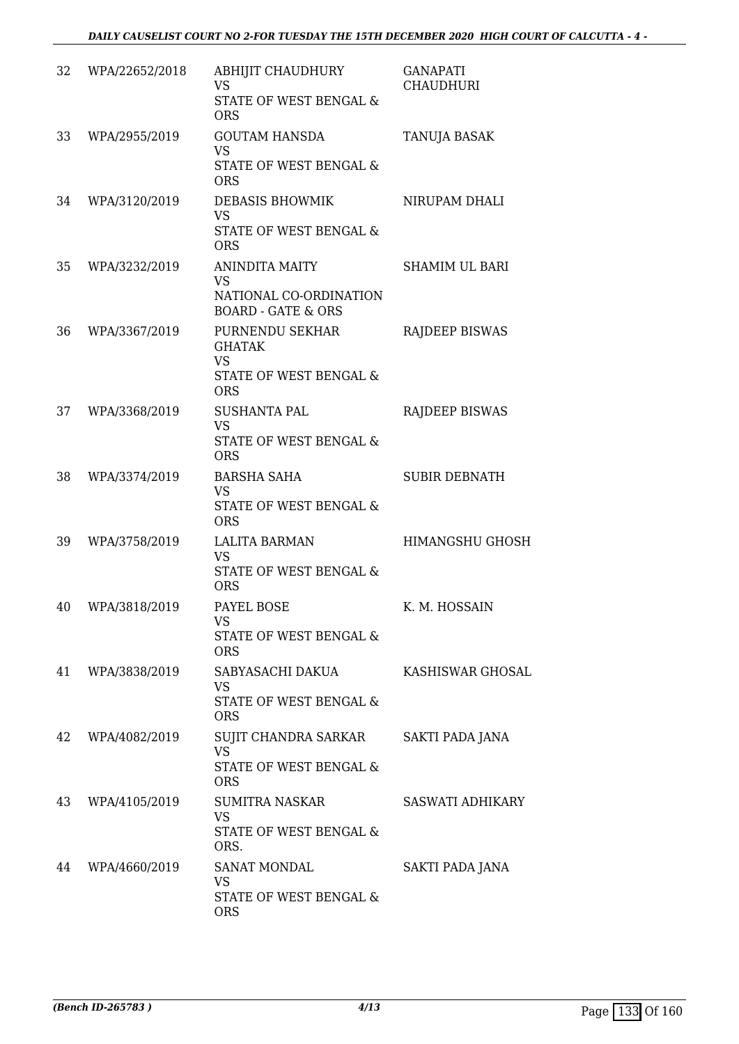| | | | |
|---|---|---|---|
| 32 | WPA/22652/2018 | ABHIJIT CHAUDHURY<br>VS<br>STATE OF WEST BENGAL & ORS | GANAPATI CHAUDHURI |
| 33 | WPA/2955/2019 | GOUTAM HANSDA<br>VS<br>STATE OF WEST BENGAL & ORS | TANUJA BASAK |
| 34 | WPA/3120/2019 | DEBASIS BHOWMIK<br>VS<br>STATE OF WEST BENGAL & ORS | NIRUPAM DHALI |
| 35 | WPA/3232/2019 | ANINDITA MAITY<br>VS<br>NATIONAL CO-ORDINATION BOARD - GATE & ORS | SHAMIM UL BARI |
| 36 | WPA/3367/2019 | PURNENDU SEKHAR GHATAK<br>VS<br>STATE OF WEST BENGAL & ORS | RAJDEEP BISWAS |
| 37 | WPA/3368/2019 | SUSHANTA PAL<br>VS<br>STATE OF WEST BENGAL & ORS | RAJDEEP BISWAS |
| 38 | WPA/3374/2019 | BARSHA SAHA<br>VS<br>STATE OF WEST BENGAL & ORS | SUBIR DEBNATH |
| 39 | WPA/3758/2019 | LALITA BARMAN<br>VS<br>STATE OF WEST BENGAL & ORS | HIMANGSHU GHOSH |
| 40 | WPA/3818/2019 | PAYEL BOSE<br>VS<br>STATE OF WEST BENGAL & ORS | K. M. HOSSAIN |
| 41 | WPA/3838/2019 | SABYASACHI DAKUA<br>VS<br>STATE OF WEST BENGAL & ORS | KASHISWAR GHOSAL |
| 42 | WPA/4082/2019 | SUJIT CHANDRA SARKAR<br>VS<br>STATE OF WEST BENGAL & ORS | SAKTI PADA JANA |
| 43 | WPA/4105/2019 | SUMITRA NASKAR<br>VS<br>STATE OF WEST BENGAL & ORS. | SASWATI ADHIKARY |
| 44 | WPA/4660/2019 | SANAT MONDAL<br>VS<br>STATE OF WEST BENGAL & ORS | SAKTI PADA JANA |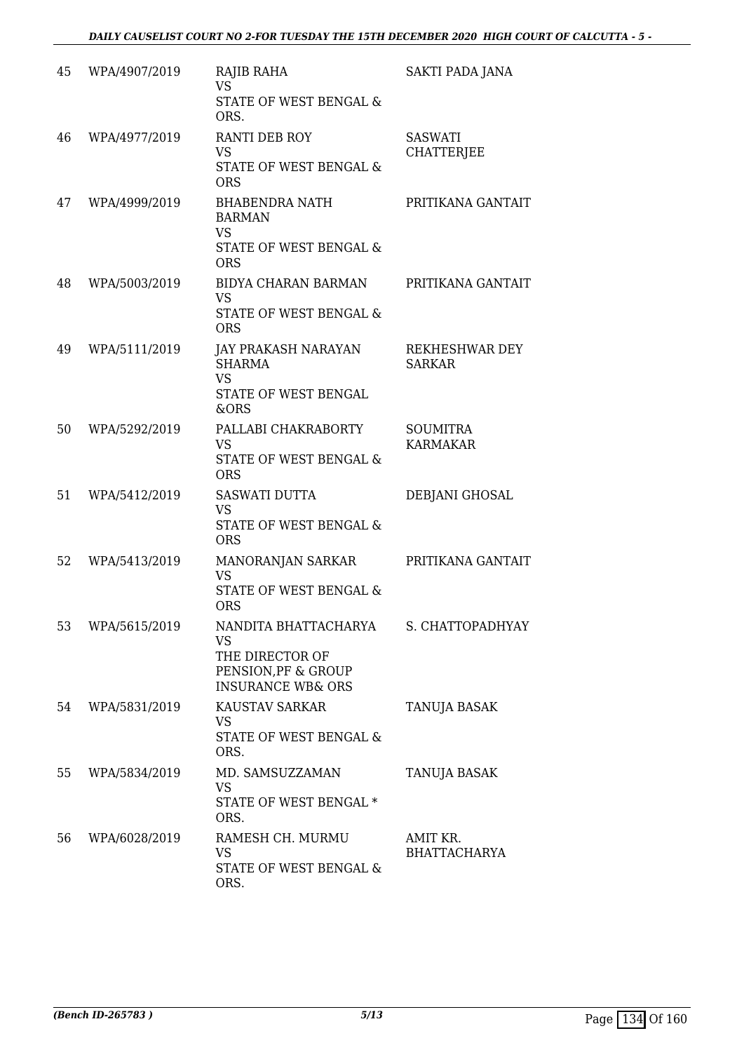| 45 | WPA/4907/2019 | RAJIB RAHA<br>VS<br>STATE OF WEST BENGAL & ORS. | SAKTI PADA JANA |
|---|---|---|---|
| 46 | WPA/4977/2019 | RANTI DEB ROY<br>VS<br>STATE OF WEST BENGAL & ORS | SASWATI CHATTERJEE |
| 47 | WPA/4999/2019 | BHABENDRA NATH BARMAN<br>VS<br>STATE OF WEST BENGAL & ORS | PRITIKANA GANTAIT |
| 48 | WPA/5003/2019 | BIDYA CHARAN BARMAN<br>VS<br>STATE OF WEST BENGAL & ORS | PRITIKANA GANTAIT |
| 49 | WPA/5111/2019 | JAY PRAKASH NARAYAN SHARMA<br>VS<br>STATE OF WEST BENGAL &ORS | REKHESHWAR DEY SARKAR |
| 50 | WPA/5292/2019 | PALLABI CHAKRABORTY<br>VS<br>STATE OF WEST BENGAL & ORS | SOUMITRA KARMAKAR |
| 51 | WPA/5412/2019 | SASWATI DUTTA<br>VS<br>STATE OF WEST BENGAL & ORS | DEBJANI GHOSAL |
| 52 | WPA/5413/2019 | MANORANJAN SARKAR<br>VS<br>STATE OF WEST BENGAL & ORS | PRITIKANA GANTAIT |
| 53 | WPA/5615/2019 | NANDITA BHATTACHARYA<br>VS<br>THE DIRECTOR OF PENSION,PF & GROUP INSURANCE WB& ORS | S. CHATTOPADHYAY |
| 54 | WPA/5831/2019 | KAUSTAV SARKAR<br>VS<br>STATE OF WEST BENGAL & ORS. | TANUJA BASAK |
| 55 | WPA/5834/2019 | MD. SAMSUZZAMAN<br>VS<br>STATE OF WEST BENGAL * ORS. | TANUJA BASAK |
| 56 | WPA/6028/2019 | RAMESH CH. MURMU<br>VS<br>STATE OF WEST BENGAL & ORS. | AMIT KR. BHATTACHARYA |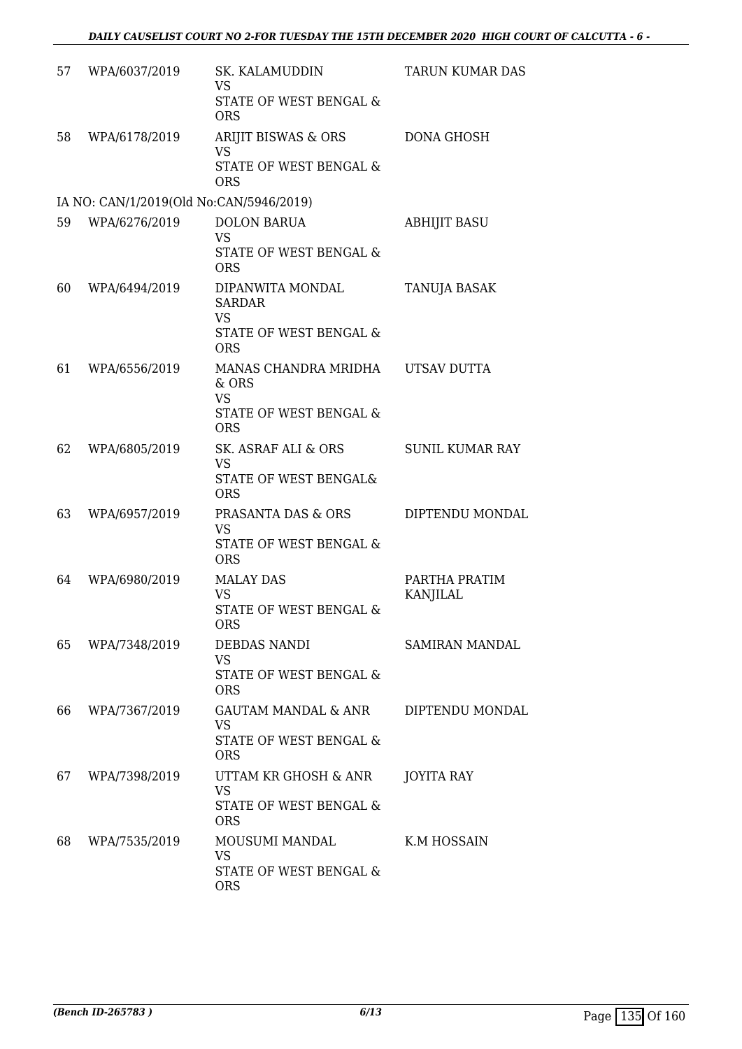| | | | |
|---|---|---|---|
| 57 | WPA/6037/2019 | SK. KALAMUDDIN<br>VS<br>STATE OF WEST BENGAL & ORS | TARUN KUMAR DAS |
| 58 | WPA/6178/2019 | ARIJIT BISWAS & ORS<br>VS<br>STATE OF WEST BENGAL & ORS | DONA GHOSH |
| | IA NO: CAN/1/2019(Old No:CAN/5946/2019) | | |
| 59 | WPA/6276/2019 | DOLON BARUA<br>VS<br>STATE OF WEST BENGAL & ORS | ABHIJIT BASU |
| 60 | WPA/6494/2019 | DIPANWITA MONDAL SARDAR<br>VS<br>STATE OF WEST BENGAL & ORS | TANUJA BASAK |
| 61 | WPA/6556/2019 | MANAS CHANDRA MRIDHA & ORS<br>VS<br>STATE OF WEST BENGAL & ORS | UTSAV DUTTA |
| 62 | WPA/6805/2019 | SK. ASRAF ALI & ORS<br>VS<br>STATE OF WEST BENGAL& ORS | SUNIL KUMAR RAY |
| 63 | WPA/6957/2019 | PRASANTA DAS & ORS<br>VS<br>STATE OF WEST BENGAL & ORS | DIPTENDU MONDAL |
| 64 | WPA/6980/2019 | MALAY DAS<br>VS<br>STATE OF WEST BENGAL & ORS | PARTHA PRATIM KANJILAL |
| 65 | WPA/7348/2019 | DEBDAS NANDI<br>VS<br>STATE OF WEST BENGAL & ORS | SAMIRAN MANDAL |
| 66 | WPA/7367/2019 | GAUTAM MANDAL & ANR<br>VS<br>STATE OF WEST BENGAL & ORS | DIPTENDU MONDAL |
| 67 | WPA/7398/2019 | UTTAM KR GHOSH & ANR<br>VS<br>STATE OF WEST BENGAL & ORS | JOYITA RAY |
| 68 | WPA/7535/2019 | MOUSUMI MANDAL<br>VS<br>STATE OF WEST BENGAL & ORS | K.M HOSSAIN |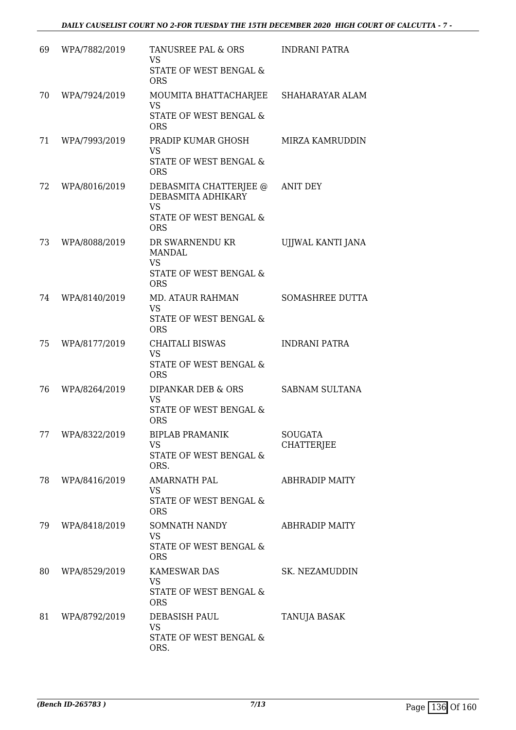| 69 | WPA/7882/2019 | TANUSREE PAL & ORS<br>VS<br>STATE OF WEST BENGAL & ORS | INDRANI PATRA |
|---|---|---|---|
| 70 | WPA/7924/2019 | MOUMITA BHATTACHARJEE<br>VS<br>STATE OF WEST BENGAL & ORS | SHAHARAYAR ALAM |
| 71 | WPA/7993/2019 | PRADIP KUMAR GHOSH<br>VS<br>STATE OF WEST BENGAL & ORS | MIRZA KAMRUDDIN |
| 72 | WPA/8016/2019 | DEBASMITA CHATTERJEE @ DEBASMITA ADHIKARY<br>VS<br>STATE OF WEST BENGAL & ORS | ANIT DEY |
| 73 | WPA/8088/2019 | DR SWARNENDU KR MANDAL<br>VS<br>STATE OF WEST BENGAL & ORS | UJJWAL KANTI JANA |
| 74 | WPA/8140/2019 | MD. ATAUR RAHMAN<br>VS<br>STATE OF WEST BENGAL & ORS | SOMASHREE DUTTA |
| 75 | WPA/8177/2019 | CHAITALI BISWAS<br>VS<br>STATE OF WEST BENGAL & ORS | INDRANI PATRA |
| 76 | WPA/8264/2019 | DIPANKAR DEB & ORS<br>VS<br>STATE OF WEST BENGAL & ORS | SABNAM SULTANA |
| 77 | WPA/8322/2019 | BIPLAB PRAMANIK<br>VS<br>STATE OF WEST BENGAL & ORS. | SOUGATA CHATTERJEE |
| 78 | WPA/8416/2019 | AMARNATH PAL<br>VS<br>STATE OF WEST BENGAL & ORS | ABHRADIP MAITY |
| 79 | WPA/8418/2019 | SOMNATH NANDY<br>VS<br>STATE OF WEST BENGAL & ORS | ABHRADIP MAITY |
| 80 | WPA/8529/2019 | KAMESWAR DAS<br>VS<br>STATE OF WEST BENGAL & ORS | SK. NEZAMUDDIN |
| 81 | WPA/8792/2019 | DEBASISH PAUL<br>VS<br>STATE OF WEST BENGAL & ORS. | TANUJA BASAK |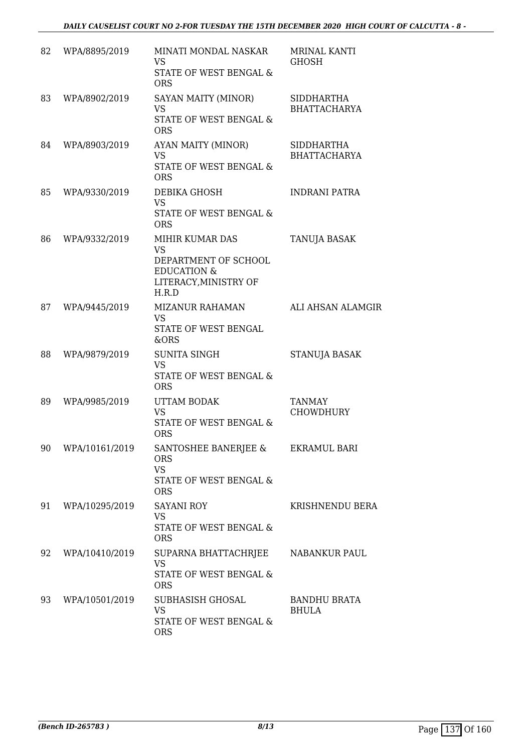| 82 | WPA/8895/2019 | MINATI MONDAL NASKAR<br>VS<br>STATE OF WEST BENGAL & ORS | MRINAL KANTI GHOSH |
|---|---|---|---|
| 83 | WPA/8902/2019 | SAYAN MAITY (MINOR)<br>VS<br>STATE OF WEST BENGAL & ORS | SIDDHARTHA BHATTACHARYA |
| 84 | WPA/8903/2019 | AYAN MAITY (MINOR)<br>VS<br>STATE OF WEST BENGAL & ORS | SIDDHARTHA BHATTACHARYA |
| 85 | WPA/9330/2019 | DEBIKA GHOSH<br>VS<br>STATE OF WEST BENGAL & ORS | INDRANI PATRA |
| 86 | WPA/9332/2019 | MIHIR KUMAR DAS<br>VS<br>DEPARTMENT OF SCHOOL EDUCATION & LITERACY,MINISTRY OF H.R.D | TANUJA BASAK |
| 87 | WPA/9445/2019 | MIZANUR RAHAMAN<br>VS<br>STATE OF WEST BENGAL &ORS | ALI AHSAN ALAMGIR |
| 88 | WPA/9879/2019 | SUNITA SINGH<br>VS<br>STATE OF WEST BENGAL & ORS | STANUJA BASAK |
| 89 | WPA/9985/2019 | UTTAM BODAK<br>VS<br>STATE OF WEST BENGAL & ORS | TANMAY CHOWDHURY |
| 90 | WPA/10161/2019 | SANTOSHEE BANERJEE & ORS<br>VS<br>STATE OF WEST BENGAL & ORS | EKRAMUL BARI |
| 91 | WPA/10295/2019 | SAYANI ROY<br>VS<br>STATE OF WEST BENGAL & ORS | KRISHNENDU BERA |
| 92 | WPA/10410/2019 | SUPARNA BHATTACHRJEE<br>VS<br>STATE OF WEST BENGAL & ORS | NABANKUR PAUL |
| 93 | WPA/10501/2019 | SUBHASISH GHOSAL<br>VS<br>STATE OF WEST BENGAL & ORS | BANDHU BRATA BHULA |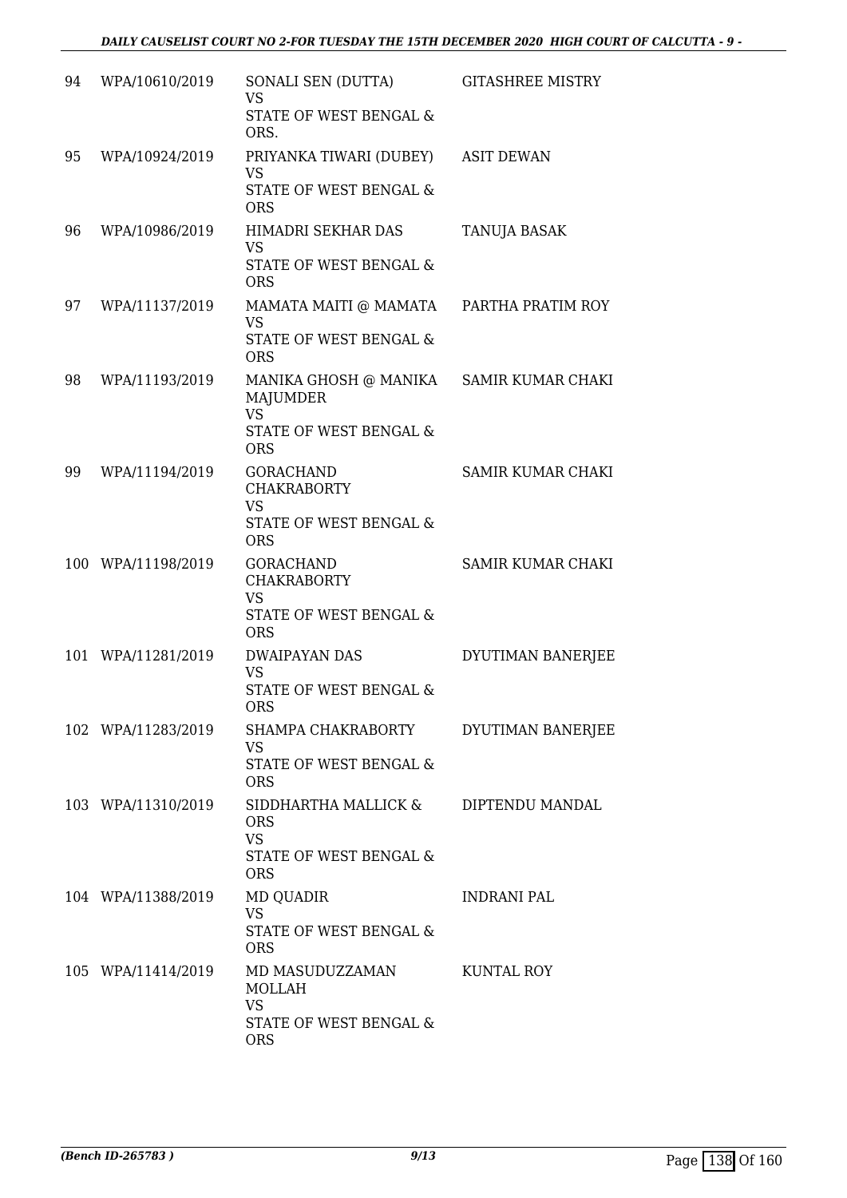| | | | |
|---|---|---|---|
| 94 | WPA/10610/2019 | SONALI SEN (DUTTA)<br>VS<br>STATE OF WEST BENGAL & ORS. | GITASHREE MISTRY |
| 95 | WPA/10924/2019 | PRIYANKA TIWARI (DUBEY)<br>VS<br>STATE OF WEST BENGAL & ORS | ASIT DEWAN |
| 96 | WPA/10986/2019 | HIMADRI SEKHAR DAS<br>VS<br>STATE OF WEST BENGAL & ORS | TANUJA BASAK |
| 97 | WPA/11137/2019 | MAMATA MAITI @ MAMATA<br>VS<br>STATE OF WEST BENGAL & ORS | PARTHA PRATIM ROY |
| 98 | WPA/11193/2019 | MANIKA GHOSH @ MANIKA MAJUMDER<br>VS<br>STATE OF WEST BENGAL & ORS | SAMIR KUMAR CHAKI |
| 99 | WPA/11194/2019 | GORACHAND CHAKRABORTY<br>VS<br>STATE OF WEST BENGAL & ORS | SAMIR KUMAR CHAKI |
| 100 | WPA/11198/2019 | GORACHAND CHAKRABORTY<br>VS<br>STATE OF WEST BENGAL & ORS | SAMIR KUMAR CHAKI |
| 101 | WPA/11281/2019 | DWAIPAYAN DAS<br>VS<br>STATE OF WEST BENGAL & ORS | DYUTIMAN BANERJEE |
| 102 | WPA/11283/2019 | SHAMPA CHAKRABORTY<br>VS<br>STATE OF WEST BENGAL & ORS | DYUTIMAN BANERJEE |
| 103 | WPA/11310/2019 | SIDDHARTHA MALLICK & ORS<br>VS<br>STATE OF WEST BENGAL & ORS | DIPTENDU MANDAL |
| 104 | WPA/11388/2019 | MD QUADIR<br>VS<br>STATE OF WEST BENGAL & ORS | INDRANI PAL |
| 105 | WPA/11414/2019 | MD MASUDUZZAMAN MOLLAH<br>VS<br>STATE OF WEST BENGAL & ORS | KUNTAL ROY |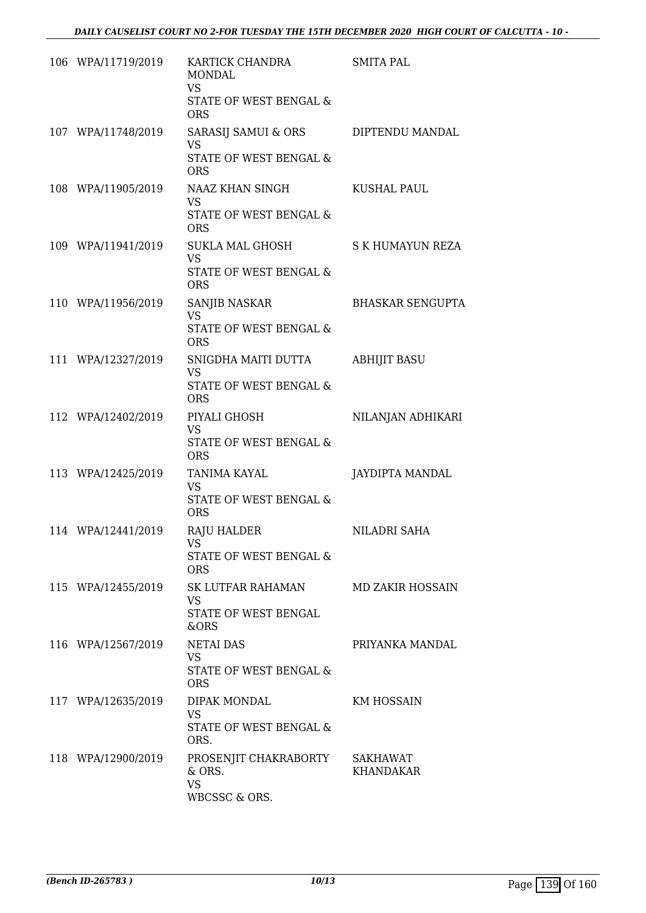| | | | |
|---|---|---|---|
| 106 | WPA/11719/2019 | KARTICK CHANDRA MONDAL<br>VS<br>STATE OF WEST BENGAL & ORS | SMITA PAL |
| 107 | WPA/11748/2019 | SARASIJ SAMUI & ORS<br>VS<br>STATE OF WEST BENGAL & ORS | DIPTENDU MANDAL |
| 108 | WPA/11905/2019 | NAAZ KHAN SINGH<br>VS<br>STATE OF WEST BENGAL & ORS | KUSHAL PAUL |
| 109 | WPA/11941/2019 | SUKLA MAL GHOSH<br>VS<br>STATE OF WEST BENGAL & ORS | S K HUMAYUN REZA |
| 110 | WPA/11956/2019 | SANJIB NASKAR<br>VS<br>STATE OF WEST BENGAL & ORS | BHASKAR SENGUPTA |
| 111 | WPA/12327/2019 | SNIGDHA MAITI DUTTA<br>VS<br>STATE OF WEST BENGAL & ORS | ABHIJIT BASU |
| 112 | WPA/12402/2019 | PIYALI GHOSH<br>VS<br>STATE OF WEST BENGAL & ORS | NILANJAN ADHIKARI |
| 113 | WPA/12425/2019 | TANIMA KAYAL<br>VS<br>STATE OF WEST BENGAL & ORS | JAYDIPTA MANDAL |
| 114 | WPA/12441/2019 | RAJU HALDER<br>VS<br>STATE OF WEST BENGAL & ORS | NILADRI SAHA |
| 115 | WPA/12455/2019 | SK LUTFAR RAHAMAN<br>VS<br>STATE OF WEST BENGAL &ORS | MD ZAKIR HOSSAIN |
| 116 | WPA/12567/2019 | NETAI DAS<br>VS<br>STATE OF WEST BENGAL & ORS | PRIYANKA MANDAL |
| 117 | WPA/12635/2019 | DIPAK MONDAL<br>VS<br>STATE OF WEST BENGAL & ORS. | KM HOSSAIN |
| 118 | WPA/12900/2019 | PROSENJIT CHAKRABORTY & ORS.<br>VS<br>WBCSSC & ORS. | SAKHAWAT KHANDAKAR |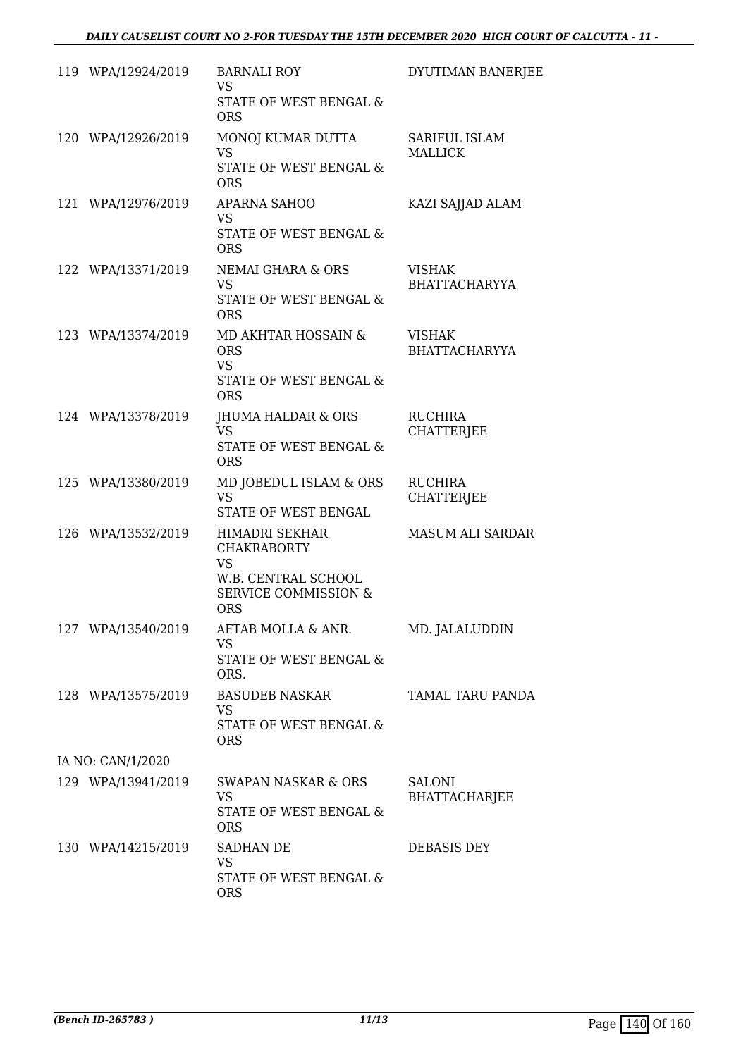| | | | |
|---|---|---|---|
| 119 | WPA/12924/2019 | BARNALI ROY<br>VS<br>STATE OF WEST BENGAL & ORS | DYUTIMAN BANERJEE |
| 120 | WPA/12926/2019 | MONOJ KUMAR DUTTA<br>VS<br>STATE OF WEST BENGAL & ORS | SARIFUL ISLAM MALLICK |
| 121 | WPA/12976/2019 | APARNA SAHOO<br>VS<br>STATE OF WEST BENGAL & ORS | KAZI SAJJAD ALAM |
| 122 | WPA/13371/2019 | NEMAI GHARA & ORS<br>VS<br>STATE OF WEST BENGAL & ORS | VISHAK BHATTACHARYYA |
| 123 | WPA/13374/2019 | MD AKHTAR HOSSAIN & ORS<br>VS<br>STATE OF WEST BENGAL & ORS | VISHAK BHATTACHARYYA |
| 124 | WPA/13378/2019 | JHUMA HALDAR & ORS<br>VS<br>STATE OF WEST BENGAL & ORS | RUCHIRA CHATTERJEE |
| 125 | WPA/13380/2019 | MD JOBEDUL ISLAM & ORS<br>VS<br>STATE OF WEST BENGAL | RUCHIRA CHATTERJEE |
| 126 | WPA/13532/2019 | HIMADRI SEKHAR CHAKRABORTY<br>VS<br>W.B. CENTRAL SCHOOL SERVICE COMMISSION & ORS | MASUM ALI SARDAR |
| 127 | WPA/13540/2019 | AFTAB MOLLA & ANR.<br>VS<br>STATE OF WEST BENGAL & ORS. | MD. JALALUDDIN |
| 128 | WPA/13575/2019 | BASUDEB NASKAR<br>VS<br>STATE OF WEST BENGAL & ORS | TAMAL TARU PANDA |
| | IA NO: CAN/1/2020 | | |
| 129 | WPA/13941/2019 | SWAPAN NASKAR & ORS<br>VS<br>STATE OF WEST BENGAL & ORS | SALONI BHATTACHARJEE |
| 130 | WPA/14215/2019 | SADHAN DE<br>VS<br>STATE OF WEST BENGAL & ORS | DEBASIS DEY |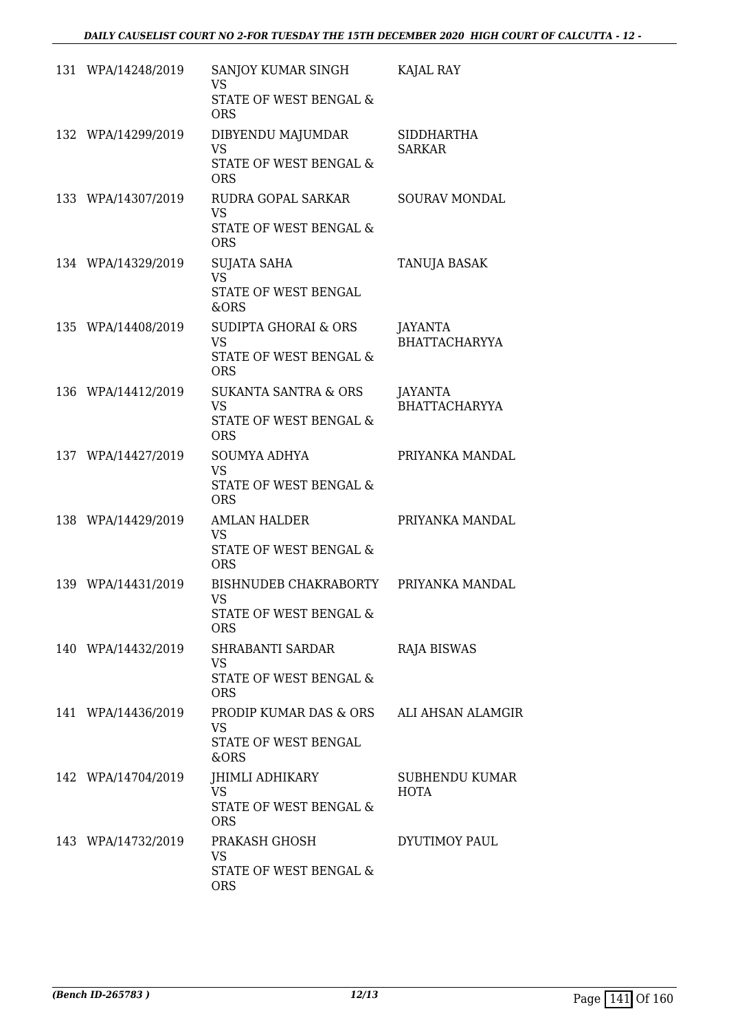| | | | |
|---|---|---|---|
| 131 | WPA/14248/2019 | SANJOY KUMAR SINGH<br>VS<br>STATE OF WEST BENGAL & ORS | KAJAL RAY |
| 132 | WPA/14299/2019 | DIBYENDU MAJUMDAR<br>VS<br>STATE OF WEST BENGAL & ORS | SIDDHARTHA SARKAR |
| 133 | WPA/14307/2019 | RUDRA GOPAL SARKAR<br>VS<br>STATE OF WEST BENGAL & ORS | SOURAV MONDAL |
| 134 | WPA/14329/2019 | SUJATA SAHA<br>VS<br>STATE OF WEST BENGAL &ORS | TANUJA BASAK |
| 135 | WPA/14408/2019 | SUDIPTA GHORAI & ORS<br>VS<br>STATE OF WEST BENGAL & ORS | JAYANTA BHATTACHARYYA |
| 136 | WPA/14412/2019 | SUKANTA SANTRA & ORS<br>VS<br>STATE OF WEST BENGAL & ORS | JAYANTA BHATTACHARYYA |
| 137 | WPA/14427/2019 | SOUMYA ADHYA<br>VS<br>STATE OF WEST BENGAL & ORS | PRIYANKA MANDAL |
| 138 | WPA/14429/2019 | AMLAN HALDER<br>VS<br>STATE OF WEST BENGAL & ORS | PRIYANKA MANDAL |
| 139 | WPA/14431/2019 | BISHNUDEB CHAKRABORTY<br>VS<br>STATE OF WEST BENGAL & ORS | PRIYANKA MANDAL |
| 140 | WPA/14432/2019 | SHRABANTI SARDAR<br>VS<br>STATE OF WEST BENGAL & ORS | RAJA BISWAS |
| 141 | WPA/14436/2019 | PRODIP KUMAR DAS & ORS<br>VS<br>STATE OF WEST BENGAL &ORS | ALI AHSAN ALAMGIR |
| 142 | WPA/14704/2019 | JHIMLI ADHIKARY<br>VS<br>STATE OF WEST BENGAL & ORS | SUBHENDU KUMAR HOTA |
| 143 | WPA/14732/2019 | PRAKASH GHOSH<br>VS<br>STATE OF WEST BENGAL & ORS | DYUTIMOY PAUL |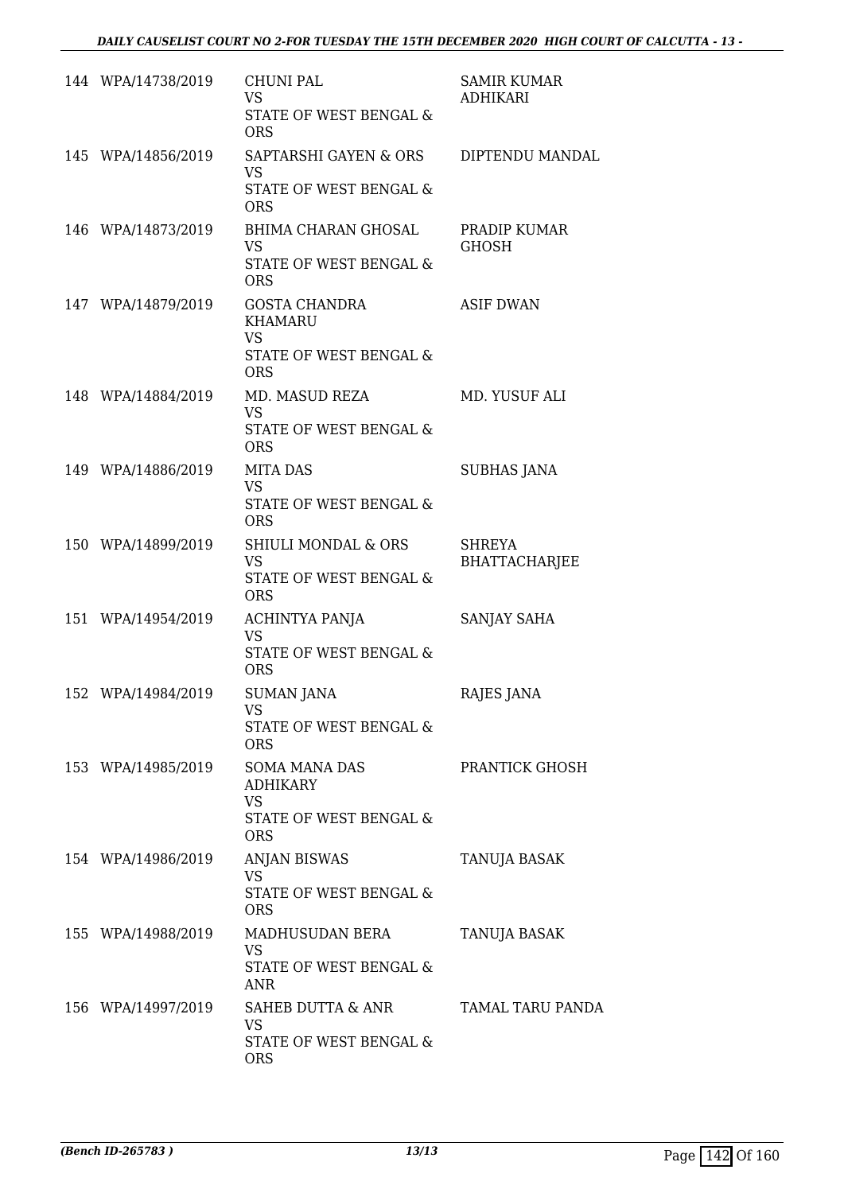| | | | |
|---|---|---|---|
| 144 | WPA/14738/2019 | CHUNI PAL<br>VS<br>STATE OF WEST BENGAL & ORS | SAMIR KUMAR ADHIKARI |
| 145 | WPA/14856/2019 | SAPTARSHI GAYEN & ORS<br>VS<br>STATE OF WEST BENGAL & ORS | DIPTENDU MANDAL |
| 146 | WPA/14873/2019 | BHIMA CHARAN GHOSAL<br>VS<br>STATE OF WEST BENGAL & ORS | PRADIP KUMAR GHOSH |
| 147 | WPA/14879/2019 | GOSTA CHANDRA KHAMARU<br>VS<br>STATE OF WEST BENGAL & ORS | ASIF DWAN |
| 148 | WPA/14884/2019 | MD. MASUD REZA<br>VS<br>STATE OF WEST BENGAL & ORS | MD. YUSUF ALI |
| 149 | WPA/14886/2019 | MITA DAS<br>VS<br>STATE OF WEST BENGAL & ORS | SUBHAS JANA |
| 150 | WPA/14899/2019 | SHIULI MONDAL & ORS<br>VS<br>STATE OF WEST BENGAL & ORS | SHREYA BHATTACHARJEE |
| 151 | WPA/14954/2019 | ACHINTYA PANJA<br>VS<br>STATE OF WEST BENGAL & ORS | SANJAY SAHA |
| 152 | WPA/14984/2019 | SUMAN JANA<br>VS<br>STATE OF WEST BENGAL & ORS | RAJES JANA |
| 153 | WPA/14985/2019 | SOMA MANA DAS ADHIKARY<br>VS<br>STATE OF WEST BENGAL & ORS | PRANTICK GHOSH |
| 154 | WPA/14986/2019 | ANJAN BISWAS<br>VS<br>STATE OF WEST BENGAL & ORS | TANUJA BASAK |
| 155 | WPA/14988/2019 | MADHUSUDAN BERA<br>VS<br>STATE OF WEST BENGAL & ANR | TANUJA BASAK |
| 156 | WPA/14997/2019 | SAHEB DUTTA & ANR<br>VS<br>STATE OF WEST BENGAL & ORS | TAMAL TARU PANDA |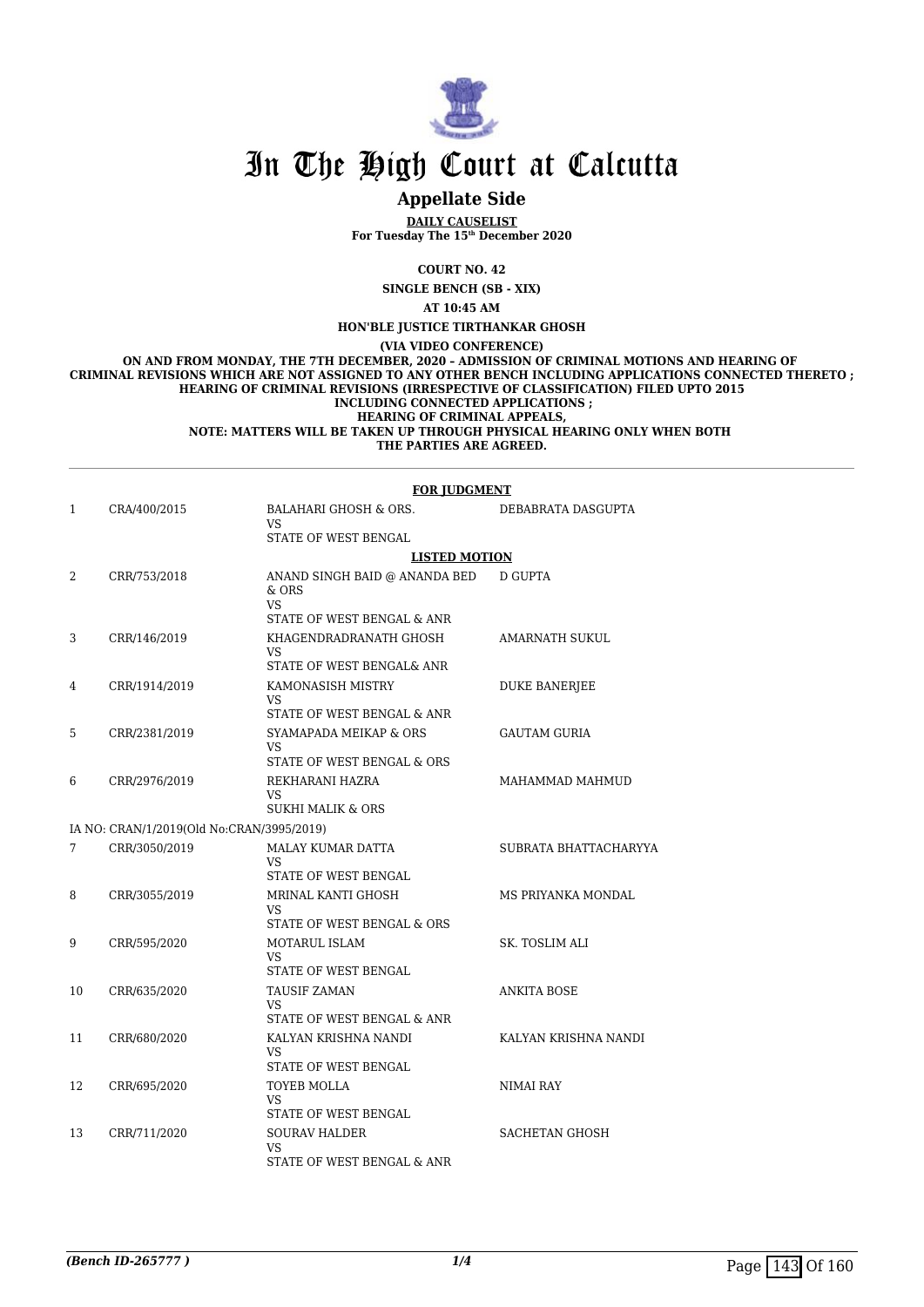# In The High Court at Calcutta

## Appellate Side

**DAILY CAUSELIST**
**For Tuesday The 15th December 2020**

**COURT NO. 42**

**SINGLE BENCH (SB - XIX)**

**AT 10:45 AM**

**HON'BLE JUSTICE TIRTHANKAR GHOSH**

**(VIA VIDEO CONFERENCE)**

**ON AND FROM MONDAY, THE 7TH DECEMBER, 2020 – ADMISSION OF CRIMINAL MOTIONS AND HEARING OF CRIMINAL REVISIONS WHICH ARE NOT ASSIGNED TO ANY OTHER BENCH INCLUDING APPLICATIONS CONNECTED THERETO ; HEARING OF CRIMINAL REVISIONS (IRRESPECTIVE OF CLASSIFICATION) FILED UPTO 2015 INCLUDING CONNECTED APPLICATIONS ; HEARING OF CRIMINAL APPEALS, NOTE: MATTERS WILL BE TAKEN UP THROUGH PHYSICAL HEARING ONLY WHEN BOTH THE PARTIES ARE AGREED.**

**FOR JUDGMENT**

| | | | |
|---|---|---|---|
| 1 | CRA/400/2015 | BALAHARI GHOSH & ORS.<br>VS<br>STATE OF WEST BENGAL | DEBABRATA DASGUPTA |

**LISTED MOTION**

| | | | |
|---|---|---|---|
| 2 | CRR/753/2018 | ANAND SINGH BAID @ ANANDA BED & ORS<br>VS<br>STATE OF WEST BENGAL & ANR | D GUPTA |
| 3 | CRR/146/2019 | KHAGENDRADRANATH GHOSH<br>VS<br>STATE OF WEST BENGAL& ANR | AMARNATH SUKUL |
| 4 | CRR/1914/2019 | KAMONASISH MISTRY<br>VS<br>STATE OF WEST BENGAL & ANR | DUKE BANERJEE |
| 5 | CRR/2381/2019 | SYAMAPADA MEIKAP & ORS<br>VS<br>STATE OF WEST BENGAL & ORS | GAUTAM GURIA |
| 6 | CRR/2976/2019 | REKHARANI HAZRA<br>VS<br>SUKHI MALIK & ORS | MAHAMMAD MAHMUD |
| | IA NO: CRAN/1/2019(Old No:CRAN/3995/2019) | | |
| 7 | CRR/3050/2019 | MALAY KUMAR DATTA<br>VS<br>STATE OF WEST BENGAL | SUBRATA BHATTACHARYYA |
| 8 | CRR/3055/2019 | MRINAL KANTI GHOSH<br>VS<br>STATE OF WEST BENGAL & ORS | MS PRIYANKA MONDAL |
| 9 | CRR/595/2020 | MOTARUL ISLAM<br>VS<br>STATE OF WEST BENGAL | SK. TOSLIM ALI |
| 10 | CRR/635/2020 | TAUSIF ZAMAN<br>VS<br>STATE OF WEST BENGAL & ANR | ANKITA BOSE |
| 11 | CRR/680/2020 | KALYAN KRISHNA NANDI<br>VS<br>STATE OF WEST BENGAL | KALYAN KRISHNA NANDI |
| 12 | CRR/695/2020 | TOYEB MOLLA<br>VS<br>STATE OF WEST BENGAL | NIMAI RAY |
| 13 | CRR/711/2020 | SOURAV HALDER<br>VS<br>STATE OF WEST BENGAL & ANR | SACHETAN GHOSH |

*(Bench ID-265777 )*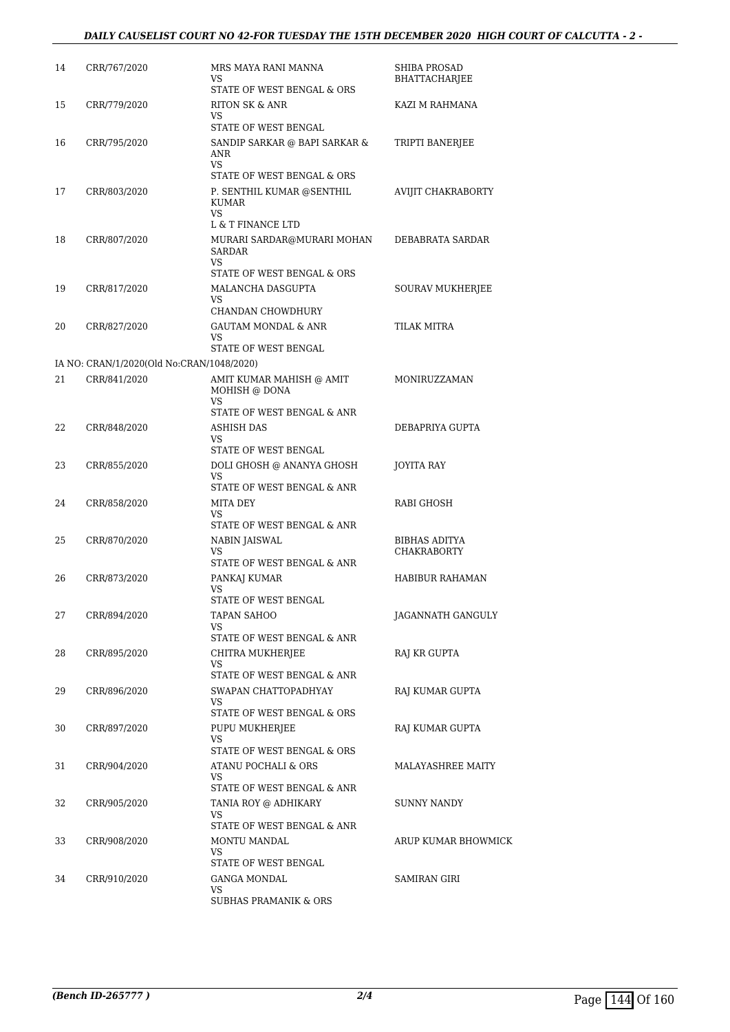| 14 | CRR/767/2020 | MRS MAYA RANI MANNA<br>VS<br>STATE OF WEST BENGAL & ORS | SHIBA PROSAD BHATTACHARJEE |
|---|---|---|---|
| 15 | CRR/779/2020 | RITON SK & ANR<br>VS<br>STATE OF WEST BENGAL | KAZI M RAHMANA |
| 16 | CRR/795/2020 | SANDIP SARKAR @ BAPI SARKAR & ANR<br>VS<br>STATE OF WEST BENGAL & ORS | TRIPTI BANERJEE |
| 17 | CRR/803/2020 | P. SENTHIL KUMAR @SENTHIL KUMAR<br>VS<br>L & T FINANCE LTD | AVIJIT CHAKRABORTY |
| 18 | CRR/807/2020 | MURARI SARDAR@MURARI MOHAN SARDAR<br>VS<br>STATE OF WEST BENGAL & ORS | DEBABRATA SARDAR |
| 19 | CRR/817/2020 | MALANCHA DASGUPTA<br>VS<br>CHANDAN CHOWDHURY | SOURAV MUKHERJEE |
| 20 | CRR/827/2020 | GAUTAM MONDAL & ANR<br>VS<br>STATE OF WEST BENGAL | TILAK MITRA |
| | IA NO: CRAN/1/2020(Old No:CRAN/1048/2020) | | |
| 21 | CRR/841/2020 | AMIT KUMAR MAHISH @ AMIT MOHISH @ DONA<br>VS<br>STATE OF WEST BENGAL & ANR | MONIRUZZAMAN |
| 22 | CRR/848/2020 | ASHISH DAS<br>VS<br>STATE OF WEST BENGAL | DEBAPRIYA GUPTA |
| 23 | CRR/855/2020 | DOLI GHOSH @ ANANYA GHOSH<br>VS<br>STATE OF WEST BENGAL & ANR | JOYITA RAY |
| 24 | CRR/858/2020 | MITA DEY<br>VS<br>STATE OF WEST BENGAL & ANR | RABI GHOSH |
| 25 | CRR/870/2020 | NABIN JAISWAL<br>VS<br>STATE OF WEST BENGAL & ANR | BIBHAS ADITYA CHAKRABORTY |
| 26 | CRR/873/2020 | PANKAJ KUMAR<br>VS<br>STATE OF WEST BENGAL | HABIBUR RAHAMAN |
| 27 | CRR/894/2020 | TAPAN SAHOO<br>VS<br>STATE OF WEST BENGAL & ANR | JAGANNATH GANGULY |
| 28 | CRR/895/2020 | CHITRA MUKHERJEE<br>VS<br>STATE OF WEST BENGAL & ANR | RAJ KR GUPTA |
| 29 | CRR/896/2020 | SWAPAN CHATTOPADHYAY<br>VS<br>STATE OF WEST BENGAL & ORS | RAJ KUMAR GUPTA |
| 30 | CRR/897/2020 | PUPU MUKHERJEE<br>VS<br>STATE OF WEST BENGAL & ORS | RAJ KUMAR GUPTA |
| 31 | CRR/904/2020 | ATANU POCHALI & ORS<br>VS<br>STATE OF WEST BENGAL & ANR | MALAYASHREE MAITY |
| 32 | CRR/905/2020 | TANIA ROY @ ADHIKARY<br>VS<br>STATE OF WEST BENGAL & ANR | SUNNY NANDY |
| 33 | CRR/908/2020 | MONTU MANDAL<br>VS<br>STATE OF WEST BENGAL | ARUP KUMAR BHOWMICK |
| 34 | CRR/910/2020 | GANGA MONDAL<br>VS<br>SUBHAS PRAMANIK & ORS | SAMIRAN GIRI |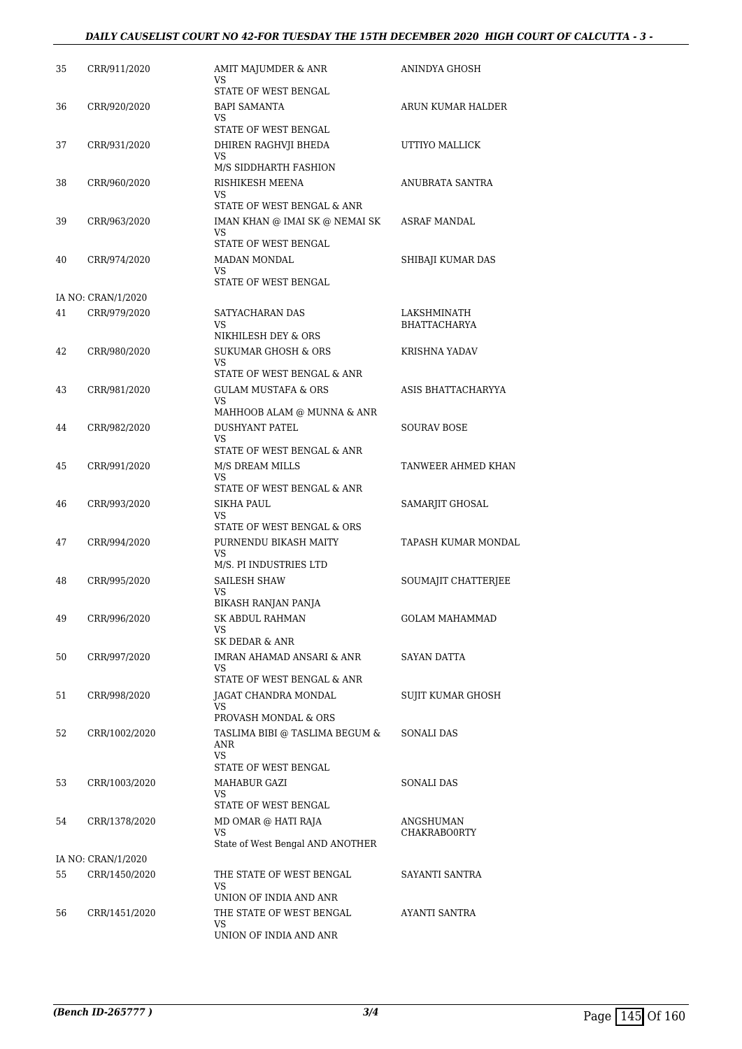| | | | |
|---|---|---|---|
| 35 | CRR/911/2020 | AMIT MAJUMDER & ANR<br>VS<br>STATE OF WEST BENGAL | ANINDYA GHOSH |
| 36 | CRR/920/2020 | BAPI SAMANTA<br>VS<br>STATE OF WEST BENGAL | ARUN KUMAR HALDER |
| 37 | CRR/931/2020 | DHIREN RAGHVJI BHEDA<br>VS<br>M/S SIDDHARTH FASHION | UTTIYO MALLICK |
| 38 | CRR/960/2020 | RISHIKESH MEENA<br>VS<br>STATE OF WEST BENGAL & ANR | ANUBRATA SANTRA |
| 39 | CRR/963/2020 | IMAN KHAN @ IMAI SK @ NEMAI SK<br>VS<br>STATE OF WEST BENGAL | ASRAF MANDAL |
| 40 | CRR/974/2020 | MADAN MONDAL<br>VS<br>STATE OF WEST BENGAL | SHIBAJI KUMAR DAS |
| IA NO: CRAN/1/2020 | | | |
| 41 | CRR/979/2020 | SATYACHARAN DAS<br>VS<br>NIKHILESH DEY & ORS | LAKSHMINATH BHATTACHARYA |
| 42 | CRR/980/2020 | SUKUMAR GHOSH & ORS<br>VS<br>STATE OF WEST BENGAL & ANR | KRISHNA YADAV |
| 43 | CRR/981/2020 | GULAM MUSTAFA & ORS<br>VS<br>MAHHOOB ALAM @ MUNNA & ANR | ASIS BHATTACHARYYA |
| 44 | CRR/982/2020 | DUSHYANT PATEL<br>VS<br>STATE OF WEST BENGAL & ANR | SOURAV BOSE |
| 45 | CRR/991/2020 | M/S DREAM MILLS<br>VS<br>STATE OF WEST BENGAL & ANR | TANWEER AHMED KHAN |
| 46 | CRR/993/2020 | SIKHA PAUL<br>VS<br>STATE OF WEST BENGAL & ORS | SAMARJIT GHOSAL |
| 47 | CRR/994/2020 | PURNENDU BIKASH MAITY<br>VS<br>M/S. PI INDUSTRIES LTD | TAPASH KUMAR MONDAL |
| 48 | CRR/995/2020 | SAILESH SHAW<br>VS<br>BIKASH RANJAN PANJA | SOUMAJIT CHATTERJEE |
| 49 | CRR/996/2020 | SK ABDUL RAHMAN<br>VS<br>SK DEDAR & ANR | GOLAM MAHAMMAD |
| 50 | CRR/997/2020 | IMRAN AHAMAD ANSARI & ANR<br>VS<br>STATE OF WEST BENGAL & ANR | SAYAN DATTA |
| 51 | CRR/998/2020 | JAGAT CHANDRA MONDAL<br>VS<br>PROVASH MONDAL & ORS | SUJIT KUMAR GHOSH |
| 52 | CRR/1002/2020 | TASLIMA BIBI @ TASLIMA BEGUM & ANR<br>VS<br>STATE OF WEST BENGAL | SONALI DAS |
| 53 | CRR/1003/2020 | MAHABUR GAZI<br>VS<br>STATE OF WEST BENGAL | SONALI DAS |
| 54 | CRR/1378/2020 | MD OMAR @ HATI RAJA<br>VS<br>State of West Bengal AND ANOTHER | ANGSHUMAN CHAKRABO0RTY |
| IA NO: CRAN/1/2020 | | | |
| 55 | CRR/1450/2020 | THE STATE OF WEST BENGAL<br>VS<br>UNION OF INDIA AND ANR | SAYANTI SANTRA |
| 56 | CRR/1451/2020 | THE STATE OF WEST BENGAL<br>VS<br>UNION OF INDIA AND ANR | AYANTI SANTRA |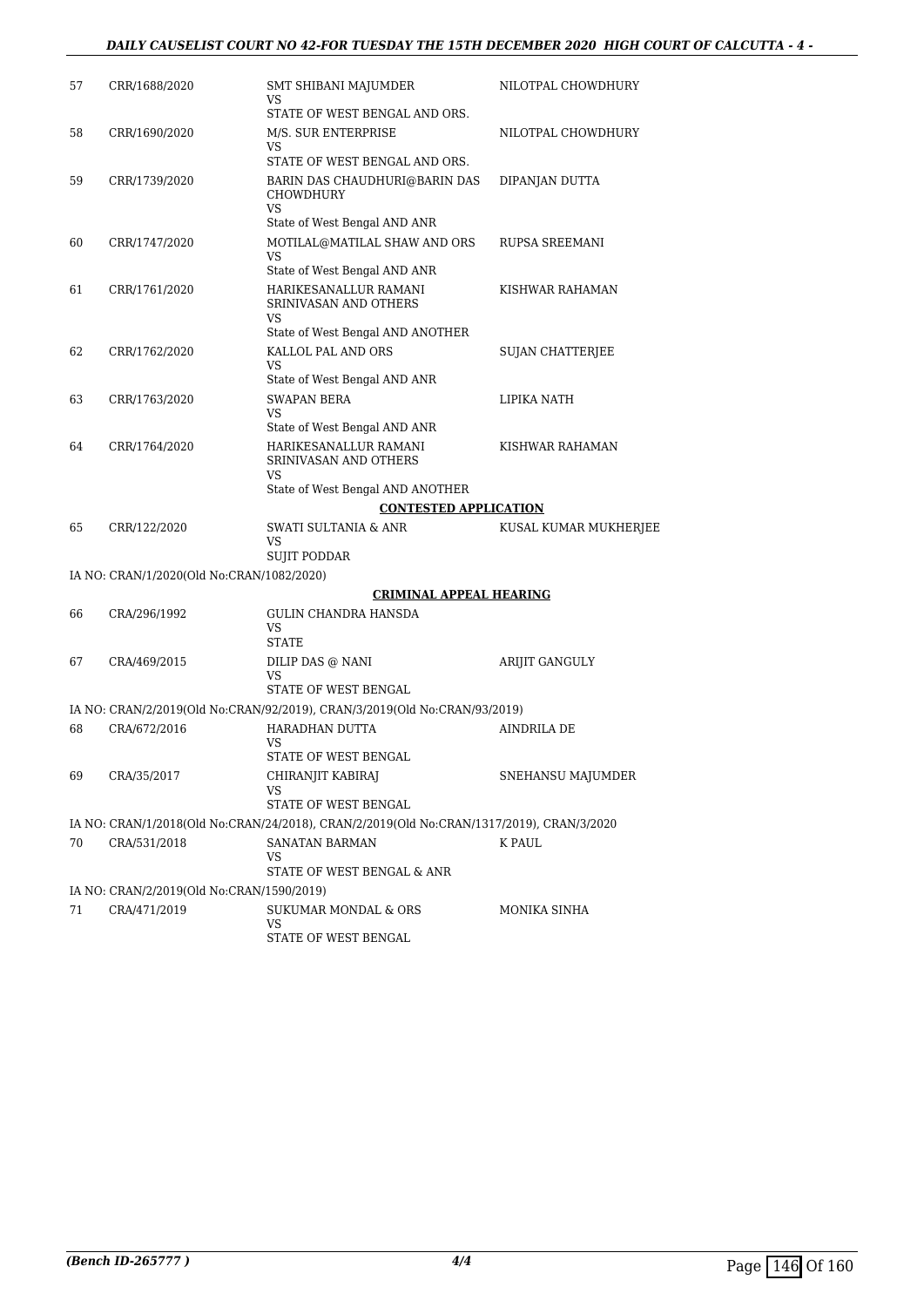| | | | |
|---|---|---|---|
| 57 | CRR/1688/2020 | SMT SHIBANI MAJUMDER<br>VS<br>STATE OF WEST BENGAL AND ORS. | NILOTPAL CHOWDHURY |
| 58 | CRR/1690/2020 | M/S. SUR ENTERPRISE<br>VS<br>STATE OF WEST BENGAL AND ORS. | NILOTPAL CHOWDHURY |
| 59 | CRR/1739/2020 | BARIN DAS CHAUDHURI@BARIN DAS CHOWDHURY<br>VS<br>State of West Bengal AND ANR | DIPANJAN DUTTA |
| 60 | CRR/1747/2020 | MOTILAL@MATILAL SHAW AND ORS<br>VS<br>State of West Bengal AND ANR | RUPSA SREEMANI |
| 61 | CRR/1761/2020 | HARIKESANALLUR RAMANI SRINIVASAN AND OTHERS<br>VS<br>State of West Bengal AND ANOTHER | KISHWAR RAHAMAN |
| 62 | CRR/1762/2020 | KALLOL PAL AND ORS<br>VS<br>State of West Bengal AND ANR | SUJAN CHATTERJEE |
| 63 | CRR/1763/2020 | SWAPAN BERA<br>VS<br>State of West Bengal AND ANR | LIPIKA NATH |
| 64 | CRR/1764/2020 | HARIKESANALLUR RAMANI SRINIVASAN AND OTHERS<br>VS<br>State of West Bengal AND ANOTHER | KISHWAR RAHAMAN |

**CONTESTED APPLICATION**

| | | | |
|---|---|---|---|
| 65 | CRR/122/2020 | SWATI SULTANIA & ANR<br>VS<br>SUJIT PODDAR | KUSAL KUMAR MUKHERJEE |

IA NO: CRAN/1/2020(Old No:CRAN/1082/2020)

**CRIMINAL APPEAL HEARING**

| | | | |
|---|---|---|---|
| 66 | CRA/296/1992 | GULIN CHANDRA HANSDA<br>VS<br>STATE | |
| 67 | CRA/469/2015 | DILIP DAS @ NANI<br>VS<br>STATE OF WEST BENGAL | ARIJIT GANGULY |

IA NO: CRAN/2/2019(Old No:CRAN/92/2019), CRAN/3/2019(Old No:CRAN/93/2019)

| | | | |
|---|---|---|---|
| 68 | CRA/672/2016 | HARADHAN DUTTA<br>VS<br>STATE OF WEST BENGAL | AINDRILA DE |
| 69 | CRA/35/2017 | CHIRANJIT KABIRAJ<br>VS<br>STATE OF WEST BENGAL | SNEHANSU MAJUMDER |

IA NO: CRAN/1/2018(Old No:CRAN/24/2018), CRAN/2/2019(Old No:CRAN/1317/2019), CRAN/3/2020

| | | | |
|---|---|---|---|
| 70 | CRA/531/2018 | SANATAN BARMAN<br>VS<br>STATE OF WEST BENGAL & ANR | K PAUL |

IA NO: CRAN/2/2019(Old No:CRAN/1590/2019)

| | | | |
|---|---|---|---|
| 71 | CRA/471/2019 | SUKUMAR MONDAL & ORS<br>VS<br>STATE OF WEST BENGAL | MONIKA SINHA |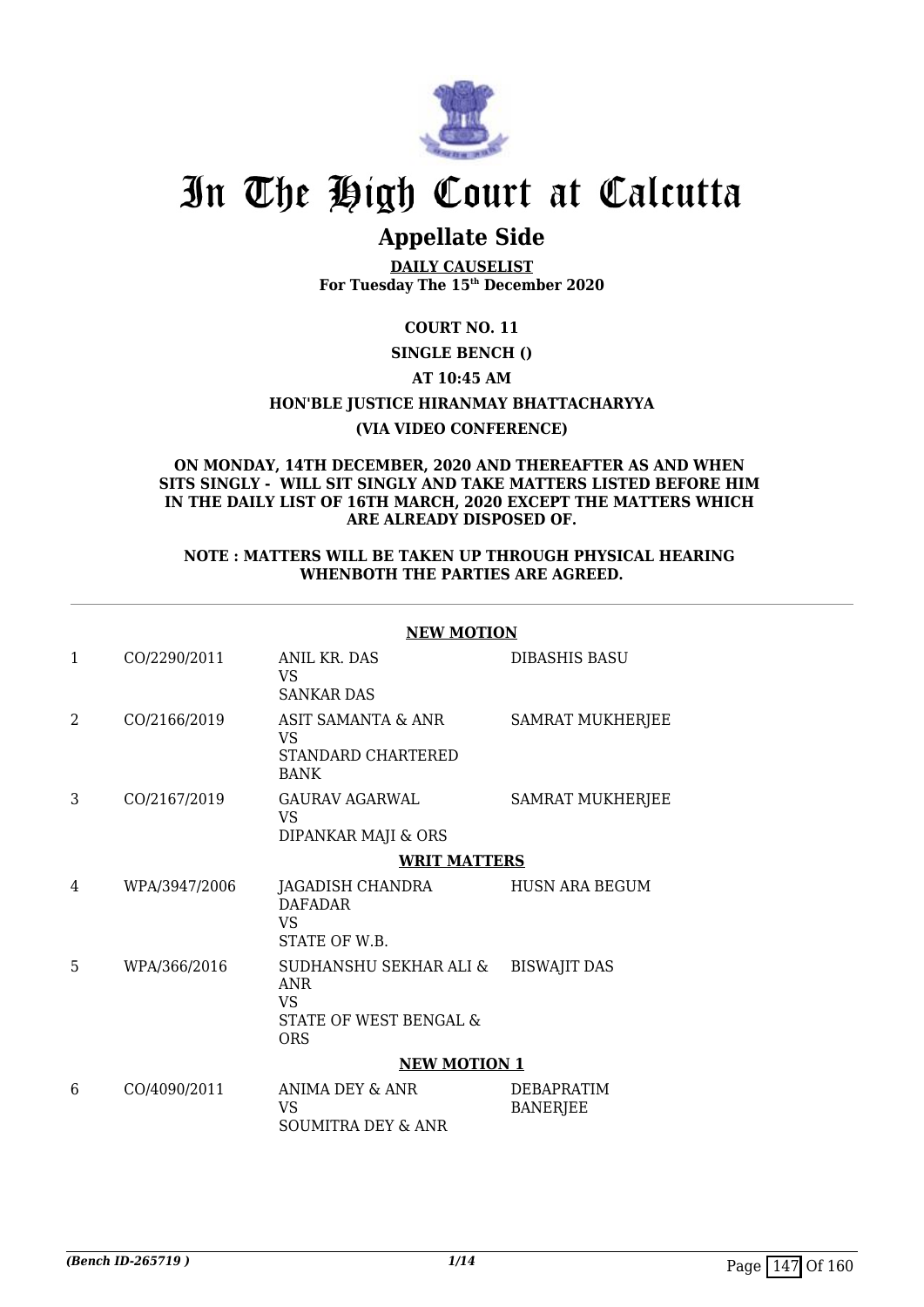# In The High Court at Calcutta

## Appellate Side

**DAILY CAUSELIST**
**For Tuesday The 15th December 2020**

**COURT NO. 11**

**SINGLE BENCH ()**

**AT 10:45 AM**

**HON'BLE JUSTICE HIRANMAY BHATTACHARYYA**

**(VIA VIDEO CONFERENCE)**

**ON MONDAY, 14TH DECEMBER, 2020 AND THEREAFTER AS AND WHEN SITS SINGLY - WILL SIT SINGLY AND TAKE MATTERS LISTED BEFORE HIM IN THE DAILY LIST OF 16TH MARCH, 2020 EXCEPT THE MATTERS WHICH ARE ALREADY DISPOSED OF.**

**NOTE : MATTERS WILL BE TAKEN UP THROUGH PHYSICAL HEARING WHENBOTH THE PARTIES ARE AGREED.**

**NEW MOTION**

| | | | |
|---|---|---|---|
| 1 | CO/2290/2011 | ANIL KR. DAS<br>VS<br>SANKAR DAS | DIBASHIS BASU |
| 2 | CO/2166/2019 | ASIT SAMANTA & ANR<br>VS<br>STANDARD CHARTERED BANK | SAMRAT MUKHERJEE |
| 3 | CO/2167/2019 | GAURAV AGARWAL<br>VS<br>DIPANKAR MAJI & ORS | SAMRAT MUKHERJEE |

**WRIT MATTERS**

| | | | |
|---|---|---|---|
| 4 | WPA/3947/2006 | JAGADISH CHANDRA DAFADAR<br>VS<br>STATE OF W.B. | HUSN ARA BEGUM |
| 5 | WPA/366/2016 | SUDHANSHU SEKHAR ALI & ANR<br>VS<br>STATE OF WEST BENGAL & ORS | BISWAJIT DAS |

**NEW MOTION 1**

| | | | |
|---|---|---|---|
| 6 | CO/4090/2011 | ANIMA DEY & ANR<br>VS<br>SOUMITRA DEY & ANR | DEBAPRATIM BANERJEE |

*(Bench ID-265719 )*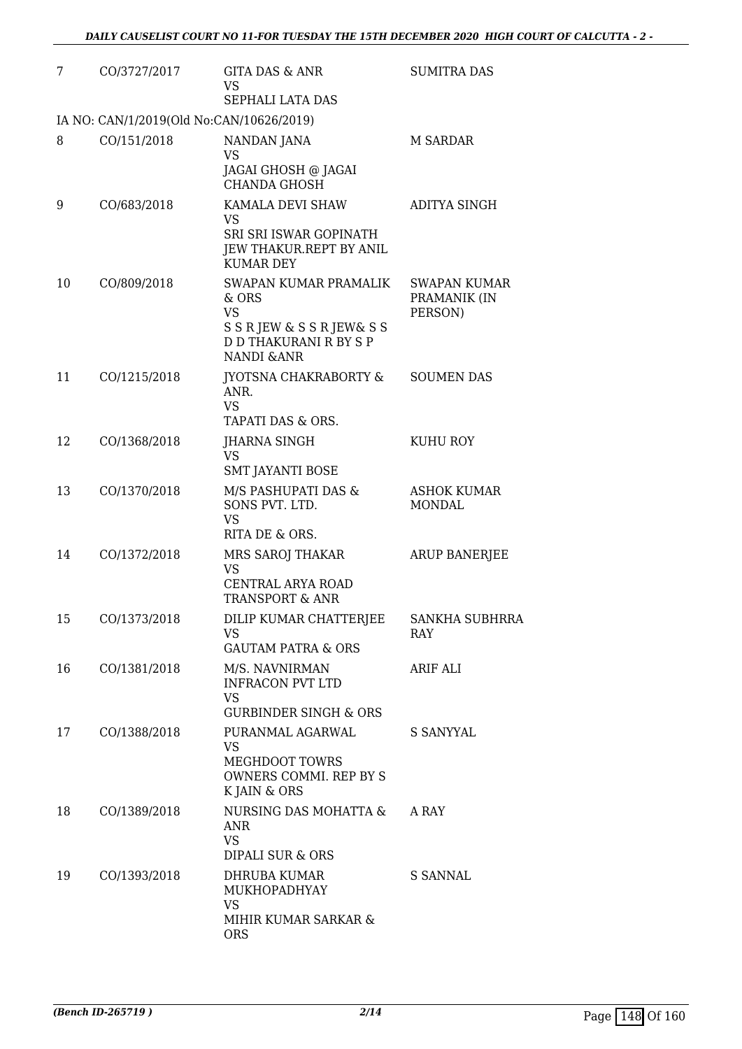| | | | |
|---|---|---|---|
| 7 | CO/3727/2017 | GITA DAS & ANR<br>VS<br>SEPHALI LATA DAS | SUMITRA DAS |
| IA NO: CAN/1/2019(Old No:CAN/10626/2019) | | | |
| 8 | CO/151/2018 | NANDAN JANA<br>VS<br>JAGAI GHOSH @ JAGAI CHANDA GHOSH | M SARDAR |
| 9 | CO/683/2018 | KAMALA DEVI SHAW<br>VS<br>SRI SRI ISWAR GOPINATH JEW THAKUR.REPT BY ANIL KUMAR DEY | ADITYA SINGH |
| 10 | CO/809/2018 | SWAPAN KUMAR PRAMALIK & ORS<br>VS<br>S S R JEW & S S R JEW& S S D D THAKURANI R BY S P NANDI &ANR | SWAPAN KUMAR PRAMANIK (IN PERSON) |
| 11 | CO/1215/2018 | JYOTSNA CHAKRABORTY & ANR.<br>VS<br>TAPATI DAS & ORS. | SOUMEN DAS |
| 12 | CO/1368/2018 | JHARNA SINGH<br>VS<br>SMT JAYANTI BOSE | KUHU ROY |
| 13 | CO/1370/2018 | M/S PASHUPATI DAS & SONS PVT. LTD.<br>VS<br>RITA DE & ORS. | ASHOK KUMAR MONDAL |
| 14 | CO/1372/2018 | MRS SAROJ THAKAR<br>VS<br>CENTRAL ARYA ROAD TRANSPORT & ANR | ARUP BANERJEE |
| 15 | CO/1373/2018 | DILIP KUMAR CHATTERJEE<br>VS<br>GAUTAM PATRA & ORS | SANKHA SUBHRRA RAY |
| 16 | CO/1381/2018 | M/S. NAVNIRMAN INFRACON PVT LTD<br>VS<br>GURBINDER SINGH & ORS | ARIF ALI |
| 17 | CO/1388/2018 | PURANMAL AGARWAL<br>VS<br>MEGHDOOT TOWRS OWNERS COMMI. REP BY S K JAIN & ORS | S SANYYAL |
| 18 | CO/1389/2018 | NURSING DAS MOHATTA & ANR<br>VS<br>DIPALI SUR & ORS | A RAY |
| 19 | CO/1393/2018 | DHRUBA KUMAR MUKHOPADHYAY<br>VS<br>MIHIR KUMAR SARKAR & ORS | S SANNAL |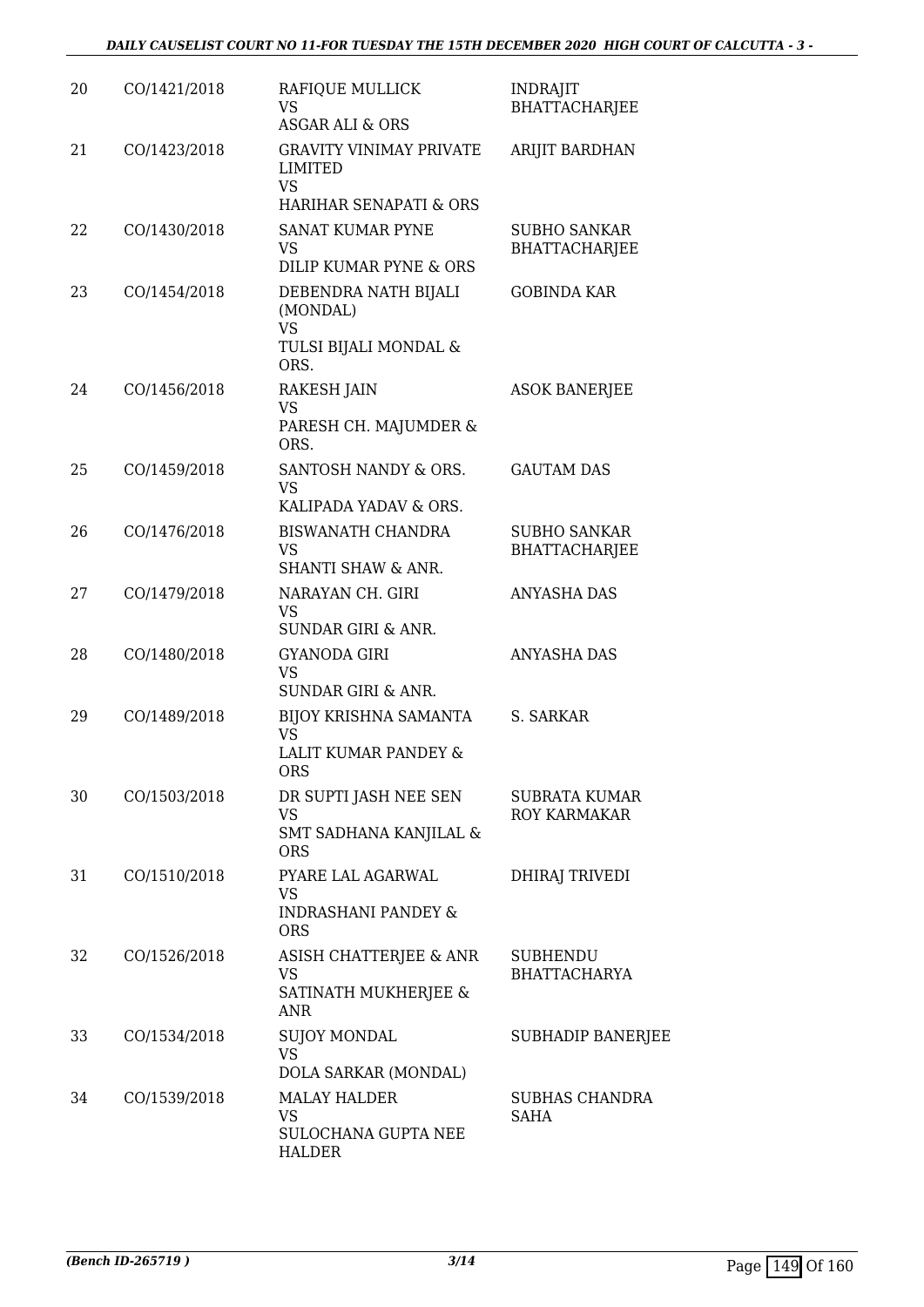| | | | |
|---|---|---|---|
| 20 | CO/1421/2018 | RAFIQUE MULLICK<br>VS<br>ASGAR ALI & ORS | INDRAJIT BHATTACHARJEE |
| 21 | CO/1423/2018 | GRAVITY VINIMAY PRIVATE LIMITED<br>VS<br>HARIHAR SENAPATI & ORS | ARIJIT BARDHAN |
| 22 | CO/1430/2018 | SANAT KUMAR PYNE<br>VS<br>DILIP KUMAR PYNE & ORS | SUBHO SANKAR BHATTACHARJEE |
| 23 | CO/1454/2018 | DEBENDRA NATH BIJALI (MONDAL)<br>VS<br>TULSI BIJALI MONDAL & ORS. | GOBINDA KAR |
| 24 | CO/1456/2018 | RAKESH JAIN<br>VS<br>PARESH CH. MAJUMDER & ORS. | ASOK BANERJEE |
| 25 | CO/1459/2018 | SANTOSH NANDY & ORS.<br>VS<br>KALIPADA YADAV & ORS. | GAUTAM DAS |
| 26 | CO/1476/2018 | BISWANATH CHANDRA<br>VS<br>SHANTI SHAW & ANR. | SUBHO SANKAR BHATTACHARJEE |
| 27 | CO/1479/2018 | NARAYAN CH. GIRI<br>VS<br>SUNDAR GIRI & ANR. | ANYASHA DAS |
| 28 | CO/1480/2018 | GYANODA GIRI<br>VS<br>SUNDAR GIRI & ANR. | ANYASHA DAS |
| 29 | CO/1489/2018 | BIJOY KRISHNA SAMANTA<br>VS<br>LALIT KUMAR PANDEY & ORS | S. SARKAR |
| 30 | CO/1503/2018 | DR SUPTI JASH NEE SEN<br>VS<br>SMT SADHANA KANJILAL & ORS | SUBRATA KUMAR ROY KARMAKAR |
| 31 | CO/1510/2018 | PYARE LAL AGARWAL<br>VS<br>INDRASHANI PANDEY & ORS | DHIRAJ TRIVEDI |
| 32 | CO/1526/2018 | ASISH CHATTERJEE & ANR<br>VS<br>SATINATH MUKHERJEE & ANR | SUBHENDU BHATTACHARYA |
| 33 | CO/1534/2018 | SUJOY MONDAL<br>VS<br>DOLA SARKAR (MONDAL) | SUBHADIP BANERJEE |
| 34 | CO/1539/2018 | MALAY HALDER<br>VS<br>SULOCHANA GUPTA NEE HALDER | SUBHAS CHANDRA SAHA |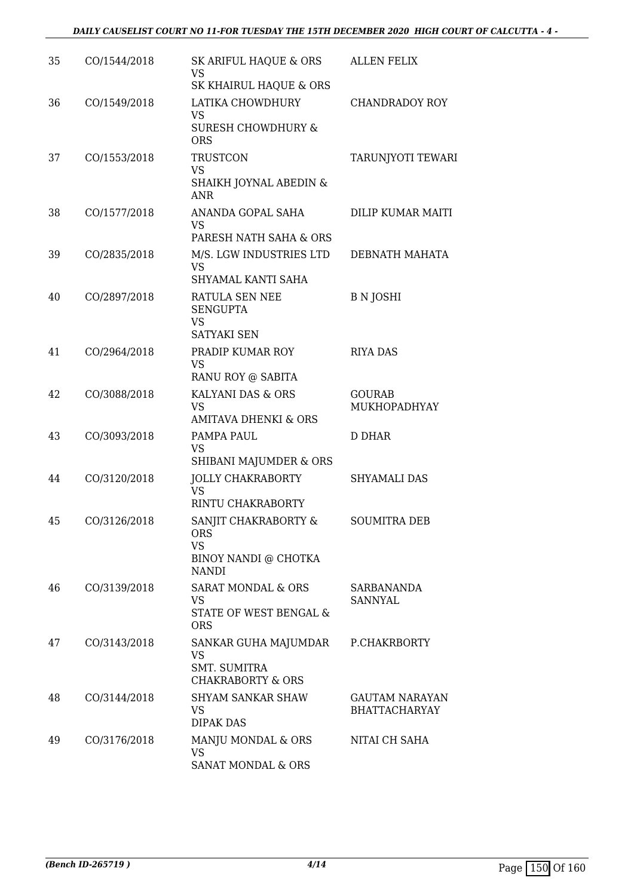| 35 | CO/1544/2018 | SK ARIFUL HAQUE & ORS<br>VS<br>SK KHAIRUL HAQUE & ORS | ALLEN FELIX |
|---|---|---|---|
| 36 | CO/1549/2018 | LATIKA CHOWDHURY<br>VS<br>SURESH CHOWDHURY & ORS | CHANDRADOY ROY |
| 37 | CO/1553/2018 | TRUSTCON<br>VS<br>SHAIKH JOYNAL ABEDIN & ANR | TARUNJYOTI TEWARI |
| 38 | CO/1577/2018 | ANANDA GOPAL SAHA<br>VS<br>PARESH NATH SAHA & ORS | DILIP KUMAR MAITI |
| 39 | CO/2835/2018 | M/S. LGW INDUSTRIES LTD<br>VS<br>SHYAMAL KANTI SAHA | DEBNATH MAHATA |
| 40 | CO/2897/2018 | RATULA SEN NEE SENGUPTA<br>VS<br>SATYAKI SEN | B N JOSHI |
| 41 | CO/2964/2018 | PRADIP KUMAR ROY<br>VS<br>RANU ROY @ SABITA | RIYA DAS |
| 42 | CO/3088/2018 | KALYANI DAS & ORS<br>VS<br>AMITAVA DHENKI & ORS | GOURAB MUKHOPADHYAY |
| 43 | CO/3093/2018 | PAMPA PAUL<br>VS<br>SHIBANI MAJUMDER & ORS | D DHAR |
| 44 | CO/3120/2018 | JOLLY CHAKRABORTY<br>VS<br>RINTU CHAKRABORTY | SHYAMALI DAS |
| 45 | CO/3126/2018 | SANJIT CHAKRABORTY & ORS<br>VS<br>BINOY NANDI @ CHOTKA NANDI | SOUMITRA DEB |
| 46 | CO/3139/2018 | SARAT MONDAL & ORS<br>VS<br>STATE OF WEST BENGAL & ORS | SARBANANDA SANNYAL |
| 47 | CO/3143/2018 | SANKAR GUHA MAJUMDAR<br>VS<br>SMT. SUMITRA CHAKRABORTY & ORS | P.CHAKRBORTY |
| 48 | CO/3144/2018 | SHYAM SANKAR SHAW<br>VS<br>DIPAK DAS | GAUTAM NARAYAN BHATTACHARYAY |
| 49 | CO/3176/2018 | MANJU MONDAL & ORS<br>VS<br>SANAT MONDAL & ORS | NITAI CH SAHA |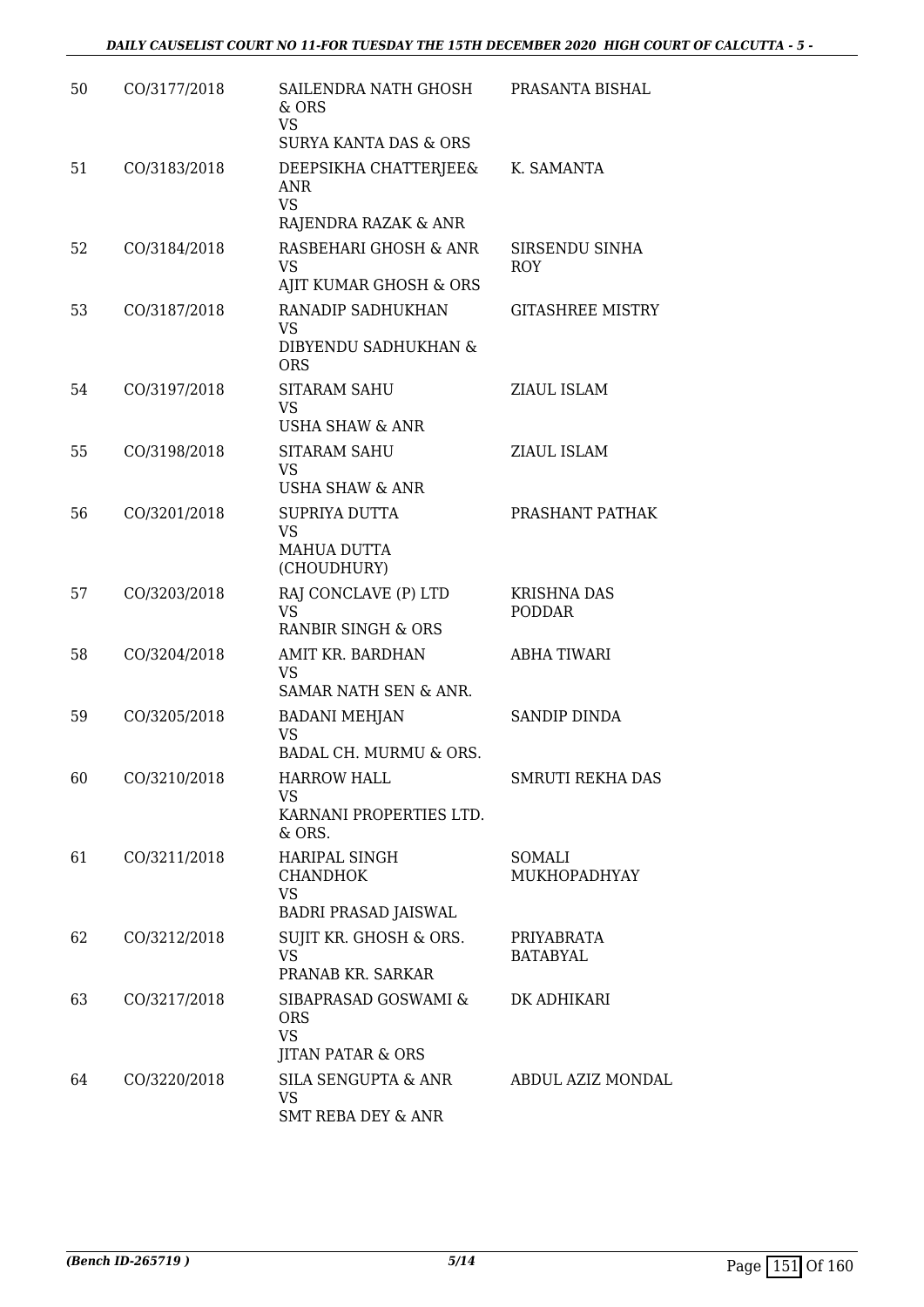| | | | |
|---|---|---|---|
| 50 | CO/3177/2018 | SAILENDRA NATH GHOSH & ORS<br>VS<br>SURYA KANTA DAS & ORS | PRASANTA BISHAL |
| 51 | CO/3183/2018 | DEEPSIKHA CHATTERJEE& ANR<br>VS<br>RAJENDRA RAZAK & ANR | K. SAMANTA |
| 52 | CO/3184/2018 | RASBEHARI GHOSH & ANR<br>VS<br>AJIT KUMAR GHOSH & ORS | SIRSENDU SINHA ROY |
| 53 | CO/3187/2018 | RANADIP SADHUKHAN<br>VS<br>DIBYENDU SADHUKHAN & ORS | GITASHREE MISTRY |
| 54 | CO/3197/2018 | SITARAM SAHU<br>VS<br>USHA SHAW & ANR | ZIAUL ISLAM |
| 55 | CO/3198/2018 | SITARAM SAHU<br>VS<br>USHA SHAW & ANR | ZIAUL ISLAM |
| 56 | CO/3201/2018 | SUPRIYA DUTTA<br>VS<br>MAHUA DUTTA (CHOUDHURY) | PRASHANT PATHAK |
| 57 | CO/3203/2018 | RAJ CONCLAVE (P) LTD<br>VS<br>RANBIR SINGH & ORS | KRISHNA DAS PODDAR |
| 58 | CO/3204/2018 | AMIT KR. BARDHAN<br>VS<br>SAMAR NATH SEN & ANR. | ABHA TIWARI |
| 59 | CO/3205/2018 | BADANI MEHJAN<br>VS<br>BADAL CH. MURMU & ORS. | SANDIP DINDA |
| 60 | CO/3210/2018 | HARROW HALL<br>VS<br>KARNANI PROPERTIES LTD. & ORS. | SMRUTI REKHA DAS |
| 61 | CO/3211/2018 | HARIPAL SINGH CHANDHOK<br>VS<br>BADRI PRASAD JAISWAL | SOMALI MUKHOPADHYAY |
| 62 | CO/3212/2018 | SUJIT KR. GHOSH & ORS.<br>VS<br>PRANAB KR. SARKAR | PRIYABRATA BATABYAL |
| 63 | CO/3217/2018 | SIBAPRASAD GOSWAMI & ORS<br>VS<br>JITAN PATAR & ORS | DK ADHIKARI |
| 64 | CO/3220/2018 | SILA SENGUPTA & ANR<br>VS<br>SMT REBA DEY & ANR | ABDUL AZIZ MONDAL |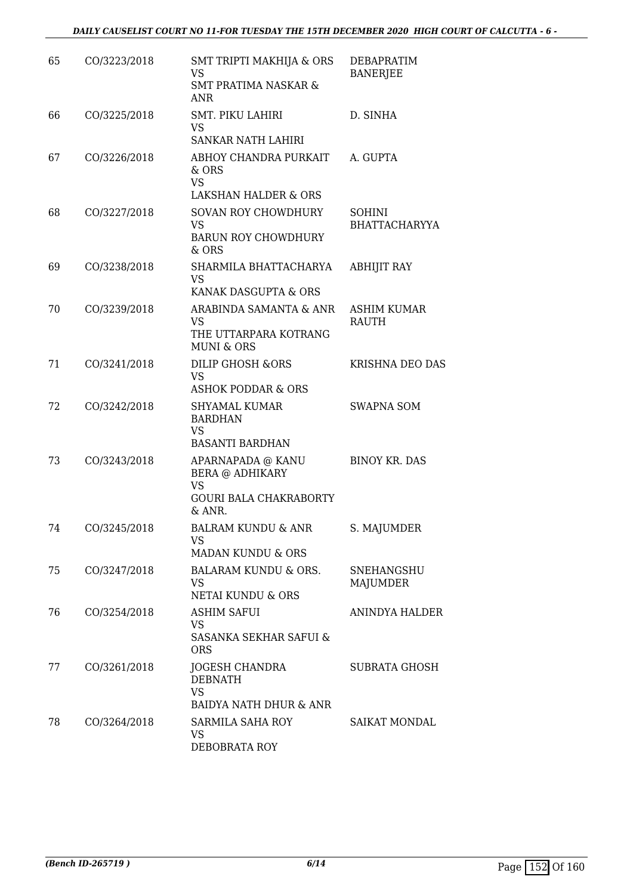| | | | |
|---|---|---|---|
| 65 | CO/3223/2018 | SMT TRIPTI MAKHIJA & ORS<br>VS<br>SMT PRATIMA NASKAR & ANR | DEBAPRATIM BANERJEE |
| 66 | CO/3225/2018 | SMT. PIKU LAHIRI<br>VS<br>SANKAR NATH LAHIRI | D. SINHA |
| 67 | CO/3226/2018 | ABHOY CHANDRA PURKAIT & ORS<br>VS<br>LAKSHAN HALDER & ORS | A. GUPTA |
| 68 | CO/3227/2018 | SOVAN ROY CHOWDHURY<br>VS<br>BARUN ROY CHOWDHURY & ORS | SOHINI BHATTACHARYYA |
| 69 | CO/3238/2018 | SHARMILA BHATTACHARYA<br>VS<br>KANAK DASGUPTA & ORS | ABHIJIT RAY |
| 70 | CO/3239/2018 | ARABINDA SAMANTA & ANR<br>VS<br>THE UTTARPARA KOTRANG MUNI & ORS | ASHIM KUMAR RAUTH |
| 71 | CO/3241/2018 | DILIP GHOSH &ORS<br>VS<br>ASHOK PODDAR & ORS | KRISHNA DEO DAS |
| 72 | CO/3242/2018 | SHYAMAL KUMAR BARDHAN<br>VS<br>BASANTI BARDHAN | SWAPNA SOM |
| 73 | CO/3243/2018 | APARNAPADA @ KANU BERA @ ADHIKARY<br>VS<br>GOURI BALA CHAKRABORTY & ANR. | BINOY KR. DAS |
| 74 | CO/3245/2018 | BALRAM KUNDU & ANR<br>VS<br>MADAN KUNDU & ORS | S. MAJUMDER |
| 75 | CO/3247/2018 | BALARAM KUNDU & ORS.<br>VS<br>NETAI KUNDU & ORS | SNEHANGSHU MAJUMDER |
| 76 | CO/3254/2018 | ASHIM SAFUI<br>VS<br>SASANKA SEKHAR SAFUI & ORS | ANINDYA HALDER |
| 77 | CO/3261/2018 | JOGESH CHANDRA DEBNATH<br>VS<br>BAIDYA NATH DHUR & ANR | SUBRATA GHOSH |
| 78 | CO/3264/2018 | SARMILA SAHA ROY<br>VS<br>DEBOBRATA ROY | SAIKAT MONDAL |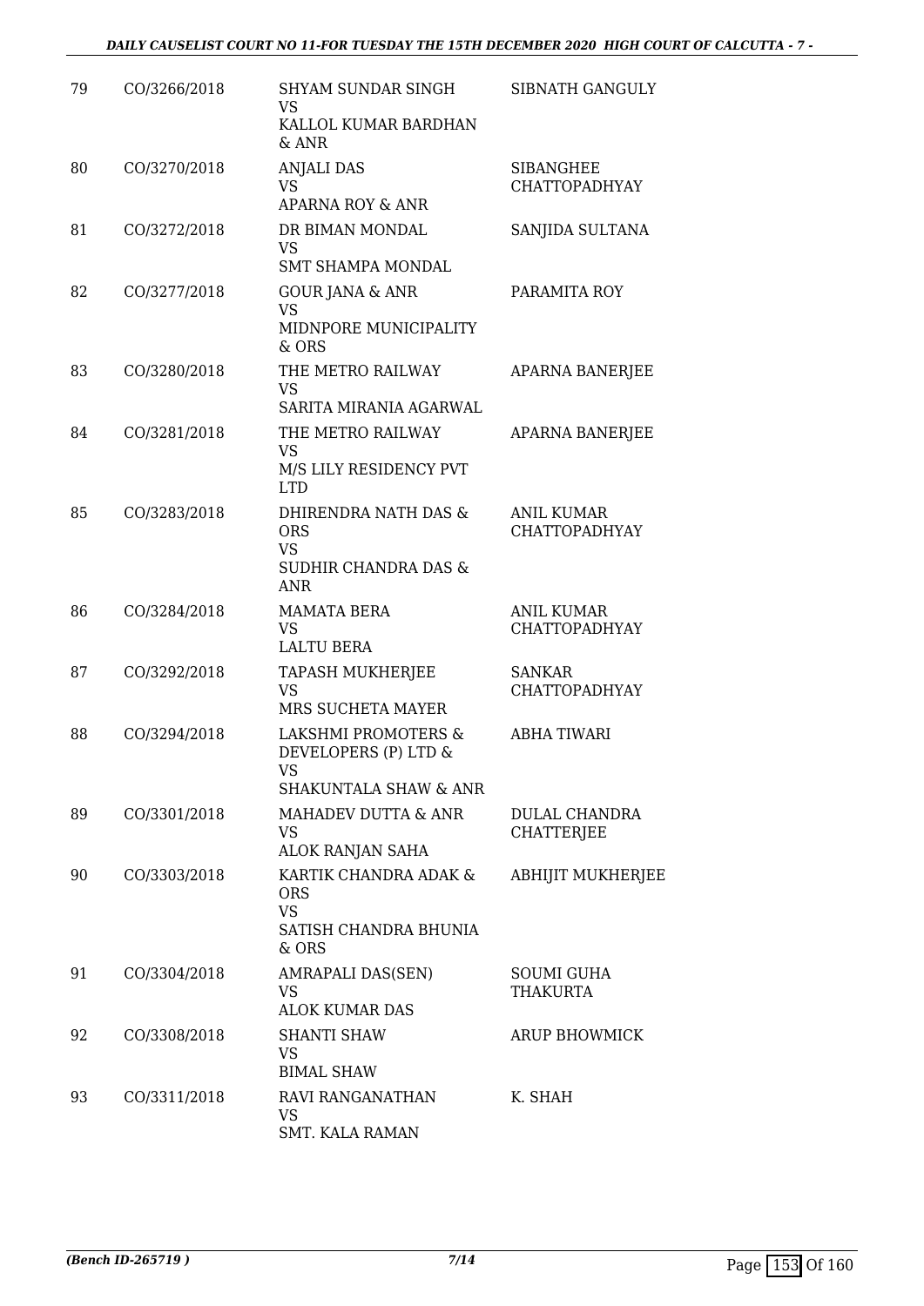| 79 | CO/3266/2018 | SHYAM SUNDAR SINGH<br>VS<br>KALLOL KUMAR BARDHAN & ANR | SIBNATH GANGULY |
|---|---|---|---|
| 80 | CO/3270/2018 | ANJALI DAS<br>VS<br>APARNA ROY & ANR | SIBANGHEE CHATTOPADHYAY |
| 81 | CO/3272/2018 | DR BIMAN MONDAL<br>VS<br>SMT SHAMPA MONDAL | SANJIDA SULTANA |
| 82 | CO/3277/2018 | GOUR JANA & ANR<br>VS<br>MIDNPORE MUNICIPALITY & ORS | PARAMITA ROY |
| 83 | CO/3280/2018 | THE METRO RAILWAY<br>VS<br>SARITA MIRANIA AGARWAL | APARNA BANERJEE |
| 84 | CO/3281/2018 | THE METRO RAILWAY<br>VS<br>M/S LILY RESIDENCY PVT LTD | APARNA BANERJEE |
| 85 | CO/3283/2018 | DHIRENDRA NATH DAS & ORS<br>VS<br>SUDHIR CHANDRA DAS & ANR | ANIL KUMAR CHATTOPADHYAY |
| 86 | CO/3284/2018 | MAMATA BERA<br>VS<br>LALTU BERA | ANIL KUMAR CHATTOPADHYAY |
| 87 | CO/3292/2018 | TAPASH MUKHERJEE<br>VS<br>MRS SUCHETA MAYER | SANKAR CHATTOPADHYAY |
| 88 | CO/3294/2018 | LAKSHMI PROMOTERS & DEVELOPERS (P) LTD &<br>VS<br>SHAKUNTALA SHAW & ANR | ABHA TIWARI |
| 89 | CO/3301/2018 | MAHADEV DUTTA & ANR<br>VS<br>ALOK RANJAN SAHA | DULAL CHANDRA CHATTERJEE |
| 90 | CO/3303/2018 | KARTIK CHANDRA ADAK & ORS<br>VS<br>SATISH CHANDRA BHUNIA & ORS | ABHIJIT MUKHERJEE |
| 91 | CO/3304/2018 | AMRAPALI DAS(SEN)<br>VS<br>ALOK KUMAR DAS | SOUMI GUHA THAKURTA |
| 92 | CO/3308/2018 | SHANTI SHAW<br>VS<br>BIMAL SHAW | ARUP BHOWMICK |
| 93 | CO/3311/2018 | RAVI RANGANATHAN<br>VS<br>SMT. KALA RAMAN | K. SHAH |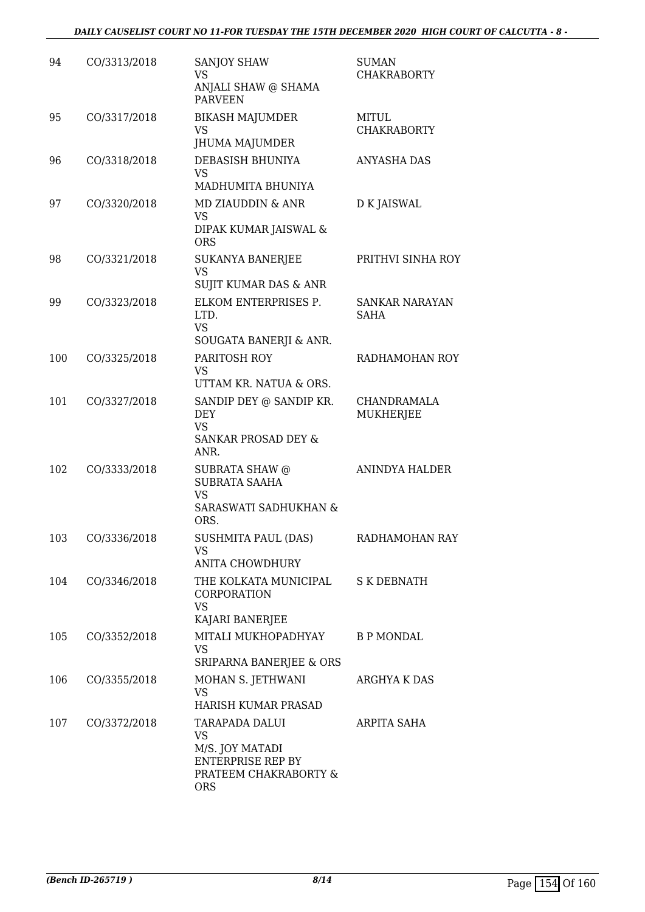| | | | |
|---|---|---|---|
| 94 | CO/3313/2018 | SANJOY SHAW<br>VS<br>ANJALI SHAW @ SHAMA PARVEEN | SUMAN CHAKRABORTY |
| 95 | CO/3317/2018 | BIKASH MAJUMDER<br>VS<br>JHUMA MAJUMDER | MITUL CHAKRABORTY |
| 96 | CO/3318/2018 | DEBASISH BHUNIYA<br>VS<br>MADHUMITA BHUNIYA | ANYASHA DAS |
| 97 | CO/3320/2018 | MD ZIAUDDIN & ANR<br>VS<br>DIPAK KUMAR JAISWAL & ORS | D K JAISWAL |
| 98 | CO/3321/2018 | SUKANYA BANERJEE<br>VS<br>SUJIT KUMAR DAS & ANR | PRITHVI SINHA ROY |
| 99 | CO/3323/2018 | ELKOM ENTERPRISES P. LTD.<br>VS<br>SOUGATA BANERJI & ANR. | SANKAR NARAYAN SAHA |
| 100 | CO/3325/2018 | PARITOSH ROY<br>VS<br>UTTAM KR. NATUA & ORS. | RADHAMOHAN ROY |
| 101 | CO/3327/2018 | SANDIP DEY @ SANDIP KR. DEY<br>VS<br>SANKAR PROSAD DEY & ANR. | CHANDRAMALA MUKHERJEE |
| 102 | CO/3333/2018 | SUBRATA SHAW @ SUBRATA SAAHA<br>VS<br>SARASWATI SADHUKHAN & ORS. | ANINDYA HALDER |
| 103 | CO/3336/2018 | SUSHMITA PAUL (DAS)<br>VS<br>ANITA CHOWDHURY | RADHAMOHAN RAY |
| 104 | CO/3346/2018 | THE KOLKATA MUNICIPAL CORPORATION<br>VS<br>KAJARI BANERJEE | S K DEBNATH |
| 105 | CO/3352/2018 | MITALI MUKHOPADHYAY<br>VS<br>SRIPARNA BANERJEE & ORS | B P MONDAL |
| 106 | CO/3355/2018 | MOHAN S. JETHWANI<br>VS<br>HARISH KUMAR PRASAD | ARGHYA K DAS |
| 107 | CO/3372/2018 | TARAPADA DALUI<br>VS<br>M/S. JOY MATADI ENTERPRISE REP BY PRATEEM CHAKRABORTY & ORS | ARPITA SAHA |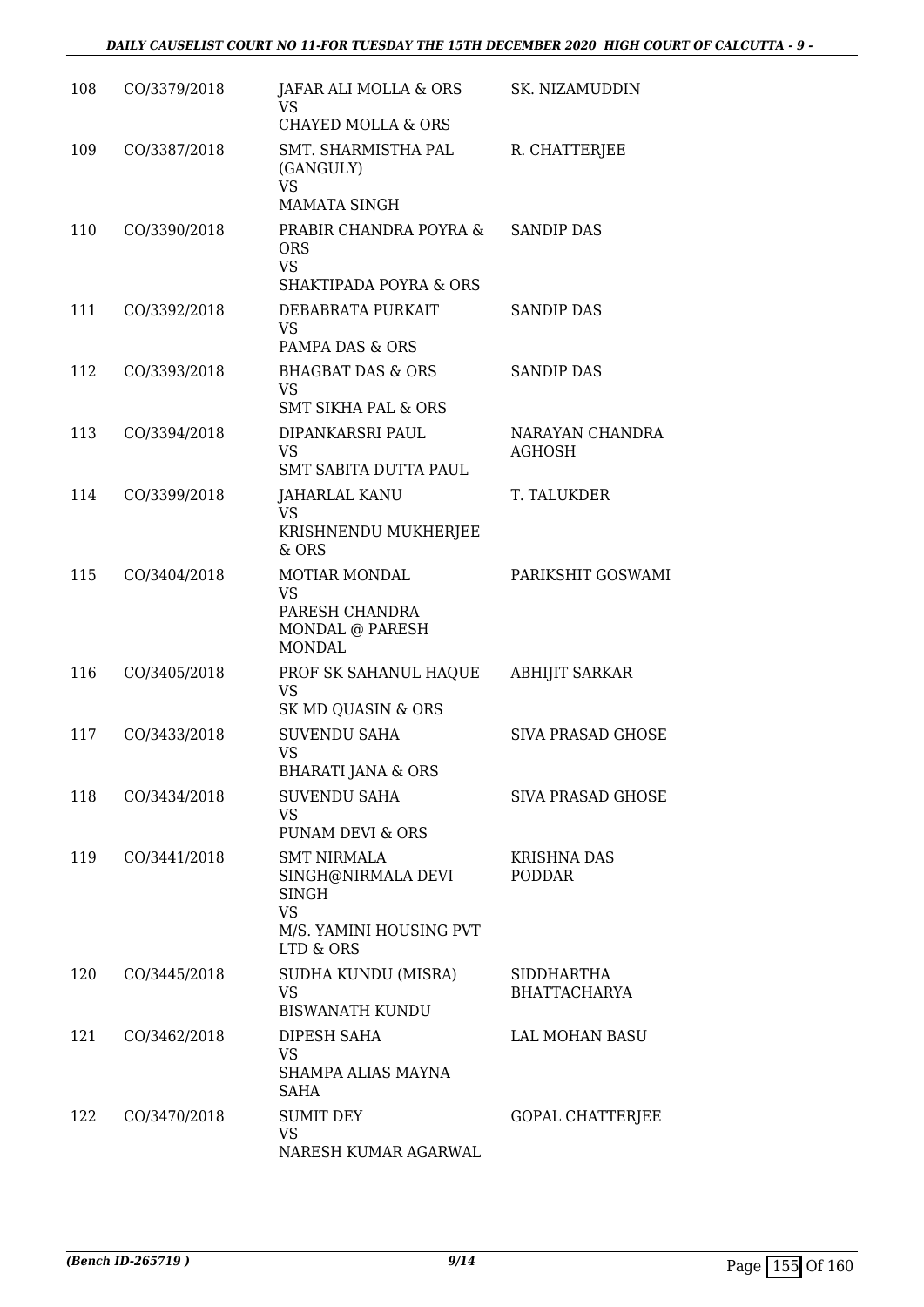| 108 | CO/3379/2018 | JAFAR ALI MOLLA & ORS<br>VS<br>CHAYED MOLLA & ORS | SK. NIZAMUDDIN |
|---|---|---|---|
| 109 | CO/3387/2018 | SMT. SHARMISTHA PAL (GANGULY)<br>VS<br>MAMATA SINGH | R. CHATTERJEE |
| 110 | CO/3390/2018 | PRABIR CHANDRA POYRA & ORS<br>VS<br>SHAKTIPADA POYRA & ORS | SANDIP DAS |
| 111 | CO/3392/2018 | DEBABRATA PURKAIT<br>VS<br>PAMPA DAS & ORS | SANDIP DAS |
| 112 | CO/3393/2018 | BHAGBAT DAS & ORS<br>VS<br>SMT SIKHA PAL & ORS | SANDIP DAS |
| 113 | CO/3394/2018 | DIPANKARSRI PAUL<br>VS<br>SMT SABITA DUTTA PAUL | NARAYAN CHANDRA AGHOSH |
| 114 | CO/3399/2018 | JAHARLAL KANU<br>VS<br>KRISHNENDU MUKHERJEE & ORS | T. TALUKDER |
| 115 | CO/3404/2018 | MOTIAR MONDAL<br>VS<br>PARESH CHANDRA MONDAL @ PARESH MONDAL | PARIKSHIT GOSWAMI |
| 116 | CO/3405/2018 | PROF SK SAHANUL HAQUE<br>VS<br>SK MD QUASIN & ORS | ABHIJIT SARKAR |
| 117 | CO/3433/2018 | SUVENDU SAHA<br>VS<br>BHARATI JANA & ORS | SIVA PRASAD GHOSE |
| 118 | CO/3434/2018 | SUVENDU SAHA<br>VS<br>PUNAM DEVI & ORS | SIVA PRASAD GHOSE |
| 119 | CO/3441/2018 | SMT NIRMALA SINGH@NIRMALA DEVI SINGH<br>VS<br>M/S. YAMINI HOUSING PVT LTD & ORS | KRISHNA DAS PODDAR |
| 120 | CO/3445/2018 | SUDHA KUNDU (MISRA)<br>VS<br>BISWANATH KUNDU | SIDDHARTHA BHATTACHARYA |
| 121 | CO/3462/2018 | DIPESH SAHA<br>VS<br>SHAMPA ALIAS MAYNA SAHA | LAL MOHAN BASU |
| 122 | CO/3470/2018 | SUMIT DEY<br>VS<br>NARESH KUMAR AGARWAL | GOPAL CHATTERJEE |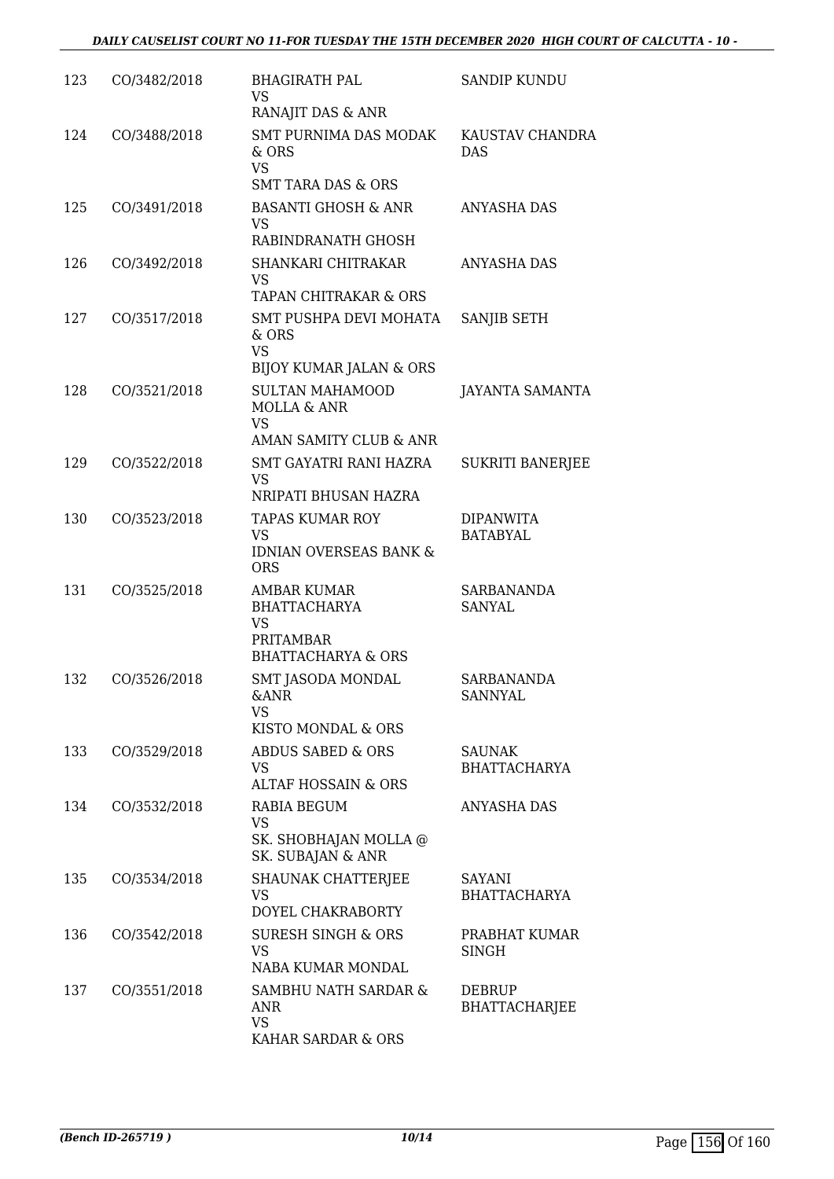| 123 | CO/3482/2018 | BHAGIRATH PAL<br>VS<br>RANAJIT DAS & ANR | SANDIP KUNDU |
|---|---|---|---|
| 124 | CO/3488/2018 | SMT PURNIMA DAS MODAK & ORS<br>VS<br>SMT TARA DAS & ORS | KAUSTAV CHANDRA DAS |
| 125 | CO/3491/2018 | BASANTI GHOSH & ANR<br>VS<br>RABINDRANATH GHOSH | ANYASHA DAS |
| 126 | CO/3492/2018 | SHANKARI CHITRAKAR<br>VS<br>TAPAN CHITRAKAR & ORS | ANYASHA DAS |
| 127 | CO/3517/2018 | SMT PUSHPA DEVI MOHATA & ORS<br>VS<br>BIJOY KUMAR JALAN & ORS | SANJIB SETH |
| 128 | CO/3521/2018 | SULTAN MAHAMOOD MOLLA & ANR<br>VS<br>AMAN SAMITY CLUB & ANR | JAYANTA SAMANTA |
| 129 | CO/3522/2018 | SMT GAYATRI RANI HAZRA<br>VS<br>NRIPATI BHUSAN HAZRA | SUKRITI BANERJEE |
| 130 | CO/3523/2018 | TAPAS KUMAR ROY<br>VS<br>IDNIAN OVERSEAS BANK & ORS | DIPANWITA BATABYAL |
| 131 | CO/3525/2018 | AMBAR KUMAR BHATTACHARYA<br>VS<br>PRITAMBAR BHATTACHARYA & ORS | SARBANANDA SANYAL |
| 132 | CO/3526/2018 | SMT JASODA MONDAL &ANR<br>VS<br>KISTO MONDAL & ORS | SARBANANDA SANNYAL |
| 133 | CO/3529/2018 | ABDUS SABED & ORS<br>VS<br>ALTAF HOSSAIN & ORS | SAUNAK BHATTACHARYA |
| 134 | CO/3532/2018 | RABIA BEGUM<br>VS<br>SK. SHOBHAJAN MOLLA @ SK. SUBAJAN & ANR | ANYASHA DAS |
| 135 | CO/3534/2018 | SHAUNAK CHATTERJEE<br>VS<br>DOYEL CHAKRABORTY | SAYANI BHATTACHARYA |
| 136 | CO/3542/2018 | SURESH SINGH & ORS<br>VS<br>NABA KUMAR MONDAL | PRABHAT KUMAR SINGH |
| 137 | CO/3551/2018 | SAMBHU NATH SARDAR & ANR<br>VS<br>KAHAR SARDAR & ORS | DEBRUP BHATTACHARJEE |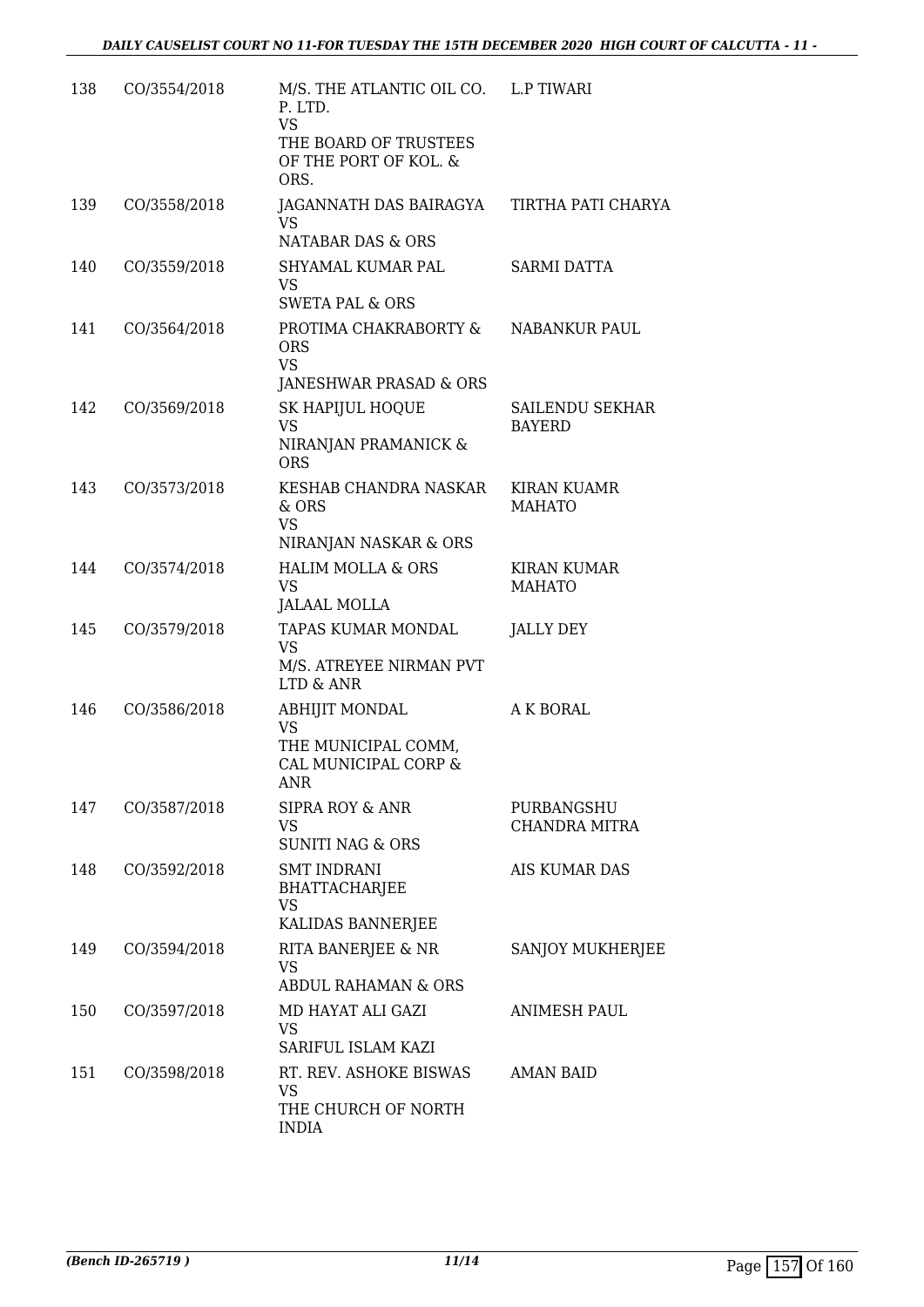| 138 | CO/3554/2018 | M/S. THE ATLANTIC OIL CO. P. LTD.<br>VS<br>THE BOARD OF TRUSTEES OF THE PORT OF KOL. & ORS. | L.P TIWARI |
|---|---|---|---|
| 139 | CO/3558/2018 | JAGANNATH DAS BAIRAGYA<br>VS<br>NATABAR DAS & ORS | TIRTHA PATI CHARYA |
| 140 | CO/3559/2018 | SHYAMAL KUMAR PAL<br>VS<br>SWETA PAL & ORS | SARMI DATTA |
| 141 | CO/3564/2018 | PROTIMA CHAKRABORTY & ORS<br>VS<br>JANESHWAR PRASAD & ORS | NABANKUR PAUL |
| 142 | CO/3569/2018 | SK HAPIJUL HOQUE<br>VS<br>NIRANJAN PRAMANICK & ORS | SAILENDU SEKHAR BAYERD |
| 143 | CO/3573/2018 | KESHAB CHANDRA NASKAR & ORS<br>VS<br>NIRANJAN NASKAR & ORS | KIRAN KUAMR MAHATO |
| 144 | CO/3574/2018 | HALIM MOLLA & ORS<br>VS<br>JALAAL MOLLA | KIRAN KUMAR MAHATO |
| 145 | CO/3579/2018 | TAPAS KUMAR MONDAL<br>VS<br>M/S. ATREYEE NIRMAN PVT LTD & ANR | JALLY DEY |
| 146 | CO/3586/2018 | ABHIJIT MONDAL<br>VS<br>THE MUNICIPAL COMM, CAL MUNICIPAL CORP & ANR | A K BORAL |
| 147 | CO/3587/2018 | SIPRA ROY & ANR<br>VS<br>SUNITI NAG & ORS | PURBANGSHU CHANDRA MITRA |
| 148 | CO/3592/2018 | SMT INDRANI BHATTACHARJEE<br>VS<br>KALIDAS BANNERJEE | AIS KUMAR DAS |
| 149 | CO/3594/2018 | RITA BANERJEE & NR<br>VS<br>ABDUL RAHAMAN & ORS | SANJOY MUKHERJEE |
| 150 | CO/3597/2018 | MD HAYAT ALI GAZI<br>VS<br>SARIFUL ISLAM KAZI | ANIMESH PAUL |
| 151 | CO/3598/2018 | RT. REV. ASHOKE BISWAS<br>VS<br>THE CHURCH OF NORTH INDIA | AMAN BAID |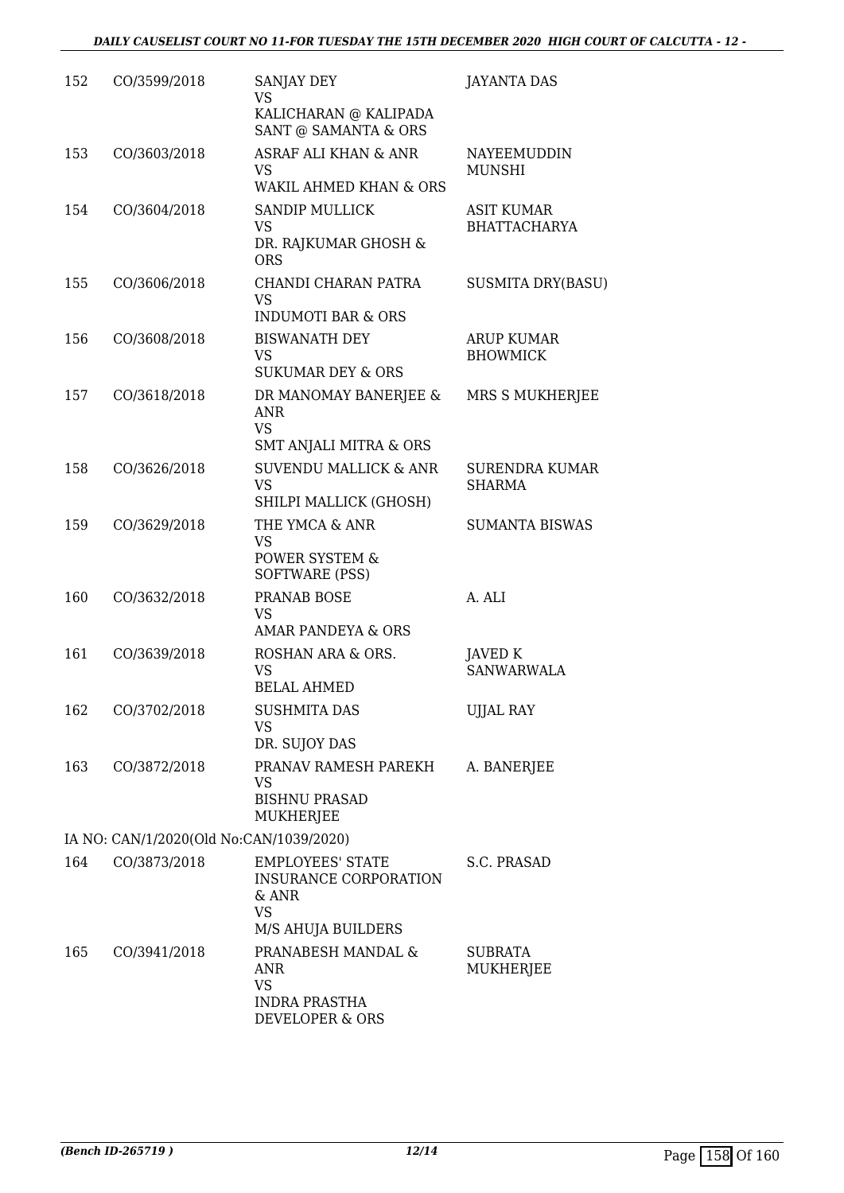| | | | |
|---|---|---|---|
| 152 | CO/3599/2018 | SANJAY DEY<br>VS<br>KALICHARAN @ KALIPADA SANT @ SAMANTA & ORS | JAYANTA DAS |
| 153 | CO/3603/2018 | ASRAF ALI KHAN & ANR<br>VS<br>WAKIL AHMED KHAN & ORS | NAYEEMUDDIN MUNSHI |
| 154 | CO/3604/2018 | SANDIP MULLICK<br>VS<br>DR. RAJKUMAR GHOSH & ORS | ASIT KUMAR BHATTACHARYA |
| 155 | CO/3606/2018 | CHANDI CHARAN PATRA<br>VS<br>INDUMOTI BAR & ORS | SUSMITA DRY(BASU) |
| 156 | CO/3608/2018 | BISWANATH DEY<br>VS<br>SUKUMAR DEY & ORS | ARUP KUMAR BHOWMICK |
| 157 | CO/3618/2018 | DR MANOMAY BANERJEE & ANR<br>VS<br>SMT ANJALI MITRA & ORS | MRS S MUKHERJEE |
| 158 | CO/3626/2018 | SUVENDU MALLICK & ANR<br>VS<br>SHILPI MALLICK (GHOSH) | SURENDRA KUMAR SHARMA |
| 159 | CO/3629/2018 | THE YMCA & ANR<br>VS<br>POWER SYSTEM & SOFTWARE (PSS) | SUMANTA BISWAS |
| 160 | CO/3632/2018 | PRANAB BOSE<br>VS<br>AMAR PANDEYA & ORS | A. ALI |
| 161 | CO/3639/2018 | ROSHAN ARA & ORS.<br>VS<br>BELAL AHMED | JAVED K SANWARWALA |
| 162 | CO/3702/2018 | SUSHMITA DAS<br>VS<br>DR. SUJOY DAS | UJJAL RAY |
| 163 | CO/3872/2018 | PRANAV RAMESH PAREKH<br>VS<br>BISHNU PRASAD MUKHERJEE | A. BANERJEE |

IA NO: CAN/1/2020(Old No:CAN/1039/2020)

| | | | |
|---|---|---|---|
| 164 | CO/3873/2018 | EMPLOYEES' STATE INSURANCE CORPORATION & ANR<br>VS<br>M/S AHUJA BUILDERS | S.C. PRASAD |
| 165 | CO/3941/2018 | PRANABESH MANDAL & ANR<br>VS<br>INDRA PRASTHA DEVELOPER & ORS | SUBRATA MUKHERJEE |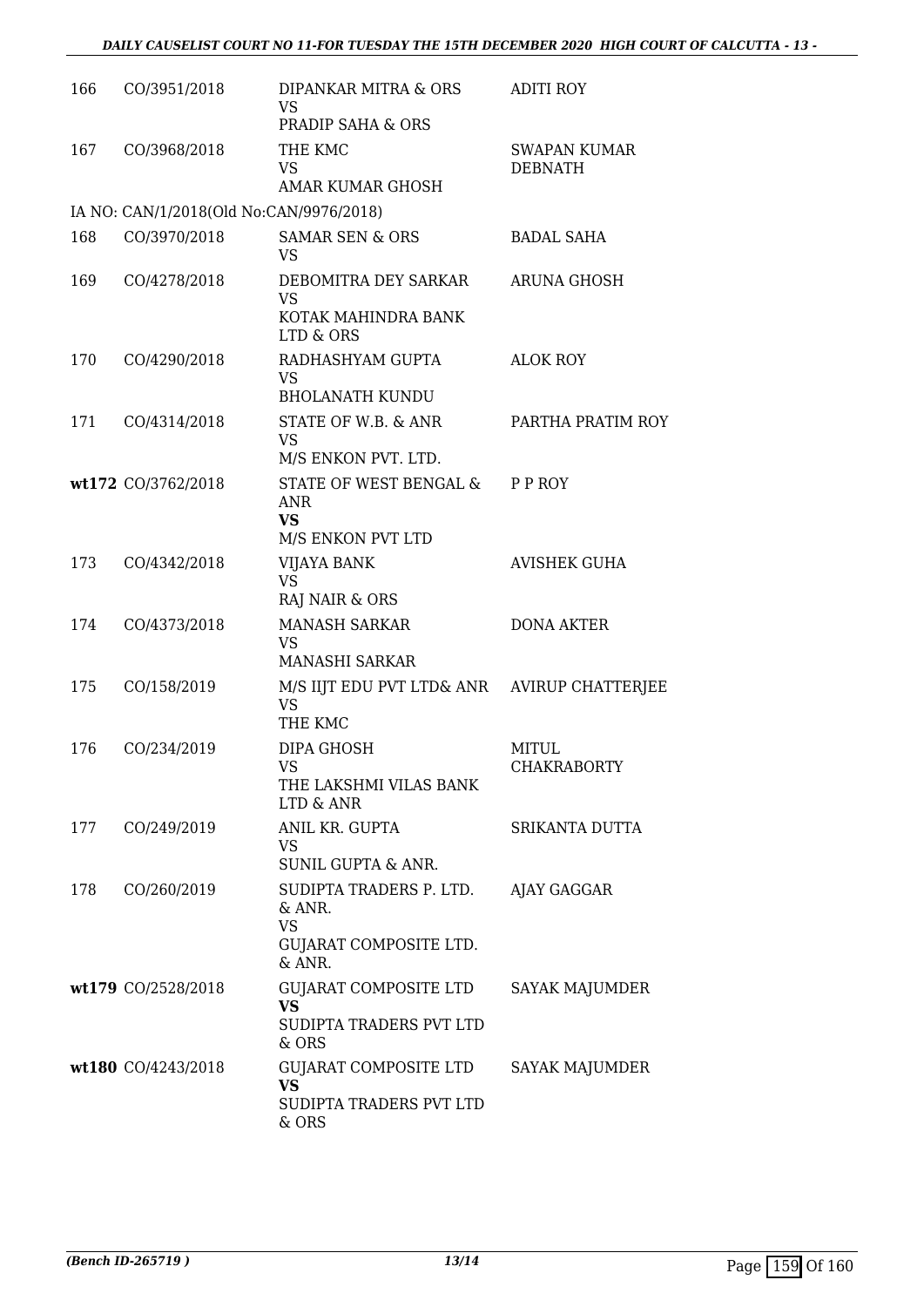| | | | |
|---|---|---|---|
| 166 | CO/3951/2018 | DIPANKAR MITRA & ORS<br>VS<br>PRADIP SAHA & ORS | ADITI ROY |
| 167 | CO/3968/2018 | THE KMC<br>VS<br>AMAR KUMAR GHOSH | SWAPAN KUMAR DEBNATH |
| IA NO: CAN/1/2018(Old No:CAN/9976/2018) | | | |
| 168 | CO/3970/2018 | SAMAR SEN & ORS<br>VS | BADAL SAHA |
| 169 | CO/4278/2018 | DEBOMITRA DEY SARKAR<br>VS<br>KOTAK MAHINDRA BANK LTD & ORS | ARUNA GHOSH |
| 170 | CO/4290/2018 | RADHASHYAM GUPTA<br>VS<br>BHOLANATH KUNDU | ALOK ROY |
| 171 | CO/4314/2018 | STATE OF W.B. & ANR<br>VS<br>M/S ENKON PVT. LTD. | PARTHA PRATIM ROY |
| **wt172** | CO/3762/2018 | STATE OF WEST BENGAL & ANR<br>**VS**<br>M/S ENKON PVT LTD | P P ROY |
| 173 | CO/4342/2018 | VIJAYA BANK<br>VS<br>RAJ NAIR & ORS | AVISHEK GUHA |
| 174 | CO/4373/2018 | MANASH SARKAR<br>VS<br>MANASHI SARKAR | DONA AKTER |
| 175 | CO/158/2019 | M/S IIJT EDU PVT LTD& ANR<br>VS<br>THE KMC | AVIRUP CHATTERJEE |
| 176 | CO/234/2019 | DIPA GHOSH<br>VS<br>THE LAKSHMI VILAS BANK LTD & ANR | MITUL CHAKRABORTY |
| 177 | CO/249/2019 | ANIL KR. GUPTA<br>VS<br>SUNIL GUPTA & ANR. | SRIKANTA DUTTA |
| 178 | CO/260/2019 | SUDIPTA TRADERS P. LTD. & ANR.<br>VS<br>GUJARAT COMPOSITE LTD. & ANR. | AJAY GAGGAR |
| **wt179** | CO/2528/2018 | GUJARAT COMPOSITE LTD<br>**VS**<br>SUDIPTA TRADERS PVT LTD & ORS | SAYAK MAJUMDER |
| **wt180** | CO/4243/2018 | GUJARAT COMPOSITE LTD<br>**VS**<br>SUDIPTA TRADERS PVT LTD & ORS | SAYAK MAJUMDER |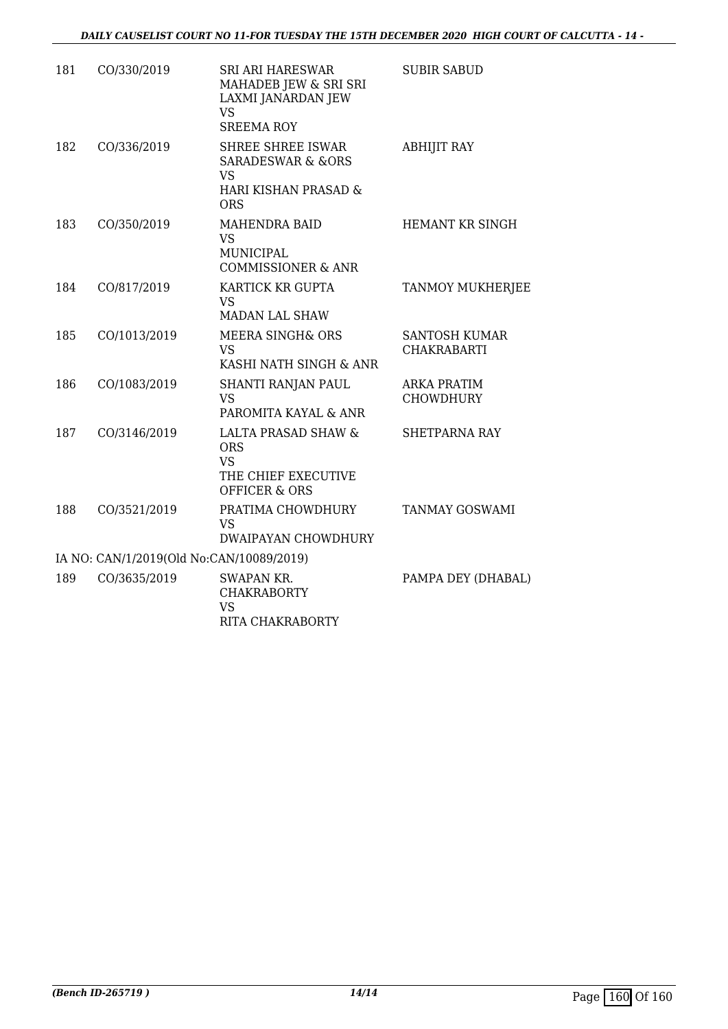| | | | |
|---|---|---|---|
| 181 | CO/330/2019 | SRI ARI HARESWAR MAHADEB JEW & SRI SRI LAXMI JANARDAN JEW<br>VS<br>SREEMA ROY | SUBIR SABUD |
| 182 | CO/336/2019 | SHREE SHREE ISWAR SARADESWAR & &ORS<br>VS<br>HARI KISHAN PRASAD & ORS | ABHIJIT RAY |
| 183 | CO/350/2019 | MAHENDRA BAID<br>VS<br>MUNICIPAL COMMISSIONER & ANR | HEMANT KR SINGH |
| 184 | CO/817/2019 | KARTICK KR GUPTA<br>VS<br>MADAN LAL SHAW | TANMOY MUKHERJEE |
| 185 | CO/1013/2019 | MEERA SINGH& ORS<br>VS<br>KASHI NATH SINGH & ANR | SANTOSH KUMAR CHAKRABARTI |
| 186 | CO/1083/2019 | SHANTI RANJAN PAUL<br>VS<br>PAROMITA KAYAL & ANR | ARKA PRATIM CHOWDHURY |
| 187 | CO/3146/2019 | LALTA PRASAD SHAW & ORS<br>VS<br>THE CHIEF EXECUTIVE OFFICER & ORS | SHETPARNA RAY |
| 188 | CO/3521/2019 | PRATIMA CHOWDHURY<br>VS<br>DWAIPAYAN CHOWDHURY | TANMAY GOSWAMI |
| | IA NO: CAN/1/2019(Old No:CAN/10089/2019) | | |
| 189 | CO/3635/2019 | SWAPAN KR. CHAKRABORTY<br>VS<br>RITA CHAKRABORTY | PAMPA DEY (DHABAL) |